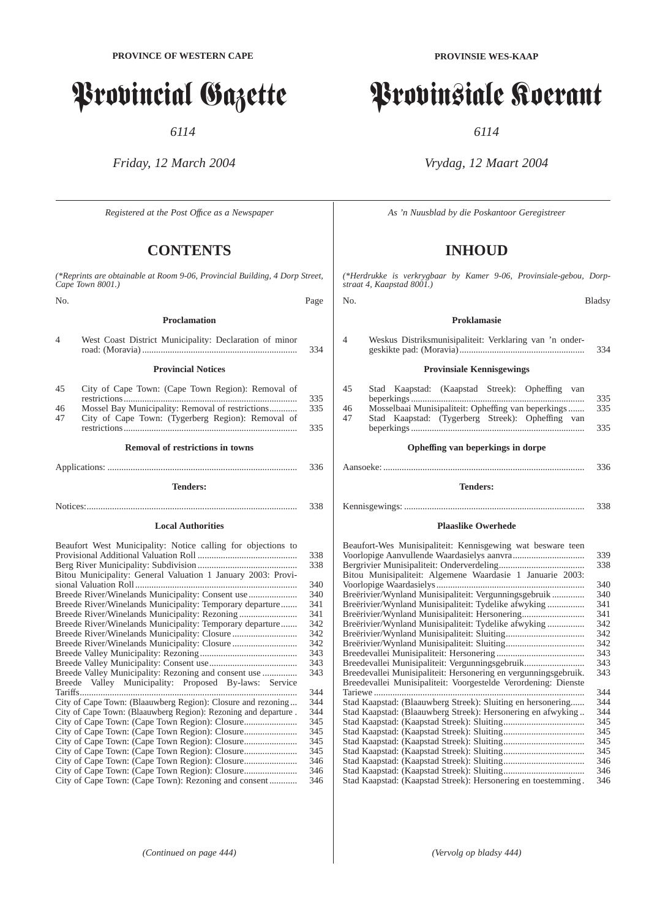**PROVINCE OF WESTERN CAPE**

# Provincial Gazette

*6114*

*Friday, 12 March 2004*

*Registered at the Post Office as a Newspaper*

## CONTENTS

*(\*Reprints are obtainable at Room 9-06, Provincial Building, 4 Dorp Street, Cape Town 8001.)*

| No. | | Page |
|---|---|---|
| | **Proclamation** | |
| 4 | West Coast District Municipality: Declaration of minor road: (Moravia) | 334 |
| | **Provincial Notices** | |
| 45 | City of Cape Town: (Cape Town Region): Removal of restrictions | 335 |
| 46 | Mossel Bay Municipality: Removal of restrictions | 335 |
| 47 | City of Cape Town: (Tygerberg Region): Removal of restrictions | 335 |
| | **Removal of restrictions in towns** | |
| | Applications: | 336 |
| | **Tenders:** | |
| | Notices: | 338 |
| | **Local Authorities** | |
| | Beaufort West Municipality: Notice calling for objections to Provisional Additional Valuation Roll | 338 |
| | Berg River Municipality: Subdivision | 338 |
| | Bitou Municipality: General Valuation 1 January 2003: Provisional Valuation Roll | 340 |
| | Breede River/Winelands Municipality: Consent use | 340 |
| | Breede River/Winelands Municipality: Temporary departure | 341 |
| | Breede River/Winelands Municipality: Rezoning | 341 |
| | Breede River/Winelands Municipality: Temporary departure | 342 |
| | Breede River/Winelands Municipality: Closure | 342 |
| | Breede River/Winelands Municipality: Closure | 342 |
| | Breede Valley Municipality: Rezoning | 343 |
| | Breede Valley Municipality: Consent use | 343 |
| | Breede Valley Municipality: Rezoning and consent use | 343 |
| | Breede Valley Municipality: Proposed By-laws: Service Tariffs | 344 |
| | City of Cape Town: (Blaauwberg Region): Closure and rezoning | 344 |
| | City of Cape Town: (Blaauwberg Region): Rezoning and departure | 344 |
| | City of Cape Town: (Cape Town Region): Closure | 345 |
| | City of Cape Town: (Cape Town Region): Closure | 345 |
| | City of Cape Town: (Cape Town Region): Closure | 345 |
| | City of Cape Town: (Cape Town Region): Closure | 345 |
| | City of Cape Town: (Cape Town Region): Closure | 346 |
| | City of Cape Town: (Cape Town Region): Closure | 346 |
| | City of Cape Town: (Cape Town): Rezoning and consent | 346 |

*(Continued on page 444)*

**PROVINSIE WES-KAAP**

# Provinsiale Koerant

*6114*

*Vrydag, 12 Maart 2004*

*As 'n Nuusblad by die Poskantoor Geregistreer*

## INHOUD

*(\*Herdrukke is verkrygbaar by Kamer 9-06, Provinsiale-gebou, Dorpstraat 4, Kaapstad 8001.)*

| No. | | Bladsy |
|---|---|---|
| | **Proklamasie** | |
| 4 | Weskus Distriksmunisipaliteit: Verklaring van 'n ondergeskikte pad: (Moravia) | 334 |
| | **Provinsiale Kennisgewings** | |
| 45 | Stad Kaapstad: (Kaapstad Streek): Opheffing van beperkings | 335 |
| 46 | Mosselbaai Munisipaliteit: Opheffing van beperkings | 335 |
| 47 | Stad Kaapstad: (Tygerberg Streek): Opheffing van beperkings | 335 |
| | **Opheffing van beperkings in dorpe** | |
| | Aansoeke: | 336 |
| | **Tenders:** | |
| | Kennisgewings: | 338 |
| | **Plaaslike Owerhede** | |
| | Beaufort-Wes Munisipaliteit: Kennisgewing wat besware teen Voorlopige Aanvullende Waardasielys aanvra | 339 |
| | Bergrivier Munisipaliteit: Onderverdeling | 338 |
| | Bitou Munisipaliteit: Algemene Waardasie 1 Januarie 2003: Voorlopige Waardasielys | 340 |
| | Breërivier/Wynland Munisipaliteit: Vergunningsgebruik | 340 |
| | Breërivier/Wynland Munisipaliteit: Tydelike afwyking | 341 |
| | Breërivier/Wynland Munisipaliteit: Hersonering | 341 |
| | Breërivier/Wynland Munisipaliteit: Tydelike afwyking | 342 |
| | Breërivier/Wynland Munisipaliteit: Sluiting | 342 |
| | Breërivier/Wynland Munisipaliteit: Sluiting | 342 |
| | Breedevallei Munisipaliteit: Hersonering | 343 |
| | Breedevallei Munisipaliteit: Vergunningsgebruik | 343 |
| | Breedevallei Munisipaliteit: Hersonering en vergunningsgebruik. | 343 |
| | Breedevallei Munisipaliteit: Voorgestelde Verordening: Dienste Tariewe | 344 |
| | Stad Kaapstad: (Blaauwberg Streek): Sluiting en hersonering | 344 |
| | Stad Kaapstad: (Blaauwberg Streek): Hersonering en afwyking | 344 |
| | Stad Kaapstad: (Kaapstad Streek): Sluiting | 345 |
| | Stad Kaapstad: (Kaapstad Streek): Sluiting | 345 |
| | Stad Kaapstad: (Kaapstad Streek): Sluiting | 345 |
| | Stad Kaapstad: (Kaapstad Streek): Sluiting | 345 |
| | Stad Kaapstad: (Kaapstad Streek): Sluiting | 346 |
| | Stad Kaapstad: (Kaapstad Streek): Sluiting | 346 |
| | Stad Kaapstad: (Kaapstad Streek): Hersonering en toestemming | 346 |

*(Vervolg op bladsy 444)*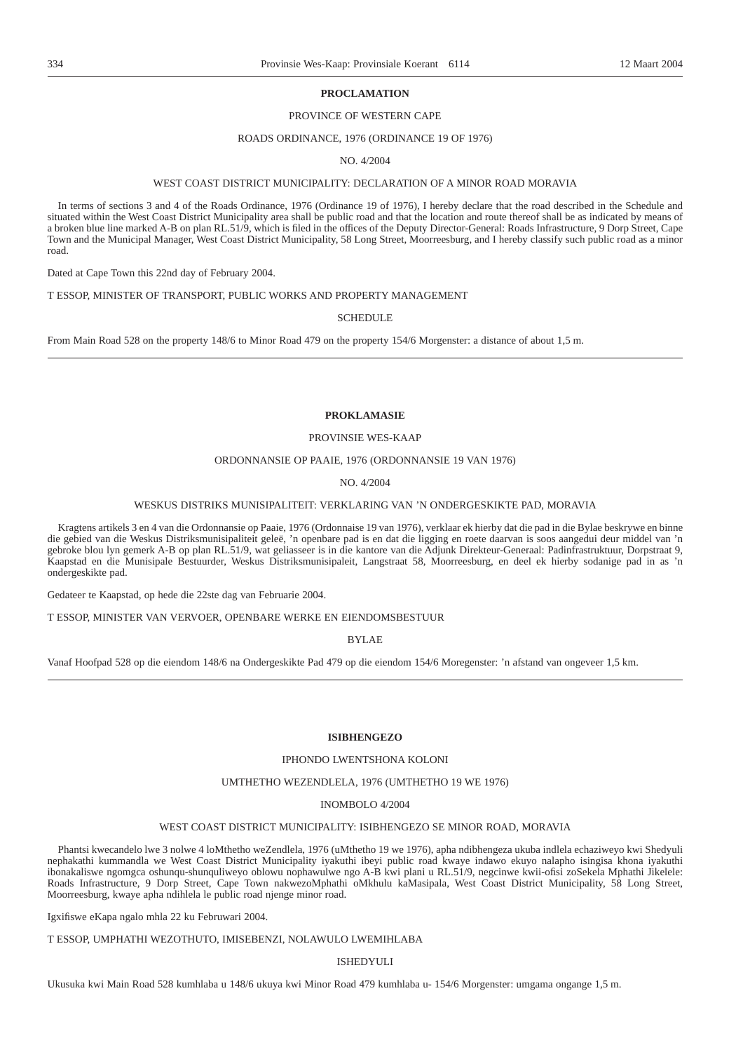**PROCLAMATION**

PROVINCE OF WESTERN CAPE

ROADS ORDINANCE, 1976 (ORDINANCE 19 OF 1976)

NO. 4/2004

WEST COAST DISTRICT MUNICIPALITY: DECLARATION OF A MINOR ROAD MORAVIA

In terms of sections 3 and 4 of the Roads Ordinance, 1976 (Ordinance 19 of 1976), I hereby declare that the road described in the Schedule and situated within the West Coast District Municipality area shall be public road and that the location and route thereof shall be as indicated by means of a broken blue line marked A-B on plan RL.51/9, which is filed in the offices of the Deputy Director-General: Roads Infrastructure, 9 Dorp Street, Cape Town and the Municipal Manager, West Coast District Municipality, 58 Long Street, Moorreesburg, and I hereby classify such public road as a minor road.

Dated at Cape Town this 22nd day of February 2004.

T ESSOP, MINISTER OF TRANSPORT, PUBLIC WORKS AND PROPERTY MANAGEMENT

SCHEDULE

From Main Road 528 on the property 148/6 to Minor Road 479 on the property 154/6 Morgenster: a distance of about 1,5 m.

---

**PROKLAMASIE**

PROVINSIE WES-KAAP

ORDONNANSIE OP PAAIE, 1976 (ORDONNANSIE 19 VAN 1976)

NO. 4/2004

WESKUS DISTRIKS MUNISIPALITEIT: VERKLARING VAN 'N ONDERGESKIKTE PAD, MORAVIA

Kragtens artikels 3 en 4 van die Ordonnansie op Paaie, 1976 (Ordonnaise 19 van 1976), verklaar ek hierby dat die pad in die Bylae beskrywe en binne die gebied van die Weskus Distriksmunisipaliteit geleë, 'n openbare pad is en dat die ligging en roete daarvan is soos aangedui deur middel van 'n gebroke blou lyn gemerk A-B op plan RL.51/9, wat geliasseer is in die kantore van die Adjunk Direkteur-Generaal: Padinfrastruktuur, Dorpstraat 9, Kaapstad en die Munisipale Bestuurder, Weskus Distriksmunisipaleit, Langstraat 58, Moorreesburg, en deel ek hierby sodanige pad in as 'n ondergeskikte pad.

Gedateer te Kaapstad, op hede die 22ste dag van Februarie 2004.

T ESSOP, MINISTER VAN VERVOER, OPENBARE WERKE EN EIENDOMSBESTUUR

BYLAE

Vanaf Hoofpad 528 op die eiendom 148/6 na Ondergeskikte Pad 479 op die eiendom 154/6 Moregenster: 'n afstand van ongeveer 1,5 km.

---

**ISIBHENGEZO**

IPHONDO LWENTSHONA KOLONI

UMTHETHO WEZENDLELA, 1976 (UMTHETHO 19 WE 1976)

INOMBOLO 4/2004

WEST COAST DISTRICT MUNICIPALITY: ISIBHENGEZO SE MINOR ROAD, MORAVIA

Phantsi kwecandelo lwe 3 nolwe 4 loMthetho weZendlela, 1976 (uMthetho 19 we 1976), apha ndibhengeza ukuba indlela echaziweyo kwi Shedyuli nephakathi kummandla we West Coast District Municipality iyakuthi ibeyi public road kwaye indawo ekuyo nalapho isingisa khona iyakuthi ibonakaliswe ngomgca oshunqu-shunquliweyo oblowu nophawulwe ngo A-B kwi plani u RL.51/9, negcinwe kwii-ofisi zoSekela Mphathi Jikelele: Roads Infrastructure, 9 Dorp Street, Cape Town nakwezoMphathi oMkhulu kaMasipala, West Coast District Municipality, 58 Long Street, Moorreesburg, kwaye apha ndihlela le public road njenge minor road.

Igxifiswe eKapa ngalo mhla 22 ku Februwari 2004.

T ESSOP, UMPHATHI WEZOTHUTO, IMISEBENZI, NOLAWULO LWEMIHLABA

ISHEDYULI

Ukusuka kwi Main Road 528 kumhlaba u 148/6 ukuya kwi Minor Road 479 kumhlaba u- 154/6 Morgenster: umgama ongange 1,5 m.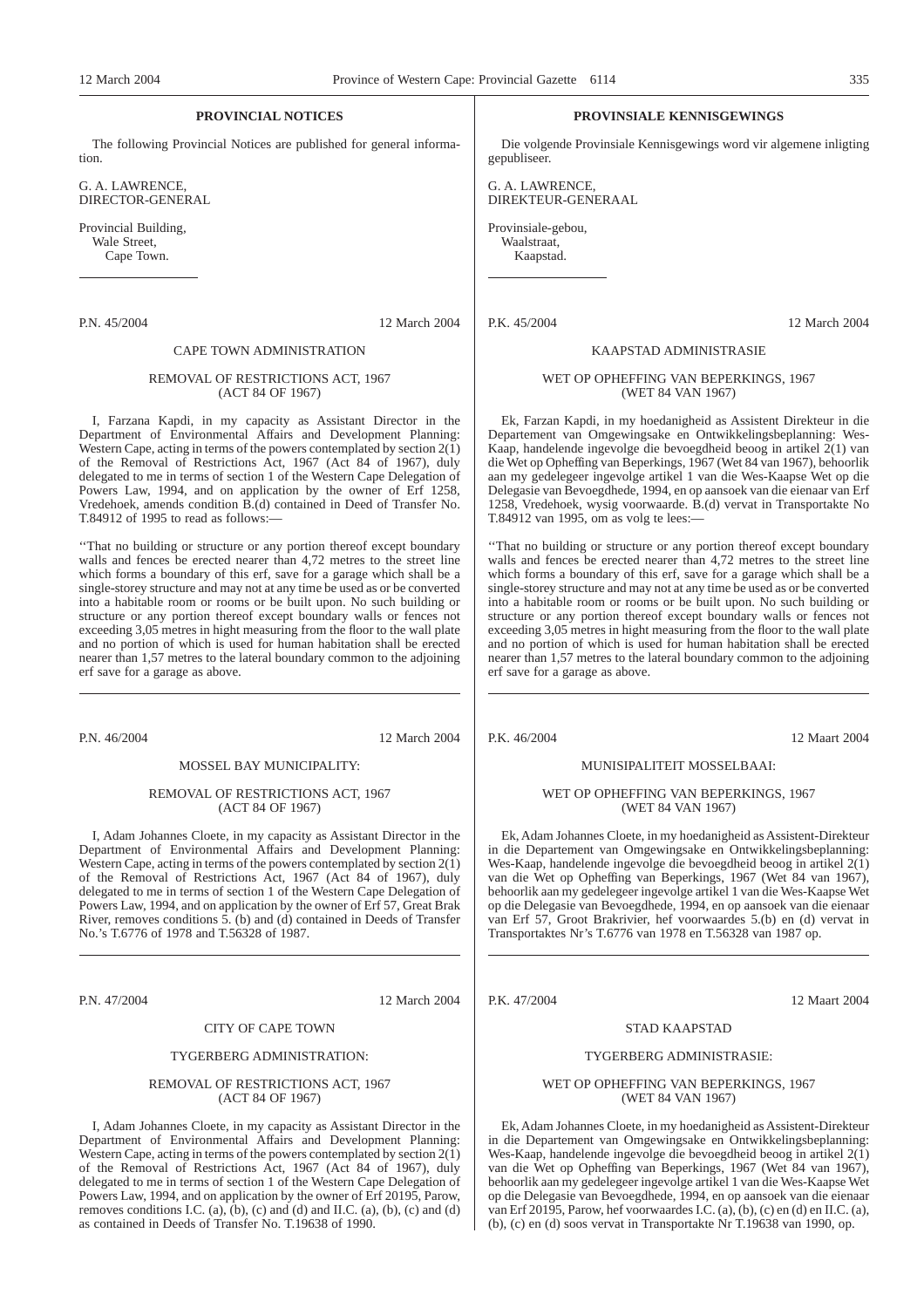## PROVINCIAL NOTICES

The following Provincial Notices are published for general information.

G. A. LAWRENCE,
DIRECTOR-GENERAL

Provincial Building,
Wale Street,
Cape Town.

---

P.N. 45/2004 12 March 2004

### CAPE TOWN ADMINISTRATION

#### REMOVAL OF RESTRICTIONS ACT, 1967 (ACT 84 OF 1967)

I, Farzana Kapdi, in my capacity as Assistant Director in the Department of Environmental Affairs and Development Planning: Western Cape, acting in terms of the powers contemplated by section 2(1) of the Removal of Restrictions Act, 1967 (Act 84 of 1967), duly delegated to me in terms of section 1 of the Western Cape Delegation of Powers Law, 1994, and on application by the owner of Erf 1258, Vredehoek, amends condition B.(d) contained in Deed of Transfer No. T.84912 of 1995 to read as follows:—

''That no building or structure or any portion thereof except boundary walls and fences be erected nearer than 4,72 metres to the street line which forms a boundary of this erf, save for a garage which shall be a single-storey structure and may not at any time be used as or be converted into a habitable room or rooms or be built upon. No such building or structure or any portion thereof except boundary walls or fences not exceeding 3,05 metres in hight measuring from the floor to the wall plate and no portion of which is used for human habitation shall be erected nearer than 1,57 metres to the lateral boundary common to the adjoining erf save for a garage as above.

---

P.N. 46/2004 12 March 2004

### MOSSEL BAY MUNICIPALITY:

#### REMOVAL OF RESTRICTIONS ACT, 1967 (ACT 84 OF 1967)

I, Adam Johannes Cloete, in my capacity as Assistant Director in the Department of Environmental Affairs and Development Planning: Western Cape, acting in terms of the powers contemplated by section 2(1) of the Removal of Restrictions Act, 1967 (Act 84 of 1967), duly delegated to me in terms of section 1 of the Western Cape Delegation of Powers Law, 1994, and on application by the owner of Erf 57, Great Brak River, removes conditions 5. (b) and (d) contained in Deeds of Transfer No.'s T.6776 of 1978 and T.56328 of 1987.

---

P.N. 47/2004 12 March 2004

### CITY OF CAPE TOWN

### TYGERBERG ADMINISTRATION:

#### REMOVAL OF RESTRICTIONS ACT, 1967 (ACT 84 OF 1967)

I, Adam Johannes Cloete, in my capacity as Assistant Director in the Department of Environmental Affairs and Development Planning: Western Cape, acting in terms of the powers contemplated by section 2(1) of the Removal of Restrictions Act, 1967 (Act 84 of 1967), duly delegated to me in terms of section 1 of the Western Cape Delegation of Powers Law, 1994, and on application by the owner of Erf 20195, Parow, removes conditions I.C. (a), (b), (c) and (d) and II.C. (a), (b), (c) and (d) as contained in Deeds of Transfer No. T.19638 of 1990.

---

## PROVINSIALE KENNISGEWINGS

Die volgende Provinsiale Kennisgewings word vir algemene inligting gepubliseer.

G. A. LAWRENCE,
DIREKTEUR-GENERAAL

Provinsiale-gebou,
Waalstraat,
Kaapstad.

---

P.K. 45/2004 12 March 2004

### KAAPSTAD ADMINISTRASIE

#### WET OP OPHEFFING VAN BEPERKINGS, 1967 (WET 84 VAN 1967)

Ek, Farzan Kapdi, in my hoedanigheid as Assistent Direkteur in die Departement van Omgewingsake en Ontwikkelingsbeplanning: Wes-Kaap, handelende ingevolge die bevoegdheid beoog in artikel 2(1) van die Wet op Opheffing van Beperkings, 1967 (Wet 84 van 1967), behoorlik aan my gedelegeer ingevolge artikel 1 van die Wes-Kaapse Wet op die Delegasie van Bevoegdhede, 1994, en op aansoek van die eienaar van Erf 1258, Vredehoek, wysig voorwaarde. B.(d) vervat in Transportakte No T.84912 van 1995, om as volg te lees:—

''That no building or structure or any portion thereof except boundary walls and fences be erected nearer than 4,72 metres to the street line which forms a boundary of this erf, save for a garage which shall be a single-storey structure and may not at any time be used as or be converted into a habitable room or rooms or be built upon. No such building or structure or any portion thereof except boundary walls or fences not exceeding 3,05 metres in hight measuring from the floor to the wall plate and no portion of which is used for human habitation shall be erected nearer than 1,57 metres to the lateral boundary common to the adjoining erf save for a garage as above.

---

P.K. 46/2004 12 Maart 2004

### MUNISIPALITEIT MOSSELBAAI:

#### WET OP OPHEFFING VAN BEPERKINGS, 1967 (WET 84 VAN 1967)

Ek, Adam Johannes Cloete, in my hoedanigheid as Assistent-Direkteur in die Departement van Omgewingsake en Ontwikkelingsbeplanning: Wes-Kaap, handelende ingevolge die bevoegdheid beoog in artikel 2(1) van die Wet op Opheffing van Beperkings, 1967 (Wet 84 van 1967), behoorlik aan my gedelegeer ingevolge artikel 1 van die Wes-Kaapse Wet op die Delegasie van Bevoegdhede, 1994, en op aansoek van die eienaar van Erf 57, Groot Brakrivier, hef voorwaardes 5.(b) en (d) vervat in Transportaktes Nr's T.6776 van 1978 en T.56328 van 1987 op.

---

P.K. 47/2004 12 Maart 2004

### STAD KAAPSTAD

### TYGERBERG ADMINISTRASIE:

#### WET OP OPHEFFING VAN BEPERKINGS, 1967 (WET 84 VAN 1967)

Ek, Adam Johannes Cloete, in my hoedanigheid as Assistent-Direkteur in die Departement van Omgewingsake en Ontwikkelingsbeplanning: Wes-Kaap, handelende ingevolge die bevoegdheid beoog in artikel 2(1) van die Wet op Opheffing van Beperkings, 1967 (Wet 84 van 1967), behoorlik aan my gedelegeer ingevolge artikel 1 van die Wes-Kaapse Wet op die Delegasie van Bevoegdhede, 1994, en op aansoek van die eienaar van Erf 20195, Parow, hef voorwaardes I.C. (a), (b), (c) en (d) en II.C. (a), (b), (c) en (d) soos vervat in Transportakte Nr T.19638 van 1990, op.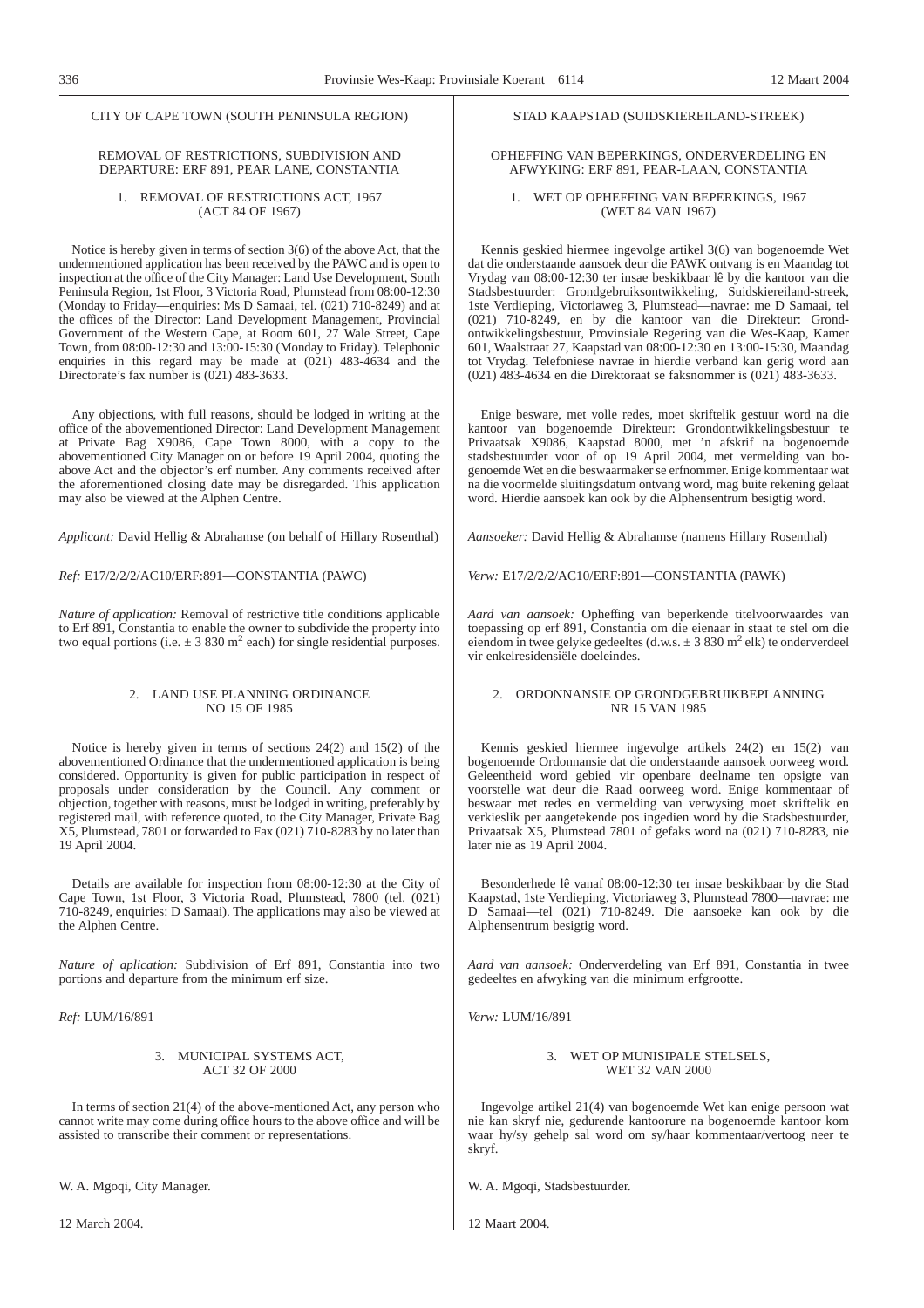CITY OF CAPE TOWN (SOUTH PENINSULA REGION)

REMOVAL OF RESTRICTIONS, SUBDIVISION AND DEPARTURE: ERF 891, PEAR LANE, CONSTANTIA

1. REMOVAL OF RESTRICTIONS ACT, 1967 (ACT 84 OF 1967)

Notice is hereby given in terms of section 3(6) of the above Act, that the undermentioned application has been received by the PAWC and is open to inspection at the office of the City Manager: Land Use Development, South Peninsula Region, 1st Floor, 3 Victoria Road, Plumstead from 08:00-12:30 (Monday to Friday—enquiries: Ms D Samaai, tel. (021) 710-8249) and at the offices of the Director: Land Development Management, Provincial Government of the Western Cape, at Room 601, 27 Wale Street, Cape Town, from 08:00-12:30 and 13:00-15:30 (Monday to Friday). Telephonic enquiries in this regard may be made at (021) 483-4634 and the Directorate's fax number is (021) 483-3633.

Any objections, with full reasons, should be lodged in writing at the office of the abovementioned Director: Land Development Management at Private Bag X9086, Cape Town 8000, with a copy to the abovementioned City Manager on or before 19 April 2004, quoting the above Act and the objector's erf number. Any comments received after the aforementioned closing date may be disregarded. This application may also be viewed at the Alphen Centre.

*Applicant:* David Hellig & Abrahamse (on behalf of Hillary Rosenthal)

*Ref:* E17/2/2/2/AC10/ERF:891—CONSTANTIA (PAWC)

*Nature of application:* Removal of restrictive title conditions applicable to Erf 891, Constantia to enable the owner to subdivide the property into two equal portions (i.e. ± 3 830 m$^2$ each) for single residential purposes.

2. LAND USE PLANNING ORDINANCE NO 15 OF 1985

Notice is hereby given in terms of sections 24(2) and 15(2) of the abovementioned Ordinance that the undermentioned application is being considered. Opportunity is given for public participation in respect of proposals under consideration by the Council. Any comment or objection, together with reasons, must be lodged in writing, preferably by registered mail, with reference quoted, to the City Manager, Private Bag X5, Plumstead, 7801 or forwarded to Fax (021) 710-8283 by no later than 19 April 2004.

Details are available for inspection from 08:00-12:30 at the City of Cape Town, 1st Floor, 3 Victoria Road, Plumstead, 7800 (tel. (021) 710-8249, enquiries: D Samaai). The applications may also be viewed at the Alphen Centre.

*Nature of aplication:* Subdivision of Erf 891, Constantia into two portions and departure from the minimum erf size.

*Ref:* LUM/16/891

3. MUNICIPAL SYSTEMS ACT, ACT 32 OF 2000

In terms of section 21(4) of the above-mentioned Act, any person who cannot write may come during office hours to the above office and will be assisted to transcribe their comment or representations.

W. A. Mgoqi, City Manager.

12 March 2004.

STAD KAAPSTAD (SUIDSKIEREILAND-STREEK)

OPHEFFING VAN BEPERKINGS, ONDERVERDELING EN AFWYKING: ERF 891, PEAR-LAAN, CONSTANTIA

1. WET OP OPHEFFING VAN BEPERKINGS, 1967 (WET 84 VAN 1967)

Kennis geskied hiermee ingevolge artikel 3(6) van bogenoemde Wet dat die onderstaande aansoek deur die PAWK ontvang is en Maandag tot Vrydag van 08:00-12:30 ter insae beskikbaar lê by die kantoor van die Stadsbestuurder: Grondgebruiksontwikkeling, Suidskiereiland-streek, 1ste Verdieping, Victoriaweg 3, Plumstead—navrae: me D Samaai, tel (021) 710-8249, en by die kantoor van die Direkteur: Grondontwikkelingsbestuur, Provinsiale Regering van die Wes-Kaap, Kamer 601, Waalstraat 27, Kaapstad van 08:00-12:30 en 13:00-15:30, Maandag tot Vrydag. Telefoniese navrae in hierdie verband kan gerig word aan (021) 483-4634 en die Direktoraat se faksnommer is (021) 483-3633.

Enige besware, met volle redes, moet skriftelik gestuur word na die kantoor van bogenoemde Direkteur: Grondontwikkelingsbestuur te Privaatsak X9086, Kaapstad 8000, met 'n afskrif na bogenoemde stadsbestuurder voor of op 19 April 2004, met vermelding van bogenoemde Wet en die beswaarmaker se erfnommer. Enige kommentaar wat na die voormelde sluitingsdatum ontvang word, mag buite rekening gelaat word. Hierdie aansoek kan ook by die Alphensentrum besigtig word.

*Aansoeker:* David Hellig & Abrahamse (namens Hillary Rosenthal)

*Verw:* E17/2/2/2/AC10/ERF:891—CONSTANTIA (PAWK)

*Aard van aansoek:* Opheffing van beperkende titelvoorwaardes van toepassing op erf 891, Constantia om die eienaar in staat te stel om die eiendom in twee gelyke gedeeltes (d.w.s. ± 3 830 m$^2$ elk) te onderverdeel vir enkelresidensiële doeleindes.

2. ORDONNANSIE OP GRONDGEBRUIKBEPLANNING NR 15 VAN 1985

Kennis geskied hiermee ingevolge artikels 24(2) en 15(2) van bogenoemde Ordonnansie dat die onderstaande aansoek oorweeg word. Geleentheid word gebied vir openbare deelname ten opsigte van voorstelle wat deur die Raad oorweeg word. Enige kommentaar of beswaar met redes en vermelding van verwysing moet skriftelik en verkieslik per aangetekende pos ingedien word by die Stadsbestuurder, Privaatsak X5, Plumstead 7801 of gefaks word na (021) 710-8283, nie later nie as 19 April 2004.

Besonderhede lê vanaf 08:00-12:30 ter insae beskikbaar by die Stad Kaapstad, 1ste Verdieping, Victoriaweg 3, Plumstead 7800—navrae: me D Samaai—tel (021) 710-8249. Die aansoeke kan ook by die Alphensentrum besigtig word.

*Aard van aansoek:* Onderverdeling van Erf 891, Constantia in twee gedeeltes en afwyking van die minimum erfgrootte.

*Verw:* LUM/16/891

3. WET OP MUNISIPALE STELSELS, WET 32 VAN 2000

Ingevolge artikel 21(4) van bogenoemde Wet kan enige persoon wat nie kan skryf nie, gedurende kantoorure na bogenoemde kantoor kom waar hy/sy gehelp sal word om sy/haar kommentaar/vertoog neer te skryf.

W. A. Mgoqi, Stadsbestuurder.

12 Maart 2004.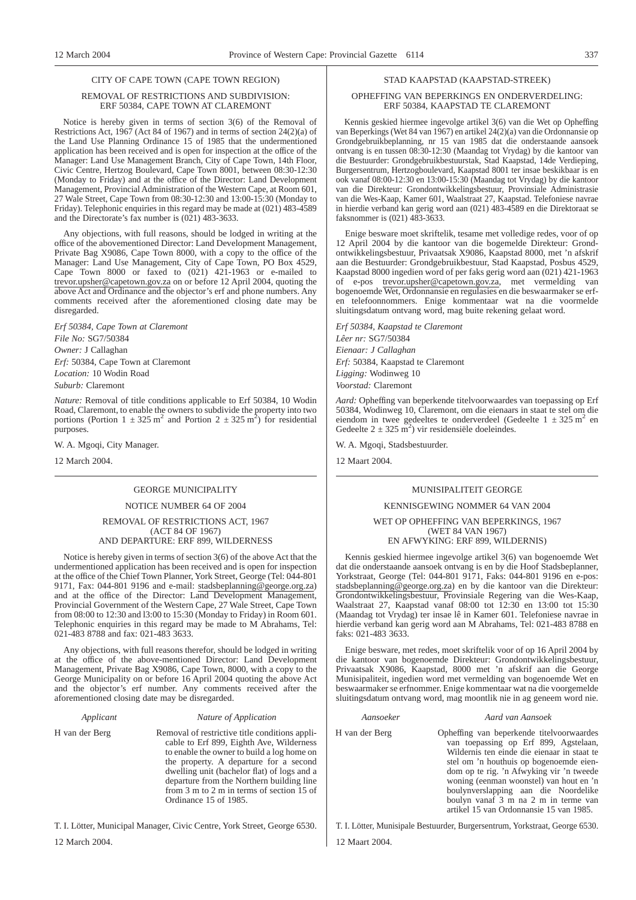CITY OF CAPE TOWN (CAPE TOWN REGION)

REMOVAL OF RESTRICTIONS AND SUBDIVISION: ERF 50384, CAPE TOWN AT CLAREMONT

Notice is hereby given in terms of section 3(6) of the Removal of Restrictions Act, 1967 (Act 84 of 1967) and in terms of section 24(2)(a) of the Land Use Planning Ordinance 15 of 1985 that the undermentioned application has been received and is open for inspection at the office of the Manager: Land Use Management Branch, City of Cape Town, 14th Floor, Civic Centre, Hertzog Boulevard, Cape Town 8001, between 08:30-12:30 (Monday to Friday) and at the office of the Director: Land Development Management, Provincial Administration of the Western Cape, at Room 601, 27 Wale Street, Cape Town from 08:30-12:30 and 13:00-15:30 (Monday to Friday). Telephonic enquiries in this regard may be made at (021) 483-4589 and the Directorate's fax number is (021) 483-3633.

Any objections, with full reasons, should be lodged in writing at the office of the abovementioned Director: Land Development Management, Private Bag X9086, Cape Town 8000, with a copy to the office of the Manager: Land Use Management, City of Cape Town, PO Box 4529, Cape Town 8000 or faxed to (021) 421-1963 or e-mailed to trevor.upsher@capetown.gov.za on or before 12 April 2004, quoting the above Act and Ordinance and the objector's erf and phone numbers. Any comments received after the aforementioned closing date may be disregarded.

*Erf 50384, Cape Town at Claremont*

*File No:* SG7/50384

*Owner:* J Callaghan

*Erf:* 50384, Cape Town at Claremont

*Location:* 10 Wodin Road

*Suburb:* Claremont

*Nature:* Removal of title conditions applicable to Erf 50384, 10 Wodin Road, Claremont, to enable the owners to subdivide the property into two portions (Portion 1 ± 325 $m^2$ and Portion 2 ± 325 $m^2$) for residential purposes.

W. A. Mgoqi, City Manager.

12 March 2004.

---

STAD KAAPSTAD (KAAPSTAD-STREEK)

OPHEFFING VAN BEPERKINGS EN ONDERVERDELING: ERF 50384, KAAPSTAD TE CLAREMONT

Kennis geskied hiermee ingevolge artikel 3(6) van die Wet op Opheffing van Beperkings (Wet 84 van 1967) en artikel 24(2)(a) van die Ordonnansie op Grondgebruikbeplanning, nr 15 van 1985 dat die onderstaande aansoek ontvang is en tussen 08:30-12:30 (Maandag tot Vrydag) by die kantoor van die Bestuurder: Grondgebruikbestuurstak, Stad Kaapstad, 14de Verdieping, Burgersentrum, Hertzogboulevard, Kaapstad 8001 ter insae beskikbaar is en ook vanaf 08:00-12:30 en 13:00-15:30 (Maandag tot Vrydag) by die kantoor van die Direkteur: Grondontwikkelingsbestuur, Provinsiale Administrasie van die Wes-Kaap, Kamer 601, Waalstraat 27, Kaapstad. Telefoniese navrae in hierdie verband kan gerig word aan (021) 483-4589 en die Direktoraat se faksnommer is (021) 483-3633.

Enige besware moet skriftelik, tesame met volledige redes, voor of op 12 April 2004 by die kantoor van die bogemelde Direkteur: Grondontwikkelingsbestuur, Privaatsak X9086, Kaapstad 8000, met 'n afskrif aan die Bestuurder: Grondgebruikbestuur, Stad Kaapstad, Posbus 4529, Kaapstad 8000 ingedien word of per faks gerig word aan (021) 421-1963 of e-pos trevor.upsher@capetown.gov.za, met vermelding van bogenoemde Wet, Ordonnansie en regulasies en die beswaarmaker se erf- en telefoonnommers. Enige kommentaar wat na die voormelde sluitingsdatum ontvang word, mag buite rekening gelaat word.

*Erf 50384, Kaapstad te Claremont*

*Lêer nr:* SG7/50384

*Eienaar: J Callaghan*

*Erf:* 50384, Kaapstad te Claremont

*Ligging:* Wodinweg 10

*Voorstad:* Claremont

*Aard:* Opheffing van beperkende titelvoorwaardes van toepassing op Erf 50384, Wodinweg 10, Claremont, om die eienaars in staat te stel om die eiendom in twee gedeeltes te onderverdeel (Gedeelte 1 ± 325 $m^2$ en Gedeelte 2 ± 325 $m^2$) vir residensiële doeleindes.

W. A. Mgoqi, Stadsbestuurder.

12 Maart 2004.

---

GEORGE MUNICIPALITY

NOTICE NUMBER 64 OF 2004

REMOVAL OF RESTRICTIONS ACT, 1967 (ACT 84 OF 1967) AND DEPARTURE: ERF 899, WILDERNESS

Notice is hereby given in terms of section 3(6) of the above Act that the undermentioned application has been received and is open for inspection at the office of the Chief Town Planner, York Street, George (Tel: 044-801 9171, Fax: 044-801 9196 and e-mail: stadsbeplanning@george.org.za) and at the office of the Director: Land Development Management, Provincial Government of the Western Cape, 27 Wale Street, Cape Town from 08:00 to 12:30 and l3:00 to 15:30 (Monday to Friday) in Room 601. Telephonic enquiries in this regard may be made to M Abrahams, Tel: 021-483 8788 and fax: 021-483 3633.

Any objections, with full reasons therefor, should be lodged in writing at the office of the above-mentioned Director: Land Development Management, Private Bag X9086, Cape Town, 8000, with a copy to the George Municipality on or before 16 April 2004 quoting the above Act and the objector's erf number. Any comments received after the aforementioned closing date may be disregarded.

| *Applicant* | *Nature of Application* |
|---|---|
| H van der Berg | Removal of restrictive title conditions applicable to Erf 899, Eighth Ave, Wilderness to enable the owner to build a log home on the property. A departure for a second dwelling unit (bachelor flat) of logs and a departure from the Northern building line from 3 m to 2 m in terms of section 15 of Ordinance 15 of 1985. |

T. I. Lötter, Municipal Manager, Civic Centre, York Street, George 6530.

12 March 2004.

---

MUNISIPALITEIT GEORGE

KENNISGEWING NOMMER 64 VAN 2004

WET OP OPHEFFING VAN BEPERKINGS, 1967 (WET 84 VAN 1967) EN AFWYKING: ERF 899, WILDERNIS)

Kennis geskied hiermee ingevolge artikel 3(6) van bogenoemde Wet dat die onderstaande aansoek ontvang is en by die Hoof Stadsbeplanner, Yorkstraat, George (Tel: 044-801 9171, Faks: 044-801 9196 en e-pos: stadsbeplanning@george.org.za) en by die kantoor van die Direkteur: Grondontwikkelingsbestuur, Provinsiale Regering van die Wes-Kaap, Waalstraat 27, Kaapstad vanaf 08:00 tot 12:30 en 13:00 tot 15:30 (Maandag tot Vrydag) ter insae lê in Kamer 601. Telefoniese navrae in hierdie verband kan gerig word aan M Abrahams, Tel: 021-483 8788 en faks: 021-483 3633.

Enige besware, met redes, moet skriftelik voor of op 16 April 2004 by die kantoor van bogenoemde Direkteur: Grondontwikkelingsbestuur, Privaatsak X9086, Kaapstad, 8000 met 'n afskrif aan die George Munisipaliteit, ingedien word met vermelding van bogenoemde Wet en beswaarmaker se erfnommer. Enige kommentaar wat na die voorgemelde sluitingsdatum ontvang word, mag moontlik nie in ag geneem word nie.

| *Aansoeker* | *Aard van Aansoek* |
|---|---|
| H van der Berg | Opheffing van beperkende titelvoorwaardes van toepassing op Erf 899, Agstelaan, Wildernis ten einde die eienaar in staat te stel om 'n houthuis op bogenoemde eiendom op te rig. 'n Afwyking vir 'n tweede woning (eenman woonstel) van hout en 'n boulynverslapping aan die Noordelike boulyn vanaf 3 m na 2 m in terme van artikel 15 van Ordonnansie 15 van 1985. |

T. I. Lötter, Munisipale Bestuurder, Burgersentrum, Yorkstraat, George 6530.

12 Maart 2004.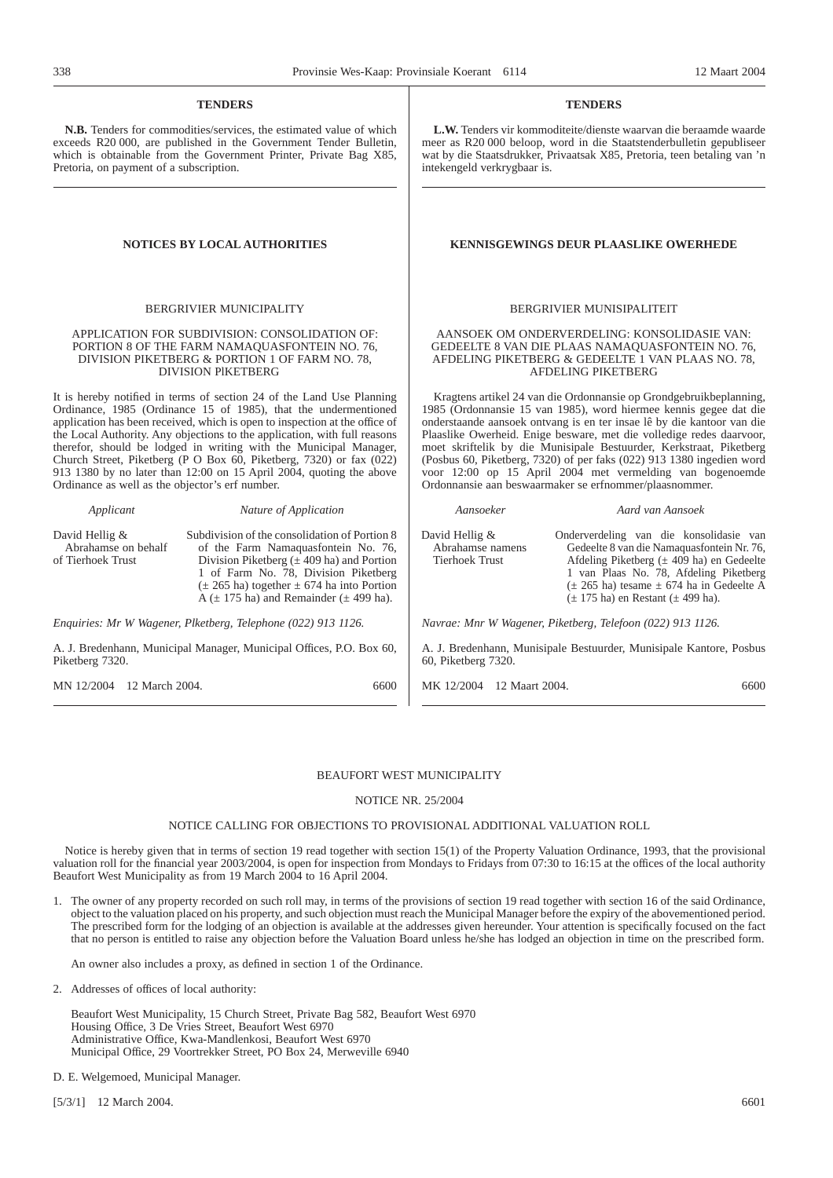## TENDERS

**N.B.** Tenders for commodities/services, the estimated value of which exceeds R20 000, are published in the Government Tender Bulletin, which is obtainable from the Government Printer, Private Bag X85, Pretoria, on payment of a subscription.

## TENDERS

**L.W.** Tenders vir kommoditeite/dienste waarvan die beraamde waarde meer as R20 000 beloop, word in die Staatstenderbulletin gepubliseer wat by die Staatsdrukker, Privaatsak X85, Pretoria, teen betaling van 'n intekengeld verkrygbaar is.

## NOTICES BY LOCAL AUTHORITIES

### BERGRIVIER MUNICIPALITY

APPLICATION FOR SUBDIVISION: CONSOLIDATION OF: PORTION 8 OF THE FARM NAMAQUASFONTEIN NO. 76, DIVISION PIKETBERG & PORTION 1 OF FARM NO. 78, DIVISION PlKETBERG

It is hereby notified in terms of section 24 of the Land Use Planning Ordinance, 1985 (Ordinance 15 of 1985), that the undermentioned application has been received, which is open to inspection at the office of the Local Authority. Any objections to the application, with full reasons therefor, should be lodged in writing with the Municipal Manager, Church Street, Piketberg (P O Box 60, Piketberg, 7320) or fax (022) 913 1380 by no later than 12:00 on 15 April 2004, quoting the above Ordinance as well as the objector's erf number.

| *Applicant* | *Nature of Application* |
|---|---|
| David Hellig & Abrahamse on behalf of Tierhoek Trust | Subdivision of the consolidation of Portion 8 of the Farm Namaquasfontein No. 76, Division Piketberg (± 409 ha) and Portion 1 of Farm No. 78, Division Piketberg (± 265 ha) together ± 674 ha into Portion A (± 175 ha) and Remainder (± 499 ha). |

*Enquiries: Mr W Wagener, Plketberg, Telephone (022) 913 1126.*

A. J. Bredenhann, Municipal Manager, Municipal Offices, P.O. Box 60, Piketberg 7320.

MN 12/2004 12 March 2004. 6600

## KENNISGEWINGS DEUR PLAASLIKE OWERHEDE

### BERGRIVIER MUNISIPALITEIT

AANSOEK OM ONDERVERDELING: KONSOLIDASIE VAN: GEDEELTE 8 VAN DIE PLAAS NAMAQUASFONTEIN NO. 76, AFDELING PIKETBERG & GEDEELTE 1 VAN PLAAS NO. 78, AFDELING PIKETBERG

Kragtens artikel 24 van die Ordonnansie op Grondgebruikbeplanning, 1985 (Ordonnansie 15 van 1985), word hiermee kennis gegee dat die onderstaande aansoek ontvang is en ter insae lê by die kantoor van die Plaaslike Owerheid. Enige besware, met die volledige redes daarvoor, moet skriftelik by die Munisipale Bestuurder, Kerkstraat, Piketberg (Posbus 60, Piketberg, 7320) of per faks (022) 913 1380 ingedien word voor 12:00 op 15 April 2004 met vermelding van bogenoemde Ordonnansie aan beswaarmaker se erfnommer/plaasnommer.

| *Aansoeker* | *Aard van Aansoek* |
|---|---|
| David Hellig & Abrahamse namens Tierhoek Trust | Onderverdeling van die konsolidasie van Gedeelte 8 van die Namaquasfontein Nr. 76, Afdeling Piketberg (± 409 ha) en Gedeelte 1 van Plaas No. 78, Afdeling Piketberg (± 265 ha) tesame ± 674 ha in Gedeelte A (± 175 ha) en Restant (± 499 ha). |

*Navrae: Mnr W Wagener, Piketberg, Telefoon (022) 913 1126.*

A. J. Bredenhann, Munisipale Bestuurder, Munisipale Kantore, Posbus 60, Piketberg 7320.

MK 12/2004 12 Maart 2004. 6600

### BEAUFORT WEST MUNICIPALITY

NOTICE NR. 25/2004

NOTICE CALLING FOR OBJECTIONS TO PROVISIONAL ADDITIONAL VALUATION ROLL

Notice is hereby given that in terms of section 19 read together with section 15(1) of the Property Valuation Ordinance, 1993, that the provisional valuation roll for the financial year 2003/2004, is open for inspection from Mondays to Fridays from 07:30 to 16:15 at the offices of the local authority Beaufort West Municipality as from 19 March 2004 to 16 April 2004.

1. The owner of any property recorded on such roll may, in terms of the provisions of section 19 read together with section 16 of the said Ordinance, object to the valuation placed on his property, and such objection must reach the Municipal Manager before the expiry of the abovementioned period. The prescribed form for the lodging of an objection is available at the addresses given hereunder. Your attention is specifically focused on the fact that no person is entitled to raise any objection before the Valuation Board unless he/she has lodged an objection in time on the prescribed form.

   An owner also includes a proxy, as defined in section 1 of the Ordinance.

2. Addresses of offices of local authority:

   Beaufort West Municipality, 15 Church Street, Private Bag 582, Beaufort West 6970
   Housing Office, 3 De Vries Street, Beaufort West 6970
   Administrative Office, Kwa-Mandlenkosi, Beaufort West 6970
   Municipal Office, 29 Voortrekker Street, PO Box 24, Merweville 6940

D. E. Welgemoed, Municipal Manager.

[5/3/1] 12 March 2004. 6601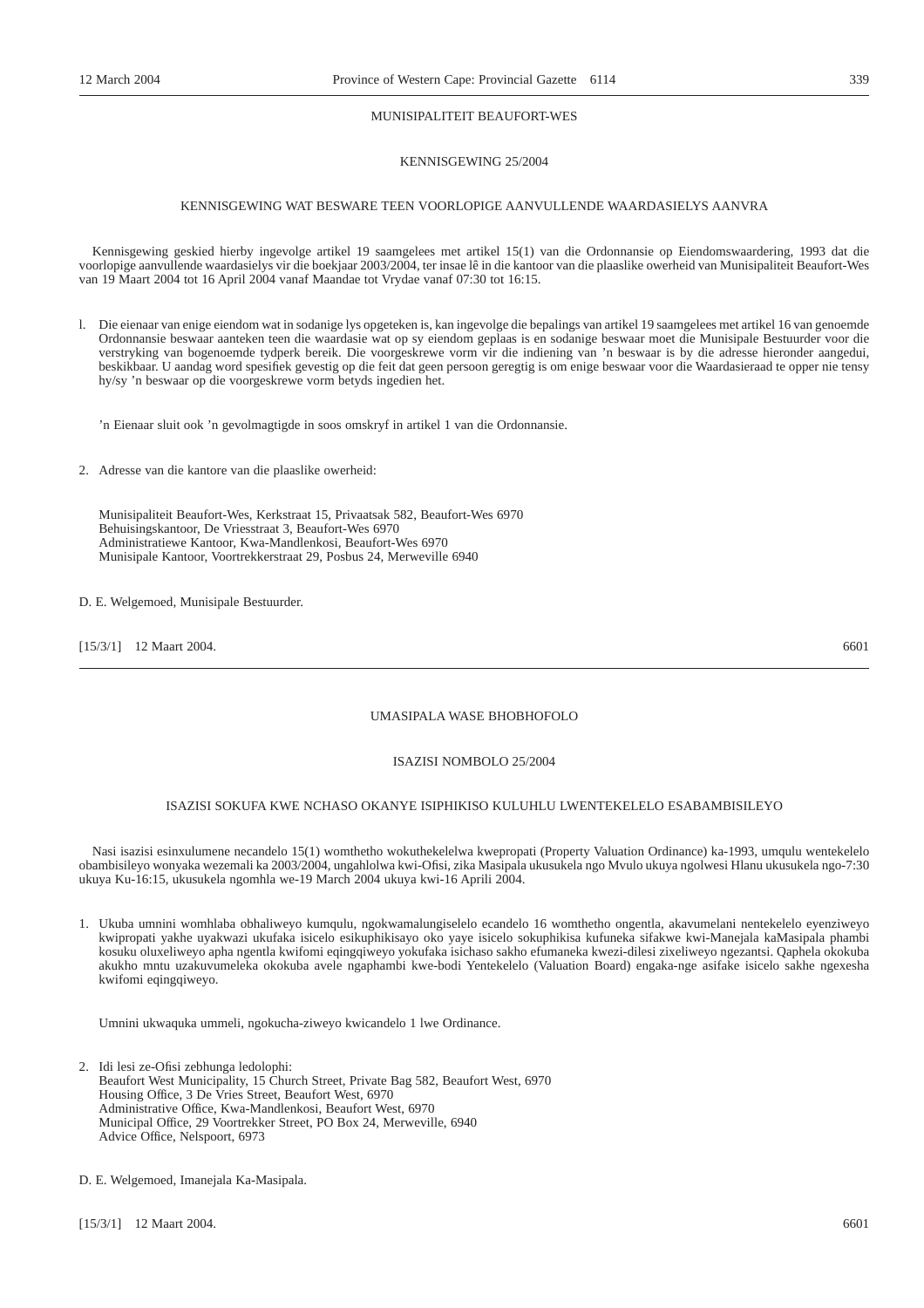MUNISIPALITEIT BEAUFORT-WES

KENNISGEWING 25/2004

KENNISGEWING WAT BESWARE TEEN VOORLOPIGE AANVULLENDE WAARDASIELYS AANVRA

Kennisgewing geskied hierby ingevolge artikel 19 saamgelees met artikel 15(1) van die Ordonnansie op Eiendomswaardering, 1993 dat die voorlopige aanvullende waardasielys vir die boekjaar 2003/2004, ter insae lê in die kantoor van die plaaslike owerheid van Munisipaliteit Beaufort-Wes van 19 Maart 2004 tot 16 April 2004 vanaf Maandae tot Vrydae vanaf 07:30 tot 16:15.

l. Die eienaar van enige eiendom wat in sodanige lys opgeteken is, kan ingevolge die bepalings van artikel 19 saamgelees met artikel 16 van genoemde Ordonnansie beswaar aanteken teen die waardasie wat op sy eiendom geplaas is en sodanige beswaar moet die Munisipale Bestuurder voor die verstryking van bogenoemde tydperk bereik. Die voorgeskrewe vorm vir die indiening van 'n beswaar is by die adresse hieronder aangedui, beskikbaar. U aandag word spesifiek gevestig op die feit dat geen persoon geregtig is om enige beswaar voor die Waardasieraad te opper nie tensy hy/sy 'n beswaar op die voorgeskrewe vorm betyds ingedien het.

'n Eienaar sluit ook 'n gevolmagtigde in soos omskryf in artikel 1 van die Ordonnansie.

2. Adresse van die kantore van die plaaslike owerheid:

Munisipaliteit Beaufort-Wes, Kerkstraat 15, Privaatsak 582, Beaufort-Wes 6970
Behuisingskantoor, De Vriesstraat 3, Beaufort-Wes 6970
Administratiewe Kantoor, Kwa-Mandlenkosi, Beaufort-Wes 6970
Munisipale Kantoor, Voortrekkerstraat 29, Posbus 24, Merweville 6940

D. E. Welgemoed, Munisipale Bestuurder.

[15/3/1] 12 Maart 2004. 6601

---

UMASIPALA WASE BHOBHOFOLO

ISAZISI NOMBOLO 25/2004

ISAZISI SOKUFA KWE NCHASO OKANYE ISIPHIKISO KULUHLU LWENTEKELELO ESABAMBISILEYO

Nasi isazisi esinxulumene necandelo 15(1) womthetho wokuthekelelwa kwepropati (Property Valuation Ordinance) ka-1993, umqulu wentekelelo obambisileyo wonyaka wezemali ka 2003/2004, ungahlolwa kwi-Ofisi, zika Masipala ukusukela ngo Mvulo ukuya ngolwesi Hlanu ukusukela ngo-7:30 ukuya Ku-16:15, ukusukela ngomhla we-19 March 2004 ukuya kwi-16 Aprili 2004.

1. Ukuba umnini womhlaba obhaliweyo kumqulu, ngokwamalungiselelo ecandelo 16 womthetho ongentla, akavumelani nentekelelo eyenziweyo kwipropati yakhe uyakwazi ukufaka isicelo esikuphikisayo oko yaye isicelo sokuphikisa kufuneka sifakwe kwi-Manejala kaMasipala phambi kosuku oluxeliweyo apha ngentla kwifomi eqingqiweyo yokufaka isichaso sakho efumaneka kwezi-dilesi zixeliweyo ngezantsi. Qaphela okokuba akukho mntu uzakuvumeleka okokuba avele ngaphambi kwe-bodi Yentekelelo (Valuation Board) engaka-nge asifake isicelo sakhe ngexesha kwifomi eqingqiweyo.

Umnini ukwaquka ummeli, ngokucha-ziweyo kwicandelo 1 lwe Ordinance.

2. Idi lesi ze-Ofisi zebhunga ledolophi:
Beaufort West Municipality, 15 Church Street, Private Bag 582, Beaufort West, 6970
Housing Office, 3 De Vries Street, Beaufort West, 6970
Administrative Office, Kwa-Mandlenkosi, Beaufort West, 6970
Municipal Office, 29 Voortrekker Street, PO Box 24, Merweville, 6940
Advice Office, Nelspoort, 6973

D. E. Welgemoed, Imanejala Ka-Masipala.

[15/3/1] 12 Maart 2004. 6601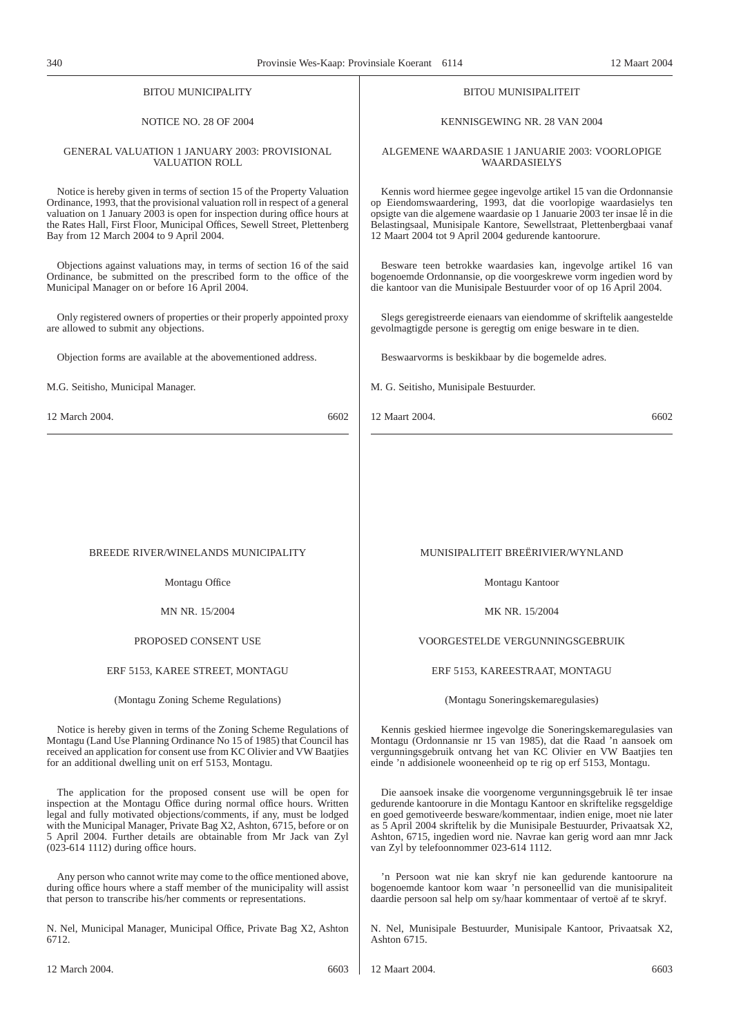BITOU MUNICIPALITY

NOTICE NO. 28 OF 2004

GENERAL VALUATION 1 JANUARY 2003: PROVISIONAL VALUATION ROLL

Notice is hereby given in terms of section 15 of the Property Valuation Ordinance, 1993, that the provisional valuation roll in respect of a general valuation on 1 January 2003 is open for inspection during office hours at the Rates Hall, First Floor, Municipal Offices, Sewell Street, Plettenberg Bay from 12 March 2004 to 9 April 2004.

Objections against valuations may, in terms of section 16 of the said Ordinance, be submitted on the prescribed form to the office of the Municipal Manager on or before 16 April 2004.

Only registered owners of properties or their properly appointed proxy are allowed to submit any objections.

Objection forms are available at the abovementioned address.

M.G. Seitisho, Municipal Manager.

12 March 2004. 6602

---

BITOU MUNISIPALITEIT

KENNISGEWING NR. 28 VAN 2004

ALGEMENE WAARDASIE 1 JANUARIE 2003: VOORLOPIGE WAARDASIELYS

Kennis word hiermee gegee ingevolge artikel 15 van die Ordonnansie op Eiendomswaardering, 1993, dat die voorlopige waardasielys ten opsigte van die algemene waardasie op 1 Januarie 2003 ter insae lê in die Belastingsaal, Munisipale Kantore, Sewellstraat, Plettenbergbaai vanaf 12 Maart 2004 tot 9 April 2004 gedurende kantoorure.

Besware teen betrokke waardasies kan, ingevolge artikel 16 van bogenoemde Ordonnansie, op die voorgeskrewe vorm ingedien word by die kantoor van die Munisipale Bestuurder voor of op 16 April 2004.

Slegs geregistreerde eienaars van eiendomme of skriftelik aangestelde gevolmagtigde persone is geregtig om enige besware in te dien.

Beswaarvorms is beskikbaar by die bogemelde adres.

M. G. Seitisho, Munisipale Bestuurder.

12 Maart 2004. 6602

---

BREEDE RIVER/WINELANDS MUNICIPALITY

Montagu Office

MN NR. 15/2004

PROPOSED CONSENT USE

ERF 5153, KAREE STREET, MONTAGU

(Montagu Zoning Scheme Regulations)

Notice is hereby given in terms of the Zoning Scheme Regulations of Montagu (Land Use Planning Ordinance No 15 of 1985) that Council has received an application for consent use from KC Olivier and VW Baatjies for an additional dwelling unit on erf 5153, Montagu.

The application for the proposed consent use will be open for inspection at the Montagu Office during normal office hours. Written legal and fully motivated objections/comments, if any, must be lodged with the Municipal Manager, Private Bag X2, Ashton, 6715, before or on 5 April 2004. Further details are obtainable from Mr Jack van Zyl (023-614 1112) during office hours.

Any person who cannot write may come to the office mentioned above, during office hours where a staff member of the municipality will assist that person to transcribe his/her comments or representations.

N. Nel, Municipal Manager, Municipal Office, Private Bag X2, Ashton 6712.

12 March 2004. 6603

---

MUNISIPALITEIT BREËRIVIER/WYNLAND

Montagu Kantoor

MK NR. 15/2004

VOORGESTELDE VERGUNNINGSGEBRUIK

ERF 5153, KAREESTRAAT, MONTAGU

(Montagu Soneringskemaregulasies)

Kennis geskied hiermee ingevolge die Soneringskemaregulasies van Montagu (Ordonnansie nr 15 van 1985), dat die Raad 'n aansoek om vergunningsgebruik ontvang het van KC Olivier en VW Baatjies ten einde 'n addisionele wooneenheid op te rig op erf 5153, Montagu.

Die aansoek insake die voorgenome vergunningsgebruik lê ter insae gedurende kantoorure in die Montagu Kantoor en skriftelike regsgeldige en goed gemotiveerde besware/kommentaar, indien enige, moet nie later as 5 April 2004 skriftelik by die Munisipale Bestuurder, Privaatsak X2, Ashton, 6715, ingedien word nie. Navrae kan gerig word aan mnr Jack van Zyl by telefoonnommer 023-614 1112.

'n Persoon wat nie kan skryf nie kan gedurende kantoorure na bogenoemde kantoor kom waar 'n personeellid van die munisipaliteit daardie persoon sal help om sy/haar kommentaar of vertoë af te skryf.

N. Nel, Munisipale Bestuurder, Munisipale Kantoor, Privaatsak X2, Ashton 6715.

12 Maart 2004. 6603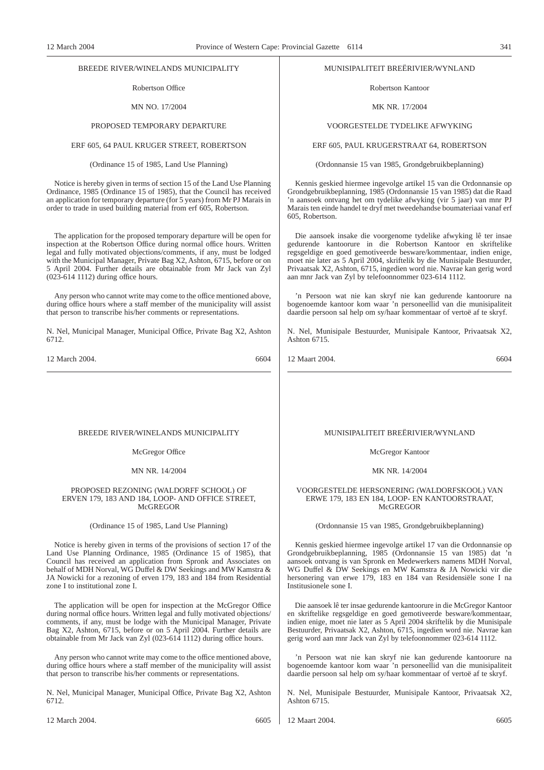BREEDE RIVER/WINELANDS MUNICIPALITY

Robertson Office

MN NO. 17/2004

PROPOSED TEMPORARY DEPARTURE

ERF 605, 64 PAUL KRUGER STREET, ROBERTSON

(Ordinance 15 of 1985, Land Use Planning)

Notice is hereby given in terms of section 15 of the Land Use Planning Ordinance, 1985 (Ordinance 15 of 1985), that the Council has received an application for temporary departure (for 5 years) from Mr PJ Marais in order to trade in used building material from erf 605, Robertson.

The application for the proposed temporary departure will be open for inspection at the Robertson Office during normal office hours. Written legal and fully motivated objections/comments, if any, must be lodged with the Municipal Manager, Private Bag X2, Ashton, 6715, before or on 5 April 2004. Further details are obtainable from Mr Jack van Zyl (023-614 1112) during office hours.

Any person who cannot write may come to the office mentioned above, during office hours where a staff member of the municipality will assist that person to transcribe his/her comments or representations.

N. Nel, Municipal Manager, Municipal Office, Private Bag X2, Ashton 6712.

12 March 2004. 6604

---

MUNISIPALITEIT BREËRIVIER/WYNLAND

Robertson Kantoor

MK NR. 17/2004

VOORGESTELDE TYDELIKE AFWYKING

ERF 605, PAUL KRUGERSTRAAT 64, ROBERTSON

(Ordonnansie 15 van 1985, Grondgebruikbeplanning)

Kennis geskied hiermee ingevolge artikel 15 van die Ordonnansie op Grondgebruikbeplanning, 1985 (Ordonnansie 15 van 1985) dat die Raad 'n aansoek ontvang het om tydelike afwyking (vir 5 jaar) van mnr PJ Marais ten einde handel te dryf met tweedehandse boumateriaai vanaf erf 605, Robertson.

Die aansoek insake die voorgenome tydelike afwyking lê ter insae gedurende kantoorure in die Robertson Kantoor en skriftelike regsgeldige en goed gemotiveerde besware/kommentaar, indien enige, moet nie later as 5 April 2004, skriftelik by die Munisipale Bestuurder, Privaatsak X2, Ashton, 6715, ingedien word nie. Navrae kan gerig word aan mnr Jack van Zyl by telefoonnommer 023-614 1112.

'n Persoon wat nie kan skryf nie kan gedurende kantoorure na bogenoemde kantoor kom waar 'n personeellid van die munisipaliteit daardie persoon sal help om sy/haar kommentaar of vertoë af te skryf.

N. Nel, Munisipale Bestuurder, Munisipale Kantoor, Privaatsak X2, Ashton 6715.

12 Maart 2004. 6604

---

BREEDE RIVER/WINELANDS MUNICIPALITY

McGregor Office

MN NR. 14/2004

PROPOSED REZONING (WALDORFF SCHOOL) OF ERVEN 179, 183 AND 184, LOOP- AND OFFICE STREET, McGREGOR

(Ordinance 15 of 1985, Land Use Planning)

Notice is hereby given in terms of the provisions of section 17 of the Land Use Planning Ordinance, 1985 (Ordinance 15 of 1985), that Council has received an application from Spronk and Associates on behalf of MDH Norval, WG Duffel & DW Seekings and MW Kamstra & JA Nowicki for a rezoning of erven 179, 183 and 184 from Residential zone I to institutional zone I.

The application will be open for inspection at the McGregor Office during normal office hours. Written legal and fully motivated objections/comments, if any, must be lodge with the Municipal Manager, Private Bag X2, Ashton, 6715, before or on 5 April 2004. Further details are obtainable from Mr Jack van Zyl (023-614 1112) during office hours.

Any person who cannot write may come to the office mentioned above, during office hours where a staff member of the municipality will assist that person to transcribe his/her comments or representations.

N. Nel, Municipal Manager, Municipal Office, Private Bag X2, Ashton 6712.

12 March 2004. 6605

---

MUNISIPALITEIT BREËRIVIER/WYNLAND

McGregor Kantoor

MK NR. 14/2004

VOORGESTELDE HERSONERING (WALDORFSKOOL) VAN ERWE 179, 183 EN 184, LOOP- EN KANTOORSTRAAT, McGREGOR

(Ordonnansie 15 van 1985, Grondgebruikbeplanning)

Kennis geskied hiermee ingevolge artikel 17 van die Ordonnansie op Grondgebruikbeplanning, 1985 (Ordonnansie 15 van 1985) dat 'n aansoek ontvang is van Spronk en Medewerkers namens MDH Norval, WG Duffel & DW Seekings en MW Kamstra & JA Nowicki vir die hersonering van erwe 179, 183 en 184 van Residensiële sone I na Institusionele sone I.

Die aansoek lê ter insae gedurende kantoorure in die McGregor Kantoor en skriftelike regsgeldige en goed gemotiveerde besware/kommentaar, indien enige, moet nie later as 5 April 2004 skriftelik by die Munisipale Bestuurder, Privaatsak X2, Ashton, 6715, ingedien word nie. Navrae kan gerig word aan mnr Jack van Zyl by telefoonnommer 023-614 1112.

'n Persoon wat nie kan skryf nie kan gedurende kantoorure na bogenoemde kantoor kom waar 'n personeellid van die munisipaliteit daardie persoon sal help om sy/haar kommentaar of vertoë af te skryf.

N. Nel, Munisipale Bestuurder, Munisipale Kantoor, Privaatsak X2, Ashton 6715.

12 Maart 2004. 6605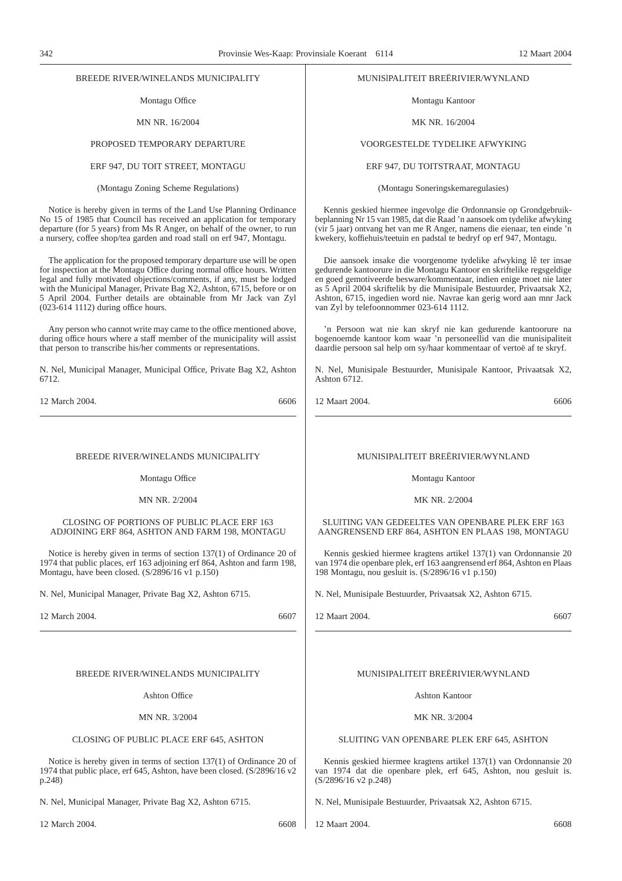BREEDE RIVER/WINELANDS MUNICIPALITY

Montagu Office

MN NR. 16/2004

PROPOSED TEMPORARY DEPARTURE

ERF 947, DU TOIT STREET, MONTAGU

(Montagu Zoning Scheme Regulations)

Notice is hereby given in terms of the Land Use Planning Ordinance No 15 of 1985 that Council has received an application for temporary departure (for 5 years) from Ms R Anger, on behalf of the owner, to run a nursery, coffee shop/tea garden and road stall on erf 947, Montagu.

The application for the proposed temporary departure use will be open for inspection at the Montagu Office during normal office hours. Written legal and fully motivated objections/comments, if any, must be lodged with the Municipal Manager, Private Bag X2, Ashton, 6715, before or on 5 April 2004. Further details are obtainable from Mr Jack van Zyl (023-614 1112) during office hours.

Any person who cannot write may came to the office mentioned above, during office hours where a staff member of the municipality will assist that person to transcribe his/her comments or representations.

N. Nel, Municipal Manager, Municipal Office, Private Bag X2, Ashton 6712.

12 March 2004. 6606

---

MUNISIPALITEIT BREËRIVIER/WYNLAND

Montagu Kantoor

MK NR. 16/2004

VOORGESTELDE TYDELIKE AFWYKING

ERF 947, DU TOITSTRAAT, MONTAGU

(Montagu Soneringskemaregulasies)

Kennis geskied hiermee ingevolge die Ordonnansie op Grondgebruikbeplanning Nr 15 van 1985, dat die Raad 'n aansoek om tydelike afwyking (vir 5 jaar) ontvang het van me R Anger, namens die eienaar, ten einde 'n kwekery, koffiehuis/teetuin en padstal te bedryf op erf 947, Montagu.

Die aansoek insake die voorgenome tydelike afwyking lê ter insae gedurende kantoorure in die Montagu Kantoor en skriftelike regsgeldige en goed gemotiveerde besware/kommentaar, indien enige moet nie later as 5 April 2004 skriftelik by die Munisipale Bestuurder, Privaatsak X2, Ashton, 6715, ingedien word nie. Navrae kan gerig word aan mnr Jack van Zyl by telefoonnommer 023-614 1112.

'n Persoon wat nie kan skryf nie kan gedurende kantoorure na bogenoemde kantoor kom waar 'n personeellid van die munisipaliteit daardie persoon sal help om sy/haar kommentaar of vertoë af te skryf.

N. Nel, Munisipale Bestuurder, Munisipale Kantoor, Privaatsak X2, Ashton 6712.

12 Maart 2004. 6606

---

BREEDE RIVER/WINELANDS MUNICIPALITY

Montagu Office

MN NR. 2/2004

CLOSING OF PORTIONS OF PUBLIC PLACE ERF 163 ADJOINING ERF 864, ASHTON AND FARM 198, MONTAGU

Notice is hereby given in terms of section 137(1) of Ordinance 20 of 1974 that public places, erf 163 adjoining erf 864, Ashton and farm 198, Montagu, have been closed. (S/2896/16 v1 p.150)

N. Nel, Municipal Manager, Private Bag X2, Ashton 6715.

12 March 2004. 6607

---

MUNISIPALITEIT BREËRIVIER/WYNLAND

Montagu Kantoor

MK NR. 2/2004

SLUITING VAN GEDEELTES VAN OPENBARE PLEK ERF 163 AANGRENSEND ERF 864, ASHTON EN PLAAS 198, MONTAGU

Kennis geskied hiermee kragtens artikel 137(1) van Ordonnansie 20 van 1974 die openbare plek, erf 163 aangrensend erf 864, Ashton en Plaas 198 Montagu, nou gesluit is. (S/2896/16 v1 p.150)

N. Nel, Munisipale Bestuurder, Privaatsak X2, Ashton 6715.

12 Maart 2004. 6607

---

BREEDE RIVER/WINELANDS MUNICIPALITY

Ashton Office

MN NR. 3/2004

CLOSING OF PUBLIC PLACE ERF 645, ASHTON

Notice is hereby given in terms of section 137(1) of Ordinance 20 of 1974 that public place, erf 645, Ashton, have been closed. (S/2896/16 v2 p.248)

N. Nel, Municipal Manager, Private Bag X2, Ashton 6715.

12 March 2004. 6608

---

MUNISIPALITEIT BREËRIVIER/WYNLAND

Ashton Kantoor

MK NR. 3/2004

SLUITING VAN OPENBARE PLEK ERF 645, ASHTON

Kennis geskied hiermee kragtens artikel 137(1) van Ordonnansie 20 van 1974 dat die openbare plek, erf 645, Ashton, nou gesluit is. (S/2896/16 v2 p.248)

N. Nel, Munisipale Bestuurder, Privaatsak X2, Ashton 6715.

12 Maart 2004. 6608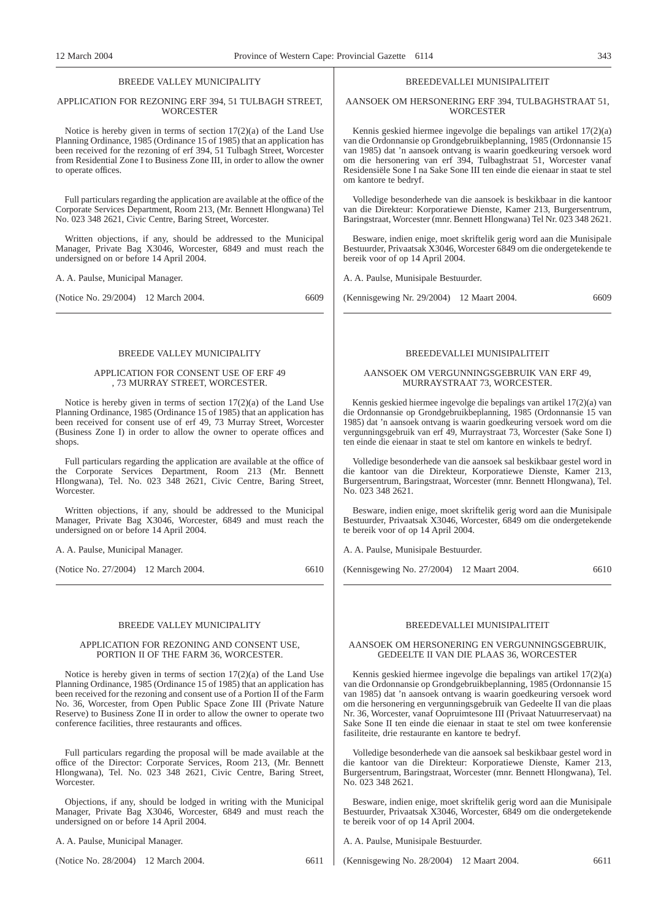BREEDE VALLEY MUNICIPALITY

APPLICATION FOR REZONING ERF 394, 51 TULBAGH STREET, WORCESTER

Notice is hereby given in terms of section 17(2)(a) of the Land Use Planning Ordinance, 1985 (Ordinance 15 of 1985) that an application has been received for the rezoning of erf 394, 51 Tulbagh Street, Worcester from Residential Zone I to Business Zone III, in order to allow the owner to operate offices.

Full particulars regarding the application are available at the office of the Corporate Services Department, Room 213, (Mr. Bennett Hlongwana) Tel No. 023 348 2621, Civic Centre, Baring Street, Worcester.

Written objections, if any, should be addressed to the Municipal Manager, Private Bag X3046, Worcester, 6849 and must reach the undersigned on or before 14 April 2004.

A. A. Paulse, Municipal Manager.

(Notice No. 29/2004) 12 March 2004. 6609

---

BREEDEVALLEI MUNISIPALITEIT

AANSOEK OM HERSONERING ERF 394, TULBAGHSTRAAT 51, WORCESTER

Kennis geskied hiermee ingevolge die bepalings van artikel 17(2)(a) van die Ordonnansie op Grondgebruikbeplanning, 1985 (Ordonnansie 15 van 1985) dat 'n aansoek ontvang is waarin goedkeuring versoek word om die hersonering van erf 394, Tulbaghstraat 51, Worcester vanaf Residensiële Sone I na Sake Sone III ten einde die eienaar in staat te stel om kantore te bedryf.

Volledige besonderhede van die aansoek is beskikbaar in die kantoor van die Direkteur: Korporatiewe Dienste, Kamer 213, Burgersentrum, Baringstraat, Worcester (mnr. Bennett Hlongwana) Tel Nr. 023 348 2621.

Besware, indien enige, moet skriftelik gerig word aan die Munisipale Bestuurder, Privaatsak X3046, Worcester 6849 om die ondergetekende te bereik voor of op 14 April 2004.

A. A. Paulse, Munisipale Bestuurder.

(Kennisgewing Nr. 29/2004) 12 Maart 2004. 6609

---

BREEDE VALLEY MUNICIPALITY

APPLICATION FOR CONSENT USE OF ERF 49 , 73 MURRAY STREET, WORCESTER.

Notice is hereby given in terms of section 17(2)(a) of the Land Use Planning Ordinance, 1985 (Ordinance 15 of 1985) that an application has been received for consent use of erf 49, 73 Murray Street, Worcester (Business Zone I) in order to allow the owner to operate offices and shops.

Full particulars regarding the application are available at the office of the Corporate Services Department, Room 213 (Mr. Bennett Hlongwana), Tel. No. 023 348 2621, Civic Centre, Baring Street, Worcester.

Written objections, if any, should be addressed to the Municipal Manager, Private Bag X3046, Worcester, 6849 and must reach the undersigned on or before 14 April 2004.

A. A. Paulse, Municipal Manager.

(Notice No. 27/2004) 12 March 2004. 6610

---

BREEDEVALLEI MUNISIPALITEIT

AANSOEK OM VERGUNNINGSGEBRUIK VAN ERF 49, MURRAYSTRAAT 73, WORCESTER.

Kennis geskied hiermee ingevolge die bepalings van artikel 17(2)(a) van die Ordonnansie op Grondgebruikbeplanning, 1985 (Ordonnansie 15 van 1985) dat 'n aansoek ontvang is waarin goedkeuring versoek word om die vergunningsgebruik van erf 49, Murraystraat 73, Worcester (Sake Sone I) ten einde die eienaar in staat te stel om kantore en winkels te bedryf.

Volledige besonderhede van die aansoek sal beskikbaar gestel word in die kantoor van die Direkteur, Korporatiewe Dienste, Kamer 213, Burgersentrum, Baringstraat, Worcester (mnr. Bennett Hlongwana), Tel. No. 023 348 2621.

Besware, indien enige, moet skriftelik gerig word aan die Munisipale Bestuurder, Privaatsak X3046, Worcester, 6849 om die ondergetekende te bereik voor of op 14 April 2004.

A. A. Paulse, Munisipale Bestuurder.

(Kennisgewing No. 27/2004) 12 Maart 2004. 6610

---

BREEDE VALLEY MUNICIPALITY

APPLICATION FOR REZONING AND CONSENT USE, PORTION II OF THE FARM 36, WORCESTER.

Notice is hereby given in terms of section 17(2)(a) of the Land Use Planning Ordinance, 1985 (Ordinance 15 of 1985) that an application has been received for the rezoning and consent use of a Portion II of the Farm No. 36, Worcester, from Open Public Space Zone III (Private Nature Reserve) to Business Zone II in order to allow the owner to operate two conference facilities, three restaurants and offices.

Full particulars regarding the proposal will be made available at the office of the Director: Corporate Services, Room 213, (Mr. Bennett Hlongwana), Tel. No. 023 348 2621, Civic Centre, Baring Street, Worcester.

Objections, if any, should be lodged in writing with the Municipal Manager, Private Bag X3046, Worcester, 6849 and must reach the undersigned on or before 14 April 2004.

A. A. Paulse, Municipal Manager.

(Notice No. 28/2004) 12 March 2004. 6611

---

BREEDEVALLEI MUNISIPALITEIT

AANSOEK OM HERSONERING EN VERGUNNINGSGEBRUIK, GEDEELTE II VAN DIE PLAAS 36, WORCESTER

Kennis geskied hiermee ingevolge die bepalings van artikel 17(2)(a) van die Ordonnansie op Grondgebruikbeplanning, 1985 (Ordonnansie 15 van 1985) dat 'n aansoek ontvang is waarin goedkeuring versoek word om die hersonering en vergunningsgebruik van Gedeelte II van die plaas Nr. 36, Worcester, vanaf Oopruimtesone III (Privaat Natuurreservaat) na Sake Sone II ten einde die eienaar in staat te stel om twee konferensie fasiliteite, drie restaurante en kantore te bedryf.

Volledige besonderhede van die aansoek sal beskikbaar gestel word in die kantoor van die Direkteur: Korporatiewe Dienste, Kamer 213, Burgersentrum, Baringstraat, Worcester (mnr. Bennett Hlongwana), Tel. No. 023 348 2621.

Besware, indien enige, moet skriftelik gerig word aan die Munisipale Bestuurder, Privaatsak X3046, Worcester, 6849 om die ondergetekende te bereik voor of op 14 April 2004.

A. A. Paulse, Munisipale Bestuurder.

(Kennisgewing No. 28/2004) 12 Maart 2004. 6611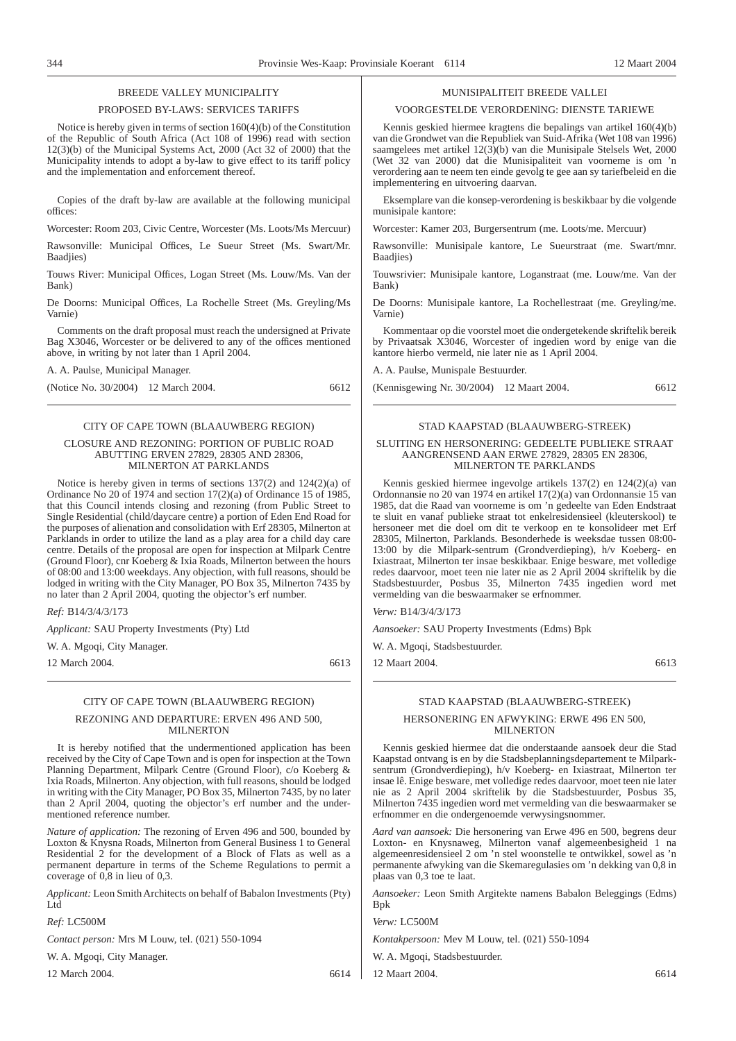## BREEDE VALLEY MUNICIPALITY

### PROPOSED BY-LAWS: SERVICES TARIFFS

Notice is hereby given in terms of section 160(4)(b) of the Constitution of the Republic of South Africa (Act 108 of 1996) read with section 12(3)(b) of the Municipal Systems Act, 2000 (Act 32 of 2000) that the Municipality intends to adopt a by-law to give effect to its tariff policy and the implementation and enforcement thereof.

Copies of the draft by-law are available at the following municipal offices:

Worcester: Room 203, Civic Centre, Worcester (Ms. Loots/Ms Mercuur)

Rawsonville: Municipal Offices, Le Sueur Street (Ms. Swart/Mr. Baadjies)

Touws River: Municipal Offices, Logan Street (Ms. Louw/Ms. Van der Bank)

De Doorns: Municipal Offices, La Rochelle Street (Ms. Greyling/Ms Varnie)

Comments on the draft proposal must reach the undersigned at Private Bag X3046, Worcester or be delivered to any of the offices mentioned above, in writing by not later than 1 April 2004.

A. A. Paulse, Municipal Manager.

(Notice No. 30/2004) 12 March 2004. 6612

## MUNISIPALITEIT BREEDE VALLEI

### VOORGESTELDE VERORDENİNG: DIENSTE TARIEWE

Kennis geskied hiermee kragtens die bepalings van artikel 160(4)(b) van die Grondwet van die Republiek van Suid-Afrika (Wet 108 van 1996) saamgelees met artikel 12(3)(b) van die Munisipale Stelsels Wet, 2000 (Wet 32 van 2000) dat die Munisipaliteit van voorneme is om 'n verordering aan te neem ten einde gevolg te gee aan sy tariefbeleid en die implementering en uitvoering daarvan.

Eksemplare van die konsep-verordening is beskikbaar by die volgende munisipale kantore:

Worcester: Kamer 203, Burgersentrum (me. Loots/me. Mercuur)

Rawsonville: Munisipale kantore, Le Sueurstraat (me. Swart/mnr. Baadjies)

Touwsrivier: Munisipale kantore, Loganstraat (me. Louw/me. Van der Bank)

De Doorns: Munisipale kantore, La Rochellestraat (me. Greyling/me. Varnie)

Kommentaar op die voorstel moet die ondergetekende skriftelik bereik by Privaatsak X3046, Worcester of ingedien word by enige van die kantore hierbo vermeld, nie later nie as 1 April 2004.

A. A. Paulse, Munispale Bestuurder.

(Kennisgewing Nr. 30/2004) 12 Maart 2004. 6612

---

## CITY OF CAPE TOWN (BLAAUWBERG REGION)

### CLOSURE AND REZONING: PORTION OF PUBLIC ROAD ABUTTING ERVEN 27829, 28305 AND 28306, MILNERTON AT PARKLANDS

Notice is hereby given in terms of sections 137(2) and 124(2)(a) of Ordinance No 20 of 1974 and section 17(2)(a) of Ordinance 15 of 1985, that this Council intends closing and rezoning (from Public Street to Single Residential (child/daycare centre) a portion of Eden End Road for the purposes of alienation and consolidation with Erf 28305, Milnerton at Parklands in order to utilize the land as a play area for a child day care centre. Details of the proposal are open for inspection at Milpark Centre (Ground Floor), cnr Koeberg & Ixia Roads, Milnerton between the hours of 08:00 and 13:00 weekdays. Any objection, with full reasons, should be lodged in writing with the City Manager, PO Box 35, Milnerton 7435 by no later than 2 April 2004, quoting the objector's erf number.

*Ref:* B14/3/4/3/173

*Applicant:* SAU Property Investments (Pty) Ltd

W. A. Mgoqi, City Manager.

12 March 2004. 6613

## STAD KAAPSTAD (BLAAUWBERG-STREEK)

### SLUITING EN HERSONERING: GEDEELTE PUBLIEKE STRAAT AANGRENSEND AAN ERWE 27829, 28305 EN 28306, MILNERTON TE PARKLANDS

Kennis geskied hiermee ingevolge artikels 137(2) en 124(2)(a) van Ordonnansie no 20 van 1974 en artikel 17(2)(a) van Ordonnansie 15 van 1985, dat die Raad van voorneme is om 'n gedeelte van Eden Endstraat te sluit en vanaf publieke straat tot enkelresidensieel (kleuterskool) te hersoneer met die doel om dit te verkoop en te konsolideer met Erf 28305, Milnerton, Parklands. Besonderhede is weeksdae tussen 08:00-13:00 by die Milpark-sentrum (Grondverdieping), h/v Koeberg- en Ixiastraat, Milnerton ter insae beskikbaar. Enige besware, met volledige redes daarvoor, moet teen nie later nie as 2 April 2004 skriftelik by die Stadsbestuurder, Posbus 35, Milnerton 7435 ingedien word met vermelding van die beswaarmaker se erfnommer.

*Verw:* B14/3/4/3/173

*Aansoeker:* SAU Property Investments (Edms) Bpk

W. A. Mgoqi, Stadsbestuurder.

12 Maart 2004. 6613

---

## CITY OF CAPE TOWN (BLAAUWBERG REGION)

### REZONING AND DEPARTURE: ERVEN 496 AND 500, MILNERTON

It is hereby notified that the undermentioned application has been received by the City of Cape Town and is open for inspection at the Town Planning Department, Milpark Centre (Ground Floor), c/o Koeberg & Ixia Roads, Milnerton. Any objection, with full reasons, should be lodged in writing with the City Manager, PO Box 35, Milnerton 7435, by no later than 2 April 2004, quoting the objector's erf number and the undermentioned reference number.

*Nature of application:* The rezoning of Erven 496 and 500, bounded by Loxton & Knysna Roads, Milnerton from General Business 1 to General Residential 2 for the development of a Block of Flats as well as a permanent departure in terms of the Scheme Regulations to permit a coverage of 0,8 in lieu of 0,3.

*Applicant:* Leon Smith Architects on behalf of Babalon Investments (Pty) Ltd

*Ref:* LC500M

*Contact person:* Mrs M Louw, tel. (021) 550-1094

W. A. Mgoqi, City Manager.

12 March 2004. 6614

## STAD KAAPSTAD (BLAAUWBERG-STREEK)

### HERSONERING EN AFWYKING: ERWE 496 EN 500, MILNERTON

Kennis geskied hiermee dat die onderstaande aansoek deur die Stad Kaapstad ontvang is en by die Stadsbeplanningsdepartement te Milpark-sentrum (Grondverdieping), h/v Koeberg- en Ixiastraat, Milnerton ter insae lê. Enige besware, met volledige redes daarvoor, moet teen nie later nie as 2 April 2004 skriftelik by die Stadsbestuurder, Posbus 35, Milnerton 7435 ingedien word met vermelding van die beswaarmaker se erfnommer en die ondergenoemde verwysingsnommer.

*Aard van aansoek:* Die hersonering van Erwe 496 en 500, begrens deur Loxton- en Knysnaweg, Milnerton vanaf algemeenbesigheid 1 na algemeenresidensieel 2 om 'n stel woonstelle te ontwikkel, sowel as 'n permanente afwyking van die Skemaregulasies om 'n dekking van 0,8 in plaas van 0,3 toe te laat.

*Aansoeker:* Leon Smith Argitekte namens Babalon Beleggings (Edms) Bpk

*Verw:* LC500M

*Kontakpersoon:* Mev M Louw, tel. (021) 550-1094

W. A. Mgoqi, Stadsbestuurder.

12 Maart 2004. 6614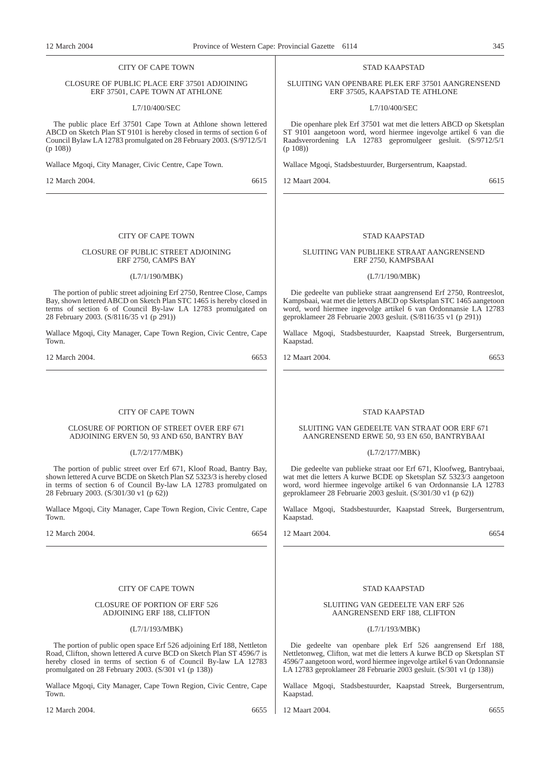CITY OF CAPE TOWN

CLOSURE OF PUBLIC PLACE ERF 37501 ADJOINING ERF 37501, CAPE TOWN AT ATHLONE

L7/10/400/SEC

The public place Erf 37501 Cape Town at Athlone shown lettered ABCD on Sketch Plan ST 9101 is hereby closed in terms of section 6 of Council Bylaw LA 12783 promulgated on 28 February 2003. (S/9712/5/1 (p 108))

Wallace Mgoqi, City Manager, Civic Centre, Cape Town.

12 March 2004. 6615

---

STAD KAAPSTAD

SLUITING VAN OPENBARE PLEK ERF 37501 AANGRENSEND ERF 37505, KAAPSTAD TE ATHLONE

L7/10/400/SEC

Die openhare plek Erf 37501 wat met die letters ABCD op Sketsplan ST 9101 aangetoon word, word hiermee ingevolge artikel 6 van die Raadsverordening LA 12783 gepromulgeer gesluit. (S/9712/5/1 (p 108))

Wallace Mgoqi, Stadsbestuurder, Burgersentrum, Kaapstad.

12 Maart 2004. 6615

---

CITY OF CAPE TOWN

CLOSURE OF PUBLIC STREET ADJOINING ERF 2750, CAMPS BAY

(L7/1/190/MBK)

The portion of public street adjoining Erf 2750, Rentree Close, Camps Bay, shown lettered ABCD on Sketch Plan STC 1465 is hereby closed in terms of section 6 of Council By-law LA 12783 promulgated on 28 February 2003. (S/8116/35 v1 (p 291))

Wallace Mgoqi, City Manager, Cape Town Region, Civic Centre, Cape Town.

12 March 2004. 6653

---

STAD KAAPSTAD

SLUITING VAN PUBLIEKE STRAAT AANGRENSEND ERF 2750, KAMPSBAAI

(L7/1/190/MBK)

Die gedeelte van publieke straat aangrensend Erf 2750, Rontreeslot, Kampsbaai, wat met die letters ABCD op Sketsplan STC 1465 aangetoon word, word hiermee ingevolge artikel 6 van Ordonnansie LA 12783 geproklameer 28 Februarie 2003 gesluit. (S/8116/35 v1 (p 291))

Wallace Mgoqi, Stadsbestuurder, Kaapstad Streek, Burgersentrum, Kaapstad.

12 Maart 2004. 6653

---

CITY OF CAPE TOWN

CLOSURE OF PORTION OF STREET OVER ERF 671 ADJOINING ERVEN 50, 93 AND 650, BANTRY BAY

(L7/2/177/MBK)

The portion of public street over Erf 671, Kloof Road, Bantry Bay, shown lettered A curve BCDE on Sketch Plan SZ 5323/3 is hereby closed in terms of section 6 of Council By-law LA 12783 promulgated on 28 February 2003. (S/301/30 v1 (p 62))

Wallace Mgoqi, City Manager, Cape Town Region, Civic Centre, Cape Town.

12 March 2004. 6654

---

STAD KAAPSTAD

SLUITING VAN GEDEELTE VAN STRAAT OOR ERF 671 AANGRENSEND ERWE 50, 93 EN 650, BANTRYBAAI

(L7/2/177/MBK)

Die gedeelte van publieke straat oor Erf 671, Kloofweg, Bantrybaai, wat met die letters A kurwe BCDE op Sketsplan SZ 5323/3 aangetoon word, word hiermee ingevolge artikel 6 van Ordonnansie LA 12783 geproklameer 28 Februarie 2003 gesluit. (S/301/30 v1 (p 62))

Wallace Mgoqi, Stadsbestuurder, Kaapstad Streek, Burgersentrum, Kaapstad.

12 Maart 2004. 6654

---

CITY OF CAPE TOWN

CLOSURE OF PORTION OF ERF 526 ADJOINING ERF 188, CLIFTON

(L7/1/193/MBK)

The portion of public open space Erf 526 adjoining Erf 188, Nettleton Road, Clifton, shown lettered A curve BCD on Sketch Plan ST 4596/7 is hereby closed in terms of section 6 of Council By-law LA 12783 promulgated on 28 February 2003. (S/301 v1 (p 138))

Wallace Mgoqi, City Manager, Cape Town Region, Civic Centre, Cape Town.

12 March 2004. 6655

---

STAD KAAPSTAD

SLUITING VAN GEDEELTE VAN ERF 526 AANGRENSEND ERF 188, CLIFTON

(L7/1/193/MBK)

Die gedeelte van openbare plek Erf 526 aangrensend Erf 188, Nettletonweg, Clifton, wat met die letters A kurwe BCD op Sketsplan ST 4596/7 aangetoon word, word hiermee ingevolge artikel 6 van Ordonnansie LA 12783 geproklameer 28 Februarie 2003 gesluit. (S/301 v1 (p 138))

Wallace Mgoqi, Stadsbestuurder, Kaapstad Streek, Burgersentrum, Kaapstad.

12 Maart 2004. 6655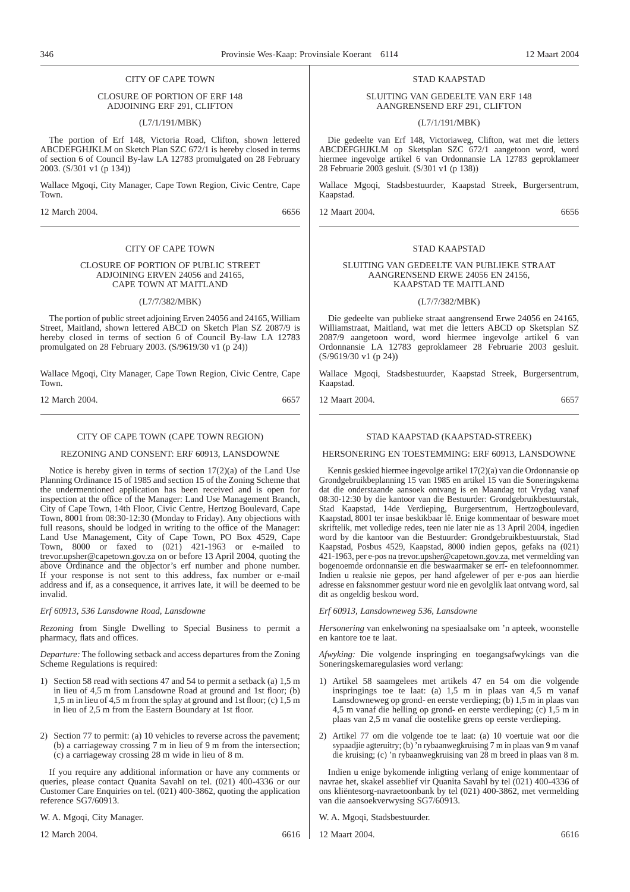CITY OF CAPE TOWN

CLOSURE OF PORTION OF ERF 148 ADJOINING ERF 291, CLIFTON

(L7/1/191/MBK)

The portion of Erf 148, Victoria Road, Clifton, shown lettered ABCDEFGHJKLM on Sketch Plan SZC 672/1 is hereby closed in terms of section 6 of Council By-law LA 12783 promulgated on 28 February 2003. (S/301 v1 (p 134))

Wallace Mgoqi, City Manager, Cape Town Region, Civic Centre, Cape Town.

12 March 2004. 6656

---

STAD KAAPSTAD

SLUITING VAN GEDEELTE VAN ERF 148 AANGRENSEND ERF 291, CLIFTON

(L7/1/191/MBK)

Die gedeelte van Erf 148, Victoriaweg, Clifton, wat met die letters ABCDEFGHJKLM op Sketsplan SZC 672/1 aangetoon word, word hiermee ingevolge artikel 6 van Ordonnansie LA 12783 geproklameer 28 Februarie 2003 gesluit. (S/301 v1 (p 138))

Wallace Mgoqi, Stadsbestuurder, Kaapstad Streek, Burgersentrum, Kaapstad.

12 Maart 2004. 6656

---

CITY OF CAPE TOWN

CLOSURE OF PORTION OF PUBLIC STREET ADJOINING ERVEN 24056 and 24165, CAPE TOWN AT MAITLAND

(L7/7/382/MBK)

The portion of public street adjoining Erven 24056 and 24165, William Street, Maitland, shown lettered ABCD on Sketch Plan SZ 2087/9 is hereby closed in terms of section 6 of Council By-law LA 12783 promulgated on 28 February 2003. (S/9619/30 v1 (p 24))

Wallace Mgoqi, City Manager, Cape Town Region, Civic Centre, Cape Town.

12 March 2004. 6657

---

STAD KAAPSTAD

SLUITING VAN GEDEELTE VAN PUBLIEKE STRAAT AANGRENSEND ERWE 24056 EN 24156, KAAPSTAD TE MAITLAND

(L7/7/382/MBK)

Die gedeelte van publieke straat aangrensend Erwe 24056 en 24165, Williamstraat, Maitland, wat met die letters ABCD op Sketsplan SZ 2087/9 aangetoon word, word hiermee ingevolge artikel 6 van Ordonnansie LA 12783 geproklameer 28 Februarie 2003 gesluit. (S/9619/30 v1 (p 24))

Wallace Mgoqi, Stadsbestuurder, Kaapstad Streek, Burgersentrum, Kaapstad.

12 Maart 2004. 6657

---

CITY OF CAPE TOWN (CAPE TOWN REGION)

REZONING AND CONSENT: ERF 60913, LANSDOWNE

Notice is hereby given in terms of section 17(2)(a) of the Land Use Planning Ordinance 15 of 1985 and section 15 of the Zoning Scheme that the undermentioned application has been received and is open for inspection at the office of the Manager: Land Use Management Branch, City of Cape Town, 14th Floor, Civic Centre, Hertzog Boulevard, Cape Town, 8001 from 08:30-12:30 (Monday to Friday). Any objections with full reasons, should be lodged in writing to the office of the Manager: Land Use Management, City of Cape Town, PO Box 4529, Cape Town, 8000 or faxed to (021) 421-1963 or e-mailed to trevor.upsher@capetown.gov.za on or before 13 April 2004, quoting the above Ordinance and the objector's erf number and phone number. If your response is not sent to this address, fax number or e-mail address and if, as a consequence, it arrives late, it will be deemed to be invalid.

*Erf 60913, 536 Lansdowne Road, Lansdowne*

*Rezoning* from Single Dwelling to Special Business to permit a pharmacy, flats and offices.

*Departure:* The following setback and access departures from the Zoning Scheme Regulations is required:

1) Section 58 read with sections 47 and 54 to permit a setback (a) 1,5 m in lieu of 4,5 m from Lansdowne Road at ground and 1st floor; (b) 1,5 m in lieu of 4,5 m from the splay at ground and 1st floor; (c) 1,5 m in lieu of 2,5 m from the Eastern Boundary at 1st floor.

2) Section 77 to permit: (a) 10 vehicles to reverse across the pavement; (b) a carriageway crossing 7 m in lieu of 9 m from the intersection; (c) a carriageway crossing 28 m wide in lieu of 8 m.

If you require any additional information or have any comments or queries, please contact Quanita Savahl on tel. (021) 400-4336 or our Customer Care Enquiries on tel. (021) 400-3862, quoting the application reference SG7/60913.

W. A. Mgoqi, City Manager.

12 March 2004. 6616

---

STAD KAAPSTAD (KAAPSTAD-STREEK)

HERSONERING EN TOESTEMMING: ERF 60913, LANSDOWNE

Kennis geskied hiermee ingevolge artikel 17(2)(a) van die Ordonnansie op Grondgebruikbeplanning 15 van 1985 en artikel 15 van die Soneringskema dat die onderstaande aansoek ontvang is en Maandag tot Vrydag vanaf 08:30-12:30 by die kantoor van die Bestuurder: Grondgebruikbestuurstak, Stad Kaapstad, 14de Verdieping, Burgersentrum, Hertzogboulevard, Kaapstad, 8001 ter insae beskikbaar lê. Enige kommentaar of besware moet skriftelik, met volledige redes, teen nie later nie as 13 April 2004, ingedien word by die kantoor van die Bestuurder: Grondgebruikbestuurstak, Stad Kaapstad, Posbus 4529, Kaapstad, 8000 indien gepos, gefaks na (021) 421-1963, per e-pos na trevor.upsher@capetown.gov.za, met vermelding van bogenoemde ordonnansie en die beswaarmaker se erf- en telefoonnommer. Indien u reaksie nie gepos, per hand afgelewer of per e-pos aan hierdie adresse en faksnommer gestuur word nie en gevolglik laat ontvang word, sal dit as ongeldig beskou word.

*Erf 60913, Lansdowneweg 536, Lansdowne*

*Hersonering* van enkelwoning na spesiaalsake om 'n apteek, woonstelle en kantore toe te laat.

*Afwyking:* Die volgende inspringing en toegangsafwykings van die Soneringskemaregulasies word verlang:

1) Artikel 58 saamgelees met artikels 47 en 54 om die volgende inspringings toe te laat: (a) 1,5 m in plaas van 4,5 m vanaf Lansdowneweg op grond- en eerste verdieping; (b) 1,5 m in plaas van 4,5 m vanaf die helling op grond- en eerste verdieping; (c) 1,5 m in plaas van 2,5 m vanaf die oostelike grens op eerste verdieping.

2) Artikel 77 om die volgende toe te laat: (a) 10 voertuie wat oor die sypaadjie agteruitry; (b) 'n rybaanwegkruising 7 m in plaas van 9 m vanaf die kruising; (c) 'n rybaanwegkruising van 28 m breed in plaas van 8 m.

Indien u enige bykomende inligting verlang of enige kommentaar of navrae het, skakel asseblief vir Quanita Savahl by tel (021) 400-4336 of ons kliëntesorg-navraetoonbank by tel (021) 400-3862, met vermelding van die aansoekverwysing SG7/60913.

W. A. Mgoqi, Stadsbestuurder.

12 Maart 2004. 6616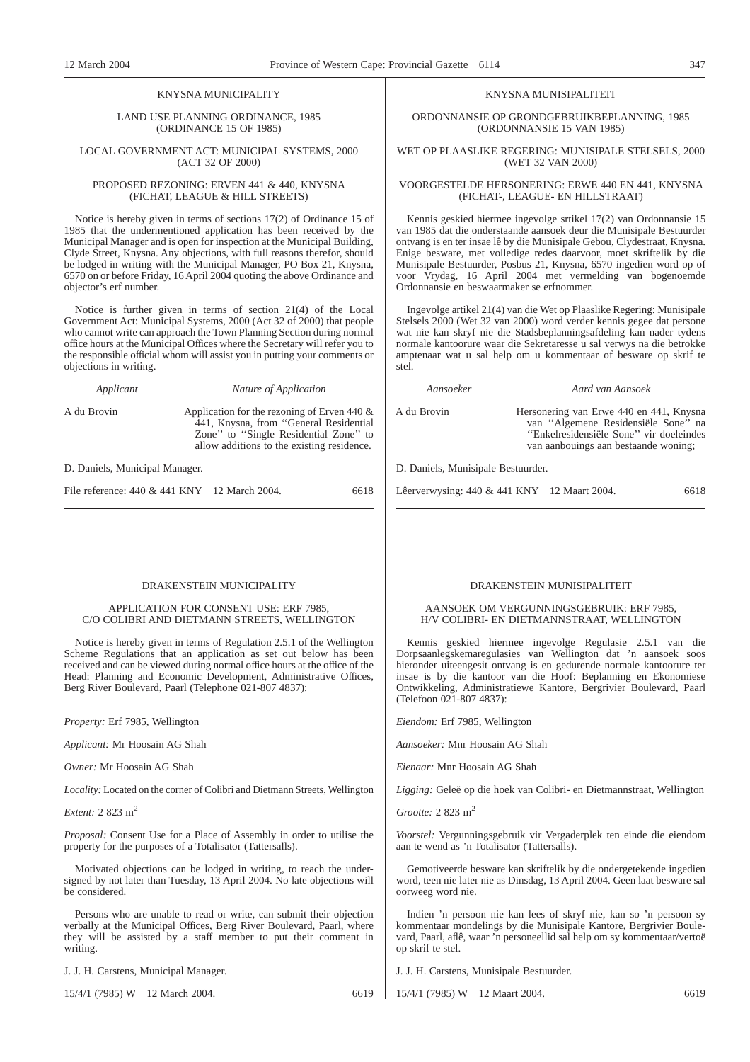KNYSNA MUNICIPALITY

LAND USE PLANNING ORDINANCE, 1985
(ORDINANCE 15 OF 1985)

LOCAL GOVERNMENT ACT: MUNICIPAL SYSTEMS, 2000
(ACT 32 OF 2000)

PROPOSED REZONING: ERVEN 441 & 440, KNYSNA
(FICHAT, LEAGUE & HILL STREETS)

Notice is hereby given in terms of sections 17(2) of Ordinance 15 of 1985 that the undermentioned application has been received by the Municipal Manager and is open for inspection at the Municipal Building, Clyde Street, Knysna. Any objections, with full reasons therefor, should be lodged in writing with the Municipal Manager, PO Box 21, Knysna, 6570 on or before Friday, 16 April 2004 quoting the above Ordinance and objector's erf number.

Notice is further given in terms of section 21(4) of the Local Government Act: Municipal Systems, 2000 (Act 32 of 2000) that people who cannot write can approach the Town Planning Section during normal office hours at the Municipal Offices where the Secretary will refer you to the responsible official whom will assist you in putting your comments or objections in writing.

| *Applicant* | *Nature of Application* |
|---|---|
| A du Brovin | Application for the rezoning of Erven 440 & 441, Knysna, from ''General Residential Zone'' to ''Single Residential Zone'' to allow additions to the existing residence. |

D. Daniels, Municipal Manager.

File reference: 440 & 441 KNY 12 March 2004. 6618

KNYSNA MUNISIPALITEIT

ORDONNANSIE OP GRONDGEBRUIKBEPLANNING, 1985
(ORDONNANSIE 15 VAN 1985)

WET OP PLAASLIKE REGERING: MUNISIPALE STELSELS, 2000
(WET 32 VAN 2000)

VOORGESTELDE HERSONERING: ERWE 440 EN 441, KNYSNA
(FICHAT-, LEAGUE- EN HILLSTRAAT)

Kennis geskied hiermee ingevolge srtikel 17(2) van Ordonnansie 15 van 1985 dat die onderstaande aansoek deur die Munisipale Bestuurder ontvang is en ter insae lê by die Munisipale Gebou, Clydestraat, Knysna. Enige besware, met volledige redes daarvoor, moet skriftelik by die Munisipale Bestuurder, Posbus 21, Knysna, 6570 ingedien word op of voor Vrydag, 16 April 2004 met vermelding van bogenoemde Ordonnansie en beswaarmaker se erfnommer.

Ingevolge artikel 21(4) van die Wet op Plaaslike Regering: Munisipale Stelsels 2000 (Wet 32 van 2000) word verder kennis gegee dat persone wat nie kan skryf nie die Stadsbeplanningsafdeling kan nader tydens normale kantoorure waar die Sekretaresse u sal verwys na die betrokke amptenaar wat u sal help om u kommentaar of besware op skrif te stel.

| *Aansoeker* | *Aard van Aansoek* |
|---|---|
| A du Brovin | Hersonering van Erwe 440 en 441, Knysna van ''Algemene Residensiële Sone'' na ''Enkelresidensiële Sone'' vir doeleindes van aanbouings aan bestaande woning; |

D. Daniels, Munisipale Bestuurder.

Lêerverwysing: 440 & 441 KNY 12 Maart 2004. 6618

DRAKENSTEIN MUNICIPALITY

APPLICATION FOR CONSENT USE: ERF 7985,
C/O COLIBRI AND DIETMANN STREETS, WELLINGTON

Notice is hereby given in terms of Regulation 2.5.1 of the Wellington Scheme Regulations that an application as set out below has been received and can be viewed during normal office hours at the office of the Head: Planning and Economic Development, Administrative Offices, Berg River Boulevard, Paarl (Telephone 021-807 4837):

*Property:* Erf 7985, Wellington

*Applicant:* Mr Hoosain AG Shah

*Owner:* Mr Hoosain AG Shah

*Locality:* Located on the corner of Colibri and Dietmann Streets, Wellington

*Extent:* 2 823 m$^2$

*Proposal:* Consent Use for a Place of Assembly in order to utilise the property for the purposes of a Totalisator (Tattersalls).

Motivated objections can be lodged in writing, to reach the undersigned by not later than Tuesday, 13 April 2004. No late objections will be considered.

Persons who are unable to read or write, can submit their objection verbally at the Municipal Offices, Berg River Boulevard, Paarl, where they will be assisted by a staff member to put their comment in writing.

J. J. H. Carstens, Municipal Manager.

15/4/1 (7985) W 12 March 2004. 6619

DRAKENSTEIN MUNISIPALITEIT

AANSOEK OM VERGUNNINGSGEBRUIK: ERF 7985,
H/V COLIBRI- EN DIETMANNSTRAAT, WELLINGTON

Kennis geskied hiermee ingevolge Regulasie 2.5.1 van die Dorpsaanlegskemaregulasies van Wellington dat 'n aansoek soos hieronder uiteengesit ontvang is en gedurende normale kantoorure ter insae is by die kantoor van die Hoof: Beplanning en Ekonomiese Ontwikkeling, Administratiewe Kantore, Bergrivier Boulevard, Paarl (Telefoon 021-807 4837):

*Eiendom:* Erf 7985, Wellington

*Aansoeker:* Mnr Hoosain AG Shah

*Eienaar:* Mnr Hoosain AG Shah

*Ligging:* Geleë op die hoek van Colibri- en Dietmannstraat, Wellington

*Grootte:* 2 823 m$^2$

*Voorstel:* Vergunningsgebruik vir Vergaderplek ten einde die eiendom aan te wend as 'n Totalisator (Tattersalls).

Gemotiveerde besware kan skriftelik by die ondergetekende ingedien word, teen nie later nie as Dinsdag, 13 April 2004. Geen laat besware sal oorweeg word nie.

Indien 'n persoon nie kan lees of skryf nie, kan so 'n persoon sy kommentaar mondelings by die Munisipale Kantore, Bergrivier Boulevard, Paarl, aflê, waar 'n personeellid sal help om sy kommentaar/vertoë op skrif te stel.

J. J. H. Carstens, Munisipale Bestuurder.

15/4/1 (7985) W 12 Maart 2004. 6619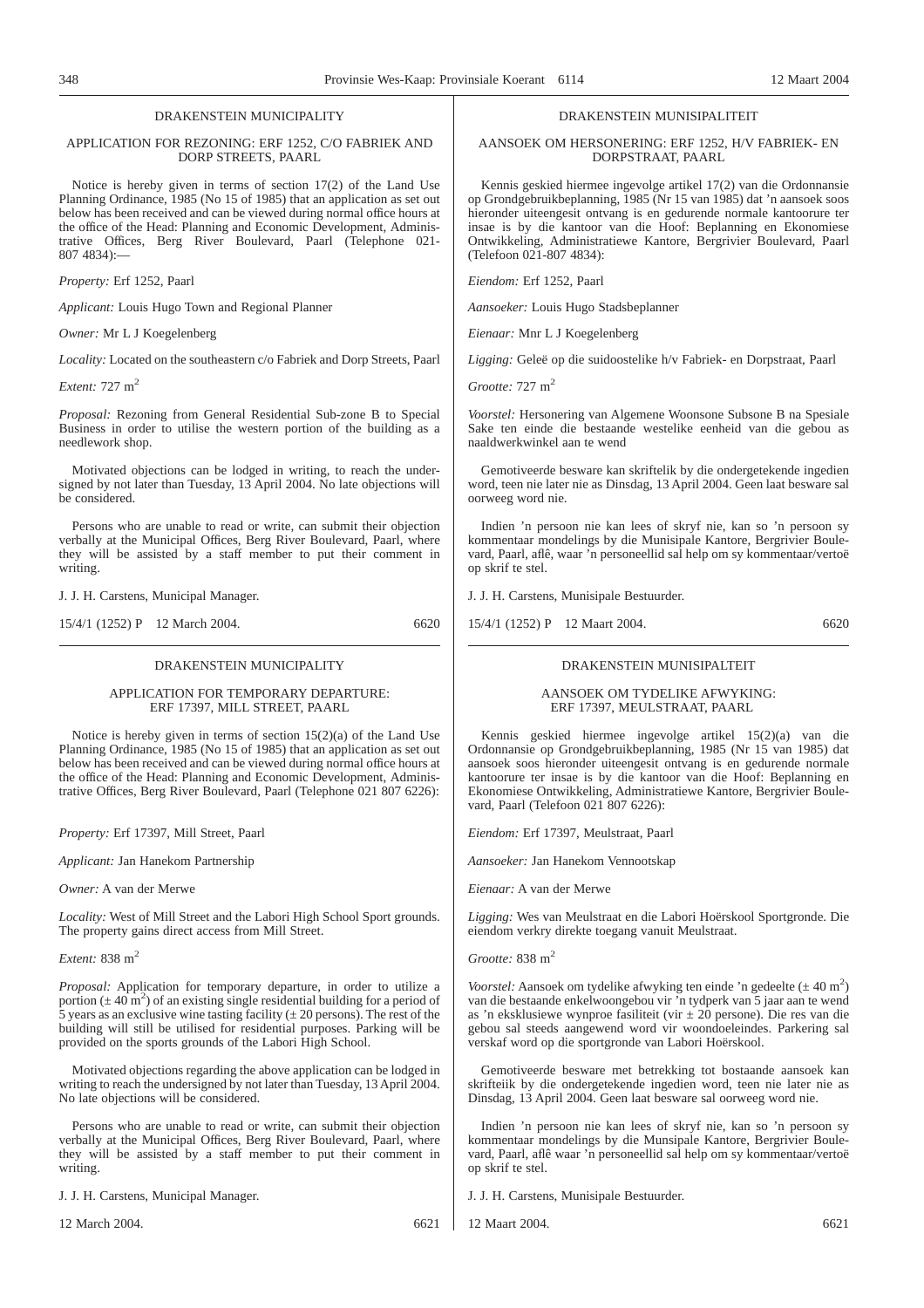## DRAKENSTEIN MUNICIPALITY

### APPLICATION FOR REZONING: ERF 1252, C/O FABRIEK AND DORP STREETS, PAARL

Notice is hereby given in terms of section 17(2) of the Land Use Planning Ordinance, 1985 (No 15 of 1985) that an application as set out below has been received and can be viewed during normal office hours at the office of the Head: Planning and Economic Development, Administrative Offices, Berg River Boulevard, Paarl (Telephone 021-807 4834):—

*Property:* Erf 1252, Paarl

*Applicant:* Louis Hugo Town and Regional Planner

*Owner:* Mr L J Koegelenberg

*Locality:* Located on the southeastern c/o Fabriek and Dorp Streets, Paarl

*Extent:* 727 $m^2$

*Proposal:* Rezoning from General Residential Sub-zone B to Special Business in order to utilise the western portion of the building as a needlework shop.

Motivated objections can be lodged in writing, to reach the undersigned by not later than Tuesday, 13 April 2004. No late objections will be considered.

Persons who are unable to read or write, can submit their objection verbally at the Municipal Offices, Berg River Boulevard, Paarl, where they will be assisted by a staff member to put their comment in writing.

J. J. H. Carstens, Municipal Manager.

15/4/1 (1252) P 12 March 2004. 6620

## DRAKENSTEIN MUNISIPALITEIT

### AANSOEK OM HERSONERING: ERF 1252, H/V FABRIEK- EN DORPSTRAAT, PAARL

Kennis geskied hiermee ingevolge artikel 17(2) van die Ordonnansie op Grondgebruikbeplanning, 1985 (Nr 15 van 1985) dat 'n aansoek soos hieronder uiteengesit ontvang is en gedurende normale kantoorure ter insae is by die kantoor van die Hoof: Beplanning en Ekonomiese Ontwikkeling, Administratiewe Kantore, Bergrivier Boulevard, Paarl (Telefoon 021-807 4834):

*Eiendom:* Erf 1252, Paarl

*Aansoeker:* Louis Hugo Stadsbeplanner

*Eienaar:* Mnr L J Koegelenberg

*Ligging:* Geleë op die suidoostelike h/v Fabriek- en Dorpstraat, Paarl

*Grootte:* 727 $m^2$

*Voorstel:* Hersonering van Algemene Woonsone Subsone B na Spesiale Sake ten einde die bestaande westelike eenheid van die gebou as naaldwerkwinkel aan te wend

Gemotiveerde besware kan skriftelik by die ondergetekende ingedien word, teen nie later nie as Dinsdag, 13 April 2004. Geen laat besware sal oorweeg word nie.

Indien 'n persoon nie kan lees of skryf nie, kan so 'n persoon sy kommentaar mondelings by die Munisipale Kantore, Bergrivier Boulevard, Paarl, aflê, waar 'n personeellid sal help om sy kommentaar/vertoë op skrif te stel.

J. J. H. Carstens, Munisipale Bestuurder.

15/4/1 (1252) P 12 Maart 2004. 6620

## DRAKENSTEIN MUNICIPALITY

### APPLICATION FOR TEMPORARY DEPARTURE: ERF 17397, MILL STREET, PAARL

Notice is hereby given in terms of section 15(2)(a) of the Land Use Planning Ordinance, 1985 (No 15 of 1985) that an application as set out below has been received and can be viewed during normal office hours at the office of the Head: Planning and Economic Development, Administrative Offices, Berg River Boulevard, Paarl (Telephone 021 807 6226):

*Property:* Erf 17397, Mill Street, Paarl

*Applicant:* Jan Hanekom Partnership

*Owner:* A van der Merwe

*Locality:* West of Mill Street and the Labori High School Sport grounds. The property gains direct access from Mill Street.

*Extent:* 838 $m^2$

*Proposal:* Application for temporary departure, in order to utilize a portion (± 40 $m^2$) of an existing single residential building for a period of 5 years as an exclusive wine tasting facility (± 20 persons). The rest of the building will still be utilised for residential purposes. Parking will be provided on the sports grounds of the Labori High School.

Motivated objections regarding the above application can be lodged in writing to reach the undersigned by not later than Tuesday, 13 April 2004. No late objections will be considered.

Persons who are unable to read or write, can submit their objection verbally at the Municipal Offices, Berg River Boulevard, Paarl, where they will be assisted by a staff member to put their comment in writing.

J. J. H. Carstens, Municipal Manager.

12 March 2004. 6621

## DRAKENSTEIN MUNISIPALTEIT

### AANSOEK OM TYDELIKE AFWYKING: ERF 17397, MEULSTRAAT, PAARL

Kennis geskied hiermee ingevolge artikel 15(2)(a) van die Ordonnansie op Grondgebruikbeplanning, 1985 (Nr 15 van 1985) dat aansoek soos hieronder uiteengesit ontvang is en gedurende normale kantoorure ter insae is by die kantoor van die Hoof: Beplanning en Ekonomiese Ontwikkeling, Administratiewe Kantore, Bergrivier Boulevard, Paarl (Telefoon 021 807 6226):

*Eiendom:* Erf 17397, Meulstraat, Paarl

*Aansoeker:* Jan Hanekom Vennootskap

*Eienaar:* A van der Merwe

*Ligging:* Wes van Meulstraat en die Labori Hoërskool Sportgronde. Die eiendom verkry direkte toegang vanuit Meulstraat.

*Grootte:* 838 $m^2$

*Voorstel:* Aansoek om tydelike afwyking ten einde 'n gedeelte (± 40 $m^2$) van die bestaande enkelwoongebou vir 'n tydperk van 5 jaar aan te wend as 'n eksklusiewe wynproe fasiliteit (vir ± 20 persone). Die res van die gebou sal steeds aangewend word vir woondoeleindes. Parkering sal verskaf word op die sportgronde van Labori Hoërskool.

Gemotiveerde besware met betrekking tot bostaande aansoek kan skrifteiik by die ondergetekende ingedien word, teen nie later nie as Dinsdag, 13 April 2004. Geen laat besware sal oorweeg word nie.

Indien 'n persoon nie kan lees of skryf nie, kan so 'n persoon sy kommentaar mondelings by die Munsipale Kantore, Bergrivier Boulevard, Paarl, aflê waar 'n personeellid sal help om sy kommentaar/vertoë op skrif te stel.

J. J. H. Carstens, Munisipale Bestuurder.

12 Maart 2004. 6621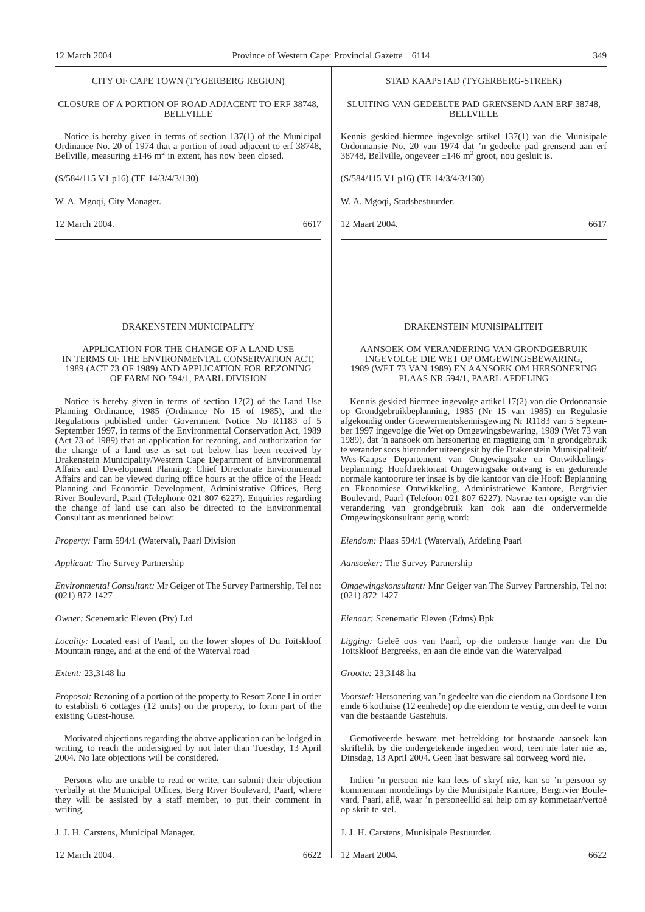## CITY OF CAPE TOWN (TYGERBERG REGION)

### CLOSURE OF A PORTION OF ROAD ADJACENT TO ERF 38748, BELLVILLE

Notice is hereby given in terms of section 137(1) of the Municipal Ordinance No. 20 of 1974 that a portion of road adjacent to erf 38748, Bellville, measuring ±146 $m^2$ in extent, has now been closed.

(S/584/115 V1 p16) (TE 14/3/4/3/130)

W. A. Mgoqi, City Manager.

12 March 2004. 6617

## STAD KAAPSTAD (TYGERBERG-STREEK)

### SLUITING VAN GEDEELTE PAD GRENSEND AAN ERF 38748, BELLVILLE

Kennis geskied hiermee ingevolge srtikel 137(1) van die Munisipale Ordonnansie No. 20 van 1974 dat 'n gedeelte pad grensend aan erf 38748, Bellville, ongeveer ±146 $m^2$ groot, nou gesluit is.

(S/584/115 V1 p16) (TE 14/3/4/3/130)

W. A. Mgoqi, Stadsbestuurder.

12 Maart 2004. 6617

## DRAKENSTEIN MUNICIPALITY

### APPLICATION FOR THE CHANGE OF A LAND USE IN TERMS OF THE ENVIRONMENTAL CONSERVATION ACT, 1989 (ACT 73 OF 1989) AND APPLICATION FOR REZONING OF FARM NO 594/1, PAARL DIVISION

Notice is hereby given in terms of section 17(2) of the Land Use Planning Ordinance, 1985 (Ordinance No 15 of 1985), and the Regulations published under Government Notice No R1183 of 5 September 1997, in terms of the Environmental Conservation Act, 1989 (Act 73 of 1989) that an application for rezoning, and authorization for the change of a land use as set out below has been received by Drakenstein Municipality/Western Cape Department of Environmental Affairs and Development Planning: Chief Directorate Environmental Affairs and can be viewed during office hours at the office of the Head: Planning and Economic Development, Administrative Offices, Berg River Boulevard, Paarl (Telephone 021 807 6227). Enquiries regarding the change of land use can also be directed to the Environmental Consultant as mentioned below:

*Property:* Farm 594/1 (Waterval), Paarl Division

*Applicant:* The Survey Partnership

*Environmental Consultant:* Mr Geiger of The Survey Partnership, Tel no: (021) 872 1427

*Owner:* Scenematic Eleven (Pty) Ltd

*Locality:* Located east of Paarl, on the lower slopes of Du Toitskloof Mountain range, and at the end of the Waterval road

*Extent:* 23,3148 ha

*Proposal:* Rezoning of a portion of the property to Resort Zone I in order to establish 6 cottages (12 units) on the property, to form part of the existing Guest-house.

Motivated objections regarding the above application can be lodged in writing, to reach the undersigned by not later than Tuesday, 13 April 2004. No late objections will be considered.

Persons who are unable to read or write, can submit their objection verbally at the Municipal Offices, Berg River Boulevard, Paarl, where they will be assisted by a staff member, to put their comment in writing.

J. J. H. Carstens, Municipal Manager.

12 March 2004. 6622

## DRAKENSTEIN MUNISIPALITEIT

### AANSOEK OM VERANDERING VAN GRONDGEBRUIK INGEVOLGE DIE WET OP OMGEWINGSBEWARING, 1989 (WET 73 VAN 1989) EN AANSOEK OM HERSONERING PLAAS NR 594/1, PAARL AFDELING

Kennis geskied hiermee ingevolge artikel 17(2) van die Ordonnansie op Grondgebruikbeplanning, 1985 (Nr 15 van 1985) en Regulasie afgekondig onder Goewermentskennisgewing Nr R1183 van 5 September 1997 ingevolge die Wet op Omgewingsbewaring, 1989 (Wet 73 van 1989), dat 'n aansoek om hersonering en magtiging om 'n grondgebruik te verander soos hieronder uiteengesit by die Drakenstein Munisipaliteit/Wes-Kaapse Departement van Omgewingsake en Ontwikkelingsbeplanning: Hoofdirektoraat Omgewingsake ontvang is en gedurende normale kantoorure ter insae is by die kantoor van die Hoof: Beplanning en Ekonomiese Ontwikkeling, Administratiewe Kantore, Bergrivier Boulevard, Paarl (Telefoon 021 807 6227). Navrae ten opsigte van die verandering van grondgebruik kan ook aan die ondervermelde Omgewingskonsultant gerig word:

*Eiendom:* Plaas 594/1 (Waterval), Afdeling Paarl

*Aansoeker:* The Survey Partnership

*Omgewingskonsultant:* Mnr Geiger van The Survey Partnership, Tel no: (021) 872 1427

*Eienaar:* Scenematic Eleven (Edms) Bpk

*Ligging:* Geleë oos van Paarl, op die onderste hange van die Du Toitskloof Bergreeks, en aan die einde van die Watervalpad

*Grootte:* 23,3148 ha

*Voorstel:* Hersonering van 'n gedeelte van die eiendom na Oordsone I ten einde 6 kothuise (12 eenhede) op die eiendom te vestig, om deel te vorm van die bestaande Gastehuis.

Gemotiveerde besware met betrekking tot bostaande aansoek kan skriftelik by die ondergetekende ingedien word, teen nie later nie as, Dinsdag, 13 April 2004. Geen laat besware sal oorweeg word nie.

Indien 'n persoon nie kan lees of skryf nie, kan so 'n persoon sy kommentaar mondelings by die Munisipale Kantore, Bergrivier Boulevard, Paari, aflê, waar 'n personeellid sal help om sy kommetaar/vertoë op skrif te stel.

J. J. H. Carstens, Munisipale Bestuurder.

12 Maart 2004. 6622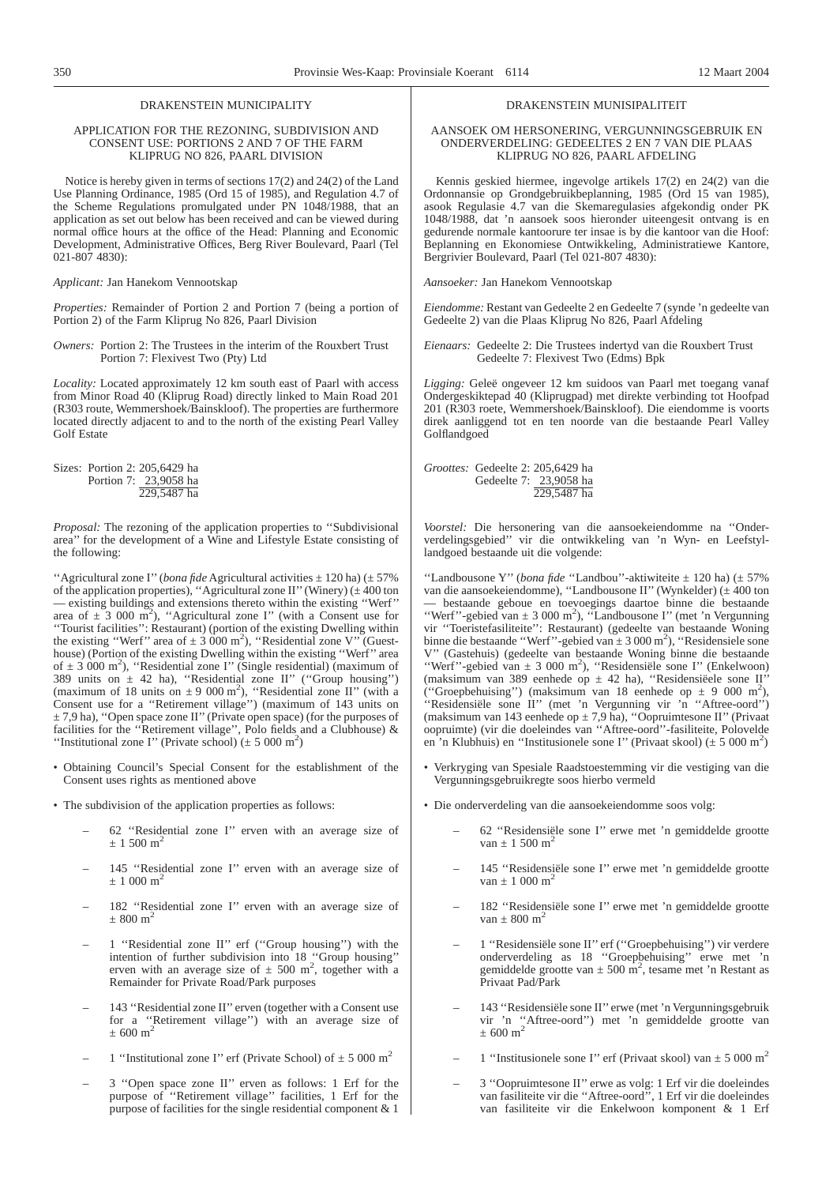## DRAKENSTEIN MUNICIPALITY

### APPLICATION FOR THE REZONING, SUBDIVISION AND CONSENT USE: PORTIONS 2 AND 7 OF THE FARM KLIPRUG NO 826, PAARL DIVISION

Notice is hereby given in terms of sections 17(2) and 24(2) of the Land Use Planning Ordinance, 1985 (Ord 15 of 1985), and Regulation 4.7 of the Scheme Regulations promulgated under PN 1048/1988, that an application as set out below has been received and can be viewed during normal office hours at the office of the Head: Planning and Economic Development, Administrative Offices, Berg River Boulevard, Paarl (Tel 021-807 4830):

*Applicant:* Jan Hanekom Vennootskap

*Properties:* Remainder of Portion 2 and Portion 7 (being a portion of Portion 2) of the Farm Kliprug No 826, Paarl Division

*Owners:* Portion 2: The Trustees in the interim of the Rouxbert Trust
Portion 7: Flexivest Two (Pty) Ltd

*Locality:* Located approximately 12 km south east of Paarl with access from Minor Road 40 (Kliprug Road) directly linked to Main Road 201 (R303 route, Wemmershoek/Bainskloof). The properties are furthermore located directly adjacent to and to the north of the existing Pearl Valley Golf Estate

Sizes: Portion 2: 205,6429 ha
Portion 7: 23,9058 ha
229,5487 ha

*Proposal:* The rezoning of the application properties to ''Subdivisional area'' for the development of a Wine and Lifestyle Estate consisting of the following:

''Agricultural zone I'' (*bona fide* Agricultural activities ± 120 ha) (± 57% of the application properties), ''Agricultural zone II'' (Winery) (± 400 ton — existing buildings and extensions thereto within the existing ''Werf'' area of ± 3 000 m$^2$), ''Agricultural zone I'' (with a Consent use for ''Tourist facilities'': Restaurant) (portion of the existing Dwelling within the existing ''Werf'' area of ± 3 000 m$^2$), ''Residential zone V'' (Guesthouse) (Portion of the existing Dwelling within the existing ''Werf'' area of ± 3 000 m$^2$), ''Residential zone I'' (Single residential) (maximum of 389 units on ± 42 ha), ''Residential zone II'' (''Group housing'') (maximum of 18 units on ± 9 000 m$^2$), ''Residential zone II'' (with a Consent use for a ''Retirement village'') (maximum of 143 units on ± 7,9 ha), ''Open space zone II'' (Private open space) (for the purposes of facilities for the ''Retirement village'', Polo fields and a Clubhouse) & ''Institutional zone I'' (Private school) (± 5 000 m$^2$)

- Obtaining Council's Special Consent for the establishment of the Consent uses rights as mentioned above
- The subdivision of the application properties as follows:
  - 62 ''Residential zone I'' erven with an average size of ± 1 500 m$^2$
  - 145 ''Residential zone I'' erven with an average size of ± 1 000 m$^2$
  - 182 ''Residential zone I'' erven with an average size of ± 800 m$^2$
  - 1 ''Residential zone II'' erf (''Group housing'') with the intention of further subdivision into 18 ''Group housing'' erven with an average size of ± 500 m$^2$, together with a Remainder for Private Road/Park purposes
  - 143 ''Residential zone II'' erven (together with a Consent use for a ''Retirement village'') with an average size of ± 600 m$^2$
  - 1 ''Institutional zone I'' erf (Private School) of ± 5 000 m$^2$
  - 3 ''Open space zone II'' erven as follows: 1 Erf for the purpose of ''Retirement village'' facilities, 1 Erf for the purpose of facilities for the single residential component & 1

## DRAKENSTEIN MUNISIPALITEIT

### AANSOEK OM HERSONERING, VERGUNNINGSGEBRUIK EN ONDERVERDELING: GEDEELTES 2 EN 7 VAN DIE PLAAS KLIPRUG NO 826, PAARL AFDELING

Kennis geskied hiermee, ingevolge artikels 17(2) en 24(2) van die Ordonnansie op Grondgebruikbeplanning, 1985 (Ord 15 van 1985), asook Regulasie 4.7 van die Skemaregulasies afgekondig onder PK 1048/1988, dat 'n aansoek soos hieronder uiteengesit ontvang is en gedurende normale kantoorure ter insae is by die kantoor van die Hoof: Beplanning en Ekonomiese Ontwikkeling, Administratiewe Kantore, Bergrivier Boulevard, Paarl (Tel 021-807 4830):

*Aansoeker:* Jan Hanekom Vennootskap

*Eiendomme:* Restant van Gedeelte 2 en Gedeelte 7 (synde 'n gedeelte van Gedeelte 2) van die Plaas Kliprug No 826, Paarl Afdeling

*Eienaars:* Gedeelte 2: Die Trustees indertyd van die Rouxbert Trust
Gedeelte 7: Flexivest Two (Edms) Bpk

*Ligging:* Geleë ongeveer 12 km suidoos van Paarl met toegang vanaf Ondergeskiktepad 40 (Kliprugpad) met direkte verbinding tot Hoofpad 201 (R303 roete, Wemmershoek/Bainskloof). Die eiendomme is voorts direk aanliggend tot en ten noorde van die bestaande Pearl Valley Golflandgoed

*Groottes:* Gedeelte 2: 205,6429 ha
Gedeelte 7: 23,9058 ha
229,5487 ha

*Voorstel:* Die hersonering van die aansoekeiendomme na ''Onderverdelingsgebied'' vir die ontwikkeling van 'n Wyn- en Leefstyllandgoed bestaande uit die volgende:

''Landbousone Y'' (*bona fide* ''Landbou''-aktiwiteite ± 120 ha) (± 57% van die aansoekeiendomme), ''Landbousone II'' (Wynkelder) (± 400 ton — bestaande geboue en toevoegings daartoe binne die bestaande ''Werf''-gebied van ± 3 000 m$^2$), ''Landbousone I'' (met 'n Vergunning vir ''Toeristefasiliteite'': Restaurant) (gedeelte van bestaande Woning binne die bestaande ''Werf''-gebied van ± 3 000 m$^2$), ''Residensiele sone V'' (Gastehuis) (gedeelte van bestaande Woning binne die bestaande ''Werf''-gebied van ± 3 000 m$^2$), ''Residensiële sone I'' (Enkelwoon) (maksimum van 389 eenhede op ± 42 ha), ''Residensiëele sone II'' (''Groepbehuising'') (maksimum van 18 eenhede op ± 9 000 m$^2$), ''Residensiële sone II'' (met 'n Vergunning vir 'n ''Aftree-oord'') (maksimum van 143 eenhede op ± 7,9 ha), ''Oopruimtesone II'' (Privaat oopruimte) (vir die doeleindes van ''Aftree-oord''-fasiliteite, Polovelde en 'n Klubhuis) en ''Institusionele sone I'' (Privaat skool) (± 5 000 m$^2$)

- Verkryging van Spesiale Raadstoestemming vir die vestiging van die Vergunningsgebruikregte soos hierbo vermeld
- Die onderverdeling van die aansoekeiendomme soos volg:
  - 62 ''Residensiële sone I'' erwe met 'n gemiddelde grootte van ± 1 500 m$^2$
  - 145 ''Residensiële sone I'' erwe met 'n gemiddelde grootte van ± 1 000 m$^2$
  - 182 ''Residensiële sone I'' erwe met 'n gemiddelde grootte van ± 800 m$^2$
  - 1 ''Residensiële sone II'' erf (''Groepbehuising'') vir verdere onderverdeling as 18 ''Groepbehuising'' erwe met 'n gemiddelde grootte van ± 500 m$^2$, tesame met 'n Restant as Privaat Pad/Park
  - 143 ''Residensiële sone II'' erwe (met 'n Vergunningsgebruik vir 'n ''Aftree-oord'') met 'n gemiddelde grootte van ± 600 m$^2$
  - 1 ''Institusionele sone I'' erf (Privaat skool) van ± 5 000 m$^2$
  - 3 ''Oopruimtesone II'' erwe as volg: 1 Erf vir die doeleindes van fasiliteite vir die ''Aftree-oord'', 1 Erf vir die doeleindes van fasiliteite vir die Enkelwoon komponent & 1 Erf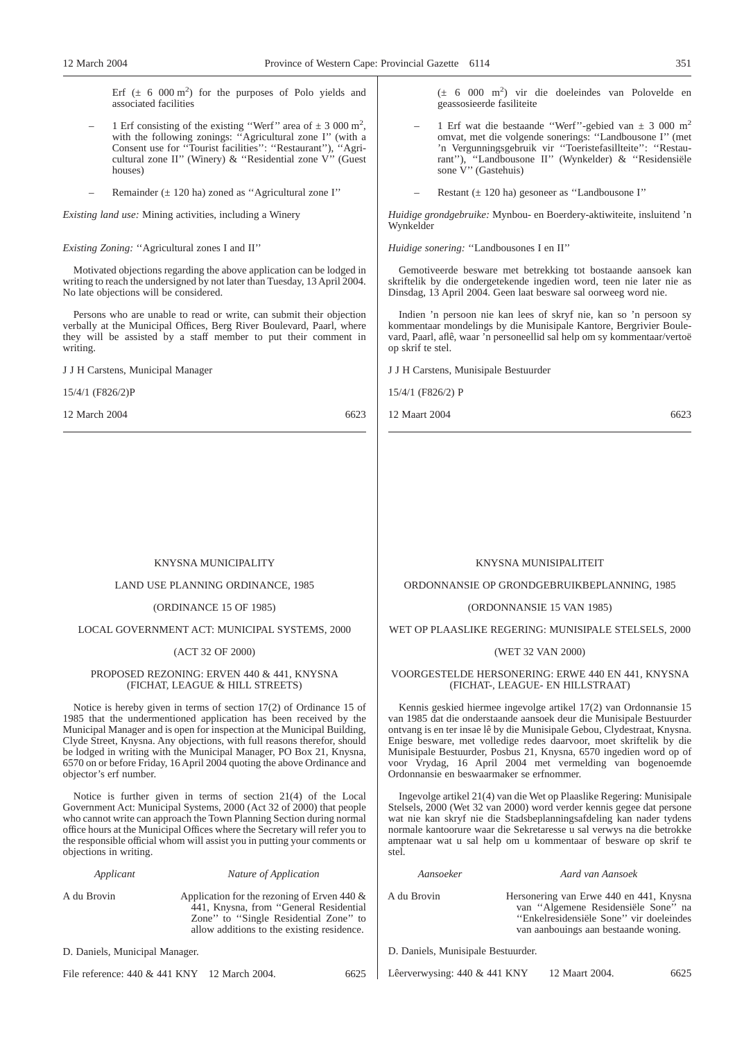Erf (± 6 000 m$^2$) for the purposes of Polo yields and associated facilities

- 1 Erf consisting of the existing ''Werf'' area of ± 3 000 m$^2$, with the following zonings: ''Agricultural zone I'' (with a Consent use for ''Tourist facilities'': ''Restaurant''), ''Agricultural zone II'' (Winery) & ''Residential zone V'' (Guest houses)
- Remainder (± 120 ha) zoned as ''Agricultural zone I''

*Existing land use:* Mining activities, including a Winery

*Existing Zoning:* ''Agricultural zones I and II''

Motivated objections regarding the above application can be lodged in writing to reach the undersigned by not later than Tuesday, 13 April 2004. No late objections will be considered.

Persons who are unable to read or write, can submit their objection verbally at the Municipal Offices, Berg River Boulevard, Paarl, where they will be assisted by a staff member to put their comment in writing.

J J H Carstens, Municipal Manager

15/4/1 (F826/2)P

12 March 2004 6623

(± 6 000 m$^2$) vir die doeleindes van Polovelde en geassosieerde fasiliteite

- 1 Erf wat die bestaande ''Werf''-gebied van ± 3 000 m$^2$ omvat, met die volgende sonerings: ''Landbousone I'' (met 'n Vergunningsgebruik vir ''Toeristefasillteite'': ''Restaurant''), ''Landbousone II'' (Wynkelder) & ''Residensiële sone V'' (Gastehuis)
- Restant (± 120 ha) gesoneer as ''Landbousone I''

*Huidige grondgebruike:* Mynbou- en Boerdery-aktiwiteite, insluitend 'n Wynkelder

*Huidige sonering:* ''Landbousones I en II''

Gemotiveerde besware met betrekking tot bostaande aansoek kan skriftelik by die ondergetekende ingedien word, teen nie later nie as Dinsdag, 13 April 2004. Geen laat besware sal oorweeg word nie.

Indien 'n persoon nie kan lees of skryf nie, kan so 'n persoon sy kommentaar mondelings by die Munisipale Kantore, Bergrivier Boulevard, Paarl, aflê, waar 'n personeellid sal help om sy kommentaar/vertoë op skrif te stel.

J J H Carstens, Munisipale Bestuurder

15/4/1 (F826/2) P

12 Maart 2004 6623

---

## KNYSNA MUNICIPALITY

LAND USE PLANNING ORDINANCE, 1985

(ORDINANCE 15 OF 1985)

LOCAL GOVERNMENT ACT: MUNICIPAL SYSTEMS, 2000

(ACT 32 OF 2000)

PROPOSED REZONING: ERVEN 440 & 441, KNYSNA (FICHAT, LEAGUE & HILL STREETS)

Notice is hereby given in terms of section 17(2) of Ordinance 15 of 1985 that the undermentioned application has been received by the Municipal Manager and is open for inspection at the Municipal Building, Clyde Street, Knysna. Any objections, with full reasons therefor, should be lodged in writing with the Municipal Manager, PO Box 21, Knysna, 6570 on or before Friday, 16 April 2004 quoting the above Ordinance and objector's erf number.

Notice is further given in terms of section 21(4) of the Local Government Act: Municipal Systems, 2000 (Act 32 of 2000) that people who cannot write can approach the Town Planning Section during normal office hours at the Municipal Offices where the Secretary will refer you to the responsible official whom will assist you in putting your comments or objections in writing.

| *Applicant* | *Nature of Application* |
|---|---|
| A du Brovin | Application for the rezoning of Erven 440 & 441, Knysna, from ''General Residential Zone'' to ''Single Residential Zone'' to allow additions to the existing residence. |

D. Daniels, Municipal Manager.

File reference: 440 & 441 KNY 12 March 2004. 6625

## KNYSNA MUNISIPALITEIT

ORDONNANSIE OP GRONDGEBRUIKBEPLANNING, 1985

(ORDONNANSIE 15 VAN 1985)

WET OP PLAASLIKE REGERING: MUNISIPALE STELSELS, 2000

(WET 32 VAN 2000)

VOORGESTELDE HERSONERING: ERWE 440 EN 441, KNYSNA (FICHAT-, LEAGUE- EN HILLSTRAAT)

Kennis geskied hiermee ingevolge artikel 17(2) van Ordonnansie 15 van 1985 dat die onderstaande aansoek deur die Munisipale Bestuurder ontvang is en ter insae lê by die Munisipale Gebou, Clydestraat, Knysna. Enige besware, met volledige redes daarvoor, moet skriftelik by die Munisipale Bestuurder, Posbus 21, Knysna, 6570 ingedien word op of voor Vrydag, 16 April 2004 met vermelding van bogenoemde Ordonnansie en beswaarmaker se erfnommer.

Ingevolge artikel 21(4) van die Wet op Plaaslike Regering: Munisipale Stelsels, 2000 (Wet 32 van 2000) word verder kennis gegee dat persone wat nie kan skryf nie die Stadsbeplanningsafdeling kan nader tydens normale kantoorure waar die Sekretaresse u sal verwys na die betrokke amptenaar wat u sal help om u kommentaar of besware op skrif te stel.

| *Aansoeker* | *Aard van Aansoek* |
|---|---|
| A du Brovin | Hersonering van Erwe 440 en 441, Knysna van ''Algemene Residensiële Sone'' na ''Enkelresidensiële Sone'' vir doeleindes van aanbouings aan bestaande woning. |

D. Daniels, Munisipale Bestuurder.

Lêerverwysing: 440 & 441 KNY 12 Maart 2004. 6625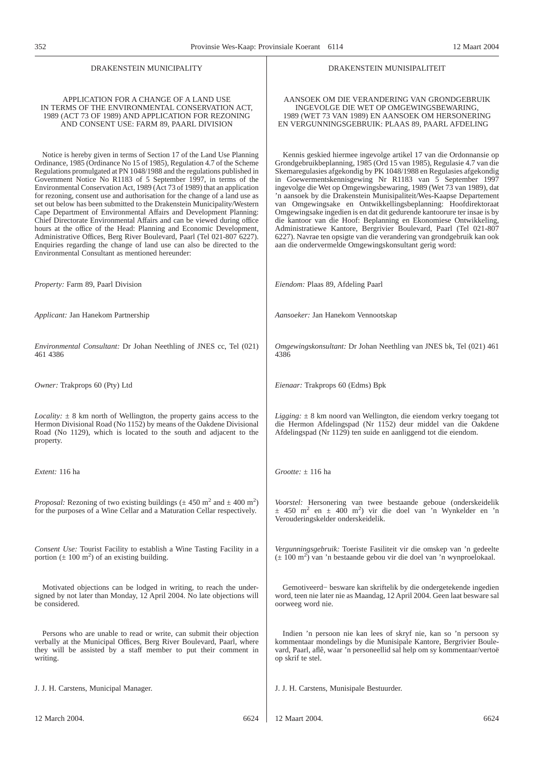## DRAKENSTEIN MUNICIPALITY

### APPLICATION FOR A CHANGE OF A LAND USE IN TERMS OF THE ENVIRONMENTAL CONSERVATION ACT, 1989 (ACT 73 OF 1989) AND APPLICATION FOR REZONING AND CONSENT USE: FARM 89, PAARL DIVISION

Notice is hereby given in terms of Section 17 of the Land Use Planning Ordinance, 1985 (Ordinance No 15 of 1985), Regulation 4.7 of the Scheme Regulations promulgated at PN 1048/1988 and the regulations published in Government Notice No R1183 of 5 September 1997, in terms of the Environmental Conservation Act, 1989 (Act 73 of 1989) that an application for rezoning, consent use and authorisation for the change of a land use as set out below has been submitted to the Drakenstein Municipality/Western Cape Department of Environmental Affairs and Development Planning: Chief Directorate Environmental Affairs and can be viewed during office hours at the office of the Head: Planning and Economic Development, Administrative Offices, Berg River Boulevard, Paarl (Tel 021-807 6227). Enquiries regarding the change of land use can also be directed to the Environmental Consultant as mentioned hereunder:

*Property:* Farm 89, Paarl Division

*Applicant:* Jan Hanekom Partnership

*Environmental Consultant:* Dr Johan Neethling of JNES cc, Tel (021) 461 4386

*Owner:* Trakprops 60 (Pty) Ltd

*Locality:* ± 8 km north of Wellington, the property gains access to the Hermon Divisional Road (No 1152) by means of the Oakdene Divisional Road (No 1129), which is located to the south and adjacent to the property.

*Extent:* 116 ha

*Proposal:* Rezoning of two existing buildings (± 450 m$^2$ and ± 400 m$^2$) for the purposes of a Wine Cellar and a Maturation Cellar respectively.

*Consent Use:* Tourist Facility to establish a Wine Tasting Facility in a portion (± 100 m$^2$) of an existing building.

Motivated objections can be lodged in writing, to reach the undersigned by not later than Monday, 12 April 2004. No late objections will be considered.

Persons who are unable to read or write, can submit their objection verbally at the Municipal Offices, Berg River Boulevard, Paarl, where they will be assisted by a staff member to put their comment in writing.

J. J. H. Carstens, Municipal Manager.

12 March 2004. 6624

## DRAKENSTEIN MUNISIPALITEIT

### AANSOEK OM DIE VERANDERING VAN GRONDGEBRUIK INGEVOLGE DIE WET OP OMGEWINGSBEWARING, 1989 (WET 73 VAN 1989) EN AANSOEK OM HERSONERING EN VERGUNNINGSGEBRUIK: PLAAS 89, PAARL AFDELING

Kennis geskied hiermee ingevolge artikel 17 van die Ordonnansie op Grondgebruikbeplanning, 1985 (Ord 15 van 1985), Regulasie 4.7 van die Skemaregulasies afgekondig by PK 1048/1988 en Regulasies afgekondig in Goewermentskennisgewing Nr R1183 van 5 September 1997 ingevolge die Wet op Omgewingsbewaring, 1989 (Wet 73 van 1989), dat 'n aansoek by die Drakenstein Munisipaliteit/Wes-Kaapse Departement van Omgewingsake en Ontwikkellingsbeplanning: Hoofdirektoraat Omgewingsake ingedien is en dat dit gedurende kantoorure ter insae is by die kantoor van die Hoof: Beplanning en Ekonomiese Ontwikkeling, Administratiewe Kantore, Bergrivier Boulevard, Paarl (Tel 021-807 6227). Navrae ten opsigte van die verandering van grondgebruik kan ook aan die ondervermelde Omgewingskonsultant gerig word:

*Eiendom:* Plaas 89, Afdeling Paarl

*Aansoeker:* Jan Hanekom Vennootskap

*Omgewingskonsultant:* Dr Johan Neethling van JNES bk, Tel (021) 461 4386

*Eienaar:* Trakprops 60 (Edms) Bpk

*Ligging:* ± 8 km noord van Wellington, die eiendom verkry toegang tot die Hermon Afdelingspad (Nr 1152) deur middel van die Oakdene Afdelingspad (Nr 1129) ten suide en aanliggend tot die eiendom.

*Grootte:* ± 116 ha

*Voorstel:* Hersonering van twee bestaande geboue (onderskeidelik ± 450 m$^2$ en ± 400 m$^2$) vir die doel van 'n Wynkelder en 'n Verouderingskelder onderskeidelik.

*Vergunningsgebruik:* Toeriste Fasiliteit vir die omskep van 'n gedeelte (± 100 m$^2$) van 'n bestaande gebou vir die doel van 'n wynproelokaal.

Gemotiveerd− besware kan skriftelik by die ondergetekende ingedien word, teen nie later nie as Maandag, 12 April 2004. Geen laat besware sal oorweeg word nie.

Indien 'n persoon nie kan lees of skryf nie, kan so 'n persoon sy kommentaar mondelings by die Munisipale Kantore, Bergrivier Boulevard, Paarl, aflê, waar 'n personeellid sal help om sy kommentaar/vertoë op skrif te stel.

J. J. H. Carstens, Munisipale Bestuurder.

12 Maart 2004. 6624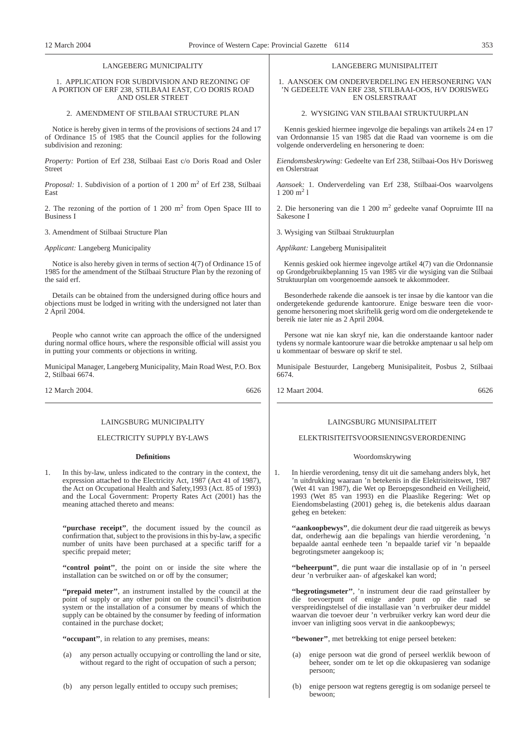LANGEBERG MUNICIPALITY

1. APPLICATION FOR SUBDIVISION AND REZONING OF A PORTION OF ERF 238, STILBAAI EAST, C/O DORIS ROAD AND OSLER STREET

2. AMENDMENT OF STILBAAI STRUCTURE PLAN

Notice is hereby given in terms of the provisions of sections 24 and 17 of Ordinance 15 of 1985 that the Council applies for the following subdivision and rezoning:

*Property:* Portion of Erf 238, Stilbaai East c/o Doris Road and Osler Street

*Proposal:* 1. Subdivision of a portion of 1 200 m$^2$ of Erf 238, Stilbaai East

2. The rezoning of the portion of 1 200 m$^2$ from Open Space III to Business I

3. Amendment of Stilbaai Structure Plan

*Applicant:* Langeberg Municipality

Notice is also hereby given in terms of section 4(7) of Ordinance 15 of 1985 for the amendment of the Stilbaai Structure Plan by the rezoning of the said erf.

Details can be obtained from the undersigned during office hours and objections must be lodged in writing with the undersigned not later than 2 April 2004.

People who cannot write can approach the office of the undersigned during normal office hours, where the responsible official will assist you in putting your comments or objections in writing.

Municipal Manager, Langeberg Municipality, Main Road West, P.O. Box 2, Stilbaai 6674.

12 March 2004. 6626

LANGEBERG MUNISIPALITEIT

1. AANSOEK OM ONDERVERDELING EN HERSONERING VAN 'N GEDEELTE VAN ERF 238, STILBAAI-OOS, H/V DORISWEG EN OSLERSTRAAT

2. WYSIGING VAN STILBAAI STRUKTUURPLAN

Kennis geskied hiermee ingevolge die bepalings van artikels 24 en 17 van Ordonnansie 15 van 1985 dat die Raad van voorneme is om die volgende onderverdeling en hersonering te doen:

*Eiendomsbeskrywing:* Gedeelte van Erf 238, Stilbaai-Oos H/v Dorisweg en Oslerstraat

*Aansoek:* 1. Onderverdeling van Erf 238, Stilbaai-Oos waarvolgens 1 200 m$^2$ l

2. Die hersonering van die 1 200 m$^2$ gedeelte vanaf Oopruimte III na Sakesone I

3. Wysiging van Stilbaai Struktuurplan

*Applikant:* Langeberg Munisipaliteit

Kennis geskied ook hiermee ingevolge artikel 4(7) van die Ordonnansie op Grondgebruikbeplanning 15 van 1985 vir die wysiging van die Stilbaai Struktuurplan om voorgenoemde aansoek te akkommodeer.

Besonderhede rakende die aansoek is ter insae by die kantoor van die ondergetekende gedurende kantoorure. Enige besware teen die voorgenome hersonering moet skriftelik gerig word om die ondergetekende te bereik nie later nie as 2 April 2004.

Persone wat nie kan skryf nie, kan die onderstaande kantoor nader tydens sy normale kantoorure waar die betrokke amptenaar u sal help om u kommentaar of besware op skrif te stel.

Munisipale Bestuurder, Langeberg Munisipaliteit, Posbus 2, Stilbaai 6674.

12 Maart 2004. 6626

LAINGSBURG MUNICIPALITY

ELECTRICITY SUPPLY BY-LAWS

**Definitions**

1. In this by-law, unless indicated to the contrary in the context, the expression attached to the Electricity Act, 1987 (Act 41 of 1987), the Act on Occupational Health and Safety,1993 (Act. 85 of 1993) and the Local Government: Property Rates Act (2001) has the meaning attached thereto and means:

**''purchase receipt''**, the document issued by the council as confirmation that, subject to the provisions in this by-law, a specific number of units have been purchased at a specific tariff for a specific prepaid meter;

**''control point''**, the point on or inside the site where the installation can be switched on or off by the consumer;

**''prepaid meter''**, an instrument installed by the council at the point of supply or any other point on the council's distribution system or the installation of a consumer by means of which the supply can be obtained by the consumer by feeding of information contained in the purchase docket;

**''occupant''**, in relation to any premises, means:

(a) any person actually occupying or controlling the land or site, without regard to the right of occupation of such a person;

(b) any person legally entitled to occupy such premises;

LAINGSBURG MUNISIPALITEIT

ELEKTRISITEITSVOORSIENINGSVERORDENING

Woordomskrywing

1. In hierdie verordening, tensy dit uit die samehang anders blyk, het 'n uitdrukking waaraan 'n betekenis in die Elektrisiteitswet, 1987 (Wet 41 van 1987), die Wet op Beroepsgesondheid en Veiligheid, 1993 (Wet 85 van 1993) en die Plaaslike Regering: Wet op Eiendomsbelasting (2001) geheg is, die betekenis aldus daaraan geheg en beteken:

**''aankoopbewys''**, die dokument deur die raad uitgereik as bewys dat, onderhewig aan die bepalings van hierdie verordening, 'n bepaalde aantal eenhede teen 'n bepaalde tarief vir 'n bepaalde begrotingsmeter aangekoop is;

**''beheerpunt''**, die punt waar die installasie op of in 'n perseel deur 'n verbruiker aan- of afgeskakel kan word;

**''begrotingsmeter''**, 'n instrument deur die raad geïnstalleer by die toevoerpunt of enige ander punt op die raad se verspreidingstelsel of die installasie van 'n verbruiker deur middel waarvan die toevoer deur 'n verbruiker verkry kan word deur die invoer van inligting soos vervat in die aankoopbewys;

**''bewoner''**, met betrekking tot enige perseel beteken:

(a) enige persoon wat die grond of perseel werklik bewoon of beheer, sonder om te let op die okkupasiereg van sodanige persoon;

(b) enige persoon wat regtens geregtig is om sodanige perseel te bewoon;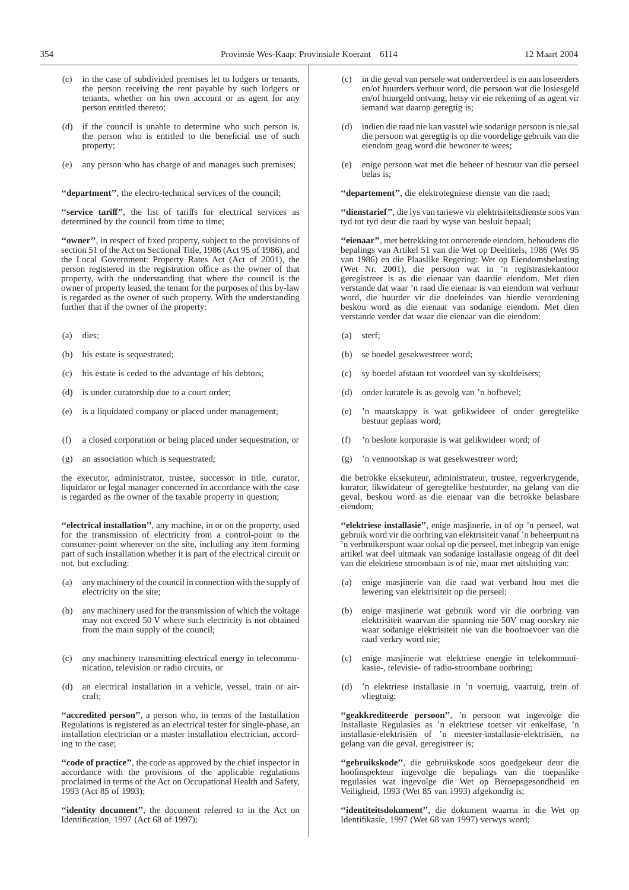(c) in the case of subdivided premises let to lodgers or tenants, the person receiving the rent payable by such lodgers or tenants, whether on his own account or as agent for any person entitled thereto;

(d) if the council is unable to determine who such person is, the person who is entitled to the beneficial use of such property;

(e) any person who has charge of and manages such premises;

**''department''**, the electro-technical services of the council;

**''service tariff''**, the list of tariffs for electrical services as determined by the council from time to time;

**''owner''**, in respect of fixed property, subject to the provisions of section 51 of the Act on Sectional Title, 1986 (Act 95 of 1986), and the Local Government: Property Rates Act (Act of 2001), the person registered in the registration office as the owner of that property, with the understanding that where the council is the owner of property leased, the tenant for the purposes of this by-law is regarded as the owner of such property. With the understanding further that if the owner of the property:

(a) dies;

(b) his estate is sequestrated;

(c) his estate is ceded to the advantage of his debtors;

(d) is under curatorship due to a court order;

(e) is a liquidated company or placed under management;

(f) a closed corporation or being placed under sequestration, or

(g) an association which is sequestrated;

the executor, administrator, trustee, successor in title, curator, liquidator or legal manager concerned in accordance with the case is regarded as the owner of the taxable property in question;

**''electrical installation''**, any machine, in or on the property, used for the transmission of electricity from a control-point to the consumer-point wherever on the site, including any item forming part of such installation whether it is part of the electrical circuit or not, but excluding:

(a) any machinery of the council in connection with the supply of electricity on the site;

(b) any machinery used for the transmission of which the voltage may not exceed 50 V where such electricity is not obtained from the main supply of the council;

(c) any machinery transmitting electrical energy in telecommunication, television or radio circuits, or

(d) an electrical installation in a vehicle, vessel, train or aircraft;

**''accredited person''**, a person who, in terms of the Installation Regulations is registered as an electrical tester for single-phase, an installation electrician or a master installation electrician, according to the case;

**''code of practice''**, the code as approved by the chief inspector in accordance with the provisions of the applicable regulations proclaimed in terms of the Act on Occupational Health and Safety, 1993 (Act 85 of 1993);

**''identity document''**, the document referred to in the Act on Identification, 1997 (Act 68 of 1997);

(c) in die geval van persele wat onderverdeel is en aan loseerders en/of huurders verhuur word, die persoon wat die losiesgeld en/of huurgeld ontvang, hetsy vir eie rekening of as agent vir iemand wat daarop geregtig is;

(d) indien die raad nie kan vasstel wie sodanige persoon is nie,sal die persoon wat geregtig is op die voordelige gebruik van die eiendom geag word die bewoner te wees;

(e) enige persoon wat met die beheer of bestuur van die perseel belas is;

**''departement''**, die elektrotegniese dienste van die raad;

**''dienstarief''**, die lys van tariewe vir elektrisiteitsdienste soos van tyd tot tyd deur die raad by wyse van besluit bepaal;

**''eienaar''**, met betrekking tot onroerende eiendom, behoudens die bepalings van Artikel 51 van die Wet op Deeltitels, 1986 (Wet 95 van 1986) en die Plaaslike Regering: Wet op Eiendomsbelasting (Wet Nr. 2001), die persoon wat in 'n registrasiekantoor geregistreer is as die eienaar van daardie eiendom. Met dien verstande dat waar 'n raad die eienaar is van eiendom wat verhuur word, die huurder vir die doeleindes van hierdie verordening beskou word as die eienaar van sodanige eiendom. Met dien verstande verder dat waar die eienaar van die eiendom:

(a) sterf;

(b) se boedel gesekwestreer word;

(c) sy boedel afstaan tot voordeel van sy skuldeisers;

(d) onder kuratele is as gevolg van 'n hofbevel;

(e) 'n maatskappy is wat gelikwideer of onder geregtelike bestuur geplaas word;

(f) 'n beslote korporasie is wat gelikwideer word; of

(g) 'n vennootskap is wat gesekwestreer word;

die betrokke eksekuteur, administrateur, trustee, regverkrygende, kurator, likwidateur of geregtelike bestuurder, na gelang van die geval, beskou word as die eienaar van die betrokke belasbare eiendom;

**''elektriese installasie''**, enige masjinerie, in of op 'n perseel, wat gebruik word vir die oorbring van elektrisiteit vanaf 'n beheerpunt na 'n verbruikerspunt waar ookal op die perseel, met inbegrip van enige artikel wat deel uitmaak van sodanige installasie ongeag of dit deel van die elektriese stroombaan is of nie, maar met uitsluiting van:

(a) enige masjinerie van die raad wat verband hou met die lewering van elektrisiteit op die perseel;

(b) enige masjinerie wat gebruik word vir die oorbring van elektrisiteit waarvan die spanning nie 50V mag oorskry nie waar sodanige elektrisiteit nie van die hooftoevoer van die raad verkry word nie;

(c) enige masjinerie wat elektriese energie in telekommunikasie-, televisie- of radio-stroombane oorbring;

(d) 'n elektriese installasie in 'n voertuig, vaartuig, trein of vliegtuig;

**''geakkrediteerde persoon''**, 'n persoon wat ingevolge die Installasie Regulasies as 'n elektriese toetser vir enkelfase, 'n installasie-elektrisiën of 'n meester-installasie-elektrisiën, na gelang van die geval, geregistreer is;

**''gebruikskode''**, die gebruikskode soos goedgekeur deur die hoofinspekteur ingevolge die bepalings van die toepaslike regulasies wat ingevolge die Wet op Beroepsgesondheid en Veiligheid, 1993 (Wet 85 van 1993) afgekondig is;

**''identiteitsdokument''**, die dokument waarna in die Wet op Identifikasie, 1997 (Wet 68 van 1997) verwys word;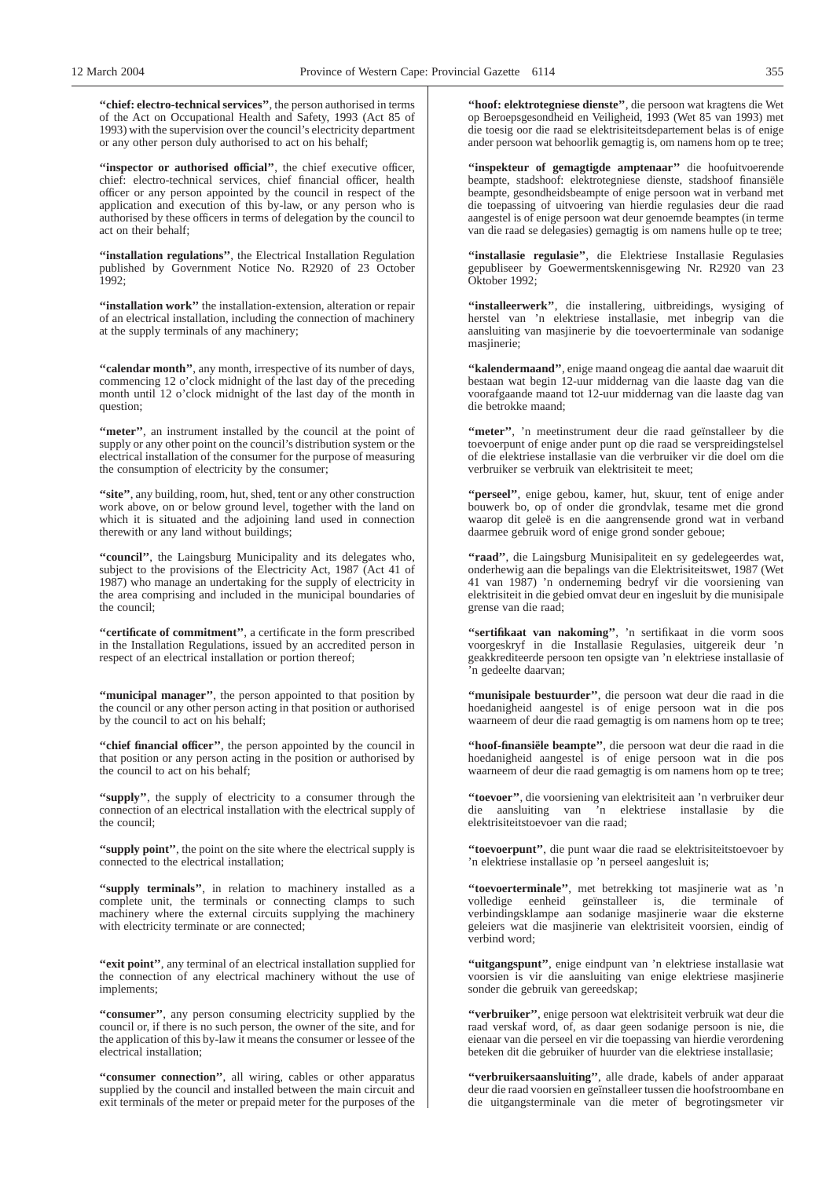**"chief: electro-technical services"**, the person authorised in terms of the Act on Occupational Health and Safety, 1993 (Act 85 of 1993) with the supervision over the council's electricity department or any other person duly authorised to act on his behalf;

**"inspector or authorised official"**, the chief executive officer, chief: electro-technical services, chief financial officer, health officer or any person appointed by the council in respect of the application and execution of this by-law, or any person who is authorised by these officers in terms of delegation by the council to act on their behalf;

**"installation regulations"**, the Electrical Installation Regulation published by Government Notice No. R2920 of 23 October 1992;

**"installation work"** the installation-extension, alteration or repair of an electrical installation, including the connection of machinery at the supply terminals of any machinery;

**"calendar month"**, any month, irrespective of its number of days, commencing 12 o'clock midnight of the last day of the preceding month until 12 o'clock midnight of the last day of the month in question;

**"meter"**, an instrument installed by the council at the point of supply or any other point on the council's distribution system or the electrical installation of the consumer for the purpose of measuring the consumption of electricity by the consumer;

**"site"**, any building, room, hut, shed, tent or any other construction work above, on or below ground level, together with the land on which it is situated and the adjoining land used in connection therewith or any land without buildings;

**"council"**, the Laingsburg Municipality and its delegates who, subject to the provisions of the Electricity Act, 1987 (Act 41 of 1987) who manage an undertaking for the supply of electricity in the area comprising and included in the municipal boundaries of the council;

**"certificate of commitment"**, a certificate in the form prescribed in the Installation Regulations, issued by an accredited person in respect of an electrical installation or portion thereof;

**"municipal manager"**, the person appointed to that position by the council or any other person acting in that position or authorised by the council to act on his behalf;

**"chief financial officer"**, the person appointed by the council in that position or any person acting in the position or authorised by the council to act on his behalf;

**"supply"**, the supply of electricity to a consumer through the connection of an electrical installation with the electrical supply of the council;

**"supply point"**, the point on the site where the electrical supply is connected to the electrical installation;

**"supply terminals"**, in relation to machinery installed as a complete unit, the terminals or connecting clamps to such machinery where the external circuits supplying the machinery with electricity terminate or are connected;

**"exit point"**, any terminal of an electrical installation supplied for the connection of any electrical machinery without the use of implements;

**"consumer"**, any person consuming electricity supplied by the council or, if there is no such person, the owner of the site, and for the application of this by-law it means the consumer or lessee of the electrical installation;

**"consumer connection"**, all wiring, cables or other apparatus supplied by the council and installed between the main circuit and exit terminals of the meter or prepaid meter for the purposes of the

**"hoof: elektrotegniese dienste"**, die persoon wat kragtens die Wet op Beroepsgesondheid en Veiligheid, 1993 (Wet 85 van 1993) met die toesig oor die raad se elektrisiteitsdepartement belas is of enige ander persoon wat behoorlik gemagtig is, om namens hom op te tree;

**"inspekteur of gemagtigde amptenaar"** die hoofuitvoerende beampte, stadshoof: elektrotegniese dienste, stadshoof finansiële beampte, gesondheidsbeampte of enige persoon wat in verband met die toepassing of uitvoering van hierdie regulasies deur die raad aangestel is of enige persoon wat deur genoemde beamptes (in terme van die raad se delegasies) gemagtig is om namens hulle op te tree;

**"installasie regulasie"**, die Elektriese Installasie Regulasies gepubliseer by Goewermentskennisgewing Nr. R2920 van 23 Oktober 1992;

**"installeerwerk"**, die installering, uitbreidings, wysiging of herstel van 'n elektriese installasie, met inbegrip van die aansluiting van masjinerie by die toevoerterminale van sodanige masjinerie;

**"kalendermaand"**, enige maand ongeag die aantal dae waaruit dit bestaan wat begin 12-uur middernag van die laaste dag van die voorafgaande maand tot 12-uur middernag van die laaste dag van die betrokke maand;

**"meter"**, 'n meetinstrument deur die raad geïnstalleer by die toevoerpunt of enige ander punt op die raad se verspreidingstelsel of die elektriese installasie van die verbruiker vir die doel om die verbruiker se verbruik van elektrisiteit te meet;

**"perseel"**, enige gebou, kamer, hut, skuur, tent of enige ander bouwerk bo, op of onder die grondvlak, tesame met die grond waarop dit geleë is en die aangrensende grond wat in verband daarmee gebruik word of enige grond sonder geboue;

**"raad"**, die Laingsburg Munisipaliteit en sy gedelegeerdes wat, onderhewig aan die bepalings van die Elektrisiteitswet, 1987 (Wet 41 van 1987) 'n onderneming bedryf vir die voorsiening van elektrisiteit in die gebied omvat deur en ingesluit by die munisipale grense van die raad;

**"sertifikaat van nakoming"**, 'n sertifikaat in die vorm soos voorgeskryf in die Installasie Regulasies, uitgereik deur 'n geakkrediteerde persoon ten opsigte van 'n elektriese installasie of 'n gedeelte daarvan;

**"munisipale bestuurder"**, die persoon wat deur die raad in die hoedanigheid aangestel is of enige persoon wat in die pos waarneem of deur die raad gemagtig is om namens hom op te tree;

**"hoof-finansiële beampte"**, die persoon wat deur die raad in die hoedanigheid aangestel is of enige persoon wat in die pos waarneem of deur die raad gemagtig is om namens hom op te tree;

**"toevoer"**, die voorsiening van elektrisiteit aan 'n verbruiker deur die aansluiting van 'n elektriese installasie by die elektrisiteitstoevoer van die raad;

**"toevoerpunt"**, die punt waar die raad se elektrisiteitstoevoer by 'n elektriese installasie op 'n perseel aangesluit is;

**"toevoerterminale"**, met betrekking tot masjinerie wat as 'n volledige eenheid geïnstalleer is, die terminale of verbindingsklampe aan sodanige masjinerie waar die eksterne geleiers wat die masjinerie van elektrisiteit voorsien, eindig of verbind word;

**"uitgangspunt"**, enige eindpunt van 'n elektriese installasie wat voorsien is vir die aansluiting van enige elektriese masjinerie sonder die gebruik van gereedskap;

**"verbruiker"**, enige persoon wat elektrisiteit verbruik wat deur die raad verskaf word, of, as daar geen sodanige persoon is nie, die eienaar van die perseel en vir die toepassing van hierdie verordening beteken dit die gebruiker of huurder van die elektriese installasie;

**"verbruikersaansluiting"**, alle drade, kabels of ander apparaat deur die raad voorsien en geïnstalleer tussen die hoofstroombane en die uitgangsterminale van die meter of begrotingsmeter vir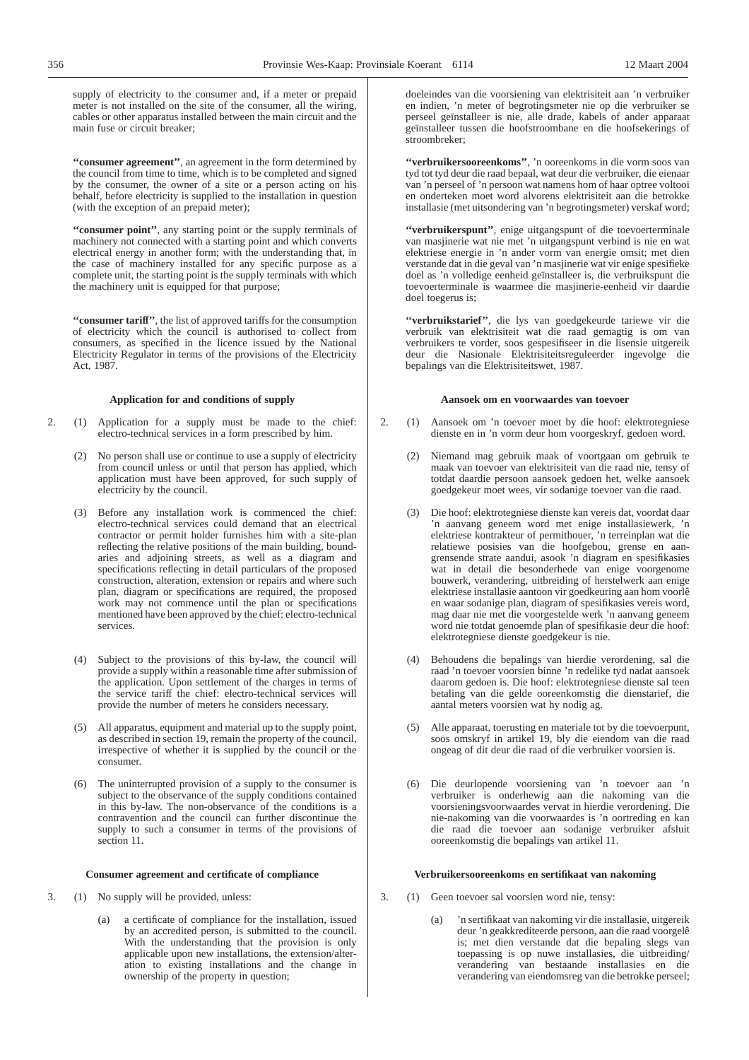supply of electricity to the consumer and, if a meter or prepaid meter is not installed on the site of the consumer, all the wiring, cables or other apparatus installed between the main circuit and the main fuse or circuit breaker;

**"consumer agreement"**, an agreement in the form determined by the council from time to time, which is to be completed and signed by the consumer, the owner of a site or a person acting on his behalf, before electricity is supplied to the installation in question (with the exception of an prepaid meter);

**"consumer point"**, any starting point or the supply terminals of machinery not connected with a starting point and which converts electrical energy in another form; with the understanding that, in the case of machinery installed for any specific purpose as a complete unit, the starting point is the supply terminals with which the machinery unit is equipped for that purpose;

**"consumer tariff"**, the list of approved tariffs for the consumption of electricity which the council is authorised to collect from consumers, as specified in the licence issued by the National Electricity Regulator in terms of the provisions of the Electricity Act, 1987.

**Application for and conditions of supply**

2. (1) Application for a supply must be made to the chief: electro-technical services in a form prescribed by him.

(2) No person shall use or continue to use a supply of electricity from council unless or until that person has applied, which application must have been approved, for such supply of electricity by the council.

(3) Before any installation work is commenced the chief: electro-technical services could demand that an electrical contractor or permit holder furnishes him with a site-plan reflecting the relative positions of the main building, boundaries and adjoining streets, as well as a diagram and specifications reflecting in detail particulars of the proposed construction, alteration, extension or repairs and where such plan, diagram or specifications are required, the proposed work may not commence until the plan or specifications mentioned have been approved by the chief: electro-technical services.

(4) Subject to the provisions of this by-law, the council will provide a supply within a reasonable time after submission of the application. Upon settlement of the charges in terms of the service tariff the chief: electro-technical services will provide the number of meters he considers necessary.

(5) All apparatus, equipment and material up to the supply point, as described in section 19, remain the property of the council, irrespective of whether it is supplied by the council or the consumer.

(6) The uninterrupted provision of a supply to the consumer is subject to the observance of the supply conditions contained in this by-law. The non-observance of the conditions is a contravention and the council can further discontinue the supply to such a consumer in terms of the provisions of section 11.

**Consumer agreement and certificate of compliance**

3. (1) No supply will be provided, unless:

(a) a certificate of compliance for the installation, issued by an accredited person, is submitted to the council. With the understanding that the provision is only applicable upon new installations, the extension/alteration to existing installations and the change in ownership of the property in question;

doeleindes van die voorsiening van elektrisiteit aan 'n verbruiker en indien, 'n meter of begrotingsmeter nie op die verbruiker se perseel geïnstalleer is nie, alle drade, kabels of ander apparaat geïnstalleer tussen die hoofstroombane en die hoofsekerings of stroombreker;

**"verbruikersooreenkoms"**, 'n ooreenkoms in die vorm soos van tyd tot tyd deur die raad bepaal, wat deur die verbruiker, die eienaar van 'n perseel of 'n persoon wat namens hom of haar optree voltooi en onderteken moet word alvorens elektrisiteit aan die betrokke installasie (met uitsondering van 'n begrotingsmeter) verskaf word;

**"verbruikerspunt"**, enige uitgangspunt of die toevoerterminale van masjinerie wat nie met 'n uitgangspunt verbind is nie en wat elektriese energie in 'n ander vorm van energie omsit; met dien verstande dat in die geval van 'n masjinerie wat vir enige spesifieke doel as 'n volledige eenheid geïnstalleer is, die verbruikspunt die toevoerterminale is waarmee die masjinerie-eenheid vir daardie doel toegerus is;

**"verbruikstarief"**, die lys van goedgekeurde tariewe vir die verbruik van elektrisiteit wat die raad gemagtig is om van verbruikers te vorder, soos gespesifiseer in die lisensie uitgereik deur die Nasionale Elektrisiteitsreguleerder ingevolge die bepalings van die Elektrisiteitswet, 1987.

**Aansoek om en voorwaardes van toevoer**

2. (1) Aansoek om 'n toevoer moet by die hoof: elektrotegniese dienste en in 'n vorm deur hom voorgeskryf, gedoen word.

(2) Niemand mag gebruik maak of voortgaan om gebruik te maak van toevoer van elektrisiteit van die raad nie, tensy of totdat daardie persoon aansoek gedoen het, welke aansoek goedgekeur moet wees, vir sodanige toevoer van die raad.

(3) Die hoof: elektrotegniese dienste kan vereis dat, voordat daar 'n aanvang geneem word met enige installasiewerk, 'n elektriese kontrakteur of permithouer, 'n terreinplan wat die relatiewe posisies van die hoofgebou, grense en aangrensende strate aandui, asook 'n diagram en spesifikasies wat in detail die besonderhede van enige voorgenome bouwerk, verandering, uitbreiding of herstelwerk aan enige elektriese installasie aantoon vir goedkeuring aan hom voorlê en waar sodanige plan, diagram of spesifikasies vereis word, mag daar nie met die voorgestelde werk 'n aanvang geneem word nie totdat genoemde plan of spesifikasie deur die hoof: elektrotegniese dienste goedgekeur is nie.

(4) Behoudens die bepalings van hierdie verordening, sal die raad 'n toevoer voorsien binne 'n redelike tyd nadat aansoek daarom gedoen is. Die hoof: elektrotegniese dienste sal teen betaling van die gelde ooreenkomstig die dienstarief, die aantal meters voorsien wat hy nodig ag.

(5) Alle apparaat, toerusting en materiale tot by die toevoerpunt, soos omskryf in artikel 19, bly die eiendom van die raad ongeag of dit deur die raad of die verbruiker voorsien is.

(6) Die deurlopende voorsiening van 'n toevoer aan 'n verbruiker is onderhewig aan die nakoming van die voorsieningsvoorwaardes vervat in hierdie verordening. Die nie-nakoming van die voorwaardes is 'n oortreding en kan die raad die toevoer aan sodanige verbruiker afsluit ooreenkomstig die bepalings van artikel 11.

**Verbruikersooreenkoms en sertifikaat van nakoming**

3. (1) Geen toevoer sal voorsien word nie, tensy:

(a) 'n sertifikaat van nakoming vir die installasie, uitgereik deur 'n geakkrediteerde persoon, aan die raad voorgelê is; met dien verstande dat die bepaling slegs van toepassing is op nuwe installasies, die uitbreiding/verandering van bestaande installasies en die verandering van eiendomsreg van die betrokke perseel;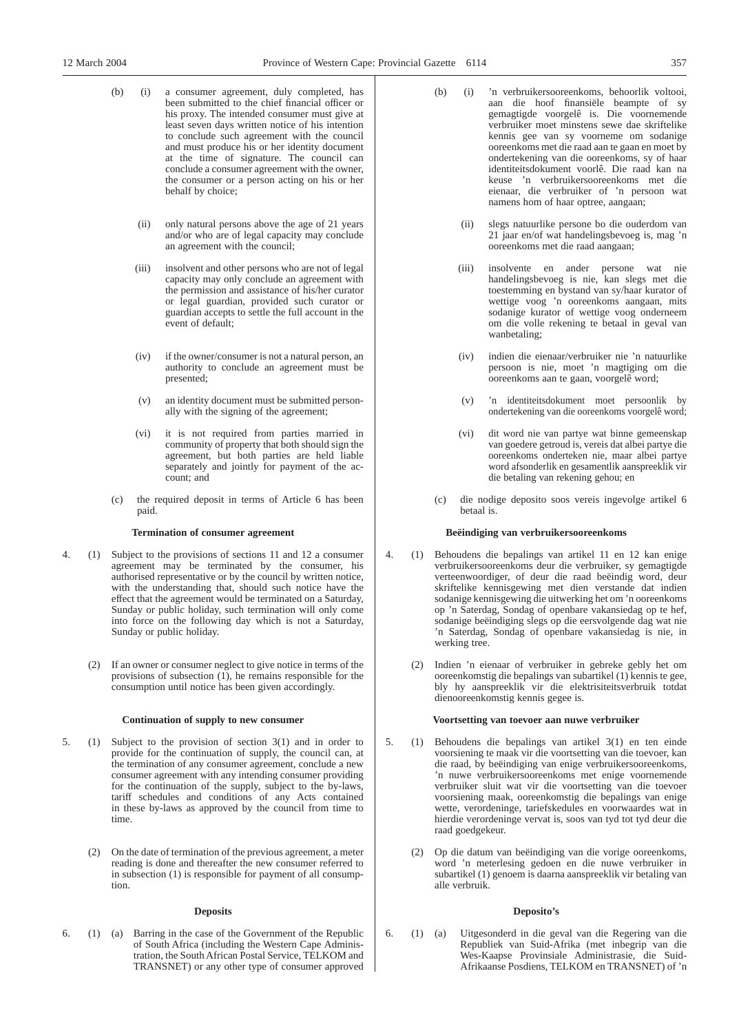(b) (i) a consumer agreement, duly completed, has been submitted to the chief financial officer or his proxy. The intended consumer must give at least seven days written notice of his intention to conclude such agreement with the council and must produce his or her identity document at the time of signature. The council can conclude a consumer agreement with the owner, the consumer or a person acting on his or her behalf by choice;

(ii) only natural persons above the age of 21 years and/or who are of legal capacity may conclude an agreement with the council;

(iii) insolvent and other persons who are not of legal capacity may only conclude an agreement with the permission and assistance of his/her curator or legal guardian, provided such curator or guardian accepts to settle the full account in the event of default;

(iv) if the owner/consumer is not a natural person, an authority to conclude an agreement must be presented;

(v) an identity document must be submitted personally with the signing of the agreement;

(vi) it is not required from parties married in community of property that both should sign the agreement, but both parties are held liable separately and jointly for payment of the account; and

(c) the required deposit in terms of Article 6 has been paid.

**Termination of consumer agreement**

4. (1) Subject to the provisions of sections 11 and 12 a consumer agreement may be terminated by the consumer, his authorised representative or by the council by written notice, with the understanding that, should such notice have the effect that the agreement would be terminated on a Saturday, Sunday or public holiday, such termination will only come into force on the following day which is not a Saturday, Sunday or public holiday.

(2) If an owner or consumer neglect to give notice in terms of the provisions of subsection (1), he remains responsible for the consumption until notice has been given accordingly.

**Continuation of supply to new consumer**

5. (1) Subject to the provision of section 3(1) and in order to provide for the continuation of supply, the council can, at the termination of any consumer agreement, conclude a new consumer agreement with any intending consumer providing for the continuation of the supply, subject to the by-laws, tariff schedules and conditions of any Acts contained in these by-laws as approved by the council from time to time.

(2) On the date of termination of the previous agreement, a meter reading is done and thereafter the new consumer referred to in subsection (1) is responsible for payment of all consumption.

**Deposits**

6. (1) (a) Barring in the case of the Government of the Republic of South Africa (including the Western Cape Administration, the South African Postal Service, TELKOM and TRANSNET) or any other type of consumer approved

(b) (i) 'n verbruikersooreenkoms, behoorlik voltooi, aan die hoof finansiële beampte of sy gemagtigde voorgelê is. Die voornemende verbruiker moet minstens sewe dae skriftelike kennis gee van sy voorneme om sodanige ooreenkoms met die raad aan te gaan en moet by ondertekening van die ooreenkoms, sy of haar identiteitsdokument voorlê. Die raad kan na keuse 'n verbruikersooreenkoms met die eienaar, die verbruiker of 'n persoon wat namens hom of haar optree, aangaan;

(ii) slegs natuurlike persone bo die ouderdom van 21 jaar en/of wat handelingsbevoeg is, mag 'n ooreenkoms met die raad aangaan;

(iii) insolvente en ander persone wat nie handelingsbevoeg is nie, kan slegs met die toestemming en bystand van sy/haar kurator of wettige voog 'n ooreenkoms aangaan, mits sodanige kurator of wettige voog onderneem om die volle rekening te betaal in geval van wanbetaling;

(iv) indien die eienaar/verbruiker nie 'n natuurlike persoon is nie, moet 'n magtiging om die ooreenkoms aan te gaan, voorgelê word;

(v) 'n identiteitsdokument moet persoonlik by ondertekening van die ooreenkoms voorgelê word;

(vi) dit word nie van partye wat binne gemeenskap van goedere getroud is, vereis dat albei partye die ooreenkoms onderteken nie, maar albei partye word afsonderlik en gesamentlik aanspreeklik vir die betaling van rekening gehou; en

(c) die nodige deposito soos vereis ingevolge artikel 6 betaal is.

**Beëindiging van verbruikersooreenkoms**

4. (1) Behoudens die bepalings van artikel 11 en 12 kan enige verbruikersooreenkoms deur die verbruiker, sy gemagtigde verteenwoordiger, of deur die raad beëindig word, deur skriftelike kennisgewing met dien verstande dat indien sodanige kennisgewing die uitwerking het om 'n ooreenkoms op 'n Saterdag, Sondag of openbare vakansiedag op te hef, sodanige beëindiging slegs op die eersvolgende dag wat nie 'n Saterdag, Sondag of openbare vakansiedag is nie, in werking tree.

(2) Indien 'n eienaar of verbruiker in gebreke gebly het om ooreenkomstig die bepalings van subartikel (1) kennis te gee, bly hy aanspreeklik vir die elektrisiteitsverbruik totdat dienooreenkomstig kennis gegee is.

**Voortsetting van toevoer aan nuwe verbruiker**

5. (1) Behoudens die bepalings van artikel 3(1) en ten einde voorsiening te maak vir die voortsetting van die toevoer, kan die raad, by beëindiging van enige verbruikersooreenkoms, 'n nuwe verbruikersooreenkoms met enige voornemende verbruiker sluit wat vir die voortsetting van die toevoer voorsiening maak, ooreenkomstig die bepalings van enige wette, verordeninge, tariefskedules en voorwaardes wat in hierdie verordeninge vervat is, soos van tyd tot tyd deur die raad goedgekeur.

(2) Op die datum van beëindiging van die vorige ooreenkoms, word 'n meterlesing gedoen en die nuwe verbruiker in subartikel (1) genoem is daarna aanspreeklik vir betaling van alle verbruik.

**Deposito's**

6. (1) (a) Uitgesonderd in die geval van die Regering van die Republiek van Suid-Afrika (met inbegrip van die Wes-Kaapse Provinsiale Administrasie, die Suid-Afrikaanse Posdiens, TELKOM en TRANSNET) of 'n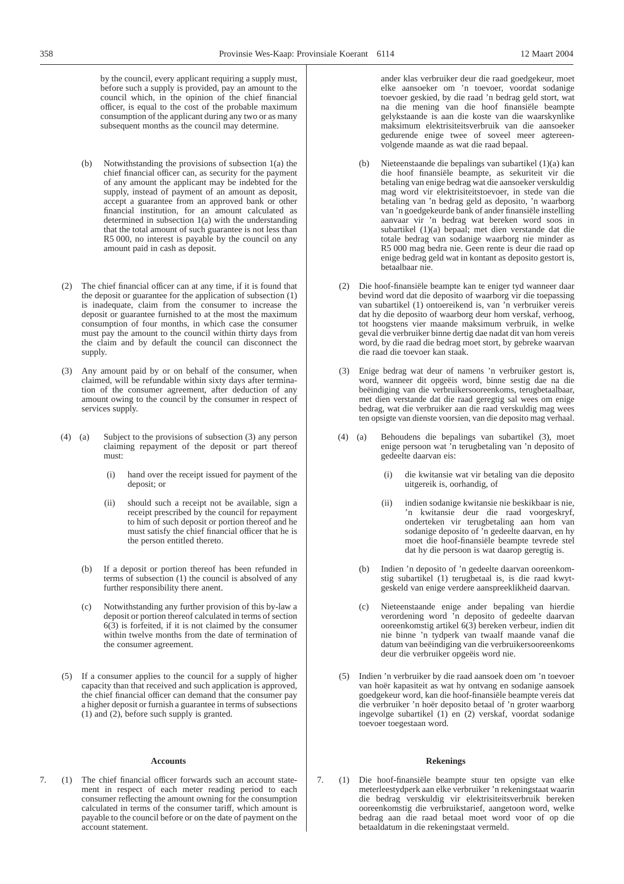by the council, every applicant requiring a supply must, before such a supply is provided, pay an amount to the council which, in the opinion of the chief financial officer, is equal to the cost of the probable maximum consumption of the applicant during any two or as many subsequent months as the council may determine.

(b) Notwithstanding the provisions of subsection 1(a) the chief financial officer can, as security for the payment of any amount the applicant may be indebted for the supply, instead of payment of an amount as deposit, accept a guarantee from an approved bank or other financial institution, for an amount calculated as determined in subsection 1(a) with the understanding that the total amount of such guarantee is not less than R5 000, no interest is payable by the council on any amount paid in cash as deposit.

(2) The chief financial officer can at any time, if it is found that the deposit or guarantee for the application of subsection (1) is inadequate, claim from the consumer to increase the deposit or guarantee furnished to at the most the maximum consumption of four months, in which case the consumer must pay the amount to the council within thirty days from the claim and by default the council can disconnect the supply.

(3) Any amount paid by or on behalf of the consumer, when claimed, will be refundable within sixty days after termination of the consumer agreement, after deduction of any amount owing to the council by the consumer in respect of services supply.

(4) (a) Subject to the provisions of subsection (3) any person claiming repayment of the deposit or part thereof must:

(i) hand over the receipt issued for payment of the deposit; or

(ii) should such a receipt not be available, sign a receipt prescribed by the council for repayment to him of such deposit or portion thereof and he must satisfy the chief financial officer that he is the person entitled thereto.

(b) If a deposit or portion thereof has been refunded in terms of subsection (1) the council is absolved of any further responsibility there anent.

(c) Notwithstanding any further provision of this by-law a deposit or portion thereof calculated in terms of section 6(3) is forfeited, if it is not claimed by the consumer within twelve months from the date of termination of the consumer agreement.

(5) If a consumer applies to the council for a supply of higher capacity than that received and such application is approved, the chief financial officer can demand that the consumer pay a higher deposit or furnish a guarantee in terms of subsections (1) and (2), before such supply is granted.

**Accounts**

7. (1) The chief financial officer forwards such an account statement in respect of each meter reading period to each consumer reflecting the amount owning for the consumption calculated in terms of the consumer tariff, which amount is payable to the council before or on the date of payment on the account statement.

ander klas verbruiker deur die raad goedgekeur, moet elke aansoeker om 'n toevoer, voordat sodanige toevoer geskied, by die raad 'n bedrag geld stort, wat na die mening van die hoof finansiële beampte gelykstaande is aan die koste van die waarskynlike maksimum elektrisiteitsverbruik van die aansoeker gedurende enige twee of soveel meer agtereenvolgende maande as wat die raad bepaal.

(b) Nieteenstaande die bepalings van subartikel (1)(a) kan die hoof finansiële beampte, as sekuriteit vir die betaling van enige bedrag wat die aansoeker verskuldig mag word vir elektrisiteitstoevoer, in stede van die betaling van 'n bedrag geld as deposito, 'n waarborg van 'n goedgekeurde bank of ander finansiële instelling aanvaar vir 'n bedrag wat bereken word soos in subartikel (1)(a) bepaal; met dien verstande dat die totale bedrag van sodanige waarborg nie minder as R5 000 mag bedra nie. Geen rente is deur die raad op enige bedrag geld wat in kontant as deposito gestort is, betaalbaar nie.

(2) Die hoof-finansiële beampte kan te eniger tyd wanneer daar bevind word dat die deposito of waarborg vir die toepassing van subartikel (1) ontoereikend is, van 'n verbruiker vereis dat hy die deposito of waarborg deur hom verskaf, verhoog, tot hoogstens vier maande maksimum verbruik, in welke geval die verbruiker binne dertig dae nadat dit van hom vereis word, by die raad die bedrag moet stort, by gebreke waarvan die raad die toevoer kan staak.

(3) Enige bedrag wat deur of namens 'n verbruiker gestort is, word, wanneer dit opgeëis word, binne sestig dae na die beëindiging van die verbruikersooreenkoms, terugbetaalbaar, met dien verstande dat die raad geregtig sal wees om enige bedrag, wat die verbruiker aan die raad verskuldig mag wees ten opsigte van dienste voorsien, van die deposito mag verhaal.

(4) (a) Behoudens die bepalings van subartikel (3), moet enige persoon wat 'n terugbetaling van 'n deposito of gedeelte daarvan eis:

(i) die kwitansie wat vir betaling van die deposito uitgereik is, oorhandig, of

(ii) indien sodanige kwitansie nie beskikbaar is nie, 'n kwitansie deur die raad voorgeskryf, onderteken vir terugbetaling aan hom van sodanige deposito of 'n gedeelte daarvan, en hy moet die hoof-finansiële beampte tevrede stel dat hy die persoon is wat daarop geregtig is.

(b) Indien 'n deposito of 'n gedeelte daarvan ooreenkomstig subartikel (1) terugbetaal is, is die raad kwytgeskeld van enige verdere aanspreeklikheid daarvan.

(c) Nieteenstaande enige ander bepaling van hierdie verordening word 'n deposito of gedeelte daarvan ooreenkomstig artikel 6(3) bereken verbeur, indien dit nie binne 'n tydperk van twaalf maande vanaf die datum van beëindiging van die verbruikersooreenkoms deur die verbruiker opgeëis word nie.

(5) Indien 'n verbruiker by die raad aansoek doen om 'n toevoer van hoër kapasiteit as wat hy ontvang en sodanige aansoek goedgekeur word, kan die hoof-finansiële beampte vereis dat die verbruiker 'n hoër deposito betaal of 'n groter waarborg ingevolge subartikel (1) en (2) verskaf, voordat sodanige toevoer toegestaan word.

**Rekenings**

7. (1) Die hoof-finansiële beampte stuur ten opsigte van elke meterleestydperk aan elke verbruiker 'n rekeningstaat waarin die bedrag verskuldig vir elektrisiteitsverbruik bereken ooreenkomstig die verbruikstarief, aangetoon word, welke bedrag aan die raad betaal moet word voor of op die betaaldatum in die rekeningstaat vermeld.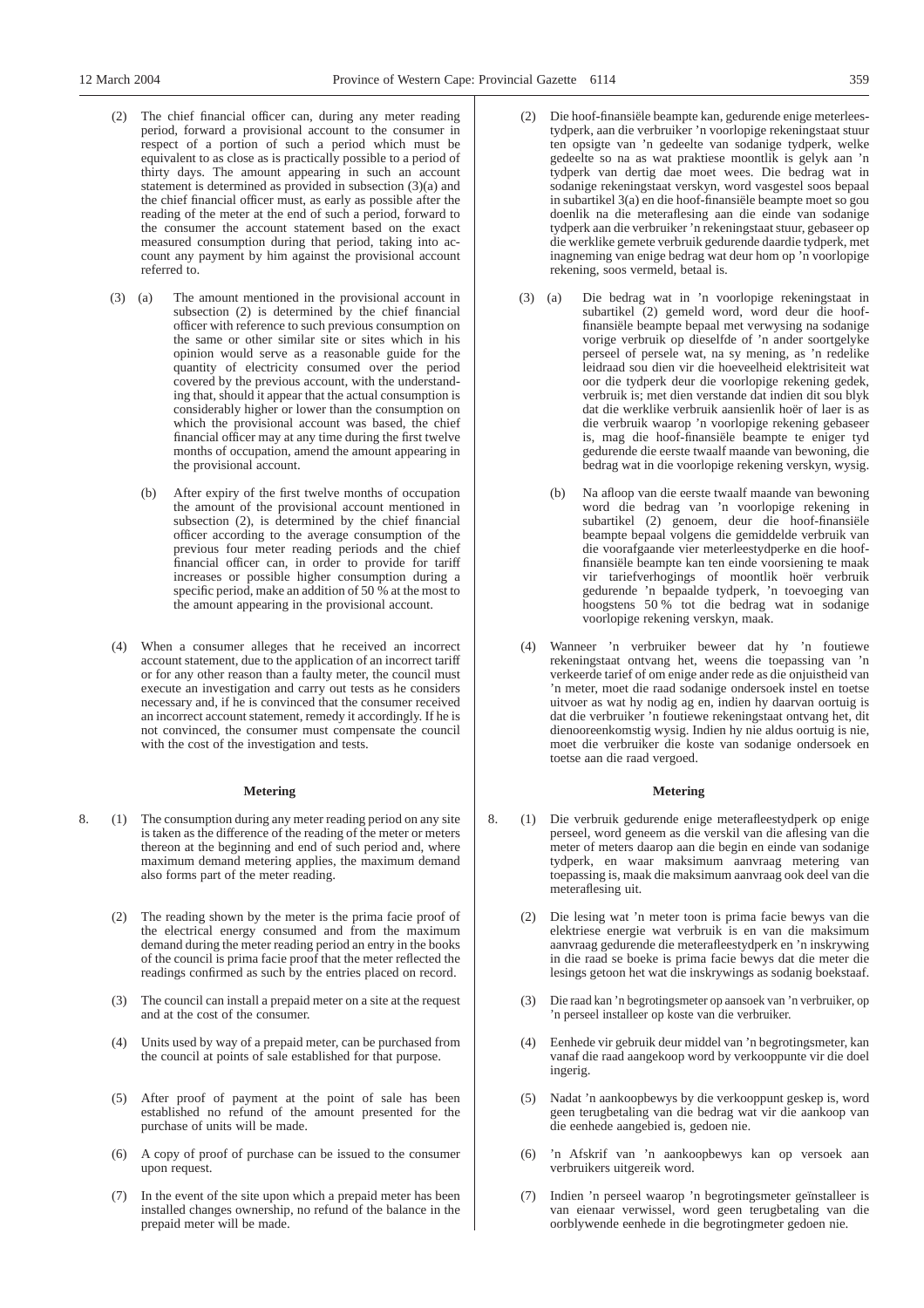(2) The chief financial officer can, during any meter reading period, forward a provisional account to the consumer in respect of a portion of such a period which must be equivalent to as close as is practically possible to a period of thirty days. The amount appearing in such an account statement is determined as provided in subsection (3)(a) and the chief financial officer must, as early as possible after the reading of the meter at the end of such a period, forward to the consumer the account statement based on the exact measured consumption during that period, taking into account any payment by him against the provisional account referred to.

(3) (a) The amount mentioned in the provisional account in subsection (2) is determined by the chief financial officer with reference to such previous consumption on the same or other similar site or sites which in his opinion would serve as a reasonable guide for the quantity of electricity consumed over the period covered by the previous account, with the understanding that, should it appear that the actual consumption is considerably higher or lower than the consumption on which the provisional account was based, the chief financial officer may at any time during the first twelve months of occupation, amend the amount appearing in the provisional account.

(b) After expiry of the first twelve months of occupation the amount of the provisional account mentioned in subsection (2), is determined by the chief financial officer according to the average consumption of the previous four meter reading periods and the chief financial officer can, in order to provide for tariff increases or possible higher consumption during a specific period, make an addition of 50 % at the most to the amount appearing in the provisional account.

(4) When a consumer alleges that he received an incorrect account statement, due to the application of an incorrect tariff or for any other reason than a faulty meter, the council must execute an investigation and carry out tests as he considers necessary and, if he is convinced that the consumer received an incorrect account statement, remedy it accordingly. If he is not convinced, the consumer must compensate the council with the cost of the investigation and tests.

**Metering**

8. (1) The consumption during any meter reading period on any site is taken as the difference of the reading of the meter or meters thereon at the beginning and end of such period and, where maximum demand metering applies, the maximum demand also forms part of the meter reading.

(2) The reading shown by the meter is the prima facie proof of the electrical energy consumed and from the maximum demand during the meter reading period an entry in the books of the council is prima facie proof that the meter reflected the readings confirmed as such by the entries placed on record.

(3) The council can install a prepaid meter on a site at the request and at the cost of the consumer.

(4) Units used by way of a prepaid meter, can be purchased from the council at points of sale established for that purpose.

(5) After proof of payment at the point of sale has been established no refund of the amount presented for the purchase of units will be made.

(6) A copy of proof of purchase can be issued to the consumer upon request.

(7) In the event of the site upon which a prepaid meter has been installed changes ownership, no refund of the balance in the prepaid meter will be made.

(2) Die hoof-finansiële beampte kan, gedurende enige meterleestydperk, aan die verbruiker 'n voorlopige rekeningstaat stuur ten opsigte van 'n gedeelte van sodanige tydperk, welke gedeelte so na as wat praktiese moontlik is gelyk aan 'n tydperk van dertig dae moet wees. Die bedrag wat in sodanige rekeningstaat verskyn, word vasgestel soos bepaal in subartikel 3(a) en die hoof-finansiële beampte moet so gou doenlik na die meteraflesing aan die einde van sodanige tydperk aan die verbruiker 'n rekeningstaat stuur, gebaseer op die werklike gemete verbruik gedurende daardie tydperk, met inagneming van enige bedrag wat deur hom op 'n voorlopige rekening, soos vermeld, betaal is.

(3) (a) Die bedrag wat in 'n voorlopige rekeningstaat in subartikel (2) gemeld word, word deur die hoof-finansiële beampte bepaal met verwysing na sodanige vorige verbruik op dieselfde of 'n ander soortgelyke perseel of persele wat, na sy mening, as 'n redelike leidraad sou dien vir die hoeveelheid elektrisiteit wat oor die tydperk deur die voorlopige rekening gedek, verbruik is; met dien verstande dat indien dit sou blyk dat die werklike verbruik aansienlik hoër of laer is as die verbruik waarop 'n voorlopige rekening gebaseer is, mag die hoof-finansiële beampte te eniger tyd gedurende die eerste twaalf maande van bewoning, die bedrag wat in die voorlopige rekening verskyn, wysig.

(b) Na afloop van die eerste twaalf maande van bewoning word die bedrag van 'n voorlopige rekening in subartikel (2) genoem, deur die hoof-finansiële beampte bepaal volgens die gemiddelde verbruik van die voorafgaande vier meterleestydperke en die hoof-finansiële beampte kan ten einde voorsiening te maak vir tariefverhogings of moontlik hoër verbruik gedurende 'n bepaalde tydperk, 'n toevoeging van hoogstens 50 % tot die bedrag wat in sodanige voorlopige rekening verskyn, maak.

(4) Wanneer 'n verbruiker beweer dat hy 'n foutiewe rekeningstaat ontvang het, weens die toepassing van 'n verkeerde tarief of om enige ander rede as die onjuistheid van 'n meter, moet die raad sodanige ondersoek instel en toetse uitvoer as wat hy nodig ag en, indien hy daarvan oortuig is dat die verbruiker 'n foutiewe rekeningstaat ontvang het, dit dienooreenkomstig wysig. Indien hy nie aldus oortuig is nie, moet die verbruiker die koste van sodanige ondersoek en toetse aan die raad vergoed.

**Metering**

8. (1) Die verbruik gedurende enige meteraflleestydperk op enige perseel, word geneem as die verskil van die aflesing van die meter of meters daarop aan die begin en einde van sodanige tydperk, en waar maksimum aanvraag metering van toepassing is, maak die maksimum aanvraag ook deel van die meteraflesing uit.

(2) Die lesing wat 'n meter toon is prima facie bewys van die elektriese energie wat verbruik is en van die maksimum aanvraag gedurende die meterafleestydperk en 'n inskrywing in die raad se boeke is prima facie bewys dat die meter die lesings getoon het wat die inskrywings as sodanig boekstaaf.

(3) Die raad kan 'n begrotingsmeter op aansoek van 'n verbruiker, op 'n perseel installeer op koste van die verbruiker.

(4) Eenhede vir gebruik deur middel van 'n begrotingsmeter, kan vanaf die raad aangekoop word by verkooppunte vir die doel ingerig.

(5) Nadat 'n aankoopbewys by die verkooppunt geskep is, word geen terugbetaling van die bedrag wat vir die aankoop van die eenhede aangebied is, gedoen nie.

(6) 'n Afskrif van 'n aankoopbewys kan op versoek aan verbruikers uitgereik word.

(7) Indien 'n perseel waarop 'n begrotingsmeter geïnstalleer is van eienaar verwissel, word geen terugbetaling van die oorblywende eenhede in die begrotingmeter gedoen nie.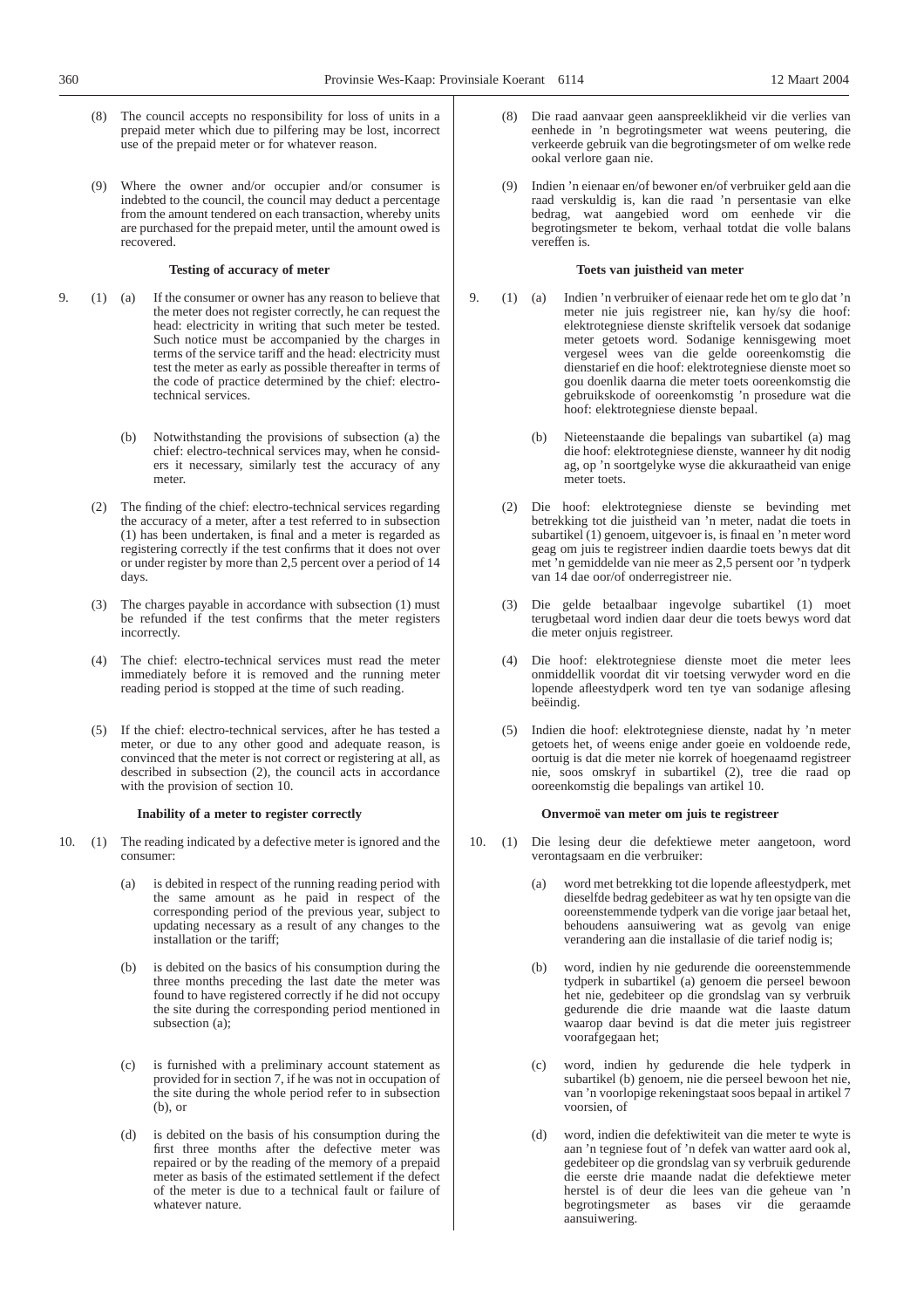(8) The council accepts no responsibility for loss of units in a prepaid meter which due to pilfering may be lost, incorrect use of the prepaid meter or for whatever reason.

(9) Where the owner and/or occupier and/or consumer is indebted to the council, the council may deduct a percentage from the amount tendered on each transaction, whereby units are purchased for the prepaid meter, until the amount owed is recovered.

**Testing of accuracy of meter**

9. (1) (a) If the consumer or owner has any reason to believe that the meter does not register correctly, he can request the head: electricity in writing that such meter be tested. Such notice must be accompanied by the charges in terms of the service tariff and the head: electricity must test the meter as early as possible thereafter in terms of the code of practice determined by the chief: electro-technical services.

(b) Notwithstanding the provisions of subsection (a) the chief: electro-technical services may, when he considers it necessary, similarly test the accuracy of any meter.

(2) The finding of the chief: electro-technical services regarding the accuracy of a meter, after a test referred to in subsection (1) has been undertaken, is final and a meter is regarded as registering correctly if the test confirms that it does not over or under register by more than 2,5 percent over a period of 14 days.

(3) The charges payable in accordance with subsection (1) must be refunded if the test confirms that the meter registers incorrectly.

(4) The chief: electro-technical services must read the meter immediately before it is removed and the running meter reading period is stopped at the time of such reading.

(5) If the chief: electro-technical services, after he has tested a meter, or due to any other good and adequate reason, is convinced that the meter is not correct or registering at all, as described in subsection (2), the council acts in accordance with the provision of section 10.

**Inability of a meter to register correctly**

10. (1) The reading indicated by a defective meter is ignored and the consumer:

(a) is debited in respect of the running reading period with the same amount as he paid in respect of the corresponding period of the previous year, subject to updating necessary as a result of any changes to the installation or the tariff;

(b) is debited on the basics of his consumption during the three months preceding the last date the meter was found to have registered correctly if he did not occupy the site during the corresponding period mentioned in subsection (a);

(c) is furnished with a preliminary account statement as provided for in section 7, if he was not in occupation of the site during the whole period refer to in subsection (b), or

(d) is debited on the basis of his consumption during the first three months after the defective meter was repaired or by the reading of the memory of a prepaid meter as basis of the estimated settlement if the defect of the meter is due to a technical fault or failure of whatever nature.

(8) Die raad aanvaar geen aanspreeklikheid vir die verlies van eenhede in 'n begrotingsmeter wat weens peutering, die verkeerde gebruik van die begrotingsmeter of om welke rede ookal verlore gaan nie.

(9) Indien 'n eienaar en/of bewoner en/of verbruiker geld aan die raad verskuldig is, kan die raad 'n persentasie van elke bedrag, wat aangebied word om eenhede vir die begrotingsmeter te bekom, verhaal totdat die volle balans vereffen is.

**Toets van juistheid van meter**

9. (1) (a) Indien 'n verbruiker of eienaar rede het om te glo dat 'n meter nie juis registreer nie, kan hy/sy die hoof: elektrotegniese dienste skriftelik versoek dat sodanige meter getoets word. Sodanige kennisgewing moet vergesel wees van die gelde ooreenkomstig die dienstarief en die hoof: elektrotegniese dienste moet so gou doenlik daarna die meter toets ooreenkomstig die gebruikskode of ooreenkomstig 'n prosedure wat die hoof: elektrotegniese dienste bepaal.

(b) Nieteenstaande die bepalings van subartikel (a) mag die hoof: elektrotegniese dienste, wanneer hy dit nodig ag, op 'n soortgelyke wyse die akkuraatheid van enige meter toets.

(2) Die hoof: elektrotegniese dienste se bevinding met betrekking tot die juistheid van 'n meter, nadat die toets in subartikel (1) genoem, uitgevoer is, is finaal en 'n meter word geag om juis te registreer indien daardie toets bewys dat dit met 'n gemiddelde van nie meer as 2,5 persent oor 'n tydperk van 14 dae oor/of onderregistreer nie.

(3) Die gelde betaalbaar ingevolge subartikel (1) moet terugbetaal word indien daar deur die toets bewys word dat die meter onjuis registreer.

(4) Die hoof: elektrotegniese dienste moet die meter lees onmiddellik voordat dit vir toetsing verwyder word en die lopende afleestydperk word ten tye van sodanige aflesing beëindig.

(5) Indien die hoof: elektrotegniese dienste, nadat hy 'n meter getoets het, of weens enige ander goeie en voldoende rede, oortuig is dat die meter nie korrek of hoegenaamd registreer nie, soos omskryf in subartikel (2), tree die raad op ooreenkomstig die bepalings van artikel 10.

**Onvermoë van meter om juis te registreer**

10. (1) Die lesing deur die defektiewe meter aangetoon, word verontagsaam en die verbruiker:

(a) word met betrekking tot die lopende afleestydperk, met dieselfde bedrag gedebiteer as wat hy ten opsigte van die ooreenstemmende tydperk van die vorige jaar betaal het, behoudens aansuiwering wat as gevolg van enige verandering aan die installasie of die tarief nodig is;

(b) word, indien hy nie gedurende die ooreenstemmende tydperk in subartikel (a) genoem die perseel bewoon het nie, gedebiteer op die grondslag van sy verbruik gedurende die drie maande wat die laaste datum waarop daar bevind is dat die meter juis registreer voorafgegaan het;

(c) word, indien hy gedurende die hele tydperk in subartikel (b) genoem, nie die perseel bewoon het nie, van 'n voorlopige rekeningstaat soos bepaal in artikel 7 voorsien, of

(d) word, indien die defektiwiteit van die meter te wyte is aan 'n tegniese fout of 'n defek van watter aard ook al, gedebiteer op die grondslag van sy verbruik gedurende die eerste drie maande nadat die defektiewe meter herstel is of deur die lees van die geheue van 'n begrotingsmeter as bases vir die geraamde aansuiwering.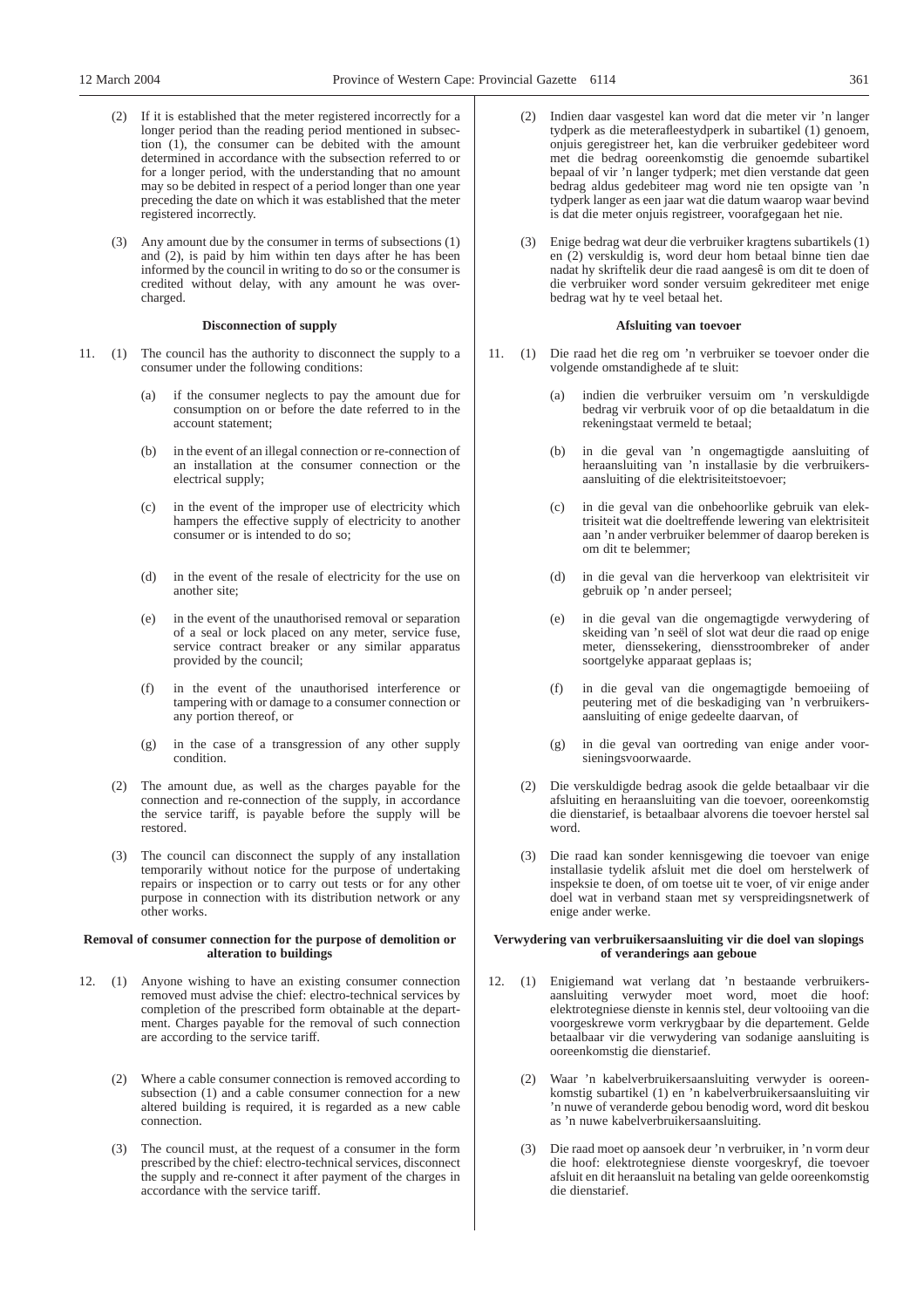(2) If it is established that the meter registered incorrectly for a longer period than the reading period mentioned in subsection (1), the consumer can be debited with the amount determined in accordance with the subsection referred to or for a longer period, with the understanding that no amount may so be debited in respect of a period longer than one year preceding the date on which it was established that the meter registered incorrectly.

(3) Any amount due by the consumer in terms of subsections (1) and (2), is paid by him within ten days after he has been informed by the council in writing to do so or the consumer is credited without delay, with any amount he was overcharged.

**Disconnection of supply**

11. (1) The council has the authority to disconnect the supply to a consumer under the following conditions:

(a) if the consumer neglects to pay the amount due for consumption on or before the date referred to in the account statement;

(b) in the event of an illegal connection or re-connection of an installation at the consumer connection or the electrical supply;

(c) in the event of the improper use of electricity which hampers the effective supply of electricity to another consumer or is intended to do so;

(d) in the event of the resale of electricity for the use on another site;

(e) in the event of the unauthorised removal or separation of a seal or lock placed on any meter, service fuse, service contract breaker or any similar apparatus provided by the council;

(f) in the event of the unauthorised interference or tampering with or damage to a consumer connection or any portion thereof, or

(g) in the case of a transgression of any other supply condition.

(2) The amount due, as well as the charges payable for the connection and re-connection of the supply, in accordance the service tariff, is payable before the supply will be restored.

(3) The council can disconnect the supply of any installation temporarily without notice for the purpose of undertaking repairs or inspection or to carry out tests or for any other purpose in connection with its distribution network or any other works.

**Removal of consumer connection for the purpose of demolition or alteration to buildings**

12. (1) Anyone wishing to have an existing consumer connection removed must advise the chief: electro-technical services by completion of the prescribed form obtainable at the department. Charges payable for the removal of such connection are according to the service tariff.

(2) Where a cable consumer connection is removed according to subsection (1) and a cable consumer connection for a new altered building is required, it is regarded as a new cable connection.

(3) The council must, at the request of a consumer in the form prescribed by the chief: electro-technical services, disconnect the supply and re-connect it after payment of the charges in accordance with the service tariff.

(2) Indien daar vasgestel kan word dat die meter vir 'n langer tydperk as die meterafleestydperk in subartikel (1) genoem, onjuis geregistreer het, kan die verbruiker gedebiteer word met die bedrag ooreenkomstig die genoemde subartikel bepaal of vir 'n langer tydperk; met dien verstande dat geen bedrag aldus gedebiteer mag word nie ten opsigte van 'n tydperk langer as een jaar wat die datum waarop waar bevind is dat die meter onjuis registreer, voorafgegaan het nie.

(3) Enige bedrag wat deur die verbruiker kragtens subartikels (1) en (2) verskuldig is, word deur hom betaal binne tien dae nadat hy skriftelik deur die raad aangesê is om dit te doen of die verbruiker word sonder versuim gekrediteer met enige bedrag wat hy te veel betaal het.

**Afsluiting van toevoer**

11. (1) Die raad het die reg om 'n verbruiker se toevoer onder die volgende omstandighede af te sluit:

(a) indien die verbruiker versuim om 'n verskuldigde bedrag vir verbruik voor of op die betaaldatum in die rekeningstaat vermeld te betaal;

(b) in die geval van 'n ongemagtigde aansluiting of heraansluiting van 'n installasie by die verbruikersaansluiting of die elektrisiteitstoevoer;

(c) in die geval van die onbehoorlike gebruik van elektrisiteit wat die doeltreffende lewering van elektrisiteit aan 'n ander verbruiker belemmer of daarop bereken is om dit te belemmer;

(d) in die geval van die herverkoop van elektrisiteit vir gebruik op 'n ander perseel;

(e) in die geval van die ongemagtigde verwydering of skeiding van 'n seël of slot wat deur die raad op enige meter, dienssekering, diensstroombreker of ander soortgelyke apparaat geplaas is;

(f) in die geval van die ongemagtigde bemoeiing of peutering met of die beskadiging van 'n verbruikersaansluiting of enige gedeelte daarvan, of

(g) in die geval van oortreding van enige ander voorsieningsvoorwaarde.

(2) Die verskuldigde bedrag asook die gelde betaalbaar vir die afsluiting en heraansluiting van die toevoer, ooreenkomstig die dienstarief, is betaalbaar alvorens die toevoer herstel sal word.

(3) Die raad kan sonder kennisgewing die toevoer van enige installasie tydelik afsluit met die doel om herstelwerk of inspeksie te doen, of om toetse uit te voer, of vir enige ander doel wat in verband staan met sy verspreidingsnetwerk of enige ander werke.

**Verwydering van verbruikersaansluiting vir die doel van slopings of veranderings aan geboue**

12. (1) Enigiemand wat verlang dat 'n bestaande verbruikersaansluiting verwyder moet word, moet die hoof: elektrotegniese dienste in kennis stel, deur voltooiing van die voorgeskrewe vorm verkrygbaar by die departement. Gelde betaalbaar vir die verwydering van sodanige aansluiting is ooreenkomstig die dienstarief.

(2) Waar 'n kabelverbruikersaansluiting verwyder is ooreenkomstig subartikel (1) en 'n kabelverbruikersaansluiting vir 'n nuwe of veranderde gebou benodig word, word dit beskou as 'n nuwe kabelverbruikersaansluiting.

(3) Die raad moet op aansoek deur 'n verbruiker, in 'n vorm deur die hoof: elektrotegniese dienste voorgeskryf, die toevoer afsluit en dit heraansluit na betaling van gelde ooreenkomstig die dienstarief.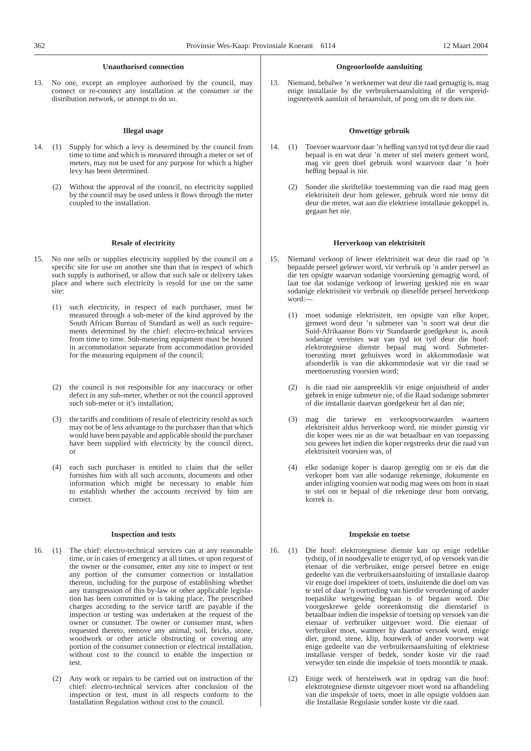### Unauthorised connection

13. No one, except an employee authorised by the council, may connect or re-connect any installation at the consumer or the distribution network, or attempt to do so.

### Illegal usage

14. (1) Supply for which a levy is determined by the council from time to time and which is measured through a meter or set of meters, may not be used for any purpose for which a higher levy has been determined.

(2) Without the approval of the council, no electricity supplied by the council may be used unless it flows through the meter coupled to the installation.

### Resale of electricity

15. No one sells or supplies electricity supplied by the council on a specific site for use on another site than that in respect of which such supply is authorised, or allow that such sale or delivery takes place and where such electricity is resold for use on the same site:

(1) such electricity, in respect of each purchaser, must be measured through a sub-meter of the kind approved by the South African Bureau of Standard as well as such requirements determined by the chief: electro-technical services from time to time. Sub-metering equipment must be housed in accommodation separate from accommodation provided for the measuring equipment of the council;

(2) the council is not responsible for any inaccuracy or other defect in any sub-meter, whether or not the council approved such sub-meter or it's installation;

(3) the tariffs and conditions of resale of electricity resold as such may not be of less advantage to the purchaser than that which would have been payable and applicable should the purchaser have been supplied with electricity by the council direct, or

(4) each such purchaser is entitled to claim that the seller furnishes him with all such accounts, documents and other information which might be necessary to enable him to establish whether the accounts received by him are correct.

### Inspection and tests

16. (1) The chief: electro-technical services can at any reasonable time, or in cases of emergency at all times, or upon request of the owner or the consumer, enter any site to inspect or test any portion of the consumer connection or installation thereon, including for the purpose of establishing whether any transgression of this by-law or other applicable legislation has been committed or is taking place. The prescribed charges according to the service tariff are payable if the inspection or testing was undertaken at the request of the owner or consumer. The owner or consumer must, when requested thereto, remove any animal, soil, bricks, stone, woodwork or other article obstructing or covering any portion of the consumer connection or electrical installation, without cost to the council to enable the inspection or test.

(2) Any work or repairs to be carried out on instruction of the chief: electro-technical services after conclusion of the inspection or test, must in all respects conform to the Installation Regulation without cost to the council.

### Ongeoorloofde aansluiting

13. Niemand, behalwe 'n werknemer wat deur die raad gemagtig is, mag enige installasie by die verbruikersaansluiting of die verspreidingsnetwerk aansluit of heraansluit, of poog om dit te doen nie.

### Onwettige gebruik

14. (1) Toevoer waarvoor daar 'n heffing van tyd tot tyd deur die raad bepaal is en wat deur 'n meter of stel meters gemeet word, mag vir geen doel gebruik word waarvoor daar 'n hoër heffing bepaal is nie.

(2) Sonder die skriftelike toestemming van die raad mag geen elektrisiteit deur hom gelewer, gebruik word nie tensy dit deur die meter, wat aan die elektriese installasie gekoppel is, gegaan het nie.

### Herverkoop van elektrisiteit

15. Niemand verkoop of lewer elektrisiteit wat deur die raad op 'n bepaalde perseel gelewer word, vir verbruik op 'n ander perseel as die ten opsigte waarvan sodanige voorsiening gemagtig word, of laat toe dat sodanige verkoop of lewering geskied nie en waar sodanige elektrisiteit vir verbruik op dieselfde perseel herverkoop word:—

(1) moet sodanige elektrisiteit, ten opsigte van elke koper, gemeet word deur 'n submeter van 'n soort wat deur die Suid-Afrikaanse Buro vir Standaarde goedgekeur is, asook sodanige vereistes wat van tyd tot tyd deur die hoof: elektrotegniese dienste bepaal mag word. Submetertoerusting moet gehuisves word in akkommodasie wat afsonderlik is van die akkommodasie wat vir die raad se meettoerusting voorsien word;

(2) is die raad nie aanspreeklik vir enige onjuistheid of ander gebrek in enige submeter nie, of die Raad sodanige submeter of die installasie daarvan goedgekeur het al dan nie;

(3) mag die tariewe en verkoopvoorwaardes waarteen elektrisiteit aldus herverkoop word, nie minder gunstig vir die koper wees nie as die wat betaalbaar en van toepassing sou gewees het indien die koper regstreeks deur die raad van elektrisiteit voorsien was, of

(4) elke sodanige koper is daarop geregtig om te eis dat die verkoper hom van alle sodanige rekeninge, dokumente en ander inligting voorsien wat nodig mag wees om hom in staat te stel om te bepaal of die rekeninge deur hom ontvang, korrek is.

### Inspeksie en toetse

16. (1) Die hoof: elektrotegniese dienste kan op enige redelike tydstip, of in noodgevalle te eniger tyd, of op versoek van die eienaar of die verbruiker, enige perseel betree en enige gedeelte van die verbruikersaansluiting of installasie daarop vir enige doel inspekteer of toets, insluitende die doel om vas te stel of daar 'n oortreding van hierdie verordening of ander toepaslike wetgewing begaan is of begaan word. Die voorgeskrewe gelde ooreenkomstig die dienstarief is betaalbaar indien die inspeksie of toetsing op versoek van die eienaar of verbruiker uitgevoer word. Die eienaar of verbruiker moet, wanneer hy daartoe versoek word, enige dier, grond, stene, klip, houtwerk of ander voorwerp wat enige gedeelte van die verbruikersaansluiting of elektriese installasie versper of bedek, sonder koste vir die raad verwyder ten einde die inspeksie of toets moontlik te maak.

(2) Enige werk of herstelwerk wat in opdrag van die hoof: elektrotegniese dienste uitgevoer moet word na afhandeling van die inspeksie of toets, moet in alle opsigte voldoen aan die Installasie Regulasie sonder koste vir die raad.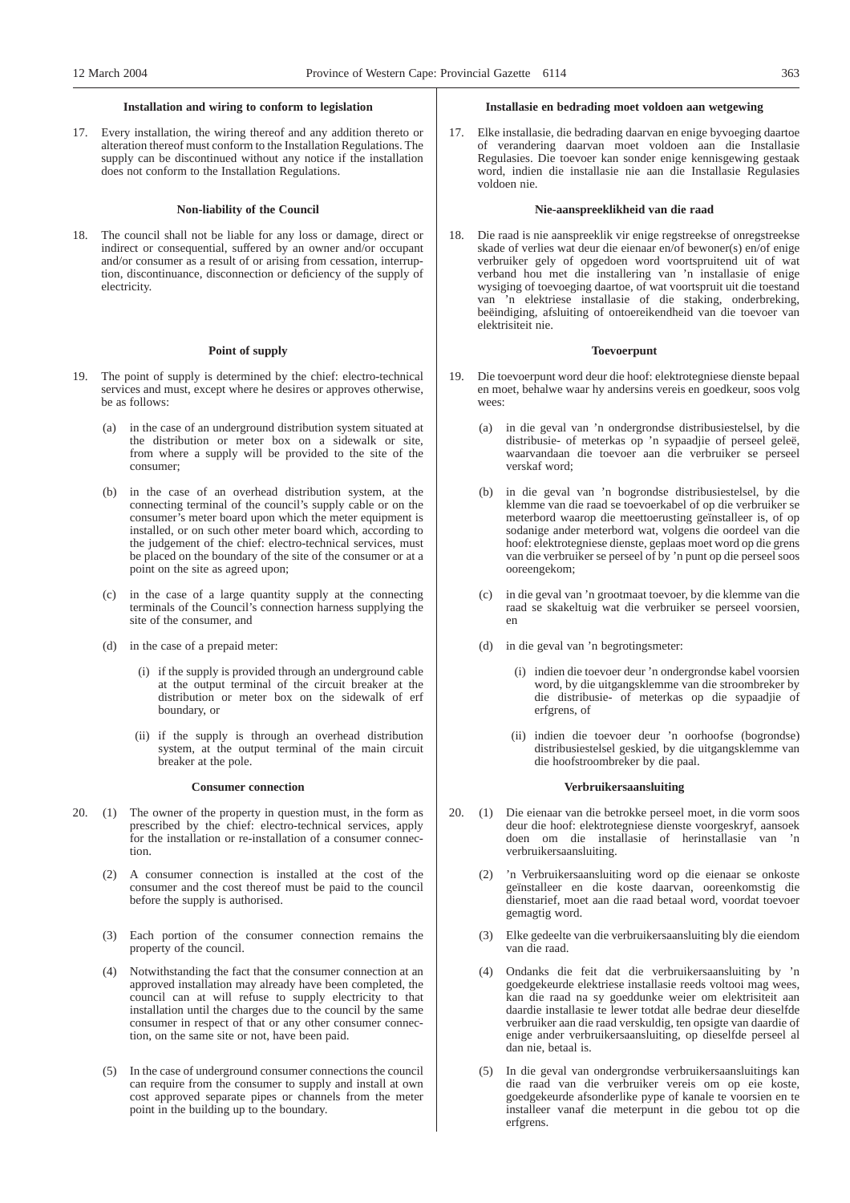### Installation and wiring to conform to legislation

17. Every installation, the wiring thereof and any addition thereto or alteration thereof must conform to the Installation Regulations. The supply can be discontinued without any notice if the installation does not conform to the Installation Regulations.

### Non-liability of the Council

18. The council shall not be liable for any loss or damage, direct or indirect or consequential, suffered by an owner and/or occupant and/or consumer as a result of or arising from cessation, interruption, discontinuance, disconnection or deficiency of the supply of electricity.

### Point of supply

19. The point of supply is determined by the chief: electro-technical services and must, except where he desires or approves otherwise, be as follows:

    (a) in the case of an underground distribution system situated at the distribution or meter box on a sidewalk or site, from where a supply will be provided to the site of the consumer;

    (b) in the case of an overhead distribution system, at the connecting terminal of the council's supply cable or on the consumer's meter board upon which the meter equipment is installed, or on such other meter board which, according to the judgement of the chief: electro-technical services, must be placed on the boundary of the site of the consumer or at a point on the site as agreed upon;

    (c) in the case of a large quantity supply at the connecting terminals of the Council's connection harness supplying the site of the consumer, and

    (d) in the case of a prepaid meter:

        (i) if the supply is provided through an underground cable at the output terminal of the circuit breaker at the distribution or meter box on the sidewalk of erf boundary, or

        (ii) if the supply is through an overhead distribution system, at the output terminal of the main circuit breaker at the pole.

### Consumer connection

20. (1) The owner of the property in question must, in the form as prescribed by the chief: electro-technical services, apply for the installation or re-installation of a consumer connection.

    (2) A consumer connection is installed at the cost of the consumer and the cost thereof must be paid to the council before the supply is authorised.

    (3) Each portion of the consumer connection remains the property of the council.

    (4) Notwithstanding the fact that the consumer connection at an approved installation may already have been completed, the council can at will refuse to supply electricity to that installation until the charges due to the council by the same consumer in respect of that or any other consumer connection, on the same site or not, have been paid.

    (5) In the case of underground consumer connections the council can require from the consumer to supply and install at own cost approved separate pipes or channels from the meter point in the building up to the boundary.

### Installasie en bedrading moet voldoen aan wetgewing

17. Elke installasie, die bedrading daarvan en enige byvoeging daartoe of verandering daarvan moet voldoen aan die Installasie Regulasies. Die toevoer kan sonder enige kennisgewing gestaak word, indien die installasie nie aan die Installasie Regulasies voldoen nie.

### Nie-aanspreeklikheid van die raad

18. Die raad is nie aanspreeklik vir enige regstreekse of onregstreekse skade of verlies wat deur die eienaar en/of bewoner(s) en/of enige verbruiker gely of opgedoen word voortspruitend uit of wat verband hou met die installering van 'n installasie of enige wysiging of toevoeging daartoe, of wat voortspruit uit die toestand van 'n elektriese installasie of die staking, onderbreking, beëindiging, afsluiting of ontoereikendheid van die toevoer van elektrisiteit nie.

### Toevoerpunt

19. Die toevoerpunt word deur die hoof: elektrotegniese dienste bepaal en moet, behalwe waar hy andersins vereis en goedkeur, soos volg wees:

    (a) in die geval van 'n ondergrondse distribusiestelsel, by die distribusie- of meterkas op 'n sypaadjie of perseel geleë, waarvandaan die toevoer aan die verbruiker se perseel verskaf word;

    (b) in die geval van 'n bogrondse distribusiestelsel, by die klemme van die raad se toevoerkabel of op die verbruiker se meterbord waarop die meettoerusting geïnstalleer is, of op sodanige ander meterbord wat, volgens die oordeel van die hoof: elektrotegniese dienste, geplaas moet word op die grens van die verbruiker se perseel of by 'n punt op die perseel soos ooreengekom;

    (c) in die geval van 'n grootmaat toevoer, by die klemme van die raad se skakeltuig wat die verbruiker se perseel voorsien, en

    (d) in die geval van 'n begrotingsmeter:

        (i) indien die toevoer deur 'n ondergrondse kabel voorsien word, by die uitgangsklemme van die stroombreker by die distribusie- of meterkas op die sypaadjie of erfgrens, of

        (ii) indien die toevoer deur 'n oorhoofse (bogrondse) distribusiestelsel geskied, by die uitgangsklemme van die hoofstroombreker by die paal.

### Verbruikersaansluiting

20. (1) Die eienaar van die betrokke perseel moet, in die vorm soos deur die hoof: elektrotegniese dienste voorgeskryf, aansoek doen om die installasie of herinstallasie van 'n verbruikersaansluiting.

    (2) 'n Verbruikersaansluiting word op die eienaar se onkoste geïnstalleer en die koste daarvan, ooreenkomstig die dienstarief, moet aan die raad betaal word, voordat toevoer gemagtig word.

    (3) Elke gedeelte van die verbruikersaansluiting bly die eiendom van die raad.

    (4) Ondanks die feit dat die verbruikersaansluiting by 'n goedgekeurde elektriese installasie reeds voltooi mag wees, kan die raad na sy goeddunke weier om elektrisiteit aan daardie installasie te lewer totdat alle bedrae deur dieselfde verbruiker aan die raad verskuldig, ten opsigte van daardie of enige ander verbruikersaansluiting, op dieselfde perseel al dan nie, betaal is.

    (5) In die geval van ondergrondse verbruikersaansluitings kan die raad van die verbruiker vereis om op eie koste, goedgekeurde afsonderlike pype of kanale te voorsien en te installeer vanaf die meterpunt in die gebou tot op die erfgrens.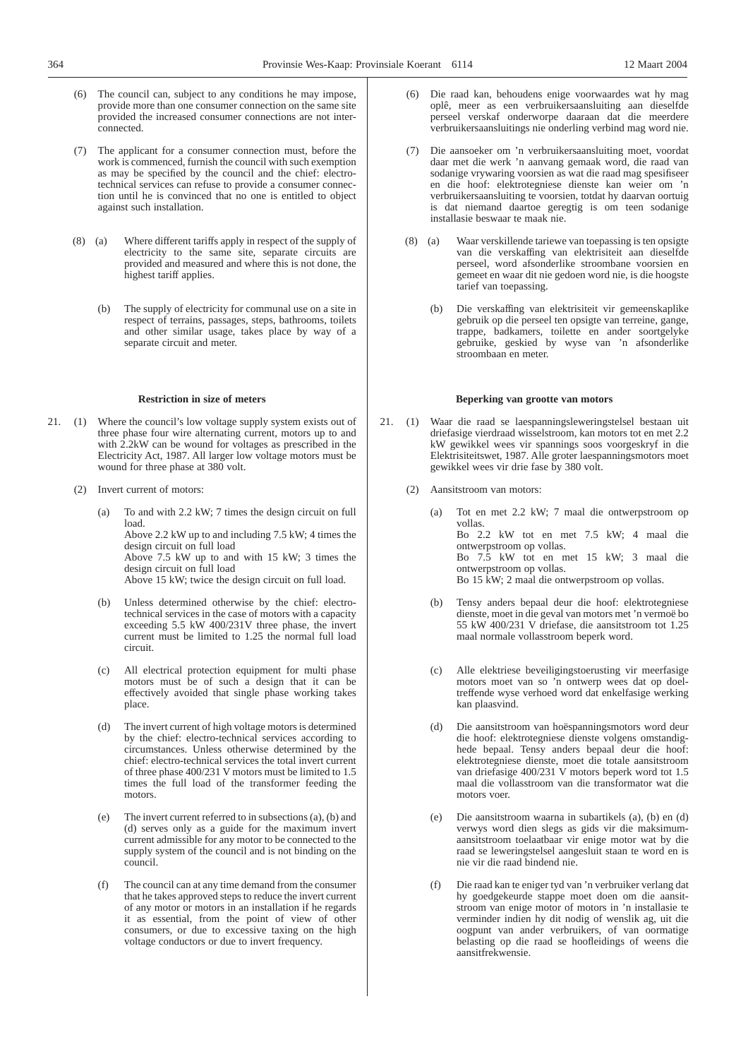(6) The council can, subject to any conditions he may impose, provide more than one consumer connection on the same site provided the increased consumer connections are not inter-connected.

(7) The applicant for a consumer connection must, before the work is commenced, furnish the council with such exemption as may be specified by the council and the chief: electro-technical services can refuse to provide a consumer connection until he is convinced that no one is entitled to object against such installation.

(8) (a) Where different tariffs apply in respect of the supply of electricity to the same site, separate circuits are provided and measured and where this is not done, the highest tariff applies.

(b) The supply of electricity for communal use on a site in respect of terrains, passages, steps, bathrooms, toilets and other similar usage, takes place by way of a separate circuit and meter.

**Restriction in size of meters**

21. (1) Where the council's low voltage supply system exists out of three phase four wire alternating current, motors up to and with 2.2kW can be wound for voltages as prescribed in the Electricity Act, 1987. All larger low voltage motors must be wound for three phase at 380 volt.

(2) Invert current of motors:

(a) To and with 2.2 kW; 7 times the design circuit on full load.
Above 2.2 kW up to and including 7.5 kW; 4 times the design circuit on full load
Above 7.5 kW up to and with 15 kW; 3 times the design circuit on full load
Above 15 kW; twice the design circuit on full load.

(b) Unless determined otherwise by the chief: electro-technical services in the case of motors with a capacity exceeding 5.5 kW 400/231V three phase, the invert current must be limited to 1.25 the normal full load circuit.

(c) All electrical protection equipment for multi phase motors must be of such a design that it can be effectively avoided that single phase working takes place.

(d) The invert current of high voltage motors is determined by the chief: electro-technical services according to circumstances. Unless otherwise determined by the chief: electro-technical services the total invert current of three phase 400/231 V motors must be limited to 1.5 times the full load of the transformer feeding the motors.

(e) The invert current referred to in subsections (a), (b) and (d) serves only as a guide for the maximum invert current admissible for any motor to be connected to the supply system of the council and is not binding on the council.

(f) The council can at any time demand from the consumer that he takes approved steps to reduce the invert current of any motor or motors in an installation if he regards it as essential, from the point of view of other consumers, or due to excessive taxing on the high voltage conductors or due to invert frequency.

(6) Die raad kan, behoudens enige voorwaardes wat hy mag oplê, meer as een verbruikersaansluiting aan dieselfde perseel verskaf onderworpe daaraan dat die meerdere verbruikersaansluitings nie onderling verbind mag word nie.

(7) Die aansoeker om 'n verbruikersaansluiting moet, voordat daar met die werk 'n aanvang gemaak word, die raad van sodanige vrywaring voorsien as wat die raad mag spesifiseer en die hoof: elektrotegniese dienste kan weier om 'n verbruikersaansluiting te voorsien, totdat hy daarvan oortuig is dat niemand daartoe geregtig is om teen sodanige installasie beswaar te maak nie.

(8) (a) Waar verskillende tariewe van toepassing is ten opsigte van die verskaffing van elektrisiteit aan dieselfde perseel, word afsonderlike stroombane voorsien en gemeet en waar dit nie gedoen word nie, is die hoogste tarief van toepassing.

(b) Die verskaffing van elektrisiteit vir gemeenskaplike gebruik op die perseel ten opsigte van terreine, gange, trappe, badkamers, toilette en ander soortgelyke gebruike, geskied by wyse van 'n afsonderlike stroombaan en meter.

**Beperking van grootte van motors**

21. (1) Waar die raad se laespanningsleweringstelsel bestaan uit driefasige vierdraad wisselstroom, kan motors tot en met 2.2 kW gewikkel wees vir spannings soos voorgeskryf in die Elektrisiteitswet, 1987. Alle groter laespanningsmotors moet gewikkel wees vir drie fase by 380 volt.

(2) Aansitstroom van motors:

(a) Tot en met 2.2 kW; 7 maal die ontwerpstroom op vollas.
Bo 2.2 kW tot en met 7.5 kW; 4 maal die ontwerpstroom op vollas.
Bo 7.5 kW tot en met 15 kW; 3 maal die ontwerpstroom op vollas.
Bo 15 kW; 2 maal die ontwerpstroom op vollas.

(b) Tensy anders bepaal deur die hoof: elektrotegniese dienste, moet in die geval van motors met 'n vermoë bo 55 kW 400/231 V driefase, die aansitstroom tot 1.25 maal normale vollasstroom beperk word.

(c) Alle elektriese beveiligingstoerusting vir meerfasige motors moet van so 'n ontwerp wees dat op doeltreffende wyse verhoed word dat enkelfasige werking kan plaasvind.

(d) Die aansitstroom van hoëspanningsmotors word deur die hoof: elektrotegniese dienste volgens omstandighede bepaal. Tensy anders bepaal deur die hoof: elektrotegniese dienste, moet die totale aansitstroom van driefasige 400/231 V motors beperk word tot 1.5 maal die vollasstroom van die transformator wat die motors voer.

(e) Die aansitstroom waarna in subartikels (a), (b) en (d) verwys word dien slegs as gids vir die maksimum-aansitstroom toelaatbaar vir enige motor wat by die raad se leweringstelsel aangesluit staan te word en is nie vir die raad bindend nie.

(f) Die raad kan te eniger tyd van 'n verbruiker verlang dat hy goedgekeurde stappe moet doen om die aansitstroom van enige motor of motors in 'n installasie te verminder indien hy dit nodig of wenslik ag, uit die oogpunt van ander verbruikers, of van oormatige belasting op die raad se hoofleidings of weens die aansitfrekwensie.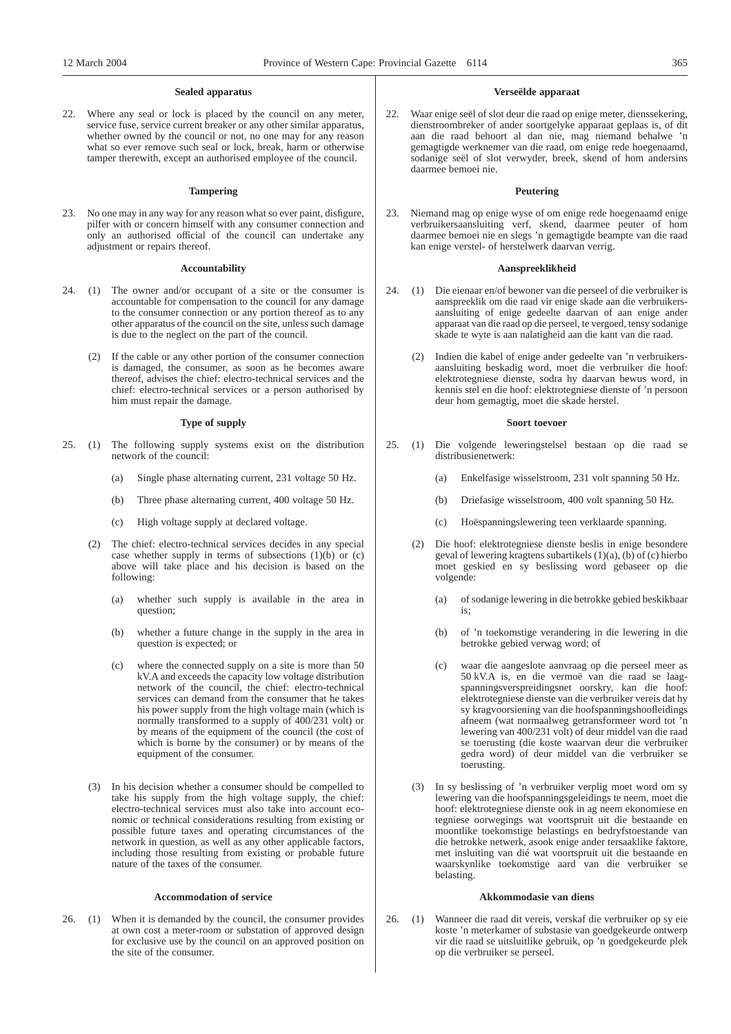**Sealed apparatus**

22. Where any seal or lock is placed by the council on any meter, service fuse, service current breaker or any other similar apparatus, whether owned by the council or not, no one may for any reason what so ever remove such seal or lock, break, harm or otherwise tamper therewith, except an authorised employee of the council.

**Tampering**

23. No one may in any way for any reason what so ever paint, disfigure, pilfer with or concern himself with any consumer connection and only an authorised official of the council can undertake any adjustment or repairs thereof.

**Accountability**

24. (1) The owner and/or occupant of a site or the consumer is accountable for compensation to the council for any damage to the consumer connection or any portion thereof as to any other apparatus of the council on the site, unless such damage is due to the neglect on the part of the council.

(2) If the cable or any other portion of the consumer connection is damaged, the consumer, as soon as he becomes aware thereof, advises the chief: electro-technical services and the chief: electro-technical services or a person authorised by him must repair the damage.

**Type of supply**

25. (1) The following supply systems exist on the distribution network of the council:

(a) Single phase alternating current, 231 voltage 50 Hz.

(b) Three phase alternating current, 400 voltage 50 Hz.

(c) High voltage supply at declared voltage.

(2) The chief: electro-technical services decides in any special case whether supply in terms of subsections (1)(b) or (c) above will take place and his decision is based on the following:

(a) whether such supply is available in the area in question;

(b) whether a future change in the supply in the area in question is expected; or

(c) where the connected supply on a site is more than 50 kV.A and exceeds the capacity low voltage distribution network of the council, the chief: electro-technical services can demand from the consumer that he takes his power supply from the high voltage main (which is normally transformed to a supply of 400/231 volt) or by means of the equipment of the council (the cost of which is borne by the consumer) or by means of the equipment of the consumer.

(3) In his decision whether a consumer should be compelled to take his supply from the high voltage supply, the chief: electro-technical services must also take into account economic or technical considerations resulting from existing or possible future taxes and operating circumstances of the network in question, as well as any other applicable factors, including those resulting from existing or probable future nature of the taxes of the consumer.

**Accommodation of service**

26. (1) When it is demanded by the council, the consumer provides at own cost a meter-room or substation of approved design for exclusive use by the council on an approved position on the site of the consumer.

**Verseëlde apparaat**

22. Waar enige seël of slot deur die raad op enige meter, dienssekering, dienstroombreker of ander soortgelyke apparaat geplaas is, of dit aan die raad behoort al dan nie, mag niemand behalwe 'n gemagtigde werknemer van die raad, om enige rede hoegenaamd, sodanige seël of slot verwyder, breek, skend of hom andersins daarmee bemoei nie.

**Peutering**

23. Niemand mag op enige wyse of om enige rede hoegenaamd enige verbruikersaansluiting verf, skend, daarmee peuter of hom daarmee bemoei nie en slegs 'n gemagtigde beampte van die raad kan enige verstel- of herstelwerk daarvan verrig.

**Aanspreeklikheid**

24. (1) Die eienaar en/of bewoner van die perseel of die verbruiker is aanspreeklik om die raad vir enige skade aan die verbruikersaansluiting of enige gedeelte daarvan of aan enige ander apparaat van die raad op die perseel, te vergoed, tensy sodanige skade te wyte is aan nalatigheid aan die kant van die raad.

(2) Indien die kabel of enige ander gedeelte van 'n verbruikersaansluiting beskadig word, moet die verbruiker die hoof: elektrotegniese dienste, sodra hy daarvan bewus word, in kennis stel en die hoof: elektrotegniese dienste of 'n persoon deur hom gemagtig, moet die skade herstel.

**Soort toevoer**

25. (1) Die volgende leweringstelsel bestaan op die raad se distribusienetwerk:

(a) Enkelfasige wisselstroom, 231 volt spanning 50 Hz.

(b) Driefasige wisselstroom, 400 volt spanning 50 Hz.

(c) Hoëspanningslewering teen verklaarde spanning.

(2) Die hoof: elektrotegniese dienste beslis in enige besondere geval of lewering kragtens subartikels (1)(a), (b) of (c) hierbo moet geskied en sy beslissing word gebaseer op die volgende:

(a) of sodanige lewering in die betrokke gebied beskikbaar is;

(b) of 'n toekomstige verandering in die lewering in die betrokke gebied verwag word; of

(c) waar die aangeslote aanvraag op die perseel meer as 50 kV.A is, en die vermoë van die raad se laagspanningsverspreidingsnet oorskry, kan die hoof: elektrotegniese dienste van die verbruiker vereis dat hy sy kragvoorsiening van die hoofspanningshoofleidings afneem (wat normaalweg getransformeer word tot 'n lewering van 400/231 volt) of deur middel van die raad se toerusting (die koste waarvan deur die verbruiker gedra word) of deur middel van die verbruiker se toerusting.

(3) In sy beslissing of 'n verbruiker verplig moet word om sy lewering van die hoofspanningsgeleidings te neem, moet die hoof: elektrotegniese dienste ook in ag neem ekonomiese en tegniese oorwegings wat voortspruit uit die bestaande en moontlike toekomstige belastings en bedryfstoestande van die betrokke netwerk, asook enige ander tersaaklike faktore, met insluiting van dié wat voortspruit uit die bestaande en waarskynlike toekomstige aard van die verbruiker se belasting.

**Akkommodasie van diens**

26. (1) Wanneer die raad dit vereis, verskaf die verbruiker op sy eie koste 'n meterkamer of substasie van goedgekeurde ontwerp vir die raad se uitsluitlike gebruik, op 'n goedgekeurde plek op die verbruiker se perseel.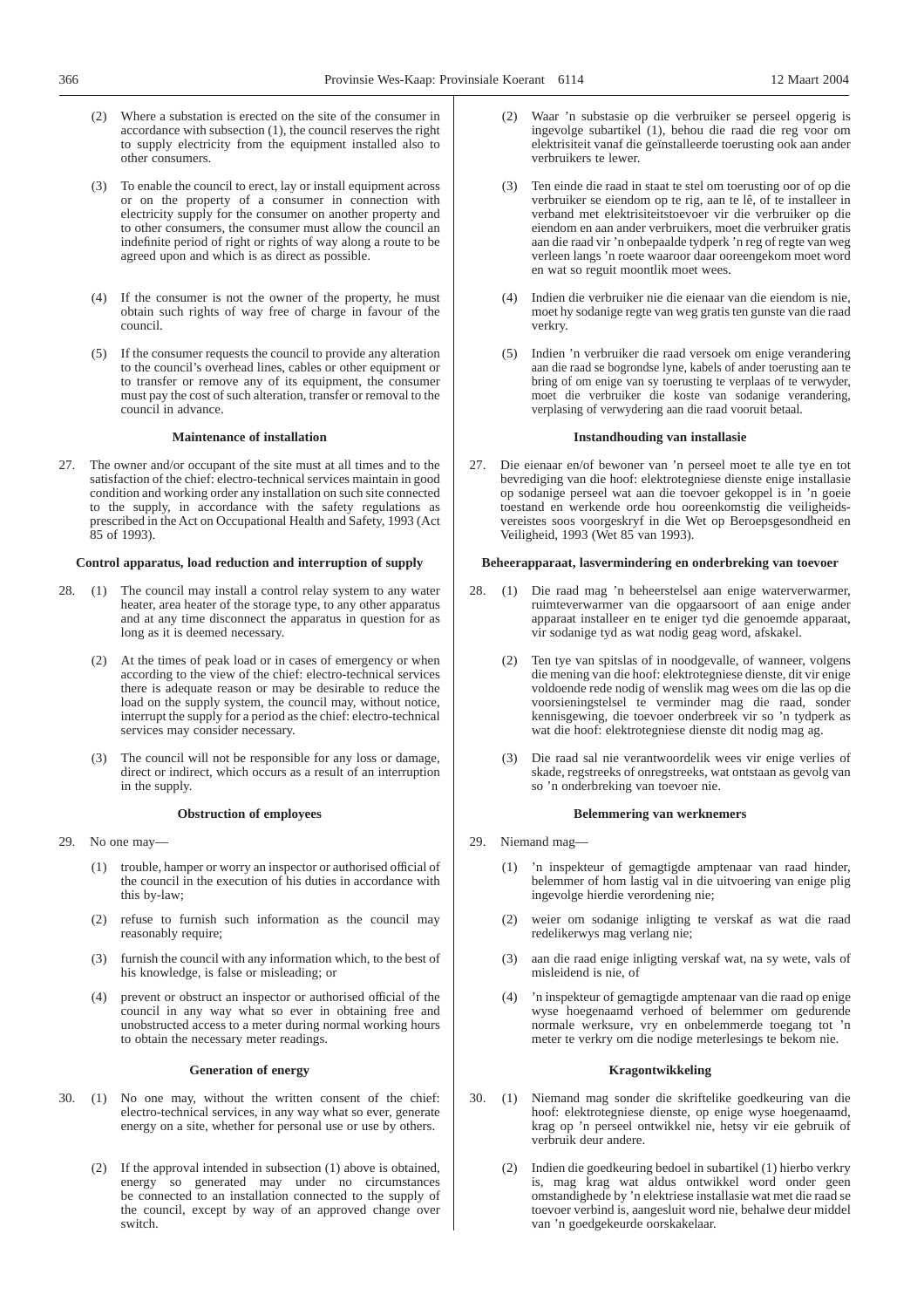(2) Where a substation is erected on the site of the consumer in accordance with subsection (1), the council reserves the right to supply electricity from the equipment installed also to other consumers.

(3) To enable the council to erect, lay or install equipment across or on the property of a consumer in connection with electricity supply for the consumer on another property and to other consumers, the consumer must allow the council an indefinite period of right or rights of way along a route to be agreed upon and which is as direct as possible.

(4) If the consumer is not the owner of the property, he must obtain such rights of way free of charge in favour of the council.

(5) If the consumer requests the council to provide any alteration to the council's overhead lines, cables or other equipment or to transfer or remove any of its equipment, the consumer must pay the cost of such alteration, transfer or removal to the council in advance.

**Maintenance of installation**

27. The owner and/or occupant of the site must at all times and to the satisfaction of the chief: electro-technical services maintain in good condition and working order any installation on such site connected to the supply, in accordance with the safety regulations as prescribed in the Act on Occupational Health and Safety, 1993 (Act 85 of 1993).

**Control apparatus, load reduction and interruption of supply**

28. (1) The council may install a control relay system to any water heater, area heater of the storage type, to any other apparatus and at any time disconnect the apparatus in question for as long as it is deemed necessary.

(2) At the times of peak load or in cases of emergency or when according to the view of the chief: electro-technical services there is adequate reason or may be desirable to reduce the load on the supply system, the council may, without notice, interrupt the supply for a period as the chief: electro-technical services may consider necessary.

(3) The council will not be responsible for any loss or damage, direct or indirect, which occurs as a result of an interruption in the supply.

**Obstruction of employees**

29. No one may—

(1) trouble, hamper or worry an inspector or authorised official of the council in the execution of his duties in accordance with this by-law;

(2) refuse to furnish such information as the council may reasonably require;

(3) furnish the council with any information which, to the best of his knowledge, is false or misleading; or

(4) prevent or obstruct an inspector or authorised official of the council in any way what so ever in obtaining free and unobstructed access to a meter during normal working hours to obtain the necessary meter readings.

**Generation of energy**

30. (1) No one may, without the written consent of the chief: electro-technical services, in any way what so ever, generate energy on a site, whether for personal use or use by others.

(2) If the approval intended in subsection (1) above is obtained, energy so generated may under no circumstances be connected to an installation connected to the supply of the council, except by way of an approved change over switch.

(2) Waar 'n substasie op die verbruiker se perseel opgerig is ingevolge subartikel (1), behou die raad die reg voor om elektrisiteit vanaf die geïnstalleerde toerusting ook aan ander verbruikers te lewer.

(3) Ten einde die raad in staat te stel om toerusting oor of op die verbruiker se eiendom op te rig, aan te lê, of te installeer in verband met elektrisiteitstoevoer vir die verbruiker op die eiendom en aan ander verbruikers, moet die verbruiker gratis aan die raad vir 'n onbepaalde tydperk 'n reg of regte van weg verleen langs 'n roete waaroor daar ooreengekom moet word en wat so reguit moontlik moet wees.

(4) Indien die verbruiker nie die eienaar van die eiendom is nie, moet hy sodanige regte van weg gratis ten gunste van die raad verkry.

(5) Indien 'n verbruiker die raad versoek om enige verandering aan die raad se bogrondse lyne, kabels of ander toerusting aan te bring of om enige van sy toerusting te verplaas of te verwyder, moet die verbruiker die koste van sodanige verandering, verplasing of verwydering aan die raad vooruit betaal.

**Instandhouding van installasie**

27. Die eienaar en/of bewoner van 'n perseel moet te alle tye en tot bevrediging van die hoof: elektrotegniese dienste enige installasie op sodanige perseel wat aan die toevoer gekoppel is in 'n goeie toestand en werkende orde hou ooreenkomstig die veiligheidsvereistes soos voorgeskryf in die Wet op Beroepsgesondheid en Veiligheid, 1993 (Wet 85 van 1993).

**Beheerapparaat, lasvermindering en onderbreking van toevoer**

28. (1) Die raad mag 'n beheerstelsel aan enige waterverwarmer, ruimteverwarmer van die opgaarsoort of aan enige ander apparaat installeer en te eniger tyd die genoemde apparaat, vir sodanige tyd as wat nodig geag word, afskakel.

(2) Ten tye van spitslas of in noodgevalle, of wanneer, volgens die mening van die hoof: elektrotegniese dienste, dit vir enige voldoende rede nodig of wenslik mag wees om die las op die voorsieningstelsel te verminder mag die raad, sonder kennisgewing, die toevoer onderbreek vir so 'n tydperk as wat die hoof: elektrotegniese dienste dit nodig mag ag.

(3) Die raad sal nie verantwoordelik wees vir enige verlies of skade, regstreeks of onregstreeks, wat ontstaan as gevolg van so 'n onderbreking van toevoer nie.

**Belemmering van werknemers**

29. Niemand mag—

(1) 'n inspekteur of gemagtigde amptenaar van raad hinder, belemmer of hom lastig val in die uitvoering van enige plig ingevolge hierdie verordening nie;

(2) weier om sodanige inligting te verskaf as wat die raad redelikerwys mag verlang nie;

(3) aan die raad enige inligting verskaf wat, na sy wete, vals of misleidend is nie, of

(4) 'n inspekteur of gemagtigde amptenaar van die raad op enige wyse hoegenaamd verhoed of belemmer om gedurende normale werksure, vry en onbelemmerde toegang tot 'n meter te verkry om die nodige meterlesings te bekom nie.

**Kragontwikkeling**

30. (1) Niemand mag sonder die skriftelike goedkeuring van die hoof: elektrotegniese dienste, op enige wyse hoegenaamd, krag op 'n perseel ontwikkel nie, hetsy vir eie gebruik of verbruik deur andere.

(2) Indien die goedkeuring bedoel in subartikel (1) hierbo verkry is, mag krag wat aldus ontwikkel word onder geen omstandighede by 'n elektriese installasie wat met die raad se toevoer verbind is, aangesluit word nie, behalwe deur middel van 'n goedgekeurde oorskakelaar.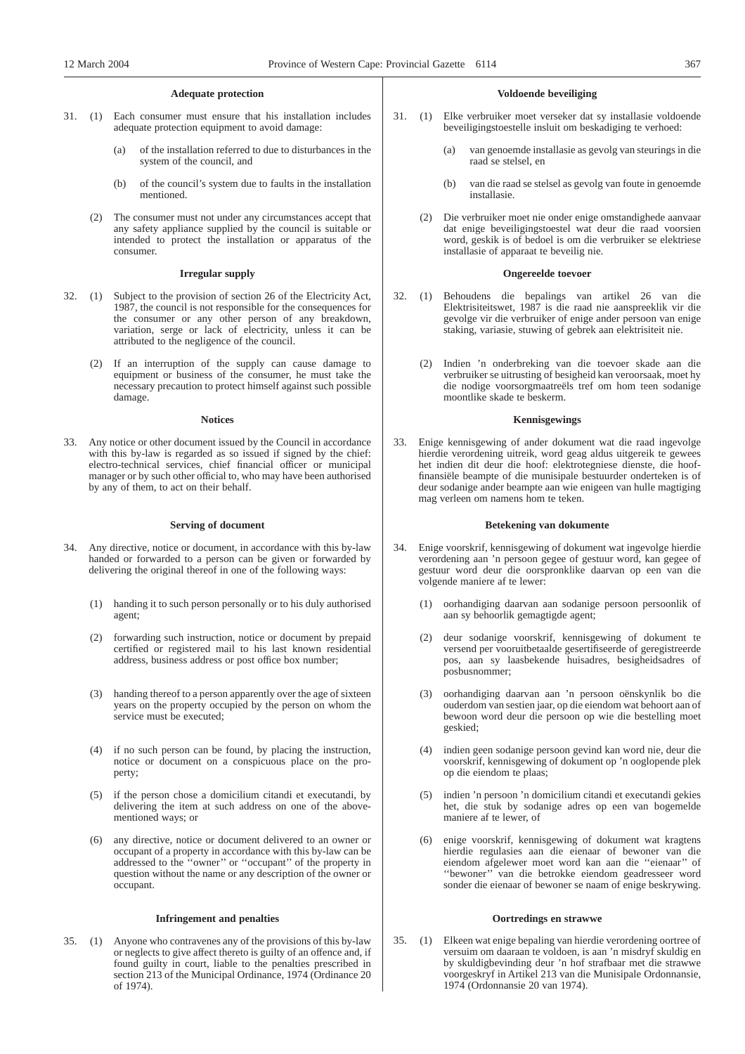### Adequate protection

31. (1) Each consumer must ensure that his installation includes adequate protection equipment to avoid damage:

    (a) of the installation referred to due to disturbances in the system of the council, and

    (b) of the council's system due to faults in the installation mentioned.

    (2) The consumer must not under any circumstances accept that any safety appliance supplied by the council is suitable or intended to protect the installation or apparatus of the consumer.

### Irregular supply

32. (1) Subject to the provision of section 26 of the Electricity Act, 1987, the council is not responsible for the consequences for the consumer or any other person of any breakdown, variation, serge or lack of electricity, unless it can be attributed to the negligence of the council.

    (2) If an interruption of the supply can cause damage to equipment or business of the consumer, he must take the necessary precaution to protect himself against such possible damage.

### Notices

33. Any notice or other document issued by the Council in accordance with this by-law is regarded as so issued if signed by the chief: electro-technical services, chief financial officer or municipal manager or by such other official to, who may have been authorised by any of them, to act on their behalf.

### Serving of document

34. Any directive, notice or document, in accordance with this by-law handed or forwarded to a person can be given or forwarded by delivering the original thereof in one of the following ways:

    (1) handing it to such person personally or to his duly authorised agent;

    (2) forwarding such instruction, notice or document by prepaid certified or registered mail to his last known residential address, business address or post office box number;

    (3) handing thereof to a person apparently over the age of sixteen years on the property occupied by the person on whom the service must be executed;

    (4) if no such person can be found, by placing the instruction, notice or document on a conspicuous place on the property;

    (5) if the person chose a domicilium citandi et executandi, by delivering the item at such address on one of the above-mentioned ways; or

    (6) any directive, notice or document delivered to an owner or occupant of a property in accordance with this by-law can be addressed to the ''owner'' or ''occupant'' of the property in question without the name or any description of the owner or occupant.

### Infringement and penalties

35. (1) Anyone who contravenes any of the provisions of this by-law or neglects to give affect thereto is guilty of an offence and, if found guilty in court, liable to the penalties prescribed in section 213 of the Municipal Ordinance, 1974 (Ordinance 20 of 1974).

### Voldoende beveiliging

31. (1) Elke verbruiker moet verseker dat sy installasie voldoende beveiligingstoestelle insluit om beskadiging te verhoed:

    (a) van genoemde installasie as gevolg van steurings in die raad se stelsel, en

    (b) van die raad se stelsel as gevolg van foute in genoemde installasie.

    (2) Die verbruiker moet nie onder enige omstandighede aanvaar dat enige beveiligingstoestel wat deur die raad voorsien word, geskik is of bedoel is om die verbruiker se elektriese installasie of apparaat te beveilig nie.

### Ongereelde toevoer

32. (1) Behoudens die bepalings van artikel 26 van die Elektrisiteitswet, 1987 is die raad nie aanspreeklik vir die gevolge vir die verbruiker of enige ander persoon van enige staking, variasie, stuwing of gebrek aan elektrisiteit nie.

    (2) Indien 'n onderbreking van die toevoer skade aan die verbruiker se uitrusting of besigheid kan veroorsaak, moet hy die nodige voorsorgmaatreëls tref om hom teen sodanige moontlike skade te beskerm.

### Kennisgewings

33. Enige kennisgewing of ander dokument wat die raad ingevolge hierdie verordening uitreik, word geag aldus uitgereik te gewees het indien dit deur die hoof: elektrotegniese dienste, die hoof-finansiële beampte of die munisipale bestuurder onderteken is of deur sodanige ander beampte aan wie enigeen van hulle magtiging mag verleen om namens hom te teken.

### Betekening van dokumente

34. Enige voorskrif, kennisgewing of dokument wat ingevolge hierdie verordening aan 'n persoon gegee of gestuur word, kan gegee of gestuur word deur die oorspronklike daarvan op een van die volgende maniere af te lewer:

    (1) oorhandiging daarvan aan sodanige persoon persoonlik of aan sy behoorlik gemagtigde agent;

    (2) deur sodanige voorskrif, kennisgewing of dokument te versend per vooruitbetaalde gesertifiseerde of geregistreerde pos, aan sy laasbekende huisadres, besigheidsadres of posbusnommer;

    (3) oorhandiging daarvan aan 'n persoon oënskynlik bo die ouderdom van sestien jaar, op die eiendom wat behoort aan of bewoon word deur die persoon op wie die bestelling moet geskied;

    (4) indien geen sodanige persoon gevind kan word nie, deur die voorskrif, kennisgewing of dokument op 'n ooglopende plek op die eiendom te plaas;

    (5) indien 'n persoon 'n domicilium citandi et executandi gekies het, die stuk by sodanige adres op een van bogemelde maniere af te lewer, of

    (6) enige voorskrif, kennisgewing of dokument wat kragtens hierdie regulasies aan die eienaar of bewoner van die eiendom afgelewer moet word kan aan die ''eienaar'' of ''bewoner'' van die betrokke eiendom geadresseer word sonder die eienaar of bewoner se naam of enige beskrywing.

### Oortredings en strawwe

35. (1) Elkeen wat enige bepaling van hierdie verordening oortree of versuim om daaraan te voldoen, is aan 'n misdryf skuldig en by skuldigbevinding deur 'n hof strafbaar met die strawwe voorgeskryf in Artikel 213 van die Munisipale Ordonnansie, 1974 (Ordonnansie 20 van 1974).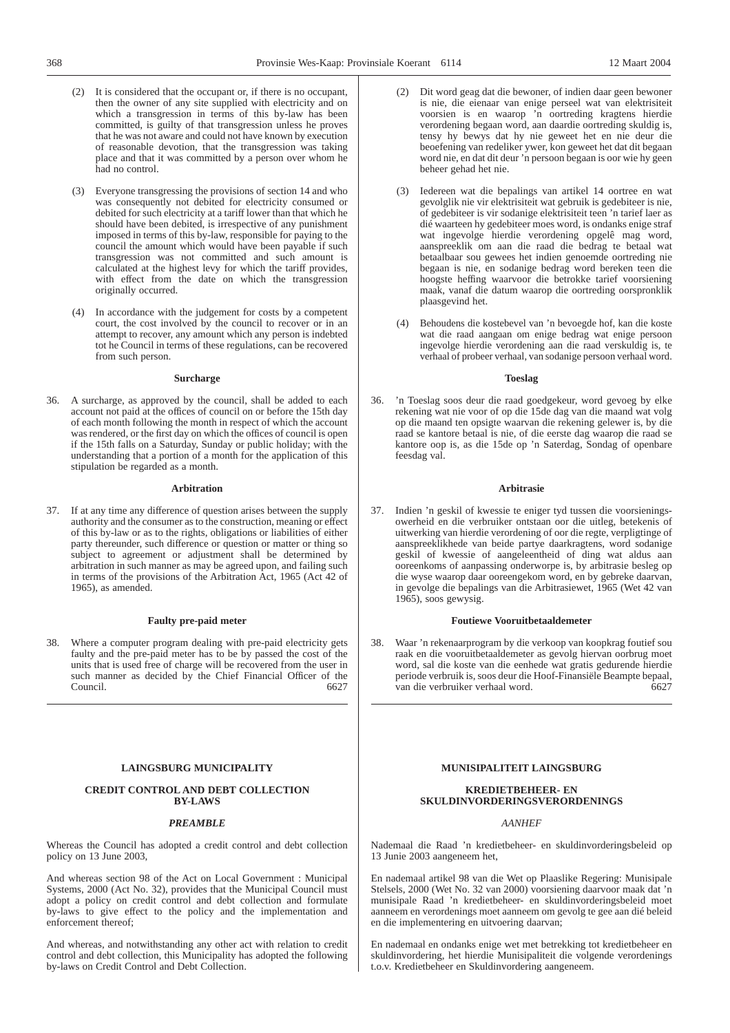(2) It is considered that the occupant or, if there is no occupant, then the owner of any site supplied with electricity and on which a transgression in terms of this by-law has been committed, is guilty of that transgression unless he proves that he was not aware and could not have known by execution of reasonable devotion, that the transgression was taking place and that it was committed by a person over whom he had no control.

(3) Everyone transgressing the provisions of section 14 and who was consequently not debited for electricity consumed or debited for such electricity at a tariff lower than that which he should have been debited, is irrespective of any punishment imposed in terms of this by-law, responsible for paying to the council the amount which would have been payable if such transgression was not committed and such amount is calculated at the highest levy for which the tariff provides, with effect from the date on which the transgression originally occurred.

(4) In accordance with the judgement for costs by a competent court, the cost involved by the council to recover or in an attempt to recover, any amount which any person is indebted tot he Council in terms of these regulations, can be recovered from such person.

**Surcharge**

36. A surcharge, as approved by the council, shall be added to each account not paid at the offices of council on or before the 15th day of each month following the month in respect of which the account was rendered, or the first day on which the offices of council is open if the 15th falls on a Saturday, Sunday or public holiday; with the understanding that a portion of a month for the application of this stipulation be regarded as a month.

**Arbitration**

37. If at any time any difference of question arises between the supply authority and the consumer as to the construction, meaning or effect of this by-law or as to the rights, obligations or liabilities of either party thereunder, such difference or question or matter or thing so subject to agreement or adjustment shall be determined by arbitration in such manner as may be agreed upon, and failing such in terms of the provisions of the Arbitration Act, 1965 (Act 42 of 1965), as amended.

**Faulty pre-paid meter**

38. Where a computer program dealing with pre-paid electricity gets faulty and the pre-paid meter has to be by passed the cost of the units that is used free of charge will be recovered from the user in such manner as decided by the Chief Financial Officer of the Council. 6627

(2) Dit word geag dat die bewoner, of indien daar geen bewoner is nie, die eienaar van enige perseel wat van elektrisiteit voorsien is en waarop 'n oortreding kragtens hierdie verordening begaan word, aan daardie oortreding skuldig is, tensy hy bewys dat hy nie geweet het en nie deur die beoefening van redeliker ywer, kon geweet het dat dit begaan word nie, en dat dit deur 'n persoon begaan is oor wie hy geen beheer gehad het nie.

(3) Iedereen wat die bepalings van artikel 14 oortree en wat gevolglik nie vir elektrisiteit wat gebruik is gedebiteer is nie, of gedebiteer is vir sodanige elektrisiteit teen 'n tarief laer as dié waarteen hy gedebiteer moes word, is ondanks enige straf wat ingevolge hierdie verordening opgelê mag word, aanspreeklik om aan die raad die bedrag te betaal wat betaalbaar sou gewees het indien genoemde oortreding nie begaan is nie, en sodanige bedrag word bereken teen die hoogste heffing waarvoor die betrokke tarief voorsiening maak, vanaf die datum waarop die oortreding oorspronklik plaasgevind het.

(4) Behoudens die kostebevel van 'n bevoegde hof, kan die koste wat die raad aangaan om enige bedrag wat enige persoon ingevolge hierdie verordening aan die raad verskuldig is, te verhaal of probeer verhaal, van sodanige persoon verhaal word.

**Toeslag**

36. 'n Toeslag soos deur die raad goedgekeur, word gevoeg by elke rekening wat nie voor of op die 15de dag van die maand wat volg op die maand ten opsigte waarvan die rekening gelewer is, by die raad se kantore betaal is nie, of die eerste dag waarop die raad se kantore oop is, as die 15de op 'n Saterdag, Sondag of openbare feesdag val.

**Arbitrasie**

37. Indien 'n geskil of kwessie te eniger tyd tussen die voorsieningsowerheid en die verbruiker ontstaan oor die uitleg, betekenis of uitwerking van hierdie verordening of oor die regte, verpligtinge of aanspreeklikhede van beide partye daarkragtens, word sodanige geskil of kwessie of aangeleentheid of ding wat aldus aan ooreenkoms of aanpassing onderworpe is, by arbitrasie besleg op die wyse waarop daar ooreengekom word, en by gebreke daarvan, in gevolge die bepalings van die Arbitrasiewet, 1965 (Wet 42 van 1965), soos gewysig.

**Foutiewe Vooruitbetaaldemeter**

38. Waar 'n rekenaarprogram by die verkoop van koopkrag foutief sou raak en die vooruitbetaaldemeter as gevolg hiervan oorbrug moet word, sal die koste van die eenhede wat gratis gedurende hierdie periode verbruik is, soos deur die Hoof-Finansiële Beampte bepaal, van die verbruiker verhaal word. 6627

---

**LAINGSBURG MUNICIPALITY**

**CREDIT CONTROL AND DEBT COLLECTION BY-LAWS**

***PREAMBLE***

Whereas the Council has adopted a credit control and debt collection policy on 13 June 2003,

And whereas section 98 of the Act on Local Government : Municipal Systems, 2000 (Act No. 32), provides that the Municipal Council must adopt a policy on credit control and debt collection and formulate by-laws to give effect to the policy and the implementation and enforcement thereof;

And whereas, and notwithstanding any other act with relation to credit control and debt collection, this Municipality has adopted the following by-laws on Credit Control and Debt Collection.

**MUNISIPALITEIT LAINGSBURG**

**KREDIETBEHEER- EN SKULDINVORDERINGSVERORDENINGS**

*AANHEF*

Nademaal die Raad 'n kredietbeheer- en skuldinvorderingsbeleid op 13 Junie 2003 aangeneem het,

En nademaal artikel 98 van die Wet op Plaaslike Regering: Munisipale Stelsels, 2000 (Wet No. 32 van 2000) voorsiening daarvoor maak dat 'n munisipale Raad 'n kredietbeheer- en skuldinvorderingsbeleid moet aanneem en verordenings moet aanneem om gevolg te gee aan dié beleid en die implementering en uitvoering daarvan;

En nademaal en ondanks enige wet met betrekking tot kredietbeheer en skuldinvordering, het hierdie Munisipaliteit die volgende verordenings t.o.v. Kredietbeheer en Skuldinvordering aangeneem.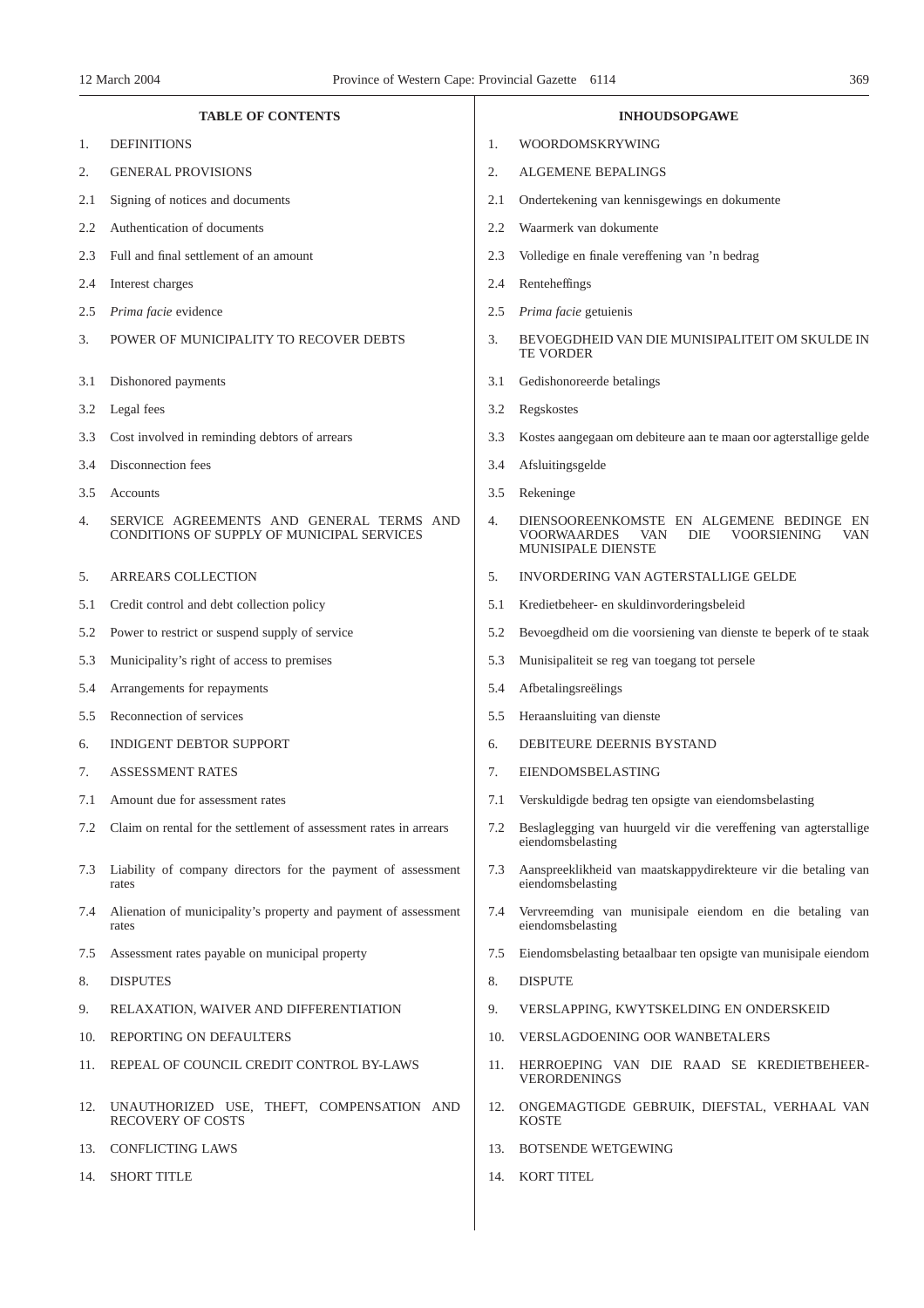**TABLE OF CONTENTS**

1. DEFINITIONS
2. GENERAL PROVISIONS
   - 2.1 Signing of notices and documents
   - 2.2 Authentication of documents
   - 2.3 Full and final settlement of an amount
   - 2.4 Interest charges
   - 2.5 *Prima facie* evidence
3. POWER OF MUNICIPALITY TO RECOVER DEBTS
   - 3.1 Dishonored payments
   - 3.2 Legal fees
   - 3.3 Cost involved in reminding debtors of arrears
   - 3.4 Disconnection fees
   - 3.5 Accounts
4. SERVICE AGREEMENTS AND GENERAL TERMS AND CONDITIONS OF SUPPLY OF MUNICIPAL SERVICES
5. ARREARS COLLECTION
   - 5.1 Credit control and debt collection policy
   - 5.2 Power to restrict or suspend supply of service
   - 5.3 Municipality's right of access to premises
   - 5.4 Arrangements for repayments
   - 5.5 Reconnection of services
6. INDIGENT DEBTOR SUPPORT
7. ASSESSMENT RATES
   - 7.1 Amount due for assessment rates
   - 7.2 Claim on rental for the settlement of assessment rates in arrears
   - 7.3 Liability of company directors for the payment of assessment rates
   - 7.4 Alienation of municipality's property and payment of assessment rates
   - 7.5 Assessment rates payable on municipal property
8. DISPUTES
9. RELAXATION, WAIVER AND DIFFERENTIATION
10. REPORTING ON DEFAULTERS
11. REPEAL OF COUNCIL CREDIT CONTROL BY-LAWS
12. UNAUTHORIZED USE, THEFT, COMPENSATION AND RECOVERY OF COSTS
13. CONFLICTING LAWS
14. SHORT TITLE

**INHOUDSOPGAWE**

1. WOORDOMSKRYWING
2. ALGEMENE BEPALINGS
   - 2.1 Ondertekening van kennisgewings en dokumente
   - 2.2 Waarmerk van dokumente
   - 2.3 Volledige en finale vereffening van 'n bedrag
   - 2.4 Renteheffings
   - 2.5 *Prima facie* getuienis
3. BEVOEGDHEID VAN DIE MUNISIPALITEIT OM SKULDE IN TE VORDER
   - 3.1 Gedishonoreerde betalings
   - 3.2 Regskostes
   - 3.3 Kostes aangegaan om debiteure aan te maan oor agterstallige gelde
   - 3.4 Afsluitingsgelde
   - 3.5 Rekeninge
4. DIENSOOREENKOMSTE EN ALGEMENE BEDINGE EN VOORWAARDES VAN DIE VOORSIENING VAN MUNISIPALE DIENSTE
5. INVORDERING VAN AGTERSTALLIGE GELDE
   - 5.1 Kredietbeheer- en skuldinvorderingsbeleid
   - 5.2 Bevoegdheid om die voorsiening van dienste te beperk of te staak
   - 5.3 Munisipaliteit se reg van toegang tot persele
   - 5.4 Afbetalingsreëlings
   - 5.5 Heraansluiting van dienste
6. DEBITEURE DEERNIS BYSTAND
7. EIENDOMSBELASTING
   - 7.1 Verskuldigde bedrag ten opsigte van eiendomsbelasting
   - 7.2 Beslaglegging van huurgeld vir die vereffening van agterstallige eiendomsbelasting
   - 7.3 Aanspreeklikheid van maatskappydirekteure vir die betaling van eiendomsbelasting
   - 7.4 Vervreemding van munisipale eiendom en die betaling van eiendomsbelasting
   - 7.5 Eiendomsbelasting betaalbaar ten opsigte van munisipale eiendom
8. DISPUTE
9. VERSLAPPING, KWYTSKELDING EN ONDERSKEID
10. VERSLAGDOENING OOR WANBETALERS
11. HERROEPING VAN DIE RAAD SE KREDIETBEHEER-VERORDENINGS
12. ONGEMAGTIGDE GEBRUIK, DIEFSTAL, VERHAAL VAN KOSTE
13. BOTSENDE WETGEWING
14. KORT TITEL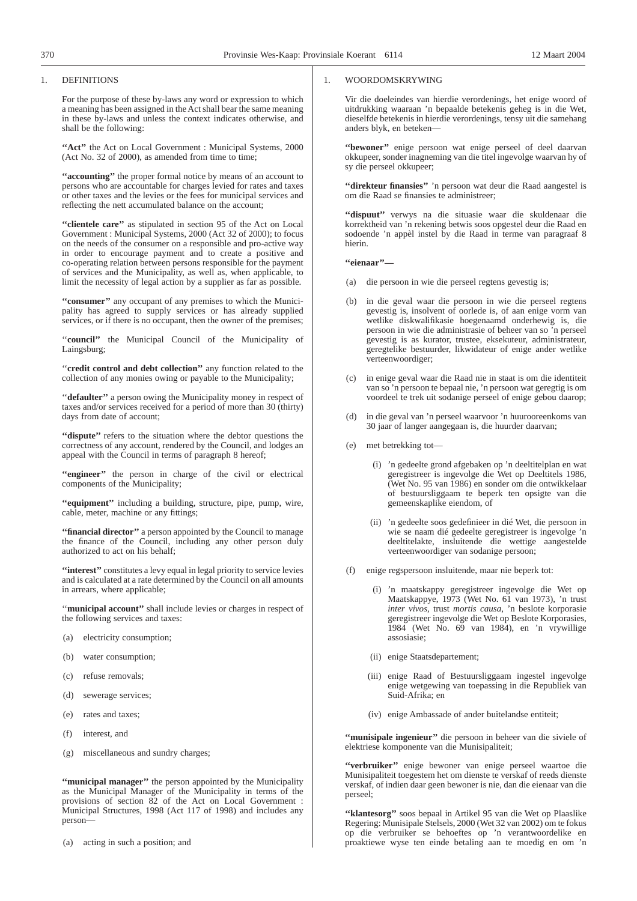1. DEFINITIONS

For the purpose of these by-laws any word or expression to which a meaning has been assigned in the Act shall bear the same meaning in these by-laws and unless the context indicates otherwise, and shall be the following:

**"Act"** the Act on Local Government : Municipal Systems, 2000 (Act No. 32 of 2000), as amended from time to time;

**"accounting"** the proper formal notice by means of an account to persons who are accountable for charges levied for rates and taxes or other taxes and the levies or the fees for municipal services and reflecting the nett accumulated balance on the account;

**"clientele care"** as stipulated in section 95 of the Act on Local Government : Municipal Systems, 2000 (Act 32 of 2000); to focus on the needs of the consumer on a responsible and pro-active way in order to encourage payment and to create a positive and co-operating relation between persons responsible for the payment of services and the Municipality, as well as, when applicable, to limit the necessity of legal action by a supplier as far as possible.

**"consumer"** any occupant of any premises to which the Municipality has agreed to supply services or has already supplied services, or if there is no occupant, then the owner of the premises;

**"council"** the Municipal Council of the Municipality of Laingsburg;

**"credit control and debt collection"** any function related to the collection of any monies owing or payable to the Municipality;

**"defaulter"** a person owing the Municipality money in respect of taxes and/or services received for a period of more than 30 (thirty) days from date of account;

**"dispute"** refers to the situation where the debtor questions the correctness of any account, rendered by the Council, and lodges an appeal with the Council in terms of paragraph 8 hereof;

**"engineer"** the person in charge of the civil or electrical components of the Municipality;

**"equipment"** including a building, structure, pipe, pump, wire, cable, meter, machine or any fittings;

**"financial director"** a person appointed by the Council to manage the finance of the Council, including any other person duly authorized to act on his behalf;

**"interest"** constitutes a levy equal in legal priority to service levies and is calculated at a rate determined by the Council on all amounts in arrears, where applicable;

**"municipal account"** shall include levies or charges in respect of the following services and taxes:

(a) electricity consumption;

(b) water consumption;

(c) refuse removals;

(d) sewerage services;

(e) rates and taxes;

(f) interest, and

(g) miscellaneous and sundry charges;

**"municipal manager"** the person appointed by the Municipality as the Municipal Manager of the Municipality in terms of the provisions of section 82 of the Act on Local Government : Municipal Structures, 1998 (Act 117 of 1998) and includes any person—

(a) acting in such a position; and

1. WOORDOMSKRYWING

Vir die doeleindes van hierdie verordenings, het enige woord of uitdrukking waaraan 'n bepaalde betekenis geheg is in die Wet, dieselfde betekenis in hierdie verordenings, tensy uit die samehang anders blyk, en beteken—

**"bewoner"** enige persoon wat enige perseel of deel daarvan okkupeer, sonder inagneming van die titel ingevolge waarvan hy of sy die perseel okkupeer;

**"direkteur finansies"** 'n persoon wat deur die Raad aangestel is om die Raad se finansies te administreer;

**"dispuut"** verwys na die situasie waar die skuldenaar die korrektheid van 'n rekening betwis soos opgestel deur die Raad en sodoende 'n appèl instel by die Raad in terme van paragraaf 8 hierin.

**"eienaar"—**

(a) die persoon in wie die perseel regtens gevestig is;

(b) in die geval waar die persoon in wie die perseel regtens gevestig is, insolvent of oorlede is, of aan enige vorm van wetlike diskwalifikasie hoegenaamd onderhewig is, die persoon in wie die administrasie of beheer van so 'n perseel gevestig is as kurator, trustee, eksekuteur, administrateur, geregtelike bestuurder, likwidateur of enige ander wetlike verteenwoordiger;

(c) in enige geval waar die Raad nie in staat is om die identiteit van so 'n persoon te bepaal nie, 'n persoon wat geregtig is om voordeel te trek uit sodanige perseel of enige gebou daarop;

(d) in die geval van 'n perseel waarvoor 'n huurooreenkoms van 30 jaar of langer aangegaan is, die huurder daarvan;

(e) met betrekking tot—

  (i) 'n gedeelte grond afgebaken op 'n deeltitelplan en wat geregistreer is ingevolge die Wet op Deeltitels 1986, (Wet No. 95 van 1986) en sonder om die ontwikkelaar of bestuursliggaam te beperk ten opsigte van die gemeenskaplike eiendom, of

  (ii) 'n gedeelte soos gedefinieer in dié Wet, die persoon in wie se naam dié gedeelte geregistreer is ingevolge 'n deeltitelakte, insluitende die wettige aangestelde verteenwoordiger van sodanige persoon;

(f) enige regspersoon insluitende, maar nie beperk tot:

  (i) 'n maatskappy geregistreer ingevolge die Wet op Maatskappye, 1973 (Wet No. 61 van 1973), 'n trust *inter vivos*, trust *mortis causa*, 'n beslote korporasie geregistreer ingevolge die Wet op Beslote Korporasies, 1984 (Wet No. 69 van 1984), en 'n vrywillige assosiasie;

  (ii) enige Staatsdepartement;

  (iii) enige Raad of Bestuursliggaam ingestel ingevolge enige wetgewing van toepassing in die Republiek van Suid-Afrika; en

  (iv) enige Ambassade of ander buitelandse entiteit;

**"munisipale ingenieur"** die persoon in beheer van die siviele of elektriese komponente van die Munisipaliteit;

**"verbruiker"** enige bewoner van enige perseel waartoe die Munisipaliteit toegestem het om dienste te verskaf of reeds dienste verskaf, of indien daar geen bewoner is nie, dan die eienaar van die perseel;

**"klantesorg"** soos bepaal in Artikel 95 van die Wet op Plaaslike Regering: Munisipale Stelsels, 2000 (Wet 32 van 2002) om te fokus op die verbruiker se behoeftes op 'n verantwoordelike en proaktiewe wyse ten einde betaling aan te moedig en om 'n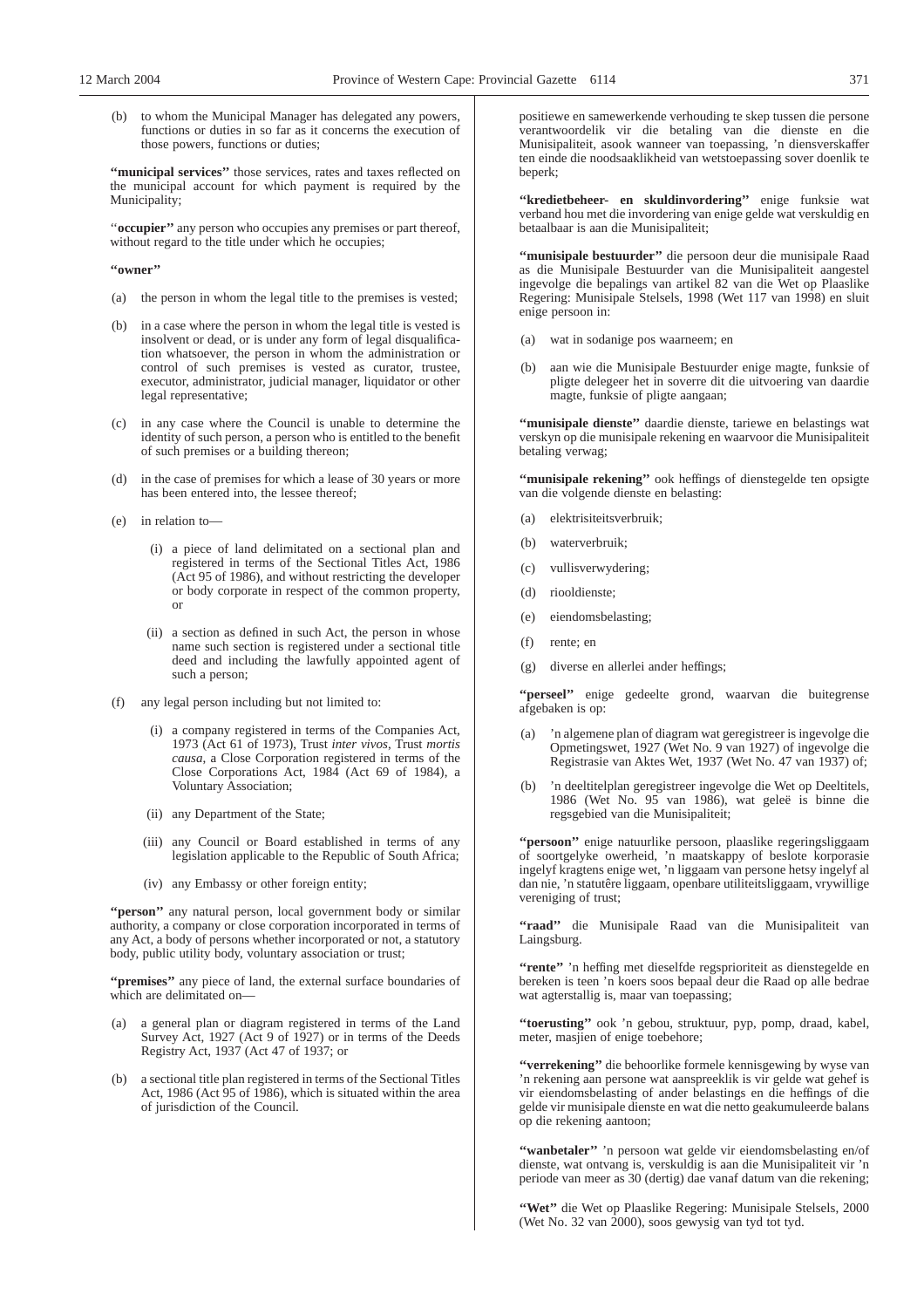(b) to whom the Municipal Manager has delegated any powers, functions or duties in so far as it concerns the execution of those powers, functions or duties;

**"municipal services"** those services, rates and taxes reflected on the municipal account for which payment is required by the Municipality;

**"occupier"** any person who occupies any premises or part thereof, without regard to the title under which he occupies;

**"owner"**

(a) the person in whom the legal title to the premises is vested;

(b) in a case where the person in whom the legal title is vested is insolvent or dead, or is under any form of legal disqualification whatsoever, the person in whom the administration or control of such premises is vested as curator, trustee, executor, administrator, judicial manager, liquidator or other legal representative;

(c) in any case where the Council is unable to determine the identity of such person, a person who is entitled to the benefit of such premises or a building thereon;

(d) in the case of premises for which a lease of 30 years or more has been entered into, the lessee thereof;

(e) in relation to—

(i) a piece of land delimitated on a sectional plan and registered in terms of the Sectional Titles Act, 1986 (Act 95 of 1986), and without restricting the developer or body corporate in respect of the common property, or

(ii) a section as defined in such Act, the person in whose name such section is registered under a sectional title deed and including the lawfully appointed agent of such a person;

(f) any legal person including but not limited to:

(i) a company registered in terms of the Companies Act, 1973 (Act 61 of 1973), Trust *inter vivos*, Trust *mortis causa*, a Close Corporation registered in terms of the Close Corporations Act, 1984 (Act 69 of 1984), a Voluntary Association;

(ii) any Department of the State;

(iii) any Council or Board established in terms of any legislation applicable to the Republic of South Africa;

(iv) any Embassy or other foreign entity;

**"person"** any natural person, local government body or similar authority, a company or close corporation incorporated in terms of any Act, a body of persons whether incorporated or not, a statutory body, public utility body, voluntary association or trust;

**"premises"** any piece of land, the external surface boundaries of which are delimitated on—

(a) a general plan or diagram registered in terms of the Land Survey Act, 1927 (Act 9 of 1927) or in terms of the Deeds Registry Act, 1937 (Act 47 of 1937; or

(b) a sectional title plan registered in terms of the Sectional Titles Act, 1986 (Act 95 of 1986), which is situated within the area of jurisdiction of the Council.

positiewe en samewerkende verhouding te skep tussen die persone verantwoordelik vir die betaling van die dienste en die Munisipaliteit, asook wanneer van toepassing, 'n diensverskaffer ten einde die noodsaaklikheid van wetstoepassing sover doenlik te beperk;

**"kredietbeheer- en skuldinvordering"** enige funksie wat verband hou met die invordering van enige gelde wat verskuldig en betaalbaar is aan die Munisipaliteit;

**"munisipale bestuurder"** die persoon deur die munisipale Raad as die Munisipale Bestuurder van die Munisipaliteit aangestel ingevolge die bepalings van artikel 82 van die Wet op Plaaslike Regering: Munisipale Stelsels, 1998 (Wet 117 van 1998) en sluit enige persoon in:

(a) wat in sodanige pos waarneem; en

(b) aan wie die Munisipale Bestuurder enige magte, funksie of pligte delegeer het in soverre dit die uitvoering van daardie magte, funksie of pligte aangaan;

**"munisipale dienste"** daardie dienste, tariewe en belastings wat verskyn op die munisipale rekening en waarvoor die Munisipaliteit betaling verwag;

**"munisipale rekening"** ook heffings of dienstegelde ten opsigte van die volgende dienste en belasting:

(a) elektrisiteitsverbruik;

(b) waterverbruik;

(c) vullisverwydering;

(d) riooldienste;

(e) eiendomsbelasting;

(f) rente; en

(g) diverse en allerlei ander heffings;

**"perseel"** enige gedeelte grond, waarvan die buitegrense afgebaken is op:

(a) 'n algemene plan of diagram wat geregistreer is ingevolge die Opmetingswet, 1927 (Wet No. 9 van 1927) of ingevolge die Registrasie van Aktes Wet, 1937 (Wet No. 47 van 1937) of;

(b) 'n deeltitelplan geregistreer ingevolge die Wet op Deeltitels, 1986 (Wet No. 95 van 1986), wat geleë is binne die regsgebied van die Munisipaliteit;

**"persoon"** enige natuurlike persoon, plaaslike regeringsliggaam of soortgelyke owerheid, 'n maatskappy of beslote korporasie ingelyf kragtens enige wet, 'n liggaam van persone hetsy ingelyf al dan nie, 'n statutêre liggaam, openbare utiliteitsliggaam, vrywillige vereniging of trust;

**"raad"** die Munisipale Raad van die Munisipaliteit van Laingsburg.

**"rente"** 'n heffing met dieselfde regsprioriteit as dienstegelde en bereken is teen 'n koers soos bepaal deur die Raad op alle bedrae wat agterstallig is, maar van toepassing;

**"toerusting"** ook 'n gebou, struktuur, pyp, pomp, draad, kabel, meter, masjien of enige toebehore;

**"verrekening"** die behoorlike formele kennisgewing by wyse van 'n rekening aan persone wat aanspreeklik is vir gelde wat gehef is vir eiendomsbelasting of ander belastings en die heffings of die gelde vir munisipale dienste en wat die netto geakumuleerde balans op die rekening aantoon;

**"wanbetaler"** 'n persoon wat gelde vir eiendomsbelasting en/of dienste, wat ontvang is, verskuldig is aan die Munisipaliteit vir 'n periode van meer as 30 (dertig) dae vanaf datum van die rekening;

**"Wet"** die Wet op Plaaslike Regering: Munisipale Stelsels, 2000 (Wet No. 32 van 2000), soos gewysig van tyd tot tyd.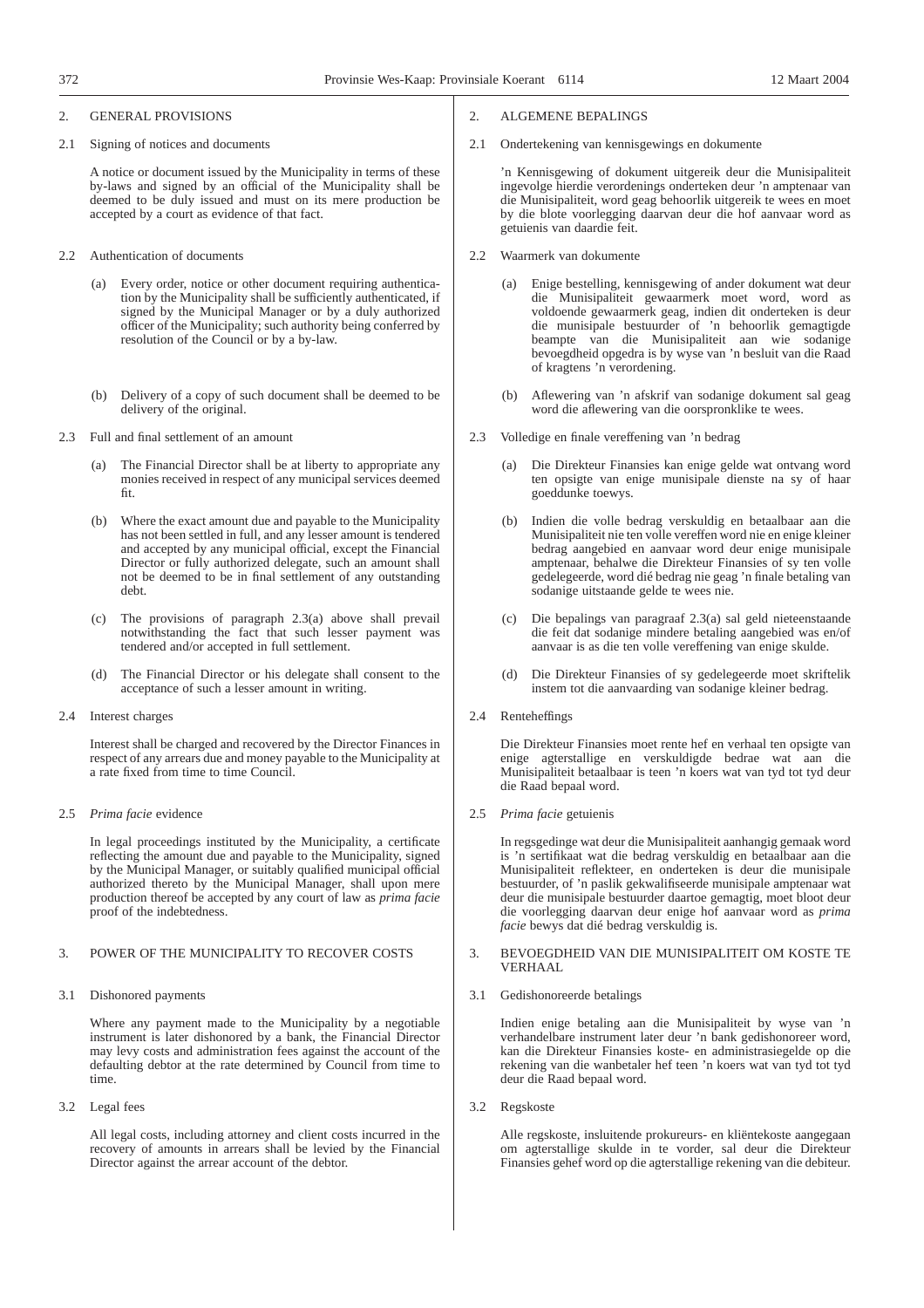2. GENERAL PROVISIONS

2.1 Signing of notices and documents

A notice or document issued by the Municipality in terms of these by-laws and signed by an official of the Municipality shall be deemed to be duly issued and must on its mere production be accepted by a court as evidence of that fact.

2.2 Authentication of documents

(a) Every order, notice or other document requiring authentication by the Municipality shall be sufficiently authenticated, if signed by the Municipal Manager or by a duly authorized officer of the Municipality; such authority being conferred by resolution of the Council or by a by-law.

(b) Delivery of a copy of such document shall be deemed to be delivery of the original.

2.3 Full and final settlement of an amount

(a) The Financial Director shall be at liberty to appropriate any monies received in respect of any municipal services deemed fit.

(b) Where the exact amount due and payable to the Municipality has not been settled in full, and any lesser amount is tendered and accepted by any municipal official, except the Financial Director or fully authorized delegate, such an amount shall not be deemed to be in final settlement of any outstanding debt.

(c) The provisions of paragraph 2.3(a) above shall prevail notwithstanding the fact that such lesser payment was tendered and/or accepted in full settlement.

(d) The Financial Director or his delegate shall consent to the acceptance of such a lesser amount in writing.

2.4 Interest charges

Interest shall be charged and recovered by the Director Finances in respect of any arrears due and money payable to the Municipality at a rate fixed from time to time Council.

2.5 *Prima facie* evidence

In legal proceedings instituted by the Municipality, a certificate reflecting the amount due and payable to the Municipality, signed by the Municipal Manager, or suitably qualified municipal official authorized thereto by the Municipal Manager, shall upon mere production thereof be accepted by any court of law as *prima facie* proof of the indebtedness.

3. POWER OF THE MUNICIPALITY TO RECOVER COSTS

3.1 Dishonored payments

Where any payment made to the Municipality by a negotiable instrument is later dishonored by a bank, the Financial Director may levy costs and administration fees against the account of the defaulting debtor at the rate determined by Council from time to time.

3.2 Legal fees

All legal costs, including attorney and client costs incurred in the recovery of amounts in arrears shall be levied by the Financial Director against the arrear account of the debtor.

2. ALGEMENE BEPALINGS

2.1 Ondertekening van kennisgewings en dokumente

'n Kennisgewing of dokument uitgereik deur die Munisipaliteit ingevolge hierdie verordenings onderteken deur 'n amptenaar van die Munisipaliteit, word geag behoorlik uitgereik te wees en moet by die blote voorlegging daarvan deur die hof aanvaar word as getuienis van daardie feit.

2.2 Waarmerk van dokumente

(a) Enige bestelling, kennisgewing of ander dokument wat deur die Munisipaliteit gewaarmerk moet word, word as voldoende gewaarmerk geag, indien dit onderteken is deur die munisipale bestuurder of 'n behoorlik gemagtigde beampte van die Munisipaliteit aan wie sodanige bevoegdheid opgedra is by wyse van 'n besluit van die Raad of kragtens 'n verordening.

(b) Aflewering van 'n afskrif van sodanige dokument sal geag word die aflewering van die oorspronklike te wees.

2.3 Volledige en finale vereffening van 'n bedrag

(a) Die Direkteur Finansies kan enige gelde wat ontvang word ten opsigte van enige munisipale dienste na sy of haar goeddunke toewys.

(b) Indien die volle bedrag verskuldig en betaalbaar aan die Munisipaliteit nie ten volle vereffen word nie en enige kleiner bedrag aangebied en aanvaar word deur enige munisipale amptenaar, behalwe die Direkteur Finansies of sy ten volle gedelegeerde, word dié bedrag nie geag 'n finale betaling van sodanige uitstaande gelde te wees nie.

(c) Die bepalings van paragraaf 2.3(a) sal geld nieteenstaande die feit dat sodanige mindere betaling aangebied was en/of aanvaar is as die ten volle vereffening van enige skulde.

(d) Die Direkteur Finansies of sy gedelegeerde moet skriftelik instem tot die aanvaarding van sodanige kleiner bedrag.

2.4 Renteheffings

Die Direkteur Finansies moet rente hef en verhaal ten opsigte van enige agterstallige en verskuldigde bedrae wat aan die Munisipaliteit betaalbaar is teen 'n koers wat van tyd tot tyd deur die Raad bepaal word.

2.5 *Prima facie* getuienis

In regsgedinge wat deur die Munisipaliteit aanhangig gemaak word is 'n sertifikaat wat die bedrag verskuldig en betaalbaar aan die Munisipaliteit reflekteer, en onderteken is deur die munisipale bestuurder, of 'n paslik gekwalifiseerde munisipale amptenaar wat deur die munisipale bestuurder daartoe gemagtig, moet bloot deur die voorlegging daarvan deur enige hof aanvaar word as *prima facie* bewys dat dié bedrag verskuldig is.

3. BEVOEGDHEID VAN DIE MUNISIPALITEIT OM KOSTE TE VERHAAL

3.1 Gedishonoreerde betalings

Indien enige betaling aan die Munisipaliteit by wyse van 'n verhandelbare instrument later deur 'n bank gedishonoreer word, kan die Direkteur Finansies koste- en administrasiegelde op die rekening van die wanbetaler hef teen 'n koers wat van tyd tot tyd deur die Raad bepaal word.

3.2 Regskoste

Alle regskoste, insluitende prokureurs- en kliëntekoste aangegaan om agterstallige skulde in te vorder, sal deur die Direkteur Finansies gehef word op die agterstallige rekening van die debiteur.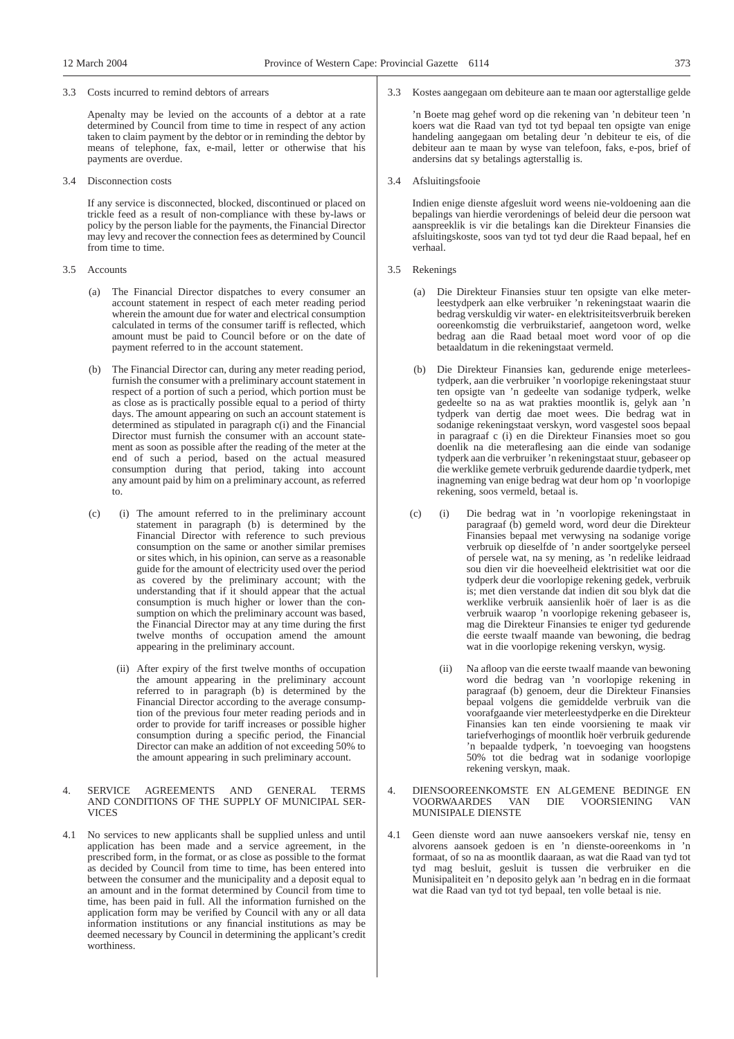3.3 Costs incurred to remind debtors of arrears

Apenalty may be levied on the accounts of a debtor at a rate determined by Council from time to time in respect of any action taken to claim payment by the debtor or in reminding the debtor by means of telephone, fax, e-mail, letter or otherwise that his payments are overdue.

3.4 Disconnection costs

If any service is disconnected, blocked, discontinued or placed on trickle feed as a result of non-compliance with these by-laws or policy by the person liable for the payments, the Financial Director may levy and recover the connection fees as determined by Council from time to time.

3.5 Accounts

(a) The Financial Director dispatches to every consumer an account statement in respect of each meter reading period wherein the amount due for water and electrical consumption calculated in terms of the consumer tariff is reflected, which amount must be paid to Council before or on the date of payment referred to in the account statement.

(b) The Financial Director can, during any meter reading period, furnish the consumer with a preliminary account statement in respect of a portion of such a period, which portion must be as close as is practically possible equal to a period of thirty days. The amount appearing on such an account statement is determined as stipulated in paragraph c(i) and the Financial Director must furnish the consumer with an account statement as soon as possible after the reading of the meter at the end of such a period, based on the actual measured consumption during that period, taking into account any amount paid by him on a preliminary account, as referred to.

(c) (i) The amount referred to in the preliminary account statement in paragraph (b) is determined by the Financial Director with reference to such previous consumption on the same or another similar premises or sites which, in his opinion, can serve as a reasonable guide for the amount of electricity used over the period as covered by the preliminary account; with the understanding that if it should appear that the actual consumption is much higher or lower than the consumption on which the preliminary account was based, the Financial Director may at any time during the first twelve months of occupation amend the amount appearing in the preliminary account.

(ii) After expiry of the first twelve months of occupation the amount appearing in the preliminary account referred to in paragraph (b) is determined by the Financial Director according to the average consumption of the previous four meter reading periods and in order to provide for tariff increases or possible higher consumption during a specific period, the Financial Director can make an addition of not exceeding 50% to the amount appearing in such preliminary account.

4. SERVICE AGREEMENTS AND GENERAL TERMS AND CONDITIONS OF THE SUPPLY OF MUNICIPAL SERVICES

4.1 No services to new applicants shall be supplied unless and until application has been made and a service agreement, in the prescribed form, in the format, or as close as possible to the format as decided by Council from time to time, has been entered into between the consumer and the municipality and a deposit equal to an amount and in the format determined by Council from time to time, has been paid in full. All the information furnished on the application form may be verified by Council with any or all data information institutions or any financial institutions as may be deemed necessary by Council in determining the applicant's credit worthiness.

3.3 Kostes aangegaan om debiteure aan te maan oor agterstallige gelde

'n Boete mag gehef word op die rekening van 'n debiteur teen 'n koers wat die Raad van tyd tot tyd bepaal ten opsigte van enige handeling aangegaan om betaling deur 'n debiteur te eis, of die debiteur aan te maan by wyse van telefoon, faks, e-pos, brief of andersins dat sy betalings agterstallig is.

3.4 Afsluitingsfooie

Indien enige dienste afgesluit word weens nie-voldoening aan die bepalings van hierdie verordenings of beleid deur die persoon wat aanspreeklik is vir die betalings kan die Direkteur Finansies die afsluitingskoste, soos van tyd tot tyd deur die Raad bepaal, hef en verhaal.

3.5 Rekenings

(a) Die Direkteur Finansies stuur ten opsigte van elke meterleestydperk aan elke verbruiker 'n rekeningstaat waarin die bedrag verskuldig vir water- en elektrisiteitsverbruik bereken ooreenkomstig die verbruikstarief, aangetoon word, welke bedrag aan die Raad betaal moet word voor of op die betaaldatum in die rekeningstaat vermeld.

(b) Die Direkteur Finansies kan, gedurende enige meterleestydperk, aan die verbruiker 'n voorlopige rekeningstaat stuur ten opsigte van 'n gedeelte van sodanige tydperk, welke gedeelte so na as wat prakties moontlik is, gelyk aan 'n tydperk van dertig dae moet wees. Die bedrag wat in sodanige rekeningstaat verskyn, word vasgestel soos bepaal in paragraaf c (i) en die Direkteur Finansies moet so gou doenlik na die meteraflesing aan die einde van sodanige tydperk aan die verbruiker 'n rekeningstaat stuur, gebaseer op die werklike gemete verbruik gedurende daardie tydperk, met inagneming van enige bedrag wat deur hom op 'n voorlopige rekening, soos vermeld, betaal is.

(c) (i) Die bedrag wat in 'n voorlopige rekeningstaat in paragraaf (b) gemeld word, word deur die Direkteur Finansies bepaal met verwysing na sodanige vorige verbruik op dieselfde of 'n ander soortgelyke perseel of persele wat, na sy mening, as 'n redelike leidraad sou dien vir die hoeveelheid elektrisiteit wat oor die tydperk deur die voorlopige rekening gedek, verbruik is; met dien verstande dat indien dit sou blyk dat die werklike verbruik aansienlik hoër of laer is as die verbruik waarop 'n voorlopige rekening gebaseer is, mag die Direkteur Finansies te eniger tyd gedurende die eerste twaalf maande van bewoning, die bedrag wat in die voorlopige rekening verskyn, wysig.

(ii) Na afloop van die eerste twaalf maande van bewoning word die bedrag van 'n voorlopige rekening in paragraaf (b) genoem, deur die Direkteur Finansies bepaal volgens die gemiddelde verbruik van die voorafgaande vier meterleestydperke en die Direkteur Finansies kan ten einde voorsiening te maak vir tariefverhogings of moontlik hoër verbruik gedurende 'n bepaalde tydperk, 'n toevoeging van hoogstens 50% tot die bedrag wat in sodanige voorlopige rekening verskyn, maak.

4. DIENSOOREENKOMSTE EN ALGEMENE BEDINGE EN VOORWAARDES VAN DIE VOORSIENING VAN MUNISIPALE DIENSTE

4.1 Geen dienste word aan nuwe aansoekers verskaf nie, tensy en alvorens aansoek gedoen is en 'n dienste-ooreenkoms in 'n formaat, of so na as moontlik daaraan, as wat die Raad van tyd tot tyd mag besluit, gesluit is tussen die verbruiker en die Munisipaliteit en 'n deposito gelyk aan 'n bedrag en in die formaat wat die Raad van tyd tot tyd bepaal, ten volle betaal is nie.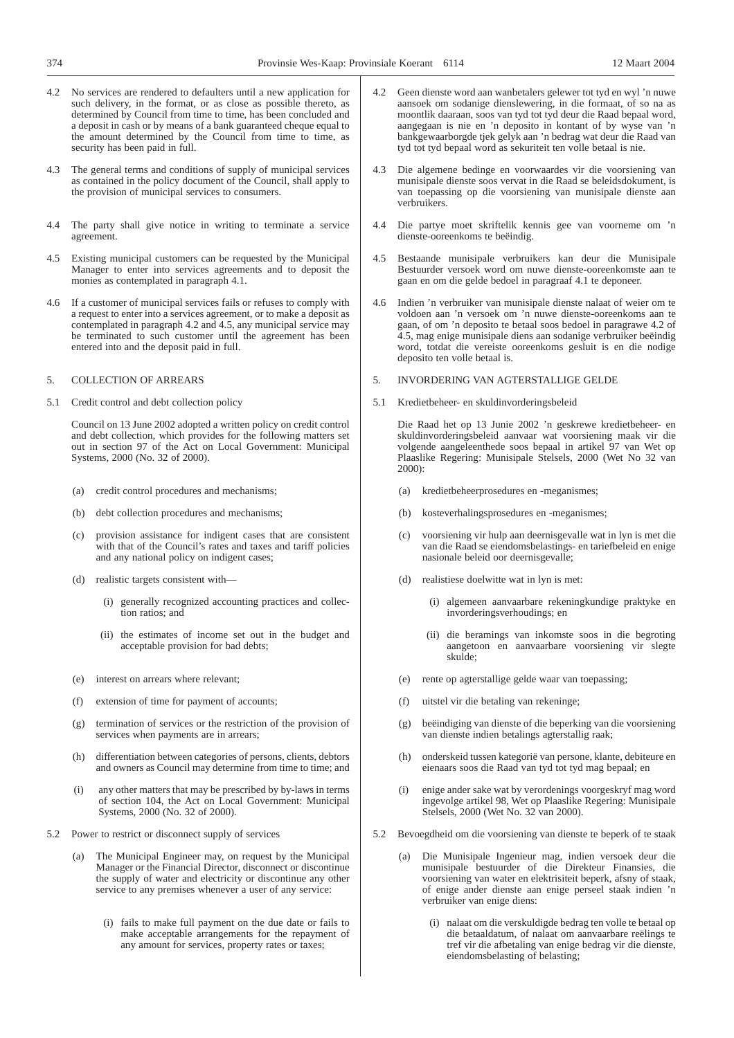4.2 No services are rendered to defaulters until a new application for such delivery, in the format, or as close as possible thereto, as determined by Council from time to time, has been concluded and a deposit in cash or by means of a bank guaranteed cheque equal to the amount determined by the Council from time to time, as security has been paid in full.

4.3 The general terms and conditions of supply of municipal services as contained in the policy document of the Council, shall apply to the provision of municipal services to consumers.

4.4 The party shall give notice in writing to terminate a service agreement.

4.5 Existing municipal customers can be requested by the Municipal Manager to enter into services agreements and to deposit the monies as contemplated in paragraph 4.1.

4.6 If a customer of municipal services fails or refuses to comply with a request to enter into a services agreement, or to make a deposit as contemplated in paragraph 4.2 and 4.5, any municipal service may be terminated to such customer until the agreement has been entered into and the deposit paid in full.

5. COLLECTION OF ARREARS

5.1 Credit control and debt collection policy

Council on 13 June 2002 adopted a written policy on credit control and debt collection, which provides for the following matters set out in section 97 of the Act on Local Government: Municipal Systems, 2000 (No. 32 of 2000).

(a) credit control procedures and mechanisms;

(b) debt collection procedures and mechanisms;

(c) provision assistance for indigent cases that are consistent with that of the Council's rates and taxes and tariff policies and any national policy on indigent cases;

(d) realistic targets consistent with—

(i) generally recognized accounting practices and collection ratios; and

(ii) the estimates of income set out in the budget and acceptable provision for bad debts;

(e) interest on arrears where relevant;

(f) extension of time for payment of accounts;

(g) termination of services or the restriction of the provision of services when payments are in arrears;

(h) differentiation between categories of persons, clients, debtors and owners as Council may determine from time to time; and

(i) any other matters that may be prescribed by by-laws in terms of section 104, the Act on Local Government: Municipal Systems, 2000 (No. 32 of 2000).

5.2 Power to restrict or disconnect supply of services

(a) The Municipal Engineer may, on request by the Municipal Manager or the Financial Director, disconnect or discontinue the supply of water and electricity or discontinue any other service to any premises whenever a user of any service:

(i) fails to make full payment on the due date or fails to make acceptable arrangements for the repayment of any amount for services, property rates or taxes;

4.2 Geen dienste word aan wanbetalers gelewer tot tyd en wyl 'n nuwe aansoek om sodanige dienslewering, in die formaat, of so na as moontlik daaraan, soos van tyd tot tyd deur die Raad bepaal word, aangegaan is nie en 'n deposito in kontant of by wyse van 'n bankgewaarborgde tjek gelyk aan 'n bedrag wat deur die Raad van tyd tot tyd bepaal word as sekuriteit ten volle betaal is nie.

4.3 Die algemene bedinge en voorwaardes vir die voorsiening van munisipale dienste soos vervat in die Raad se beleidsdokument, is van toepassing op die voorsiening van munisipale dienste aan verbruikers.

4.4 Die partye moet skriftelik kennis gee van voorneme om 'n dienste-ooreenkoms te beëindig.

4.5 Bestaande munisipale verbruikers kan deur die Munisipale Bestuurder versoek word om nuwe dienste-ooreenkomste aan te gaan en om die gelde bedoel in paragraaf 4.1 te deponeer.

4.6 Indien 'n verbruiker van munisipale dienste nalaat of weier om te voldoen aan 'n versoek om 'n nuwe dienste-ooreenkoms aan te gaan, of om 'n deposito te betaal soos bedoel in paragrawe 4.2 of 4.5, mag enige munisipale diens aan sodanige verbruiker beëindig word, totdat die vereiste ooreenkoms gesluit is en die nodige deposito ten volle betaal is.

5. INVORDERING VAN AGTERSTALLIGE GELDE

5.1 Kredietbeheer- en skuldinvorderingsbeleid

Die Raad het op 13 Junie 2002 'n geskrewe kredietbeheer- en skuldinvorderingsbeleid aanvaar wat voorsiening maak vir die volgende aangeleenthede soos bepaal in artikel 97 van Wet op Plaaslike Regering: Munisipale Stelsels, 2000 (Wet No 32 van 2000):

(a) kredietbeheerprosedures en -meganismes;

(b) kosteverhalingsprosedures en -meganismes;

(c) voorsiening vir hulp aan deernisgevalle wat in lyn is met die van die Raad se eiendomsbelastings- en tariefbeleid en enige nasionale beleid oor deernisgevalle;

(d) realistiese doelwitte wat in lyn is met:

(i) algemeen aanvaarbare rekeningkundige praktyke en invorderingsverhoudings; en

(ii) die beramings van inkomste soos in die begroting aangetoon en aanvaarbare voorsiening vir slegte skulde;

(e) rente op agterstallige gelde waar van toepassing;

(f) uitstel vir die betaling van rekeninge;

(g) beëindiging van dienste of die beperking van die voorsiening van dienste indien betalings agterstallig raak;

(h) onderskeid tussen kategorië van persone, klante, debiteure en eienaars soos die Raad van tyd tot tyd mag bepaal; en

(i) enige ander sake wat by verordenings voorgeskryf mag word ingevolge artikel 98, Wet op Plaaslike Regering: Munisipale Stelsels, 2000 (Wet No. 32 van 2000).

5.2 Bevoegdheid om die voorsiening van dienste te beperk of te staak

(a) Die Munisipale Ingenieur mag, indien versoek deur die munisipale bestuurder of die Direkteur Finansies, die voorsiening van water en elektrisiteit beperk, afsny of staak, of enige ander dienste aan enige perseel staak indien 'n verbruiker van enige diens:

(i) nalaat om die verskuldigde bedrag ten volle te betaal op die betaaldatum, of nalaat om aanvaarbare reëlings te tref vir die afbetaling van enige bedrag vir die dienste, eiendomsbelasting of belasting;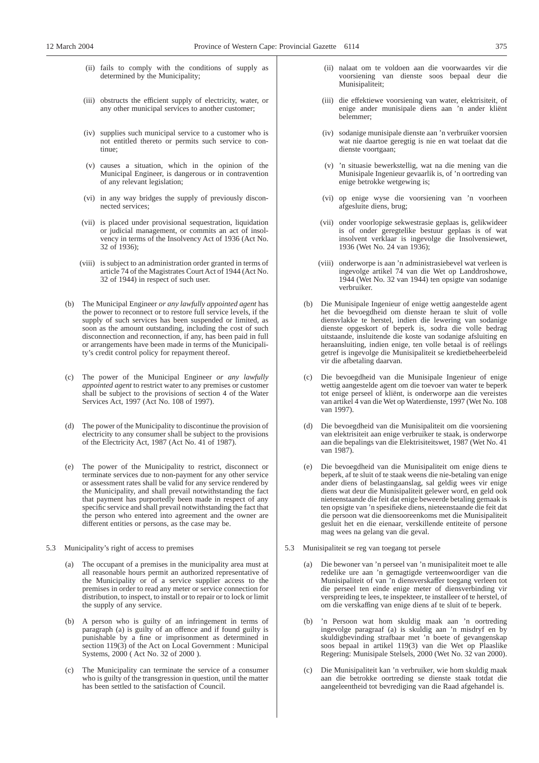(ii) fails to comply with the conditions of supply as determined by the Municipality;

(iii) obstructs the efficient supply of electricity, water, or any other municipal services to another customer;

(iv) supplies such municipal service to a customer who is not entitled thereto or permits such service to continue;

(v) causes a situation, which in the opinion of the Municipal Engineer, is dangerous or in contravention of any relevant legislation;

(vi) in any way bridges the supply of previously disconnected services;

(vii) is placed under provisional sequestration, liquidation or judicial management, or commits an act of insolvency in terms of the Insolvency Act of 1936 (Act No. 32 of 1936);

(viii) is subject to an administration order granted in terms of article 74 of the Magistrates Court Act of 1944 (Act No. 32 of 1944) in respect of such user.

(b) The Municipal Engineer *or any lawfully appointed agent* has the power to reconnect or to restore full service levels, if the supply of such services has been suspended or limited, as soon as the amount outstanding, including the cost of such disconnection and reconnection, if any, has been paid in full or arrangements have been made in terms of the Municipality's credit control policy for repayment thereof.

(c) The power of the Municipal Engineer *or any lawfully appointed agent* to restrict water to any premises or customer shall be subject to the provisions of section 4 of the Water Services Act, 1997 (Act No. 108 of 1997).

(d) The power of the Municipality to discontinue the provision of electricity to any consumer shall be subject to the provisions of the Electricity Act, 1987 (Act No. 41 of 1987).

(e) The power of the Municipality to restrict, disconnect or terminate services due to non-payment for any other service or assessment rates shall be valid for any service rendered by the Municipality, and shall prevail notwithstanding the fact that payment has purportedly been made in respect of any specific service and shall prevail notwithstanding the fact that the person who entered into agreement and the owner are different entities or persons, as the case may be.

5.3 Municipality's right of access to premises

(a) The occupant of a premises in the municipality area must at all reasonable hours permit an authorized representative of the Municipality or of a service supplier access to the premises in order to read any meter or service connection for distribution, to inspect, to install or to repair or to lock or limit the supply of any service.

(b) A person who is guilty of an infringement in terms of paragraph (a) is guilty of an offence and if found guilty is punishable by a fine or imprisonment as determined in section 119(3) of the Act on Local Government : Municipal Systems, 2000 ( Act No. 32 of 2000 ).

(c) The Municipality can terminate the service of a consumer who is guilty of the transgression in question, until the matter has been settled to the satisfaction of Council.

(ii) nalaat om te voldoen aan die voorwaardes vir die voorsiening van dienste soos bepaal deur die Munisipaliteit;

(iii) die effektiewe voorsiening van water, elektrisiteit, of enige ander munisipale diens aan 'n ander kliënt belemmer;

(iv) sodanige munisipale dienste aan 'n verbruiker voorsien wat nie daartoe geregtig is nie en wat toelaat dat die dienste voortgaan;

(v) 'n situasie bewerkstellig, wat na die mening van die Munisipale Ingenieur gevaarlik is, of 'n oortreding van enige betrokke wetgewing is;

(vi) op enige wyse die voorsiening van 'n voorheen afgesluite diens, brug;

(vii) onder voorlopige sekwestrasie geplaas is, gelikwideer is of onder geregtelike bestuur geplaas is of wat insolvent verklaar is ingevolge die Insolvensiewet, 1936 (Wet No. 24 van 1936);

(viii) onderworpe is aan 'n administrasiebevel wat verleen is ingevolge artikel 74 van die Wet op Landdroshowe, 1944 (Wet No. 32 van 1944) ten opsigte van sodanige verbruiker.

(b) Die Munisipale Ingenieur of enige wettig aangestelde agent het die bevoegdheid om dienste heraan te sluit of volle diensvlakke te herstel, indien die lewering van sodanige dienste opgeskort of beperk is, sodra die volle bedrag uitstaande, insluitende die koste van sodanige afsluiting en heraansluiting, indien enige, ten volle betaal is of reëlings getref is ingevolge die Munisipaliteit se kredietbeheerbeleid vir die afbetaling daarvan.

(c) Die bevoegdheid van die Munisipale Ingenieur of enige wettig aangestelde agent om die toevoer van water te beperk tot enige perseel of kliënt, is onderworpe aan die vereistes van artikel 4 van die Wet op Waterdienste, 1997 (Wet No. 108 van 1997).

(d) Die bevoegdheid van die Munisipaliteit om die voorsiening van elektrisiteit aan enige verbruiker te staak, is onderworpe aan die bepalings van die Elektrisiteitswet, 1987 (Wet No. 41 van 1987).

(e) Die bevoegdheid van die Munisipaliteit om enige diens te beperk, af te sluit of te staak weens die nie-betaling van enige ander diens of belastingaanslag, sal geldig wees vir enige diens wat deur die Munisipaliteit gelewer word, en geld ook nieteenstaande die feit dat enige beweerde betaling gemaak is ten opsigte van 'n spesifieke diens, nieteenstaande die feit dat die persoon wat die diensooreenkoms met die Munisipaliteit gesluit het en die eienaar, verskillende entiteite of persone mag wees na gelang van die geval.

5.3 Munisipaliteit se reg van toegang tot persele

(a) Die bewoner van 'n perseel van 'n munisipaliteit moet te alle redelike ure aan 'n gemagtigde verteenwoordiger van die Munisipaliteit of van 'n diensverskaffer toegang verleen tot die perseel ten einde enige meter of diensverbinding vir verspreiding te lees, te inspekteer, te installeer of te herstel, of om die verskaffing van enige diens af te sluit of te beperk.

(b) 'n Persoon wat hom skuldig maak aan 'n oortreding ingevolge paragraaf (a) is skuldig aan 'n misdryf en by skuldigbevinding strafbaar met 'n boete of gevangenskap soos bepaal in artikel 119(3) van die Wet op Plaaslike Regering: Munisipale Stelsels, 2000 (Wet No. 32 van 2000).

(c) Die Munisipaliteit kan 'n verbruiker, wie hom skuldig maak aan die betrokke oortreding se dienste staak totdat die aangeleentheid tot bevrediging van die Raad afgehandel is.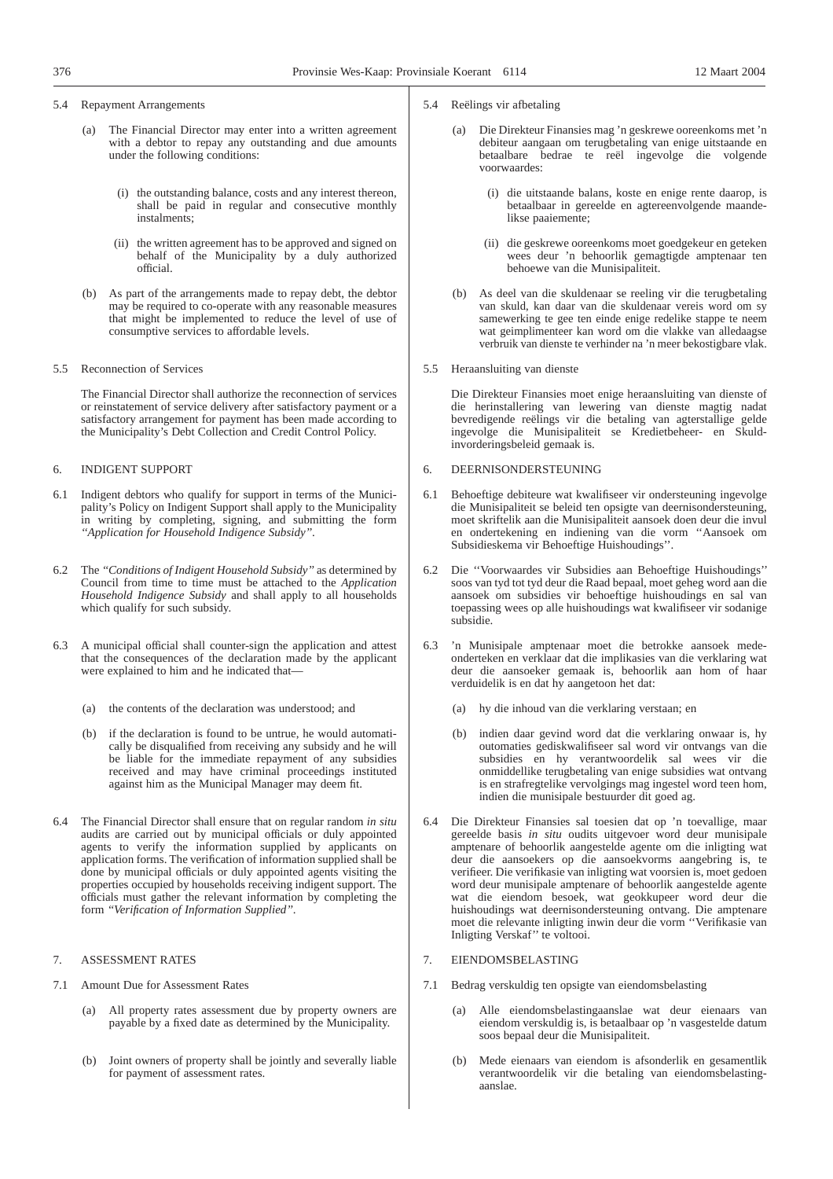5.4 Repayment Arrangements

(a) The Financial Director may enter into a written agreement with a debtor to repay any outstanding and due amounts under the following conditions:

(i) the outstanding balance, costs and any interest thereon, shall be paid in regular and consecutive monthly instalments;

(ii) the written agreement has to be approved and signed on behalf of the Municipality by a duly authorized official.

(b) As part of the arrangements made to repay debt, the debtor may be required to co-operate with any reasonable measures that might be implemented to reduce the level of use of consumptive services to affordable levels.

5.5 Reconnection of Services

The Financial Director shall authorize the reconnection of services or reinstatement of service delivery after satisfactory payment or a satisfactory arrangement for payment has been made according to the Municipality's Debt Collection and Credit Control Policy.

6. INDIGENT SUPPORT

6.1 Indigent debtors who qualify for support in terms of the Municipality's Policy on Indigent Support shall apply to the Municipality in writing by completing, signing, and submitting the form *"Application for Household Indigence Subsidy"*.

6.2 The *"Conditions of Indigent Household Subsidy"* as determined by Council from time to time must be attached to the *Application Household Indigence Subsidy* and shall apply to all households which qualify for such subsidy.

6.3 A municipal official shall counter-sign the application and attest that the consequences of the declaration made by the applicant were explained to him and he indicated that—

(a) the contents of the declaration was understood; and

(b) if the declaration is found to be untrue, he would automatically be disqualified from receiving any subsidy and he will be liable for the immediate repayment of any subsidies received and may have criminal proceedings instituted against him as the Municipal Manager may deem fit.

6.4 The Financial Director shall ensure that on regular random *in situ* audits are carried out by municipal officials or duly appointed agents to verify the information supplied by applicants on application forms. The verification of information supplied shall be done by municipal officials or duly appointed agents visiting the properties occupied by households receiving indigent support. The officials must gather the relevant information by completing the form *"Verification of Information Supplied"*.

7. ASSESSMENT RATES

7.1 Amount Due for Assessment Rates

(a) All property rates assessment due by property owners are payable by a fixed date as determined by the Municipality.

(b) Joint owners of property shall be jointly and severally liable for payment of assessment rates.

5.4 Reëlings vir afbetaling

(a) Die Direkteur Finansies mag 'n geskrewe ooreenkoms met 'n debiteur aangaan om terugbetaling van enige uitstaande en betaalbare bedrae te reël ingevolge die volgende voorwaardes:

(i) die uitstaande balans, koste en enige rente daarop, is betaalbaar in gereelde en agtereenvolgende maandelikse paaiemente;

(ii) die geskrewe ooreenkoms moet goedgekeur en geteken wees deur 'n behoorlik gemagtigde amptenaar ten behoewe van die Munisipaliteit.

(b) As deel van die skuldenaar se reeling vir die terugbetaling van skuld, kan daar van die skuldenaar vereis word om sy samewerking te gee ten einde enige redelike stappe te neem wat geimplimenteer kan word om die vlakke van alledaagse verbruik van dienste te verhinder na 'n meer bekostigbare vlak.

5.5 Heraansluiting van dienste

Die Direkteur Finansies moet enige heraansluiting van dienste of die herinstallering van lewering van dienste magtig nadat bevredigende reëlings vir die betaling van agterstallige gelde ingevolge die Munisipaliteit se Kredietbeheer- en Skuldinvorderingsbeleid gemaak is.

6. DEERNISONDERSTEUNING

6.1 Behoeftige debiteure wat kwalifiseer vir ondersteuning ingevolge die Munisipaliteit se beleid ten opsigte van deernisondersteuning, moet skriftelik aan die Munisipaliteit aansoek doen deur die invul en ondertekening en indiening van die vorm "Aansoek om Subsidieskema vir Behoeftige Huishoudings".

6.2 Die "Voorwaardes vir Subsidies aan Behoeftige Huishoudings" soos van tyd tot tyd deur die Raad bepaal, moet geheg word aan die aansoek om subsidies vir behoeftige huishoudings en sal van toepassing wees op alle huishoudings wat kwalifiseer vir sodanige subsidie.

6.3 'n Munisipale amptenaar moet die betrokke aansoek medeonderteken en verklaar dat die implikasies van die verklaring wat deur die aansoeker gemaak is, behoorlik aan hom of haar verduidelik is en dat hy aangetoon het dat:

(a) hy die inhoud van die verklaring verstaan; en

(b) indien daar gevind word dat die verklaring onwaar is, hy outomaties gediskwalifiseer sal word vir ontvangs van die subsidies en hy verantwoordelik sal wees vir die onmiddellike terugbetaling van enige subsidies wat ontvang is en strafregtelike vervolgings mag ingestel word teen hom, indien die munisipale bestuurder dit goed ag.

6.4 Die Direkteur Finansies sal toesien dat op 'n toevallige, maar gereelde basis *in situ* oudits uitgevoer word deur munisipale amptenare of behoorlik aangestelde agente om die inligting wat deur die aansoekers op die aansoekvorms aangebring is, te verifieer. Die verifikasie van inligting wat voorsien is, moet gedoen word deur munisipale amptenare of behoorlik aangestelde agente wat die eiendom besoek, wat geokkupeer word deur die huishoudings wat deernisondersteuning ontvang. Die amptenare moet die relevante inligting inwin deur die vorm "Verifikasie van Inligting Verskaf" te voltooi.

7. EIENDOMSBELASTING

7.1 Bedrag verskuldig ten opsigte van eiendomsbelasting

(a) Alle eiendomsbelastingaanslae wat deur eienaars van eiendom verskuldig is, is betaalbaar op 'n vasgestelde datum soos bepaal deur die Munisipaliteit.

(b) Mede eienaars van eiendom is afsonderlik en gesamentlik verantwoordelik vir die betaling van eiendomsbelastingaanslae.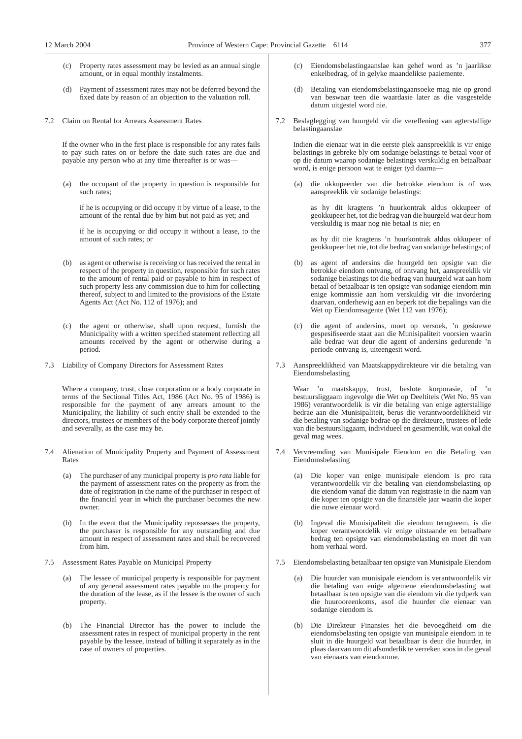(c) Property rates assessment may be levied as an annual single amount, or in equal monthly instalments.

(d) Payment of assessment rates may not be deferred beyond the fixed date by reason of an objection to the valuation roll.

7.2 Claim on Rental for Arrears Assessment Rates

If the owner who in the first place is responsible for any rates fails to pay such rates on or before the date such rates are due and payable any person who at any time thereafter is or was—

(a) the occupant of the property in question is responsible for such rates;

if he is occupying or did occupy it by virtue of a lease, to the amount of the rental due by him but not paid as yet; and

if he is occupying or did occupy it without a lease, to the amount of such rates; or

(b) as agent or otherwise is receiving or has received the rental in respect of the property in question, responsible for such rates to the amount of rental paid or payable to him in respect of such property less any commission due to him for collecting thereof, subject to and limited to the provisions of the Estate Agents Act (Act No. 112 of 1976); and

(c) the agent or otherwise, shall upon request, furnish the Municipality with a written specified statement reflecting all amounts received by the agent or otherwise during a period.

7.3 Liability of Company Directors for Assessment Rates

Where a company, trust, close corporation or a body corporate in terms of the Sectional Titles Act, 1986 (Act No. 95 of 1986) is responsible for the payment of any arrears amount to the Municipality, the liability of such entity shall be extended to the directors, trustees or members of the body corporate thereof jointly and severally, as the case may be.

7.4 Alienation of Municipality Property and Payment of Assessment Rates

(a) The purchaser of any municipal property is *pro rata* liable for the payment of assessment rates on the property as from the date of registration in the name of the purchaser in respect of the financial year in which the purchaser becomes the new owner.

(b) In the event that the Municipality repossesses the property, the purchaser is responsible for any outstanding and due amount in respect of assessment rates and shall be recovered from him.

7.5 Assessment Rates Payable on Municipal Property

(a) The lessee of municipal property is responsible for payment of any general assessment rates payable on the property for the duration of the lease, as if the lessee is the owner of such property.

(b) The Financial Director has the power to include the assessment rates in respect of municipal property in the rent payable by the lessee, instead of billing it separately as in the case of owners of properties.

(c) Eiendomsbelastingaanslae kan gehef word as 'n jaarlikse enkelbedrag, of in gelyke maandelikse paaiemente.

(d) Betaling van eiendomsbelastingaansoeke mag nie op grond van beswaar teen die waardasie later as die vasgestelde datum uitgestel word nie.

7.2 Beslaglegging van huurgeld vir die vereffening van agterstallige belastingaanslae

Indien die eienaar wat in die eerste plek aanspreeklik is vir enige belastings in gebreke bly om sodanige belastings te betaal voor of op die datum waarop sodanige belastings verskuldig en betaalbaar word, is enige persoon wat te eniger tyd daarna—

(a) die okkupeerder van die betrokke eiendom is of was aanspreeklik vir sodanige belastings:

as hy dit kragtens 'n huurkontrak aldus okkupeer of geokkupeer het, tot die bedrag van die huurgeld wat deur hom verskuldig is maar nog nie betaal is nie; en

as hy dit nie kragtens 'n huurkontrak aldus okkupeer of geokkupeer het nie, tot die bedrag van sodanige belastings; of

(b) as agent of andersins die huurgeld ten opsigte van die betrokke eiendom ontvang, of ontvang het, aanspreeklik vir sodanige belastings tot die bedrag van huurgeld wat aan hom betaal of betaalbaar is ten opsigte van sodanige eiendom min enige kommissie aan hom verskuldig vir die invordering daarvan, onderhewig aan en beperk tot die bepalings van die Wet op Eiendomsagente (Wet 112 van 1976);

(c) die agent of andersins, moet op versoek, 'n geskrewe gespesifiseerde staat aan die Munisipaliteit voorsien waarin alle bedrae wat deur die agent of andersins gedurende 'n periode ontvang is, uiteengesit word.

7.3 Aanspreeklikheid van Maatskappydirekteure vir die betaling van Eiendomsbelasting

Waar 'n maatskappy, trust, beslote korporasie, of 'n bestuursliggaam ingevolge die Wet op Deeltitels (Wet No. 95 van 1986) verantwoordelik is vir die betaling van enige agterstallige bedrae aan die Munisipaliteit, berus die verantwoordelikheid vir die betaling van sodanige bedrae op die direkteure, trustees of lede van die bestuursliggaam, individueel en gesamentlik, wat ookal die geval mag wees.

7.4 Vervreemding van Munisipale Eiendom en die Betaling van Eiendomsbelasting

(a) Die koper van enige munisipale eiendom is pro rata verantwoordelik vir die betaling van eiendomsbelasting op die eiendom vanaf die datum van registrasie in die naam van die koper ten opsigte van die finansiële jaar waarin die koper die nuwe eienaar word.

(b) Ingeval die Munisipaliteit die eiendom terugneem, is die koper verantwoordelik vir enige uitstaande en betaalbare bedrag ten opsigte van eiendomsbelasting en moet dit van hom verhaal word.

7.5 Eiendomsbelasting betaalbaar ten opsigte van Munisipale Eiendom

(a) Die huurder van munisipale eiendom is verantwoordelik vir die betaling van enige algemene eiendomsbelasting wat betaalbaar is ten opsigte van die eiendom vir die tydperk van die huurooreenkoms, asof die huurder die eienaar van sodanige eiendom is.

(b) Die Direkteur Finansies het die bevoegdheid om die eiendomsbelasting ten opsigte van munisipale eiendom in te sluit in die huurgeld wat betaalbaar is deur die huurder, in plaas daarvan om dit afsonderlik te verreken soos in die geval van eienaars van eiendomme.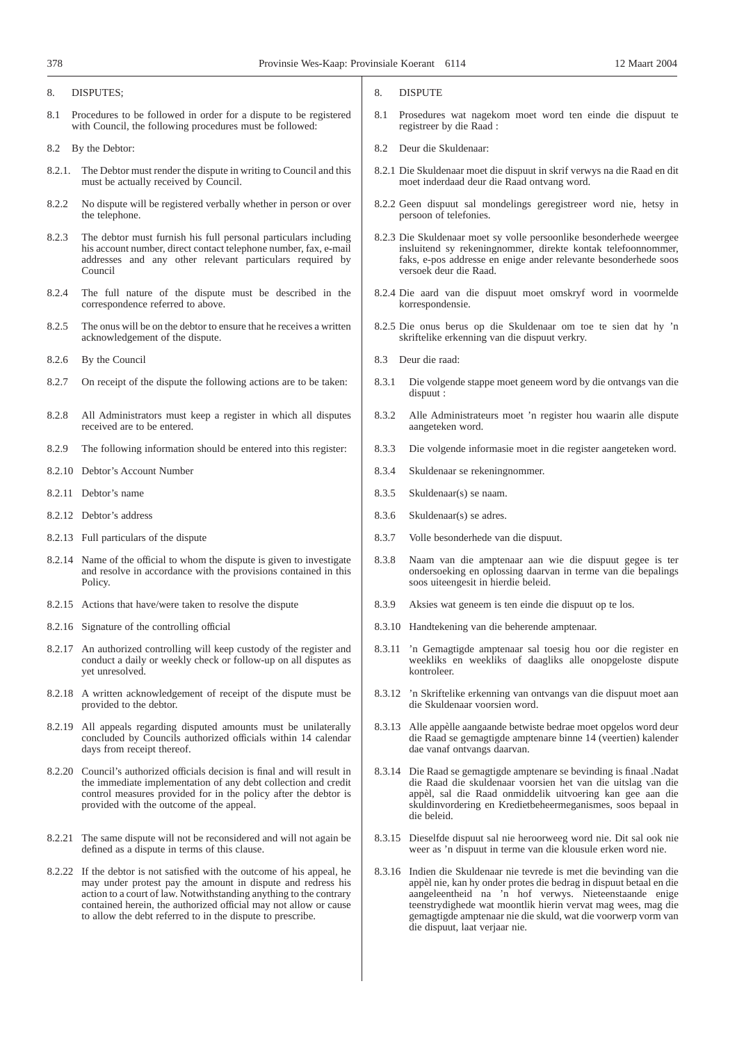8. DISPUTES;

8.1 Procedures to be followed in order for a dispute to be registered with Council, the following procedures must be followed:

8.2 By the Debtor:

8.2.1. The Debtor must render the dispute in writing to Council and this must be actually received by Council.

8.2.2 No dispute will be registered verbally whether in person or over the telephone.

8.2.3 The debtor must furnish his full personal particulars including his account number, direct contact telephone number, fax, e-mail addresses and any other relevant particulars required by Council

8.2.4 The full nature of the dispute must be described in the correspondence referred to above.

8.2.5 The onus will be on the debtor to ensure that he receives a written acknowledgement of the dispute.

8.2.6 By the Council

8.2.7 On receipt of the dispute the following actions are to be taken:

8.2.8 All Administrators must keep a register in which all disputes received are to be entered.

8.2.9 The following information should be entered into this register:

8.2.10 Debtor's Account Number

8.2.11 Debtor's name

8.2.12 Debtor's address

8.2.13 Full particulars of the dispute

8.2.14 Name of the official to whom the dispute is given to investigate and resolve in accordance with the provisions contained in this Policy.

8.2.15 Actions that have/were taken to resolve the dispute

8.2.16 Signature of the controlling official

8.2.17 An authorized controlling will keep custody of the register and conduct a daily or weekly check or follow-up on all disputes as yet unresolved.

8.2.18 A written acknowledgement of receipt of the dispute must be provided to the debtor.

8.2.19 All appeals regarding disputed amounts must be unilaterally concluded by Councils authorized officials within 14 calendar days from receipt thereof.

8.2.20 Council's authorized officials decision is final and will result in the immediate implementation of any debt collection and credit control measures provided for in the policy after the debtor is provided with the outcome of the appeal.

8.2.21 The same dispute will not be reconsidered and will not again be defined as a dispute in terms of this clause.

8.2.22 If the debtor is not satisfied with the outcome of his appeal, he may under protest pay the amount in dispute and redress his action to a court of law. Notwithstanding anything to the contrary contained herein, the authorized official may not allow or cause to allow the debt referred to in the dispute to prescribe.

8. DISPUTE

8.1 Prosedures wat nagekom moet word ten einde die dispuut te registreer by die Raad :

8.2 Deur die Skuldenaar:

8.2.1 Die Skuldenaar moet die dispuut in skrif verwys na die Raad en dit moet inderdaad deur die Raad ontvang word.

8.2.2 Geen dispuut sal mondelings geregistreer word nie, hetsy in persoon of telefonies.

8.2.3 Die Skuldenaar moet sy volle persoonlike besonderhede weergee insluitend sy rekeningnommer, direkte kontak telefoonnommer, faks, e-pos addresse en enige ander relevante besonderhede soos versoek deur die Raad.

8.2.4 Die aard van die dispuut moet omskryf word in voormelde korrespondensie.

8.2.5 Die onus berus op die Skuldenaar om toe te sien dat hy 'n skriftelike erkenning van die dispuut verkry.

8.3 Deur die raad:

8.3.1 Die volgende stappe moet geneem word by die ontvangs van die dispuut :

8.3.2 Alle Administrateurs moet 'n register hou waarin alle dispute aangeteken word.

8.3.3 Die volgende informasie moet in die register aangeteken word.

8.3.4 Skuldenaar se rekeningnommer.

8.3.5 Skuldenaar(s) se naam.

8.3.6 Skuldenaar(s) se adres.

8.3.7 Volle besonderhede van die dispuut.

8.3.8 Naam van die amptenaar aan wie die dispuut gegee is ter ondersoeking en oplossing daarvan in terme van die bepalings soos uiteengesit in hierdie beleid.

8.3.9 Aksies wat geneem is ten einde die dispuut op te los.

8.3.10 Handtekening van die beherende amptenaar.

8.3.11 'n Gemagtigde amptenaar sal toesig hou oor die register en weekliks en weekliks of daagliks alle onopgeloste dispute kontroleer.

8.3.12 'n Skriftelike erkenning van ontvangs van die dispuut moet aan die Skuldenaar voorsien word.

8.3.13 Alle appèlle aangaande betwiste bedrae moet opgelos word deur die Raad se gemagtigde amptenare binne 14 (veertien) kalender dae vanaf ontvangs daarvan.

8.3.14 Die Raad se gemagtigde amptenare se bevinding is finaal .Nadat die Raad die skuldenaar voorsien het van die uitslag van die appèl, sal die Raad onmiddelik uitvoering kan gee aan die skuldinvordering en Kredietbeheermeganismes, soos bepaal in die beleid.

8.3.15 Dieselfde dispuut sal nie heroorweeg word nie. Dit sal ook nie weer as 'n dispuut in terme van die klousule erken word nie.

8.3.16 Indien die Skuldenaar nie tevrede is met die bevinding van die appèl nie, kan hy onder protes die bedrag in dispuut betaal en die aangeleentheid na 'n hof verwys. Nieteenstaande enige teenstrydighede wat moontlik hierin vervat mag wees, mag die gemagtigde amptenaar nie die skuld, wat die voorwerp vorm van die dispuut, laat verjaar nie.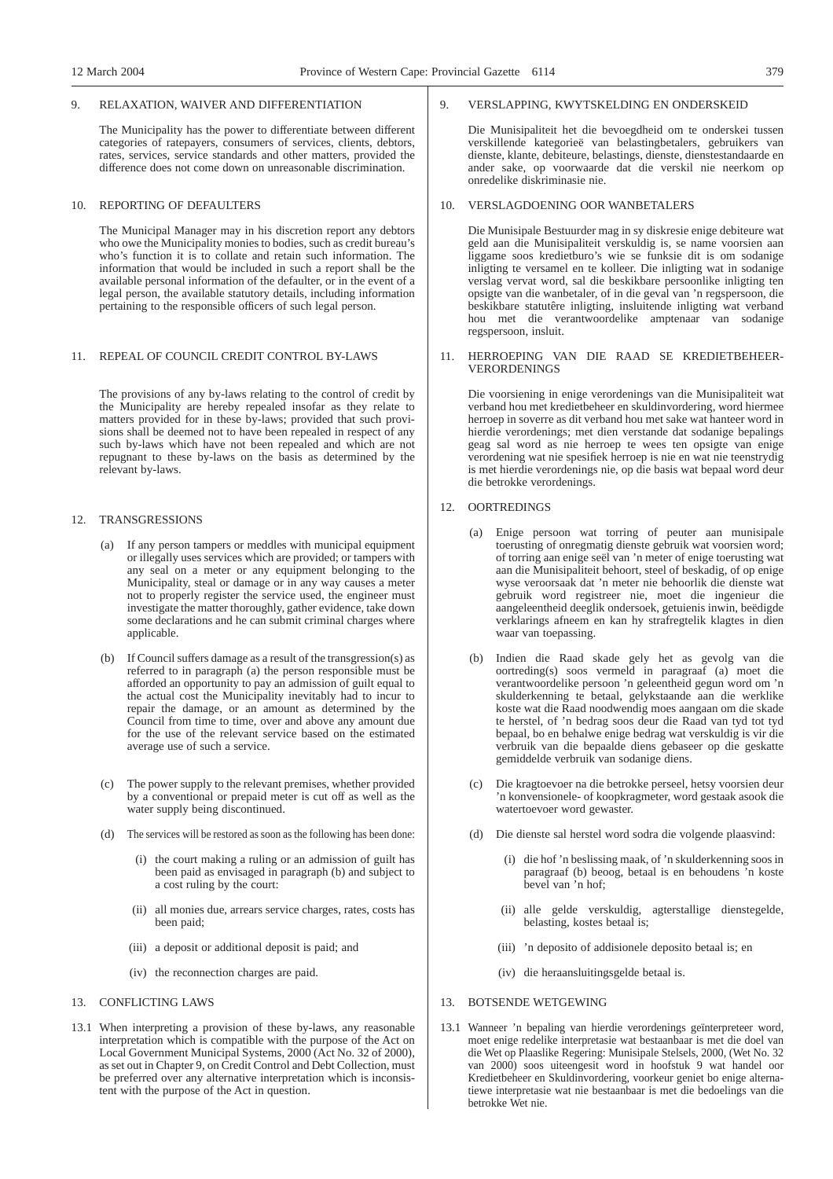## 9. RELAXATION, WAIVER AND DIFFERENTIATION

The Municipality has the power to differentiate between different categories of ratepayers, consumers of services, clients, debtors, rates, services, service standards and other matters, provided the difference does not come down on unreasonable discrimination.

## 10. REPORTING OF DEFAULTERS

The Municipal Manager may in his discretion report any debtors who owe the Municipality monies to bodies, such as credit bureau's who's function it is to collate and retain such information. The information that would be included in such a report shall be the available personal information of the defaulter, or in the event of a legal person, the available statutory details, including information pertaining to the responsible officers of such legal person.

## 11. REPEAL OF COUNCIL CREDIT CONTROL BY-LAWS

The provisions of any by-laws relating to the control of credit by the Municipality are hereby repealed insofar as they relate to matters provided for in these by-laws; provided that such provisions shall be deemed not to have been repealed in respect of any such by-laws which have not been repealed and which are not repugnant to these by-laws on the basis as determined by the relevant by-laws.

## 12. TRANSGRESSIONS

(a) If any person tampers or meddles with municipal equipment or illegally uses services which are provided; or tampers with any seal on a meter or any equipment belonging to the Municipality, steal or damage or in any way causes a meter not to properly register the service used, the engineer must investigate the matter thoroughly, gather evidence, take down some declarations and he can submit criminal charges where applicable.

(b) If Council suffers damage as a result of the transgression(s) as referred to in paragraph (a) the person responsible must be afforded an opportunity to pay an admission of guilt equal to the actual cost the Municipality inevitably had to incur to repair the damage, or an amount as determined by the Council from time to time, over and above any amount due for the use of the relevant service based on the estimated average use of such a service.

(c) The power supply to the relevant premises, whether provided by a conventional or prepaid meter is cut off as well as the water supply being discontinued.

(d) The services will be restored as soon as the following has been done:

(i) the court making a ruling or an admission of guilt has been paid as envisaged in paragraph (b) and subject to a cost ruling by the court:

(ii) all monies due, arrears service charges, rates, costs has been paid;

(iii) a deposit or additional deposit is paid; and

(iv) the reconnection charges are paid.

## 13. CONFLICTING LAWS

13.1 When interpreting a provision of these by-laws, any reasonable interpretation which is compatible with the purpose of the Act on Local Government Municipal Systems, 2000 (Act No. 32 of 2000), as set out in Chapter 9, on Credit Control and Debt Collection, must be preferred over any alternative interpretation which is inconsistent with the purpose of the Act in question.

## 9. VERSLAPPING, KWYTSKELDING EN ONDERSKEID

Die Munisipaliteit het die bevoegdheid om te onderskei tussen verskillende kategorieë van belastingbetalers, gebruikers van dienste, klante, debiteure, belastings, dienste, dienstestandaarde en ander sake, op voorwaarde dat die verskil nie neerkom op onredelike diskriminasie nie.

## 10. VERSLAGDOENING OOR WANBETALERS

Die Munisipale Bestuurder mag in sy diskresie enige debiteure wat geld aan die Munisipaliteit verskuldig is, se name voorsien aan liggame soos kredietburo's wie se funksie dit is om sodanige inligting te versamel en te kolleer. Die inligting wat in sodanige verslag vervat word, sal die beskikbare persoonlike inligting ten opsigte van die wanbetaler, of in die geval van 'n regspersoon, die beskikbare statutêre inligting, insluitende inligting wat verband hou met die verantwoordelike amptenaar van sodanige regspersoon, insluit.

## 11. HERROEPING VAN DIE RAAD SE KREDIETBEHEER-VERORDENINGS

Die voorsiening in enige verordenings van die Munisipaliteit wat verband hou met kredietbeheer en skuldinvordering, word hiermee herroep in soverre as dit verband hou met sake wat hanteer word in hierdie verordenings; met dien verstande dat sodanige bepalings geag sal word as nie herroep te wees ten opsigte van enige verordening wat nie spesifiek herroep is nie en wat nie teenstrydig is met hierdie verordenings nie, op die basis wat bepaal word deur die betrokke verordenings.

## 12. OORTREDINGS

(a) Enige persoon wat torring of peuter aan munisipale toerusting of onregmatig dienste gebruik wat voorsien word; of torring aan enige seël van 'n meter of enige toerusting wat aan die Munisipaliteit behoort, steel of beskadig, of op enige wyse veroorsaak dat 'n meter nie behoorlik die dienste wat gebruik word registreer nie, moet die ingenieur die aangeleentheid deeglik ondersoek, getuienis inwin, beëdigde verklarings afneem en kan hy strafregtelik klagtes in dien waar van toepassing.

(b) Indien die Raad skade gely het as gevolg van die oortreding(s) soos vermeld in paragraaf (a) moet die verantwoordelike persoon 'n geleentheid gegun word om 'n skulderkenning te betaal, gelykstaande aan die werklike koste wat die Raad noodwendig moes aangaan om die skade te herstel, of 'n bedrag soos deur die Raad van tyd tot tyd bepaal, bo en behalwe enige bedrag wat verskuldig is vir die verbruik van die bepaalde diens gebaseer op die geskatte gemiddelde verbruik van sodanige diens.

(c) Die kragtoevoer na die betrokke perseel, hetsy voorsien deur 'n konvensionele- of koopkragmeter, word gestaak asook die watertoevoer word gewaster.

(d) Die dienste sal herstel word sodra die volgende plaasvind:

(i) die hof 'n beslissing maak, of 'n skulderkenning soos in paragraaf (b) beoog, betaal is en behoudens 'n koste bevel van 'n hof;

(ii) alle gelde verskuldig, agterstallige dienstegelde, belasting, kostes betaal is;

(iii) 'n deposito of addisionele deposito betaal is; en

(iv) die heraansluitingsgelde betaal is.

## 13. BOTSENDE WETGEWING

13.1 Wanneer 'n bepaling van hierdie verordenings geïnterpreteer word, moet enige redelike interpretasie wat bestaanbaar is met die doel van die Wet op Plaaslike Regering: Munisipale Stelsels, 2000, (Wet No. 32 van 2000) soos uiteengesit word in hoofstuk 9 wat handel oor Kredietbeheer en Skuldinvordering, voorkeur geniet bo enige alternatiewe interpretasie wat nie bestaanbaar is met die bedoelings van die betrokke Wet nie.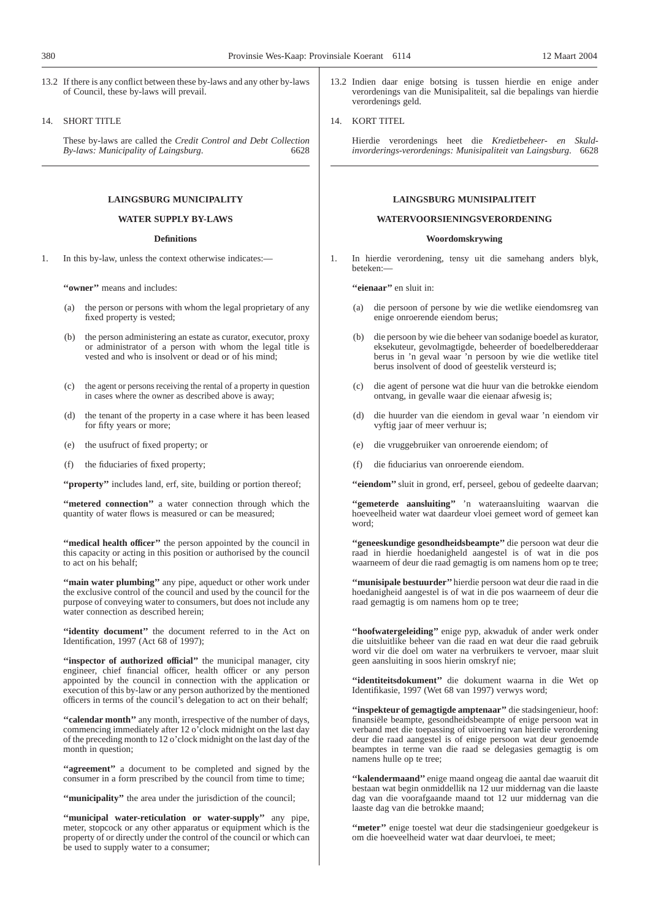13.2 If there is any conflict between these by-laws and any other by-laws of Council, these by-laws will prevail.

14. SHORT TITLE

These by-laws are called the *Credit Control and Debt Collection By-laws: Municipality of Laingsburg*. 6628

## LAINGSBURG MUNICIPALITY

## WATER SUPPLY BY-LAWS

### Definitions

1. In this by-law, unless the context otherwise indicates:—

**''owner''** means and includes:

(a) the person or persons with whom the legal proprietary of any fixed property is vested;

(b) the person administering an estate as curator, executor, proxy or administrator of a person with whom the legal title is vested and who is insolvent or dead or of his mind;

(c) the agent or persons receiving the rental of a property in question in cases where the owner as described above is away;

(d) the tenant of the property in a case where it has been leased for fifty years or more;

(e) the usufruct of fixed property; or

(f) the fiduciaries of fixed property;

**''property''** includes land, erf, site, building or portion thereof;

**''metered connection''** a water connection through which the quantity of water flows is measured or can be measured;

**''medical health officer''** the person appointed by the council in this capacity or acting in this position or authorised by the council to act on his behalf;

**''main water plumbing''** any pipe, aqueduct or other work under the exclusive control of the council and used by the council for the purpose of conveying water to consumers, but does not include any water connection as described herein;

**''identity document''** the document referred to in the Act on Identification, 1997 (Act 68 of 1997);

**''inspector of authorized official''** the municipal manager, city engineer, chief financial officer, health officer or any person appointed by the council in connection with the application or execution of this by-law or any person authorized by the mentioned officers in terms of the council's delegation to act on their behalf;

**''calendar month''** any month, irrespective of the number of days, commencing immediately after 12 o'clock midnight on the last day of the preceding month to 12 o'clock midnight on the last day of the month in question;

**''agreement''** a document to be completed and signed by the consumer in a form prescribed by the council from time to time;

**''municipality''** the area under the jurisdiction of the council;

**''municipal water-reticulation or water-supply''** any pipe, meter, stopcock or any other apparatus or equipment which is the property of or directly under the control of the council or which can be used to supply water to a consumer;

13.2 Indien daar enige botsing is tussen hierdie en enige ander verordenings van die Munisipaliteit, sal die bepalings van hierdie verordenings geld.

14. KORT TITEL

Hierdie verordenings heet die *Kredietbeheer- en Skuldinvorderings-verordenings: Munisipaliteit van Laingsburg*. 6628

## LAINGSBURG MUNISIPALITEIT

## WATERVOORSIENINGSVERORDENING

### Woordomskrywing

1. In hierdie verordening, tensy uit die samehang anders blyk, beteken:—

**''eienaar''** en sluit in:

(a) die persoon of persone by wie die wetlike eiendomsreg van enige onroerende eiendom berus;

(b) die persoon by wie die beheer van sodanige boedel as kurator, eksekuteur, gevolmagtigde, beheerder of boedelberedderaar berus in 'n geval waar 'n persoon by wie die wetlike titel berus insolvent of dood of geestelik versteurd is;

(c) die agent of persone wat die huur van die betrokke eiendom ontvang, in gevalle waar die eienaar afwesig is;

(d) die huurder van die eiendom in geval waar 'n eiendom vir vyftig jaar of meer verhuur is;

(e) die vruggebruiker van onroerende eiendom; of

(f) die fiduciarius van onroerende eiendom.

**''eiendom''** sluit in grond, erf, perseel, gebou of gedeelte daarvan;

**''gemeterde aansluiting''** 'n wateraansluiting waarvan die hoeveelheid water wat daardeur vloei gemeet word of gemeet kan word;

**''geneeskundige gesondheidsbeampte''** die persoon wat deur die raad in hierdie hoedanigheid aangestel is of wat in die pos waarneem of deur die raad gemagtig is om namens hom op te tree;

**''munisipale bestuurder''** hierdie persoon wat deur die raad in die hoedanigheid aangestel is of wat in die pos waarneem of deur die raad gemagtig is om namens hom op te tree;

**''hoofwatergeleiding''** enige pyp, akwaduk of ander werk onder die uitsluitlike beheer van die raad en wat deur die raad gebruik word vir die doel om water na verbruikers te vervoer, maar sluit geen aansluiting in soos hierin omskryf nie;

**''identiteitsdokument''** die dokument waarna in die Wet op Identifikasie, 1997 (Wet 68 van 1997) verwys word;

**''inspekteur of gemagtigde amptenaar''** die stadsingenieur, hoof: finansiële beampte, gesondheidsbeampte of enige persoon wat in verband met die toepassing of uitvoering van hierdie verordening deur die raad aangestel is of enige persoon wat deur genoemde beamptes in terme van die raad se delegasies gemagtig is om namens hulle op te tree;

**''kalendermaand''** enige maand ongeag die aantal dae waaruit dit bestaan wat begin onmiddellik na 12 uur middernag van die laaste dag van die voorafgaande maand tot 12 uur middernag van die laaste dag van die betrokke maand;

**''meter''** enige toestel wat deur die stadsingenieur goedgekeur is om die hoeveelheid water wat daar deurvloei, te meet;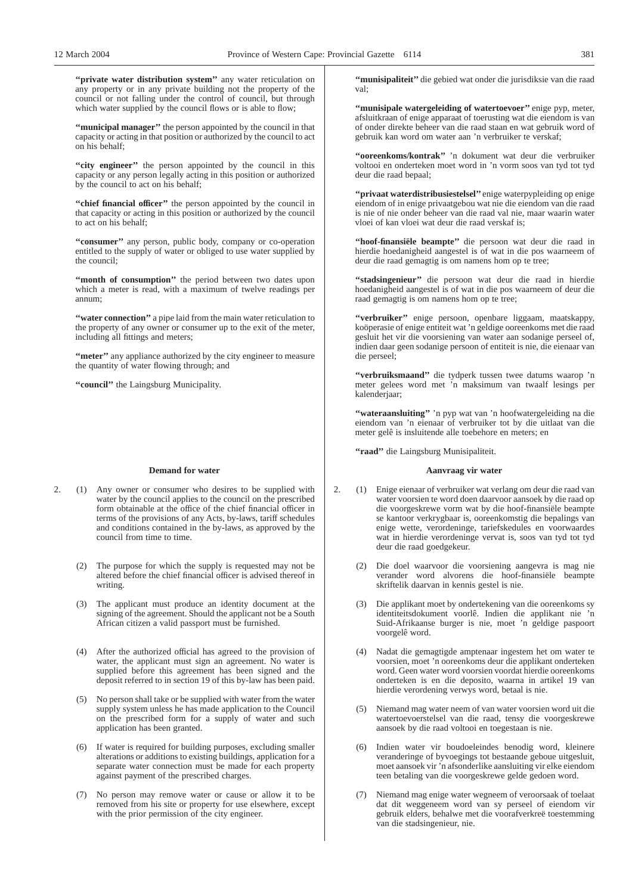**"private water distribution system"** any water reticulation on any property or in any private building not the property of the council or not falling under the control of council, but through which water supplied by the council flows or is able to flow;

**"municipal manager"** the person appointed by the council in that capacity or acting in that position or authorized by the council to act on his behalf;

**"city engineer"** the person appointed by the council in this capacity or any person legally acting in this position or authorized by the council to act on his behalf;

**"chief financial officer"** the person appointed by the council in that capacity or acting in this position or authorized by the council to act on his behalf;

**"consumer"** any person, public body, company or co-operation entitled to the supply of water or obliged to use water supplied by the council;

**"month of consumption"** the period between two dates upon which a meter is read, with a maximum of twelve readings per annum;

**"water connection"** a pipe laid from the main water reticulation to the property of any owner or consumer up to the exit of the meter, including all fittings and meters;

**"meter"** any appliance authorized by the city engineer to measure the quantity of water flowing through; and

**"council"** the Laingsburg Municipality.

**Demand for water**

2. (1) Any owner or consumer who desires to be supplied with water by the council applies to the council on the prescribed form obtainable at the office of the chief financial officer in terms of the provisions of any Acts, by-laws, tariff schedules and conditions contained in the by-laws, as approved by the council from time to time.

(2) The purpose for which the supply is requested may not be altered before the chief financial officer is advised thereof in writing.

(3) The applicant must produce an identity document at the signing of the agreement. Should the applicant not be a South African citizen a valid passport must be furnished.

(4) After the authorized official has agreed to the provision of water, the applicant must sign an agreement. No water is supplied before this agreement has been signed and the deposit referred to in section 19 of this by-law has been paid.

(5) No person shall take or be supplied with water from the water supply system unless he has made application to the Council on the prescribed form for a supply of water and such application has been granted.

(6) If water is required for building purposes, excluding smaller alterations or additions to existing buildings, application for a separate water connection must be made for each property against payment of the prescribed charges.

(7) No person may remove water or cause or allow it to be removed from his site or property for use elsewhere, except with the prior permission of the city engineer.

**"munisipaliteit"** die gebied wat onder die jurisdiksie van die raad val;

**"munisipale watergeleiding of watertoevoer"** enige pyp, meter, afsluitkraan of enige apparaat of toerusting wat die eiendom is van of onder direkte beheer van die raad staan en wat gebruik word of gebruik kan word om water aan 'n verbruiker te verskaf;

**"ooreenkoms/kontrak"** 'n dokument wat deur die verbruiker voltooi en onderteken moet word in 'n vorm soos van tyd tot tyd deur die raad bepaal;

**"privaat waterdistribusiestelsel"** enige waterpypleiding op enige eiendom of in enige privaatgebou wat nie die eiendom van die raad is nie of nie onder beheer van die raad val nie, maar waarin water vloei of kan vloei wat deur die raad verskaf is;

**"hoof-finansiële beampte"** die persoon wat deur die raad in hierdie hoedanigheid aangestel is of wat in die pos waarneem of deur die raad gemagtig is om namens hom op te tree;

**"stadsingenieur"** die persoon wat deur die raad in hierdie hoedanigheid aangestel is of wat in die pos waarneem of deur die raad gemagtig is om namens hom op te tree;

**"verbruiker"** enige persoon, openbare liggaam, maatskappy, koöperasie of enige entiteit wat 'n geldige ooreenkoms met die raad gesluit het vir die voorsiening van water aan sodanige perseel of, indien daar geen sodanige persoon of entiteit is nie, die eienaar van die perseel;

**"verbruiksmaand"** die tydperk tussen twee datums waarop 'n meter gelees word met 'n maksimum van twaalf lesings per kalenderjaar;

**"wateraansluiting"** 'n pyp wat van 'n hoofwatergeleiding na die eiendom van 'n eienaar of verbruiker tot by die uitlaat van die meter gelê is insluitende alle toebehore en meters; en

**"raad"** die Laingsburg Munisipaliteit.

**Aanvraag vir water**

2. (1) Enige eienaar of verbruiker wat verlang om deur die raad van water voorsien te word doen daarvoor aansoek by die raad op die voorgeskrewe vorm wat by die hoof-finansiële beampte se kantoor verkrygbaar is, ooreenkomstig die bepalings van enige wette, verordeninge, tariefskedules en voorwaardes wat in hierdie verordeninge vervat is, soos van tyd tot tyd deur die raad goedgekeur.

(2) Die doel waarvoor die voorsiening aangevra is mag nie verander word alvorens die hoof-finansiële beampte skriftelik daarvan in kennis gestel is nie.

(3) Die applikant moet by ondertekening van die ooreenkoms sy identiteitsdokument voorlê. Indien die applikant nie 'n Suid-Afrikaanse burger is nie, moet 'n geldige paspoort voorgelê word.

(4) Nadat die gemagtigde amptenaar ingestem het om water te voorsien, moet 'n ooreenkoms deur die applikant onderteken word. Geen water word voorsien voordat hierdie ooreenkoms onderteken is en die deposito, waarna in artikel 19 van hierdie verordening verwys word, betaal is nie.

(5) Niemand mag water neem of van water voorsien word uit die watertoevoerstelsel van die raad, tensy die voorgeskrewe aansoek by die raad voltooi en toegestaan is nie.

(6) Indien water vir boudoeleindes benodig word, kleinere veranderinge of byvoegings tot bestaande geboue uitgesluit, moet aansoek vir 'n afsonderlike aansluiting vir elke eiendom teen betaling van die voorgeskrewe gelde gedoen word.

(7) Niemand mag enige water wegneem of veroorsaak of toelaat dat dit weggeneem word van sy perseel of eiendom vir gebruik elders, behalwe met die voorafverkreë toestemming van die stadsingenieur, nie.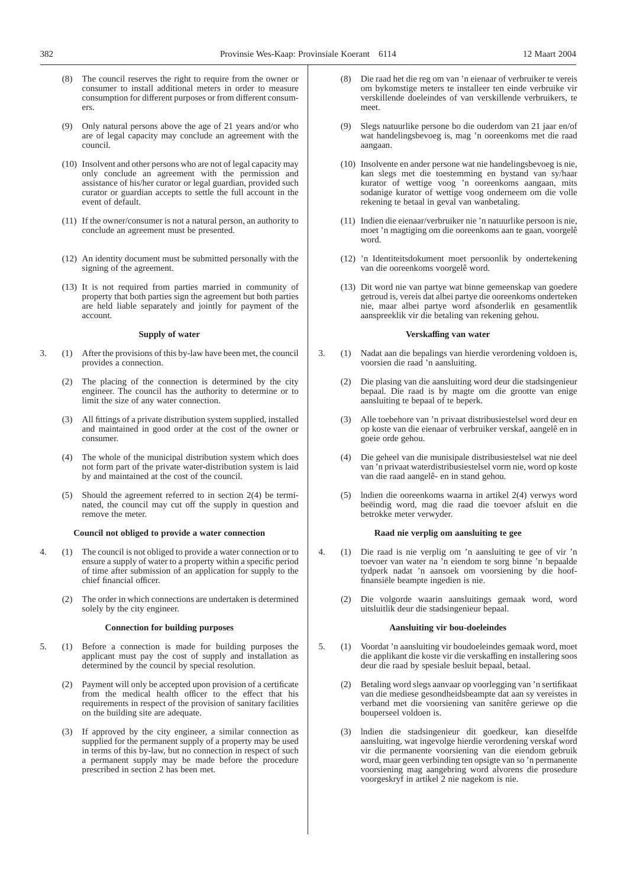(8) The council reserves the right to require from the owner or consumer to install additional meters in order to measure consumption for different purposes or from different consumers.

(9) Only natural persons above the age of 21 years and/or who are of legal capacity may conclude an agreement with the council.

(10) Insolvent and other persons who are not of legal capacity may only conclude an agreement with the permission and assistance of his/her curator or legal guardian, provided such curator or guardian accepts to settle the full account in the event of default.

(11) If the owner/consumer is not a natural person, an authority to conclude an agreement must be presented.

(12) An identity document must be submitted personally with the signing of the agreement.

(13) It is not required from parties married in community of property that both parties sign the agreement but both parties are held liable separately and jointly for payment of the account.

**Supply of water**

3. (1) After the provisions of this by-law have been met, the council provides a connection.

(2) The placing of the connection is determined by the city engineer. The council has the authority to determine or to limit the size of any water connection.

(3) All fittings of a private distribution system supplied, installed and maintained in good order at the cost of the owner or consumer.

(4) The whole of the municipal distribution system which does not form part of the private water-distribution system is laid by and maintained at the cost of the council.

(5) Should the agreement referred to in section 2(4) be terminated, the council may cut off the supply in question and remove the meter.

**Council not obliged to provide a water connection**

4. (1) The council is not obliged to provide a water connection or to ensure a supply of water to a property within a specific period of time after submission of an application for supply to the chief financial officer.

(2) The order in which connections are undertaken is determined solely by the city engineer.

**Connection for building purposes**

5. (1) Before a connection is made for building purposes the applicant must pay the cost of supply and installation as determined by the council by special resolution.

(2) Payment will only be accepted upon provision of a certificate from the medical health officer to the effect that his requirements in respect of the provision of sanitary facilities on the building site are adequate.

(3) If approved by the city engineer, a similar connection as supplied for the permanent supply of a property may be used in terms of this by-law, but no connection in respect of such a permanent supply may be made before the procedure prescribed in section 2 has been met.

(8) Die raad het die reg om van 'n eienaar of verbruiker te vereis om bykomstige meters te installeer ten einde verbruike vir verskillende doeleindes of van verskillende verbruikers, te meet.

(9) Slegs natuurlike persone bo die ouderdom van 21 jaar en/of wat handelingsbevoeg is, mag 'n ooreenkoms met die raad aangaan.

(10) Insolvente en ander persone wat nie handelingsbevoeg is nie, kan slegs met die toestemming en bystand van sy/haar kurator of wettige voog 'n ooreenkoms aangaan, mits sodanige kurator of wettige voog onderneem om die volle rekening te betaal in geval van wanbetaling.

(11) Indien die eienaar/verbruiker nie 'n natuurlike persoon is nie, moet 'n magtiging om die ooreenkoms aan te gaan, voorgelê word.

(12) 'n Identiteitsdokument moet persoonlik by ondertekening van die ooreenkoms voorgelê word.

(13) Dit word nie van partye wat binne gemeenskap van goedere getroud is, vereis dat albei partye die ooreenkoms onderteken nie, maar albei partye word afsonderlik en gesamentlik aanspreeklik vir die betaling van rekening gehou.

**Verskaffing van water**

3. (1) Nadat aan die bepalings van hierdie verordening voldoen is, voorsien die raad 'n aansluiting.

(2) Die plasing van die aansluiting word deur die stadsingenieur bepaal. Die raad is by magte om die grootte van enige aansluiting te bepaal of te beperk.

(3) Alle toebehore van 'n privaat distribusiestelsel word deur en op koste van die eienaar of verbruiker verskaf, aangelê en in goeie orde gehou.

(4) Die geheel van die munisipale distribusiestelsel wat nie deel van 'n privaat waterdistribusiestelsel vorm nie, word op koste van die raad aangelê- en in stand gehou.

(5) Indien die ooreenkoms waarna in artikel 2(4) verwys word beëindig word, mag die raad die toevoer afsluit en die betrokke meter verwyder.

**Raad nie verplig om aansluiting te gee**

4. (1) Die raad is nie verplig om 'n aansluiting te gee of vir 'n toevoer van water na 'n eiendom te sorg binne 'n bepaalde tydperk nadat 'n aansoek om voorsiening by die hoof-finansiële beampte ingedien is nie.

(2) Die volgorde waarin aansluitings gemaak word, word uitsluitlik deur die stadsingenieur bepaal.

**Aansluiting vir bou-doeleindes**

5. (1) Voordat 'n aansluiting vir boudoeleindes gemaak word, moet die applikant die koste vir die verskaffing en installering soos deur die raad by spesiale besluit bepaal, betaal.

(2) Betaling word slegs aanvaar op voorlegging van 'n sertifikaat van die mediese gesondheidsbeampte dat aan sy vereistes in verband met die voorsiening van sanitêre geriewe op die bouperseel voldoen is.

(3) Indien die stadsingenieur dit goedkeur, kan dieselfde aansluiting, wat ingevolge hierdie verordening verskaf word vir die permanente voorsiening van die eiendom gebruik word, maar geen verbinding ten opsigte van so 'n permanente voorsiening mag aangebring word alvorens die prosedure voorgeskryf in artikel 2 nie nagekom is nie.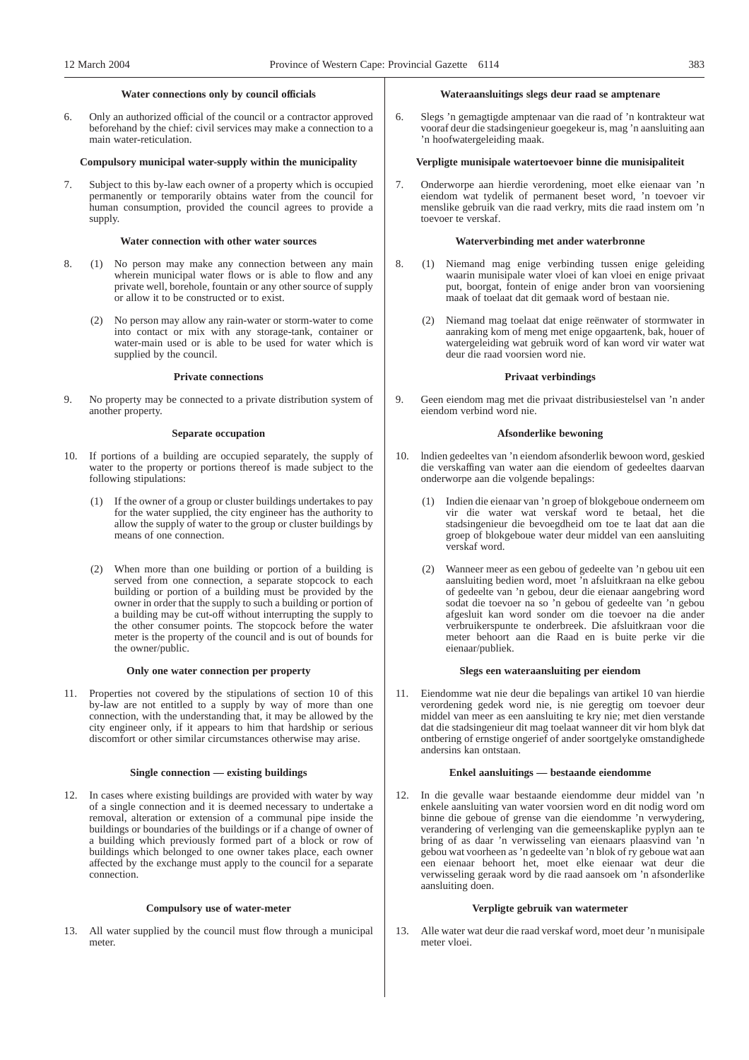**Water connections only by council officials**

6. Only an authorized official of the council or a contractor approved beforehand by the chief: civil services may make a connection to a main water-reticulation.

**Compulsory municipal water-supply within the municipality**

7. Subject to this by-law each owner of a property which is occupied permanently or temporarily obtains water from the council for human consumption, provided the council agrees to provide a supply.

**Water connection with other water sources**

8. (1) No person may make any connection between any main wherein municipal water flows or is able to flow and any private well, borehole, fountain or any other source of supply or allow it to be constructed or to exist.

   (2) No person may allow any rain-water or storm-water to come into contact or mix with any storage-tank, container or water-main used or is able to be used for water which is supplied by the council.

**Private connections**

9. No property may be connected to a private distribution system of another property.

**Separate occupation**

10. If portions of a building are occupied separately, the supply of water to the property or portions thereof is made subject to the following stipulations:

   (1) If the owner of a group or cluster buildings undertakes to pay for the water supplied, the city engineer has the authority to allow the supply of water to the group or cluster buildings by means of one connection.

   (2) When more than one building or portion of a building is served from one connection, a separate stopcock to each building or portion of a building must be provided by the owner in order that the supply to such a building or portion of a building may be cut-off without interrupting the supply to the other consumer points. The stopcock before the water meter is the property of the council and is out of bounds for the owner/public.

**Only one water connection per property**

11. Properties not covered by the stipulations of section 10 of this by-law are not entitled to a supply by way of more than one connection, with the understanding that, it may be allowed by the city engineer only, if it appears to him that hardship or serious discomfort or other similar circumstances otherwise may arise.

**Single connection — existing buildings**

12. In cases where existing buildings are provided with water by way of a single connection and it is deemed necessary to undertake a removal, alteration or extension of a communal pipe inside the buildings or boundaries of the buildings or if a change of owner of a building which previously formed part of a block or row of buildings which belonged to one owner takes place, each owner affected by the exchange must apply to the council for a separate connection.

**Compulsory use of water-meter**

13. All water supplied by the council must flow through a municipal meter.

**Wateraansluitings slegs deur raad se amptenare**

6. Slegs 'n gemagtigde amptenaar van die raad of 'n kontrakteur wat vooraf deur die stadsingenieur goegekeur is, mag 'n aansluiting aan 'n hoofwatergeleiding maak.

**Verpligte munisipale watertoevoer binne die munisipaliteit**

7. Onderworpe aan hierdie verordening, moet elke eienaar van 'n eiendom wat tydelik of permanent beset word, 'n toevoer vir menslike gebruik van die raad verkry, mits die raad instem om 'n toevoer te verskaf.

**Waterverbinding met ander waterbronne**

8. (1) Niemand mag enige verbinding tussen enige geleiding waarin munisipale water vloei of kan vloei en enige privaat put, boorgat, fontein of enige ander bron van voorsiening maak of toelaat dat dit gemaak word of bestaan nie.

   (2) Niemand mag toelaat dat enige reënwater of stormwater in aanraking kom of meng met enige opgaartenk, bak, houer of watergeleiding wat gebruik word of kan word vir water wat deur die raad voorsien word nie.

**Privaat verbindings**

9. Geen eiendom mag met die privaat distribusiestelsel van 'n ander eiendom verbind word nie.

**Afsonderlike bewoning**

10. lndien gedeeltes van 'n eiendom afsonderlik bewoon word, geskied die verskaffing van water aan die eiendom of gedeeltes daarvan onderworpe aan die volgende bepalings:

   (1) Indien die eienaar van 'n groep of blokgeboue onderneem om vir die water wat verskaf word te betaal, het die stadsingenieur die bevoegdheid om toe te laat dat aan die groep of blokgeboue water deur middel van een aansluiting verskaf word.

   (2) Wanneer meer as een gebou of gedeelte van 'n gebou uit een aansluiting bedien word, moet 'n afsluitkraan na elke gebou of gedeelte van 'n gebou, deur die eienaar aangebring word sodat die toevoer na so 'n gebou of gedeelte van 'n gebou afgesluit kan word sonder om die toevoer na die ander verbruikerspunte te onderbreek. Die afsluitkraan voor die meter behoort aan die Raad en is buite perke vir die eienaar/publiek.

**Slegs een wateraansluiting per eiendom**

11. Eiendomme wat nie deur die bepalings van artikel 10 van hierdie verordening gedek word nie, is nie geregtig om toevoer deur middel van meer as een aansluiting te kry nie; met dien verstande dat die stadsingenieur dit mag toelaat wanneer dit vir hom blyk dat ontbering of ernstige ongerief of ander soortgelyke omstandighede andersins kan ontstaan.

**Enkel aansluitings — bestaande eiendomme**

12. In die gevalle waar bestaande eiendomme deur middel van 'n enkele aansluiting van water voorsien word en dit nodig word om binne die geboue of grense van die eiendomme 'n verwydering, verandering of verlenging van die gemeenskaplike pyplyn aan te bring of as daar 'n verwisseling van eienaars plaasvind van 'n gebou wat voorheen as 'n gedeelte van 'n blok of ry geboue wat aan een eienaar behoort het, moet elke eienaar wat deur die verwisseling geraak word by die raad aansoek om 'n afsonderlike aansluiting doen.

**Verpligte gebruik van watermeter**

13. Alle water wat deur die raad verskaf word, moet deur 'n munisipale meter vloei.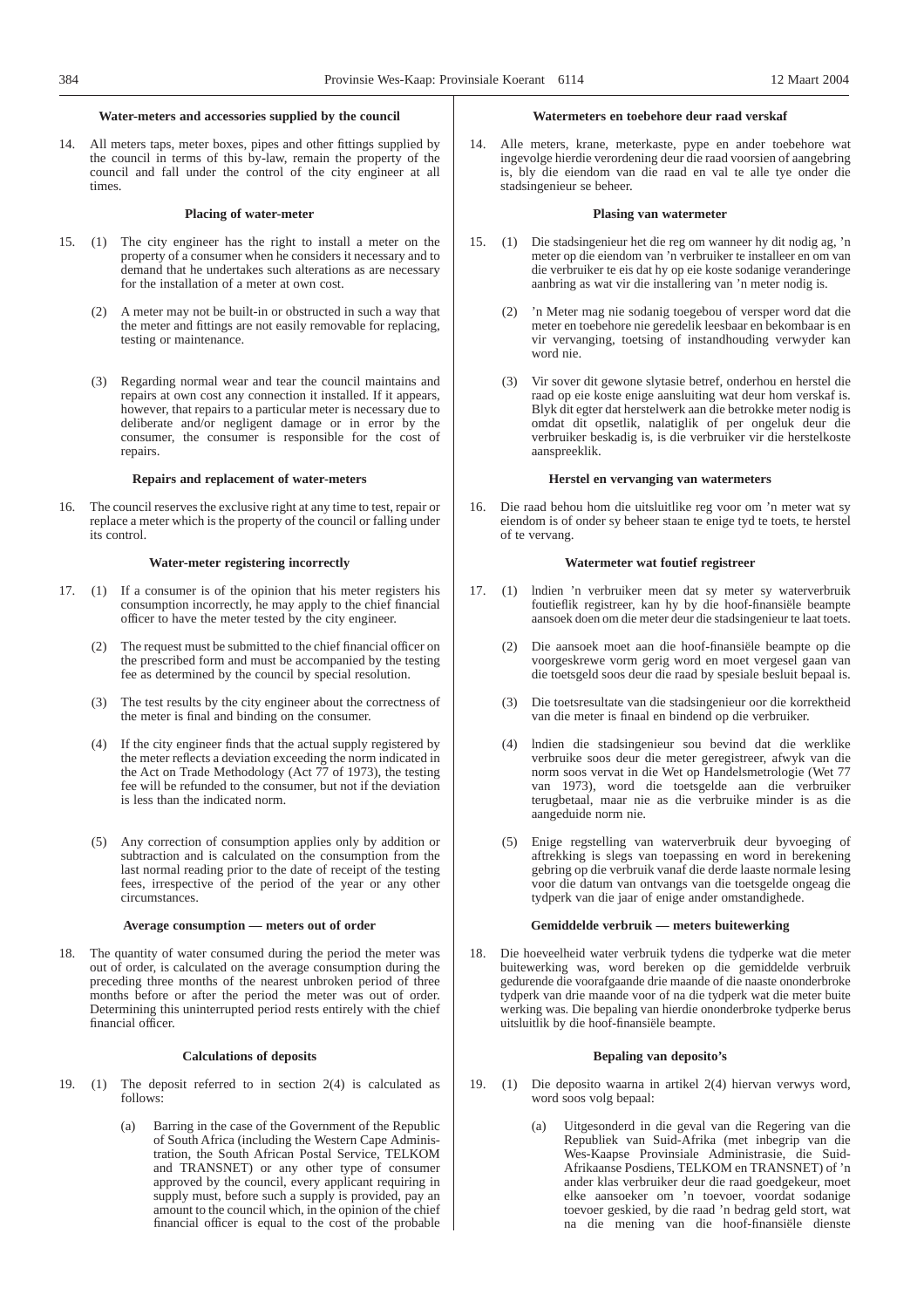### Water-meters and accessories supplied by the council

14. All meters taps, meter boxes, pipes and other fittings supplied by the council in terms of this by-law, remain the property of the council and fall under the control of the city engineer at all times.

### Placing of water-meter

15. (1) The city engineer has the right to install a meter on the property of a consumer when he considers it necessary and to demand that he undertakes such alterations as are necessary for the installation of a meter at own cost.

 (2) A meter may not be built-in or obstructed in such a way that the meter and fittings are not easily removable for replacing, testing or maintenance.

 (3) Regarding normal wear and tear the council maintains and repairs at own cost any connection it installed. If it appears, however, that repairs to a particular meter is necessary due to deliberate and/or negligent damage or in error by the consumer, the consumer is responsible for the cost of repairs.

### Repairs and replacement of water-meters

16. The council reserves the exclusive right at any time to test, repair or replace a meter which is the property of the council or falling under its control.

### Water-meter registering incorrectly

17. (1) If a consumer is of the opinion that his meter registers his consumption incorrectly, he may apply to the chief financial officer to have the meter tested by the city engineer.

 (2) The request must be submitted to the chief financial officer on the prescribed form and must be accompanied by the testing fee as determined by the council by special resolution.

 (3) The test results by the city engineer about the correctness of the meter is final and binding on the consumer.

 (4) If the city engineer finds that the actual supply registered by the meter reflects a deviation exceeding the norm indicated in the Act on Trade Methodology (Act 77 of 1973), the testing fee will be refunded to the consumer, but not if the deviation is less than the indicated norm.

 (5) Any correction of consumption applies only by addition or subtraction and is calculated on the consumption from the last normal reading prior to the date of receipt of the testing fees, irrespective of the period of the year or any other circumstances.

### Average consumption — meters out of order

18. The quantity of water consumed during the period the meter was out of order, is calculated on the average consumption during the preceding three months of the nearest unbroken period of three months before or after the period the meter was out of order. Determining this uninterrupted period rests entirely with the chief financial officer.

### Calculations of deposits

19. (1) The deposit referred to in section 2(4) is calculated as follows:

  (a) Barring in the case of the Government of the Republic of South Africa (including the Western Cape Administration, the South African Postal Service, TELKOM and TRANSNET) or any other type of consumer approved by the council, every applicant requiring in supply must, before such a supply is provided, pay an amount to the council which, in the opinion of the chief financial officer is equal to the cost of the probable

### Watermeters en toebehore deur raad verskaf

14. Alle meters, krane, meterkaste, pype en ander toebehore wat ingevolge hierdie verordening deur die raad voorsien of aangebring is, bly die eiendom van die raad en val te alle tye onder die stadsingenieur se beheer.

### Plasing van watermeter

15. (1) Die stadsingenieur het die reg om wanneer hy dit nodig ag, 'n meter op die eiendom van 'n verbruiker te installeer en om van die verbruiker te eis dat hy op eie koste sodanige veranderinge aanbring as wat vir die installering van 'n meter nodig is.

 (2) 'n Meter mag nie sodanig toegebou of versper word dat die meter en toebehore nie geredelik leesbaar en bekombaar is en vir vervanging, toetsing of instandhouding verwyder kan word nie.

 (3) Vir sover dit gewone slytasie betref, onderhou en herstel die raad op eie koste enige aansluiting wat deur hom verskaf is. Blyk dit egter dat herstelwerk aan die betrokke meter nodig is omdat dit opsetlik, nalatiglik of per ongeluk deur die verbruiker beskadig is, is die verbruiker vir die herstelkoste aanspreeklik.

### Herstel en vervanging van watermeters

16. Die raad behou hom die uitsluitlike reg voor om 'n meter wat sy eiendom is of onder sy beheer staan te enige tyd te toets, te herstel of te vervang.

### Watermeter wat foutief registreer

17. (1) Indien 'n verbruiker meen dat sy meter sy waterverbruik foutieflik registreer, kan hy by die hoof-finansiële beampte aansoek doen om die meter deur die stadsingenieur te laat toets.

 (2) Die aansoek moet aan die hoof-finansiële beampte op die voorgeskrewe vorm gerig word en moet vergesel gaan van die toetsgeld soos deur die raad by spesiale besluit bepaal is.

 (3) Die toetsresultate van die stadsingenieur oor die korrektheid van die meter is finaal en bindend op die verbruiker.

 (4) Indien die stadsingenieur sou bevind dat die werklike verbruike soos deur die meter geregistreer, afwyk van die norm soos vervat in die Wet op Handelsmetrologie (Wet 77 van 1973), word die toetsgelde aan die verbruiker terugbetaal, maar nie as die verbruike minder is as die aangeduide norm nie.

 (5) Enige regstelling van waterverbruik deur byvoeging of aftrekking is slegs van toepassing en word in berekening gebring op die verbruik vanaf die derde laaste normale lesing voor die datum van ontvangs van die toetsgelde ongeag die tydperk van die jaar of enige ander omstandighede.

### Gemiddelde verbruik — meters buitewerking

18. Die hoeveelheid water verbruik tydens die tydperke wat die meter buitewerking was, word bereken op die gemiddelde verbruik gedurende die voorafgaande drie maande of die naaste ononderbroke tydperk van drie maande voor of na die tydperk wat die meter buite werking was. Die bepaling van hierdie ononderbroke tydperke berus uitsluitlik by die hoof-finansiële beampte.

### Bepaling van deposito's

19. (1) Die deposito waarna in artikel 2(4) hiervan verwys word, word soos volg bepaal:

  (a) Uitgesonderd in die geval van die Regering van die Republiek van Suid-Afrika (met inbegrip van die Wes-Kaapse Provinsiale Administrasie, die Suid-Afrikaanse Posdiens, TELKOM en TRANSNET) of 'n ander klas verbruiker deur die raad goedgekeur, moet elke aansoeker om 'n toevoer, voordat sodanige toevoer geskied, by die raad 'n bedrag geld stort, wat na die mening van die hoof-finansiële dienste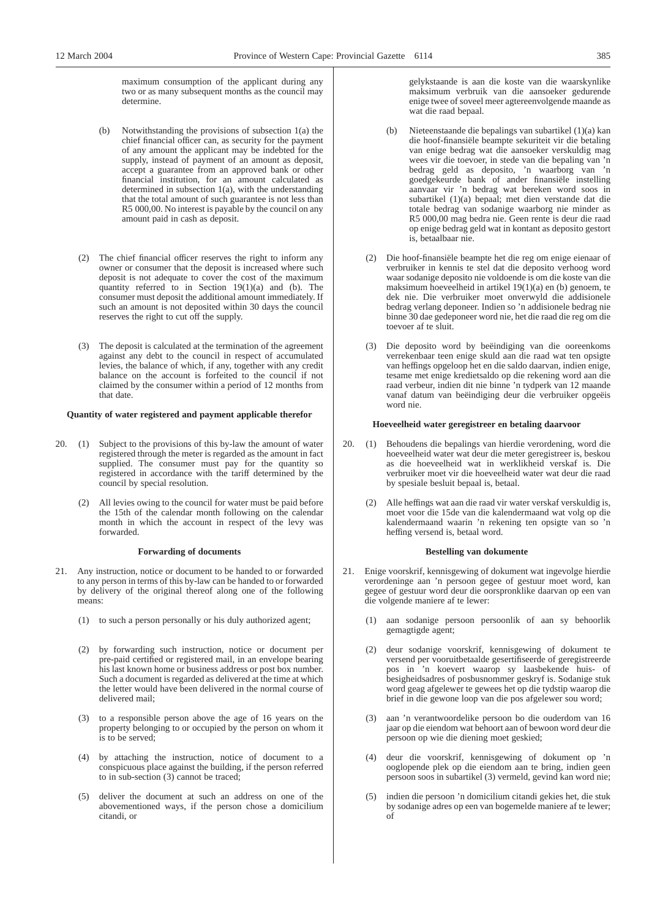maximum consumption of the applicant during any two or as many subsequent months as the council may determine.

(b) Notwithstanding the provisions of subsection 1(a) the chief financial officer can, as security for the payment of any amount the applicant may be indebted for the supply, instead of payment of an amount as deposit, accept a guarantee from an approved bank or other financial institution, for an amount calculated as determined in subsection 1(a), with the understanding that the total amount of such guarantee is not less than R5 000,00. No interest is payable by the council on any amount paid in cash as deposit.

(2) The chief financial officer reserves the right to inform any owner or consumer that the deposit is increased where such deposit is not adequate to cover the cost of the maximum quantity referred to in Section 19(1)(a) and (b). The consumer must deposit the additional amount immediately. If such an amount is not deposited within 30 days the council reserves the right to cut off the supply.

(3) The deposit is calculated at the termination of the agreement against any debt to the council in respect of accumulated levies, the balance of which, if any, together with any credit balance on the account is forfeited to the council if not claimed by the consumer within a period of 12 months from that date.

**Quantity of water registered and payment applicable therefor**

20. (1) Subject to the provisions of this by-law the amount of water registered through the meter is regarded as the amount in fact supplied. The consumer must pay for the quantity so registered in accordance with the tariff determined by the council by special resolution.

(2) All levies owing to the council for water must be paid before the 15th of the calendar month following on the calendar month in which the account in respect of the levy was forwarded.

**Forwarding of documents**

21. Any instruction, notice or document to be handed to or forwarded to any person in terms of this by-law can be handed to or forwarded by delivery of the original thereof along one of the following means:

(1) to such a person personally or his duly authorized agent;

(2) by forwarding such instruction, notice or document per pre-paid certified or registered mail, in an envelope bearing his last known home or business address or post box number. Such a document is regarded as delivered at the time at which the letter would have been delivered in the normal course of delivered mail;

(3) to a responsible person above the age of 16 years on the property belonging to or occupied by the person on whom it is to be served;

(4) by attaching the instruction, notice of document to a conspicuous place against the building, if the person referred to in sub-section (3) cannot be traced;

(5) deliver the document at such an address on one of the abovementioned ways, if the person chose a domicilium citandi, or

gelykstaande is aan die koste van die waarskynlike maksimum verbruik van die aansoeker gedurende enige twee of soveel meer agtereenvolgende maande as wat die raad bepaal.

(b) Nieteenstaande die bepalings van subartikel (1)(a) kan die hoof-finansiële beampte sekuriteit vir die betaling van enige bedrag wat die aansoeker verskuldig mag wees vir die toevoer, in stede van die bepaling van 'n bedrag geld as deposito, 'n waarborg van 'n goedgekeurde bank of ander finansiële instelling aanvaar vir 'n bedrag wat bereken word soos in subartikel (1)(a) bepaal; met dien verstande dat die totale bedrag van sodanige waarborg nie minder as R5 000,00 mag bedra nie. Geen rente is deur die raad op enige bedrag geld wat in kontant as deposito gestort is, betaalbaar nie.

(2) Die hoof-finansiële beampte het die reg om enige eienaar of verbruiker in kennis te stel dat die deposito verhoog word waar sodanige deposito nie voldoende is om die koste van die maksimum hoeveelheid in artikel 19(1)(a) en (b) genoem, te dek nie. Die verbruiker moet onverwyld die addisionele bedrag verlang deponeer. Indien so 'n addisionele bedrag nie binne 30 dae gedeponeer word nie, het die raad die reg om die toevoer af te sluit.

(3) Die deposito word by beëindiging van die ooreenkoms verrekenbaar teen enige skuld aan die raad wat ten opsigte van heffings opgeloop het en die saldo daarvan, indien enige, tesame met enige kredietsaldo op die rekening word aan die raad verbeur, indien dit nie binne 'n tydperk van 12 maande vanaf datum van beëindiging deur die verbruiker opgeëis word nie.

**Hoeveelheid water geregistreer en betaling daarvoor**

20. (1) Behoudens die bepalings van hierdie verordening, word die hoeveelheid water wat deur die meter geregistreer is, beskou as die hoeveelheid wat in werklikheid verskaf is. Die verbruiker moet vir die hoeveelheid water wat deur die raad by spesiale besluit bepaal is, betaal.

(2) Alle heffings wat aan die raad vir water verskaf verskuldig is, moet voor die 15de van die kalendermaand wat volg op die kalendermaand waarin 'n rekening ten opsigte van so 'n heffing versend is, betaal word.

**Bestelling van dokumente**

21. Enige voorskrif, kennisgewing of dokument wat ingevolge hierdie verordeninge aan 'n persoon gegee of gestuur moet word, kan gegee of gestuur word deur die oorspronklike daarvan op een van die volgende maniere af te lewer:

(1) aan sodanige persoon persoonlik of aan sy behoorlik gemagtigde agent;

(2) deur sodanige voorskrif, kennisgewing of dokument te versend per vooruitbetaalde gesertifiseerde of geregistreerde pos in 'n koevert waarop sy laasbekende huis- of besigheidsadres of posbusnommer geskryf is. Sodanige stuk word geag afgelewer te gewees het op die tydstip waarop die brief in die gewone loop van die pos afgelewer sou word;

(3) aan 'n verantwoordelike persoon bo die ouderdom van 16 jaar op die eiendom wat behoort aan of bewoon word deur die persoon op wie die diening moet geskied;

(4) deur die voorskrif, kennisgewing of dokument op 'n ooglopende plek op die eiendom aan te bring, indien geen persoon soos in subartikel (3) vermeld, gevind kan word nie;

(5) indien die persoon 'n domicilium citandi gekies het, die stuk by sodanige adres op een van bogemelde maniere af te lewer; of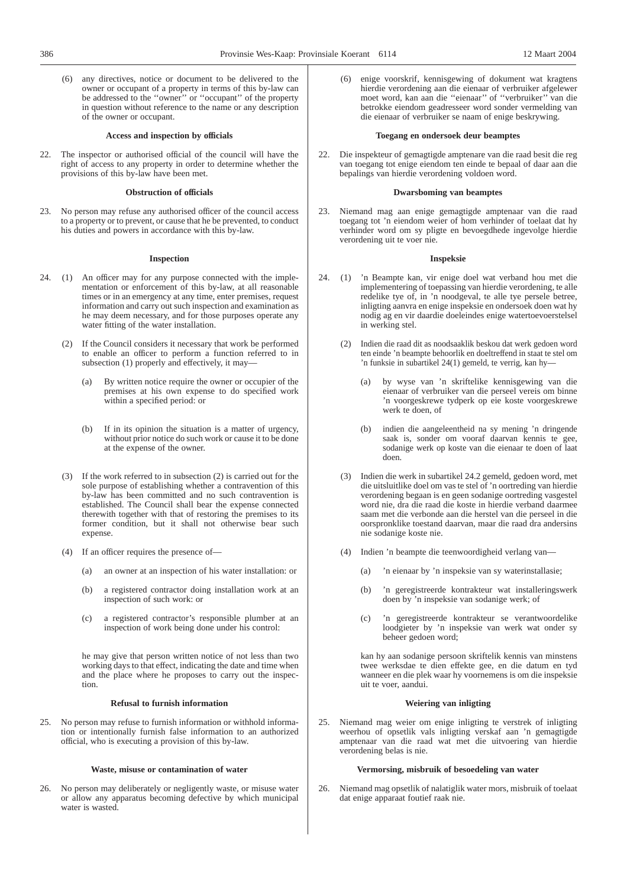(6) any directives, notice or document to be delivered to the owner or occupant of a property in terms of this by-law can be addressed to the ''owner'' or ''occupant'' of the property in question without reference to the name or any description of the owner or occupant.

**Access and inspection by officials**

22. The inspector or authorised official of the council will have the right of access to any property in order to determine whether the provisions of this by-law have been met.

**Obstruction of officials**

23. No person may refuse any authorised officer of the council access to a property or to prevent, or cause that he be prevented, to conduct his duties and powers in accordance with this by-law.

**Inspection**

24. (1) An officer may for any purpose connected with the implementation or enforcement of this by-law, at all reasonable times or in an emergency at any time, enter premises, request information and carry out such inspection and examination as he may deem necessary, and for those purposes operate any water fitting of the water installation.

(2) If the Council considers it necessary that work be performed to enable an officer to perform a function referred to in subsection (1) properly and effectively, it may—

(a) By written notice require the owner or occupier of the premises at his own expense to do specified work within a specified period: or

(b) If in its opinion the situation is a matter of urgency, without prior notice do such work or cause it to be done at the expense of the owner.

(3) If the work referred to in subsection (2) is carried out for the sole purpose of establishing whether a contravention of this by-law has been committed and no such contravention is established. The Council shall bear the expense connected therewith together with that of restoring the premises to its former condition, but it shall not otherwise bear such expense.

(4) If an officer requires the presence of—

(a) an owner at an inspection of his water installation: or

(b) a registered contractor doing installation work at an inspection of such work: or

(c) a registered contractor's responsible plumber at an inspection of work being done under his control:

he may give that person written notice of not less than two working days to that effect, indicating the date and time when and the place where he proposes to carry out the inspection.

**Refusal to furnish information**

25. No person may refuse to furnish information or withhold information or intentionally furnish false information to an authorized official, who is executing a provision of this by-law.

**Waste, misuse or contamination of water**

26. No person may deliberately or negligently waste, or misuse water or allow any apparatus becoming defective by which municipal water is wasted.

(6) enige voorskrif, kennisgewing of dokument wat kragtens hierdie verordening aan die eienaar of verbruiker afgelewer moet word, kan aan die ''eienaar'' of ''verbruiker'' van die betrokke eiendom geadresseer word sonder vermelding van die eienaar of verbruiker se naam of enige beskrywing.

**Toegang en ondersoek deur beamptes**

22. Die inspekteur of gemagtigde amptenare van die raad besit die reg van toegang tot enige eiendom ten einde te bepaal of daar aan die bepalings van hierdie verordening voldoen word.

**Dwarsboming van beamptes**

23. Niemand mag aan enige gemagtigde amptenaar van die raad toegang tot 'n eiendom weier of hom verhinder of toelaat dat hy verhinder word om sy pligte en bevoegdhede ingevolge hierdie verordening uit te voer nie.

**Inspeksie**

24. (1) 'n Beampte kan, vir enige doel wat verband hou met die implementering of toepassing van hierdie verordening, te alle redelike tye of, in 'n noodgeval, te alle tye persele betree, inligting aanvra en enige inspeksie en ondersoek doen wat hy nodig ag en vir daardie doeleindes enige watertoevoerstelsel in werking stel.

(2) Indien die raad dit as noodsaaklik beskou dat werk gedoen word ten einde 'n beampte behoorlik en doeltreffend in staat te stel om 'n funksie in subartikel 24(1) gemeld, te verrig, kan hy—

(a) by wyse van 'n skriftelike kennisgewing van die eienaar of verbruiker van die perseel vereis om binne 'n voorgeskrewe tydperk op eie koste voorgeskrewe werk te doen, of

(b) indien die aangeleentheid na sy mening 'n dringende saak is, sonder om vooraf daarvan kennis te gee, sodanige werk op koste van die eienaar te doen of laat doen.

(3) Indien die werk in subartikel 24.2 gemeld, gedoen word, met die uitsluitlike doel om vas te stel of 'n oortreding van hierdie verordening begaan is en geen sodanige oortreding vasgestel word nie, dra die raad die koste in hierdie verband daarmee saam met die verbonde aan die herstel van die perseel in die oorspronklike toestand daarvan, maar die raad dra andersins nie sodanige koste nie.

(4) Indien 'n beampte die teenwoordigheid verlang van—

(a) 'n eienaar by 'n inspeksie van sy waterinstallasie;

(b) 'n geregistreerde kontrakteur wat installeringswerk doen by 'n inspeksie van sodanige werk; of

(c) 'n geregistreerde kontrakteur se verantwoordelike loodgieter by 'n inspeksie van werk wat onder sy beheer gedoen word;

kan hy aan sodanige persoon skriftelik kennis van minstens twee werksdae te dien effekte gee, en die datum en tyd wanneer en die plek waar hy voornemens is om die inspeksie uit te voer, aandui.

**Weiering van inligting**

25. Niemand mag weier om enige inligting te verstrek of inligting weerhou of opsetlik vals inligting verskaf aan 'n gemagtigde amptenaar van die raad wat met die uitvoering van hierdie verordening belas is nie.

**Vermorsing, misbruik of besoedeling van water**

26. Niemand mag opsetlik of nalatiglik water mors, misbruik of toelaat dat enige apparaat foutief raak nie.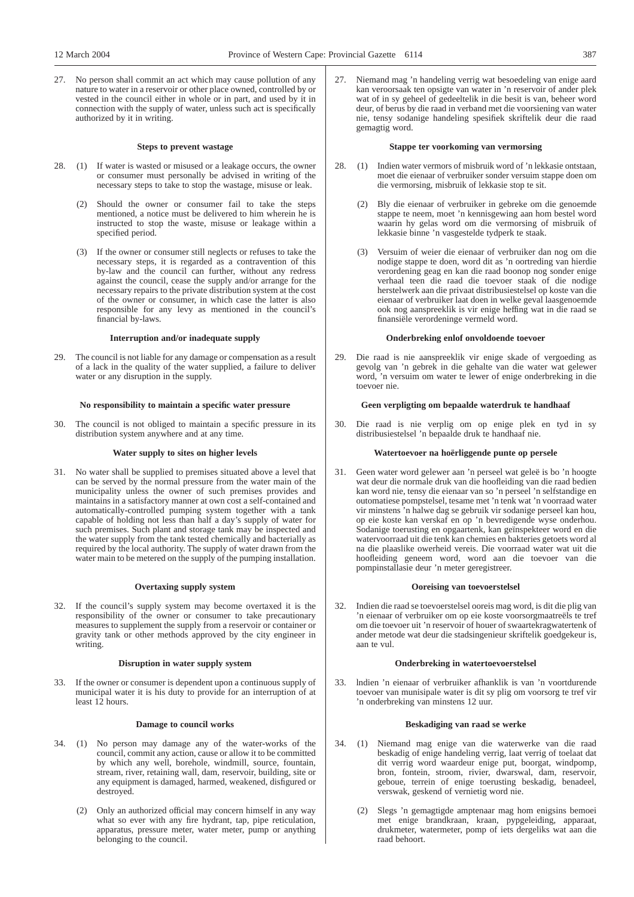27. No person shall commit an act which may cause pollution of any nature to water in a reservoir or other place owned, controlled by or vested in the council either in whole or in part, and used by it in connection with the supply of water, unless such act is specifically authorized by it in writing.

**Steps to prevent wastage**

28. (1) If water is wasted or misused or a leakage occurs, the owner or consumer must personally be advised in writing of the necessary steps to take to stop the wastage, misuse or leak.

(2) Should the owner or consumer fail to take the steps mentioned, a notice must be delivered to him wherein he is instructed to stop the waste, misuse or leakage within a specified period.

(3) If the owner or consumer still neglects or refuses to take the necessary steps, it is regarded as a contravention of this by-law and the council can further, without any redress against the council, cease the supply and/or arrange for the necessary repairs to the private distribution system at the cost of the owner or consumer, in which case the latter is also responsible for any levy as mentioned in the council's financial by-laws.

**Interruption and/or inadequate supply**

29. The council is not liable for any damage or compensation as a result of a lack in the quality of the water supplied, a failure to deliver water or any disruption in the supply.

**No responsibility to maintain a specific water pressure**

30. The council is not obliged to maintain a specific pressure in its distribution system anywhere and at any time.

**Water supply to sites on higher levels**

31. No water shall be supplied to premises situated above a level that can be served by the normal pressure from the water main of the municipality unless the owner of such premises provides and maintains in a satisfactory manner at own cost a self-contained and automatically-controlled pumping system together with a tank capable of holding not less than half a day's supply of water for such premises. Such plant and storage tank may be inspected and the water supply from the tank tested chemically and bacterially as required by the local authority. The supply of water drawn from the water main to be metered on the supply of the pumping installation.

**Overtaxing supply system**

32. If the council's supply system may become overtaxed it is the responsibility of the owner or consumer to take precautionary measures to supplement the supply from a reservoir or container or gravity tank or other methods approved by the city engineer in writing.

**Disruption in water supply system**

33. If the owner or consumer is dependent upon a continuous supply of municipal water it is his duty to provide for an interruption of at least 12 hours.

**Damage to council works**

34. (1) No person may damage any of the water-works of the council, commit any action, cause or allow it to be committed by which any well, borehole, windmill, source, fountain, stream, river, retaining wall, dam, reservoir, building, site or any equipment is damaged, harmed, weakened, disfigured or destroyed.

(2) Only an authorized official may concern himself in any way what so ever with any fire hydrant, tap, pipe reticulation, apparatus, pressure meter, water meter, pump or anything belonging to the council.

27. Niemand mag 'n handeling verrig wat besoedeling van enige aard kan veroorsaak ten opsigte van water in 'n reservoir of ander plek wat of in sy geheel of gedeeltelik in die besit is van, beheer word deur, of berus by die raad in verband met die voorsiening van water nie, tensy sodanige handeling spesifiek skriftelik deur die raad gemagtig word.

**Stappe ter voorkoming van vermorsing**

28. (1) Indien water vermors of misbruik word of 'n lekkasie ontstaan, moet die eienaar of verbruiker sonder versuim stappe doen om die vermorsing, misbruik of lekkasie stop te sit.

(2) Bly die eienaar of verbruiker in gebreke om die genoemde stappe te neem, moet 'n kennisgewing aan hom bestel word waarin hy gelas word om die vermorsing of misbruik of lekkasie binne 'n vasgestelde tydperk te staak.

(3) Versuim of weier die eienaar of verbruiker dan nog om die nodige stappe te doen, word dit as 'n oortreding van hierdie verordening geag en kan die raad boonop nog sonder enige verhaal teen die raad die toevoer staak of die nodige herstelwerk aan die privaat distribusiestelsel op koste van die eienaar of verbruiker laat doen in welke geval laasgenoemde ook nog aanspreeklik is vir enige heffing wat in die raad se finansiële verordeninge vermeld word.

**Onderbreking en/of onvoldoende toevoer**

29. Die raad is nie aanspreeklik vir enige skade of vergoeding as gevolg van 'n gebrek in die gehalte van die water wat gelewer word, 'n versuim om water te lewer of enige onderbreking in die toevoer nie.

**Geen verpligting om bepaalde waterdruk te handhaaf**

30. Die raad is nie verplig om op enige plek en tyd in sy distribusiestelsel 'n bepaalde druk te handhaaf nie.

**Watertoevoer na hoërliggende punte op persele**

31. Geen water word gelewer aan 'n perseel wat geleë is bo 'n hoogte wat deur die normale druk van die hoofleiding van die raad bedien kan word nie, tensy die eienaar van so 'n perseel 'n selfstandige en outomatiese pompstelsel, tesame met 'n tenk wat 'n voorraad water vir minstens 'n halwe dag se gebruik vir sodanige perseel kan hou, op eie koste kan verskaf en op 'n bevredigende wyse onderhou. Sodanige toerusting en opgaartenk, kan geïnspekteer word en die watervoorraad uit die tenk kan chemies en bakteries getoets word al na die plaaslike owerheid vereis. Die voorraad water wat uit die hoofleiding geneem word, word aan die toevoer van die pompinstallasie deur 'n meter geregistreer.

**Ooreising van toevoerstelsel**

32. Indien die raad se toevoerstelsel ooreis mag word, is dit die plig van 'n eienaar of verbruiker om op eie koste voorsorgmaatreëls te tref om die toevoer uit 'n reservoir of houer of swaartekragwatertenk of ander metode wat deur die stadsingenieur skriftelik goedgekeur is, aan te vul.

**Onderbreking in watertoevoerstelsel**

33. Indien 'n eienaar of verbruiker afhanklik is van 'n voortdurende toevoer van munisipale water is dit sy plig om voorsorg te tref vir 'n onderbreking van minstens 12 uur.

**Beskadiging van raad se werke**

34. (1) Niemand mag enige van die waterwerke van die raad beskadig of enige handeling verrig, laat verrig of toelaat dat dit verrig word waardeur enige put, boorgat, windpomp, bron, fontein, stroom, rivier, dwarswal, dam, reservoir, geboue, terrein of enige toerusting beskadig, benadeel, verswak, geskend of vernietig word nie.

(2) Slegs 'n gemagtigde amptenaar mag hom enigsins bemoei met enige brandkraan, kraan, pypgeleiding, apparaat, drukmeter, watermeter, pomp of iets dergeliks wat aan die raad behoort.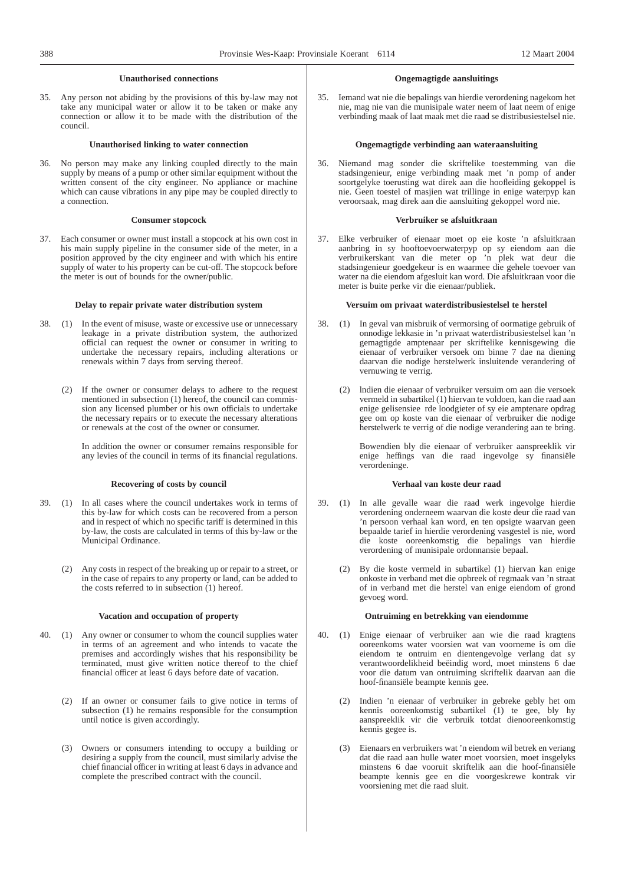### Unauthorised connections

35. Any person not abiding by the provisions of this by-law may not take any municipal water or allow it to be taken or make any connection or allow it to be made with the distribution of the council.

### Unauthorised linking to water connection

36. No person may make any linking coupled directly to the main supply by means of a pump or other similar equipment without the written consent of the city engineer. No appliance or machine which can cause vibrations in any pipe may be coupled directly to a connection.

### Consumer stopcock

37. Each consumer or owner must install a stopcock at his own cost in his main supply pipeline in the consumer side of the meter, in a position approved by the city engineer and with which his entire supply of water to his property can be cut-off. The stopcock before the meter is out of bounds for the owner/public.

### Delay to repair private water distribution system

38. (1) In the event of misuse, waste or excessive use or unnecessary leakage in a private distribution system, the authorized official can request the owner or consumer in writing to undertake the necessary repairs, including alterations or renewals within 7 days from serving thereof.

(2) If the owner or consumer delays to adhere to the request mentioned in subsection (1) hereof, the council can commission any licensed plumber or his own officials to undertake the necessary repairs or to execute the necessary alterations or renewals at the cost of the owner or consumer.

In addition the owner or consumer remains responsible for any levies of the council in terms of its financial regulations.

### Recovering of costs by council

39. (1) In all cases where the council undertakes work in terms of this by-law for which costs can be recovered from a person and in respect of which no specific tariff is determined in this by-law, the costs are calculated in terms of this by-law or the Municipal Ordinance.

(2) Any costs in respect of the breaking up or repair to a street, or in the case of repairs to any property or land, can be added to the costs referred to in subsection (1) hereof.

### Vacation and occupation of property

40. (1) Any owner or consumer to whom the council supplies water in terms of an agreement and who intends to vacate the premises and accordingly wishes that his responsibility be terminated, must give written notice thereof to the chief financial officer at least 6 days before date of vacation.

(2) If an owner or consumer fails to give notice in terms of subsection (1) he remains responsible for the consumption until notice is given accordingly.

(3) Owners or consumers intending to occupy a building or desiring a supply from the council, must similarly advise the chief financial officer in writing at least 6 days in advance and complete the prescribed contract with the council.

### Ongemagtigde aansluitings

35. Iemand wat nie die bepalings van hierdie verordening nagekom het nie, mag nie van die munisipale water neem of laat neem of enige verbinding maak of laat maak met die raad se distribusiestelsel nie.

### Ongemagtigde verbinding aan wateraansluiting

36. Niemand mag sonder die skriftelike toestemming van die stadsingenieur, enige verbinding maak met 'n pomp of ander soortgelyke toerusting wat direk aan die hoofleiding gekoppel is nie. Geen toestel of masjien wat trillinge in enige waterpyp kan veroorsaak, mag direk aan die aansluiting gekoppel word nie.

### Verbruiker se afsluitkraan

37. Elke verbruiker of eienaar moet op eie koste 'n afsluitkraan aanbring in sy hooftoevoerwaterpyp op sy eiendom aan die verbruikerskant van die meter op 'n plek wat deur die stadsingenieur goedgekeur is en waarmee die gehele toevoer van water na die eiendom afgesluit kan word. Die afsluitkraan voor die meter is buite perke vir die eienaar/publiek.

### Versuim om privaat waterdistribusiestelsel te herstel

38. (1) In geval van misbruik of vermorsing of oormatige gebruik of onnodige lekkasie in 'n privaat waterdistribusiestelsel kan 'n gemagtigde amptenaar per skriftelike kennisgewing die eienaar of verbruiker versoek om binne 7 dae na diening daarvan die nodige herstelwerk insluitende verandering of vernuwing te verrig.

(2) lndien die eienaar of verbruiker versuim om aan die versoek vermeld in subartikel (1) hiervan te voldoen, kan die raad aan enige gelisensiee rde loodgieter of sy eie amptenare opdrag gee om op koste van die eienaar of verbruiker die nodige herstelwerk te verrig of die nodige verandering aan te bring.

Bowendien bly die eienaar of verbruiker aanspreeklik vir enige heffings van die raad ingevolge sy finansiële verordeninge.

### Verhaal van koste deur raad

39. (1) In alle gevalle waar die raad werk ingevolge hierdie verordening onderneem waarvan die koste deur die raad van 'n persoon verhaal kan word, en ten opsigte waarvan geen bepaalde tarief in hierdie verordening vasgestel is nie, word die koste ooreenkomstig die bepalings van hierdie verordening of munisipale ordonnansie bepaal.

(2) By die koste vermeld in subartikel (1) hiervan kan enige onkoste in verband met die opbreek of regmaak van 'n straat of in verband met die herstel van enige eiendom of grond gevoeg word.

### Ontruiming en betrekking van eiendomme

40. (1) Enige eienaar of verbruiker aan wie die raad kragtens ooreenkoms water voorsien wat van voorneme is om die eiendom te ontruim en dientengevolge verlang dat sy verantwoordelikheid beëindig word, moet minstens 6 dae voor die datum van ontruiming skriftelik daarvan aan die hoof-finansiële beampte kennis gee.

(2) Indien 'n eienaar of verbruiker in gebreke gebly het om kennis ooreenkomstig subartikel (1) te gee, bly hy aanspreeklik vir die verbruik totdat dienooreenkomstig kennis gegee is.

(3) Eienaars en verbruikers wat 'n eiendom wil betrek en verlang dat die raad aan hulle water moet voorsien, moet insgelyks minstens 6 dae vooruit skriftelik aan die hoof-finansiële beampte kennis gee en die voorgeskrewe kontrak vir voorsiening met die raad sluit.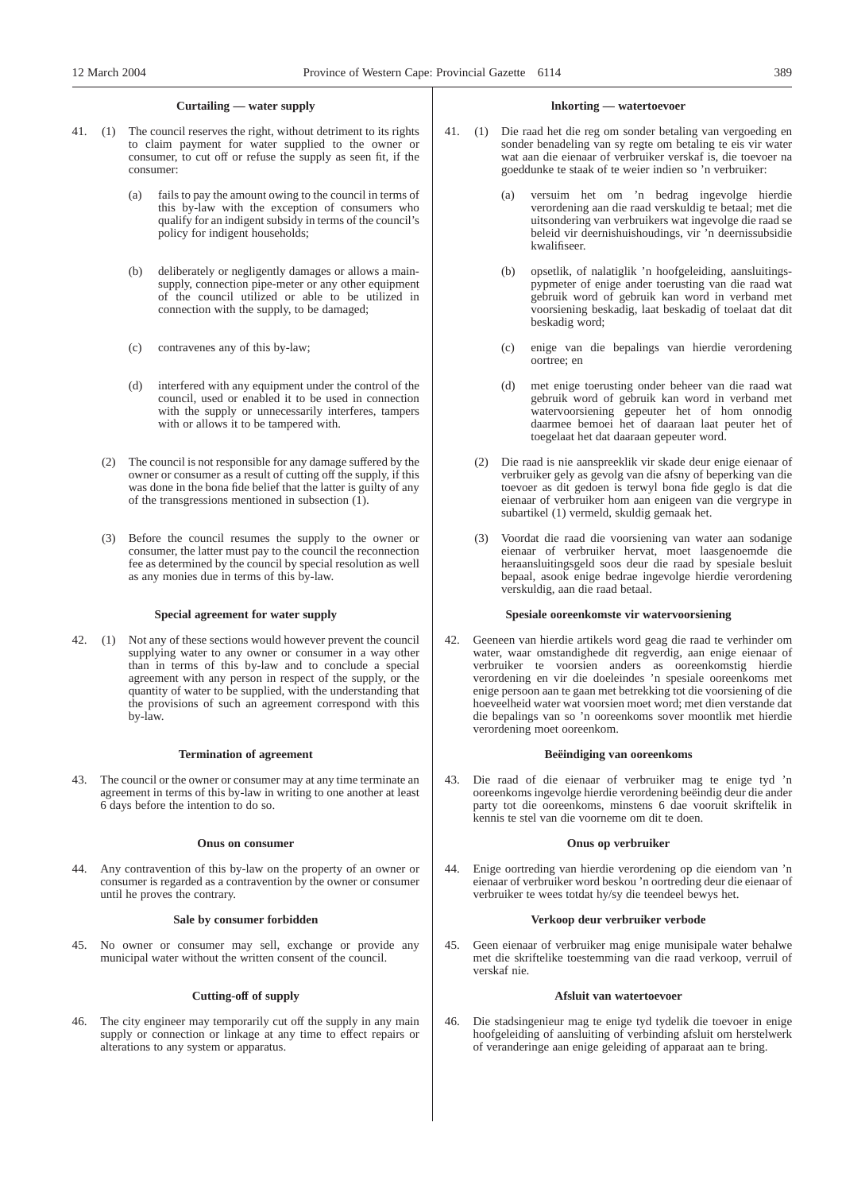### Curtailing — water supply

41. (1) The council reserves the right, without detriment to its rights to claim payment for water supplied to the owner or consumer, to cut off or refuse the supply as seen fit, if the consumer:

    (a) fails to pay the amount owing to the council in terms of this by-law with the exception of consumers who qualify for an indigent subsidy in terms of the council's policy for indigent households;

    (b) deliberately or negligently damages or allows a main-supply, connection pipe-meter or any other equipment of the council utilized or able to be utilized in connection with the supply, to be damaged;

    (c) contravenes any of this by-law;

    (d) interfered with any equipment under the control of the council, used or enabled it to be used in connection with the supply or unnecessarily interferes, tampers with or allows it to be tampered with.

    (2) The council is not responsible for any damage suffered by the owner or consumer as a result of cutting off the supply, if this was done in the bona fide belief that the latter is guilty of any of the transgressions mentioned in subsection (1).

    (3) Before the council resumes the supply to the owner or consumer, the latter must pay to the council the reconnection fee as determined by the council by special resolution as well as any monies due in terms of this by-law.

### Special agreement for water supply

42. (1) Not any of these sections would however prevent the council supplying water to any owner or consumer in a way other than in terms of this by-law and to conclude a special agreement with any person in respect of the supply, or the quantity of water to be supplied, with the understanding that the provisions of such an agreement correspond with this by-law.

### Termination of agreement

43. The council or the owner or consumer may at any time terminate an agreement in terms of this by-law in writing to one another at least 6 days before the intention to do so.

### Onus on consumer

44. Any contravention of this by-law on the property of an owner or consumer is regarded as a contravention by the owner or consumer until he proves the contrary.

### Sale by consumer forbidden

45. No owner or consumer may sell, exchange or provide any municipal water without the written consent of the council.

### Cutting-off of supply

46. The city engineer may temporarily cut off the supply in any main supply or connection or linkage at any time to effect repairs or alterations to any system or apparatus.

### Inkorting — watertoevoer

41. (1) Die raad het die reg om sonder betaling van vergoeding en sonder benadeling van sy regte om betaling te eis vir water wat aan die eienaar of verbruiker verskaf is, die toevoer na goeddunke te staak of te weier indien so 'n verbruiker:

    (a) versuim het om 'n bedrag ingevolge hierdie verordening aan die raad verskuldig te betaal; met die uitsondering van verbruikers wat ingevolge die raad se beleid vir deernishuishoudings, vir 'n deernissubsidie kwalifiseer.

    (b) opsetlik, of nalatiglik 'n hoofgeleiding, aansluitings-pypmeter of enige ander toerusting van die raad wat gebruik word of gebruik kan word in verband met voorsiening beskadig, laat beskadig of toelaat dat dit beskadig word;

    (c) enige van die bepalings van hierdie verordening oortree; en

    (d) met enige toerusting onder beheer van die raad wat gebruik word of gebruik kan word in verband met watervoorsiening gepeuter het of hom onnodig daarmee bemoei het of daaraan laat peuter het of toegelaat het dat daaraan gepeuter word.

    (2) Die raad is nie aanspreeklik vir skade deur enige eienaar of verbruiker gely as gevolg van die afsny of beperking van die toevoer as dit gedoen is terwyl bona fide geglo is dat die eienaar of verbruiker hom aan enigeen van die vergrype in subartikel (1) vermeld, skuldig gemaak het.

    (3) Voordat die raad die voorsiening van water aan sodanige eienaar of verbruiker hervat, moet laasgenoemde die heraansluitingsgeld soos deur die raad by spesiale besluit bepaal, asook enige bedrae ingevolge hierdie verordening verskuldig, aan die raad betaal.

### Spesiale ooreenkomste vir watervoorsiening

42. Geeneen van hierdie artikels word geag die raad te verhinder om water, waar omstandighede dit regverdig, aan enige eienaar of verbruiker te voorsien anders as ooreenkomstig hierdie verordening en vir die doeleindes 'n spesiale ooreenkoms met enige persoon aan te gaan met betrekking tot die voorsiening of die hoeveelheid water wat voorsien moet word; met dien verstande dat die bepalings van so 'n ooreenkoms sover moontlik met hierdie verordening moet ooreenkom.

### Beëindiging van ooreenkoms

43. Die raad of die eienaar of verbruiker mag te enige tyd 'n ooreenkoms ingevolge hierdie verordening beëindig deur die ander party tot die ooreenkoms, minstens 6 dae vooruit skriftelik in kennis te stel van die voorneme om dit te doen.

### Onus op verbruiker

44. Enige oortreding van hierdie verordening op die eiendom van 'n eienaar of verbruiker word beskou 'n oortreding deur die eienaar of verbruiker te wees totdat hy/sy die teendeel bewys het.

### Verkoop deur verbruiker verbode

45. Geen eienaar of verbruiker mag enige munisipale water behalwe met die skriftelike toestemming van die raad verkoop, verruil of verskaf nie.

### Afsluit van watertoevoer

46. Die stadsingenieur mag te enige tyd tydelik die toevoer in enige hoofgeleiding of aansluiting of verbinding afsluit om herstelwerk of veranderinge aan enige geleiding of apparaat aan te bring.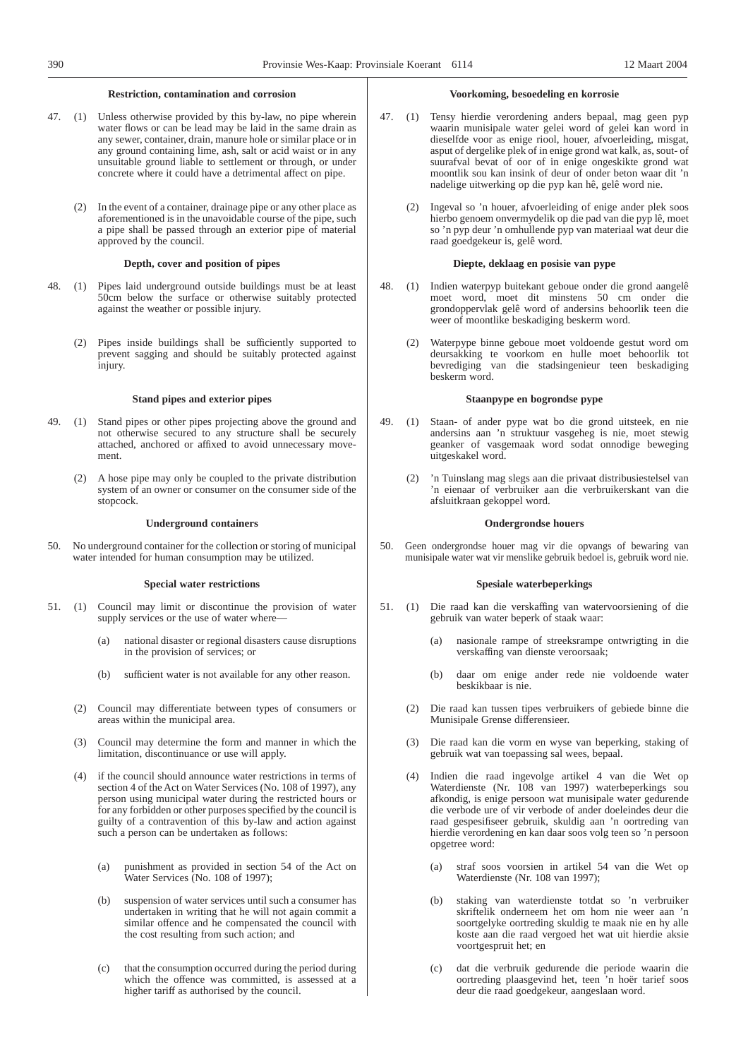### Restriction, contamination and corrosion

47. (1) Unless otherwise provided by this by-law, no pipe wherein water flows or can be lead may be laid in the same drain as any sewer, container, drain, manure hole or similar place or in any ground containing lime, ash, salt or acid waist or in any unsuitable ground liable to settlement or through, or under concrete where it could have a detrimental affect on pipe.

(2) In the event of a container, drainage pipe or any other place as aforementioned is in the unavoidable course of the pipe, such a pipe shall be passed through an exterior pipe of material approved by the council.

### Depth, cover and position of pipes

48. (1) Pipes laid underground outside buildings must be at least 50cm below the surface or otherwise suitably protected against the weather or possible injury.

(2) Pipes inside buildings shall be sufficiently supported to prevent sagging and should be suitably protected against injury.

### Stand pipes and exterior pipes

49. (1) Stand pipes or other pipes projecting above the ground and not otherwise secured to any structure shall be securely attached, anchored or affixed to avoid unnecessary movement.

(2) A hose pipe may only be coupled to the private distribution system of an owner or consumer on the consumer side of the stopcock.

### Underground containers

50. No underground container for the collection or storing of municipal water intended for human consumption may be utilized.

### Special water restrictions

51. (1) Council may limit or discontinue the provision of water supply services or the use of water where—

(a) national disaster or regional disasters cause disruptions in the provision of services; or

(b) sufficient water is not available for any other reason.

(2) Council may differentiate between types of consumers or areas within the municipal area.

(3) Council may determine the form and manner in which the limitation, discontinuance or use will apply.

(4) if the council should announce water restrictions in terms of section 4 of the Act on Water Services (No. 108 of 1997), any person using municipal water during the restricted hours or for any forbidden or other purposes specified by the council is guilty of a contravention of this by-law and action against such a person can be undertaken as follows:

(a) punishment as provided in section 54 of the Act on Water Services (No. 108 of 1997);

(b) suspension of water services until such a consumer has undertaken in writing that he will not again commit a similar offence and he compensated the council with the cost resulting from such action; and

(c) that the consumption occurred during the period during which the offence was committed, is assessed at a higher tariff as authorised by the council.

### Voorkoming, besoedeling en korrosie

47. (1) Tensy hierdie verordening anders bepaal, mag geen pyp waarin munisipale water gelei word of gelei kan word in dieselfde voor as enige riool, houer, afvoerleiding, misgat, asput of dergelike plek of in enige grond wat kalk, as, sout- of suurafval bevat of oor of in enige ongeskikte grond wat moontlik sou kan insink of deur of onder beton waar dit 'n nadelige uitwerking op die pyp kan hê, gelê word nie.

(2) Ingeval so 'n houer, afvoerleiding of enige ander plek soos hierbo genoem onvermydelik op die pad van die pyp lê, moet so 'n pyp deur 'n omhullende pyp van materiaal wat deur die raad goedgekeur is, gelê word.

### Diepte, deklaag en posisie van pype

48. (1) Indien waterpyp buitekant geboue onder die grond aangelê moet word, moet dit minstens 50 cm onder die grondoppervlak gelê word of andersins behoorlik teen die weer of moontlike beskadiging beskerm word.

(2) Waterpype binne geboue moet voldoende gestut word om deursakking te voorkom en hulle moet behoorlik tot bevrediging van die stadsingenieur teen beskadiging beskerm word.

### Staanpype en bogrondse pype

49. (1) Staan- of ander pype wat bo die grond uitsteek, en nie andersins aan 'n struktuur vasgeheg is nie, moet stewig geanker of vasgemaak word sodat onnodige beweging uitgeskakel word.

(2) 'n Tuinslang mag slegs aan die privaat distribusiestelsel van 'n eienaar of verbruiker aan die verbruikerskant van die afsluitkraan gekoppel word.

### Ondergrondse houers

50. Geen ondergrondse houer mag vir die opvangs of bewaring van munisipale water wat vir menslike gebruik bedoel is, gebruik word nie.

### Spesiale waterbeperkings

51. (1) Die raad kan die verskaffing van watervoorsiening of die gebruik van water beperk of staak waar:

(a) nasionale rampe of streeksrampe ontwrigting in die verskaffing van dienste veroorsaak;

(b) daar om enige ander rede nie voldoende water beskikbaar is nie.

(2) Die raad kan tussen tipes verbruikers of gebiede binne die Munisipale Grense differensieer.

(3) Die raad kan die vorm en wyse van beperking, staking of gebruik wat van toepassing sal wees, bepaal.

(4) Indien die raad ingevolge artikel 4 van die Wet op Waterdienste (Nr. 108 van 1997) waterbeperkings sou afkondig, is enige persoon wat munisipale water gedurende die verbode ure of vir verbode of ander doeleindes deur die raad gespesifiseer gebruik, skuldig aan 'n oortreding van hierdie verordening en kan daar soos volg teen so 'n persoon opgetree word:

(a) straf soos voorsien in artikel 54 van die Wet op Waterdienste (Nr. 108 van 1997);

(b) staking van waterdienste totdat so 'n verbruiker skriftelik onderneem het om hom nie weer aan 'n soortgelyke oortreding skuldig te maak nie en hy alle koste aan die raad vergoed het wat uit hierdie aksie voortgespruit het; en

(c) dat die verbruik gedurende die periode waarin die oortreding plaasgevind het, teen 'n hoër tarief soos deur die raad goedgekeur, aangeslaan word.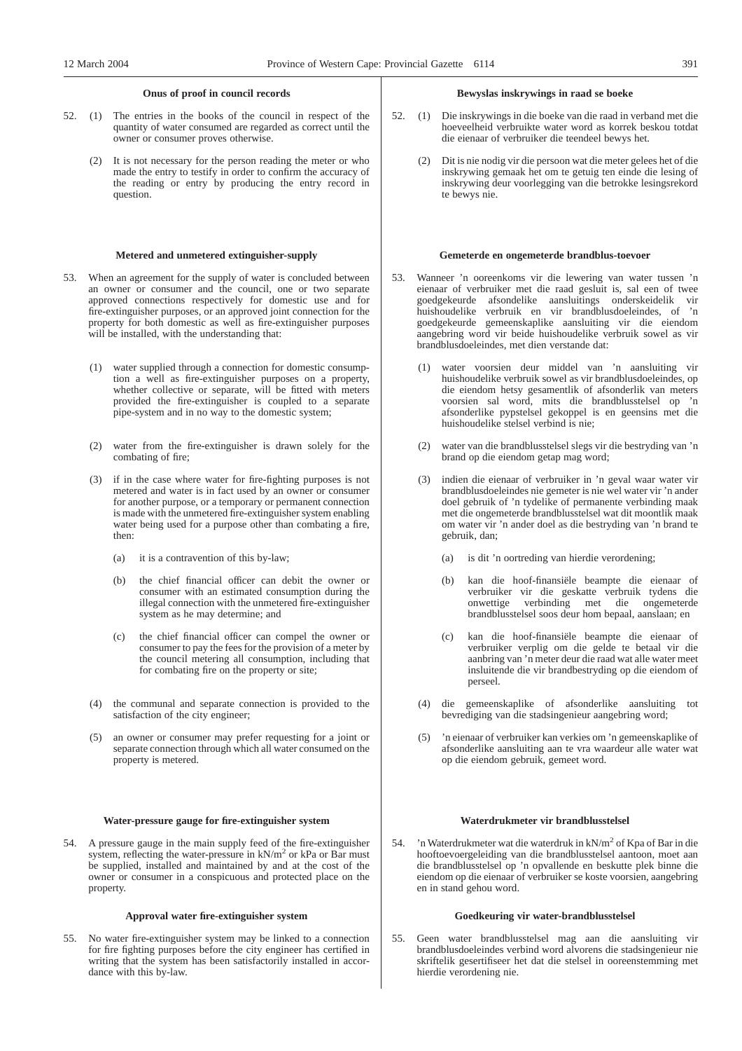### Onus of proof in council records

52. (1) The entries in the books of the council in respect of the quantity of water consumed are regarded as correct until the owner or consumer proves otherwise.

(2) It is not necessary for the person reading the meter or who made the entry to testify in order to confirm the accuracy of the reading or entry by producing the entry record in question.

### Metered and unmetered extinguisher-supply

53. When an agreement for the supply of water is concluded between an owner or consumer and the council, one or two separate approved connections respectively for domestic use and for fire-extinguisher purposes, or an approved joint connection for the property for both domestic as well as fire-extinguisher purposes will be installed, with the understanding that:

(1) water supplied through a connection for domestic consumption a well as fire-extinguisher purposes on a property, whether collective or separate, will be fitted with meters provided the fire-extinguisher is coupled to a separate pipe-system and in no way to the domestic system;

(2) water from the fire-extinguisher is drawn solely for the combating of fire;

(3) if in the case where water for fire-fighting purposes is not metered and water is in fact used by an owner or consumer for another purpose, or a temporary or permanent connection is made with the unmetered fire-extinguisher system enabling water being used for a purpose other than combating a fire, then:

(a) it is a contravention of this by-law;

(b) the chief financial officer can debit the owner or consumer with an estimated consumption during the illegal connection with the unmetered fire-extinguisher system as he may determine; and

(c) the chief financial officer can compel the owner or consumer to pay the fees for the provision of a meter by the council metering all consumption, including that for combating fire on the property or site;

(4) the communal and separate connection is provided to the satisfaction of the city engineer;

(5) an owner or consumer may prefer requesting for a joint or separate connection through which all water consumed on the property is metered.

### Water-pressure gauge for fire-extinguisher system

54. A pressure gauge in the main supply feed of the fire-extinguisher system, reflecting the water-pressure in kN/m$^2$ or kPa or Bar must be supplied, installed and maintained by and at the cost of the owner or consumer in a conspicuous and protected place on the property.

### Approval water fire-extinguisher system

55. No water fire-extinguisher system may be linked to a connection for fire fighting purposes before the city engineer has certified in writing that the system has been satisfactorily installed in accordance with this by-law.

### Bewyslas inskrywings in raad se boeke

52. (1) Die inskrywings in die boeke van die raad in verband met die hoeveelheid verbruikte water word as korrek beskou totdat die eienaar of verbruiker die teendeel bewys het.

(2) Dit is nie nodig vir die persoon wat die meter gelees het of die inskrywing gemaak het om te getuig ten einde die lesing of inskrywing deur voorlegging van die betrokke lesingsrekord te bewys nie.

### Gemeterde en ongemeterde brandblus-toevoer

53. Wanneer 'n ooreenkoms vir die lewering van water tussen 'n eienaar of verbruiker met die raad gesluit is, sal een of twee goedgekeurde afsondelike aansluitings onderskeidelik vir huishoudelike verbruik en vir brandblusdoeleindes, of 'n goedgekeurde gemeenskaplike aansluiting vir die eiendom aangebring word vir beide huishoudelike verbruik sowel as vir brandblusdoeleindes, met dien verstande dat:

(1) water voorsien deur middel van 'n aansluiting vir huishoudelike verbruik sowel as vir brandblusdoeleindes, op die eiendom hetsy gesamentlik of afsonderlik van meters voorsien sal word, mits die brandblusstelsel op 'n afsonderlike pypstelsel gekoppel is en geensins met die huishoudelike stelsel verbind is nie;

(2) water van die brandblusstelsel slegs vir die bestryding van 'n brand op die eiendom getap mag word;

(3) indien die eienaar of verbruiker in 'n geval waar water vir brandblusdoeleindes nie gemeter is nie wel water vir 'n ander doel gebruik of 'n tydelike of permanente verbinding maak met die ongemeterde brandblusstelsel wat dit moontlik maak om water vir 'n ander doel as die bestryding van 'n brand te gebruik, dan;

(a) is dit 'n oortreding van hierdie verordening;

(b) kan die hoof-finansiële beampte die eienaar of verbruiker vir die geskatte verbruik tydens die onwettige verbinding met die ongemeterde brandblusstelsel soos deur hom bepaal, aanslaan; en

(c) kan die hoof-finansiële beampte die eienaar of verbruiker verplig om die gelde te betaal vir die aanbring van 'n meter deur die raad wat alle water meet insluitende die vir brandbestryding op die eiendom of perseel.

(4) die gemeenskaplike of afsonderlike aansluiting tot bevrediging van die stadsingenieur aangebring word;

(5) 'n eienaar of verbruiker kan verkies om 'n gemeenskaplike of afsonderlike aansluiting aan te vra waardeur alle water wat op die eiendom gebruik, gemeet word.

### Waterdrukmeter vir brandblusstelsel

54. 'n Waterdrukmeter wat die waterdruk in kN/m$^2$ of Kpa of Bar in die hooftoevoergeleiding van die brandblusstelsel aantoon, moet aan die brandblusstelsel op 'n opvallende en beskutte plek binne die eiendom op die eienaar of verbruiker se koste voorsien, aangebring en in stand gehou word.

### Goedkeuring vir water-brandblusstelsel

55. Geen water brandblusstelsel mag aan die aansluiting vir brandblusdoeleindes verbind word alvorens die stadsingenieur nie skriftelik gesertifiseer het dat die stelsel in ooreenstemming met hierdie verordening nie.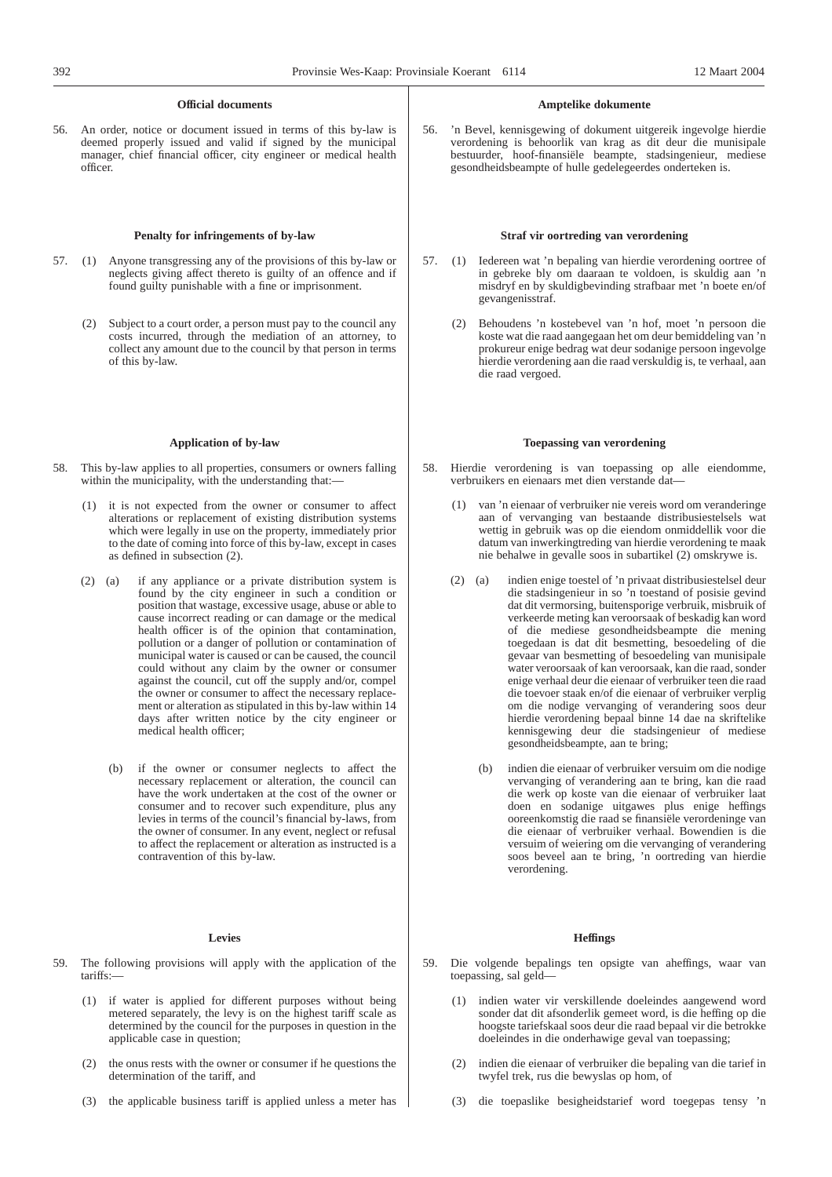### Official documents

56. An order, notice or document issued in terms of this by-law is deemed properly issued and valid if signed by the municipal manager, chief financial officer, city engineer or medical health officer.

### Penalty for infringements of by-law

57. (1) Anyone transgressing any of the provisions of this by-law or neglects giving affect thereto is guilty of an offence and if found guilty punishable with a fine or imprisonment.

(2) Subject to a court order, a person must pay to the council any costs incurred, through the mediation of an attorney, to collect any amount due to the council by that person in terms of this by-law.

### Application of by-law

58. This by-law applies to all properties, consumers or owners falling within the municipality, with the understanding that:—

(1) it is not expected from the owner or consumer to affect alterations or replacement of existing distribution systems which were legally in use on the property, immediately prior to the date of coming into force of this by-law, except in cases as defined in subsection (2).

(2) (a) if any appliance or a private distribution system is found by the city engineer in such a condition or position that wastage, excessive usage, abuse or able to cause incorrect reading or can damage or the medical health officer is of the opinion that contamination, pollution or a danger of pollution or contamination of municipal water is caused or can be caused, the council could without any claim by the owner or consumer against the council, cut off the supply and/or, compel the owner or consumer to affect the necessary replacement or alteration as stipulated in this by-law within 14 days after written notice by the city engineer or medical health officer;

(b) if the owner or consumer neglects to affect the necessary replacement or alteration, the council can have the work undertaken at the cost of the owner or consumer and to recover such expenditure, plus any levies in terms of the council's financial by-laws, from the owner of consumer. In any event, neglect or refusal to affect the replacement or alteration as instructed is a contravention of this by-law.

### Levies

59. The following provisions will apply with the application of the tariffs:—

(1) if water is applied for different purposes without being metered separately, the levy is on the highest tariff scale as determined by the council for the purposes in question in the applicable case in question;

(2) the onus rests with the owner or consumer if he questions the determination of the tariff, and

(3) the applicable business tariff is applied unless a meter has

### Amptelike dokumente

56. 'n Bevel, kennisgewing of dokument uitgereik ingevolge hierdie verordening is behoorlik van krag as dit deur die munisipale bestuurder, hoof-finansiële beampte, stadsingenieur, mediese gesondheidsbeampte of hulle gedelegeerdes onderteken is.

### Straf vir oortreding van verordening

57. (1) Iedereen wat 'n bepaling van hierdie verordening oortree of in gebreke bly om daaraan te voldoen, is skuldig aan 'n misdryf en by skuldigbevinding strafbaar met 'n boete en/of gevangenisstraf.

(2) Behoudens 'n kostebevel van 'n hof, moet 'n persoon die koste wat die raad aangegaan het om deur bemiddeling van 'n prokureur enige bedrag wat deur sodanige persoon ingevolge hierdie verordening aan die raad verskuldig is, te verhaal, aan die raad vergoed.

### Toepassing van verordening

58. Hierdie verordening is van toepassing op alle eiendomme, verbruikers en eienaars met dien verstande dat—

(1) van 'n eienaar of verbruiker nie vereis word om veranderinge aan of vervanging van bestaande distribusiestelsels wat wettig in gebruik was op die eiendom onmiddellik voor die datum van inwerkingtreding van hierdie verordening te maak nie behalwe in gevalle soos in subartikel (2) omskrywe is.

(2) (a) indien enige toestel of 'n privaat distribusiestelsel deur die stadsingenieur in so 'n toestand of posisie gevind dat dit vermorsing, buitensporige verbruik, misbruik of verkeerde meting kan veroorsaak of beskadig kan word of die mediese gesondheidsbeampte die mening toegedaan is dat dit besmetting, besoedeling of die gevaar van besmetting of besoedeling van munisipale water veroorsaak of kan veroorsaak, kan die raad, sonder enige verhaal deur die eienaar of verbruiker teen die raad die toevoer staak en/of die eienaar of verbruiker verplig om die nodige vervanging of verandering soos deur hierdie verordening bepaal binne 14 dae na skriftelike kennisgewing deur die stadsingenieur of mediese gesondheidsbeampte, aan te bring;

(b) indien die eienaar of verbruiker versuim om die nodige vervanging of verandering aan te bring, kan die raad die werk op koste van die eienaar of verbruiker laat doen en sodanige uitgawes plus enige heffings ooreenkomstig die raad se finansiële verordeninge van die eienaar of verbruiker verhaal. Bowendien is die versuim of weiering om die vervanging of verandering soos beveel aan te bring, 'n oortreding van hierdie verordening.

### Heffings

59. Die volgende bepalings ten opsigte van aheffings, waar van toepassing, sal geld—

(1) indien water vir verskillende doeleindes aangewend word sonder dat dit afsonderlik gemeet word, is die heffing op die hoogste tariefskaal soos deur die raad bepaal vir die betrokke doeleindes in die onderhawige geval van toepassing;

(2) indien die eienaar of verbruiker die bepaling van die tarief in twyfel trek, rus die bewyslas op hom, of

(3) die toepaslike besigheidstarief word toegepas tensy 'n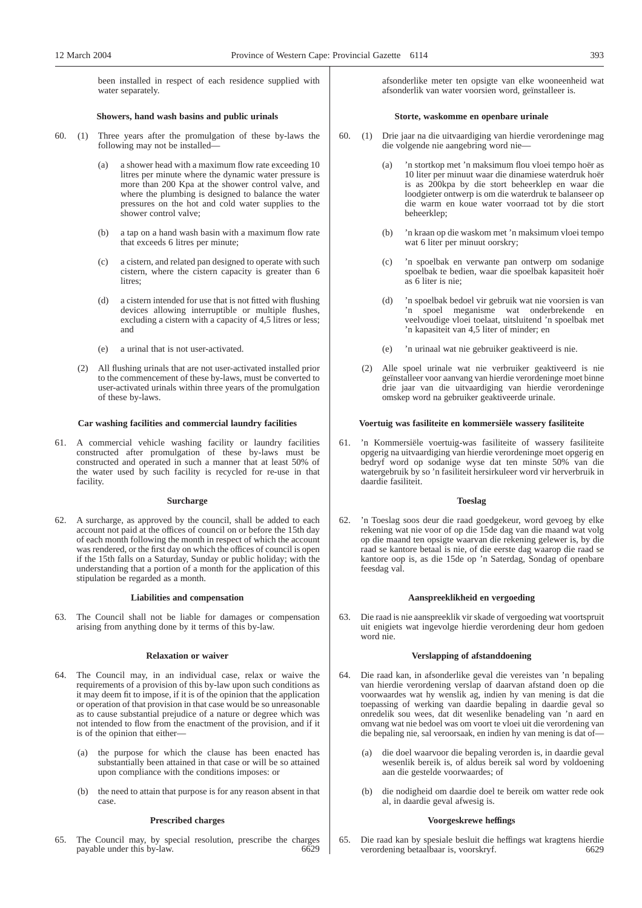been installed in respect of each residence supplied with water separately.

### Showers, hand wash basins and public urinals

60. (1) Three years after the promulgation of these by-laws the following may not be installed—

    (a) a shower head with a maximum flow rate exceeding 10 litres per minute where the dynamic water pressure is more than 200 Kpa at the shower control valve, and where the plumbing is designed to balance the water pressures on the hot and cold water supplies to the shower control valve;

    (b) a tap on a hand wash basin with a maximum flow rate that exceeds 6 litres per minute;

    (c) a cistern, and related pan designed to operate with such cistern, where the cistern capacity is greater than 6 litres;

    (d) a cistern intended for use that is not fitted with flushing devices allowing interruptible or multiple flushes, excluding a cistern with a capacity of 4,5 litres or less; and

    (e) a urinal that is not user-activated.

    (2) All flushing urinals that are not user-activated installed prior to the commencement of these by-laws, must be converted to user-activated urinals within three years of the promulgation of these by-laws.

### Car washing facilities and commercial laundry facilities

61. A commercial vehicle washing facility or laundry facilities constructed after promulgation of these by-laws must be constructed and operated in such a manner that at least 50% of the water used by such facility is recycled for re-use in that facility.

### Surcharge

62. A surcharge, as approved by the council, shall be added to each account not paid at the offices of council on or before the 15th day of each month following the month in respect of which the account was rendered, or the first day on which the offices of council is open if the 15th falls on a Saturday, Sunday or public holiday; with the understanding that a portion of a month for the application of this stipulation be regarded as a month.

### Liabilities and compensation

63. The Council shall not be liable for damages or compensation arising from anything done by it terms of this by-law.

### Relaxation or waiver

64. The Council may, in an individual case, relax or waive the requirements of a provision of this by-law upon such conditions as it may deem fit to impose, if it is of the opinion that the application or operation of that provision in that case would be so unreasonable as to cause substantial prejudice of a nature or degree which was not intended to flow from the enactment of the provision, and if it is of the opinion that either—

    (a) the purpose for which the clause has been enacted has substantially been attained in that case or will be so attained upon compliance with the conditions imposes: or

    (b) the need to attain that purpose is for any reason absent in that case.

### Prescribed charges

65. The Council may, by special resolution, prescribe the charges payable under this by-law. 6629

---

afsonderlike meter ten opsigte van elke wooneenheid wat afsonderlik van water voorsien word, geïnstalleer is.

### Storte, waskomme en openbare urinale

60. (1) Drie jaar na die uitvaardiging van hierdie verordeninge mag die volgende nie aangebring word nie—

    (a) 'n stortkop met 'n maksimum flou vloei tempo hoër as 10 liter per minuut waar die dinamiese waterdruk hoër is as 200kpa by die stort beheerklep en waar die loodgieter ontwerp is om die waterdruk te balanseer op die warm en koue water voorraad tot by die stort beheerklep;

    (b) 'n kraan op die waskom met 'n maksimum vloei tempo wat 6 liter per minuut oorskry;

    (c) 'n spoelbak en verwante pan ontwerp om sodanige spoelbak te bedien, waar die spoelbak kapasiteit hoër as 6 liter is nie;

    (d) 'n spoelbak bedoel vir gebruik wat nie voorsien is van 'n spoel meganisme wat onderbrekende en veelvoudige vloei toelaat, uitsluitend 'n spoelbak met 'n kapasiteit van 4,5 liter of minder; en

    (e) 'n urinaal wat nie gebruiker geaktiveerd is nie.

    (2) Alle spoel urinale wat nie verbruiker geaktiveerd is nie geïnstalleer voor aanvang van hierdie verordeninge moet binne drie jaar van die uitvaardiging van hierdie verordeninge omskep word na gebruiker geaktiveerde urinale.

### Voertuig was fasiliteite en kommersiële wassery fasiliteite

61. 'n Kommersiële voertuig-was fasiliteite of wassery fasiliteite opgerig na uitvaardiging van hierdie verordeninge moet opgerig en bedryf word op sodanige wyse dat ten minste 50% van die watergebruik by so 'n fasiliteit hersirkuleer word vir herverbruik in daardie fasiliteit.

### Toeslag

62. 'n Toeslag soos deur die raad goedgekeur, word gevoeg by elke rekening wat nie voor of op die 15de dag van die maand wat volg op die maand ten opsigte waarvan die rekening gelewer is, by die raad se kantore betaal is nie, of die eerste dag waarop die raad se kantore oop is, as die 15de op 'n Saterdag, Sondag of openbare feesdag val.

### Aanspreeklikheid en vergoeding

63. Die raad is nie aanspreeklik vir skade of vergoeding wat voortspruit uit enigiets wat ingevolge hierdie verordening deur hom gedoen word nie.

### Verslapping of afstanddoening

64. Die raad kan, in afsonderlike geval die vereistes van 'n bepaling van hierdie verordening verslap of daarvan afstand doen op die voorwaardes wat hy wenslik ag, indien hy van mening is dat die toepassing of werking van daardie bepaling in daardie geval so onredelik sou wees, dat dit wesenlike benadeling van 'n aard en omvang wat nie bedoel was om voort te vloei uit die verordening van die bepaling nie, sal veroorsaak, en indien hy van mening is dat of—

    (a) die doel waarvoor die bepaling verorden is, in daardie geval wesenlik bereik is, of aldus bereik sal word by voldoening aan die gestelde voorwaardes; of

    (b) die nodigheid om daardie doel te bereik om watter rede ook al, in daardie geval afwesig is.

### Voorgeskrewe heffings

65. Die raad kan by spesiale besluit die heffings wat kragtens hierdie verordening betaalbaar is, voorskryf. 6629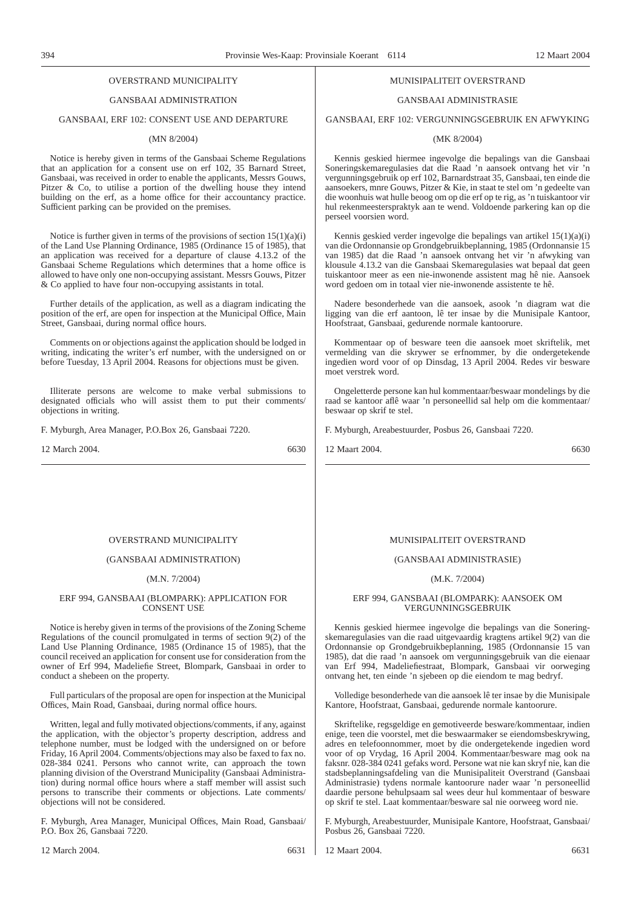## OVERSTRAND MUNICIPALITY

### GANSBAAI ADMINISTRATION

### GANSBAAI, ERF 102: CONSENT USE AND DEPARTURE

(MN 8/2004)

Notice is hereby given in terms of the Gansbaai Scheme Regulations that an application for a consent use on erf 102, 35 Barnard Street, Gansbaai, was received in order to enable the applicants, Messrs Gouws, Pitzer & Co, to utilise a portion of the dwelling house they intend building on the erf, as a home office for their accountancy practice. Sufficient parking can be provided on the premises.

Notice is further given in terms of the provisions of section 15(1)(a)(i) of the Land Use Planning Ordinance, 1985 (Ordinance 15 of 1985), that an application was received for a departure of clause 4.13.2 of the Gansbaai Scheme Regulations which determines that a home office is allowed to have only one non-occupying assistant. Messrs Gouws, Pitzer & Co applied to have four non-occupying assistants in total.

Further details of the application, as well as a diagram indicating the position of the erf, are open for inspection at the Municipal Office, Main Street, Gansbaai, during normal office hours.

Comments on or objections against the application should be lodged in writing, indicating the writer's erf number, with the undersigned on or before Tuesday, 13 April 2004. Reasons for objections must be given.

Illiterate persons are welcome to make verbal submissions to designated officials who will assist them to put their comments/ objections in writing.

F. Myburgh, Area Manager, P.O.Box 26, Gansbaai 7220.

12 March 2004. 6630

## MUNISIPALITEIT OVERSTRAND

### GANSBAAI ADMINISTRASIE

### GANSBAAI, ERF 102: VERGUNNINGSGEBRUIK EN AFWYKING

(MK 8/2004)

Kennis geskied hiermee ingevolge die bepalings van die Gansbaai Soneringskemaregulasies dat die Raad 'n aansoek ontvang het vir 'n vergunningsgebruik op erf 102, Barnardstraat 35, Gansbaai, ten einde die aansoekers, mnre Gouws, Pitzer & Kie, in staat te stel om 'n gedeelte van die woonhuis wat hulle beoog om op die erf op te rig, as 'n tuiskantoor vir hul rekenmeesterspraktyk aan te wend. Voldoende parkering kan op die perseel voorsien word.

Kennis geskied verder ingevolge die bepalings van artikel 15(1)(a)(i) van die Ordonnansie op Grondgebruikbeplanning, 1985 (Ordonnansie 15 van 1985) dat die Raad 'n aansoek ontvang het vir 'n afwyking van klousule 4.13.2 van die Gansbaai Skemaregulasies wat bepaal dat geen tuiskantoor meer as een nie-inwonende assistent mag hê nie. Aansoek word gedoen om in totaal vier nie-inwonende assistente te hê.

Nadere besonderhede van die aansoek, asook 'n diagram wat die ligging van die erf aantoon, lê ter insae by die Munisipale Kantoor, Hoofstraat, Gansbaai, gedurende normale kantoorure.

Kommentaar op of besware teen die aansoek moet skriftelik, met vermelding van die skrywer se erfnommer, by die ondergetekende ingedien word voor of op Dinsdag, 13 April 2004. Redes vir besware moet verstrek word.

Ongeletterde persone kan hul kommentaar/beswaar mondelings by die raad se kantoor aflê waar 'n personeellid sal help om die kommentaar/ beswaar op skrif te stel.

F. Myburgh, Areabestuurder, Posbus 26, Gansbaai 7220.

12 Maart 2004. 6630

## OVERSTRAND MUNICIPALITY

### (GANSBAAI ADMINISTRATION)

(M.N. 7/2004)

### ERF 994, GANSBAAI (BLOMPARK): APPLICATION FOR CONSENT USE

Notice is hereby given in terms of the provisions of the Zoning Scheme Regulations of the council promulgated in terms of section 9(2) of the Land Use Planning Ordinance, 1985 (Ordinance 15 of 1985), that the council received an application for consent use for consideration from the owner of Erf 994, Madeliefie Street, Blompark, Gansbaai in order to conduct a shebeen on the property.

Full particulars of the proposal are open for inspection at the Municipal Offices, Main Road, Gansbaai, during normal office hours.

Written, legal and fully motivated objections/comments, if any, against the application, with the objector's property description, address and telephone number, must be lodged with the undersigned on or before Friday, 16 April 2004. Comments/objections may also be faxed to fax no. 028-384 0241. Persons who cannot write, can approach the town planning division of the Overstrand Municipality (Gansbaai Administration) during normal office hours where a staff member will assist such persons to transcribe their comments or objections. Late comments/ objections will not be considered.

F. Myburgh, Area Manager, Municipal Offices, Main Road, Gansbaai/ P.O. Box 26, Gansbaai 7220.

12 March 2004. 6631

## MUNISIPALITEIT OVERSTRAND

### (GANSBAAI ADMINISTRASIE)

(M.K. 7/2004)

### ERF 994, GANSBAAI (BLOMPARK): AANSOEK OM VERGUNNINGSGEBRUIK

Kennis geskied hiermee ingevolge die bepalings van die Soneringskemaregulasies van die raad uitgevaardig kragtens artikel 9(2) van die Ordonnansie op Grondgebruikbeplanning, 1985 (Ordonnansie 15 van 1985), dat die raad 'n aansoek om vergunningsgebruik van die eienaar van Erf 994, Madeliefiestraat, Blompark, Gansbaai vir oorweging ontvang het, ten einde 'n sjebeen op die eiendom te mag bedryf.

Volledige besonderhede van die aansoek lê ter insae by die Munisipale Kantore, Hoofstraat, Gansbaai, gedurende normale kantoorure.

Skriftelike, regsgeldige en gemotiveerde besware/kommentaar, indien enige, teen die voorstel, met die beswaarmaker se eiendomsbeskrywing, adres en telefoonnommer, moet by die ondergetekende ingedien word voor of op Vrydag, 16 April 2004. Kommentaar/besware mag ook na faksnr. 028-384 0241 gefaks word. Persone wat nie kan skryf nie, kan die stadsbeplanningsafdeling van die Munisipaliteit Overstrand (Gansbaai Administrasie) tydens normale kantoorure nader waar 'n personeellid daardie persone behulpsaam sal wees deur hul kommentaar of besware op skrif te stel. Laat kommentaar/besware sal nie oorweeg word nie.

F. Myburgh, Areabestuurder, Munisipale Kantore, Hoofstraat, Gansbaai/ Posbus 26, Gansbaai 7220.

12 Maart 2004. 6631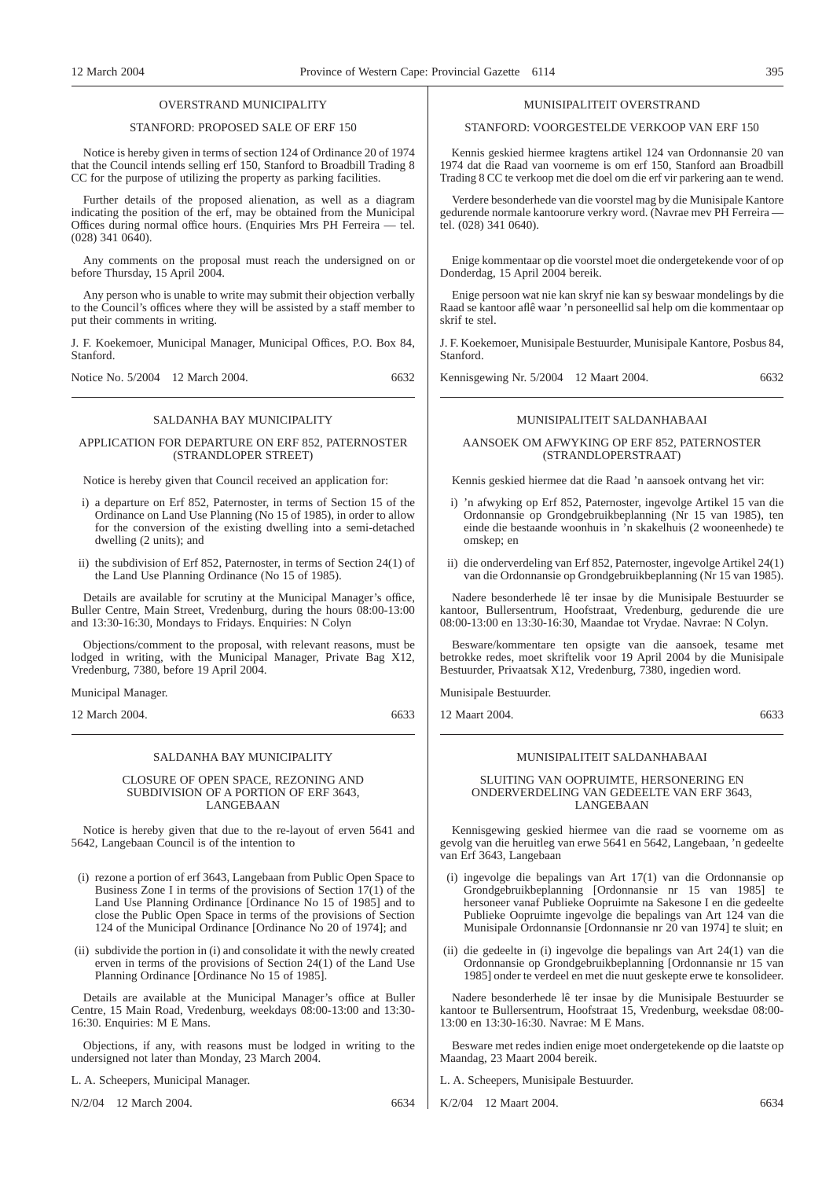## OVERSTRAND MUNICIPALITY

### STANFORD: PROPOSED SALE OF ERF 150

Notice is hereby given in terms of section 124 of Ordinance 20 of 1974 that the Council intends selling erf 150, Stanford to Broadbill Trading 8 CC for the purpose of utilizing the property as parking facilities.

Further details of the proposed alienation, as well as a diagram indicating the position of the erf, may be obtained from the Municipal Offices during normal office hours. (Enquiries Mrs PH Ferreira — tel. (028) 341 0640).

Any comments on the proposal must reach the undersigned on or before Thursday, 15 April 2004.

Any person who is unable to write may submit their objection verbally to the Council's offices where they will be assisted by a staff member to put their comments in writing.

J. F. Koekemoer, Municipal Manager, Municipal Offices, P.O. Box 84, Stanford.

Notice No. 5/2004 12 March 2004. 6632

## MUNISIPALITEIT OVERSTRAND

### STANFORD: VOORGESTELDE VERKOOP VAN ERF 150

Kennis geskied hiermee kragtens artikel 124 van Ordonnansie 20 van 1974 dat die Raad van voorneme is om erf 150, Stanford aan Broadbill Trading 8 CC te verkoop met die doel om die erf vir parkering aan te wend.

Verdere besonderhede van die voorstel mag by die Munisipale Kantore gedurende normale kantoorure verkry word. (Navrae mev PH Ferreira — tel. (028) 341 0640).

Enige kommentaar op die voorstel moet die ondergetekende voor of op Donderdag, 15 April 2004 bereik.

Enige persoon wat nie kan skryf nie kan sy beswaar mondelings by die Raad se kantoor aflê waar 'n personeellid sal help om die kommentaar op skrif te stel.

J. F. Koekemoer, Munisipale Bestuurder, Munisipale Kantore, Posbus 84, Stanford.

Kennisgewing Nr. 5/2004 12 Maart 2004. 6632

## SALDANHA BAY MUNICIPALITY

### APPLICATION FOR DEPARTURE ON ERF 852, PATERNOSTER (STRANDLOPER STREET)

Notice is hereby given that Council received an application for:

i) a departure on Erf 852, Paternoster, in terms of Section 15 of the Ordinance on Land Use Planning (No 15 of 1985), in order to allow for the conversion of the existing dwelling into a semi-detached dwelling (2 units); and

ii) the subdivision of Erf 852, Paternoster, in terms of Section 24(1) of the Land Use Planning Ordinance (No 15 of 1985).

Details are available for scrutiny at the Municipal Manager's office, Buller Centre, Main Street, Vredenburg, during the hours 08:00-13:00 and 13:30-16:30, Mondays to Fridays. Enquiries: N Colyn

Objections/comment to the proposal, with relevant reasons, must be lodged in writing, with the Municipal Manager, Private Bag X12, Vredenburg, 7380, before 19 April 2004.

Municipal Manager.

12 March 2004. 6633

## MUNISIPALITEIT SALDANHABAAI

### AANSOEK OM AFWYKING OP ERF 852, PATERNOSTER (STRANDLOPERSTRAAT)

Kennis geskied hiermee dat die Raad 'n aansoek ontvang het vir:

i) 'n afwyking op Erf 852, Paternoster, ingevolge Artikel 15 van die Ordonnansie op Grondgebruikbeplanning (Nr 15 van 1985), ten einde die bestaande woonhuis in 'n skakelhuis (2 wooneenhede) te omskep; en

ii) die onderverdeling van Erf 852, Paternoster, ingevolge Artikel 24(1) van die Ordonnansie op Grondgebruikbeplanning (Nr 15 van 1985).

Nadere besonderhede lê ter insae by die Munisipale Bestuurder se kantoor, Bullersentrum, Hoofstraat, Vredenburg, gedurende die ure 08:00-13:00 en 13:30-16:30, Maandae tot Vrydae. Navrae: N Colyn.

Besware/kommentare ten opsigte van die aansoek, tesame met betrokke redes, moet skriftelik voor 19 April 2004 by die Munisipale Bestuurder, Privaatsak X12, Vredenburg, 7380, ingedien word.

Munisipale Bestuurder.

12 Maart 2004. 6633

## SALDANHA BAY MUNICIPALITY

### CLOSURE OF OPEN SPACE, REZONING AND SUBDIVISION OF A PORTION OF ERF 3643, LANGEBAAN

Notice is hereby given that due to the re-layout of erven 5641 and 5642, Langebaan Council is of the intention to

(i) rezone a portion of erf 3643, Langebaan from Public Open Space to Business Zone I in terms of the provisions of Section 17(1) of the Land Use Planning Ordinance [Ordinance No 15 of 1985] and to close the Public Open Space in terms of the provisions of Section 124 of the Municipal Ordinance [Ordinance No 20 of 1974]; and

(ii) subdivide the portion in (i) and consolidate it with the newly created erven in terms of the provisions of Section 24(1) of the Land Use Planning Ordinance [Ordinance No 15 of 1985].

Details are available at the Municipal Manager's office at Buller Centre, 15 Main Road, Vredenburg, weekdays 08:00-13:00 and 13:30-16:30. Enquiries: M E Mans.

Objections, if any, with reasons must be lodged in writing to the undersigned not later than Monday, 23 March 2004.

L. A. Scheepers, Municipal Manager.

N/2/04 12 March 2004. 6634

## MUNISIPALITEIT SALDANHABAAI

### SLUITING VAN OOPRUIMTE, HERSONERING EN ONDERVERDELING VAN GEDEELTE VAN ERF 3643, LANGEBAAN

Kennisgewing geskied hiermee van die raad se voorneme om as gevolg van die heruitleg van erwe 5641 en 5642, Langebaan, 'n gedeelte van Erf 3643, Langebaan

(i) ingevolge die bepalings van Art 17(1) van die Ordonnansie op Grondgebruikbeplanning [Ordonnansie nr 15 van 1985] te hersoneer vanaf Publieke Oopruimte na Sakesone I en die gedeelte Publieke Oopruimte ingevolge die bepalings van Art 124 van die Munisipale Ordonnansie [Ordonnansie nr 20 van 1974] te sluit; en

(ii) die gedeelte in (i) ingevolge die bepalings van Art 24(1) van die Ordonnansie op Grondgebruikbeplanning [Ordonnansie nr 15 van 1985] onder te verdeel en met die nuut geskepte erwe te konsolideer.

Nadere besonderhede lê ter insae by die Munisipale Bestuurder se kantoor te Bullersentrum, Hoofstraat 15, Vredenburg, weeksdae 08:00-13:00 en 13:30-16:30. Navrae: M E Mans.

Besware met redes indien enige moet ondergetekende op die laatste op Maandag, 23 Maart 2004 bereik.

L. A. Scheepers, Munisipale Bestuurder.

K/2/04 12 Maart 2004. 6634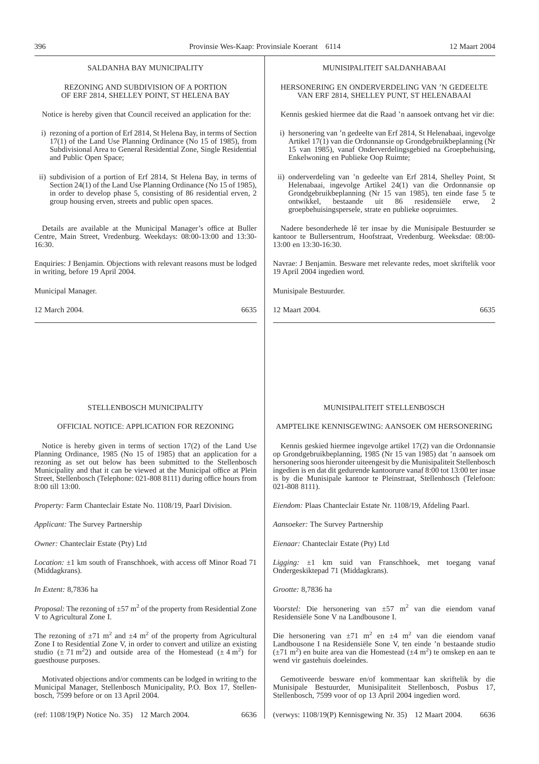## SALDANHA BAY MUNICIPALITY

### REZONING AND SUBDIVISION OF A PORTION OF ERF 2814, SHELLEY POINT, ST HELENA BAY

Notice is hereby given that Council received an application for the:

i) rezoning of a portion of Erf 2814, St Helena Bay, in terms of Section 17(1) of the Land Use Planning Ordinance (No 15 of 1985), from Subdivisional Area to General Residential Zone, Single Residential and Public Open Space;

ii) subdivision of a portion of Erf 2814, St Helena Bay, in terms of Section 24(1) of the Land Use Planning Ordinance (No 15 of 1985), in order to develop phase 5, consisting of 86 residential erven, 2 group housing erven, streets and public open spaces.

Details are available at the Municipal Manager's office at Buller Centre, Main Street, Vredenburg. Weekdays: 08:00-13:00 and 13:30-16:30.

Enquiries: J Benjamin. Objections with relevant reasons must be lodged in writing, before 19 April 2004.

Municipal Manager.

12 March 2004. 6635

## MUNISIPALITEIT SALDANHABAAI

### HERSONERING EN ONDERVERDELING VAN 'N GEDEELTE VAN ERF 2814, SHELLEY PUNT, ST HELENABAAI

Kennis geskied hiermee dat die Raad 'n aansoek ontvang het vir die:

i) hersonering van 'n gedeelte van Erf 2814, St Helenabaai, ingevolge Artikel 17(1) van die Ordonnansie op Grondgebruikbeplanning (Nr 15 van 1985), vanaf Onderverdelingsgebied na Groepbehuising, Enkelwoning en Publieke Oop Ruimte;

ii) onderverdeling van 'n gedeelte van Erf 2814, Shelley Point, St Helenabaai, ingevolge Artikel 24(1) van die Ordonnansie op Grondgebruikbeplanning (Nr 15 van 1985), ten einde fase 5 te ontwikkel, bestaande uit 86 residensiële erwe, 2 groepbehuisingspersele, strate en publieke oopruimtes.

Nadere besonderhede lê ter insae by die Munisipale Bestuurder se kantoor te Bullersentrum, Hoofstraat, Vredenburg. Weeksdae: 08:00-13:00 en 13:30-16:30.

Navrae: J Benjamin. Besware met relevante redes, moet skriftelik voor 19 April 2004 ingedien word.

Munisipale Bestuurder.

12 Maart 2004. 6635

## STELLENBOSCH MUNICIPALITY

### OFFICIAL NOTICE: APPLICATION FOR REZONING

Notice is hereby given in terms of section 17(2) of the Land Use Planning Ordinance, 1985 (No 15 of 1985) that an application for a rezoning as set out below has been submitted to the Stellenbosch Municipality and that it can be viewed at the Municipal office at Plein Street, Stellenbosch (Telephone: 021-808 8111) during office hours from 8:00 till 13:00.

*Property:* Farm Chanteclair Estate No. 1108/19, Paarl Division.

*Applicant:* The Survey Partnership

*Owner:* Chanteclair Estate (Pty) Ltd

*Location:* ±1 km south of Franschhoek, with access off Minor Road 71 (Middagkrans).

*In Extent:* 8,7836 ha

*Proposal:* The rezoning of ±57 $m^2$ of the property from Residential Zone V to Agricultural Zone I.

The rezoning of ±71 $m^2$ and ±4 $m^2$ of the property from Agricultural Zone I to Residential Zone V, in order to convert and utilize an existing studio (± 71 $m^2$2) and outside area of the Homestead (± 4 $m^2$) for guesthouse purposes.

Motivated objections and/or comments can be lodged in writing to the Municipal Manager, Stellenbosch Municipality, P.O. Box 17, Stellenbosch, 7599 before or on 13 April 2004.

(ref: 1108/19(P) Notice No. 35) 12 March 2004. 6636

## MUNISIPALITEIT STELLENBOSCH

### AMPTELIKE KENNISGEWING: AANSOEK OM HERSONERING

Kennis geskied hiermee ingevolge artikel 17(2) van die Ordonnansie op Grondgebruikbeplanning, 1985 (Nr 15 van 1985) dat 'n aansoek om hersonering soos hieronder uiteengesit by die Munisipaliteit Stellenbosch ingedien is en dat dit gedurende kantoorure vanaf 8:00 tot 13:00 ter insae is by die Munisipale kantoor te Pleinstraat, Stellenhosch (Telefoon: 021-808 8111).

*Eiendom:* Plaas Chanteclair Estate Nr. 1108/19, Afdeling Paarl.

*Aansoeker:* The Survey Partnership

*Eienaar:* Chanteclair Estate (Pty) Ltd

*Ligging:* ±1 km suid van Franschhoek, met toegang vanaf Ondergeskiktepad 71 (Middagkrans).

*Grootte:* 8,7836 ha

*Voorstel:* Die hersonering van ±57 $m^2$ van die eiendom vanaf Residensiële Sone V na Landbousone I.

Die hersonering van ±71 $m^2$ en ±4 $m^2$ van die eiendom vanaf Landbousone I na Residensiële Sone V, ten einde 'n bestaande studio (±71 $m^2$) en buite area van die Homestead (±4 $m^2$) te omskep en aan te wend vir gastehuis doeleindes.

Gemotiveerde besware en/of kommentaar kan skriftelik by die Munisipale Bestuurder, Munisipaliteit Stellenbosch, Posbus 17, Stellenbosch, 7599 voor of op 13 April 2004 ingedien word.

(verwys: 1108/19(P) Kennisgewing Nr. 35) 12 Maart 2004. 6636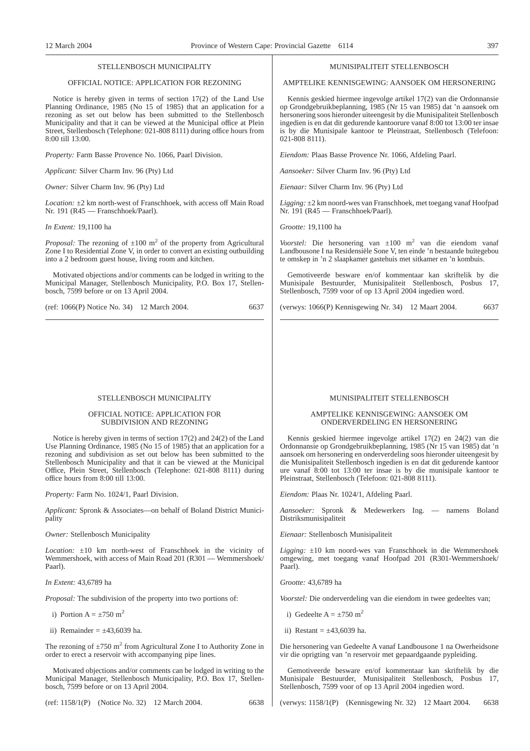## STELLENBOSCH MUNICIPALITY

### OFFICIAL NOTICE: APPLICATION FOR REZONING

Notice is hereby given in terms of section 17(2) of the Land Use Planning Ordinance, 1985 (No 15 of 1985) that an application for a rezoning as set out below has been submitted to the Stellenbosch Municipality and that it can be viewed at the Municipal office at Plein Street, Stellenbosch (Telephone: 021-808 8111) during office hours from 8:00 till 13:00.

*Property:* Farm Basse Provence No. 1066, Paarl Division.

*Applicant:* Silver Charm Inv. 96 (Pty) Ltd

*Owner:* Silver Charm Inv. 96 (Pty) Ltd

*Location:* ±2 km north-west of Franschhoek, with access off Main Road Nr. 191 (R45 — Franschhoek/Paarl).

*In Extent:* 19,1100 ha

*Proposal:* The rezoning of ±100 $m^2$ of the property from Agricultural Zone I to Residential Zone V, in order to convert an existing outbuilding into a 2 bedroom guest house, living room and kitchen.

Motivated objections and/or comments can be lodged in writing to the Municipal Manager, Stellenbosch Municipality, P.O. Box 17, Stellenbosch, 7599 before or on 13 April 2004.

(ref: 1066(P) Notice No. 34) 12 March 2004. 6637

## MUNISIPALITEIT STELLENBOSCH

### AMPTELIKE KENNISGEWING: AANSOEK OM HERSONERING

Kennis geskied hiermee ingevolge artikel 17(2) van die Ordonnansie op Grondgebruikbeplanning, 1985 (Nr 15 van 1985) dat 'n aansoek om hersonering soos hieronder uiteengesit by die Munisipaliteit Stellenbosch ingedien is en dat dit gedurende kantoorure vanaf 8:00 tot 13:00 ter insae is by die Munisipale kantoor te Pleinstraat, Stellenbosch (Telefoon: 021-808 8111).

*Eiendom:* Plaas Basse Provence Nr. 1066, Afdeling Paarl.

*Aansoeker:* Silver Charm Inv. 96 (Pty) Ltd

*Eienaar:* Silver Charm Inv. 96 (Pty) Ltd

*Ligging:* ±2 km noord-wes van Franschhoek, met toegang vanaf Hoofpad Nr. 191 (R45 — Franschhoek/Paarl).

*Grootte:* 19,1100 ha

*Voorstel:* Die hersonering van ±100 $m^2$ van die eiendom vanaf Landbousone I na Residensiële Sone V, ten einde 'n bestaande buitegebou te omskep in 'n 2 slaapkamer gastehuis met sitkamer en 'n kombuis.

Gemotiveerde besware en/of kommentaar kan skriftelik by die Munisipale Bestuurder, Munisipaliteit Stellenbosch, Posbus 17, Stellenbosch, 7599 voor of op 13 April 2004 ingedien word.

(verwys: 1066(P) Kennisgewing Nr. 34) 12 Maart 2004. 6637

## STELLENBOSCH MUNICIPALITY

### OFFICIAL NOTICE: APPLICATION FOR SUBDIVISION AND REZONING

Notice is hereby given in terms of section 17(2) and 24(2) of the Land Use Planning Ordinance, 1985 (No 15 of 1985) that an application for a rezoning and subdivision as set out below has been submitted to the Stellenbosch Municipality and that it can be viewed at the Municipal Office, Plein Street, Stellenbosch (Telephone: 021-808 8111) during office hours from 8:00 till 13:00.

*Property:* Farm No. 1024/1, Paarl Division.

*Applicant:* Spronk & Associates—on behalf of Boland District Municipality

*Owner:* Stellenbosch Municipality

*Location:* ±10 km north-west of Franschhoek in the vicinity of Wemmershoek, with access of Main Road 201 (R301 — Wemmershoek/Paarl).

*In Extent:* 43,6789 ha

*Proposal:* The subdivision of the property into two portions of:

i) Portion A = ±750 $m^2$

ii) Remainder = ±43,6039 ha.

The rezoning of ±750 $m^2$ from Agricultural Zone I to Authority Zone in order to erect a reservoir with accompanying pipe lines.

Motivated objections and/or comments can be lodged in writing to the Municipal Manager, Stellenbosch Municipality, P.O. Box 17, Stellenbosch, 7599 before or on 13 April 2004.

(ref: 1158/1(P) (Notice No. 32) 12 March 2004. 6638

## MUNISIPALITEIT STELLENBOSCH

### AMPTELIKE KENNISGEWING: AANSOEK OM ONDERVERDELING EN HERSONERING

Kennis geskied hiermee ingevolge artikel 17(2) en 24(2) van die Ordonnansie op Grondgebruikbeplanning, 1985 (Nr 15 van 1985) dat 'n aansoek om hersonering en onderverdeling soos hieronder uiteengesit by die Munisipaliteit Stellenbosch ingedien is en dat dit gedurende kantoor ure vanaf 8:00 tot 13:00 ter insae is by die munisipale kantoor te Pleinstraat, Stellenbosch (Telefoon: 021-808 8111).

*Eiendom:* Plaas Nr. 1024/1, Afdeling Paarl.

*Aansoeker:* Spronk & Medewerkers Ing. — namens Boland Distriksmunisipaliteit

*Eienaar:* Stellenbosch Munisipaliteit

*Ligging:* ±10 km noord-wes van Franschhoek in die Wemmershoek omgewing, met toegang vanaf Hoofpad 201 (R301-Wemmershoek/Paarl).

*Grootte:* 43,6789 ha

*Voorstel:* Die onderverdeling van die eiendom in twee gedeeltes van;

i) Gedeelte A = ±750 $m^2$

ii) Restant = ±43,6039 ha.

Die hersonering van Gedeelte A vanaf Landbousone 1 na Owerheidsone vir die oprigting van 'n reservoir met gepaardgaande pypleiding.

Gemotiveerde besware en/of kommentaar kan skriftelik by die Munisipale Bestuurder, Munisipaliteit Stellenbosch, Posbus 17, Stellenbosch, 7599 voor of op 13 April 2004 ingedien word.

(verwys: 1158/1(P) (Kennisgewing Nr. 32) 12 Maart 2004. 6638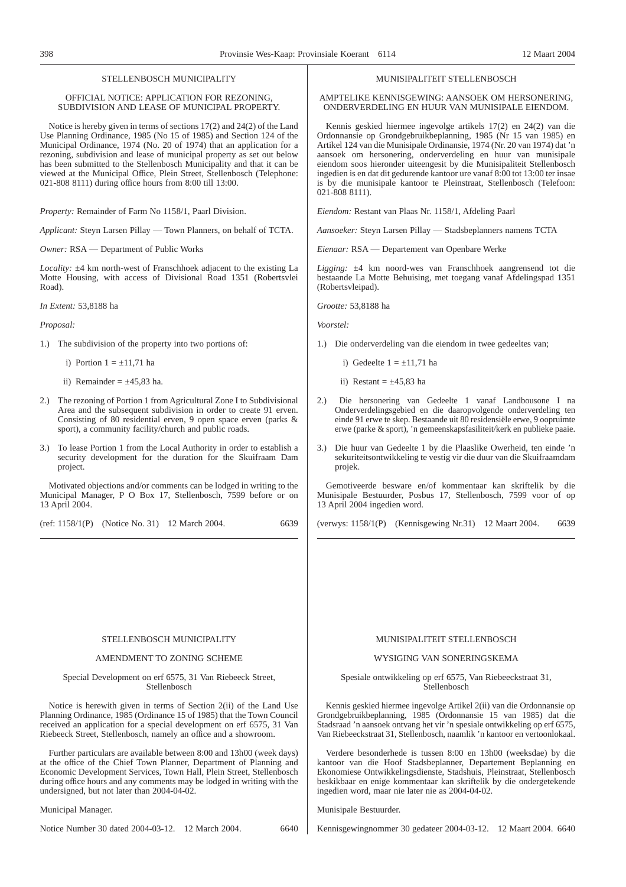STELLENBOSCH MUNICIPALITY

OFFICIAL NOTICE: APPLICATION FOR REZONING, SUBDIVISION AND LEASE OF MUNICIPAL PROPERTY.

Notice is hereby given in terms of sections 17(2) and 24(2) of the Land Use Planning Ordinance, 1985 (No 15 of 1985) and Section 124 of the Municipal Ordinance, 1974 (No. 20 of 1974) that an application for a rezoning, subdivision and lease of municipal property as set out below has been submitted to the Stellenbosch Municipality and that it can be viewed at the Municipal Office, Plein Street, Stellenbosch (Telephone: 021-808 8111) during office hours from 8:00 till 13:00.

*Property:* Remainder of Farm No 1158/1, Paarl Division.

*Applicant:* Steyn Larsen Pillay — Town Planners, on behalf of TCTA.

*Owner:* RSA — Department of Public Works

*Locality:* ±4 km north-west of Franschhoek adjacent to the existing La Motte Housing, with access of Divisional Road 1351 (Robertsvlei Road).

*In Extent:* 53,8188 ha

*Proposal:*

1.) The subdivision of the property into two portions of:

   i) Portion 1 = ±11,71 ha

   ii) Remainder = ±45,83 ha.

2.) The rezoning of Portion 1 from Agricultural Zone I to Subdivisional Area and the subsequent subdivision in order to create 91 erven. Consisting of 80 residential erven, 9 open space erven (parks & sport), a community facility/church and public roads.

3.) To lease Portion 1 from the Local Authority in order to establish a security development for the duration for the Skuifraam Dam project.

Motivated objections and/or comments can be lodged in writing to the Municipal Manager, P O Box 17, Stellenbosch, 7599 before or on 13 April 2004.

(ref: 1158/1(P) (Notice No. 31) 12 March 2004. 6639

---

MUNISIPALITEIT STELLENBOSCH

AMPTELIKE KENNISGEWING: AANSOEK OM HERSONERING, ONDERVERDELING EN HUUR VAN MUNISIPALE EIENDOM.

Kennis geskied hiermee ingevolge artikels 17(2) en 24(2) van die Ordonnansie op Grondgebruikbeplanning, 1985 (Nr 15 van 1985) en Artikel 124 van die Munisipale Ordinansie, 1974 (Nr. 20 van 1974) dat 'n aansoek om hersonering, onderverdeling en huur van munisipale eiendom soos hieronder uiteengesit by die Munisipaliteit Stellenbosch ingedien is en dat dit gedurende kantoor ure vanaf 8:00 tot 13:00 ter insae is by die munisipale kantoor te Pleinstraat, Stellenbosch (Telefoon: 021-808 8111).

*Eiendom:* Restant van Plaas Nr. 1158/1, Afdeling Paarl

*Aansoeker:* Steyn Larsen Pillay — Stadsbeplanners namens TCTA

*Eienaar:* RSA — Departement van Openbare Werke

*Ligging:* ±4 km noord-wes van Franschhoek aangrensend tot die bestaande La Motte Behuising, met toegang vanaf Afdelingspad 1351 (Robertsvleipad).

*Grootte:* 53,8188 ha

*Voorstel:*

1.) Die onderverdeling van die eiendom in twee gedeeltes van;

   i) Gedeelte 1 = ±11,71 ha

   ii) Restant = ±45,83 ha

2.) Die hersonering van Gedeelte 1 vanaf Landbousone I na Onderverdelingsgebied en die daaropvolgende onderverdeling ten einde 91 erwe te skep. Bestaande uit 80 residensiële erwe, 9 oopruimte erwe (parke & sport), 'n gemeenskapsfasiliteit/kerk en publieke paaie.

3.) Die huur van Gedeelte 1 by die Plaaslike Owerheid, ten einde 'n sekuriteitsontwikkeling te vestig vir die duur van die Skuifraamdam projek.

Gemotiveerde besware en/of kommentaar kan skriftelik by die Munisipale Bestuurder, Posbus 17, Stellenbosch, 7599 voor of op 13 April 2004 ingedien word.

(verwys: 1158/1(P) (Kennisgewing Nr.31) 12 Maart 2004. 6639

---

STELLENBOSCH MUNICIPALITY

AMENDMENT TO ZONING SCHEME

Special Development on erf 6575, 31 Van Riebeeck Street, Stellenbosch

Notice is herewith given in terms of Section 2(ii) of the Land Use Planning Ordinance, 1985 (Ordinance 15 of 1985) that the Town Council received an application for a special development on erf 6575, 31 Van Riebeeck Street, Stellenbosch, namely an office and a showroom.

Further particulars are available between 8:00 and 13h00 (week days) at the office of the Chief Town Planner, Department of Planning and Economic Development Services, Town Hall, Plein Street, Stellenbosch during office hours and any comments may be lodged in writing with the undersigned, but not later than 2004-04-02.

Municipal Manager.

Notice Number 30 dated 2004-03-12. 12 March 2004. 6640

---

MUNISIPALITEIT STELLENBOSCH

WYSIGING VAN SONERINGSKEMA

Spesiale ontwikkeling op erf 6575, Van Riebeeckstraat 31, Stellenbosch

Kennis geskied hiermee ingevolge Artikel 2(ii) van die Ordonnansie op Grondgebruikbeplanning, 1985 (Ordonnansie 15 van 1985) dat die Stadsraad 'n aansoek ontvang het vir 'n spesiale ontwikkeling op erf 6575, Van Riebeeckstraat 31, Stellenbosch, naamlik 'n kantoor en vertoonlokaal.

Verdere besonderhede is tussen 8:00 en 13h00 (weeksdae) by die kantoor van die Hoof Stadsbeplanner, Departement Beplanning en Ekonomiese Ontwikkelingsdienste, Stadshuis, Pleinstraat, Stellenbosch beskikbaar en enige kommentaar kan skriftelik by die ondergetekende ingedien word, maar nie later nie as 2004-04-02.

Munisipale Bestuurder.

Kennisgewingnommer 30 gedateer 2004-03-12. 12 Maart 2004. 6640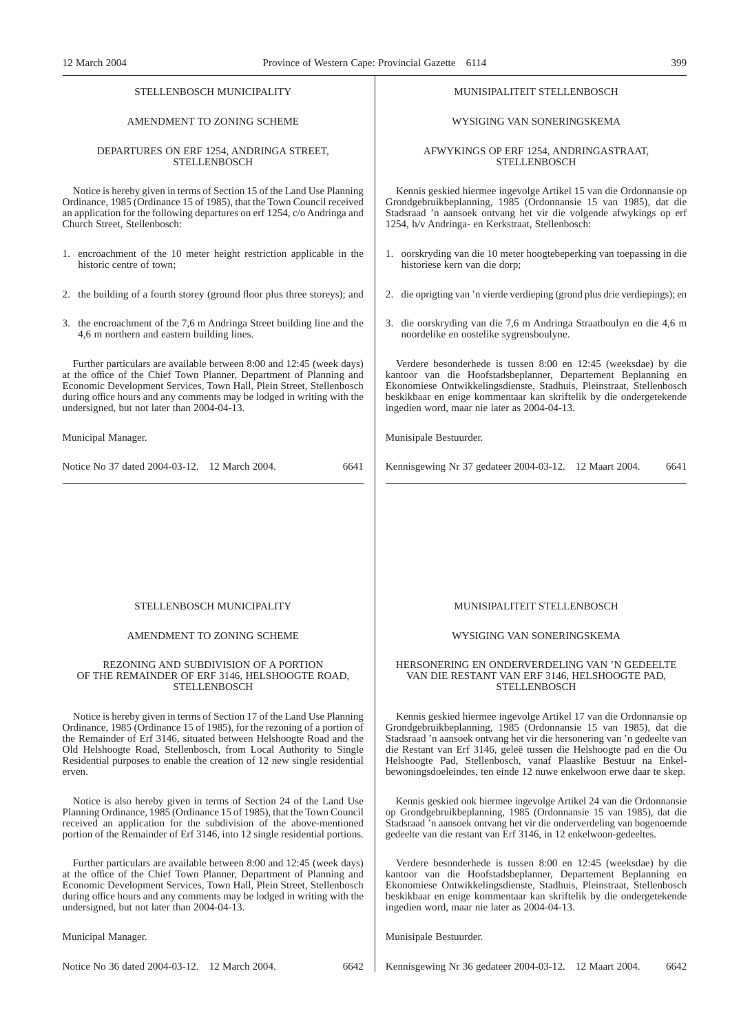STELLENBOSCH MUNICIPALITY

AMENDMENT TO ZONING SCHEME

DEPARTURES ON ERF 1254, ANDRINGA STREET, STELLENBOSCH

Notice is hereby given in terms of Section 15 of the Land Use Planning Ordinance, 1985 (Ordinance 15 of 1985), that the Town Council received an application for the following departures on erf 1254, c/o Andringa and Church Street, Stellenbosch:

1. encroachment of the 10 meter height restriction applicable in the historic centre of town;
2. the building of a fourth storey (ground floor plus three storeys); and
3. the encroachment of the 7,6 m Andringa Street building line and the 4,6 m northern and eastern building lines.

Further particulars are available between 8:00 and 12:45 (week days) at the office of the Chief Town Planner, Department of Planning and Economic Development Services, Town Hall, Plein Street, Stellenbosch during office hours and any comments may be lodged in writing with the undersigned, but not later than 2004-04-13.

Municipal Manager.

Notice No 37 dated 2004-03-12. 12 March 2004. 6641

---

MUNISIPALITEIT STELLENBOSCH

WYSIGING VAN SONERINGSKEMA

AFWYKINGS OP ERF 1254, ANDRINGASTRAAT, STELLENBOSCH

Kennis geskied hiermee ingevolge Artikel 15 van die Ordonnansie op Grondgebruikbeplanning, 1985 (Ordonnansie 15 van 1985), dat die Stadsraad 'n aansoek ontvang het vir die volgende afwykings op erf 1254, h/v Andringa- en Kerkstraat, Stellenbosch:

1. oorskryding van die 10 meter hoogtebeperking van toepassing in die historiese kern van die dorp;
2. die oprigting van 'n vierde verdieping (grond plus drie verdiepings); en
3. die oorskryding van die 7,6 m Andringa Straatboulyn en die 4,6 m noordelike en oostelike sygrensboulyne.

Verdere besonderhede is tussen 8:00 en 12:45 (weeksdae) by die kantoor van die Hoofstadsbeplanner, Departement Beplanning en Ekonomiese Ontwikkelingsdienste, Stadhuis, Pleinstraat, Stellenbosch beskikbaar en enige kommentaar kan skriftelik by die ondergetekende ingedien word, maar nie later as 2004-04-13.

Munisipale Bestuurder.

Kennisgewing Nr 37 gedateer 2004-03-12. 12 Maart 2004. 6641

---

STELLENBOSCH MUNICIPALITY

AMENDMENT TO ZONING SCHEME

REZONING AND SUBDIVISION OF A PORTION OF THE REMAINDER OF ERF 3146, HELSHOOGTE ROAD, STELLENBOSCH

Notice is hereby given in terms of Section 17 of the Land Use Planning Ordinance, 1985 (Ordinance 15 of 1985), for the rezoning of a portion of the Remainder of Erf 3146, situated between Helshoogte Road and the Old Helshoogte Road, Stellenbosch, from Local Authority to Single Residential purposes to enable the creation of 12 new single residential erven.

Notice is also hereby given in terms of Section 24 of the Land Use Planning Ordinance, 1985 (Ordinance 15 of 1985), that the Town Council received an application for the subdivision of the above-mentioned portion of the Remainder of Erf 3146, into 12 single residential portions.

Further particulars are available between 8:00 and 12:45 (week days) at the office of the Chief Town Planner, Department of Planning and Economic Development Services, Town Hall, Plein Street, Stellenbosch during office hours and any comments may be lodged in writing with the undersigned, but not later than 2004-04-13.

Municipal Manager.

Notice No 36 dated 2004-03-12. 12 March 2004. 6642

---

MUNISIPALITEIT STELLENBOSCH

WYSIGING VAN SONERINGSKEMA

HERSONERING EN ONDERVERDELING VAN 'N GEDEELTE VAN DIE RESTANT VAN ERF 3146, HELSHOOGTE PAD, STELLENBOSCH

Kennis geskied hiermee ingevolge Artikel 17 van die Ordonnansie op Grondgebruikbeplanning, 1985 (Ordonnansie 15 van 1985), dat die Stadsraad 'n aansoek ontvang het vir die hersonering van 'n gedeelte van die Restant van Erf 3146, geleë tussen die Helshoogte pad en die Ou Helshoogte Pad, Stellenbosch, vanaf Plaaslike Bestuur na Enkelbewoningsdoeleindes, ten einde 12 nuwe enkelwoon erwe daar te skep.

Kennis geskied ook hiermee ingevolge Artikel 24 van die Ordonnansie op Grondgebruikbeplanning, 1985 (Ordonnansie 15 van 1985), dat die Stadsraad 'n aansoek ontvang het vir die onderverdeling van bogenoemde gedeelte van die restant van Erf 3146, in 12 enkelwoon-gedeeltes.

Verdere besonderhede is tussen 8:00 en 12:45 (weeksdae) by die kantoor van die Hoofstadsbeplanner, Departement Beplanning en Ekonomiese Ontwikkelingsdienste, Stadhuis, Pleinstraat, Stellenbosch beskikbaar en enige kommentaar kan skriftelik by die ondergetekende ingedien word, maar nie later as 2004-04-13.

Munisipale Bestuurder.

Kennisgewing Nr 36 gedateer 2004-03-12. 12 Maart 2004. 6642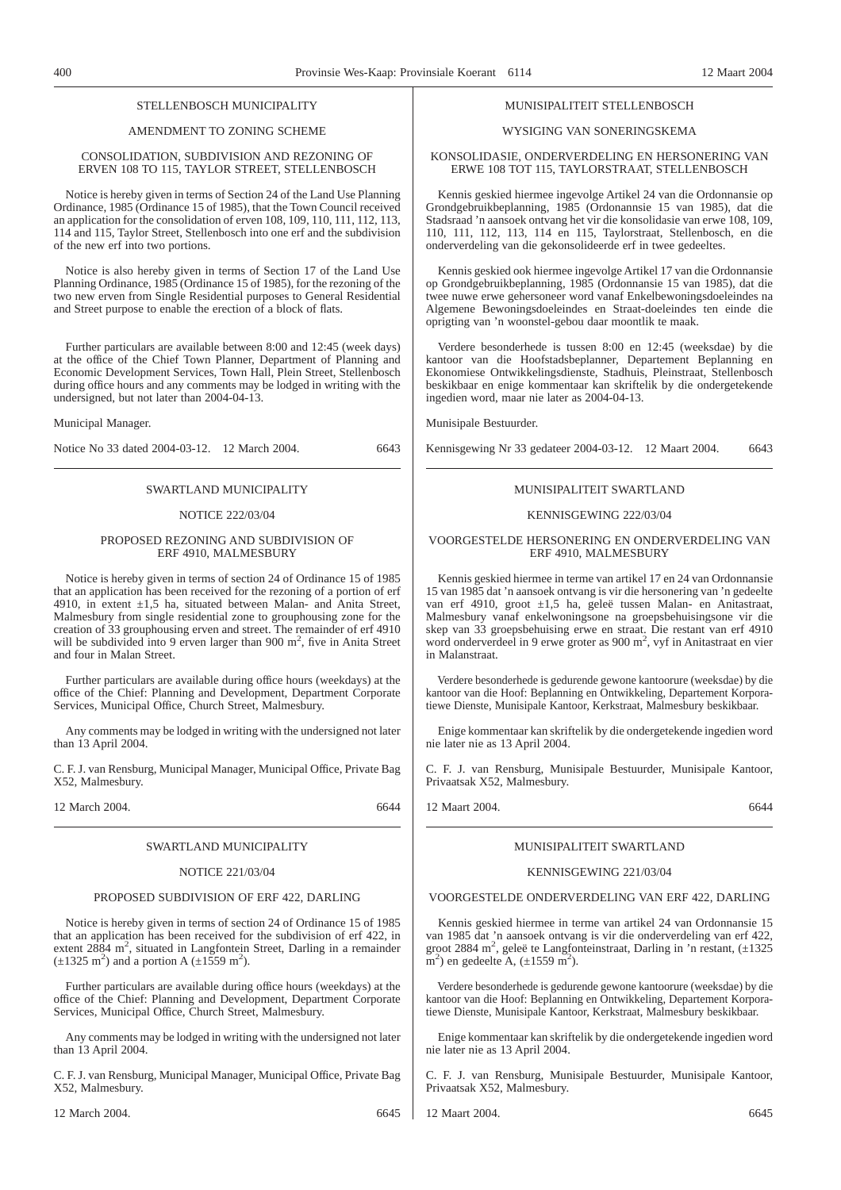STELLENBOSCH MUNICIPALITY

AMENDMENT TO ZONING SCHEME

CONSOLIDATION, SUBDIVISION AND REZONING OF ERVEN 108 TO 115, TAYLOR STREET, STELLENBOSCH

Notice is hereby given in terms of Section 24 of the Land Use Planning Ordinance, 1985 (Ordinance 15 of 1985), that the Town Council received an application for the consolidation of erven 108, 109, 110, 111, 112, 113, 114 and 115, Taylor Street, Stellenbosch into one erf and the subdivision of the new erf into two portions.

Notice is also hereby given in terms of Section 17 of the Land Use Planning Ordinance, 1985 (Ordinance 15 of 1985), for the rezoning of the two new erven from Single Residential purposes to General Residential and Street purpose to enable the erection of a block of flats.

Further particulars are available between 8:00 and 12:45 (week days) at the office of the Chief Town Planner, Department of Planning and Economic Development Services, Town Hall, Plein Street, Stellenbosch during office hours and any comments may be lodged in writing with the undersigned, but not later than 2004-04-13.

Municipal Manager.

Notice No 33 dated 2004-03-12. 12 March 2004. 6643

---

MUNISIPALITEIT STELLENBOSCH

WYSIGING VAN SONERINGSKEMA

KONSOLIDASIE, ONDERVERDELING EN HERSONERING VAN ERWE 108 TOT 115, TAYLORSTRAAT, STELLENBOSCH

Kennis geskied hiermee ingevolge Artikel 24 van die Ordonnansie op Grondgebruikbeplanning, 1985 (Ordonannsie 15 van 1985), dat die Stadsraad 'n aansoek ontvang het vir die konsolidasie van erwe 108, 109, 110, 111, 112, 113, 114 en 115, Taylorstraat, Stellenbosch, en die onderverdeling van die gekonsolideerde erf in twee gedeeltes.

Kennis geskied ook hiermee ingevolge Artikel 17 van die Ordonnansie op Grondgebruikbeplanning, 1985 (Ordonnansie 15 van 1985), dat die twee nuwe erwe gehersoneer word vanaf Enkelbewoningsdoeleindes na Algemene Bewoningsdoeleindes en Straat-doeleindes ten einde die oprigting van 'n woonstel-gebou daar moontlik te maak.

Verdere besonderhede is tussen 8:00 en 12:45 (weeksdae) by die kantoor van die Hoofstadsbeplanner, Departement Beplanning en Ekonomiese Ontwikkelingsdienste, Stadhuis, Pleinstraat, Stellenbosch beskikbaar en enige kommentaar kan skriftelik by die ondergetekende ingedien word, maar nie later as 2004-04-13.

Munisipale Bestuurder.

Kennisgewing Nr 33 gedateer 2004-03-12. 12 Maart 2004. 6643

---

SWARTLAND MUNICIPALITY

NOTICE 222/03/04

PROPOSED REZONING AND SUBDIVISION OF ERF 4910, MALMESBURY

Notice is hereby given in terms of section 24 of Ordinance 15 of 1985 that an application has been received for the rezoning of a portion of erf 4910, in extent ±1,5 ha, situated between Malan- and Anita Street, Malmesbury from single residential zone to grouphousing zone for the creation of 33 grouphousing erven and street. The remainder of erf 4910 will be subdivided into 9 erven larger than 900 m$^2$, five in Anita Street and four in Malan Street.

Further particulars are available during office hours (weekdays) at the office of the Chief: Planning and Development, Department Corporate Services, Municipal Office, Church Street, Malmesbury.

Any comments may be lodged in writing with the undersigned not later than 13 April 2004.

C. F. J. van Rensburg, Municipal Manager, Municipal Office, Private Bag X52, Malmesbury.

12 March 2004. 6644

---

MUNISIPALITEIT SWARTLAND

KENNISGEWING 222/03/04

VOORGESTELDE HERSONERING EN ONDERVERDELING VAN ERF 4910, MALMESBURY

Kennis geskied hiermee in terme van artikel 17 en 24 van Ordonnansie 15 van 1985 dat 'n aansoek ontvang is vir die hersonering van 'n gedeelte van erf 4910, groot ±1,5 ha, geleë tussen Malan- en Anitastraat, Malmesbury vanaf enkelwoningsone na groepsbehuisingsone vir die skep van 33 groepsbehuising erwe en straat. Die restant van erf 4910 word onderverdeel in 9 erwe groter as 900 m$^2$, vyf in Anitastraat en vier in Malanstraat.

Verdere besonderhede is gedurende gewone kantoorure (weeksdae) by die kantoor van die Hoof: Beplanning en Ontwikkeling, Departement Korporatiewe Dienste, Munisipale Kantoor, Kerkstraat, Malmesbury beskikbaar.

Enige kommentaar kan skriftelik by die ondergetekende ingedien word nie later nie as 13 April 2004.

C. F. J. van Rensburg, Munisipale Bestuurder, Munisipale Kantoor, Privaatsak X52, Malmesbury.

12 Maart 2004. 6644

---

SWARTLAND MUNICIPALITY

NOTICE 221/03/04

PROPOSED SUBDIVISION OF ERF 422, DARLING

Notice is hereby given in terms of section 24 of Ordinance 15 of 1985 that an application has been received for the subdivision of erf 422, in extent 2884 m$^2$, situated in Langfontein Street, Darling in a remainder (±1325 m$^2$) and a portion A (±1559 m$^2$).

Further particulars are available during office hours (weekdays) at the office of the Chief: Planning and Development, Department Corporate Services, Municipal Office, Church Street, Malmesbury.

Any comments may be lodged in writing with the undersigned not later than 13 April 2004.

C. F. J. van Rensburg, Municipal Manager, Municipal Office, Private Bag X52, Malmesbury.

12 March 2004. 6645

---

MUNISIPALITEIT SWARTLAND

KENNISGEWING 221/03/04

VOORGESTELDE ONDERVERDELING VAN ERF 422, DARLING

Kennis geskied hiermee in terme van artikel 24 van Ordonnansie 15 van 1985 dat 'n aansoek ontvang is vir die onderverdeling van erf 422, groot 2884 m$^2$, geleë te Langfonteinstraat, Darling in 'n restant, (±1325 m$^2$) en gedeelte A, (±1559 m$^2$).

Verdere besonderhede is gedurende gewone kantoorure (weeksdae) by die kantoor van die Hoof: Beplanning en Ontwikkeling, Departement Korporatiewe Dienste, Munisipale Kantoor, Kerkstraat, Malmesbury beskikbaar.

Enige kommentaar kan skriftelik by die ondergetekende ingedien word nie later nie as 13 April 2004.

C. F. J. van Rensburg, Munisipale Bestuurder, Munisipale Kantoor, Privaatsak X52, Malmesbury.

12 Maart 2004. 6645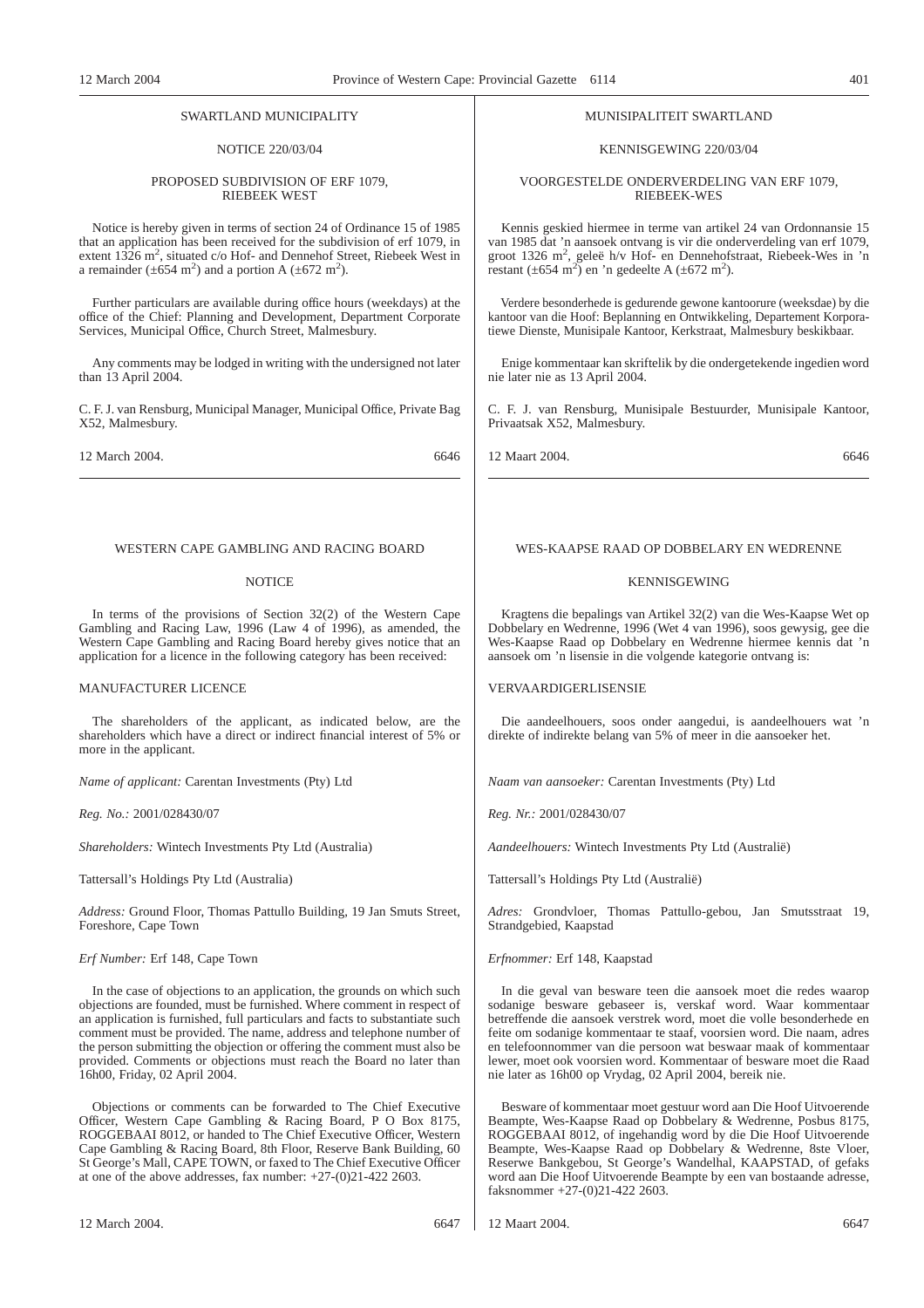SWARTLAND MUNICIPALITY

NOTICE 220/03/04

PROPOSED SUBDIVISION OF ERF 1079, RIEBEEK WEST

Notice is hereby given in terms of section 24 of Ordinance 15 of 1985 that an application has been received for the subdivision of erf 1079, in extent 1326 $m^2$, situated c/o Hof- and Dennehof Street, Riebeek West in a remainder (±654 $m^2$) and a portion A (±672 $m^2$).

Further particulars are available during office hours (weekdays) at the office of the Chief: Planning and Development, Department Corporate Services, Municipal Office, Church Street, Malmesbury.

Any comments may be lodged in writing with the undersigned not later than 13 April 2004.

C. F. J. van Rensburg, Municipal Manager, Municipal Office, Private Bag X52, Malmesbury.

12 March 2004. 6646

---

MUNISIPALITEIT SWARTLAND

KENNISGEWING 220/03/04

VOORGESTELDE ONDERVERDELING VAN ERF 1079, RIEBEEK-WES

Kennis geskied hiermee in terme van artikel 24 van Ordonnansie 15 van 1985 dat 'n aansoek ontvang is vir die onderverdeling van erf 1079, groot 1326 $m^2$, geleë h/v Hof- en Dennehofstraat, Riebeek-Wes in 'n restant (±654 $m^2$) en 'n gedeelte A (±672 $m^2$).

Verdere besonderhede is gedurende gewone kantoorure (weeksdae) by die kantoor van die Hoof: Beplanning en Ontwikkeling, Departement Korporatiewe Dienste, Munisipale Kantoor, Kerkstraat, Malmesbury beskikbaar.

Enige kommentaar kan skriftelik by die ondergetekende ingedien word nie later nie as 13 April 2004.

C. F. J. van Rensburg, Munisipale Bestuurder, Munisipale Kantoor, Privaatsak X52, Malmesbury.

12 Maart 2004. 6646

---

WESTERN CAPE GAMBLING AND RACING BOARD

NOTICE

In terms of the provisions of Section 32(2) of the Western Cape Gambling and Racing Law, 1996 (Law 4 of 1996), as amended, the Western Cape Gambling and Racing Board hereby gives notice that an application for a licence in the following category has been received:

MANUFACTURER LICENCE

The shareholders of the applicant, as indicated below, are the shareholders which have a direct or indirect financial interest of 5% or more in the applicant.

*Name of applicant:* Carentan Investments (Pty) Ltd

*Reg. No.:* 2001/028430/07

*Shareholders:* Wintech Investments Pty Ltd (Australia)

Tattersall's Holdings Pty Ltd (Australia)

*Address:* Ground Floor, Thomas Pattullo Building, 19 Jan Smuts Street, Foreshore, Cape Town

*Erf Number:* Erf 148, Cape Town

In the case of objections to an application, the grounds on which such objections are founded, must be furnished. Where comment in respect of an application is furnished, full particulars and facts to substantiate such comment must be provided. The name, address and telephone number of the person submitting the objection or offering the comment must also be provided. Comments or objections must reach the Board no later than 16h00, Friday, 02 April 2004.

Objections or comments can be forwarded to The Chief Executive Officer, Western Cape Gambling & Racing Board, P O Box 8175, ROGGEBAAI 8012, or handed to The Chief Executive Officer, Western Cape Gambling & Racing Board, 8th Floor, Reserve Bank Building, 60 St George's Mall, CAPE TOWN, or faxed to The Chief Executive Officer at one of the above addresses, fax number: +27-(0)21-422 2603.

12 March 2004. 6647

---

WES-KAAPSE RAAD OP DOBBELARY EN WEDRENNE

KENNISGEWING

Kragtens die bepalings van Artikel 32(2) van die Wes-Kaapse Wet op Dobbelary en Wedrenne, 1996 (Wet 4 van 1996), soos gewysig, gee die Wes-Kaapse Raad op Dobbelary en Wedrenne hiermee kennis dat 'n aansoek om 'n lisensie in die volgende kategorie ontvang is:

VERVAARDIGERLISENSIE

Die aandeelhouers, soos onder aangedui, is aandeelhouers wat 'n direkte of indirekte belang van 5% of meer in die aansoeker het.

*Naam van aansoeker:* Carentan Investments (Pty) Ltd

*Reg. Nr.:* 2001/028430/07

*Aandeelhouers:* Wintech Investments Pty Ltd (Australië)

Tattersall's Holdings Pty Ltd (Australië)

*Adres:* Grondvloer, Thomas Pattullo-gebou, Jan Smutsstraat 19, Strandgebied, Kaapstad

*Erfnommer:* Erf 148, Kaapstad

In die geval van besware teen die aansoek moet die redes waarop sodanige besware gebaseer is, verskaf word. Waar kommentaar betreffende die aansoek verstrek word, moet die volle besonderhede en feite om sodanige kommentaar te staaf, voorsien word. Die naam, adres en telefoonnommer van die persoon wat beswaar maak of kommentaar lewer, moet ook voorsien word. Kommentaar of besware moet die Raad nie later as 16h00 op Vrydag, 02 April 2004, bereik nie.

Besware of kommentaar moet gestuur word aan Die Hoof Uitvoerende Beampte, Wes-Kaapse Raad op Dobbelary & Wedrenne, Posbus 8175, ROGGEBAAI 8012, of ingehandig word by die Die Hoof Uitvoerende Beampte, Wes-Kaapse Raad op Dobbelary & Wedrenne, 8ste Vloer, Reserwe Bankgebou, St George's Wandelhal, KAAPSTAD, of gefaks word aan Die Hoof Uitvoerende Beampte by een van bostaande adresse, faksnommer +27-(0)21-422 2603.

12 Maart 2004. 6647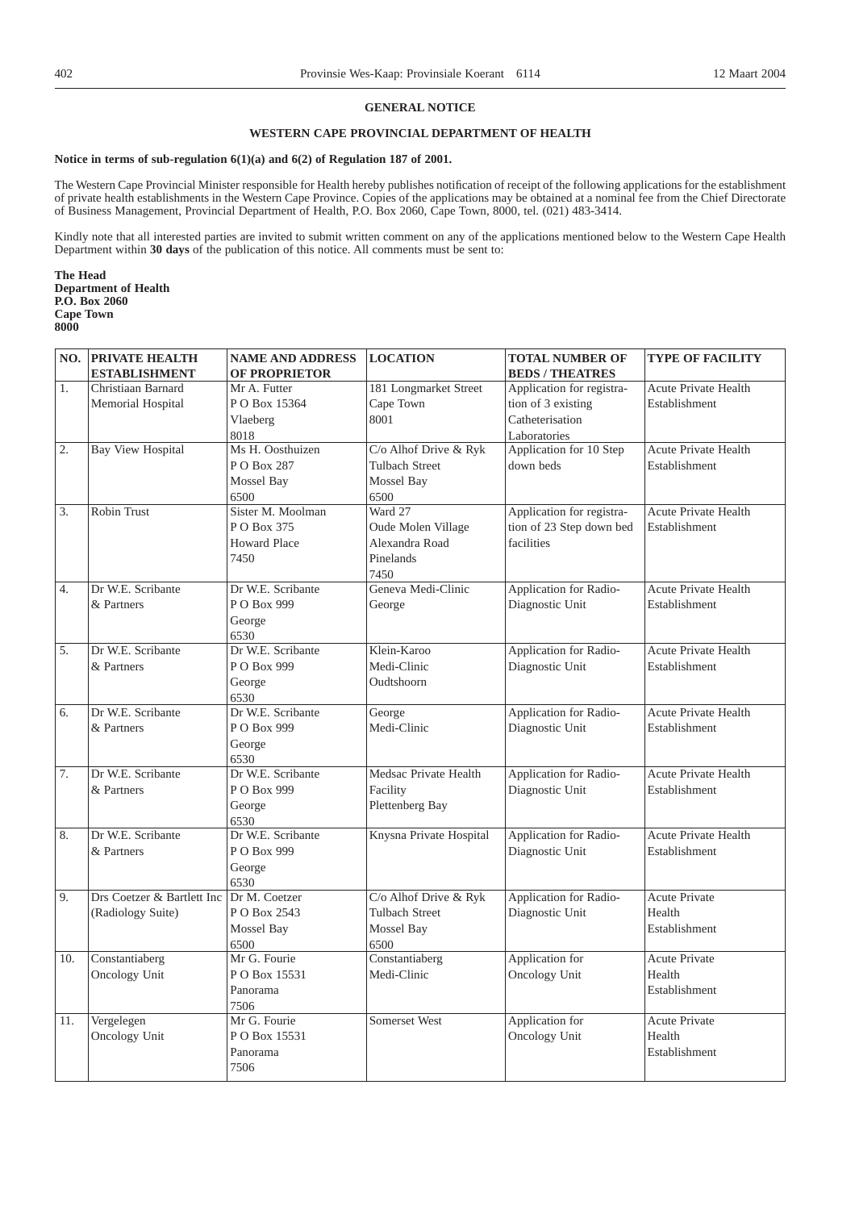## GENERAL NOTICE

### WESTERN CAPE PROVINCIAL DEPARTMENT OF HEALTH

**Notice in terms of sub-regulation 6(1)(a) and 6(2) of Regulation 187 of 2001.**

The Western Cape Provincial Minister responsible for Health hereby publishes notification of receipt of the following applications for the establishment of private health establishments in the Western Cape Province. Copies of the applications may be obtained at a nominal fee from the Chief Directorate of Business Management, Provincial Department of Health, P.O. Box 2060, Cape Town, 8000, tel. (021) 483-3414.

Kindly note that all interested parties are invited to submit written comment on any of the applications mentioned below to the Western Cape Health Department within **30 days** of the publication of this notice. All comments must be sent to:

**The Head**
**Department of Health**
**P.O. Box 2060**
**Cape Town**
**8000**

| NO. | PRIVATE HEALTH ESTABLISHMENT | NAME AND ADDRESS OF PROPRIETOR | LOCATION | TOTAL NUMBER OF BEDS / THEATRES | TYPE OF FACILITY |
|---|---|---|---|---|---|
| 1. | Christiaan Barnard Memorial Hospital | Mr A. Futter P O Box 15364 Vlaeberg 8018 | 181 Longmarket Street Cape Town 8001 | Application for registration of 3 existing Catheterisation Laboratories | Acute Private Health Establishment |
| 2. | Bay View Hospital | Ms H. Oosthuizen P O Box 287 Mossel Bay 6500 | C/o Alhof Drive & Ryk Tulbach Street Mossel Bay 6500 | Application for 10 Step down beds | Acute Private Health Establishment |
| 3. | Robin Trust | Sister M. Moolman P O Box 375 Howard Place 7450 | Ward 27 Oude Molen Village Alexandra Road Pinelands 7450 | Application for registration of 23 Step down bed facilities | Acute Private Health Establishment |
| 4. | Dr W.E. Scribante & Partners | Dr W.E. Scribante P O Box 999 George 6530 | Geneva Medi-Clinic George | Application for Radio-Diagnostic Unit | Acute Private Health Establishment |
| 5. | Dr W.E. Scribante & Partners | Dr W.E. Scribante P O Box 999 George 6530 | Klein-Karoo Medi-Clinic Oudtshoorn | Application for Radio-Diagnostic Unit | Acute Private Health Establishment |
| 6. | Dr W.E. Scribante & Partners | Dr W.E. Scribante P O Box 999 George 6530 | George Medi-Clinic | Application for Radio-Diagnostic Unit | Acute Private Health Establishment |
| 7. | Dr W.E. Scribante & Partners | Dr W.E. Scribante P O Box 999 George 6530 | Medsac Private Health Facility Plettenberg Bay | Application for Radio-Diagnostic Unit | Acute Private Health Establishment |
| 8. | Dr W.E. Scribante & Partners | Dr W.E. Scribante P O Box 999 George 6530 | Knysna Private Hospital | Application for Radio-Diagnostic Unit | Acute Private Health Establishment |
| 9. | Drs Coetzer & Bartlett Inc (Radiology Suite) | Dr M. Coetzer P O Box 2543 Mossel Bay 6500 | C/o Alhof Drive & Ryk Tulbach Street Mossel Bay 6500 | Application for Radio-Diagnostic Unit | Acute Private Health Establishment |
| 10. | Constantiaberg Oncology Unit | Mr G. Fourie P O Box 15531 Panorama 7506 | Constantiaberg Medi-Clinic | Application for Oncology Unit | Acute Private Health Establishment |
| 11. | Vergelegen Oncology Unit | Mr G. Fourie P O Box 15531 Panorama 7506 | Somerset West | Application for Oncology Unit | Acute Private Health Establishment |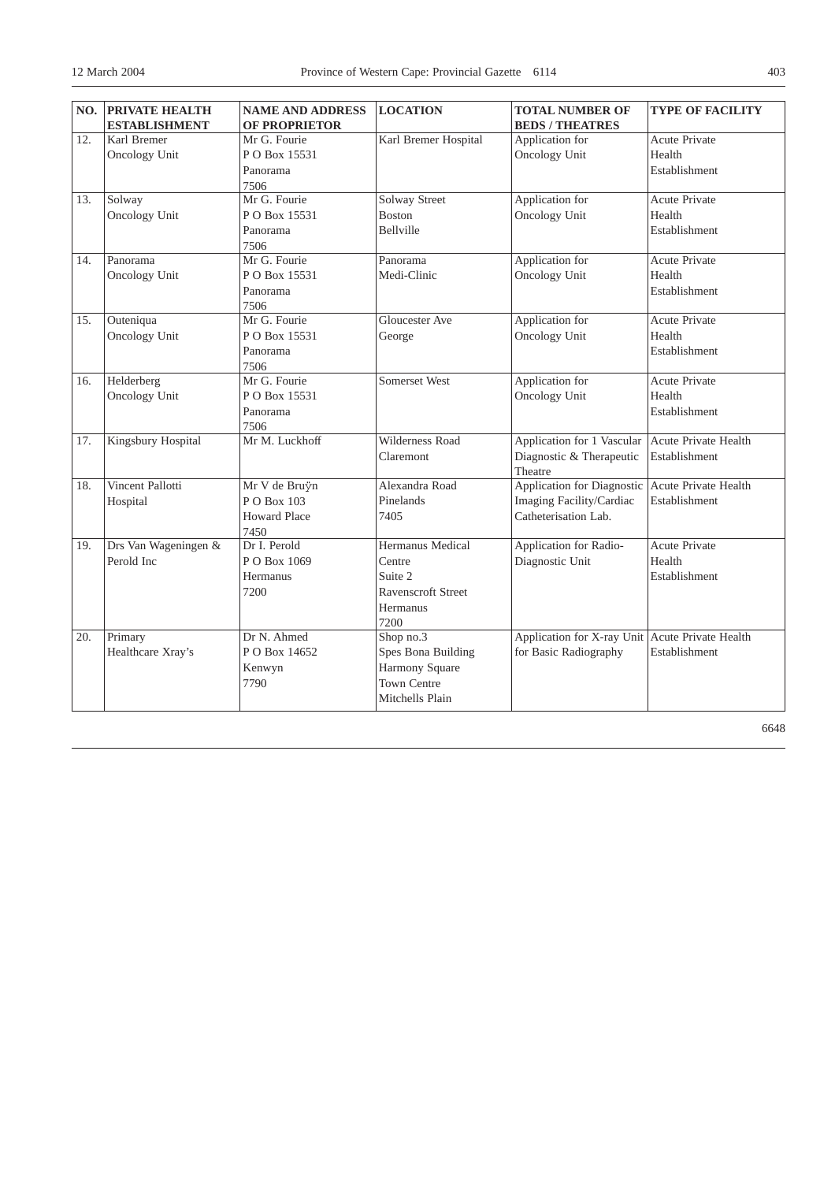| NO. | PRIVATE HEALTH ESTABLISHMENT | NAME AND ADDRESS OF PROPRIETOR | LOCATION | TOTAL NUMBER OF BEDS / THEATRES | TYPE OF FACILITY |
|---|---|---|---|---|---|
| 12. | Karl Bremer Oncology Unit | Mr G. Fourie P O Box 15531 Panorama 7506 | Karl Bremer Hospital | Application for Oncology Unit | Acute Private Health Establishment |
| 13. | Solway Oncology Unit | Mr G. Fourie P O Box 15531 Panorama 7506 | Solway Street Boston Bellville | Application for Oncology Unit | Acute Private Health Establishment |
| 14. | Panorama Oncology Unit | Mr G. Fourie P O Box 15531 Panorama 7506 | Panorama Medi-Clinic | Application for Oncology Unit | Acute Private Health Establishment |
| 15. | Outeniqua Oncology Unit | Mr G. Fourie P O Box 15531 Panorama 7506 | Gloucester Ave George | Application for Oncology Unit | Acute Private Health Establishment |
| 16. | Helderberg Oncology Unit | Mr G. Fourie P O Box 15531 Panorama 7506 | Somerset West | Application for Oncology Unit | Acute Private Health Establishment |
| 17. | Kingsbury Hospital | Mr M. Luckhoff | Wilderness Road Claremont | Application for 1 Vascular Diagnostic & Therapeutic Theatre | Acute Private Health Establishment |
| 18. | Vincent Pallotti Hospital | Mr V de Bruÿn P O Box 103 Howard Place 7450 | Alexandra Road Pinelands 7405 | Application for Diagnostic Imaging Facility/Cardiac Catheterisation Lab. | Acute Private Health Establishment |
| 19. | Drs Van Wageningen & Perold Inc | Dr I. Perold P O Box 1069 Hermanus 7200 | Hermanus Medical Centre Suite 2 Ravenscroft Street Hermanus 7200 | Application for Radio-Diagnostic Unit | Acute Private Health Establishment |
| 20. | Primary Healthcare Xray's | Dr N. Ahmed P O Box 14652 Kenwyn 7790 | Shop no.3 Spes Bona Building Harmony Square Town Centre Mitchells Plain | Application for X-ray Unit for Basic Radiography | Acute Private Health Establishment |

6648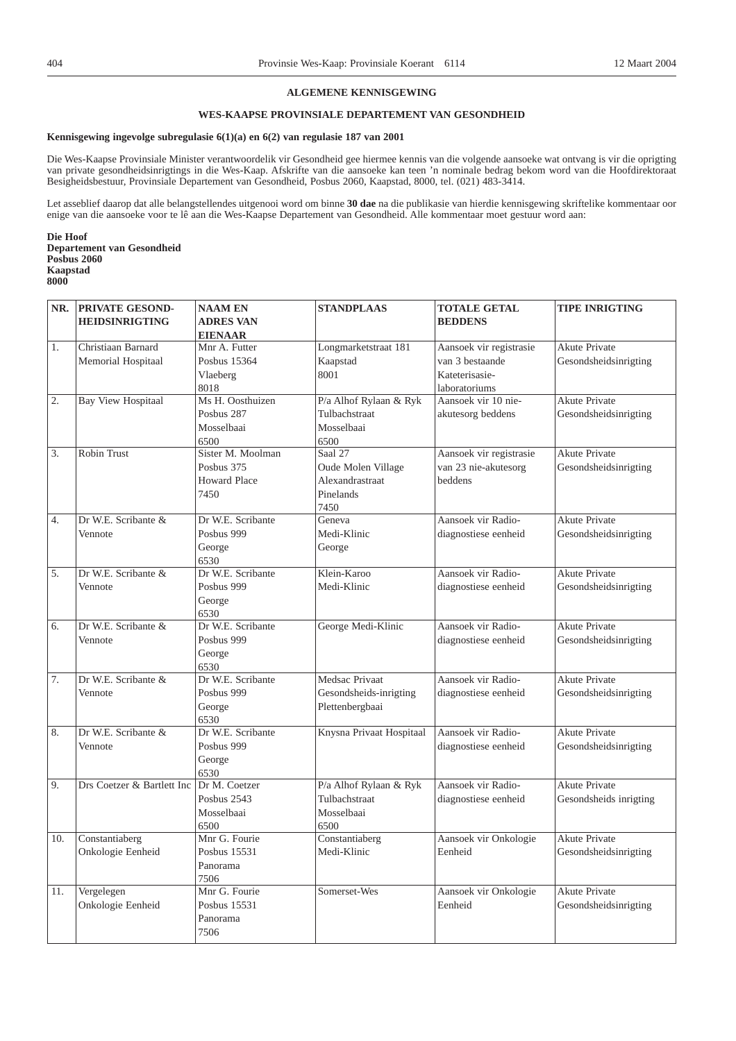## ALGEMENE KENNISGEWING

## WES-KAAPSE PROVINSIALE DEPARTEMENT VAN GESONDHEID

**Kennisgewing ingevolge subregulasie 6(1)(a) en 6(2) van regulasie 187 van 2001**

Die Wes-Kaapse Provinsiale Minister verantwoordelik vir Gesondheid gee hiermee kennis van die volgende aansoeke wat ontvang is vir die oprigting van private gesondheidsinrigtings in die Wes-Kaap. Afskrifte van die aansoeke kan teen 'n nominale bedrag bekom word van die Hoofdirektoraat Besigheidsbestuur, Provinsiale Departement van Gesondheid, Posbus 2060, Kaapstad, 8000, tel. (021) 483-3414.

Let asseblief daarop dat alle belangstellendes uitgenooi word om binne **30 dae** na die publikasie van hierdie kennisgewing skriftelike kommentaar oor enige van die aansoeke voor te lê aan die Wes-Kaapse Departement van Gesondheid. Alle kommentaar moet gestuur word aan:

**Die Hoof**
**Departement van Gesondheid**
**Posbus 2060**
**Kaapstad**
**8000**

| NR. | PRIVATE GESOND-HEIDSINRIGTING | NAAM EN ADRES VAN EIENAAR | STANDPLAAS | TOTALE GETAL BEDDENS | TIPE INRIGTING |
|---|---|---|---|---|---|
| 1. | Christiaan Barnard Memorial Hospitaal | Mnr A. Futter<br>Posbus 15364<br>Vlaeberg<br>8018 | Longmarketstraat 181<br>Kaapstad<br>8001 | Aansoek vir registrasie van 3 bestaande Kateterisasie-laboratoriums | Akute Private Gesondsheidsinrigting |
| 2. | Bay View Hospitaal | Ms H. Oosthuizen<br>Posbus 287<br>Mosselbaai<br>6500 | P/a Alhof Rylaan & Ryk Tulbachstraat<br>Mosselbaai<br>6500 | Aansoek vir 10 nie-akutesorg beddens | Akute Private Gesondsheidsinrigting |
| 3. | Robin Trust | Sister M. Moolman<br>Posbus 375<br>Howard Place<br>7450 | Saal 27<br>Oude Molen Village<br>Alexandrastraat<br>Pinelands<br>7450 | Aansoek vir registrasie van 23 nie-akutesorg beddens | Akute Private Gesondsheidsinrigting |
| 4. | Dr W.E. Scribante & Vennote | Dr W.E. Scribante<br>Posbus 999<br>George<br>6530 | Geneva<br>Medi-Klinic<br>George | Aansoek vir Radio-diagnostiese eenheid | Akute Private Gesondsheidsinrigting |
| 5. | Dr W.E. Scribante & Vennote | Dr W.E. Scribante<br>Posbus 999<br>George<br>6530 | Klein-Karoo<br>Medi-Klinic | Aansoek vir Radio-diagnostiese eenheid | Akute Private Gesondsheidsinrigting |
| 6. | Dr W.E. Scribante & Vennote | Dr W.E. Scribante<br>Posbus 999<br>George<br>6530 | George Medi-Klinic | Aansoek vir Radio-diagnostiese eenheid | Akute Private Gesondsheidsinrigting |
| 7. | Dr W.E. Scribante & Vennote | Dr W.E. Scribante<br>Posbus 999<br>George<br>6530 | Medsac Privaat Gesondsheids-inrigting<br>Plettenbergbaai | Aansoek vir Radio-diagnostiese eenheid | Akute Private Gesondsheidsinrigting |
| 8. | Dr W.E. Scribante & Vennote | Dr W.E. Scribante<br>Posbus 999<br>George<br>6530 | Knysna Privaat Hospitaal | Aansoek vir Radio-diagnostiese eenheid | Akute Private Gesondsheidsinrigting |
| 9. | Drs Coetzer & Bartlett Inc | Dr M. Coetzer<br>Posbus 2543<br>Mosselbaai<br>6500 | P/a Alhof Rylaan & Ryk Tulbachstraat<br>Mosselbaai<br>6500 | Aansoek vir Radio-diagnostiese eenheid | Akute Private Gesondsheids inrigting |
| 10. | Constantiaberg Onkologie Eenheid | Mnr G. Fourie<br>Posbus 15531<br>Panorama<br>7506 | Constantiaberg<br>Medi-Klinic | Aansoek vir Onkologie Eenheid | Akute Private Gesondsheidsinrigting |
| 11. | Vergelegen Onkologie Eenheid | Mnr G. Fourie<br>Posbus 15531<br>Panorama<br>7506 | Somerset-Wes | Aansoek vir Onkologie Eenheid | Akute Private Gesondsheidsinrigting |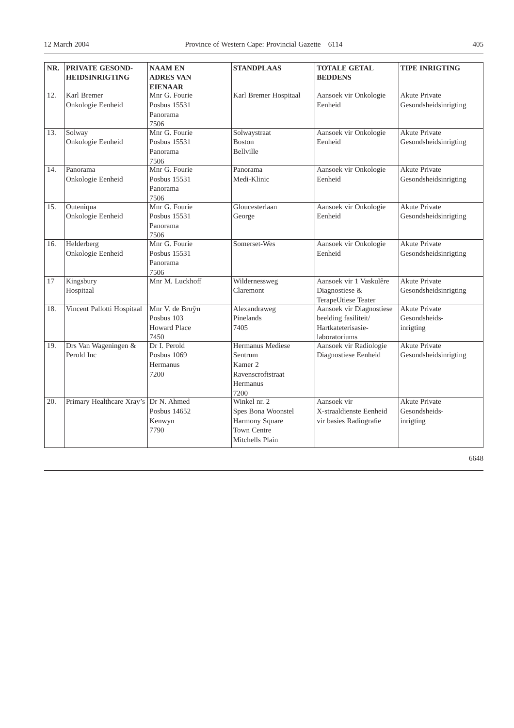| NR. | PRIVATE GESOND-HEIDSINRIGTING | NAAM EN ADRES VAN EIENAAR | STANDPLAAS | TOTALE GETAL BEDDENS | TIPE INRIGTING |
|---|---|---|---|---|---|
| 12. | Karl Bremer Onkologie Eenheid | Mnr G. Fourie Posbus 15531 Panorama 7506 | Karl Bremer Hospitaal | Aansoek vir Onkologie Eenheid | Akute Private Gesondsheidsinrigting |
| 13. | Solway Onkologie Eenheid | Mnr G. Fourie Posbus 15531 Panorama 7506 | Solwaystraat Boston Bellville | Aansoek vir Onkologie Eenheid | Akute Private Gesondsheidsinrigting |
| 14. | Panorama Onkologie Eenheid | Mnr G. Fourie Posbus 15531 Panorama 7506 | Panorama Medi-Klinic | Aansoek vir Onkologie Eenheid | Akute Private Gesondsheidsinrigting |
| 15. | Outeniqua Onkologie Eenheid | Mnr G. Fourie Posbus 15531 Panorama 7506 | Gloucesterlaan George | Aansoek vir Onkologie Eenheid | Akute Private Gesondsheidsinrigting |
| 16. | Helderberg Onkologie Eenheid | Mnr G. Fourie Posbus 15531 Panorama 7506 | Somerset-Wes | Aansoek vir Onkologie Eenheid | Akute Private Gesondsheidsinrigting |
| 17 | Kingsbury Hospitaal | Mnr M. Luckhoff | Wildernessweg Claremont | Aansoek vir 1 Vaskulêre Diagnostiese & TerapeUtiese Teater | Akute Private Gesondsheidsinrigting |
| 18. | Vincent Pallotti Hospitaal | Mnr V. de Bruÿn Posbus 103 Howard Place 7450 | Alexandraweg Pinelands 7405 | Aansoek vir Diagnostiese beelding fasiliteit/ Hartkateterisasie-laboratoriums | Akute Private Gesondsheids-inrigting |
| 19. | Drs Van Wageningen & Perold Inc | Dr I. Perold Posbus 1069 Hermanus 7200 | Hermanus Mediese Sentrum Kamer 2 Ravenscroftstraat Hermanus 7200 | Aansoek vir Radiologie Diagnostiese Eenheid | Akute Private Gesondsheidsinrigting |
| 20. | Primary Healthcare Xray's | Dr N. Ahmed Posbus 14652 Kenwyn 7790 | Winkel nr. 2 Spes Bona Woonstel Harmony Square Town Centre Mitchells Plain | Aansoek vir X-straaldienste Eenheid vir basies Radiografie | Akute Private Gesondsheids-inrigting |

6648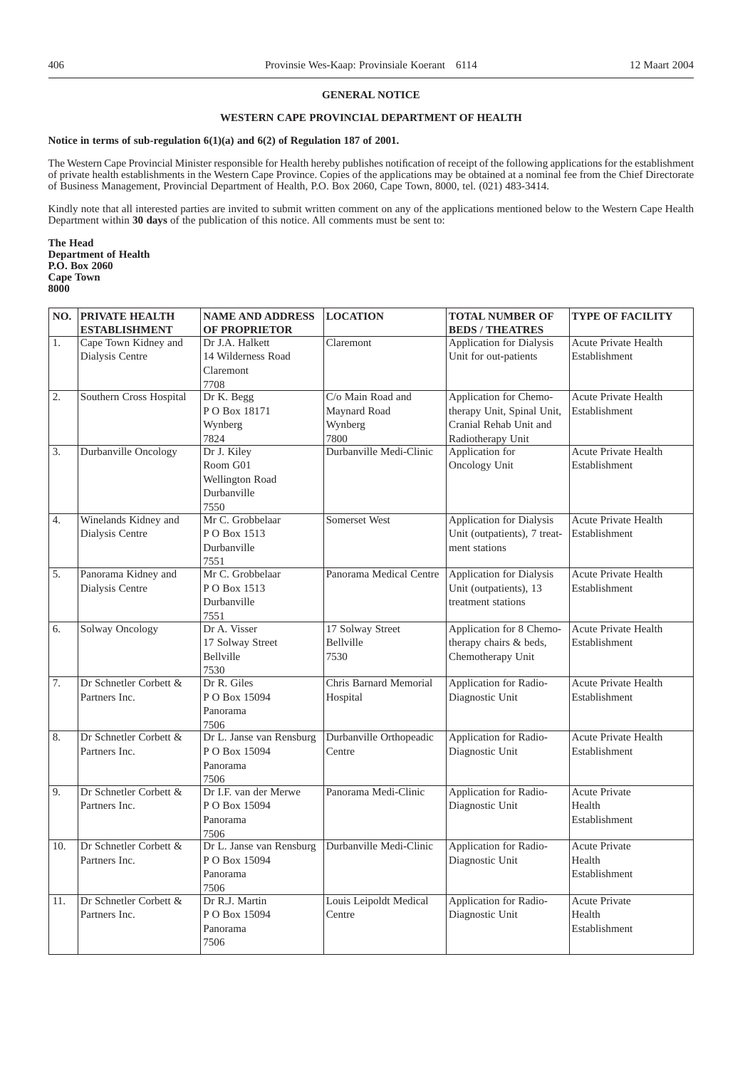## GENERAL NOTICE

## WESTERN CAPE PROVINCIAL DEPARTMENT OF HEALTH

**Notice in terms of sub-regulation 6(1)(a) and 6(2) of Regulation 187 of 2001.**

The Western Cape Provincial Minister responsible for Health hereby publishes notification of receipt of the following applications for the establishment of private health establishments in the Western Cape Province. Copies of the applications may be obtained at a nominal fee from the Chief Directorate of Business Management, Provincial Department of Health, P.O. Box 2060, Cape Town, 8000, tel. (021) 483-3414.

Kindly note that all interested parties are invited to submit written comment on any of the applications mentioned below to the Western Cape Health Department within **30 days** of the publication of this notice. All comments must be sent to:

**The Head**
**Department of Health**
**P.O. Box 2060**
**Cape Town**
**8000**

| NO. | PRIVATE HEALTH ESTABLISHMENT | NAME AND ADDRESS OF PROPRIETOR | LOCATION | TOTAL NUMBER OF BEDS / THEATRES | TYPE OF FACILITY |
|---|---|---|---|---|---|
| 1. | Cape Town Kidney and Dialysis Centre | Dr J.A. Halkett<br>14 Wilderness Road<br>Claremont<br>7708 | Claremont | Application for Dialysis Unit for out-patients | Acute Private Health Establishment |
| 2. | Southern Cross Hospital | Dr K. Begg<br>P O Box 18171<br>Wynberg<br>7824 | C/o Main Road and Maynard Road<br>Wynberg<br>7800 | Application for Chemotherapy Unit, Spinal Unit, Cranial Rehab Unit and Radiotherapy Unit | Acute Private Health Establishment |
| 3. | Durbanville Oncology | Dr J. Kiley<br>Room G01<br>Wellington Road<br>Durbanville<br>7550 | Durbanville Medi-Clinic | Application for Oncology Unit | Acute Private Health Establishment |
| 4. | Winelands Kidney and Dialysis Centre | Mr C. Grobbelaar<br>P O Box 1513<br>Durbanville<br>7551 | Somerset West | Application for Dialysis Unit (outpatients), 7 treatment stations | Acute Private Health Establishment |
| 5. | Panorama Kidney and Dialysis Centre | Mr C. Grobbelaar<br>P O Box 1513<br>Durbanville<br>7551 | Panorama Medical Centre | Application for Dialysis Unit (outpatients), 13 treatment stations | Acute Private Health Establishment |
| 6. | Solway Oncology | Dr A. Visser<br>17 Solway Street<br>Bellville<br>7530 | 17 Solway Street<br>Bellville<br>7530 | Application for 8 Chemotherapy chairs & beds, Chemotherapy Unit | Acute Private Health Establishment |
| 7. | Dr Schnetler Corbett & Partners Inc. | Dr R. Giles<br>P O Box 15094<br>Panorama<br>7506 | Chris Barnard Memorial Hospital | Application for Radio-Diagnostic Unit | Acute Private Health Establishment |
| 8. | Dr Schnetler Corbett & Partners Inc. | Dr L. Janse van Rensburg<br>P O Box 15094<br>Panorama<br>7506 | Durbanville Orthopeadic Centre | Application for Radio-Diagnostic Unit | Acute Private Health Establishment |
| 9. | Dr Schnetler Corbett & Partners Inc. | Dr I.F. van der Merwe<br>P O Box 15094<br>Panorama<br>7506 | Panorama Medi-Clinic | Application for Radio-Diagnostic Unit | Acute Private Health Establishment |
| 10. | Dr Schnetler Corbett & Partners Inc. | Dr L. Janse van Rensburg<br>P O Box 15094<br>Panorama<br>7506 | Durbanville Medi-Clinic | Application for Radio-Diagnostic Unit | Acute Private Health Establishment |
| 11. | Dr Schnetler Corbett & Partners Inc. | Dr R.J. Martin<br>P O Box 15094<br>Panorama<br>7506 | Louis Leipoldt Medical Centre | Application for Radio-Diagnostic Unit | Acute Private Health Establishment |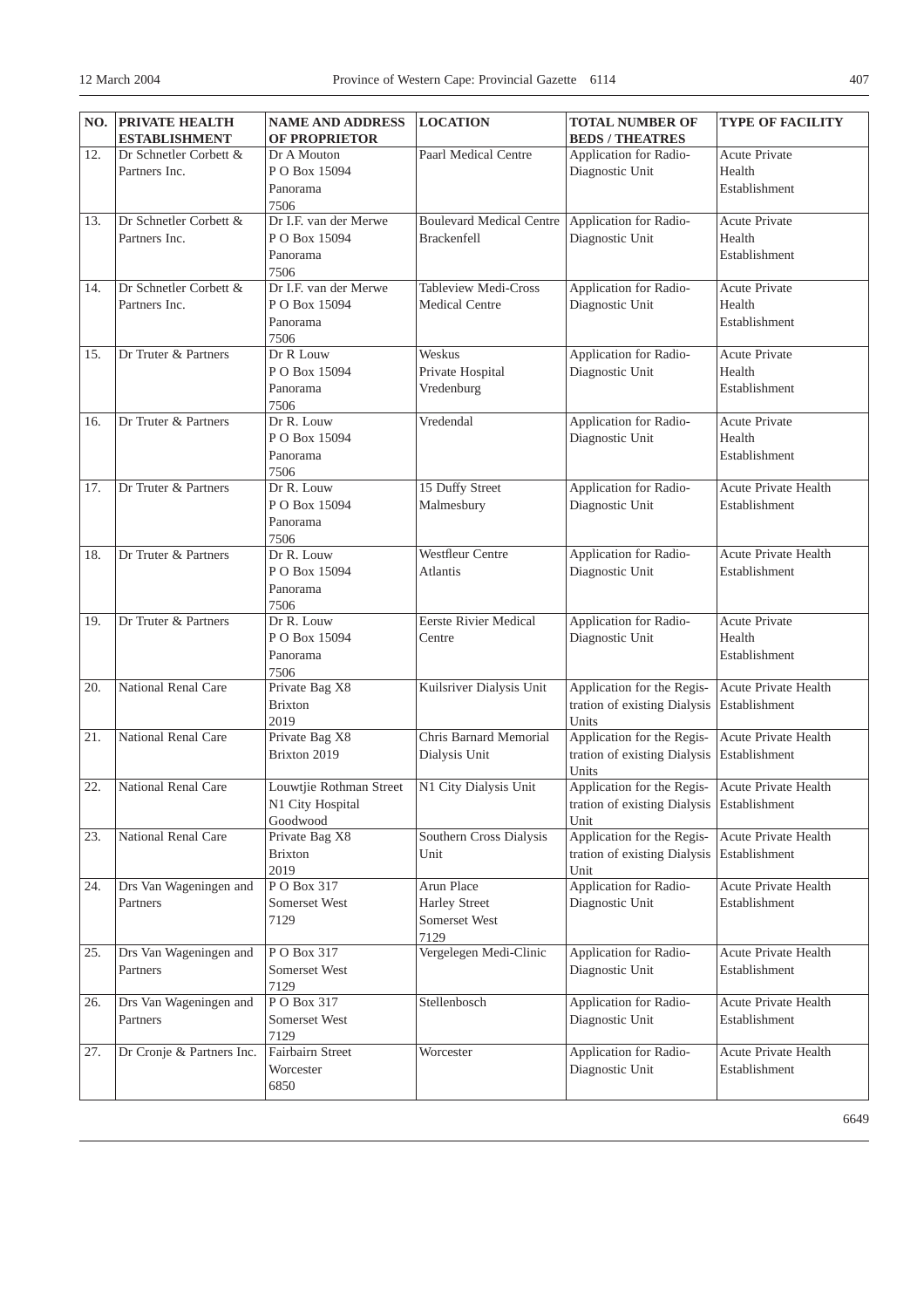| NO. | PRIVATE HEALTH ESTABLISHMENT | NAME AND ADDRESS OF PROPRIETOR | LOCATION | TOTAL NUMBER OF BEDS / THEATRES | TYPE OF FACILITY |
|---|---|---|---|---|---|
| 12. | Dr Schnetler Corbett & Partners Inc. | Dr A Mouton P O Box 15094 Panorama 7506 | Paarl Medical Centre | Application for Radio-Diagnostic Unit | Acute Private Health Establishment |
| 13. | Dr Schnetler Corbett & Partners Inc. | Dr I.F. van der Merwe P O Box 15094 Panorama 7506 | Boulevard Medical Centre Brackenfell | Application for Radio-Diagnostic Unit | Acute Private Health Establishment |
| 14. | Dr Schnetler Corbett & Partners Inc. | Dr I.F. van der Merwe P O Box 15094 Panorama 7506 | Tableview Medi-Cross Medical Centre | Application for Radio-Diagnostic Unit | Acute Private Health Establishment |
| 15. | Dr Truter & Partners | Dr R Louw P O Box 15094 Panorama 7506 | Weskus Private Hospital Vredenburg | Application for Radio-Diagnostic Unit | Acute Private Health Establishment |
| 16. | Dr Truter & Partners | Dr R. Louw P O Box 15094 Panorama 7506 | Vredendal | Application for Radio-Diagnostic Unit | Acute Private Health Establishment |
| 17. | Dr Truter & Partners | Dr R. Louw P O Box 15094 Panorama 7506 | 15 Duffy Street Malmesbury | Application for Radio-Diagnostic Unit | Acute Private Health Establishment |
| 18. | Dr Truter & Partners | Dr R. Louw P O Box 15094 Panorama 7506 | Westfleur Centre Atlantis | Application for Radio-Diagnostic Unit | Acute Private Health Establishment |
| 19. | Dr Truter & Partners | Dr R. Louw P O Box 15094 Panorama 7506 | Eerste Rivier Medical Centre | Application for Radio-Diagnostic Unit | Acute Private Health Establishment |
| 20. | National Renal Care | Private Bag X8 Brixton 2019 | Kuilsriver Dialysis Unit | Application for the Registration of existing Dialysis Units | Acute Private Health Establishment |
| 21. | National Renal Care | Private Bag X8 Brixton 2019 | Chris Barnard Memorial Dialysis Unit | Application for the Registration of existing Dialysis Units | Acute Private Health Establishment |
| 22. | National Renal Care | Louwtjie Rothman Street N1 City Hospital Goodwood | N1 City Dialysis Unit | Application for the Registration of existing Dialysis Unit | Acute Private Health Establishment |
| 23. | National Renal Care | Private Bag X8 Brixton 2019 | Southern Cross Dialysis Unit | Application for the Registration of existing Dialysis Unit | Acute Private Health Establishment |
| 24. | Drs Van Wageningen and Partners | P O Box 317 Somerset West 7129 | Arun Place Harley Street Somerset West 7129 | Application for Radio-Diagnostic Unit | Acute Private Health Establishment |
| 25. | Drs Van Wageningen and Partners | P O Box 317 Somerset West 7129 | Vergelegen Medi-Clinic | Application for Radio-Diagnostic Unit | Acute Private Health Establishment |
| 26. | Drs Van Wageningen and Partners | P O Box 317 Somerset West 7129 | Stellenbosch | Application for Radio-Diagnostic Unit | Acute Private Health Establishment |
| 27. | Dr Cronje & Partners Inc. | Fairbairn Street Worcester 6850 | Worcester | Application for Radio-Diagnostic Unit | Acute Private Health Establishment |

6649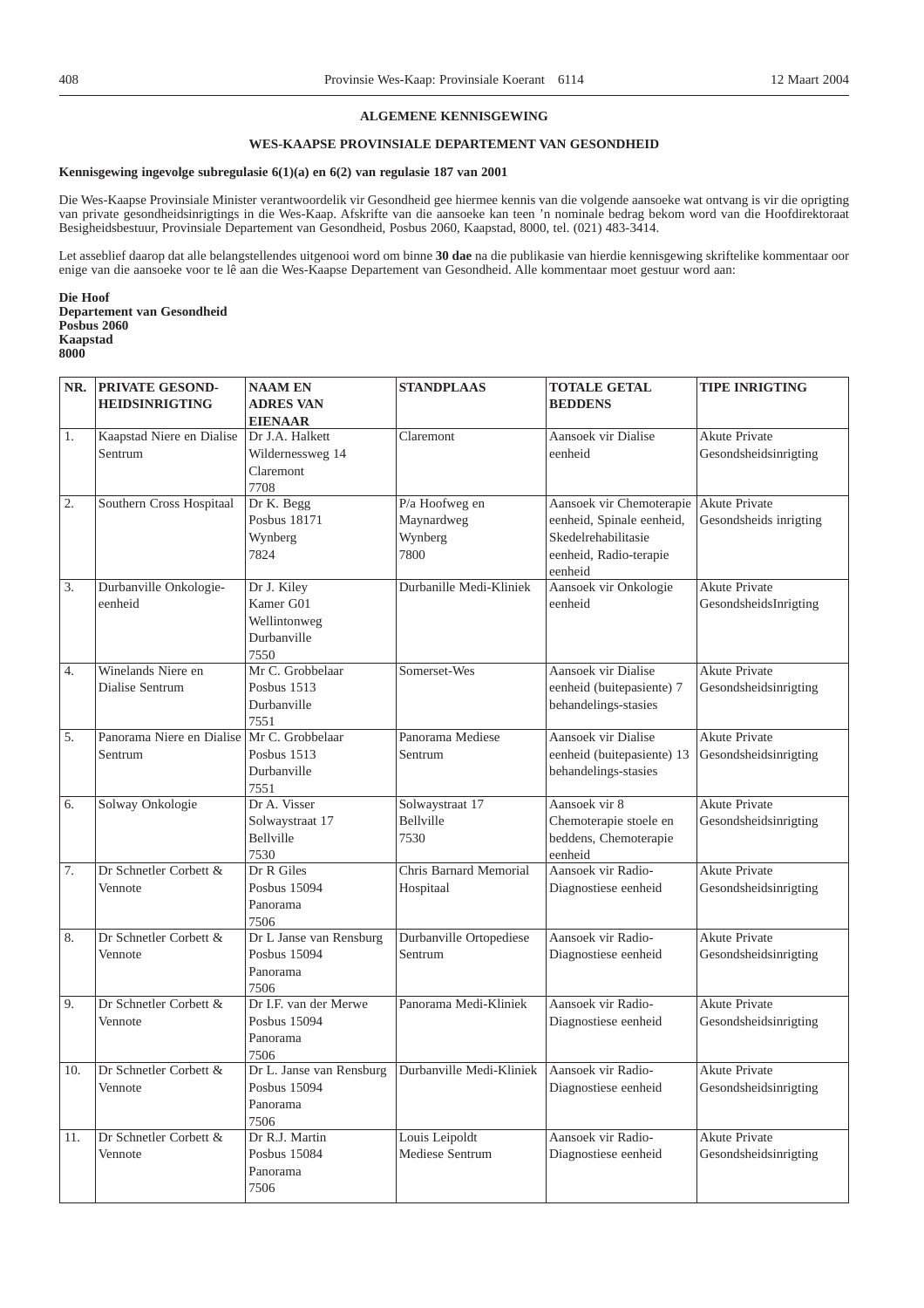## ALGEMENE KENNISGEWING

## WES-KAAPSE PROVINSIALE DEPARTEMENT VAN GESONDHEID

**Kennisgewing ingevolge subregulasie 6(1)(a) en 6(2) van regulasie 187 van 2001**

Die Wes-Kaapse Provinsiale Minister verantwoordelik vir Gesondheid gee hiermee kennis van die volgende aansoeke wat ontvang is vir die oprigting van private gesondheidsinrigtings in die Wes-Kaap. Afskrifte van die aansoeke kan teen 'n nominale bedrag bekom word van die Hoofdirektoraat Besigheidsbestuur, Provinsiale Departement van Gesondheid, Posbus 2060, Kaapstad, 8000, tel. (021) 483-3414.

Let asseblief daarop dat alle belangstellendes uitgenooi word om binne **30 dae** na die publikasie van hierdie kennisgewing skriftelike kommentaar oor enige van die aansoeke voor te lê aan die Wes-Kaapse Departement van Gesondheid. Alle kommentaar moet gestuur word aan:

**Die Hoof**
**Departement van Gesondheid**
**Posbus 2060**
**Kaapstad**
**8000**

| NR. | PRIVATE GESOND-HEIDSINRIGTING | NAAM EN ADRES VAN EIENAAR | STANDPLAAS | TOTALE GETAL BEDDENS | TIPE INRIGTING |
|---|---|---|---|---|---|
| 1. | Kaapstad Niere en Dialise Sentrum | Dr J.A. Halkett<br>Wildernessweg 14<br>Claremont<br>7708 | Claremont | Aansoek vir Dialise eenheid | Akute Private Gesondsheidsinrigting |
| 2. | Southern Cross Hospitaal | Dr K. Begg<br>Posbus 18171<br>Wynberg<br>7824 | P/a Hoofweg en Maynardweg<br>Wynberg<br>7800 | Aansoek vir Chemoterapie eenheid, Spinale eenheid, Skedelrehabilitasie eenheid, Radio-terapie eenheid | Akute Private Gesondsheids inrigting |
| 3. | Durbanville Onkologie-eenheid | Dr J. Kiley<br>Kamer G01<br>Wellintonweg<br>Durbanville<br>7550 | Durbanille Medi-Kliniek | Aansoek vir Onkologie eenheid | Akute Private GesondsheidsInrigting |
| 4. | Winelands Niere en Dialise Sentrum | Mr C. Grobbelaar<br>Posbus 1513<br>Durbanville<br>7551 | Somerset-Wes | Aansoek vir Dialise eenheid (buitepasiente) 7 behandelings-stasies | Akute Private Gesondsheidsinrigting |
| 5. | Panorama Niere en Dialise Sentrum | Mr C. Grobbelaar<br>Posbus 1513<br>Durbanville<br>7551 | Panorama Mediese Sentrum | Aansoek vir Dialise eenheid (buitepasiente) 13 behandelings-stasies | Akute Private Gesondsheidsinrigting |
| 6. | Solway Onkologie | Dr A. Visser<br>Solwaystraat 17<br>Bellville<br>7530 | Solwaystraat 17<br>Bellville<br>7530 | Aansoek vir 8 Chemoterapie stoele en beddens, Chemoterapie eenheid | Akute Private Gesondsheidsinrigting |
| 7. | Dr Schnetler Corbett & Vennote | Dr R Giles<br>Posbus 15094<br>Panorama<br>7506 | Chris Barnard Memorial Hospitaal | Aansoek vir Radio-Diagnostiese eenheid | Akute Private Gesondsheidsinrigting |
| 8. | Dr Schnetler Corbett & Vennote | Dr L Janse van Rensburg<br>Posbus 15094<br>Panorama<br>7506 | Durbanville Ortopediese Sentrum | Aansoek vir Radio-Diagnostiese eenheid | Akute Private Gesondsheidsinrigting |
| 9. | Dr Schnetler Corbett & Vennote | Dr I.F. van der Merwe<br>Posbus 15094<br>Panorama<br>7506 | Panorama Medi-Kliniek | Aansoek vir Radio-Diagnostiese eenheid | Akute Private Gesondsheidsinrigting |
| 10. | Dr Schnetler Corbett & Vennote | Dr L. Janse van Rensburg<br>Posbus 15094<br>Panorama<br>7506 | Durbanville Medi-Kliniek | Aansoek vir Radio-Diagnostiese eenheid | Akute Private Gesondsheidsinrigting |
| 11. | Dr Schnetler Corbett & Vennote | Dr R.J. Martin<br>Posbus 15084<br>Panorama<br>7506 | Louis Leipoldt Mediese Sentrum | Aansoek vir Radio-Diagnostiese eenheid | Akute Private Gesondsheidsinrigting |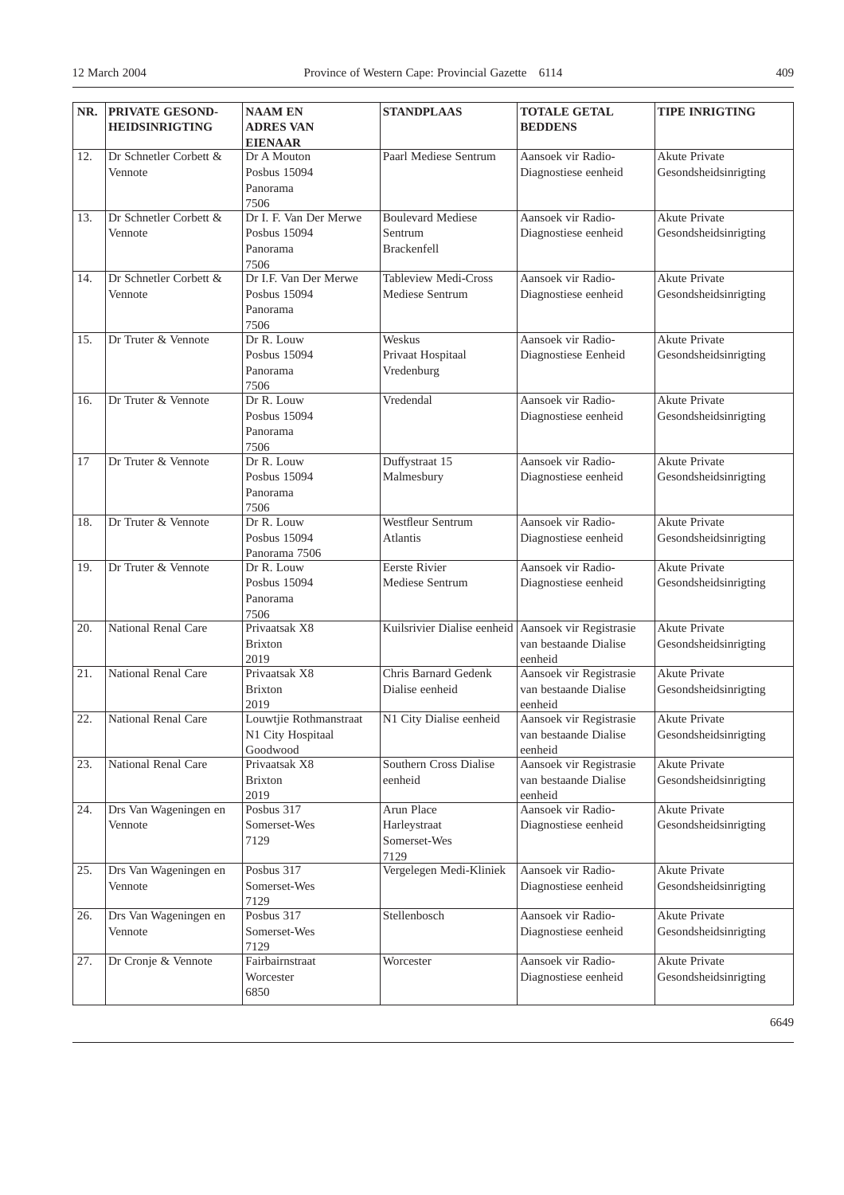| NR. | PRIVATE GESOND-HEIDSINRIGTING | NAAM EN ADRES VAN EIENAAR | STANDPLAAS | TOTALE GETAL BEDDENS | TIPE INRIGTING |
|---|---|---|---|---|---|
| 12. | Dr Schnetler Corbett & Vennote | Dr A Mouton Posbus 15094 Panorama 7506 | Paarl Mediese Sentrum | Aansoek vir Radio-Diagnostiese eenheid | Akute Private Gesondsheidsinrigting |
| 13. | Dr Schnetler Corbett & Vennote | Dr I. F. Van Der Merwe Posbus 15094 Panorama 7506 | Boulevard Mediese Sentrum Brackenfell | Aansoek vir Radio-Diagnostiese eenheid | Akute Private Gesondsheidsinrigting |
| 14. | Dr Schnetler Corbett & Vennote | Dr I.F. Van Der Merwe Posbus 15094 Panorama 7506 | Tableview Medi-Cross Mediese Sentrum | Aansoek vir Radio-Diagnostiese eenheid | Akute Private Gesondsheidsinrigting |
| 15. | Dr Truter & Vennote | Dr R. Louw Posbus 15094 Panorama 7506 | Weskus Privaat Hospitaal Vredenburg | Aansoek vir Radio-Diagnostiese Eenheid | Akute Private Gesondsheidsinrigting |
| 16. | Dr Truter & Vennote | Dr R. Louw Posbus 15094 Panorama 7506 | Vredendal | Aansoek vir Radio-Diagnostiese eenheid | Akute Private Gesondsheidsinrigting |
| 17 | Dr Truter & Vennote | Dr R. Louw Posbus 15094 Panorama 7506 | Duffystraat 15 Malmesbury | Aansoek vir Radio-Diagnostiese eenheid | Akute Private Gesondsheidsinrigting |
| 18. | Dr Truter & Vennote | Dr R. Louw Posbus 15094 Panorama 7506 | Westfleur Sentrum Atlantis | Aansoek vir Radio-Diagnostiese eenheid | Akute Private Gesondsheidsinrigting |
| 19. | Dr Truter & Vennote | Dr R. Louw Posbus 15094 Panorama 7506 | Eerste Rivier Mediese Sentrum | Aansoek vir Radio-Diagnostiese eenheid | Akute Private Gesondsheidsinrigting |
| 20. | National Renal Care | Privaatsak X8 Brixton 2019 | Kuilsrivier Dialise eenheid | Aansoek vir Registrasie van bestaande Dialise eenheid | Akute Private Gesondsheidsinrigting |
| 21. | National Renal Care | Privaatsak X8 Brixton 2019 | Chris Barnard Gedenk Dialise eenheid | Aansoek vir Registrasie van bestaande Dialise eenheid | Akute Private Gesondsheidsinrigting |
| 22. | National Renal Care | Louwtjie Rothmanstraat N1 City Hospitaal Goodwood | N1 City Dialise eenheid | Aansoek vir Registrasie van bestaande Dialise eenheid | Akute Private Gesondsheidsinrigting |
| 23. | National Renal Care | Privaatsak X8 Brixton 2019 | Southern Cross Dialise eenheid | Aansoek vir Registrasie van bestaande Dialise eenheid | Akute Private Gesondsheidsinrigting |
| 24. | Drs Van Wageningen en Vennote | Posbus 317 Somerset-Wes 7129 | Arun Place Harleystraat Somerset-Wes 7129 | Aansoek vir Radio-Diagnostiese eenheid | Akute Private Gesondsheidsinrigting |
| 25. | Drs Van Wageningen en Vennote | Posbus 317 Somerset-Wes 7129 | Vergelegen Medi-Kliniek | Aansoek vir Radio-Diagnostiese eenheid | Akute Private Gesondsheidsinrigting |
| 26. | Drs Van Wageningen en Vennote | Posbus 317 Somerset-Wes 7129 | Stellenbosch | Aansoek vir Radio-Diagnostiese eenheid | Akute Private Gesondsheidsinrigting |
| 27. | Dr Cronje & Vennote | Fairbairnstraat Worcester 6850 | Worcester | Aansoek vir Radio-Diagnostiese eenheid | Akute Private Gesondsheidsinrigting |

6649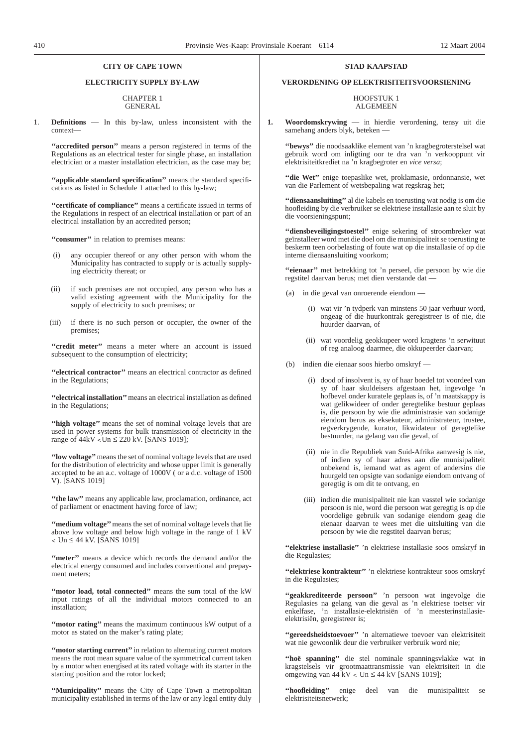**CITY OF CAPE TOWN**

**ELECTRICITY SUPPLY BY-LAW**

CHAPTER 1
GENERAL

1. **Definitions** — In this by-law, unless inconsistent with the context—

**''accredited person''** means a person registered in terms of the Regulations as an electrical tester for single phase, an installation electrician or a master installation electrician, as the case may be;

**''applicable standard specification''** means the standard specifications as listed in Schedule 1 attached to this by-law;

**''certificate of compliance''** means a certificate issued in terms of the Regulations in respect of an electrical installation or part of an electrical installation by an accredited person;

**''consumer''** in relation to premises means:

(i) any occupier thereof or any other person with whom the Municipality has contracted to supply or is actually supplying electricity thereat; or

(ii) if such premises are not occupied, any person who has a valid existing agreement with the Municipality for the supply of electricity to such premises; or

(iii) if there is no such person or occupier, the owner of the premises;

**''credit meter''** means a meter where an account is issued subsequent to the consumption of electricity;

**''electrical contractor''** means an electrical contractor as defined in the Regulations;

**''electrical installation''** means an electrical installation as defined in the Regulations;

**''high voltage''** means the set of nominal voltage levels that are used in power systems for bulk transmission of electricity in the range of 44kV < Un ≤ 220 kV. [SANS 1019];

**''low voltage''** means the set of nominal voltage levels that are used for the distribution of electricity and whose upper limit is generally accepted to be an a.c. voltage of 1000V ( or a d.c. voltage of 1500 V). [SANS 1019]

**''the law''** means any applicable law, proclamation, ordinance, act of parliament or enactment having force of law;

**''medium voltage''** means the set of nominal voltage levels that lie above low voltage and below high voltage in the range of 1 kV < Un ≤ 44 kV. [SANS 1019]

**''meter''** means a device which records the demand and/or the electrical energy consumed and includes conventional and prepayment meters;

**''motor load, total connected''** means the sum total of the kW input ratings of all the individual motors connected to an installation;

**''motor rating''** means the maximum continuous kW output of a motor as stated on the maker's rating plate;

**''motor starting current''** in relation to alternating current motors means the root mean square value of the symmetrical current taken by a motor when energised at its rated voltage with its starter in the starting position and the rotor locked;

**''Municipality''** means the City of Cape Town a metropolitan municipality established in terms of the law or any legal entity duly

**STAD KAAPSTAD**

**VERORDENING OP ELEKTRISITEITSVOORSIENING**

HOOFSTUK 1
ALGEMEEN

**1. Woordomskrywing** — in hierdie verordening, tensy uit die samehang anders blyk, beteken —

**''bewys''** die noodsaaklike element van 'n kragbegroterstelsel wat gebruik word om inligting oor te dra van 'n verkooppunt vir elektrisiteitkrediet na 'n kragbegroter en *vice versa*;

**''die Wet''** enige toepaslike wet, proklamasie, ordonnansie, wet van die Parlement of wetsbepaling wat regskrag het;

**''diensaansluiting''** al die kabels en toerusting wat nodig is om die hoofleiding by die verbruiker se elektriese installasie aan te sluit by die voorsieningspunt;

**''diensbeveiligingstoestel''** enige sekering of stroombreker wat geïnstalleer word met die doel om die munisipaliteit se toerusting te beskerm teen oorbelasting of foute wat op die installasie of op die interne diensaansluiting voorkom;

**''eienaar''** met betrekking tot 'n perseel, die persoon by wie die regstitel daarvan berus; met dien verstande dat —

(a) in die geval van onroerende eiendom —

(i) wat vir 'n tydperk van minstens 50 jaar verhuur word, ongeag of die huurkontrak geregistreer is of nie, die huurder daarvan, of

(ii) wat voordelig geokkupeer word kragtens 'n serwituut of reg analoog daarmee, die okkupeerder daarvan;

(b) indien die eienaar soos hierbo omskryf —

(i) dood of insolvent is, sy of haar boedel tot voordeel van sy of haar skuldeisers afgestaan het, ingevolge 'n hofbevel onder kuratele geplaas is, of 'n maatskappy is wat gelikwideer of onder geregtelike bestuur geplaas is, die persoon by wie die administrasie van sodanige eiendom berus as eksekuteur, administrateur, trustee, regverkrygende, kurator, likwidateur of geregtelike bestuurder, na gelang van die geval, of

(ii) nie in die Republiek van Suid-Afrika aanwesig is nie, of indien sy of haar adres aan die munisipaliteit onbekend is, iemand wat as agent of andersins die huurgeld ten opsigte van sodanige eiendom ontvang of geregtig is om dit te ontvang, en

(iii) indien die munisipaliteit nie kan vasstel wie sodanige persoon is nie, word die persoon wat geregtig is op die voordelige gebruik van sodanige eiendom geag die eienaar daarvan te wees met die uitsluiting van die persoon by wie die regstitel daarvan berus;

**''elektriese installasie''** 'n elektriese installasie soos omskryf in die Regulasies;

**''elektriese kontrakteur''** 'n elektriese kontrakteur soos omskryf in die Regulasies;

**''geakkrediteerde persoon''** 'n persoon wat ingevolge die Regulasies na gelang van die geval as 'n elektriese toetser vir enkelfase, 'n installasie-elektrisiën of 'n meesterinstallasie-elektrisiën, geregistreer is;

**''gereedsheidstoevoer''** 'n alternatiewe toevoer van elektrisiteit wat nie gewoonlik deur die verbruiker verbruik word nie;

**''hoë spanning''** die stel nominale spanningsvlakke wat in kragstelsels vir grootmaattransmissie van elektrisiteit in die omgewing van 44 kV < Un ≤ 44 kV [SANS 1019];

**''hoofleiding''** enige deel van die munisipaliteit se elektrisiteitsnetwerk;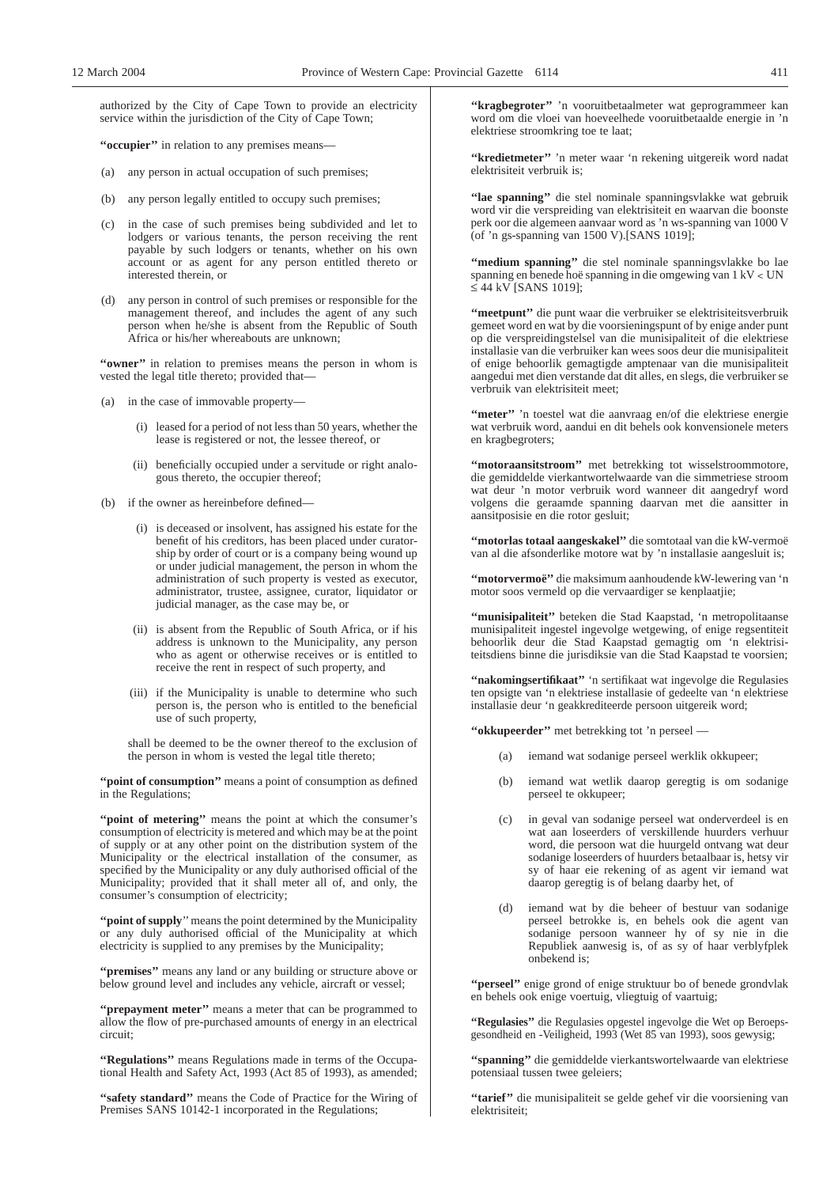authorized by the City of Cape Town to provide an electricity service within the jurisdiction of the City of Cape Town;

**''occupier''** in relation to any premises means—

(a) any person in actual occupation of such premises;

(b) any person legally entitled to occupy such premises;

(c) in the case of such premises being subdivided and let to lodgers or various tenants, the person receiving the rent payable by such lodgers or tenants, whether on his own account or as agent for any person entitled thereto or interested therein, or

(d) any person in control of such premises or responsible for the management thereof, and includes the agent of any such person when he/she is absent from the Republic of South Africa or his/her whereabouts are unknown;

**''owner''** in relation to premises means the person in whom is vested the legal title thereto; provided that—

(a) in the case of immovable property—

(i) leased for a period of not less than 50 years, whether the lease is registered or not, the lessee thereof, or

(ii) beneficially occupied under a servitude or right analogous thereto, the occupier thereof;

(b) if the owner as hereinbefore defined—

(i) is deceased or insolvent, has assigned his estate for the benefit of his creditors, has been placed under curatorship by order of court or is a company being wound up or under judicial management, the person in whom the administration of such property is vested as executor, administrator, trustee, assignee, curator, liquidator or judicial manager, as the case may be, or

(ii) is absent from the Republic of South Africa, or if his address is unknown to the Municipality, any person who as agent or otherwise receives or is entitled to receive the rent in respect of such property, and

(iii) if the Municipality is unable to determine who such person is, the person who is entitled to the beneficial use of such property,

shall be deemed to be the owner thereof to the exclusion of the person in whom is vested the legal title thereto;

**''point of consumption''** means a point of consumption as defined in the Regulations;

**''point of metering''** means the point at which the consumer's consumption of electricity is metered and which may be at the point of supply or at any other point on the distribution system of the Municipality or the electrical installation of the consumer, as specified by the Municipality or any duly authorised official of the Municipality; provided that it shall meter all of, and only, the consumer's consumption of electricity;

**''point of supply''** means the point determined by the Municipality or any duly authorised official of the Municipality at which electricity is supplied to any premises by the Municipality;

**''premises''** means any land or any building or structure above or below ground level and includes any vehicle, aircraft or vessel;

**''prepayment meter''** means a meter that can be programmed to allow the flow of pre-purchased amounts of energy in an electrical circuit;

**''Regulations''** means Regulations made in terms of the Occupational Health and Safety Act, 1993 (Act 85 of 1993), as amended;

**''safety standard''** means the Code of Practice for the Wiring of Premises SANS 10142-1 incorporated in the Regulations;

**''kragbegroter''** 'n vooruitbetaalmeter wat geprogrammeer kan word om die vloei van hoeveelhede vooruitbetaalde energie in 'n elektriese stroomkring toe te laat;

**''kredietmeter''** 'n meter waar 'n rekening uitgereik word nadat elektrisiteit verbruik is;

**''lae spanning''** die stel nominale spanningsvlakke wat gebruik word vir die verspreiding van elektrisiteit en waarvan die boonste perk oor die algemeen aanvaar word as 'n ws-spanning van 1000 V (of 'n gs-spanning van 1500 V).[SANS 1019];

**''medium spanning''** die stel nominale spanningsvlakke bo lae spanning en benede hoë spanning in die omgewing van 1 kV < UN ≤ 44 kV [SANS 1019];

**''meetpunt''** die punt waar die verbruiker se elektrisiteitsverbruik gemeet word en wat by die voorsieningspunt of by enige ander punt op die verspreidingstelsel van die munisipaliteit of die elektriese installasie van die verbruiker kan wees soos deur die munisipaliteit of enige behoorlik gemagtigde amptenaar van die munisipaliteit aangedui met dien verstande dat dit alles, en slegs, die verbruiker se verbruik van elektrisiteit meet;

**''meter''** 'n toestel wat die aanvraag en/of die elektriese energie wat verbruik word, aandui en dit behels ook konvensionele meters en kragbegroters;

**''motoraansitstroom''** met betrekking tot wisselstroommotore, die gemiddelde vierkantwortelwaarde van die simmetriese stroom wat deur 'n motor verbruik word wanneer dit aangedryf word volgens die geraamde spanning daarvan met die aansitter in aansitposisie en die rotor gesluit;

**''motorlas totaal aangeskakel''** die somtotaal van die kW-vermoë van al die afsonderlike motore wat by 'n installasie aangesluit is;

**''motorvermoë''** die maksimum aanhoudende kW-lewering van 'n motor soos vermeld op die vervaardiger se kenplaatjie;

**''munisipaliteit''** beteken die Stad Kaapstad, 'n metropolitaanse munisipaliteit ingestel ingevolge wetgewing, of enige regsentiteit behoorlik deur die Stad Kaapstad gemagtig om 'n elektrisiteitsdiens binne die jurisdiksie van die Stad Kaapstad te voorsien;

**''nakomingsertifikaat''** 'n sertifikaat wat ingevolge die Regulasies ten opsigte van 'n elektriese installasie of gedeelte van 'n elektriese installasie deur 'n geakkrediteerde persoon uitgereik word;

**''okkupeerder''** met betrekking tot 'n perseel —

(a) iemand wat sodanige perseel werklik okkupeer;

(b) iemand wat wetlik daarop geregtig is om sodanige perseel te okkupeer;

(c) in geval van sodanige perseel wat onderverdeel is en wat aan loseerders of verskillende huurders verhuur word, die persoon wat die huurgeld ontvang wat deur sodanige loseerders of huurders betaalbaar is, hetsy vir sy of haar eie rekening of as agent vir iemand wat daarop geregtig is of belang daarby het, of

(d) iemand wat by die beheer of bestuur van sodanige perseel betrokke is, en behels ook die agent van sodanige persoon wanneer hy of sy nie in die Republiek aanwesig is, of as sy of haar verblyfplek onbekend is;

**''perseel''** enige grond of enige struktuur bo of benede grondvlak en behels ook enige voertuig, vliegtuig of vaartuig;

**''Regulasies''** die Regulasies opgestel ingevolge die Wet op Beroepsgesondheid en -Veiligheid, 1993 (Wet 85 van 1993), soos gewysig;

**''spanning''** die gemiddelde vierkantswortelwaarde van elektriese potensiaal tussen twee geleiers;

**''tarief''** die munisipaliteit se gelde gehef vir die voorsiening van elektrisiteit;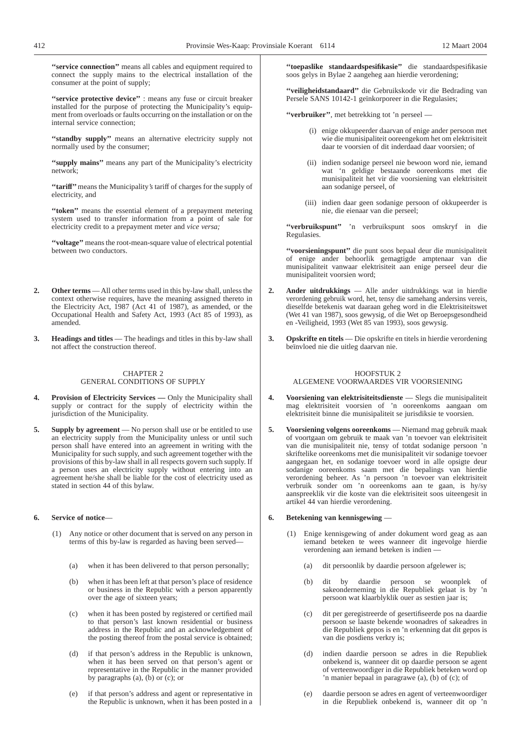**"service connection"** means all cables and equipment required to connect the supply mains to the electrical installation of the consumer at the point of supply;

**"service protective device"** : means any fuse or circuit breaker installed for the purpose of protecting the Municipality's equipment from overloads or faults occurring on the installation or on the internal service connection;

**"standby supply"** means an alternative electricity supply not normally used by the consumer;

**"supply mains"** means any part of the Municipality's electricity network;

**"tariff"** means the Municipality's tariff of charges for the supply of electricity, and

**"token"** means the essential element of a prepayment metering system used to transfer information from a point of sale for electricity credit to a prepayment meter and *vice versa;*

**"voltage"** means the root-mean-square value of electrical potential between two conductors.

**2. Other terms** — All other terms used in this by-law shall, unless the context otherwise requires, have the meaning assigned thereto in the Electricity Act, 1987 (Act 41 of 1987), as amended, or the Occupational Health and Safety Act, 1993 (Act 85 of 1993), as amended.

**3. Headings and titles** — The headings and titles in this by-law shall not affect the construction thereof.

## CHAPTER 2
## GENERAL CONDITIONS OF SUPPLY

**4. Provision of Electricity Services —** Only the Municipality shall supply or contract for the supply of electricity within the jurisdiction of the Municipality.

**5. Supply by agreement** — No person shall use or be entitled to use an electricity supply from the Municipality unless or until such person shall have entered into an agreement in writing with the Municipality for such supply, and such agreement together with the provisions of this by-law shall in all respects govern such supply. If a person uses an electricity supply without entering into an agreement he/she shall be liable for the cost of electricity used as stated in section 44 of this bylaw.

**6. Service of notice**—

(1) Any notice or other document that is served on any person in terms of this by-law is regarded as having been served—

(a) when it has been delivered to that person personally;

(b) when it has been left at that person's place of residence or business in the Republic with a person apparently over the age of sixteen years;

(c) when it has been posted by registered or certified mail to that person's last known residential or business address in the Republic and an acknowledgement of the posting thereof from the postal service is obtained;

(d) if that person's address in the Republic is unknown, when it has been served on that person's agent or representative in the Republic in the manner provided by paragraphs (a), (b) or (c); or

(e) if that person's address and agent or representative in the Republic is unknown, when it has been posted in a

---

**"toepaslike standaardspesifikasie"** die standaardspesifikasie soos gelys in Bylae 2 aangeheg aan hierdie verordening;

**"veiligheidstandaard"** die Gebruikskode vir die Bedrading van Persele SANS 10142-1 geïnkorporeer in die Regulasies;

**"verbruiker"**, met betrekking tot 'n perseel —

(i) enige okkupeerder daarvan of enige ander persoon met wie die munisipaliteit ooreengekom het om elektrisiteit daar te voorsien of dit inderdaad daar voorsien; of

(ii) indien sodanige perseel nie bewoon word nie, iemand wat 'n geldige bestaande ooreenkoms met die munisipaliteit het vir die voorsiening van elektrisiteit aan sodanige perseel, of

(iii) indien daar geen sodanige persoon of okkupeerder is nie, die eienaar van die perseel;

**"verbruikspunt"** 'n verbruikspunt soos omskryf in die Regulasies.

**"voorsieningspunt"** die punt soos bepaal deur die munisipaliteit of enige ander behoorlik gemagtigde amptenaar van die munisipaliteit vanwaar elektrisiteit aan enige perseel deur die munisipaliteit voorsien word;

**2. Ander uitdrukkings** — Alle ander uitdrukkings wat in hierdie verordening gebruik word, het, tensy die samehang andersins vereis, dieselfde betekenis wat daaraan geheg word in die Elektrisiteitswet (Wet 41 van 1987), soos gewysig, of die Wet op Beroepsgesondheid en -Veiligheid, 1993 (Wet 85 van 1993), soos gewysig.

**3. Opskrifte en titels** — Die opskrifte en titels in hierdie verordening beïnvloed nie die uitleg daarvan nie.

## HOOFSTUK 2
## ALGEMENE VOORWAARDES VIR VOORSIENING

**4. Voorsiening van elektrisiteitsdienste** — Slegs die munisipaliteit mag elektrisiteit voorsien of 'n ooreenkoms aangaan om elektrisiteit binne die munisipaliteit se jurisdiksie te voorsien.

**5. Voorsiening volgens ooreenkoms** — Niemand mag gebruik maak of voortgaan om gebruik te maak van 'n toevoer van elektrisiteit van die munisipaliteit nie, tensy of totdat sodanige persoon 'n skriftelike ooreenkoms met die munisipaliteit vir sodanige toevoer aangegaan het, en sodanige toevoer word in alle opsigte deur sodanige ooreenkoms saam met die bepalings van hierdie verordening beheer. As 'n persoon 'n toevoer van elektrisiteit verbruik sonder om 'n ooreenkoms aan te gaan, is hy/sy aanspreeklik vir die koste van die elektrisiteit soos uiteengesit in artikel 44 van hierdie verordening.

**6. Betekening van kennisgewing** —

(1) Enige kennisgewing of ander dokument word geag as aan iemand beteken te wees wanneer dit ingevolge hierdie verordening aan iemand beteken is indien —

(a) dit persoonlik by daardie persoon afgelewer is;

(b) dit by daardie persoon se woonplek of sakeonderneming in die Republiek gelaat is by 'n persoon wat klaarblyklik ouer as sestien jaar is;

(c) dit per geregistreerde of gesertifiseerde pos na daardie persoon se laaste bekende woonadres of sakeadres in die Republiek gepos is en 'n erkenning dat dit gepos is van die posdiens verkry is;

(d) indien daardie persoon se adres in die Republiek onbekend is, wanneer dit op daardie persoon se agent of verteenwoordiger in die Republiek beteken word op 'n manier bepaal in paragrawe (a), (b) of (c); of

(e) daardie persoon se adres en agent of verteenwoordiger in die Republiek onbekend is, wanneer dit op 'n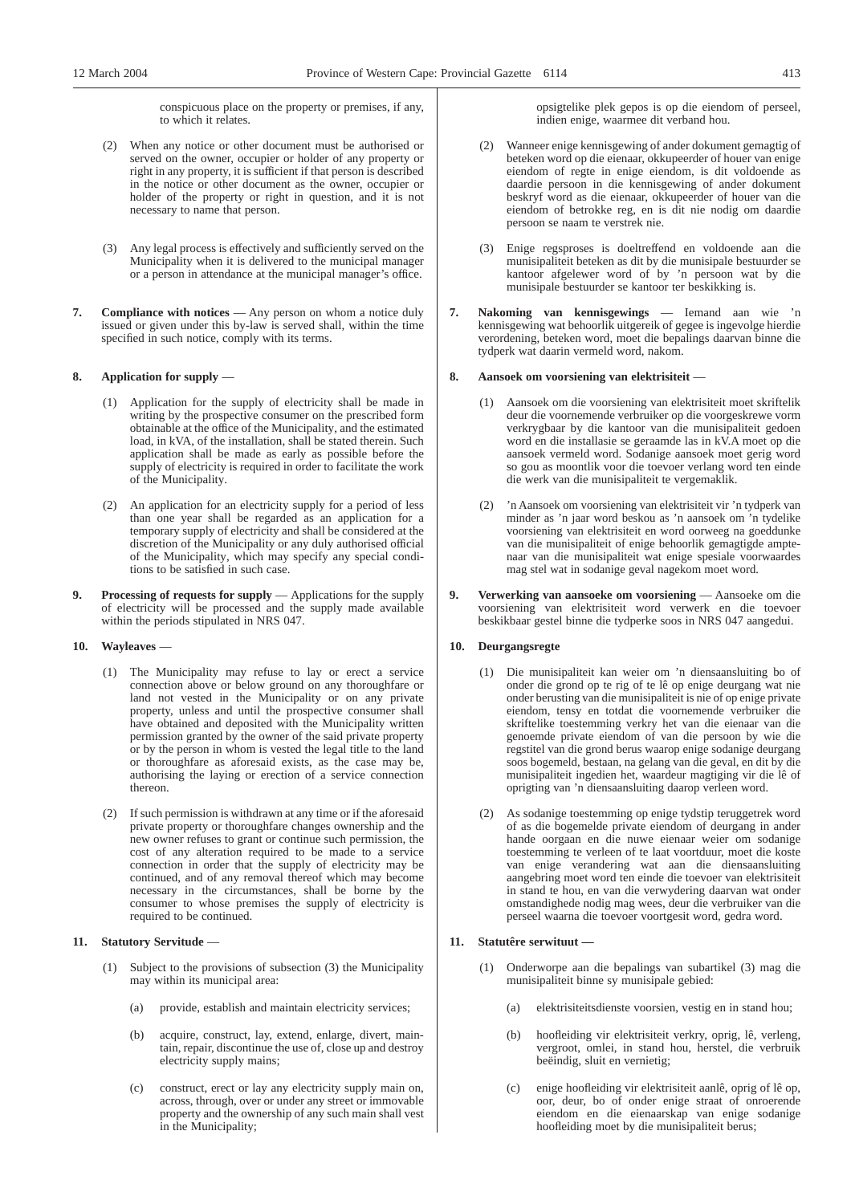conspicuous place on the property or premises, if any, to which it relates.

(2) When any notice or other document must be authorised or served on the owner, occupier or holder of any property or right in any property, it is sufficient if that person is described in the notice or other document as the owner, occupier or holder of the property or right in question, and it is not necessary to name that person.

(3) Any legal process is effectively and sufficiently served on the Municipality when it is delivered to the municipal manager or a person in attendance at the municipal manager's office.

**7. Compliance with notices** — Any person on whom a notice duly issued or given under this by-law is served shall, within the time specified in such notice, comply with its terms.

**8. Application for supply** —

(1) Application for the supply of electricity shall be made in writing by the prospective consumer on the prescribed form obtainable at the office of the Municipality, and the estimated load, in kVA, of the installation, shall be stated therein. Such application shall be made as early as possible before the supply of electricity is required in order to facilitate the work of the Municipality.

(2) An application for an electricity supply for a period of less than one year shall be regarded as an application for a temporary supply of electricity and shall be considered at the discretion of the Municipality or any duly authorised official of the Municipality, which may specify any special conditions to be satisfied in such case.

**9. Processing of requests for supply** — Applications for the supply of electricity will be processed and the supply made available within the periods stipulated in NRS 047.

**10. Wayleaves** —

(1) The Municipality may refuse to lay or erect a service connection above or below ground on any thoroughfare or land not vested in the Municipality or on any private property, unless and until the prospective consumer shall have obtained and deposited with the Municipality written permission granted by the owner of the said private property or by the person in whom is vested the legal title to the land or thoroughfare as aforesaid exists, as the case may be, authorising the laying or erection of a service connection thereon.

(2) If such permission is withdrawn at any time or if the aforesaid private property or thoroughfare changes ownership and the new owner refuses to grant or continue such permission, the cost of any alteration required to be made to a service connection in order that the supply of electricity may be continued, and of any removal thereof which may become necessary in the circumstances, shall be borne by the consumer to whose premises the supply of electricity is required to be continued.

**11. Statutory Servitude** —

(1) Subject to the provisions of subsection (3) the Municipality may within its municipal area:

(a) provide, establish and maintain electricity services;

(b) acquire, construct, lay, extend, enlarge, divert, maintain, repair, discontinue the use of, close up and destroy electricity supply mains;

(c) construct, erect or lay any electricity supply main on, across, through, over or under any street or immovable property and the ownership of any such main shall vest in the Municipality;

opsigtelike plek gepos is op die eiendom of perseel, indien enige, waarmee dit verband hou.

(2) Wanneer enige kennisgewing of ander dokument gemagtig of beteken word op die eienaar, okkupeerder of houer van enige eiendom of regte in enige eiendom, is dit voldoende as daardie persoon in die kennisgewing of ander dokument beskryf word as die eienaar, okkupeerder of houer van die eiendom of betrokke reg, en is dit nie nodig om daardie persoon se naam te verstrek nie.

(3) Enige regsproses is doeltreffend en voldoende aan die munisipaliteit beteken as dit by die munisipale bestuurder se kantoor afgelewer word of by 'n persoon wat by die munisipale bestuurder se kantoor ter beskikking is.

**7. Nakoming van kennisgewings** — Iemand aan wie 'n kennisgewing wat behoorlik uitgereik of gegee is ingevolge hierdie verordening, beteken word, moet die bepalings daarvan binne die tydperk wat daarin vermeld word, nakom.

**8. Aansoek om voorsiening van elektrisiteit** —

(1) Aansoek om die voorsiening van elektrisiteit moet skriftelik deur die voornemende verbruiker op die voorgeskrewe vorm verkrygbaar by die kantoor van die munisipaliteit gedoen word en die installasie se geraamde las in kV.A moet op die aansoek vermeld word. Sodanige aansoek moet gerig word so gou as moontlik voor die toevoer verlang word ten einde die werk van die munisipaliteit te vergemaklik.

(2) 'n Aansoek om voorsiening van elektrisiteit vir 'n tydperk van minder as 'n jaar word beskou as 'n aansoek om 'n tydelike voorsiening van elektrisiteit en word oorweeg na goeddunke van die munisipaliteit of enige behoorlik gemagtigde amptenaar van die munisipaliteit wat enige spesiale voorwaardes mag stel wat in sodanige geval nagekom moet word.

**9. Verwerking van aansoeke om voorsiening** — Aansoeke om die voorsiening van elektrisiteit word verwerk en die toevoer beskikbaar gestel binne die tydperke soos in NRS 047 aangedui.

**10. Deurgangsregte**

(1) Die munisipaliteit kan weier om 'n diensaansluiting bo of onder die grond op te rig of te lê op enige deurgang wat nie onder berusting van die munisipaliteit is nie of op enige private eiendom, tensy en totdat die voornemende verbruiker die skriftelike toestemming verkry het van die eienaar van die genoemde private eiendom of van die persoon by wie die regstitel van die grond berus waarop enige sodanige deurgang soos bogemeld, bestaan, na gelang van die geval, en dit by die munisipaliteit ingedien het, waardeur magtiging vir die lê of oprigting van 'n diensaansluiting daarop verleen word.

(2) As sodanige toestemming op enige tydstip teruggetrek word of as die bogemelde private eiendom of deurgang in ander hande oorgaan en die nuwe eienaar weier om sodanige toestemming te verleen of te laat voortduur, moet die koste van enige verandering wat aan die diensaansluiting aangebring moet word ten einde die toevoer van elektrisiteit in stand te hou, en van die verwydering daarvan wat onder omstandighede nodig mag wees, deur die verbruiker van die perseel waarna die toevoer voortgesit word, gedra word.

**11. Statutêre serwituut —**

(1) Onderworpe aan die bepalings van subartikel (3) mag die munisipaliteit binne sy munisipale gebied:

(a) elektrisiteitsdienste voorsien, vestig en in stand hou;

(b) hoofleiding vir elektrisiteit verkry, oprig, lê, verleng, vergroot, omlei, in stand hou, herstel, die verbruik beëindig, sluit en vernietig;

(c) enige hoofleiding vir elektrisiteit aanlê, oprig of lê op, oor, deur, bo of onder enige straat of onroerende eiendom en die eienaarskap van enige sodanige hoofleiding moet by die munisipaliteit berus;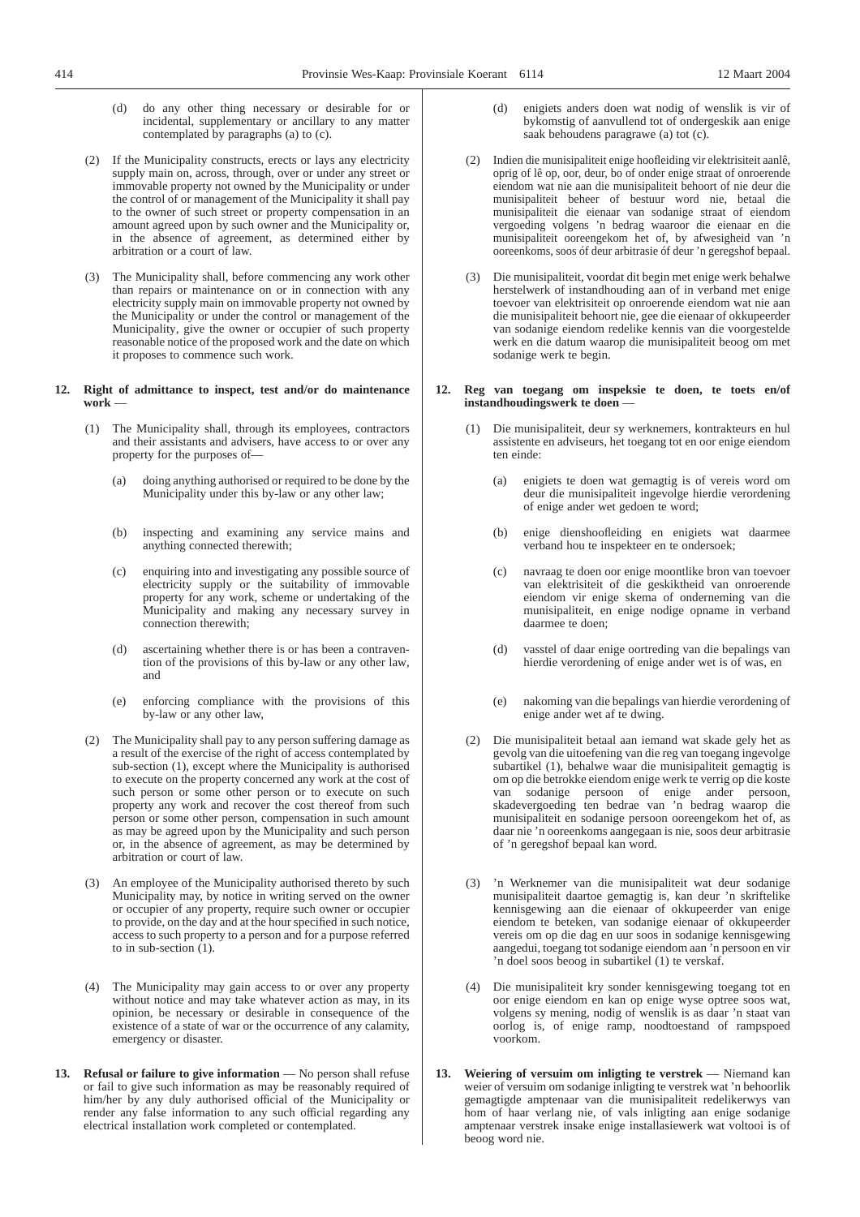(d) do any other thing necessary or desirable for or incidental, supplementary or ancillary to any matter contemplated by paragraphs (a) to (c).

(2) If the Municipality constructs, erects or lays any electricity supply main on, across, through, over or under any street or immovable property not owned by the Municipality or under the control of or management of the Municipality it shall pay to the owner of such street or property compensation in an amount agreed upon by such owner and the Municipality or, in the absence of agreement, as determined either by arbitration or a court of law.

(3) The Municipality shall, before commencing any work other than repairs or maintenance on or in connection with any electricity supply main on immovable property not owned by the Municipality or under the control or management of the Municipality, give the owner or occupier of such property reasonable notice of the proposed work and the date on which it proposes to commence such work.

**12. Right of admittance to inspect, test and/or do maintenance work** —

(1) The Municipality shall, through its employees, contractors and their assistants and advisers, have access to or over any property for the purposes of—

(a) doing anything authorised or required to be done by the Municipality under this by-law or any other law;

(b) inspecting and examining any service mains and anything connected therewith;

(c) enquiring into and investigating any possible source of electricity supply or the suitability of immovable property for any work, scheme or undertaking of the Municipality and making any necessary survey in connection therewith;

(d) ascertaining whether there is or has been a contravention of the provisions of this by-law or any other law, and

(e) enforcing compliance with the provisions of this by-law or any other law,

(2) The Municipality shall pay to any person suffering damage as a result of the exercise of the right of access contemplated by sub-section (1), except where the Municipality is authorised to execute on the property concerned any work at the cost of such person or some other person or to execute on such property any work and recover the cost thereof from such person or some other person, compensation in such amount as may be agreed upon by the Municipality and such person or, in the absence of agreement, as may be determined by arbitration or court of law.

(3) An employee of the Municipality authorised thereto by such Municipality may, by notice in writing served on the owner or occupier of any property, require such owner or occupier to provide, on the day and at the hour specified in such notice, access to such property to a person and for a purpose referred to in sub-section (1).

(4) The Municipality may gain access to or over any property without notice and may take whatever action as may, in its opinion, be necessary or desirable in consequence of the existence of a state of war or the occurrence of any calamity, emergency or disaster.

**13. Refusal or failure to give information** — No person shall refuse or fail to give such information as may be reasonably required of him/her by any duly authorised official of the Municipality or render any false information to any such official regarding any electrical installation work completed or contemplated.

(d) enigiets anders doen wat nodig of wenslik is vir of bykomstig of aanvullend tot of ondergeskik aan enige saak behoudens paragrawe (a) tot (c).

(2) Indien die munisipaliteit enige hoofleiding vir elektrisiteit aanlê, oprig of lê op, oor, deur, bo of onder enige straat of onroerende eiendom wat nie aan die munisipaliteit behoort of nie deur die munisipaliteit beheer of bestuur word nie, betaal die munisipaliteit die eienaar van sodanige straat of eiendom vergoeding volgens 'n bedrag waaroor die eienaar en die munisipaliteit ooreengekom het of, by afwesigheid van 'n ooreenkoms, soos óf deur arbitrasie óf deur 'n geregshof bepaal.

(3) Die munisipaliteit, voordat dit begin met enige werk behalwe herstelwerk of instandhouding aan of in verband met enige toevoer van elektrisiteit op onroerende eiendom wat nie aan die munisipaliteit behoort nie, gee die eienaar of okkupeerder van sodanige eiendom redelike kennis van die voorgestelde werk en die datum waarop die munisipaliteit beoog om met sodanige werk te begin.

**12. Reg van toegang om inspeksie te doen, te toets en/of instandhoudingswerk te doen** —

(1) Die munisipaliteit, deur sy werknemers, kontrakteurs en hul assistente en adviseurs, het toegang tot en oor enige eiendom ten einde:

(a) enigiets te doen wat gemagtig is of vereis word om deur die munisipaliteit ingevolge hierdie verordening of enige ander wet gedoen te word;

(b) enige dienshoofleiding en enigiets wat daarmee verband hou te inspekteer en te ondersoek;

(c) navraag te doen oor enige moontlike bron van toevoer van elektrisiteit of die geskiktheid van onroerende eiendom vir enige skema of onderneming van die munisipaliteit, en enige nodige opname in verband daarmee te doen;

(d) vasstel of daar enige oortreding van die bepalings van hierdie verordening of enige ander wet is of was, en

(e) nakoming van die bepalings van hierdie verordening of enige ander wet af te dwing.

(2) Die munisipaliteit betaal aan iemand wat skade gely het as gevolg van die uitoefening van die reg van toegang ingevolge subartikel (1), behalwe waar die munisipaliteit gemagtig is om op die betrokke eiendom enige werk te verrig op die koste van sodanige persoon of enige ander persoon, skadevergoeding ten bedrae van 'n bedrag waarop die munisipaliteit en sodanige persoon ooreengekom het of, as daar nie 'n ooreenkoms aangegaan is nie, soos deur arbitrasie of 'n geregshof bepaal kan word.

(3) 'n Werknemer van die munisipaliteit wat deur sodanige munisipaliteit daartoe gemagtig is, kan deur 'n skriftelike kennisgewing aan die eienaar of okkupeerder van enige eiendom te beteken, van sodanige eienaar of okkupeerder vereis om op die dag en uur soos in sodanige kennisgewing aangedui, toegang tot sodanige eiendom aan 'n persoon en vir 'n doel soos beoog in subartikel (1) te verskaf.

(4) Die munisipaliteit kry sonder kennisgewing toegang tot en oor enige eiendom en kan op enige wyse optree soos wat, volgens sy mening, nodig of wenslik is as daar 'n staat van oorlog is, of enige ramp, noodtoestand of rampspoed voorkom.

**13. Weiering of versuim om inligting te verstrek** — Niemand kan weier of versuim om sodanige inligting te verstrek wat 'n behoorlik gemagtigde amptenaar van die munisipaliteit redelikerwys van hom of haar verlang nie, of vals inligting aan enige sodanige amptenaar verstrek insake enige installasiewerk wat voltooi is of beoog word nie.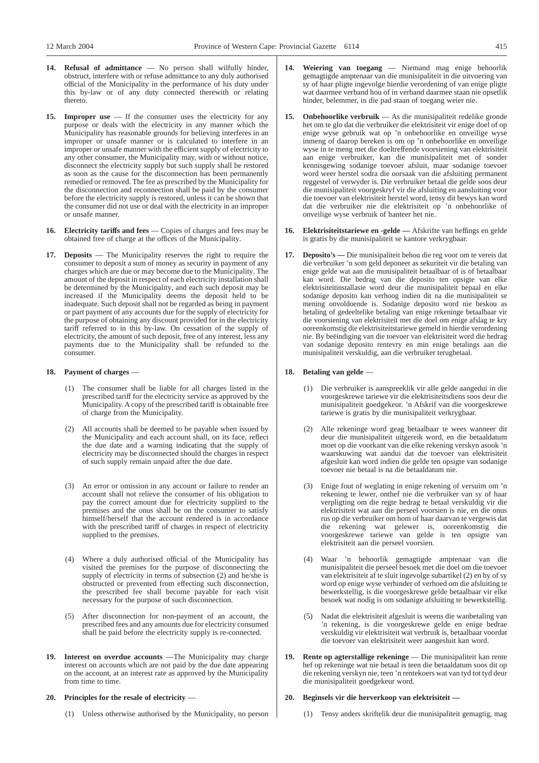**14. Refusal of admittance** — No person shall wilfully hinder, obstruct, interfere with or refuse admittance to any duly authorised official of the Municipality in the performance of his duty under this by-law or of any duty connected therewith or relating thereto.

**15. Improper use** — If the consumer uses the electricity for any purpose or deals with the electricity in any manner which the Municipality has reasonable grounds for believing interferes in an improper or unsafe manner or is calculated to interfere in an improper or unsafe manner with the efficient supply of electricity to any other consumer, the Municipality may, with or without notice, disconnect the electricity supply but such supply shall be restored as soon as the cause for the disconnection has been permanently remedied or removed. The fee as prescribed by the Municipality for the disconnection and reconnection shall be paid by the consumer before the electricity supply is restored, unless it can be shown that the consumer did not use or deal with the electricity in an improper or unsafe manner.

**16. Electricity tariffs and fees** — Copies of charges and fees may be obtained free of charge at the offices of the Municipality.

**17. Deposits** — The Municipality reserves the right to require the consumer to deposit a sum of money as security in payment of any charges which are due or may become due to the Municipality. The amount of the deposit in respect of each electricity installation shall be determined by the Municipality, and each such deposit may be increased if the Municipality deems the deposit held to be inadequate. Such deposit shall not be regarded as being in payment or part payment of any accounts due for the supply of electricity for the purpose of obtaining any discount provided for in the electricity tariff referred to in this by-law. On cessation of the supply of electricity, the amount of such deposit, free of any interest, less any payments due to the Municipality shall be refunded to the consumer.

**18. Payment of charges** —

(1) The consumer shall be liable for all charges listed in the prescribed tariff for the electricity service as approved by the Municipality. A copy of the prescribed tariff is obtainable free of charge from the Municipality.

(2) All accounts shall be deemed to be payable when issued by the Municipality and each account shall, on its face, reflect the due date and a warning indicating that the supply of electricity may be disconnected should the charges in respect of such supply remain unpaid after the due date.

(3) An error or omission in any account or failure to render an account shall not relieve the consumer of his obligation to pay the correct amount due for electricity supplied to the premises and the onus shall be on the consumer to satisfy himself/herself that the account rendered is in accordance with the prescribed tariff of charges in respect of electricity supplied to the premises.

(4) Where a duly authorised official of the Municipality has visited the premises for the purpose of disconnecting the supply of electricity in terms of subsection (2) and he/she is obstructed or prevented from effecting such disconnection, the prescribed fee shall become payable for each visit necessary for the purpose of such disconnection.

(5) After disconnection for non-payment of an account, the prescribed fees and any amounts due for electricity consumed shall be paid before the electricity supply is re-connected.

**19. Interest on overdue accounts** —The Municipality may charge interest on accounts which are not paid by the due date appearing on the account, at an interest rate as approved by the Municipality from time to time.

**20. Principles for the resale of electricity** —

(1) Unless otherwise authorised by the Municipality, no person

**14. Weiering van toegang** — Niemand mag enige behoorlik gemagtigde amptenaar van die munisipaliteit in die uitvoering van sy of haar pligte ingevolge hierdie verordening of van enige pligte wat daarmee verband hou of in verband daarmee staan nie opsetlik hinder, belemmer, in die pad staan of toegang weier nie.

**15. Onbehoorlike verbruik** — As die munisipaliteit redelike gronde het om te glo dat die verbruiker die elektrisiteit vir enige doel of op enige wyse gebruik wat op 'n onbehoorlike en onveilige wyse inmeng of daarop bereken is om op 'n onbehoorlike en onveilige wyse in te meng met die doeltreffende voorsiening van elektrisiteit aan enige verbruiker, kan die munisipaliteit met of sonder kennisgewing sodanige toevoer afsluit, maar sodanige toevoer word weer herstel sodra die oorsaak van die afsluiting permanent reggestel of verwyder is. Die verbruiker betaal die gelde soos deur die munisipaliteit voorgeskryf vir die afsluiting en aansluiting voor die toevoer van elektrisiteit herstel word, tensy dit bewys kan word dat die verbruiker nie die elektrisiteit op 'n onbehoorlike of onveilige wyse verbruik of hanteer het nie.

**16. Elektrisiteitstariewe en -gelde —** Afskrifte van heffings en gelde is gratis by die munisipaliteit se kantore verkrygbaar.

**17. Deposito's —** Die munisipaliteit behou die reg voor om te vereis dat die verbruiker 'n som geld deponeer as sekuriteit vir die betaling van enige gelde wat aan die munisipaliteit betaalbaar of is of betaalbaar kan word. Die bedrag van die deposito ten opsigte van elke elektrisiteitinstallasie word deur die munisipaliteit bepaal en elke sodanige deposito kan verhoog indien dit na die munisipaliteit se mening onvoldoende is. Sodanige deposito word nie beskou as betaling of gedeeltelike betaling van enige rekeninge betaalbaar vir die voorsiening van elektrisiteit met die doel om enige afslag te kry ooreenkomstig die elektrisiteitstariewe gemeld in hierdie verordening nie. By beëindiging van die toevoer van elektrisiteit word die bedrag van sodanige deposito rentevry en min enige betalings aan die munisipaliteit verskuldig, aan die verbruiker terugbetaal.

**18. Betaling van gelde** —

(1) Die verbruiker is aanspreeklik vir alle gelde aangedui in die voorgeskrewe tariewe vir die elektrisiteitsdiens soos deur die munisipaliteit goedgekeur. 'n Afskrif van die voorgeskrewe tariewe is gratis by die munisipaliteit verkrygbaar.

(2) Alle rekeninge word geag betaalbaar te wees wanneer dit deur die munisipaliteit uitgereik word, en die betaaldatum moet op die voorkant van die elke rekening verskyn asook 'n waarskuwing wat aandui dat die toevoer van elektrisiteit afgesluit kan word indien die gelde ten opsigte van sodanige toevoer nie betaal is na die betaaldatum nie.

(3) Enige fout of weglating in enige rekening of versuim om 'n rekening te lewer, onthef nie die verbruiker van sy of haar verpligting om die regte bedrag te betaal verskuldig vir die elektrisiteit wat aan die perseel voorsien is nie, en die onus rus op die verbruiker om hom of haar daarvan te vergewis dat die rekening wat gelewer is, ooreenkomstig die voorgeskrewe tariewe van gelde is ten opsigte van elektrisiteit aan die perseel voorsien.

(4) Waar 'n behoorlik gemagtigde amptenaar van die munisipaliteit die perseel besoek met die doel om die toevoer van elektrisiteit af te sluit ingevolge subartikel (2) en hy of sy word op enige wyse verhinder of verhoed om die afsluiting te bewerkstellig, is die voorgeskrewe gelde betaalbaar vir elke besoek wat nodig is om sodanige afsluiting te bewerkstellig.

(5) Nadat die elektrisiteit afgesluit is weens die wanbetaling van 'n rekening, is die voorgeskrewe gelde en enige bedrae verskuldig vir elektrisiteit wat verbruik is, betaalbaar voordat die toevoer van elektrisiteit weer aangesluit kan word.

**19. Rente op agterstallige rekeninge** — Die munisipaliteit kan rente hef op rekeninge wat nie betaal is teen die betaaldatum soos dit op die rekening verskyn nie, teen 'n rentekoers wat van tyd tot tyd deur die munisipaliteit goedgekeur word.

**20. Beginsels vir die herverkoop van elektrisiteit —**

(1) Tensy anders skriftelik deur die munisipaliteit gemagtig, mag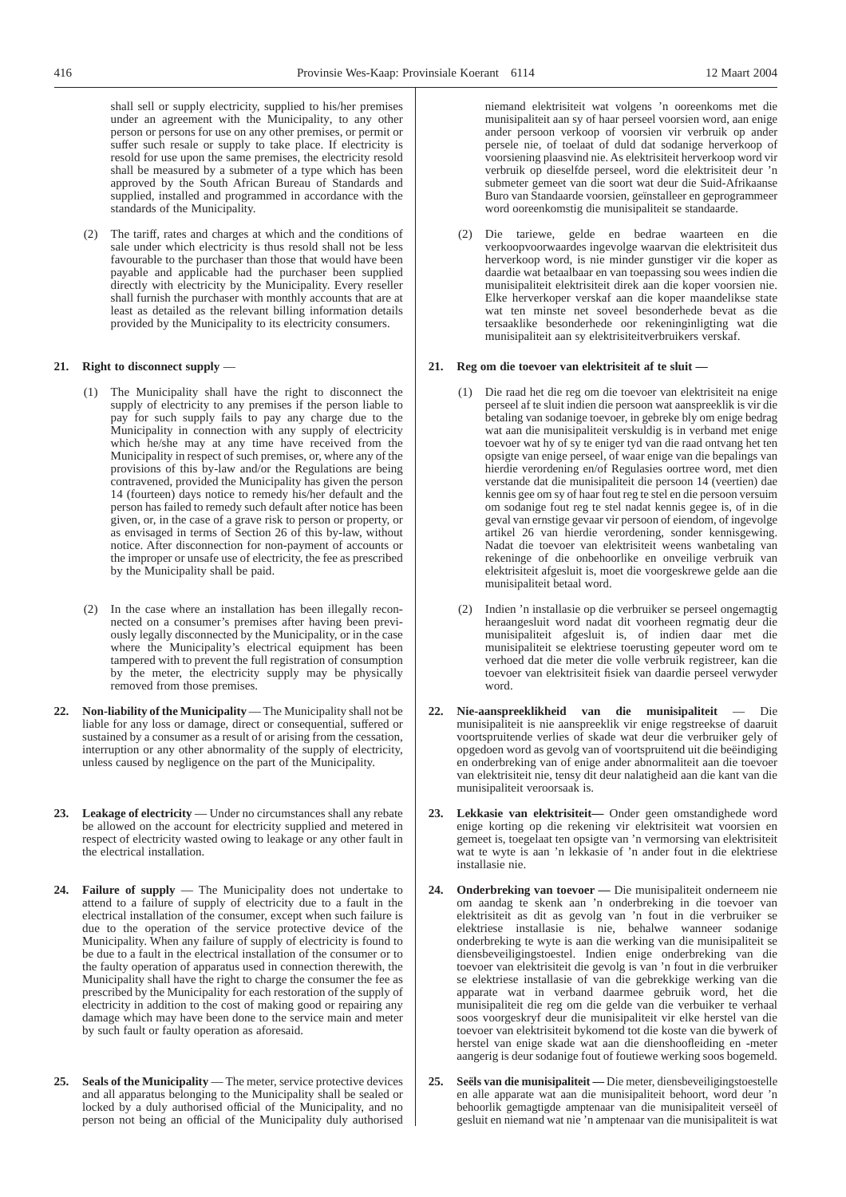shall sell or supply electricity, supplied to his/her premises under an agreement with the Municipality, to any other person or persons for use on any other premises, or permit or suffer such resale or supply to take place. If electricity is resold for use upon the same premises, the electricity resold shall be measured by a submeter of a type which has been approved by the South African Bureau of Standards and supplied, installed and programmed in accordance with the standards of the Municipality.

(2) The tariff, rates and charges at which and the conditions of sale under which electricity is thus resold shall not be less favourable to the purchaser than those that would have been payable and applicable had the purchaser been supplied directly with electricity by the Municipality. Every reseller shall furnish the purchaser with monthly accounts that are at least as detailed as the relevant billing information details provided by the Municipality to its electricity consumers.

**21. Right to disconnect supply** —

(1) The Municipality shall have the right to disconnect the supply of electricity to any premises if the person liable to pay for such supply fails to pay any charge due to the Municipality in connection with any supply of electricity which he/she may at any time have received from the Municipality in respect of such premises, or, where any of the provisions of this by-law and/or the Regulations are being contravened, provided the Municipality has given the person 14 (fourteen) days notice to remedy his/her default and the person has failed to remedy such default after notice has been given, or, in the case of a grave risk to person or property, or as envisaged in terms of Section 26 of this by-law, without notice. After disconnection for non-payment of accounts or the improper or unsafe use of electricity, the fee as prescribed by the Municipality shall be paid.

(2) In the case where an installation has been illegally reconnected on a consumer's premises after having been previously legally disconnected by the Municipality, or in the case where the Municipality's electrical equipment has been tampered with to prevent the full registration of consumption by the meter, the electricity supply may be physically removed from those premises.

**22. Non-liability of the Municipality** — The Municipality shall not be liable for any loss or damage, direct or consequential, suffered or sustained by a consumer as a result of or arising from the cessation, interruption or any other abnormality of the supply of electricity, unless caused by negligence on the part of the Municipality.

**23. Leakage of electricity** — Under no circumstances shall any rebate be allowed on the account for electricity supplied and metered in respect of electricity wasted owing to leakage or any other fault in the electrical installation.

**24. Failure of supply** — The Municipality does not undertake to attend to a failure of supply of electricity due to a fault in the electrical installation of the consumer, except when such failure is due to the operation of the service protective device of the Municipality. When any failure of supply of electricity is found to be due to a fault in the electrical installation of the consumer or to the faulty operation of apparatus used in connection therewith, the Municipality shall have the right to charge the consumer the fee as prescribed by the Municipality for each restoration of the supply of electricity in addition to the cost of making good or repairing any damage which may have been done to the service main and meter by such fault or faulty operation as aforesaid.

**25. Seals of the Municipality** — The meter, service protective devices and all apparatus belonging to the Municipality shall be sealed or locked by a duly authorised official of the Municipality, and no person not being an official of the Municipality duly authorised

niemand elektrisiteit wat volgens 'n ooreenkoms met die munisipaliteit aan sy of haar perseel voorsien word, aan enige ander persoon verkoop of voorsien vir verbruik op ander persele nie, of toelaat of duld dat sodanige herverkoop of voorsiening plaasvind nie. As elektrisiteit herverkoop word vir verbruik op dieselfde perseel, word die elektrisiteit deur 'n submeter gemeet van die soort wat deur die Suid-Afrikaanse Buro van Standaarde voorsien, geïnstalleer en geprogrammeer word ooreenkomstig die munisipaliteit se standaarde.

(2) Die tariewe, gelde en bedrae waarteen en die verkoopvoorwaardes ingevolge waarvan die elektrisiteit dus herverkoop word, is nie minder gunstiger vir die koper as daardie wat betaalbaar en van toepassing sou wees indien die munisipaliteit elektrisiteit direk aan die koper voorsien nie. Elke herverkoper verskaf aan die koper maandelikse state wat ten minste net soveel besonderhede bevat as die tersaaklike besonderhede oor rekeninginligting wat die munisipaliteit aan sy elektrisiteitverbruikers verskaf.

**21. Reg om die toevoer van elektrisiteit af te sluit —**

(1) Die raad het die reg om die toevoer van elektrisiteit na enige perseel af te sluit indien die persoon wat aanspreeklik is vir die betaling van sodanige toevoer, in gebreke bly om enige bedrag wat aan die munisipaliteit verskuldig is in verband met enige toevoer wat hy of sy te eniger tyd van die raad ontvang het ten opsigte van enige perseel, of waar enige van die bepalings van hierdie verordening en/of Regulasies oortree word, met dien verstande dat die munisipaliteit die persoon 14 (veertien) dae kennis gee om sy of haar fout reg te stel en die persoon versuim om sodanige fout reg te stel nadat kennis gegee is, of in die geval van ernstige gevaar vir persoon of eiendom, of ingevolge artikel 26 van hierdie verordening, sonder kennisgewing. Nadat die toevoer van elektrisiteit weens wanbetaling van rekeninge of die onbehoorlike en onveilige verbruik van elektrisiteit afgesluit is, moet die voorgeskrewe gelde aan die munisipaliteit betaal word.

(2) Indien 'n installasie op die verbruiker se perseel ongemagtig heraangesluit word nadat dit voorheen regmatig deur die munisipaliteit afgesluit is, of indien daar met die munisipaliteit se elektriese toerusting gepeuter word om te verhoed dat die meter die volle verbruik registreer, kan die toevoer van elektrisiteit fisiek van daardie perseel verwyder word.

**22. Nie-aanspreeklikheid van die munisipaliteit** — Die munisipaliteit is nie aanspreeklik vir enige regstreekse of daaruit voortspruitende verlies of skade wat deur die verbruiker gely of opgedoen word as gevolg van of voortspruitend uit die beëindiging en onderbreking van of enige ander abnormaliteit aan die toevoer van elektrisiteit nie, tensy dit deur nalatigheid aan die kant van die munisipaliteit veroorsaak is.

**23. Lekkasie van elektrisiteit—** Onder geen omstandighede word enige korting op die rekening vir elektrisiteit wat voorsien en gemeet is, toegelaat ten opsigte van 'n vermorsing van elektrisiteit wat te wyte is aan 'n lekkasie of 'n ander fout in die elektriese installasie nie.

**24. Onderbreking van toevoer —** Die munisipaliteit onderneem nie om aandag te skenk aan 'n onderbreking in die toevoer van elektrisiteit as dit as gevolg van 'n fout in die verbruiker se elektriese installasie is nie, behalwe wanneer sodanige onderbreking te wyte is aan die werking van die munisipaliteit se diensbeveiligingstoestel. Indien enige onderbreking van die toevoer van elektrisiteit die gevolg is van 'n fout in die verbruiker se elektriese installasie of van die gebrekkige werking van die apparate wat in verband daarmee gebruik word, het die munisipaliteit die reg om die gelde van die verbuiker te verhaal soos voorgeskryf deur die munisipaliteit vir elke herstel van die toevoer van elektrisiteit bykomend tot die koste van die bywerk of herstel van enige skade wat aan die dienshoofleiding en -meter aangerig is deur sodanige fout of foutiewe werking soos bogemeld.

**25. Seëls van die munisipaliteit —** Die meter, diensbeveiligingstoestelle en alle apparate wat aan die munisipaliteit behoort, word deur 'n behoorlik gemagtigde amptenaar van die munisipaliteit verseël of gesluit en niemand wat nie 'n amptenaar van die munisipaliteit is wat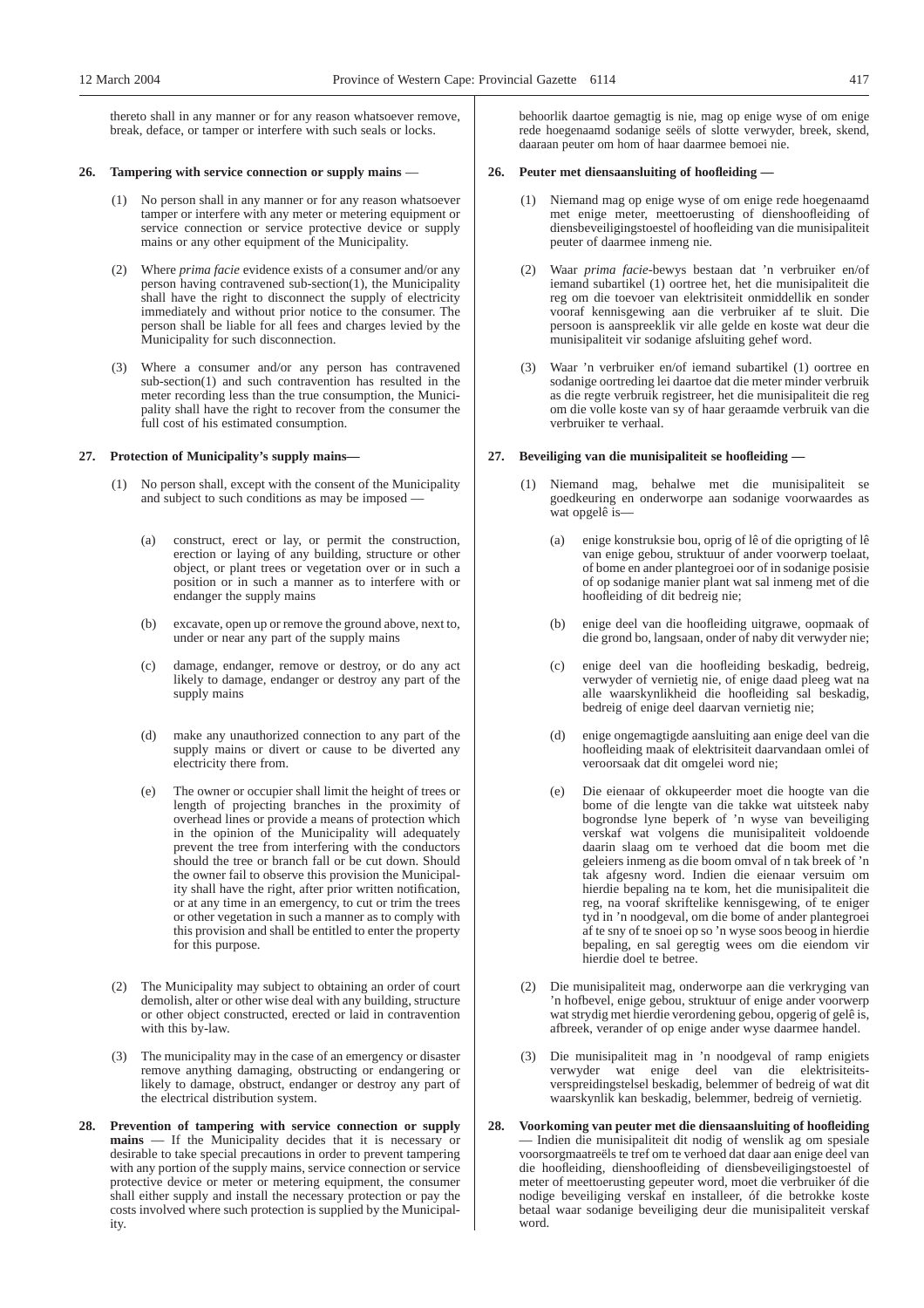thereto shall in any manner or for any reason whatsoever remove, break, deface, or tamper or interfere with such seals or locks.

**26. Tampering with service connection or supply mains** —

(1) No person shall in any manner or for any reason whatsoever tamper or interfere with any meter or metering equipment or service connection or service protective device or supply mains or any other equipment of the Municipality.

(2) Where *prima facie* evidence exists of a consumer and/or any person having contravened sub-section(1), the Municipality shall have the right to disconnect the supply of electricity immediately and without prior notice to the consumer. The person shall be liable for all fees and charges levied by the Municipality for such disconnection.

(3) Where a consumer and/or any person has contravened sub-section(1) and such contravention has resulted in the meter recording less than the true consumption, the Municipality shall have the right to recover from the consumer the full cost of his estimated consumption.

**27. Protection of Municipality's supply mains—**

(1) No person shall, except with the consent of the Municipality and subject to such conditions as may be imposed —

(a) construct, erect or lay, or permit the construction, erection or laying of any building, structure or other object, or plant trees or vegetation over or in such a position or in such a manner as to interfere with or endanger the supply mains

(b) excavate, open up or remove the ground above, next to, under or near any part of the supply mains

(c) damage, endanger, remove or destroy, or do any act likely to damage, endanger or destroy any part of the supply mains

(d) make any unauthorized connection to any part of the supply mains or divert or cause to be diverted any electricity there from.

(e) The owner or occupier shall limit the height of trees or length of projecting branches in the proximity of overhead lines or provide a means of protection which in the opinion of the Municipality will adequately prevent the tree from interfering with the conductors should the tree or branch fall or be cut down. Should the owner fail to observe this provision the Municipality shall have the right, after prior written notification, or at any time in an emergency, to cut or trim the trees or other vegetation in such a manner as to comply with this provision and shall be entitled to enter the property for this purpose.

(2) The Municipality may subject to obtaining an order of court demolish, alter or other wise deal with any building, structure or other object constructed, erected or laid in contravention with this by-law.

(3) The municipality may in the case of an emergency or disaster remove anything damaging, obstructing or endangering or likely to damage, obstruct, endanger or destroy any part of the electrical distribution system.

**28. Prevention of tampering with service connection or supply mains** — If the Municipality decides that it is necessary or desirable to take special precautions in order to prevent tampering with any portion of the supply mains, service connection or service protective device or meter or metering equipment, the consumer shall either supply and install the necessary protection or pay the costs involved where such protection is supplied by the Municipality.

behoorlik daartoe gemagtig is nie, mag op enige wyse of om enige rede hoegenaamd sodanige seëls of slotte verwyder, breek, skend, daaraan peuter om hom of haar daarmee bemoei nie.

**26. Peuter met diensaansluiting of hoofleiding —**

(1) Niemand mag op enige wyse of om enige rede hoegenaamd met enige meter, meettoerusting of dienshoofleiding of diensbeveiligingstoestel of hoofleiding van die munisipaliteit peuter of daarmee inmeng nie.

(2) Waar *prima facie*-bewys bestaan dat 'n verbruiker en/of iemand subartikel (1) oortree het, het die munisipaliteit die reg om die toevoer van elektrisiteit onmiddellik en sonder vooraf kennisgewing aan die verbruiker af te sluit. Die persoon is aanspreeklik vir alle gelde en koste wat deur die munisipaliteit vir sodanige afsluiting gehef word.

(3) Waar 'n verbruiker en/of iemand subartikel (1) oortree en sodanige oortreding lei daartoe dat die meter minder verbruik as die regte verbruik registreer, het die munisipaliteit die reg om die volle koste van sy of haar geraamde verbruik van die verbruiker te verhaal.

**27. Beveiliging van die munisipaliteit se hoofleiding —**

(1) Niemand mag, behalwe met die munisipaliteit se goedkeuring en onderworpe aan sodanige voorwaardes as wat opgelê is—

(a) enige konstruksie bou, oprig of lê of die oprigting of lê van enige gebou, struktuur of ander voorwerp toelaat, of bome en ander plantegroei oor of in sodanige posisie of op sodanige manier plant wat sal inmeng met of die hoofleiding of dit bedreig nie;

(b) enige deel van die hoofleiding uitgrawe, oopmaak of die grond bo, langsaan, onder of naby dit verwyder nie;

(c) enige deel van die hoofleiding beskadig, bedreig, verwyder of vernietig nie, of enige daad pleeg wat na alle waarskynlikheid die hoofleiding sal beskadig, bedreig of enige deel daarvan vernietig nie;

(d) enige ongemagtigde aansluiting aan enige deel van die hoofleiding maak of elektrisiteit daarvandaan omlei of veroorsaak dat dit omgelei word nie;

(e) Die eienaar of okkupeerder moet die hoogte van die bome of die lengte van die takke wat uitsteek naby bogrondse lyne beperk of 'n wyse van beveiliging verskaf wat volgens die munisipaliteit voldoende daarin slaag om te verhoed dat die boom met die geleiers inmeng as die boom omval of n tak breek of 'n tak afgesny word. Indien die eienaar versuim om hierdie bepaling na te kom, het die munisipaliteit die reg, na vooraf skriftelike kennisgewing, of te eniger tyd in 'n noodgeval, om die bome of ander plantegroei af te sny of te snoei op so 'n wyse soos beoog in hierdie bepaling, en sal geregtig wees om die eiendom vir hierdie doel te betree.

(2) Die munisipaliteit mag, onderworpe aan die verkryging van 'n hofbevel, enige gebou, struktuur of enige ander voorwerp wat strydig met hierdie verordening gebou, opgerig of gelê is, afbreek, verander of op enige ander wyse daarmee handel.

(3) Die munisipaliteit mag in 'n noodgeval of ramp enigiets verwyder wat enige deel van die elektrisiteitsverspreidingstelsel beskadig, belemmer of bedreig of wat dit waarskynlik kan beskadig, belemmer, bedreig of vernietig.

**28. Voorkoming van peuter met die diensaansluiting of hoofleiding** — Indien die munisipaliteit dit nodig of wenslik ag om spesiale voorsorgmaatreëls te tref om te verhoed dat daar aan enige deel van die hoofleiding, dienshoofleiding of diensbeveiligingstoestel of meter of meettoerusting gepeuter word, moet die verbruiker óf die nodige beveiliging verskaf en installeer, óf die betrokke koste betaal waar sodanige beveiliging deur die munisipaliteit verskaf word.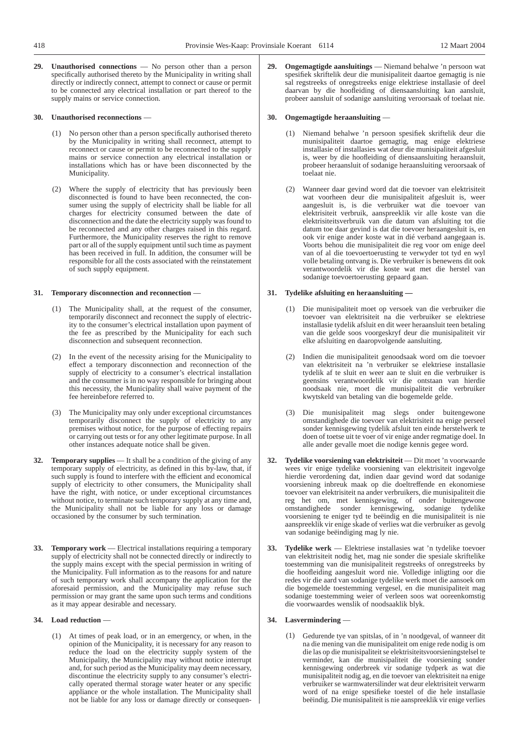**29. Unauthorised connections** — No person other than a person specifically authorised thereto by the Municipality in writing shall directly or indirectly connect, attempt to connect or cause or permit to be connected any electrical installation or part thereof to the supply mains or service connection.

**30. Unauthorised reconnections** —

(1) No person other than a person specifically authorised thereto by the Municipality in writing shall reconnect, attempt to reconnect or cause or permit to be reconnected to the supply mains or service connection any electrical installation or installations which has or have been disconnected by the Municipality.

(2) Where the supply of electricity that has previously been disconnected is found to have been reconnected, the consumer using the supply of electricity shall be liable for all charges for electricity consumed between the date of disconnection and the date the electricity supply was found to be reconnected and any other charges raised in this regard. Furthermore, the Municipality reserves the right to remove part or all of the supply equipment until such time as payment has been received in full. In addition, the consumer will be responsible for all the costs associated with the reinstatement of such supply equipment.

**31. Temporary disconnection and reconnection** —

(1) The Municipality shall, at the request of the consumer, temporarily disconnect and reconnect the supply of electricity to the consumer's electrical installation upon payment of the fee as prescribed by the Municipality for each such disconnection and subsequent reconnection.

(2) In the event of the necessity arising for the Municipality to effect a temporary disconnection and reconnection of the supply of electricity to a consumer's electrical installation and the consumer is in no way responsible for bringing about this necessity, the Municipality shall waive payment of the fee hereinbefore referred to.

(3) The Municipality may only under exceptional circumstances temporarily disconnect the supply of electricity to any premises without notice, for the purpose of effecting repairs or carrying out tests or for any other legitimate purpose. In all other instances adequate notice shall be given.

**32. Temporary supplies** — It shall be a condition of the giving of any temporary supply of electricity, as defined in this by-law, that, if such supply is found to interfere with the efficient and economical supply of electricity to other consumers, the Municipality shall have the right, with notice, or under exceptional circumstances without notice, to terminate such temporary supply at any time and, the Municipality shall not be liable for any loss or damage occasioned by the consumer by such termination.

**33. Temporary work** — Electrical installations requiring a temporary supply of electricity shall not be connected directly or indirectly to the supply mains except with the special permission in writing of the Municipality. Full information as to the reasons for and nature of such temporary work shall accompany the application for the aforesaid permission, and the Municipality may refuse such permission or may grant the same upon such terms and conditions as it may appear desirable and necessary.

**34. Load reduction** —

(1) At times of peak load, or in an emergency, or when, in the opinion of the Municipality, it is necessary for any reason to reduce the load on the electricity supply system of the Municipality, the Municipality may without notice interrupt and, for such period as the Municipality may deem necessary, discontinue the electricity supply to any consumer's electrically operated thermal storage water heater or any specific appliance or the whole installation. The Municipality shall not be liable for any loss or damage directly or consequen-

**29. Ongemagtigde aansluitings** — Niemand behalwe 'n persoon wat spesifiek skriftelik deur die munisipaliteit daartoe gemagtig is nie sal regstreeks of onregstreeks enige elektriese installasie of deel daarvan by die hoofleiding of diensaansluiting kan aansluit, probeer aansluit of sodanige aansluiting veroorsaak of toelaat nie.

**30. Ongemagtigde heraansluiting** —

(1) Niemand behalwe 'n persoon spesifiek skriftelik deur die munisipaliteit daartoe gemagtig, mag enige elektriese installasie of installasies wat deur die munisipaliteit afgesluit is, weer by die hoofleiding of diensaansluiting heraansluit, probeer heraansluit of sodanige heraansluiting veroorsaak of toelaat nie.

(2) Wanneer daar gevind word dat die toevoer van elektrisiteit wat voorheen deur die munisipaliteit afgesluit is, weer aangesluit is, is die verbruiker wat die toevoer van elektrisiteit verbruik, aanspreeklik vir alle koste van die elektrisiteitsverbruik van die datum van afsluiting tot die datum toe daar gevind is dat die toevoer heraangesluit is, en ook vir enige ander koste wat in dié verband aangegaan is. Voorts behou die munisipaliteit die reg voor om enige deel van of al die toevoertoerusting te verwyder tot tyd en wyl volle betaling ontvang is. Die verbruiker is benewens dit ook verantwoordelik vir die koste wat met die herstel van sodanige toevoertoerusting gepaard gaan.

**31. Tydelike afsluiting en heraansluiting —**

(1) Die munisipaliteit moet op versoek van die verbruiker die toevoer van elektrisiteit na die verbruiker se elektriese installasie tydelik afsluit en dit weer heraansluit teen betaling van die gelde soos voorgeskryf deur die munisipaliteit vir elke afsluiting en daaropvolgende aansluiting.

(2) Indien die munisipaliteit genoodsaak word om die toevoer van elektrisiteit na 'n verbruiker se elektriese installasie tydelik af te sluit en weer aan te sluit en die verbruiker is geensins verantwoordelik vir die ontstaan van hierdie noodsaak nie, moet die munisipaliteit die verbruiker kwytskeld van betaling van die bogemelde gelde.

(3) Die munisipaliteit mag slegs onder buitengewone omstandighede die toevoer van elektrisiteit na enige perseel sonder kennisgewing tydelik afsluit ten einde herstelwerk te doen of toetse uit te voer of vir enige ander regmatige doel. In alle ander gevalle moet die nodige kennis gegee word.

**32. Tydelike voorsiening van elektrisiteit** — Dit moet 'n voorwaarde wees vir enige tydelike voorsiening van elektrisiteit ingevolge hierdie verordening dat, indien daar gevind word dat sodanige voorsiening inbreuk maak op die doeltreffende en ekonomiese toevoer van elektrisiteit na ander verbruikers, die munisipaliteit die reg het om, met kennisgewing, of onder buitengewone omstandighede sonder kennisgewing, sodanige tydelike voorsiening te eniger tyd te beëindig en die munisipaliteit is nie aanspreeklik vir enige skade of verlies wat die verbruiker as gevolg van sodanige beëindiging mag ly nie.

**33. Tydelike werk** — Elektriese installasies wat 'n tydelike toevoer van elektrisiteit nodig het, mag nie sonder die spesiale skriftelike toestemming van die munisipaliteit regstreeks of onregstreeks by die hoofleiding aangesluit word nie. Volledige inligting oor die redes vir die aard van sodanige tydelike werk moet die aansoek om die bogemelde toestemming vergesel, en die munisipaliteit mag sodanige toestemming weier of verleen soos wat ooreenkomstig die voorwaardes wenslik of noodsaaklik blyk.

**34. Lasvermindering** —

(1) Gedurende tye van spitslas, of in 'n noodgeval, of wanneer dit na die mening van die munisipaliteit om enige rede nodig is om die las op die munisipaliteit se elektrisiteitsvoorsieningstelsel te verminder, kan die munisipaliteit die voorsiening sonder kennisgewing onderbreek vir sodanige tydperk as wat die munisipaliteit nodig ag, en die toevoer van elektrisiteit na enige verbruiker se warmwatersilinder wat deur elektrisiteit verwarm word of na enige spesifieke toestel of die hele installasie beëindig. Die munisipaliteit is nie aanspreeklik vir enige verlies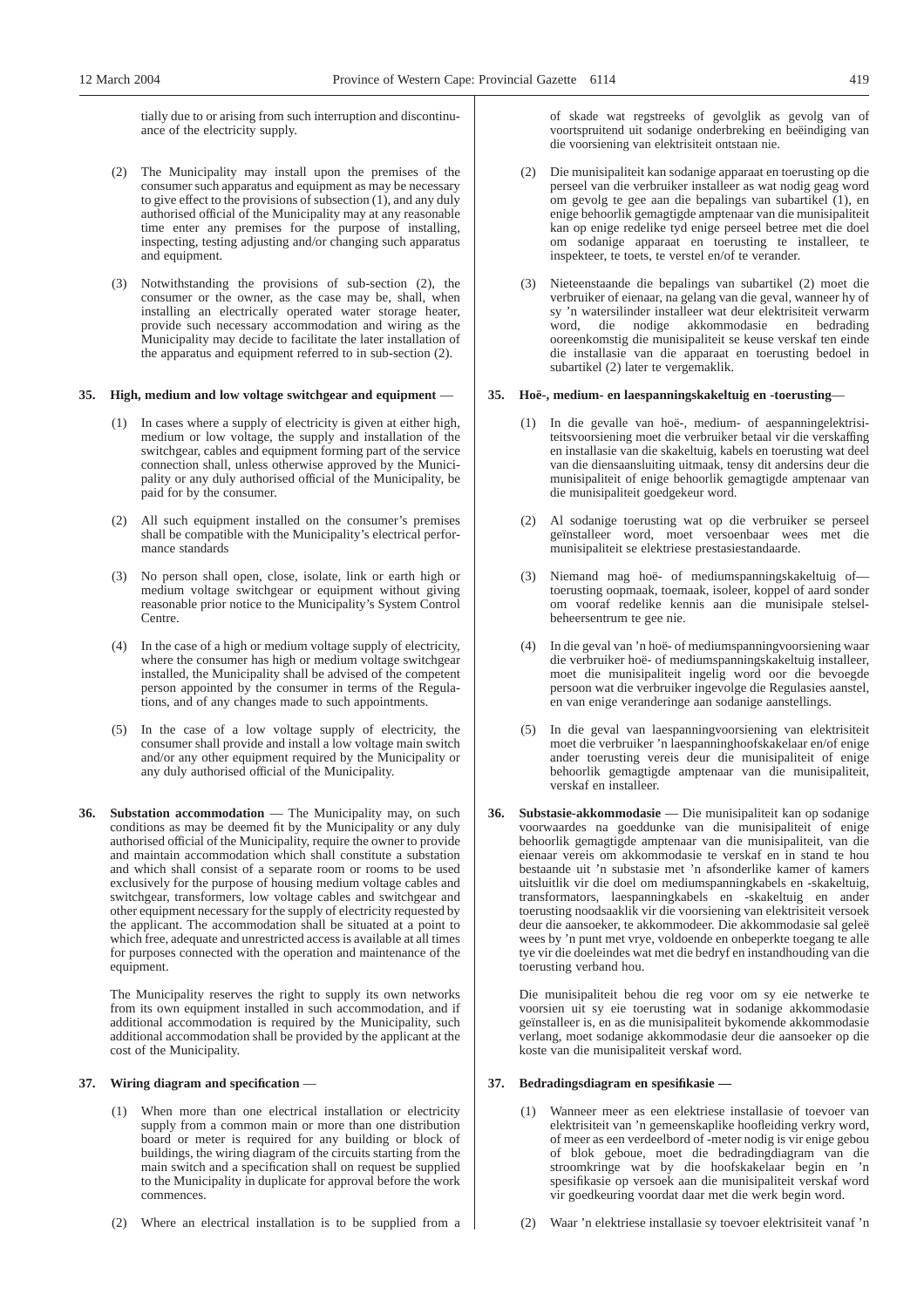tially due to or arising from such interruption and discontinuance of the electricity supply.

(2) The Municipality may install upon the premises of the consumer such apparatus and equipment as may be necessary to give effect to the provisions of subsection (1), and any duly authorised official of the Municipality may at any reasonable time enter any premises for the purpose of installing, inspecting, testing adjusting and/or changing such apparatus and equipment.

(3) Notwithstanding the provisions of sub-section (2), the consumer or the owner, as the case may be, shall, when installing an electrically operated water storage heater, provide such necessary accommodation and wiring as the Municipality may decide to facilitate the later installation of the apparatus and equipment referred to in sub-section (2).

**35. High, medium and low voltage switchgear and equipment** —

(1) In cases where a supply of electricity is given at either high, medium or low voltage, the supply and installation of the switchgear, cables and equipment forming part of the service connection shall, unless otherwise approved by the Municipality or any duly authorised official of the Municipality, be paid for by the consumer.

(2) All such equipment installed on the consumer's premises shall be compatible with the Municipality's electrical performance standards

(3) No person shall open, close, isolate, link or earth high or medium voltage switchgear or equipment without giving reasonable prior notice to the Municipality's System Control Centre.

(4) In the case of a high or medium voltage supply of electricity, where the consumer has high or medium voltage switchgear installed, the Municipality shall be advised of the competent person appointed by the consumer in terms of the Regulations, and of any changes made to such appointments.

(5) In the case of a low voltage supply of electricity, the consumer shall provide and install a low voltage main switch and/or any other equipment required by the Municipality or any duly authorised official of the Municipality.

**36. Substation accommodation** — The Municipality may, on such conditions as may be deemed fit by the Municipality or any duly authorised official of the Municipality, require the owner to provide and maintain accommodation which shall constitute a substation and which shall consist of a separate room or rooms to be used exclusively for the purpose of housing medium voltage cables and switchgear, transformers, low voltage cables and switchgear and other equipment necessary for the supply of electricity requested by the applicant. The accommodation shall be situated at a point to which free, adequate and unrestricted access is available at all times for purposes connected with the operation and maintenance of the equipment.

The Municipality reserves the right to supply its own networks from its own equipment installed in such accommodation, and if additional accommodation is required by the Municipality, such additional accommodation shall be provided by the applicant at the cost of the Municipality.

**37. Wiring diagram and specification** —

(1) When more than one electrical installation or electricity supply from a common main or more than one distribution board or meter is required for any building or block of buildings, the wiring diagram of the circuits starting from the main switch and a specification shall on request be supplied to the Municipality in duplicate for approval before the work commences.

(2) Where an electrical installation is to be supplied from a

of skade wat regstreeks of gevolglik as gevolg van of voortspruitend uit sodanige onderbreking en beëindiging van die voorsiening van elektrisiteit ontstaan nie.

(2) Die munisipaliteit kan sodanige apparaat en toerusting op die perseel van die verbruiker installeer as wat nodig geag word om gevolg te gee aan die bepalings van subartikel (1), en enige behoorlik gemagtigde amptenaar van die munisipaliteit kan op enige redelike tyd enige perseel betree met die doel om sodanige apparaat en toerusting te installeer, te inspekteer, te toets, te verstel en/of te verander.

(3) Nieteenstaande die bepalings van subartikel (2) moet die verbruiker of eienaar, na gelang van die geval, wanneer hy of sy 'n watersilinder installeer wat deur elektrisiteit verwarm word, die nodige akkommodasie en bedrading ooreenkomstig die munisipaliteit se keuse verskaf ten einde die installasie van die apparaat en toerusting bedoel in subartikel (2) later te vergemaklik.

**35. Hoë-, medium- en laespanningskakeltuig en -toerusting**—

(1) In die gevalle van hoë-, medium- of aespanningelektrisiteitsvoorsiening moet die verbruiker betaal vir die verskaffing en installasie van die skakeltuig, kabels en toerusting wat deel van die diensaansluiting uitmaak, tensy dit andersins deur die munisipaliteit of enige behoorlik gemagtigde amptenaar van die munisipaliteit goedgekeur word.

(2) Al sodanige toerusting wat op die verbruiker se perseel geïnstalleer word, moet versoenbaar wees met die munisipaliteit se elektriese prestasiestandaarde.

(3) Niemand mag hoë- of mediumspanningskakeltuig of—toerusting oopmaak, toemaak, isoleer, koppel of aard sonder om vooraf redelike kennis aan die munisipale stelselbeheersentrum te gee nie.

(4) In die geval van 'n hoë- of mediumspanningvoorsiening waar die verbruiker hoë- of mediumspanningskakeltuig installeer, moet die munisipaliteit ingelig word oor die bevoegde persoon wat die verbruiker ingevolge die Regulasies aanstel, en van enige veranderinge aan sodanige aanstellings.

(5) In die geval van laespanningvoorsiening van elektrisiteit moet die verbruiker 'n laespanninghoofskakelaar en/of enige ander toerusting vereis deur die munisipaliteit of enige behoorlik gemagtigde amptenaar van die munisipaliteit, verskaf en installeer.

**36. Substasie-akkommodasie** — Die munisipaliteit kan op sodanige voorwaardes na goeddunke van die munisipaliteit of enige behoorlik gemagtigde amptenaar van die munisipaliteit, van die eienaar vereis om akkommodasie te verskaf en in stand te hou bestaande uit 'n substasie met 'n afsonderlike kamer of kamers uitsluitlik vir die doel om mediumspanningkabels en -skakeltuig, transformators, laespanningkabels en -skakeltuig en ander toerusting noodsaaklik vir die voorsiening van elektrisiteit versoek deur die aansoeker, te akkommodeer. Die akkommodasie sal geleë wees by 'n punt met vrye, voldoende en onbeperkte toegang te alle tye vir die doeleindes wat met die bedryf en instandhouding van die toerusting verband hou.

Die munisipaliteit behou die reg voor om sy eie netwerke te voorsien uit sy eie toerusting wat in sodanige akkommodasie geïnstalleer is, en as die munisipaliteit bykomende akkommodasie verlang, moet sodanige akkommodasie deur die aansoeker op die koste van die munisipaliteit verskaf word.

**37. Bedradingsdiagram en spesifikasie —**

(1) Wanneer meer as een elektriese installasie of toevoer van elektrisiteit van 'n gemeenskaplike hoofleiding verkry word, of meer as een verdeelbord of -meter nodig is vir enige gebou of blok geboue, moet die bedradingdiagram van die stroomkringe wat by die hoofskakelaar begin en 'n spesifikasie op versoek aan die munisipaliteit verskaf word vir goedkeuring voordat daar met die werk begin word.

(2) Waar 'n elektriese installasie sy toevoer elektrisiteit vanaf 'n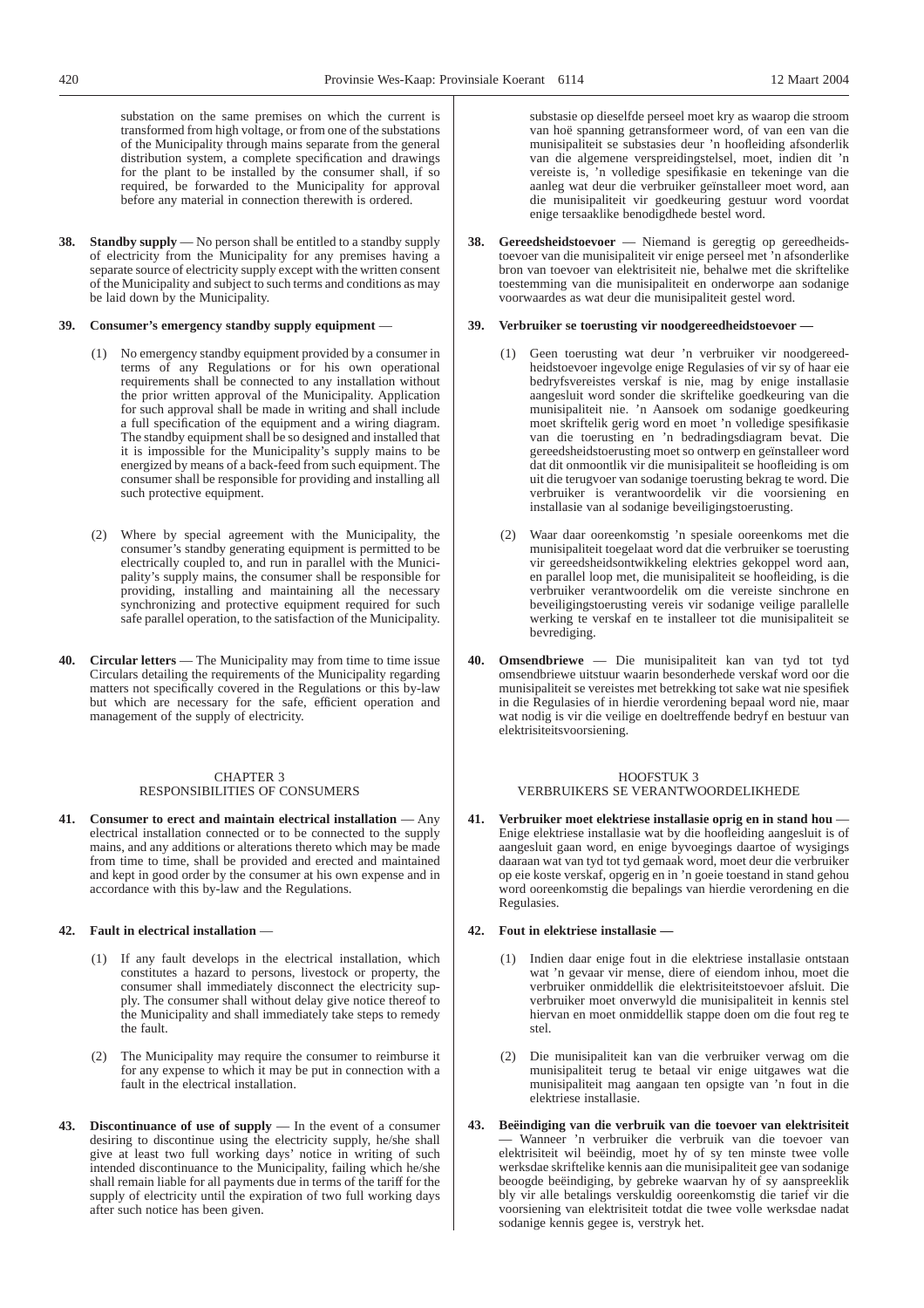substation on the same premises on which the current is transformed from high voltage, or from one of the substations of the Municipality through mains separate from the general distribution system, a complete specification and drawings for the plant to be installed by the consumer shall, if so required, be forwarded to the Municipality for approval before any material in connection therewith is ordered.

**38. Standby supply** — No person shall be entitled to a standby supply of electricity from the Municipality for any premises having a separate source of electricity supply except with the written consent of the Municipality and subject to such terms and conditions as may be laid down by the Municipality.

**39. Consumer's emergency standby supply equipment** —

(1) No emergency standby equipment provided by a consumer in terms of any Regulations or for his own operational requirements shall be connected to any installation without the prior written approval of the Municipality. Application for such approval shall be made in writing and shall include a full specification of the equipment and a wiring diagram. The standby equipment shall be so designed and installed that it is impossible for the Municipality's supply mains to be energized by means of a back-feed from such equipment. The consumer shall be responsible for providing and installing all such protective equipment.

(2) Where by special agreement with the Municipality, the consumer's standby generating equipment is permitted to be electrically coupled to, and run in parallel with the Municipality's supply mains, the consumer shall be responsible for providing, installing and maintaining all the necessary synchronizing and protective equipment required for such safe parallel operation, to the satisfaction of the Municipality.

**40. Circular letters** — The Municipality may from time to time issue Circulars detailing the requirements of the Municipality regarding matters not specifically covered in the Regulations or this by-law but which are necessary for the safe, efficient operation and management of the supply of electricity.

## CHAPTER 3
## RESPONSIBILITIES OF CONSUMERS

**41. Consumer to erect and maintain electrical installation** — Any electrical installation connected or to be connected to the supply mains, and any additions or alterations thereto which may be made from time to time, shall be provided and erected and maintained and kept in good order by the consumer at his own expense and in accordance with this by-law and the Regulations.

**42. Fault in electrical installation** —

(1) If any fault develops in the electrical installation, which constitutes a hazard to persons, livestock or property, the consumer shall immediately disconnect the electricity supply. The consumer shall without delay give notice thereof to the Municipality and shall immediately take steps to remedy the fault.

(2) The Municipality may require the consumer to reimburse it for any expense to which it may be put in connection with a fault in the electrical installation.

**43. Discontinuance of use of supply** — In the event of a consumer desiring to discontinue using the electricity supply, he/she shall give at least two full working days' notice in writing of such intended discontinuance to the Municipality, failing which he/she shall remain liable for all payments due in terms of the tariff for the supply of electricity until the expiration of two full working days after such notice has been given.

substasie op dieselfde perseel moet kry as waarop die stroom van hoë spanning getransformeer word, of van een van die munisipaliteit se substasies deur 'n hoofleiding afsonderlik van die algemene verspreidingstelsel, moet, indien dit 'n vereiste is, 'n volledige spesifikasie en tekeninge van die aanleg wat deur die verbruiker geïnstalleer moet word, aan die munisipaliteit vir goedkeuring gestuur word voordat enige tersaaklike benodigdhede bestel word.

**38. Gereedsheidstoevoer** — Niemand is geregtig op gereedheidstoevoer van die munisipaliteit vir enige perseel met 'n afsonderlike bron van toevoer van elektrisiteit nie, behalwe met die skriftelike toestemming van die munisipaliteit en onderworpe aan sodanige voorwaardes as wat deur die munisipaliteit gestel word.

**39. Verbruiker se toerusting vir noodgereedheidstoevoer —**

(1) Geen toerusting wat deur 'n verbruiker vir noodgereedheidstoevoer ingevolge enige Regulasies of vir sy of haar eie bedryfsvereistes verskaf is nie, mag by enige installasie aangesluit word sonder die skriftelike goedkeuring van die munisipaliteit nie. 'n Aansoek om sodanige goedkeuring moet skriftelik gerig word en moet 'n volledige spesifikasie van die toerusting en 'n bedradingsdiagram bevat. Die gereedsheidstoerusting moet so ontwerp en geïnstalleer word dat dit onmoontlik vir die munisipaliteit se hoofleiding is om uit die terugvoer van sodanige toerusting bekrag te word. Die verbruiker is verantwoordelik vir die voorsiening en installasie van al sodanige beveiligingstoerusting.

(2) Waar daar ooreenkomstig 'n spesiale ooreenkoms met die munisipaliteit toegelaat word dat die verbruiker se toerusting vir gereedsheidsontwikkeling elektries gekoppel word aan, en parallel loop met, die munisipaliteit se hoofleiding, is die verbruiker verantwoordelik om die vereiste sinchrone en beveiligingstoerusting vereis vir sodanige veilige parallelle werking te verskaf en te installeer tot die munisipaliteit se bevrediging.

**40. Omsendbriewe** — Die munisipaliteit kan van tyd tot tyd omsendbriewe uitstuur waarin besonderhede verskaf word oor die munisipaliteit se vereistes met betrekking tot sake wat nie spesifiek in die Regulasies of in hierdie verordening bepaal word nie, maar wat nodig is vir die veilige en doeltreffende bedryf en bestuur van elektrisiteitsvoorsiening.

## HOOFSTUK 3
## VERBRUIKERS SE VERANTWOORDELIKHEDE

**41. Verbruiker moet elektriese installasie oprig en in stand hou** — Enige elektriese installasie wat by die hoofleiding aangesluit is of aangesluit gaan word, en enige byvoegings daartoe of wysigings daaraan wat van tyd tot tyd gemaak word, moet deur die verbruiker op eie koste verskaf, opgerig en in 'n goeie toestand in stand gehou word ooreenkomstig die bepalings van hierdie verordening en die Regulasies.

**42. Fout in elektriese installasie —**

(1) Indien daar enige fout in die elektriese installasie ontstaan wat 'n gevaar vir mense, diere of eiendom inhou, moet die verbruiker onmiddellik die elektrisiteitstoevoer afsluit. Die verbruiker moet onverwyld die munisipaliteit in kennis stel hiervan en moet onmiddellik stappe doen om die fout reg te stel.

(2) Die munisipaliteit kan van die verbruiker verwag om die munisipaliteit terug te betaal vir enige uitgawes wat die munisipaliteit mag aangaan ten opsigte van 'n fout in die elektriese installasie.

**43. Beëindiging van die verbruik van die toevoer van elektrisiteit** — Wanneer 'n verbruiker die verbruik van die toevoer van elektrisiteit wil beëindig, moet hy of sy ten minste twee volle werksdae skriftelike kennis aan die munisipaliteit gee van sodanige beoogde beëindiging, by gebreke waarvan hy of sy aanspreeklik bly vir alle betalings verskuldig ooreenkomstig die tarief vir die voorsiening van elektrisiteit totdat die twee volle werksdae nadat sodanige kennis gegee is, verstryk het.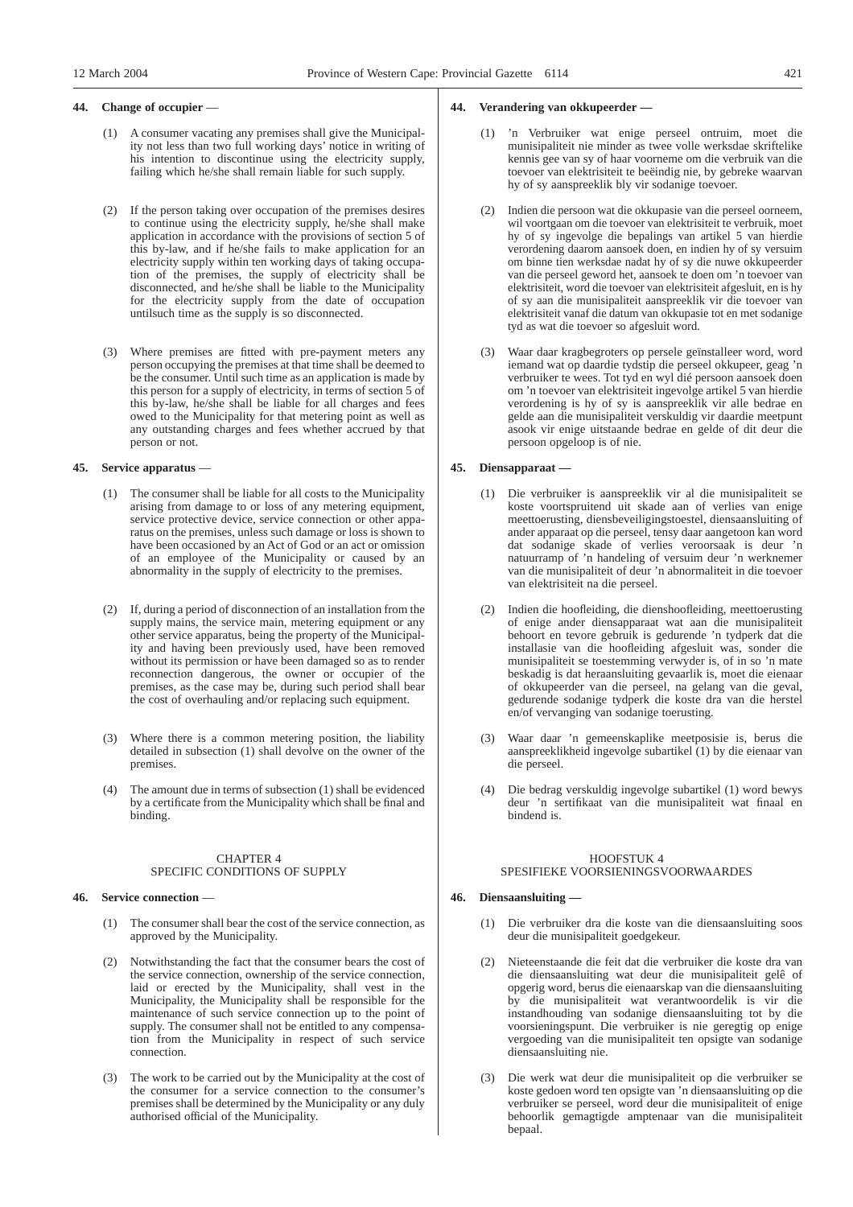**44. Change of occupier** —

(1) A consumer vacating any premises shall give the Municipality not less than two full working days' notice in writing of his intention to discontinue using the electricity supply, failing which he/she shall remain liable for such supply.

(2) If the person taking over occupation of the premises desires to continue using the electricity supply, he/she shall make application in accordance with the provisions of section 5 of this by-law, and if he/she fails to make application for an electricity supply within ten working days of taking occupation of the premises, the supply of electricity shall be disconnected, and he/she shall be liable to the Municipality for the electricity supply from the date of occupation untilsuch time as the supply is so disconnected.

(3) Where premises are fitted with pre-payment meters any person occupying the premises at that time shall be deemed to be the consumer. Until such time as an application is made by this person for a supply of electricity, in terms of section 5 of this by-law, he/she shall be liable for all charges and fees owed to the Municipality for that metering point as well as any outstanding charges and fees whether accrued by that person or not.

**45. Service apparatus** —

(1) The consumer shall be liable for all costs to the Municipality arising from damage to or loss of any metering equipment, service protective device, service connection or other apparatus on the premises, unless such damage or loss is shown to have been occasioned by an Act of God or an act or omission of an employee of the Municipality or caused by an abnormality in the supply of electricity to the premises.

(2) If, during a period of disconnection of an installation from the supply mains, the service main, metering equipment or any other service apparatus, being the property of the Municipality and having been previously used, have been removed without its permission or have been damaged so as to render reconnection dangerous, the owner or occupier of the premises, as the case may be, during such period shall bear the cost of overhauling and/or replacing such equipment.

(3) Where there is a common metering position, the liability detailed in subsection (1) shall devolve on the owner of the premises.

(4) The amount due in terms of subsection (1) shall be evidenced by a certificate from the Municipality which shall be final and binding.

CHAPTER 4
SPECIFIC CONDITIONS OF SUPPLY

**46. Service connection** —

(1) The consumer shall bear the cost of the service connection, as approved by the Municipality.

(2) Notwithstanding the fact that the consumer bears the cost of the service connection, ownership of the service connection, laid or erected by the Municipality, shall vest in the Municipality, the Municipality shall be responsible for the maintenance of such service connection up to the point of supply. The consumer shall not be entitled to any compensation from the Municipality in respect of such service connection.

(3) The work to be carried out by the Municipality at the cost of the consumer for a service connection to the consumer's premises shall be determined by the Municipality or any duly authorised official of the Municipality.

**44. Verandering van okkupeerder —**

(1) 'n Verbruiker wat enige perseel ontruim, moet die munisipaliteit nie minder as twee volle werksdae skriftelike kennis gee van sy of haar voorneme om die verbruik van die toevoer van elektrisiteit te beëindig nie, by gebreke waarvan hy of sy aanspreeklik bly vir sodanige toevoer.

(2) Indien die persoon wat die okkupasie van die perseel oorneem, wil voortgaan om die toevoer van elektrisiteit te verbruik, moet hy of sy ingevolge die bepalings van artikel 5 van hierdie verordening daarom aansoek doen, en indien hy of sy versuim om binne tien werksdae nadat hy of sy die nuwe okkupeerder van die perseel geword het, aansoek te doen om 'n toevoer van elektrisiteit, word die toevoer van elektrisiteit afgesluit, en is hy of sy aan die munisipaliteit aanspreeklik vir die toevoer van elektrisiteit vanaf die datum van okkupasie tot en met sodanige tyd as wat die toevoer so afgesluit word.

(3) Waar daar kragbegroters op persele geïnstalleer word, word iemand wat op daardie tydstip die perseel okkupeer, geag 'n verbruiker te wees. Tot tyd en wyl dié persoon aansoek doen om 'n toevoer van elektrisiteit ingevolge artikel 5 van hierdie verordening is hy of sy is aanspreeklik vir alle bedrae en gelde aan die munisipaliteit verskuldig vir daardie meetpunt asook vir enige uitstaande bedrae en gelde of dit deur die persoon opgeloop is of nie.

**45. Diensapparaat —**

(1) Die verbruiker is aanspreeklik vir al die munisipaliteit se koste voortspruitend uit skade aan of verlies van enige meettoerusting, diensbeveiligingstoestel, diensaansluiting of ander apparaat op die perseel, tensy daar aangetoon kan word dat sodanige skade of verlies veroorsaak is deur 'n natuurramp of 'n handeling of versuim deur 'n werknemer van die munisipaliteit of deur 'n abnormaliteit in die toevoer van elektrisiteit na die perseel.

(2) Indien die hoofleiding, die dienshoofleiding, meettoerusting of enige ander diensapparaat wat aan die munisipaliteit behoort en tevore gebruik is gedurende 'n tydperk dat die installasie van die hoofleiding afgesluit was, sonder die munisipaliteit se toestemming verwyder is, of in so 'n mate beskadig is dat heraansluiting gevaarlik is, moet die eienaar of okkupeerder van die perseel, na gelang van die geval, gedurende sodanige tydperk die koste dra van die herstel en/of vervanging van sodanige toerusting.

(3) Waar daar 'n gemeenskaplike meetposisie is, berus die aanspreeklikheid ingevolge subartikel (1) by die eienaar van die perseel.

(4) Die bedrag verskuldig ingevolge subartikel (1) word bewys deur 'n sertifikaat van die munisipaliteit wat finaal en bindend is.

HOOFSTUK 4
SPESIFIEKE VOORSIENINGSVOORWAARDES

**46. Diensaansluiting —**

(1) Die verbruiker dra die koste van die diensaansluiting soos deur die munisipaliteit goedgekeur.

(2) Nieteenstaande die feit dat die verbruiker die koste dra van die diensaansluiting wat deur die munisipaliteit gelê of opgerig word, berus die eienaarskap van die diensaansluiting by die munisipaliteit wat verantwoordelik is vir die instandhouding van sodanige diensaansluiting tot by die voorsieningspunt. Die verbruiker is nie geregtig op enige vergoeding van die munisipaliteit ten opsigte van sodanige diensaansluiting nie.

(3) Die werk wat deur die munisipaliteit op die verbruiker se koste gedoen word ten opsigte van 'n diensaansluiting op die verbruiker se perseel, word deur die munisipaliteit of enige behoorlik gemagtigde amptenaar van die munisipaliteit bepaal.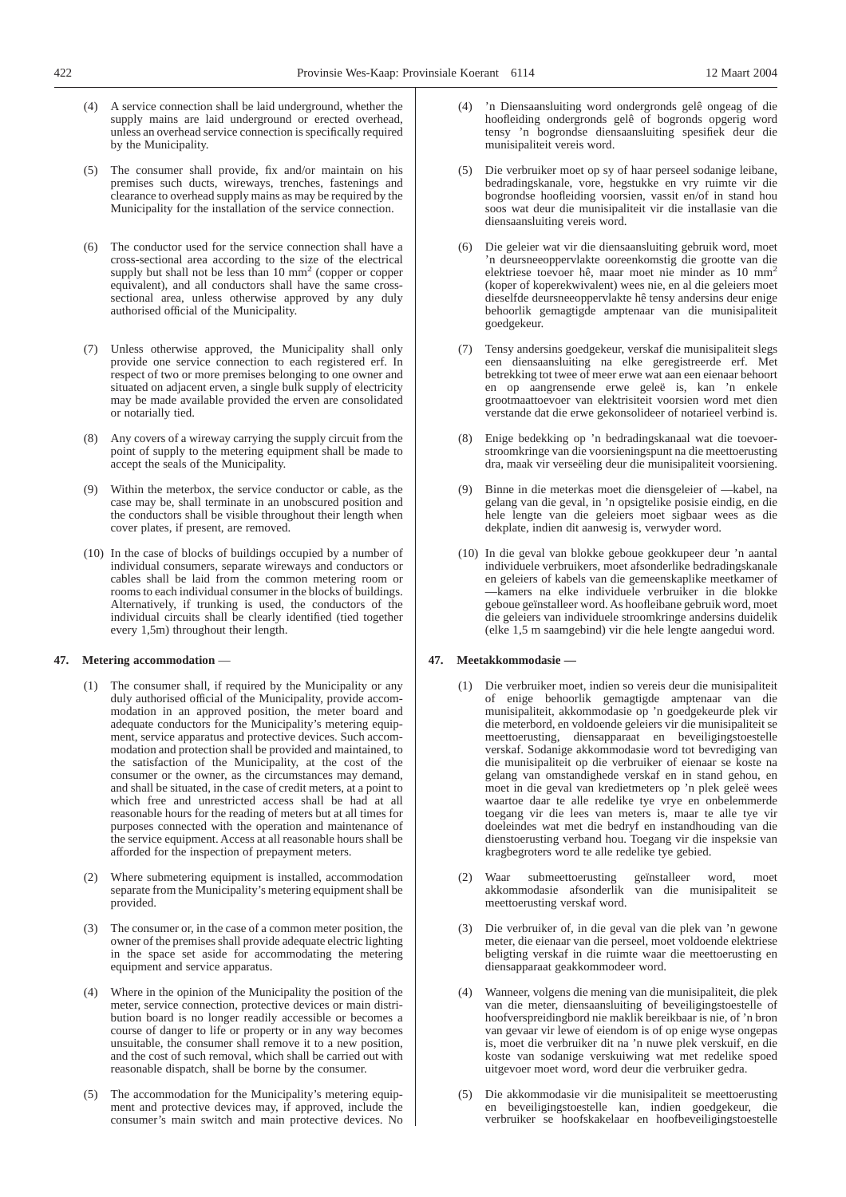(4) A service connection shall be laid underground, whether the supply mains are laid underground or erected overhead, unless an overhead service connection is specifically required by the Municipality.

(5) The consumer shall provide, fix and/or maintain on his premises such ducts, wireways, trenches, fastenings and clearance to overhead supply mains as may be required by the Municipality for the installation of the service connection.

(6) The conductor used for the service connection shall have a cross-sectional area according to the size of the electrical supply but shall not be less than 10 $mm^2$ (copper or copper equivalent), and all conductors shall have the same cross-sectional area, unless otherwise approved by any duly authorised official of the Municipality.

(7) Unless otherwise approved, the Municipality shall only provide one service connection to each registered erf. In respect of two or more premises belonging to one owner and situated on adjacent erven, a single bulk supply of electricity may be made available provided the erven are consolidated or notarially tied.

(8) Any covers of a wireway carrying the supply circuit from the point of supply to the metering equipment shall be made to accept the seals of the Municipality.

(9) Within the meterbox, the service conductor or cable, as the case may be, shall terminate in an unobscured position and the conductors shall be visible throughout their length when cover plates, if present, are removed.

(10) In the case of blocks of buildings occupied by a number of individual consumers, separate wireways and conductors or cables shall be laid from the common metering room or rooms to each individual consumer in the blocks of buildings. Alternatively, if trunking is used, the conductors of the individual circuits shall be clearly identified (tied together every 1,5m) throughout their length.

**47. Metering accommodation** —

(1) The consumer shall, if required by the Municipality or any duly authorised official of the Municipality, provide accommodation in an approved position, the meter board and adequate conductors for the Municipality's metering equipment, service apparatus and protective devices. Such accommodation and protection shall be provided and maintained, to the satisfaction of the Municipality, at the cost of the consumer or the owner, as the circumstances may demand, and shall be situated, in the case of credit meters, at a point to which free and unrestricted access shall be had at all reasonable hours for the reading of meters but at all times for purposes connected with the operation and maintenance of the service equipment. Access at all reasonable hours shall be afforded for the inspection of prepayment meters.

(2) Where submetering equipment is installed, accommodation separate from the Municipality's metering equipment shall be provided.

(3) The consumer or, in the case of a common meter position, the owner of the premises shall provide adequate electric lighting in the space set aside for accommodating the metering equipment and service apparatus.

(4) Where in the opinion of the Municipality the position of the meter, service connection, protective devices or main distribution board is no longer readily accessible or becomes a course of danger to life or property or in any way becomes unsuitable, the consumer shall remove it to a new position, and the cost of such removal, which shall be carried out with reasonable dispatch, shall be borne by the consumer.

(5) The accommodation for the Municipality's metering equipment and protective devices may, if approved, include the consumer's main switch and main protective devices. No

(4) 'n Diensaansluiting word ondergronds gelê ongeag of die hoofleiding ondergronds gelê of bogronds opgerig word tensy 'n bogrondse diensaansluiting spesifiek deur die munisipaliteit vereis word.

(5) Die verbruiker moet op sy of haar perseel sodanige leibane, bedradingskanale, vore, hegstukke en vry ruimte vir die bogrondse hoofleiding voorsien, vassit en/of in stand hou soos wat deur die munisipaliteit vir die installasie van die diensaansluiting vereis word.

(6) Die geleier wat vir die diensaansluiting gebruik word, moet 'n deursneeoppervlakte ooreenkomstig die grootte van die elektriese toevoer hê, maar moet nie minder as 10 $mm^2$ (koper of koperekwivalent) wees nie, en al die geleiers moet dieselfde deursneeoppervlakte hê tensy andersins deur enige behoorlik gemagtigde amptenaar van die munisipaliteit goedgekeur.

(7) Tensy andersins goedgekeur, verskaf die munisipaliteit slegs een diensaansluiting na elke geregistreerde erf. Met betrekking tot twee of meer erwe wat aan een eienaar behoort en op aangrensende erwe geleë is, kan 'n enkele grootmaattoevoer van elektrisiteit voorsien word met dien verstande dat die erwe gekonsolideer of notarieel verbind is.

(8) Enige bedekking op 'n bedradingskanaal wat die toevoerstroomkringe van die voorsieningspunt na die meettoerusting dra, maak vir verseëling deur die munisipaliteit voorsiening.

(9) Binne in die meterkas moet die diensgeleier of —kabel, na gelang van die geval, in 'n opsigtelike posisie eindig, en die hele lengte van die geleiers moet sigbaar wees as die dekplate, indien dit aanwesig is, verwyder word.

(10) In die geval van blokke geboue geokkupeer deur 'n aantal individuele verbruikers, moet afsonderlike bedradingskanale en geleiers of kabels van die gemeenskaplike meetkamer of —kamers na elke individuele verbruiker in die blokke geboue geïnstalleer word. As hoofleibane gebruik word, moet die geleiers van individuele stroomkringe andersins duidelik (elke 1,5 m saamgebind) vir die hele lengte aangedui word.

**47. Meetakkommodasie —**

(1) Die verbruiker moet, indien so vereis deur die munisipaliteit of enige behoorlik gemagtigde amptenaar van die munisipaliteit, akkommodasie op 'n goedgekeurde plek vir die meterbord, en voldoende geleiers vir die munisipaliteit se meettoerusting, diensapparaat en beveiligingstoestelle verskaf. Sodanige akkommodasie word tot bevrediging van die munisipaliteit op die verbruiker of eienaar se koste na gelang van omstandighede verskaf en in stand gehou, en moet in die geval van kredietmeters op 'n plek geleë wees waartoe daar te alle redelike tye vrye en onbelemmerde toegang vir die lees van meters is, maar te alle tye vir doeleindes wat met die bedryf en instandhouding van die dienstoerusting verband hou. Toegang vir die inspeksie van kragbegroters word te alle redelike tye gebied.

(2) Waar submeettoerusting geïnstalleer word, moet akkommodasie afsonderlik van die munisipaliteit se meettoerusting verskaf word.

(3) Die verbruiker of, in die geval van die plek van 'n gewone meter, die eienaar van die perseel, moet voldoende elektriese beligting verskaf in die ruimte waar die meettoerusting en diensapparaat geakkommodeer word.

(4) Wanneer, volgens die mening van die munisipaliteit, die plek van die meter, diensaansluiting of beveiligingstoestelle of hoofverspreidingbord nie maklik bereikbaar is nie, of 'n bron van gevaar vir lewe of eiendom is of op enige wyse ongepas is, moet die verbruiker dit na 'n nuwe plek verskuif, en die koste van sodanige verskuiwing wat met redelike spoed uitgevoer moet word, word deur die verbruiker gedra.

(5) Die akkommodasie vir die munisipaliteit se meettoerusting en beveiligingstoestelle kan, indien goedgekeur, die verbruiker se hoofskakelaar en hoofbeveiligingstoestelle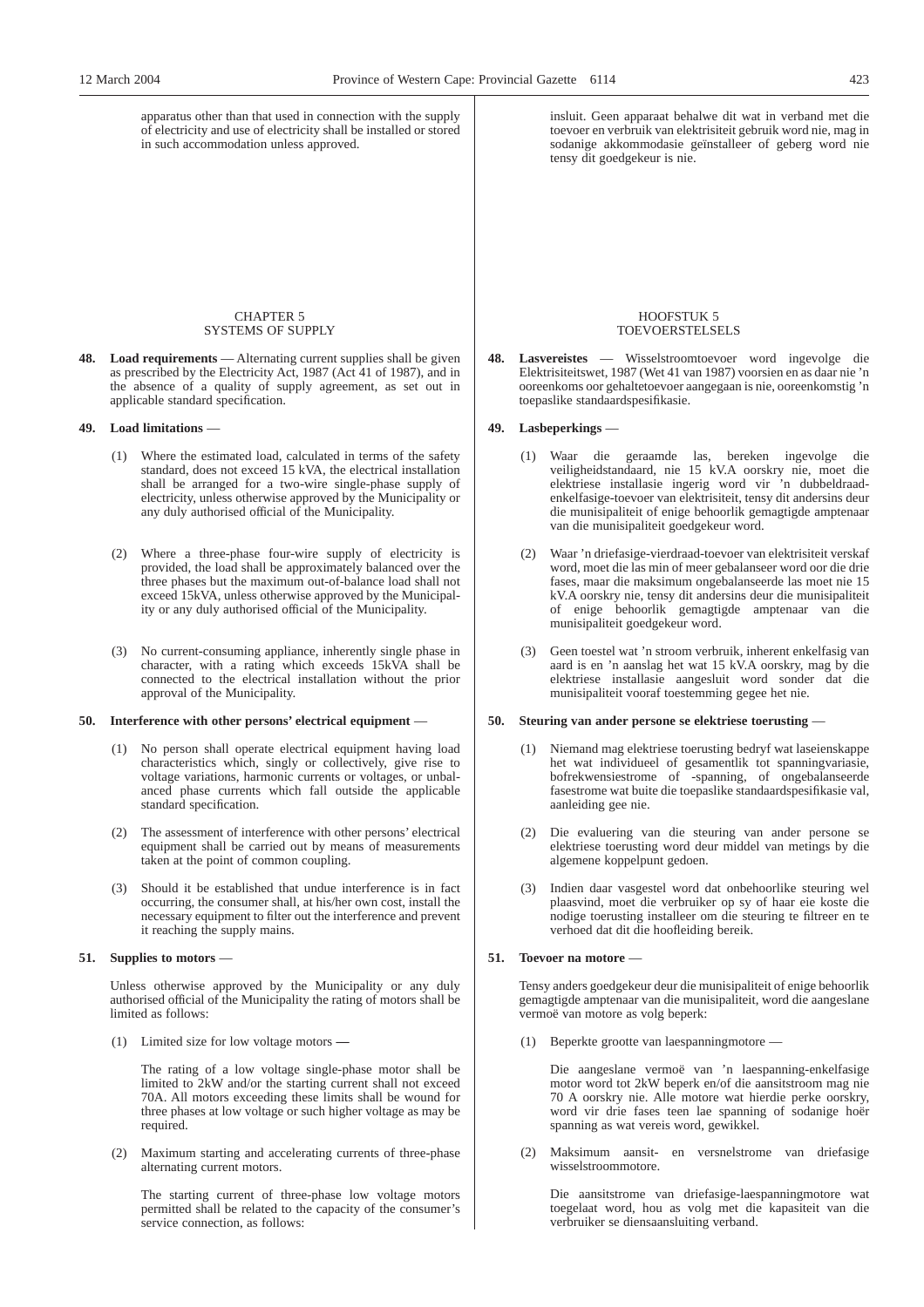apparatus other than that used in connection with the supply of electricity and use of electricity shall be installed or stored in such accommodation unless approved.

## CHAPTER 5
## SYSTEMS OF SUPPLY

**48. Load requirements** — Alternating current supplies shall be given as prescribed by the Electricity Act, 1987 (Act 41 of 1987), and in the absence of a quality of supply agreement, as set out in applicable standard specification.

**49. Load limitations** —

(1) Where the estimated load, calculated in terms of the safety standard, does not exceed 15 kVA, the electrical installation shall be arranged for a two-wire single-phase supply of electricity, unless otherwise approved by the Municipality or any duly authorised official of the Municipality.

(2) Where a three-phase four-wire supply of electricity is provided, the load shall be approximately balanced over the three phases but the maximum out-of-balance load shall not exceed 15kVA, unless otherwise approved by the Municipality or any duly authorised official of the Municipality.

(3) No current-consuming appliance, inherently single phase in character, with a rating which exceeds 15kVA shall be connected to the electrical installation without the prior approval of the Municipality.

**50. Interference with other persons' electrical equipment** —

(1) No person shall operate electrical equipment having load characteristics which, singly or collectively, give rise to voltage variations, harmonic currents or voltages, or unbalanced phase currents which fall outside the applicable standard specification.

(2) The assessment of interference with other persons' electrical equipment shall be carried out by means of measurements taken at the point of common coupling.

(3) Should it be established that undue interference is in fact occurring, the consumer shall, at his/her own cost, install the necessary equipment to filter out the interference and prevent it reaching the supply mains.

**51. Supplies to motors** —

Unless otherwise approved by the Municipality or any duly authorised official of the Municipality the rating of motors shall be limited as follows:

(1) Limited size for low voltage motors —

The rating of a low voltage single-phase motor shall be limited to 2kW and/or the starting current shall not exceed 70A. All motors exceeding these limits shall be wound for three phases at low voltage or such higher voltage as may be required.

(2) Maximum starting and accelerating currents of three-phase alternating current motors.

The starting current of three-phase low voltage motors permitted shall be related to the capacity of the consumer's service connection, as follows:

insluit. Geen apparaat behalwe dit wat in verband met die toevoer en verbruik van elektrisiteit gebruik word nie, mag in sodanige akkommodasie geïnstalleer of geberg word nie tensy dit goedgekeur is nie.

## HOOFSTUK 5
## TOEVOERSTELSELS

**48. Lasvereistes** — Wisselstroomtoevoer word ingevolge die Elektrisiteitswet, 1987 (Wet 41 van 1987) voorsien en as daar nie 'n ooreenkoms oor gehaltetoevoer aangegaan is nie, ooreenkomstig 'n toepaslike standaardspesifikasie.

**49. Lasbeperkings** —

(1) Waar die geraamde las, bereken ingevolge die veiligheidstandaard, nie 15 kV.A oorskry nie, moet die elektriese installasie ingerig word vir 'n dubbeldraad-enkelfasige-toevoer van elektrisiteit, tensy dit andersins deur die munisipaliteit of enige behoorlik gemagtigde amptenaar van die munisipaliteit goedgekeur word.

(2) Waar 'n driefasige-vierdraad-toevoer van elektrisiteit verskaf word, moet die las min of meer gebalanseer word oor die drie fases, maar die maksimum ongebalanseerde las moet nie 15 kV.A oorskry nie, tensy dit andersins deur die munisipaliteit of enige behoorlik gemagtigde amptenaar van die munisipaliteit goedgekeur word.

(3) Geen toestel wat 'n stroom verbruik, inherent enkelfasig van aard is en 'n aanslag het wat 15 kV.A oorskry, mag by die elektriese installasie aangesluit word sonder dat die munisipaliteit vooraf toestemming gegee het nie.

**50. Steuring van ander persone se elektriese toerusting** —

(1) Niemand mag elektriese toerusting bedryf wat laseienskappe het wat individueel of gesamentlik tot spanningvariasie, bofrekwensiestrome of -spanning, of ongebalanseerde fasestrome wat buite die toepaslike standaardspesifikasie val, aanleiding gee nie.

(2) Die evaluering van die steuring van ander persone se elektriese toerusting word deur middel van metings by die algemene koppelpunt gedoen.

(3) Indien daar vasgestel word dat onbehoorlike steuring wel plaasvind, moet die verbruiker op sy of haar eie koste die nodige toerusting installeer om die steuring te filtreer en te verhoed dat dit die hoofleiding bereik.

**51. Toevoer na motore** —

Tensy anders goedgekeur deur die munisipaliteit of enige behoorlik gemagtigde amptenaar van die munisipaliteit, word die aangeslane vermoë van motore as volg beperk:

(1) Beperkte grootte van laespanningmotore —

Die aangeslane vermoë van 'n laespanning-enkelfasige motor word tot 2kW beperk en/of die aansitstroom mag nie 70 A oorskry nie. Alle motore wat hierdie perke oorskry, word vir drie fases teen lae spanning of sodanige hoër spanning as wat vereis word, gewikkel.

(2) Maksimum aansit- en versnelstrome van driefasige wisselstroommotore.

Die aansitstrome van driefasige-laespanningmotore wat toegelaat word, hou as volg met die kapasiteit van die verbruiker se diensaansluiting verband.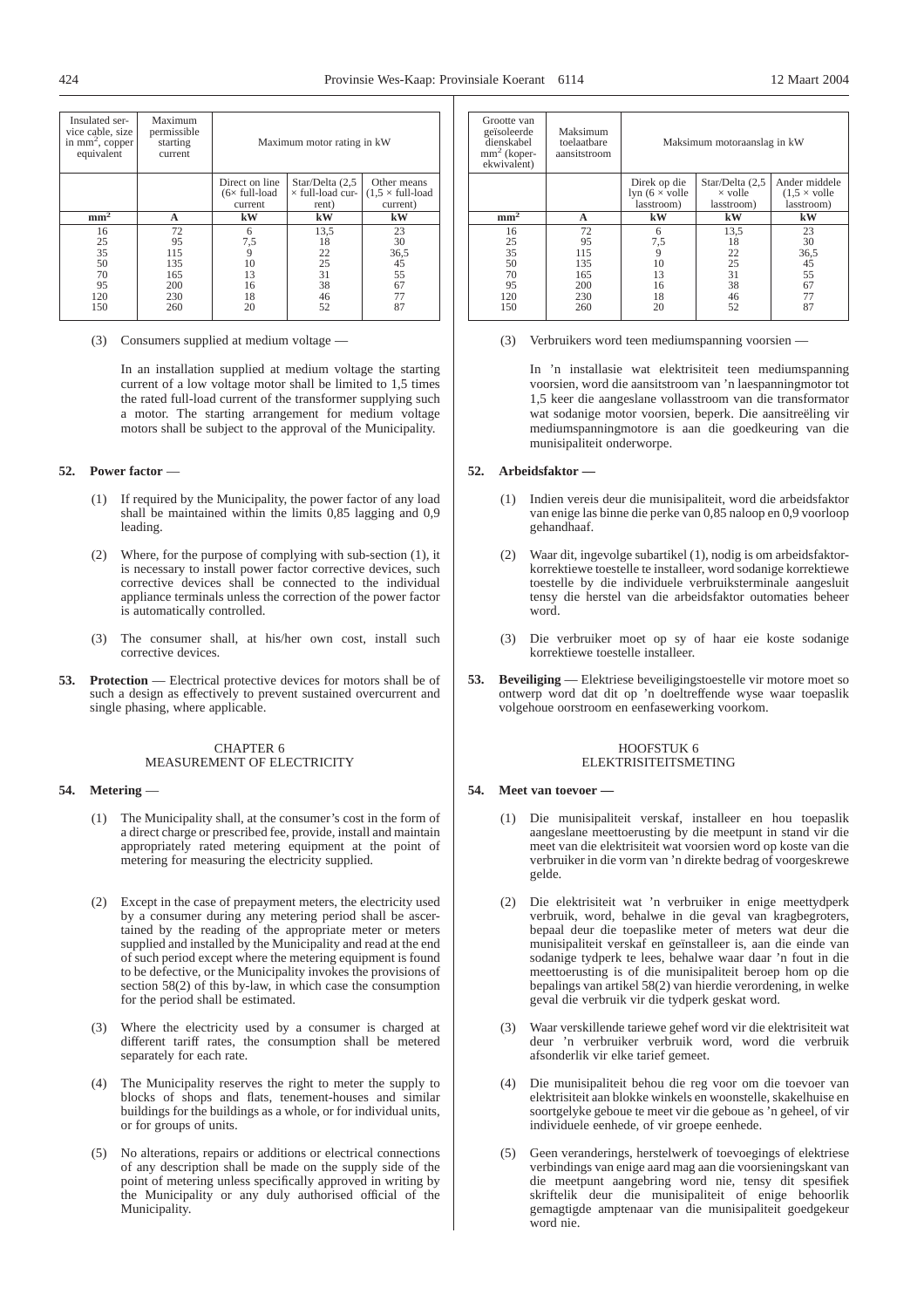| Insulated service cable, size in mm², copper equivalent | Maximum permissible starting current | Maximum motor rating in kW | | |
|---|---|---|---|---|
| | | Direct on line (6× full-load current | Star/Delta (2,5 × full-load current) | Other means (1,5 × full-load current) |
| **mm²** | **A** | **kW** | **kW** | **kW** |
| 16 | 72 | 6 | 13,5 | 23 |
| 25 | 95 | 7,5 | 18 | 30 |
| 35 | 115 | 9 | 22 | 36,5 |
| 50 | 135 | 10 | 25 | 45 |
| 70 | 165 | 13 | 31 | 55 |
| 95 | 200 | 16 | 38 | 67 |
| 120 | 230 | 18 | 46 | 77 |
| 150 | 260 | 20 | 52 | 87 |

(3) Consumers supplied at medium voltage —

In an installation supplied at medium voltage the starting current of a low voltage motor shall be limited to 1,5 times the rated full-load current of the transformer supplying such a motor. The starting arrangement for medium voltage motors shall be subject to the approval of the Municipality.

**52. Power factor** —

(1) If required by the Municipality, the power factor of any load shall be maintained within the limits 0,85 lagging and 0,9 leading.

(2) Where, for the purpose of complying with sub-section (1), it is necessary to install power factor corrective devices, such corrective devices shall be connected to the individual appliance terminals unless the correction of the power factor is automatically controlled.

(3) The consumer shall, at his/her own cost, install such corrective devices.

**53. Protection** — Electrical protective devices for motors shall be of such a design as effectively to prevent sustained overcurrent and single phasing, where applicable.

## CHAPTER 6
## MEASUREMENT OF ELECTRICITY

**54. Metering** —

(1) The Municipality shall, at the consumer's cost in the form of a direct charge or prescribed fee, provide, install and maintain appropriately rated metering equipment at the point of metering for measuring the electricity supplied.

(2) Except in the case of prepayment meters, the electricity used by a consumer during any metering period shall be ascertained by the reading of the appropriate meter or meters supplied and installed by the Municipality and read at the end of such period except where the metering equipment is found to be defective, or the Municipality invokes the provisions of section 58(2) of this by-law, in which case the consumption for the period shall be estimated.

(3) Where the electricity used by a consumer is charged at different tariff rates, the consumption shall be metered separately for each rate.

(4) The Municipality reserves the right to meter the supply to blocks of shops and flats, tenement-houses and similar buildings for the buildings as a whole, or for individual units, or for groups of units.

(5) No alterations, repairs or additions or electrical connections of any description shall be made on the supply side of the point of metering unless specifically approved in writing by the Municipality or any duly authorised official of the Municipality.

| Grootte van geïsoleerde dienskabel mm² (koperekwivalent) | Maksimum toelaatbare aansitstroom | Maksimum motoraanslag in kW | | |
|---|---|---|---|---|
| | | Direk op die lyn (6 × volle lasstroom) | Star/Delta (2,5 × volle lasstroom) | Ander middele (1,5 × volle lasstroom) |
| **mm²** | **A** | **kW** | **kW** | **kW** |
| 16 | 72 | 6 | 13,5 | 23 |
| 25 | 95 | 7,5 | 18 | 30 |
| 35 | 115 | 9 | 22 | 36,5 |
| 50 | 135 | 10 | 25 | 45 |
| 70 | 165 | 13 | 31 | 55 |
| 95 | 200 | 16 | 38 | 67 |
| 120 | 230 | 18 | 46 | 77 |
| 150 | 260 | 20 | 52 | 87 |

(3) Verbruikers word teen mediumspanning voorsien —

In 'n installasie wat elektrisiteit teen mediumspanning voorsien, word die aansitstroom van 'n laespanningmotor tot 1,5 keer die aangeslane vollasstroom van die transformator wat sodanige motor voorsien, beperk. Die aansitreëling vir mediumspanningmotore is aan die goedkeuring van die munisipaliteit onderworpe.

**52. Arbeidsfaktor —**

(1) Indien vereis deur die munisipaliteit, word die arbeidsfaktor van enige las binne die perke van 0,85 naloop en 0,9 voorloop gehandhaaf.

(2) Waar dit, ingevolge subartikel (1), nodig is om arbeidsfaktorkorrektiewe toestelle te installeer, word sodanige korrektiewe toestelle by die individuele verbruiksterminale aangesluit tensy die herstel van die arbeidsfaktor outomaties beheer word.

(3) Die verbruiker moet op sy of haar eie koste sodanige korrektiewe toestelle installeer.

**53. Beveiliging** — Elektriese beveiligingstoestelle vir motore moet so ontwerp word dat dit op 'n doeltreffende wyse waar toepaslik volgehoue oorstroom en eenfasewerking voorkom.

## HOOFSTUK 6
## ELEKTRISITEITSMETING

**54. Meet van toevoer —**

(1) Die munisipaliteit verskaf, installeer en hou toepaslik aangeslane meettoerusting by die meetpunt in stand vir die meet van die elektrisiteit wat voorsien word op koste van die verbruiker in die vorm van 'n direkte bedrag of voorgeskrewe gelde.

(2) Die elektrisiteit wat 'n verbruiker in enige meettydperk verbruik, word, behalwe in die geval van kragbegroters, bepaal deur die toepaslike meter of meters wat deur die munisipaliteit verskaf en geïnstalleer is, aan die einde van sodanige tydperk te lees, behalwe waar daar 'n fout in die meettoerusting is of die munisipaliteit beroep hom op die bepalings van artikel 58(2) van hierdie verordening, in welke geval die verbruik vir die tydperk geskat word.

(3) Waar verskillende tariewe gehef word vir die elektrisiteit wat deur 'n verbruiker verbruik word, word die verbruik afsonderlik vir elke tarief gemeet.

(4) Die munisipaliteit behou die reg voor om die toevoer van elektrisiteit aan blokke winkels en woonstelle, skakelhuise en soortgelyke geboue te meet vir die geboue as 'n geheel, of vir individuele eenhede, of vir groepe eenhede.

(5) Geen veranderings, herstelwerk of toevoegings of elektriese verbindings van enige aard mag aan die voorsieningskant van die meetpunt aangebring word nie, tensy dit spesifiek skriftelik deur die munisipaliteit of enige behoorlik gemagtigde amptenaar van die munisipaliteit goedgekeur word nie.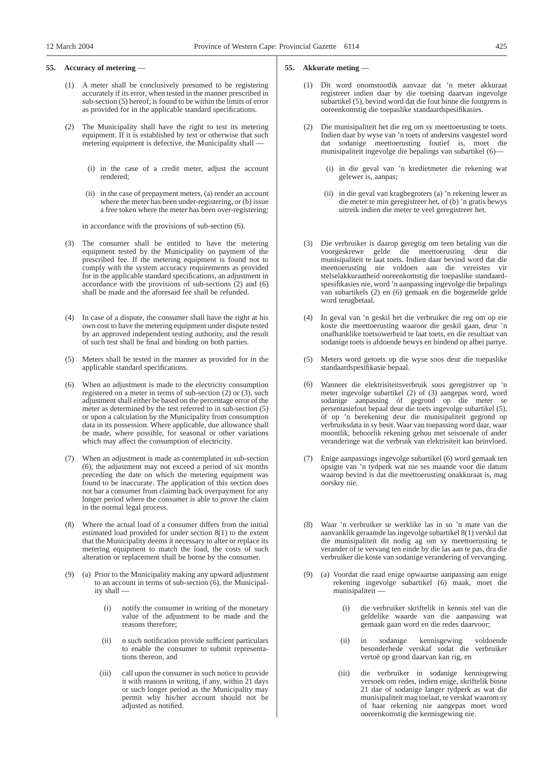**55. Accuracy of metering** —

(1) A meter shall be conclusively presumed to be registering accurately if its error, when tested in the manner prescribed in sub-section (5) hereof, is found to be within the limits of error as provided for in the applicable standard specifications.

(2) The Municipality shall have the right to test its metering equipment. If it is established by test or otherwise that such metering equipment is defective, the Municipality shall —

(i) in the case of a credit meter, adjust the account rendered;

(ii) in the case of prepayment meters, (a) render an account where the meter has been under-registering, or (b) issue a free token where the meter has been over-registering;

in accordance with the provisions of sub-section (6).

(3) The consumer shall be entitled to have the metering equipment tested by the Municipality on payment of the prescribed fee. If the metering equipment is found not to comply with the system accuracy requirements as provided for in the applicable standard specifications, an adjustment in accordance with the provisions of sub-sections (2) and (6) shall be made and the aforesaid fee shall be refunded.

(4) In case of a dispute, the consumer shall have the right at his own cost to have the metering equipment under dispute tested by an approved independent testing authority, and the result of such test shall be final and binding on both parties.

(5) Meters shall be tested in the manner as provided for in the applicable standard specifications.

(6) When an adjustment is made to the electricity consumption registered on a meter in terms of sub-section (2) or (3), such adjustment shall either be based on the percentage error of the meter as determined by the test referred to in sub-section (5) or upon a calculation by the Municipality from consumption data in its possession. Where applicable, due allowance shall be made, where possible, for seasonal or other variations which may affect the consumption of electricity.

(7) When an adjustment is made as contemplated in sub-section (6), the adjustment may not exceed a period of six months preceding the date on which the metering equipment was found to be inaccurate. The application of this section does not bar a consumer from claiming back overpayment for any longer period where the consumer is able to prove the claim in the normal legal process.

(8) Where the actual load of a consumer differs from the initial estimated load provided for under section 8(1) to the extent that the Municipality deems it necessary to alter or replace its metering equipment to match the load, the costs of such alteration or replacement shall be borne by the consumer.

(9) (a) Prior to the Municipality making any upward adjustment to an account in terms of sub-section (6), the Municipality shall —

(i) notify the consumer in writing of the monetary value of the adjustment to be made and the reasons therefore;

(ii) n such notification provide sufficient particulars to enable the consumer to submit representations thereon, and

(iii) call upon the consumer in such notice to provide it with reasons in writing, if any, within 21 days or such longer period as the Municipality may permit why his/her account should not be adjusted as notified.

**55. Akkurate meting** —

(1) Dit word onomstootlik aanvaar dat 'n meter akkuraat registreer indien daar by die toetsing daarvan ingevolge subartikel (5), bevind word dat die fout binne die foutgrens is ooreenkomstig die toepaslike standaardspesifikasies.

(2) Die munisipaliteit het die reg om sy meettoerusting te toets. Indien daar by wyse van 'n toets of andersins vasgestel word dat sodanige meettoerusting foutief is, moet die munisipaliteit ingevolge die bepalings van subartikel (6)—

(i) in die geval van 'n kredietmeter die rekening wat gelewer is, aanpas;

(ii) in die geval van kragbegroters (a) 'n rekening lewer as die meter te min geregistreer het, of (b) 'n gratis bewys uitreik indien die meter te veel geregistreer het.

(3) Die verbruiker is daarop geregtig om teen betaling van die voorgeskrewe gelde die meettoerusting deur die munisipaliteit te laat toets. Indien daar bevind word dat die meettoerusting nie voldoen aan die vereistes vir stelselakkuraatheid ooreenkomstig die toepaslike standaardspesifikasies nie, word 'n aanpassing ingevolge die bepalings van subartikels (2) en (6) gemaak en die bogemelde gelde word terugbetaal.

(4) In geval van 'n geskil het die verbruiker die reg om op eie koste die meettoerusting waaroor die geskil gaan, deur 'n onafhanklike toetsowerheid te laat toets, en die resultaat van sodanige toets is afdoende bewys en bindend op albei partye.

(5) Meters word getoets op die wyse soos deur die toepaslike standaardspesifikasie bepaal.

(6) Wanneer die elektrisiteitsverbruik soos geregistreer op 'n meter ingevolge subartikel (2) of (3) aangepas word, word sodanige aanpassing óf gegrond op die meter se persentasiefout bepaal deur die toets ingevolge subartikel (5), óf op 'n berekening deur die munisipaliteit gegrond op verbruiksdata in sy besit. Waar van toepassing word daar, waar moontlik, behoorlik rekening gehou met seisoenale of ander veranderinge wat die verbruik van elektrisiteit kan beïnvloed.

(7) Enige aanpassings ingevolge subartikel (6) word gemaak ten opsigte van 'n tydperk wat nie ses maande voor die datum waarop bevind is dat die meettoerusting onakkuraat is, mag oorskry nie.

(8) Waar 'n verbruiker se werklike las in so 'n mate van die aanvanklik geraamde las ingevolge subartikel 8(1) verskil dat die munisipaliteit dit nodig ag om sy meettoerusting te verander of te vervang ten einde by die las aan te pas, dra die verbruiker die koste van sodanige verandering of vervanging.

(9) (a) Voordat die raad enige opwaartse aanpassing aan enige rekening ingevolge subartikel (6) maak, moet die munisipaliteit —

(i) die verbruiker skriftelik in kennis stel van die geldelike waarde van die aanpassing wat gemaak gaan word en die redes daarvoor;

(ii) in sodanige kennisgewing voldoende besonderhede verskaf sodat die verbruiker vertoë op grond daarvan kan rig, en

(iii) die verbruiker in sodanige kennisgewing versoek om redes, indien enige, skriftelik binne 21 dae of sodanige langer tydperk as wat die munisipaliteit mag toelaat, te verskaf waarom sy of haar rekening nie aangepas moet word ooreenkomstig die kennisgewing nie.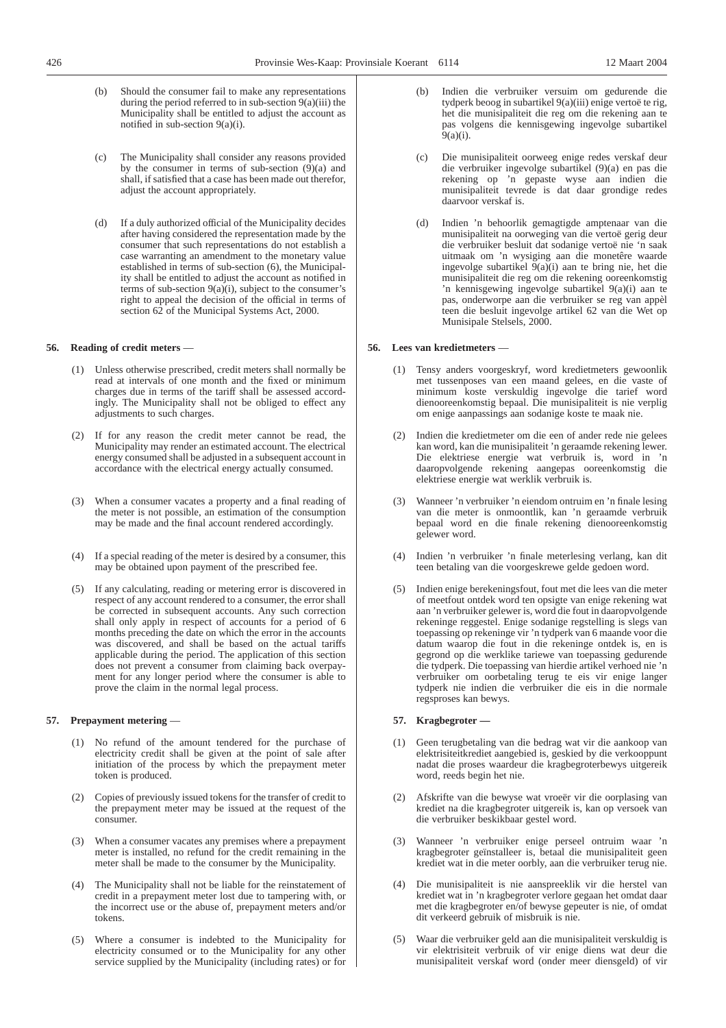(b) Should the consumer fail to make any representations during the period referred to in sub-section 9(a)(iii) the Municipality shall be entitled to adjust the account as notified in sub-section 9(a)(i).

(c) The Municipality shall consider any reasons provided by the consumer in terms of sub-section (9)(a) and shall, if satisfied that a case has been made out therefor, adjust the account appropriately.

(d) If a duly authorized official of the Municipality decides after having considered the representation made by the consumer that such representations do not establish a case warranting an amendment to the monetary value established in terms of sub-section (6), the Municipality shall be entitled to adjust the account as notified in terms of sub-section 9(a)(i), subject to the consumer's right to appeal the decision of the official in terms of section 62 of the Municipal Systems Act, 2000.

**56. Reading of credit meters** —

(1) Unless otherwise prescribed, credit meters shall normally be read at intervals of one month and the fixed or minimum charges due in terms of the tariff shall be assessed accordingly. The Municipality shall not be obliged to effect any adjustments to such charges.

(2) If for any reason the credit meter cannot be read, the Municipality may render an estimated account. The electrical energy consumed shall be adjusted in a subsequent account in accordance with the electrical energy actually consumed.

(3) When a consumer vacates a property and a final reading of the meter is not possible, an estimation of the consumption may be made and the final account rendered accordingly.

(4) If a special reading of the meter is desired by a consumer, this may be obtained upon payment of the prescribed fee.

(5) If any calculating, reading or metering error is discovered in respect of any account rendered to a consumer, the error shall be corrected in subsequent accounts. Any such correction shall only apply in respect of accounts for a period of 6 months preceding the date on which the error in the accounts was discovered, and shall be based on the actual tariffs applicable during the period. The application of this section does not prevent a consumer from claiming back overpayment for any longer period where the consumer is able to prove the claim in the normal legal process.

**57. Prepayment metering** —

(1) No refund of the amount tendered for the purchase of electricity credit shall be given at the point of sale after initiation of the process by which the prepayment meter token is produced.

(2) Copies of previously issued tokens for the transfer of credit to the prepayment meter may be issued at the request of the consumer.

(3) When a consumer vacates any premises where a prepayment meter is installed, no refund for the credit remaining in the meter shall be made to the consumer by the Municipality.

(4) The Municipality shall not be liable for the reinstatement of credit in a prepayment meter lost due to tampering with, or the incorrect use or the abuse of, prepayment meters and/or tokens.

(5) Where a consumer is indebted to the Municipality for electricity consumed or to the Municipality for any other service supplied by the Municipality (including rates) or for

(b) Indien die verbruiker versuim om gedurende die tydperk beoog in subartikel 9(a)(iii) enige vertoë te rig, het die munisipaliteit die reg om die rekening aan te pas volgens die kennisgewing ingevolge subartikel 9(a)(i).

(c) Die munisipaliteit oorweeg enige redes verskaf deur die verbruiker ingevolge subartikel (9)(a) en pas die rekening op 'n gepaste wyse aan indien die munisipaliteit tevrede is dat daar grondige redes daarvoor verskaf is.

(d) Indien 'n behoorlik gemagtigde amptenaar van die munisipaliteit na oorweging van die vertoë gerig deur die verbruiker besluit dat sodanige vertoë nie 'n saak uitmaak om 'n wysiging aan die monetêre waarde ingevolge subartikel 9(a)(i) aan te bring nie, het die munisipaliteit die reg om die rekening ooreenkomstig 'n kennisgewing ingevolge subartikel 9(a)(i) aan te pas, onderworpe aan die verbruiker se reg van appèl teen die besluit ingevolge artikel 62 van die Wet op Munisipale Stelsels, 2000.

**56. Lees van kredietmeters** —

(1) Tensy anders voorgeskryf, word kredietmeters gewoonlik met tussenposes van een maand gelees, en die vaste of minimum koste verskuldig ingevolge die tarief word dienooreenkomstig bepaal. Die munisipaliteit is nie verplig om enige aanpassings aan sodanige koste te maak nie.

(2) Indien die kredietmeter om die een of ander rede nie gelees kan word, kan die munisipaliteit 'n geraamde rekening lewer. Die elektriese energie wat verbruik is, word in 'n daaropvolgende rekening aangepas ooreenkomstig die elektriese energie wat werklik verbruik is.

(3) Wanneer 'n verbruiker 'n eiendom ontruim en 'n finale lesing van die meter is onmoontlik, kan 'n geraamde verbruik bepaal word en die finale rekening dienooreenkomstig gelewer word.

(4) Indien 'n verbruiker 'n finale meterlesing verlang, kan dit teen betaling van die voorgeskrewe gelde gedoen word.

(5) Indien enige berekeningsfout, fout met die lees van die meter of meetfout ontdek word ten opsigte van enige rekening wat aan 'n verbruiker gelewer is, word die fout in daaropvolgende rekeninge reggestel. Enige sodanige regstelling is slegs van toepassing op rekeninge vir 'n tydperk van 6 maande voor die datum waarop die fout in die rekeninge ontdek is, en is gegrond op die werklike tariewe van toepassing gedurende die tydperk. Die toepassing van hierdie artikel verhoed nie 'n verbruiker om oorbetaling terug te eis vir enige langer tydperk nie indien die verbruiker die eis in die normale regsproses kan bewys.

**57. Kragbegroter —**

(1) Geen terugbetaling van die bedrag wat vir die aankoop van elektrisiteitkrediet aangebied is, geskied by die verkooppunt nadat die proses waardeur die kragbegroterbewys uitgereik word, reeds begin het nie.

(2) Afskrifte van die bewyse wat vroeër vir die oorplasing van krediet na die kragbegroter uitgereik is, kan op versoek van die verbruiker beskikbaar gestel word.

(3) Wanneer 'n verbruiker enige perseel ontruim waar 'n kragbegroter geïnstalleer is, betaal die munisipaliteit geen krediet wat in die meter oorbly, aan die verbruiker terug nie.

(4) Die munisipaliteit is nie aanspreeklik vir die herstel van krediet wat in 'n kragbegroter verlore gegaan het omdat daar met die kragbegroter en/of bewyse gepeuter is nie, of omdat dit verkeerd gebruik of misbruik is nie.

(5) Waar die verbruiker geld aan die munisipaliteit verskuldig is vir elektrisiteit verbruik of vir enige diens wat deur die munisipaliteit verskaf word (onder meer diensgeld) of vir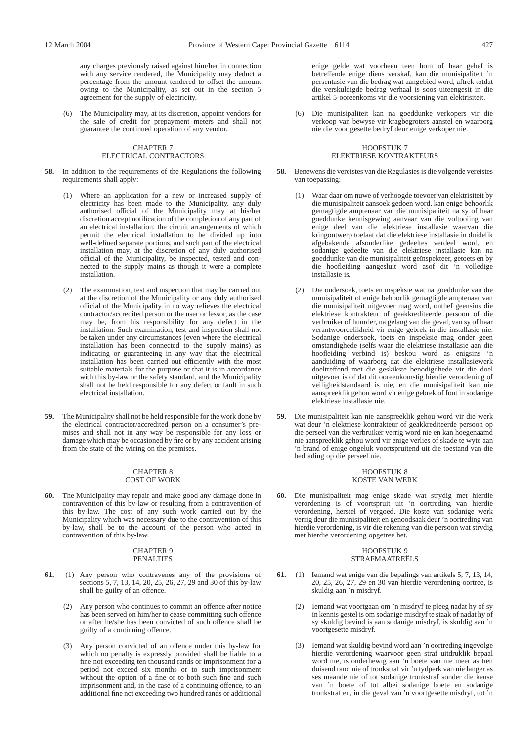any charges previously raised against him/her in connection with any service rendered, the Municipality may deduct a percentage from the amount tendered to offset the amount owing to the Municipality, as set out in the section 5 agreement for the supply of electricity.

(6) The Municipality may, at its discretion, appoint vendors for the sale of credit for prepayment meters and shall not guarantee the continued operation of any vendor.

## CHAPTER 7
## ELECTRICAL CONTRACTORS

**58.** In addition to the requirements of the Regulations the following requirements shall apply:

(1) Where an application for a new or increased supply of electricity has been made to the Municipality, any duly authorised official of the Municipality may at his/her discretion accept notification of the completion of any part of an electrical installation, the circuit arrangements of which permit the electrical installation to be divided up into well-defined separate portions, and such part of the electrical installation may, at the discretion of any duly authorised official of the Municipality, be inspected, tested and connected to the supply mains as though it were a complete installation.

(2) The examination, test and inspection that may be carried out at the discretion of the Municipality or any duly authorised official of the Municipality in no way relieves the electrical contractor/accredited person or the user or lessor, as the case may be, from his responsibility for any defect in the installation. Such examination, test and inspection shall not be taken under any circumstances (even where the electrical installation has been connected to the supply mains) as indicating or guaranteeing in any way that the electrical installation has been carried out efficiently with the most suitable materials for the purpose or that it is in accordance with this by-law or the safety standard, and the Municipality shall not be held responsible for any defect or fault in such electrical installation.

**59.** The Municipality shall not be held responsible for the work done by the electrical contractor/accredited person on a consumer's premises and shall not in any way be responsible for any loss or damage which may be occasioned by fire or by any accident arising from the state of the wiring on the premises.

## CHAPTER 8
## COST OF WORK

**60.** The Municipality may repair and make good any damage done in contravention of this by-law or resulting from a contravention of this by-law. The cost of any such work carried out by the Municipality which was necessary due to the contravention of this by-law, shall be to the account of the person who acted in contravention of this by-law.

## CHAPTER 9
## PENALTIES

**61.** (1) Any person who contravenes any of the provisions of sections 5, 7, 13, 14, 20, 25, 26, 27, 29 and 30 of this by-law shall be guilty of an offence.

(2) Any person who continues to commit an offence after notice has been served on him/her to cease committing such offence or after he/she has been convicted of such offence shall be guilty of a continuing offence.

(3) Any person convicted of an offence under this by-law for which no penalty is expressly provided shall be liable to a fine not exceeding ten thousand rands or imprisonment for a period not exceed six months or to such imprisonment without the option of a fine or to both such fine and such imprisonment and, in the case of a continuing offence, to an additional fine not exceeding two hundred rands or additional

enige gelde wat voorheen teen hom of haar gehef is betreffende enige diens verskaf, kan die munisipaliteit 'n persentasie van die bedrag wat aangebied word, aftrek totdat die verskuldigde bedrag verhaal is soos uiteengesit in die artikel 5-ooreenkoms vir die voorsiening van elektrisiteit.

(6) Die munisipaliteit kan na goeddunke verkopers vir die verkoop van bewyse vir kragbegroters aanstel en waarborg nie die voortgesette bedryf deur enige verkoper nie.

## HOOFSTUK 7
## ELEKTRIESE KONTRAKTEURS

**58.** Benewens die vereistes van die Regulasies is die volgende vereistes van toepassing:

(1) Waar daar om nuwe of verhoogde toevoer van elektrisiteit by die munisipaliteit aansoek gedoen word, kan enige behoorlik gemagtigde amptenaar van die munisipaliteit na sy of haar goeddunke kennisgewing aanvaar van die voltooiing van enige deel van die elektriese installasie waarvan die kringontwerp toelaat dat die elektriese installasie in duidelik afgebakende afsonderlike gedeeltes verdeel word, en sodanige gedeelte van die elektriese installasie kan na goeddunke van die munisipaliteit geïnspekteer, getoets en by die hoofleiding aangesluit word asof dit 'n volledige installasie is.

(2) Die ondersoek, toets en inspeksie wat na goeddunke van die munisipaliteit of enige behoorlik gemagtigde amptenaar van die munisipaliteit uitgevoer mag word, onthef geensins die elektriese kontrakteur of geakkrediteerde persoon of die verbruiker of huurder, na gelang van die geval, van sy of haar verantwoordelikheid vir enige gebrek in die installasie nie. Sodanige ondersoek, toets en inspeksie mag onder geen omstandighede (selfs waar die elektriese installasie aan die hoofleiding verbind is) beskou word as enigsins 'n aanduiding of waarborg dat die elektriese installasiewerk doeltreffend met die geskikste benodigdhede vir die doel uitgevoer is of dat dit ooreenkomstig hierdie verordening of veiligheidstandaard is nie, en die munisipaliteit kan nie aanspreeklik gehou word vir enige gebrek of fout in sodanige elektriese installasie nie.

**59.** Die munisipaliteit kan nie aanspreeklik gehou word vir die werk wat deur 'n elektriese kontrakteur of geakkrediteerde persoon op die perseel van die verbruiker verrig word nie en kan hoegenaamd nie aanspreeklik gehou word vir enige verlies of skade te wyte aan 'n brand of enige ongeluk voortspruitend uit die toestand van die bedrading op die perseel nie.

## HOOFSTUK 8
## KOSTE VAN WERK

**60.** Die munisipaliteit mag enige skade wat strydig met hierdie verordening is of voortspruit uit 'n oortreding van hierdie verordening, herstel of vergoed. Die koste van sodanige werk verrig deur die munisipaliteit en genoodsaak deur 'n oortreding van hierdie verordening, is vir die rekening van die persoon wat strydig met hierdie verordening opgetree het.

## HOOFSTUK 9
## STRAFMAATREËLS

**61.** (1) Iemand wat enige van die bepalings van artikels 5, 7, 13, 14, 20, 25, 26, 27, 29 en 30 van hierdie verordening oortree, is skuldig aan 'n misdryf.

(2) Iemand wat voortgaan om 'n misdryf te pleeg nadat hy of sy in kennis gestel is om sodanige misdryf te staak of nadat hy of sy skuldig bevind is aan sodanige misdryf, is skuldig aan 'n voortgesette misdryf.

(3) Iemand wat skuldig bevind word aan 'n oortreding ingevolge hierdie verordening waarvoor geen straf uitdruklik bepaal word nie, is onderhewig aan 'n boete van nie meer as tien duisend rand nie of tronkstraf vir 'n tydperk van nie langer as ses maande nie of tot sodanige tronkstraf sonder die keuse van 'n boete of tot albei sodanige boete en sodanige tronkstraf en, in die geval van 'n voortgesette misdryf, tot 'n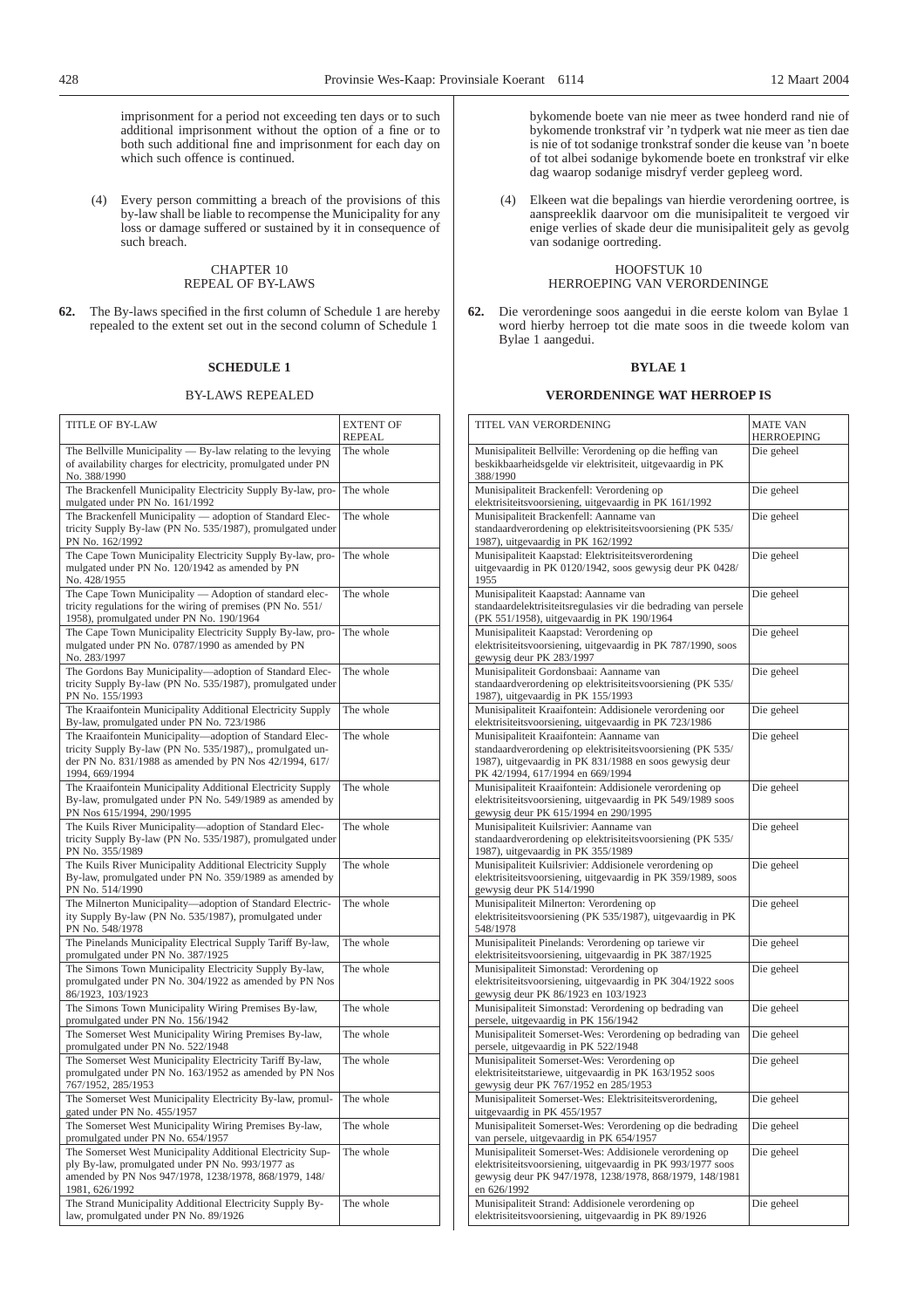imprisonment for a period not exceeding ten days or to such additional imprisonment without the option of a fine or to both such additional fine and imprisonment for each day on which such offence is continued.

(4) Every person committing a breach of the provisions of this by-law shall be liable to recompense the Municipality for any loss or damage suffered or sustained by it in consequence of such breach.

## CHAPTER 10
## REPEAL OF BY-LAWS

**62.** The By-laws specified in the first column of Schedule 1 are hereby repealed to the extent set out in the second column of Schedule 1

### SCHEDULE 1

BY-LAWS REPEALED

| TITLE OF BY-LAW | EXTENT OF REPEAL |
|---|---|
| The Bellville Municipality — By-law relating to the levying of availability charges for electricity, promulgated under PN No. 388/1990 | The whole |
| The Brackenfell Municipality Electricity Supply By-law, promulgated under PN No. 161/1992 | The whole |
| The Brackenfell Municipality — adoption of Standard Electricity Supply By-law (PN No. 535/1987), promulgated under PN No. 162/1992 | The whole |
| The Cape Town Municipality Electricity Supply By-law, promulgated under PN No. 120/1942 as amended by PN No. 428/1955 | The whole |
| The Cape Town Municipality — Adoption of standard electricity regulations for the wiring of premises (PN No. 551/1958), promulgated under PN No. 190/1964 | The whole |
| The Cape Town Municipality Electricity Supply By-law, promulgated under PN No. 0787/1990 as amended by PN No. 283/1997 | The whole |
| The Gordons Bay Municipality—adoption of Standard Electricity Supply By-law (PN No. 535/1987), promulgated under PN No. 155/1993 | The whole |
| The Kraaifontein Municipality Additional Electricity Supply By-law, promulgated under PN No. 723/1986 | The whole |
| The Kraaifontein Municipality—adoption of Standard Electricity Supply By-law (PN No. 535/1987),, promulgated under PN No. 831/1988 as amended by PN Nos 42/1994, 617/1994, 669/1994 | The whole |
| The Kraaifontein Municipality Additional Electricity Supply By-law, promulgated under PN No. 549/1989 as amended by PN Nos 615/1994, 290/1995 | The whole |
| The Kuils River Municipality—adoption of Standard Electricity Supply By-law (PN No. 535/1987), promulgated under PN No. 355/1989 | The whole |
| The Kuils River Municipality Additional Electricity Supply By-law, promulgated under PN No. 359/1989 as amended by PN No. 514/1990 | The whole |
| The Milnerton Municipality—adoption of Standard Electricity Supply By-law (PN No. 535/1987), promulgated under PN No. 548/1978 | The whole |
| The Pinelands Municipality Electrical Supply Tariff By-law, promulgated under PN No. 387/1925 | The whole |
| The Simons Town Municipality Electricity Supply By-law, promulgated under PN No. 304/1922 as amended by PN Nos 86/1923, 103/1923 | The whole |
| The Simons Town Municipality Wiring Premises By-law, promulgated under PN No. 156/1942 | The whole |
| The Somerset West Municipality Wiring Premises By-law, promulgated under PN No. 522/1948 | The whole |
| The Somerset West Municipality Electricity Tariff By-law, promulgated under PN No. 163/1952 as amended by PN Nos 767/1952, 285/1953 | The whole |
| The Somerset West Municipality Electricity By-law, promulgated under PN No. 455/1957 | The whole |
| The Somerset West Municipality Wiring Premises By-law, promulgated under PN No. 654/1957 | The whole |
| The Somerset West Municipality Additional Electricity Supply By-law, promulgated under PN No. 993/1977 as amended by PN Nos 947/1978, 1238/1978, 868/1979, 148/1981, 626/1992 | The whole |
| The Strand Municipality Additional Electricity Supply By-law, promulgated under PN No. 89/1926 | The whole |

bykomende boete van nie meer as twee honderd rand nie of bykomende tronkstraf vir 'n tydperk wat nie meer as tien dae is nie of tot sodanige tronkstraf sonder die keuse van 'n boete of tot albei sodanige bykomende boete en tronkstraf vir elke dag waarop sodanige misdryf verder gepleeg word.

(4) Elkeen wat die bepalings van hierdie verordening oortree, is aanspreeklik daarvoor om die munisipaliteit te vergoed vir enige verlies of skade deur die munisipaliteit gely as gevolg van sodanige oortreding.

## HOOFSTUK 10
## HERROEPING VAN VERORDENINGE

**62.** Die verordeninge soos aangedui in die eerste kolom van Bylae 1 word hierby herroep tot die mate soos in die tweede kolom van Bylae 1 aangedui.

### BYLAE 1

**VERORDENINGE WAT HERROEP IS**

| TITEL VAN VERORDENING | MATE VAN HERROEPING |
|---|---|
| Munisipaliteit Bellville: Verordening op die heffing van beskikbaarheidsgelde vir elektrisiteit, uitgevaardig in PK 388/1990 | Die geheel |
| Munisipaliteit Brackenfell: Verordening op elektrisiteitsvoorsiening, uitgevaardig in PK 161/1992 | Die geheel |
| Munisipaliteit Brackenfell: Aanname van standaardverordening op elektrisiteitsvoorsiening (PK 535/1987), uitgevaardig in PK 162/1992 | Die geheel |
| Munisipaliteit Kaapstad: Elektrisiteitsverordening uitgevaardig in PK 0120/1942, soos gewysig deur PK 0428/1955 | Die geheel |
| Munisipaliteit Kaapstad: Aanname van standaardelektrisiteitsregulasies vir die bedrading van persele (PK 551/1958), uitgevaardig in PK 190/1964 | Die geheel |
| Munisipaliteit Kaapstad: Verordening op elektrisiteitsvoorsiening, uitgevaardig in PK 787/1990, soos gewysig deur PK 283/1997 | Die geheel |
| Munisipaliteit Gordonsbaai: Aanname van standaardverordening op elektrisiteitsvoorsiening (PK 535/1987), uitgevaardig in PK 155/1993 | Die geheel |
| Munisipaliteit Kraaifontein: Addisionele verordening oor elektrisiteitsvoorsiening, uitgevaardig in PK 723/1986 | Die geheel |
| Munisipaliteit Kraaifontein: Aanname van standaardverordening op elektrisiteitsvoorsiening (PK 535/1987), uitgevaardig in PK 831/1988 en soos gewysig deur PK 42/1994, 617/1994 en 669/1994 | Die geheel |
| Munisipaliteit Kraaifontein: Addisionele verordening op elektrisiteitsvoorsiening, uitgevaardig in PK 549/1989 soos gewysig deur PK 615/1994 en 290/1995 | Die geheel |
| Munisipaliteit Kuilsrivier: Aanname van standaardverordening op elektrisiteitsvoorsiening (PK 535/1987), uitgevaardig in PK 355/1989 | Die geheel |
| Munisipaliteit Kuilsrivier: Addisionele verordening op elektrisiteitsvoorsiening, uitgevaardig in PK 359/1989, soos gewysig deur PK 514/1990 | Die geheel |
| Munisipaliteit Milnerton: Verordening op elektrisiteitsvoorsiening (PK 535/1987), uitgevaardig in PK 548/1978 | Die geheel |
| Munisipaliteit Pinelands: Verordening op tariewe vir elektrisiteitsvoorsiening, uitgevaardig in PK 387/1925 | Die geheel |
| Munisipaliteit Simonstad: Verordening op elektrisiteitsvoorsiening, uitgevaardig in PK 304/1922 soos gewysig deur PK 86/1923 en 103/1923 | Die geheel |
| Munisipaliteit Simonstad: Verordening op bedrading van persele, uitgevaardig in PK 156/1942 | Die geheel |
| Munisipaliteit Somerset-Wes: Verordening op bedrading van persele, uitgevaardig in PK 522/1948 | Die geheel |
| Munisipaliteit Somerset-Wes: Verordening op elektrisiteitstariewe, uitgevaardig in PK 163/1952 soos gewysig deur PK 767/1952 en 285/1953 | Die geheel |
| Munisipaliteit Somerset-Wes: Elektrisiteitsverordening, uitgevaardig in PK 455/1957 | Die geheel |
| Munisipaliteit Somerset-Wes: Verordening op die bedrading van persele, uitgevaardig in PK 654/1957 | Die geheel |
| Munisipaliteit Somerset-Wes: Addisionele verordening op elektrisiteitsvoorsiening, uitgevaardig in PK 993/1977 soos gewysig deur PK 947/1978, 1238/1978, 868/1979, 148/1981 en 626/1992 | Die geheel |
| Munisipaliteit Strand: Addisionele verordening op elektrisiteitsvoorsiening, uitgevaardig in PK 89/1926 | Die geheel |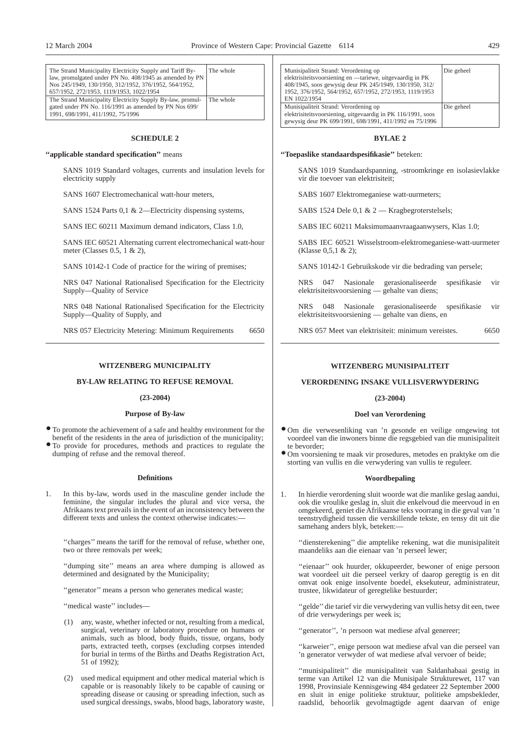| The Strand Municipality Electricity Supply and Tariff By-law, promulgated under PN No. 408/1945 as amended by PN Nos 245/1949, 130/1950, 312/1952, 376/1952, 564/1952, 657/1952, 272/1953, 1119/1953, 1022/1954 | The whole |
|---|---|
| The Strand Municipality Electricity Supply By-law, promulgated under PN No. 116/1991 as amended by PN Nos 699/1991, 698/1991, 411/1992, 75/1996 | The whole |

### SCHEDULE 2

**"applicable standard specification"** means

SANS 1019 Standard voltages, currents and insulation levels for electricity supply

SANS 1607 Electromechanical watt-hour meters,

SANS 1524 Parts 0,1 & 2—Electricity dispensing systems,

SANS IEC 60211 Maximum demand indicators, Class 1.0,

SANS IEC 60521 Alternating current electromechanical watt-hour meter (Classes 0.5, 1 & 2),

SANS 10142-1 Code of practice for the wiring of premises;

NRS 047 National Rationalised Specification for the Electricity Supply—Quality of Service

NRS 048 National Rationalised Specification for the Electricity Supply—Quality of Supply, and

NRS 057 Electricity Metering: Minimum Requirements 6650

---

## WITZENBERG MUNICIPALITY

### BY-LAW RELATING TO REFUSE REMOVAL

**(23-2004)**

#### Purpose of By-law

- To promote the achievement of a safe and healthy environment for the benefit of the residents in the area of jurisdiction of the municipality;
- To provide for procedures, methods and practices to regulate the dumping of refuse and the removal thereof.

#### Definitions

1. In this by-law, words used in the masculine gender include the feminine, the singular includes the plural and vice versa, the Afrikaans text prevails in the event of an inconsistency between the different texts and unless the context otherwise indicates:—

"charges" means the tariff for the removal of refuse, whether one, two or three removals per week;

"dumping site" means an area where dumping is allowed as determined and designated by the Municipality;

"generator" means a person who generates medical waste;

"medical waste" includes—

(1) any, waste, whether infected or not, resulting from a medical, surgical, veterinary or laboratory procedure on humans or animals, such as blood, body fluids, tissue, organs, body parts, extracted teeth, corpses (excluding corpses intended for burial in terms of the Births and Deaths Registration Act, 51 of 1992);

(2) used medical equipment and other medical material which is capable or is reasonably likely to be capable of causing or spreading disease or causing or spreading infection, such as used surgical dressings, swabs, blood bags, laboratory waste,

| Munisipaliteit Strand: Verordening op elektrisiteitsvoorsiening en —tariewe, uitgevaardig in PK 408/1945, soos gewysig deur PK 245/1949, 130/1950, 312/1952, 376/1952, 564/1952, 657/1952, 272/1953, 1119/1953 EN 1022/1954 | Die geheel |
|---|---|
| Munisipaliteit Strand: Verordening op elektrisiteitsvoorsiening, uitgevaardig in PK 116/1991, soos gewysig deur PK 699/1991, 698/1991, 411/1992 en 75/1996 | Die geheel |

### BYLAE 2

**"Toepaslike standaardspesifikasie"** beteken:

SANS 1019 Standaardspanning, -stroomkringe en isolasievlakke vir die toevoer van elektrisiteit;

SABS 1607 Elektromeganiese watt-uurmeters;

SABS 1524 Dele 0,1 & 2 — Kragbegroterstelsels;

SABS IEC 60211 Maksimumaanvraagaanwysers, Klas 1.0;

SABS IEC 60521 Wisselstroom-elektromeganiese-watt-uurmeter (Klasse 0,5,1 & 2);

SANS 10142-1 Gebruikskode vir die bedrading van persele;

NRS 047 Nasionale gerasionaliseerde spesifikasie vir elektrisiteitsvoorsiening — gehalte van diens;

NRS 048 Nasionale gerasionaliseerde spesifikasie vir elektrisiteitsvoorsiening — gehalte van diens, en

NRS 057 Meet van elektrisiteit: minimum vereistes. 6650

---

## WITZENBERG MUNISIPALITEIT

### VERORDENING INSAKE VULLISVERWYDERING

**(23-2004)**

#### Doel van Verordening

- Om die verwesenliking van 'n gesonde en veilige omgewing tot voordeel van die inwoners binne die regsgebied van die munisipaliteit te bevorder;
- Om voorsiening te maak vir prosedures, metodes en praktyke om die storting van vullis en die verwydering van vullis te reguleer.

#### Woordbepaling

1. In hierdie verordening sluit woorde wat die manlike geslag aandui, ook die vroulike geslag in, sluit die enkelvoud die meervoud in en omgekeerd, geniet die Afrikaanse teks voorrang in die geval van 'n teenstrydigheid tussen die verskillende tekste, en tensy dit uit die samehang anders blyk, beteken:—

"diensterekening" die amptelike rekening, wat die munisipaliteit maandeliks aan die eienaar van 'n perseel lewer;

"eienaar" ook huurder, okkupeerder, bewoner of enige persoon wat voordeel uit die perseel verkry of daarop geregtig is en dit omvat ook enige insolvente boedel, eksekuteur, administrateur, trustee, likwidateur of geregtelike bestuurder;

"gelde" die tarief vir die verwydering van vullis hetsy dit een, twee of drie verwyderings per week is;

"generator", 'n persoon wat mediese afval genereer;

"karweier", enige persoon wat mediese afval van die perseel van 'n generator verwyder of wat mediese afval vervoer of beide;

"munisipaliteit" die munisipaliteit van Saldanhabaai gestig in terme van Artikel 12 van die Munisipale Struktuurwet, 117 van 1998, Provinsiale Kennisgewing 484 gedateer 22 September 2000 en sluit in enige politieke struktuur, politieke ampsbekleder, raadslid, behoorlik gevolmagtigde agent daarvan of enige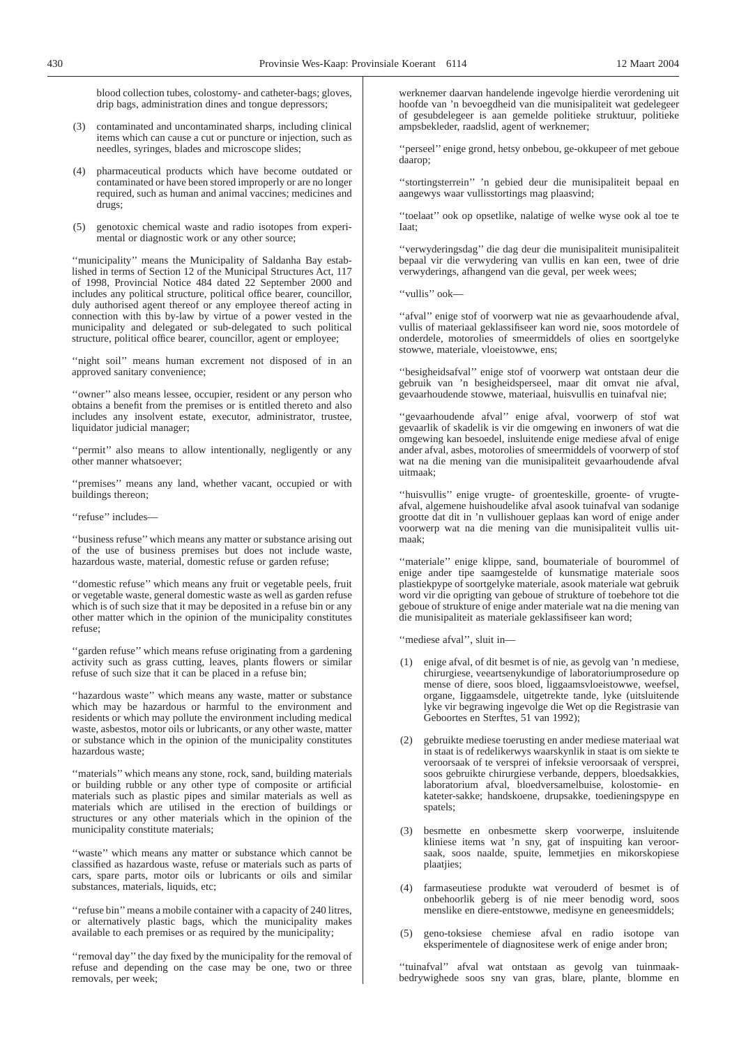blood collection tubes, colostomy- and catheter-bags; gloves, drip bags, administration dines and tongue depressors;

(3) contaminated and uncontaminated sharps, including clinical items which can cause a cut or puncture or injection, such as needles, syringes, blades and microscope slides;

(4) pharmaceutical products which have become outdated or contaminated or have been stored improperly or are no longer required, such as human and animal vaccines; medicines and drugs;

(5) genotoxic chemical waste and radio isotopes from experimental or diagnostic work or any other source;

''municipality'' means the Municipality of Saldanha Bay established in terms of Section 12 of the Municipal Structures Act, 117 of 1998, Provincial Notice 484 dated 22 September 2000 and includes any political structure, political office bearer, councillor, duly authorised agent thereof or any employee thereof acting in connection with this by-law by virtue of a power vested in the municipality and delegated or sub-delegated to such political structure, political office bearer, councillor, agent or employee;

''night soil'' means human excrement not disposed of in an approved sanitary convenience;

''owner'' also means lessee, occupier, resident or any person who obtains a benefit from the premises or is entitled thereto and also includes any insolvent estate, executor, administrator, trustee, liquidator judicial manager;

''permit'' also means to allow intentionally, negligently or any other manner whatsoever;

''premises'' means any land, whether vacant, occupied or with buildings thereon;

''refuse'' includes—

''business refuse'' which means any matter or substance arising out of the use of business premises but does not include waste, hazardous waste, material, domestic refuse or garden refuse;

''domestic refuse'' which means any fruit or vegetable peels, fruit or vegetable waste, general domestic waste as well as garden refuse which is of such size that it may be deposited in a refuse bin or any other matter which in the opinion of the municipality constitutes refuse;

''garden refuse'' which means refuse originating from a gardening activity such as grass cutting, leaves, plants flowers or similar refuse of such size that it can be placed in a refuse bin;

''hazardous waste'' which means any waste, matter or substance which may be hazardous or harmful to the environment and residents or which may pollute the environment including medical waste, asbestos, motor oils or lubricants, or any other waste, matter or substance which in the opinion of the municipality constitutes hazardous waste;

''materials'' which means any stone, rock, sand, building materials or building rubble or any other type of composite or artificial materials such as plastic pipes and similar materials as well as materials which are utilised in the erection of buildings or structures or any other materials which in the opinion of the municipality constitute materials;

''waste'' which means any matter or substance which cannot be classified as hazardous waste, refuse or materials such as parts of cars, spare parts, motor oils or lubricants or oils and similar substances, materials, liquids, etc;

''refuse bin'' means a mobile container with a capacity of 240 litres, or alternatively plastic bags, which the municipality makes available to each premises or as required by the municipality;

''removal day'' the day fixed by the municipality for the removal of refuse and depending on the case may be one, two or three removals, per week;

werknemer daarvan handelende ingevolge hierdie verordening uit hoofde van 'n bevoegdheid van die munisipaliteit wat gedelegeer of gesubdelegeer is aan gemelde politieke struktuur, politieke ampsbekleder, raadslid, agent of werknemer;

''perseel'' enige grond, hetsy onbebou, ge-okkupeer of met geboue daarop;

''stortingsterrein'' 'n gebied deur die munisipaliteit bepaal en aangewys waar vullisstortings mag plaasvind;

''toelaat'' ook op opsetlike, nalatige of welke wyse ook al toe te Iaat;

''verwyderingsdag'' die dag deur die munisipaliteit munisipaliteit bepaal vir die verwydering van vullis en kan een, twee of drie verwyderings, afhangend van die geval, per week wees;

''vullis'' ook—

''afval'' enige stof of voorwerp wat nie as gevaarhoudende afval, vullis of materiaal geklassifiseer kan word nie, soos motordele of onderdele, motorolies of smeermiddels of olies en soortgelyke stowwe, materiale, vloeistowwe, ens;

''besigheidsafval'' enige stof of voorwerp wat ontstaan deur die gebruik van 'n besigheidsperseel, maar dit omvat nie afval, gevaarhoudende stowwe, materiaal, huisvullis en tuinafval nie;

''gevaarhoudende afval'' enige afval, voorwerp of stof wat gevaarlik of skadelik is vir die omgewing en inwoners of wat die omgewing kan besoedel, insluitende enige mediese afval of enige ander afval, asbes, motorolies of smeermiddels of voorwerp of stof wat na die mening van die munisipaliteit gevaarhoudende afval uitmaak;

''huisvullis'' enige vrugte- of groenteskille, groente- of vrugteafval, algemene huishoudelike afval asook tuinafval van sodanige grootte dat dit in 'n vullishouer geplaas kan word of enige ander voorwerp wat na die mening van die munisipaliteit vullis uitmaak;

''materiale'' enige klippe, sand, boumateriale of bourommel of enige ander tipe saamgestelde of kunsmatige materiale soos plastiekpype of soortgelyke materiale, asook materiale wat gebruik word vir die oprigting van geboue of strukture of toebehore tot die geboue of strukture of enige ander materiale wat na die mening van die munisipaliteit as materiale geklassifiseer kan word;

''mediese afval'', sluit in—

(1) enige afval, of dit besmet is of nie, as gevolg van 'n mediese, chirurgiese, veeartsenykundige of laboratoriumprosedure op mense of diere, soos bloed, liggaamsvloeistowwe, weefsel, organe, Iiggaamsdele, uitgetrekte tande, lyke (uitsluitende lyke vir begrawing ingevolge die Wet op die Registrasie van Geboortes en Sterftes, 51 van 1992);

(2) gebruikte mediese toerusting en ander mediese materiaal wat in staat is of redelikerwys waarskynlik in staat is om siekte te veroorsaak of te versprei of infeksie veroorsaak of versprei, soos gebruikte chirurgiese verbande, deppers, bloedsakkies, laboratorium afval, bloedversamelbuise, kolostomie- en kateter-sakke; handskoene, drupsakke, toedieningspype en spatels;

(3) besmette en onbesmette skerp voorwerpe, insluitende kliniese items wat 'n sny, gat of inspuiting kan veroorsaak, soos naalde, spuite, lemmetjies en mikorskopiese plaatjies;

(4) farmaseutiese produkte wat verouderd of besmet is of onbehoorlik geberg is of nie meer benodig word, soos menslike en diere-entstowwe, medisyne en geneesmiddels;

(5) geno-toksiese chemiese afval en radio isotope van eksperimentele of diagnositese werk of enige ander bron;

''tuinafval'' afval wat ontstaan as gevolg van tuinmaakbedrywighede soos sny van gras, blare, plante, blomme en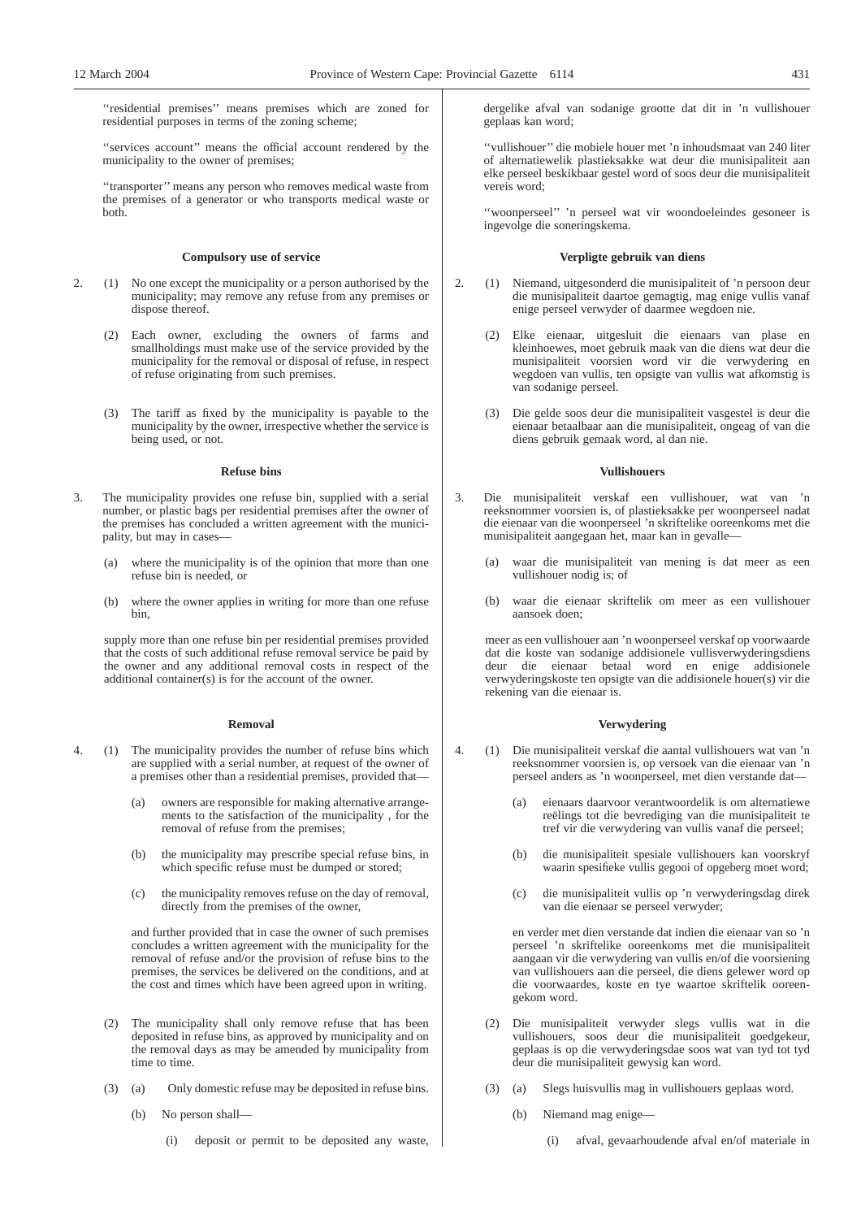"residential premises" means premises which are zoned for residential purposes in terms of the zoning scheme;

"services account" means the official account rendered by the municipality to the owner of premises;

"transporter" means any person who removes medical waste from the premises of a generator or who transports medical waste or both.

**Compulsory use of service**

2. (1) No one except the municipality or a person authorised by the municipality; may remove any refuse from any premises or dispose thereof.

(2) Each owner, excluding the owners of farms and smallholdings must make use of the service provided by the municipality for the removal or disposal of refuse, in respect of refuse originating from such premises.

(3) The tariff as fixed by the municipality is payable to the municipality by the owner, irrespective whether the service is being used, or not.

**Refuse bins**

3. The municipality provides one refuse bin, supplied with a serial number, or plastic bags per residential premises after the owner of the premises has concluded a written agreement with the municipality, but may in cases—

(a) where the municipality is of the opinion that more than one refuse bin is needed, or

(b) where the owner applies in writing for more than one refuse bin,

supply more than one refuse bin per residential premises provided that the costs of such additional refuse removal service be paid by the owner and any additional removal costs in respect of the additional container(s) is for the account of the owner.

**Removal**

4. (1) The municipality provides the number of refuse bins which are supplied with a serial number, at request of the owner of a premises other than a residential premises, provided that—

(a) owners are responsible for making alternative arrangements to the satisfaction of the municipality , for the removal of refuse from the premises;

(b) the municipality may prescribe special refuse bins, in which specific refuse must be dumped or stored;

(c) the municipality removes refuse on the day of removal, directly from the premises of the owner,

and further provided that in case the owner of such premises concludes a written agreement with the municipality for the removal of refuse and/or the provision of refuse bins to the premises, the services be delivered on the conditions, and at the cost and times which have been agreed upon in writing.

(2) The municipality shall only remove refuse that has been deposited in refuse bins, as approved by municipality and on the removal days as may be amended by municipality from time to time.

(3) (a) Only domestic refuse may be deposited in refuse bins.

(b) No person shall—

(i) deposit or permit to be deposited any waste,

dergelike afval van sodanige grootte dat dit in 'n vullishouer geplaas kan word;

"vullishouer" die mobiele houer met 'n inhoudsmaat van 240 liter of alternatiewelik plastieksakke wat deur die munisipaliteit aan elke perseel beskikbaar gestel word of soos deur die munisipaliteit vereis word;

"woonperseel" 'n perseel wat vir woondoeleindes gesoneer is ingevolge die soneringskema.

**Verpligte gebruik van diens**

2. (1) Niemand, uitgesonderd die munisipaliteit of 'n persoon deur die munisipaliteit daartoe gemagtig, mag enige vullis vanaf enige perseel verwyder of daarmee wegdoen nie.

(2) Elke eienaar, uitgesluit die eienaars van plase en kleinhoewes, moet gebruik maak van die diens wat deur die munisipaliteit voorsien word vir die verwydering en wegdoen van vullis, ten opsigte van vullis wat afkomstig is van sodanige perseel.

(3) Die gelde soos deur die munisipaliteit vasgestel is deur die eienaar betaalbaar aan die munisipaliteit, ongeag of van die diens gebruik gemaak word, al dan nie.

**Vullishouers**

3. Die munisipaliteit verskaf een vullishouer, wat van 'n reeksnommer voorsien is, of plastieksakke per woonperseel nadat die eienaar van die woonperseel 'n skriftelike ooreenkoms met die munisipaliteit aangegaan het, maar kan in gevalle—

(a) waar die munisipaliteit van mening is dat meer as een vullishouer nodig is; of

(b) waar die eienaar skriftelik om meer as een vullishouer aansoek doen;

meer as een vullishouer aan 'n woonperseel verskaf op voorwaarde dat die koste van sodanige addisionele vullisverwyderingsdiens deur die eienaar betaal word en enige addisionele verwyderingskoste ten opsigte van die addisionele houer(s) vir die rekening van die eienaar is.

**Verwydering**

4. (1) Die munisipaliteit verskaf die aantal vullishouers wat van 'n reeksnommer voorsien is, op versoek van die eienaar van 'n perseel anders as 'n woonperseel, met dien verstande dat—

(a) eienaars daarvoor verantwoordelik is om alternatiewe reëlings tot die bevrediging van die munisipaliteit te tref vir die verwydering van vullis vanaf die perseel;

(b) die munisipaliteit spesiale vullishouers kan voorskryf waarin spesifieke vullis gegooi of opgeberg moet word;

(c) die munisipaliteit vullis op 'n verwyderingsdag direk van die eienaar se perseel verwyder;

en verder met dien verstande dat indien die eienaar van so 'n perseel 'n skriftelike ooreenkoms met die munisipaliteit aangaan vir die verwydering van vullis en/of die voorsiening van vullishouers aan die perseel, die diens gelewer word op die voorwaardes, koste en tye waartoe skriftelik ooreengekom word.

(2) Die munisipaliteit verwyder slegs vullis wat in die vullishouers, soos deur die munisipaliteit goedgekeur, geplaas is op die verwyderingsdae soos wat van tyd tot tyd deur die munisipaliteit gewysig kan word.

(3) (a) Slegs huisvullis mag in vullishouers geplaas word.

(b) Niemand mag enige—

(i) afval, gevaarhoudende afval en/of materiale in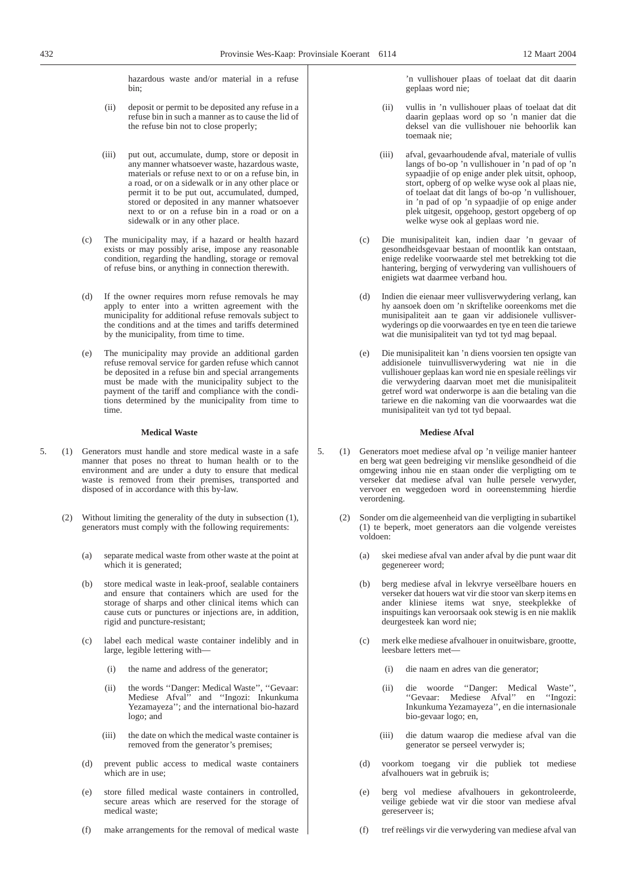hazardous waste and/or material in a refuse bin;

(ii) deposit or permit to be deposited any refuse in a refuse bin in such a manner as to cause the lid of the refuse bin not to close properly;

(iii) put out, accumulate, dump, store or deposit in any manner whatsoever waste, hazardous waste, materials or refuse next to or on a refuse bin, in a road, or on a sidewalk or in any other place or permit it to be put out, accumulated, dumped, stored or deposited in any manner whatsoever next to or on a refuse bin in a road or on a sidewalk or in any other place.

(c) The municipality may, if a hazard or health hazard exists or may possibly arise, impose any reasonable condition, regarding the handling, storage or removal of refuse bins, or anything in connection therewith.

(d) If the owner requires morn refuse removals he may apply to enter into a written agreement with the municipality for additional refuse removals subject to the conditions and at the times and tariffs determined by the municipality, from time to time.

(e) The municipality may provide an additional garden refuse removal service for garden refuse which cannot be deposited in a refuse bin and special arrangements must be made with the municipality subject to the payment of the tariff and compliance with the conditions determined by the municipality from time to time.

**Medical Waste**

5. (1) Generators must handle and store medical waste in a safe manner that poses no threat to human health or to the environment and are under a duty to ensure that medical waste is removed from their premises, transported and disposed of in accordance with this by-law.

(2) Without limiting the generality of the duty in subsection (1), generators must comply with the following requirements:

(a) separate medical waste from other waste at the point at which it is generated;

(b) store medical waste in leak-proof, sealable containers and ensure that containers which are used for the storage of sharps and other clinical items which can cause cuts or punctures or injections are, in addition, rigid and puncture-resistant;

(c) label each medical waste container indelibly and in large, legible lettering with—

(i) the name and address of the generator;

(ii) the words ''Danger: Medical Waste'', ''Gevaar: Mediese Afval'' and ''Ingozi: Inkunkuma Yezamayeza''; and the international bio-hazard logo; and

(iii) the date on which the medical waste container is removed from the generator's premises;

(d) prevent public access to medical waste containers which are in use;

(e) store filled medical waste containers in controlled, secure areas which are reserved for the storage of medical waste;

(f) make arrangements for the removal of medical waste

---

'n vullishouer pIaas of toelaat dat dit daarin geplaas word nie;

(ii) vullis in 'n vullishouer plaas of toelaat dat dit daarin geplaas word op so 'n manier dat die deksel van die vullishouer nie behoorlik kan toemaak nie;

(iii) afval, gevaarhoudende afval, materiale of vullis langs of bo-op 'n vullishouer in 'n pad of op 'n sypaadjie of op enige ander plek uitsit, ophoop, stort, opberg of op welke wyse ook al plaas nie, of toelaat dat dit langs of bo-op 'n vullishouer, in 'n pad of op 'n sypaadjie of op enige ander plek uitgesit, opgehoop, gestort opgeberg of op welke wyse ook al geplaas word nie.

(c) Die munisipaliteit kan, indien daar 'n gevaar of gesondheidsgevaar bestaan of moontlik kan ontstaan, enige redelike voorwaarde stel met betrekking tot die hantering, berging of verwydering van vullishouers of enigiets wat daarmee verband hou.

(d) Indien die eienaar meer vullisverwydering verlang, kan hy aansoek doen om 'n skriftelike ooreenkoms met die munisipaliteit aan te gaan vir addisionele vullisverwyderings op die voorwaardes en tye en teen die tariewe wat die munisipaliteit van tyd tot tyd mag bepaal.

(e) Die munisipaliteit kan 'n diens voorsien ten opsigte van addisionele tuinvullisverwydering wat nie in die vullishouer geplaas kan word nie en spesiale reëlings vir die verwydering daarvan moet met die munisipaliteit getref word wat onderworpe is aan die betaling van die tariewe en die nakoming van die voorwaardes wat die munisipaliteit van tyd tot tyd bepaal.

**Mediese Afval**

5. (1) Generators moet mediese afval op 'n veilige manier hanteer en berg wat geen bedreiging vir menslike gesondheid of die omgewing inhou nie en staan onder die verpligting om te verseker dat mediese afval van hulle persele verwyder, vervoer en weggedoen word in ooreenstemming hierdie verordening.

(2) Sonder om die algemeenheid van die verpligting in subartikel (1) te beperk, moet generators aan die volgende vereistes voldoen:

(a) skei mediese afval van ander afval by die punt waar dit gegenereer word;

(b) berg mediese afval in lekvrye verseëlbare houers en verseker dat houers wat vir die stoor van skerp items en ander kliniese items wat snye, steekplekke of inspuitings kan veroorsaak ook stewig is en nie maklik deurgesteek kan word nie;

(c) merk elke mediese afvalhouer in onuitwisbare, grootte, leesbare letters met—

(i) die naam en adres van die generator;

(ii) die woorde ''Danger: Medical Waste'', ''Gevaar: Mediese Afval'' en ''Ingozi: Inkunkuma Yezamayeza'', en die internasionale bio-gevaar logo; en,

(iii) die datum waarop die mediese afval van die generator se perseel verwyder is;

(d) voorkom toegang vir die publiek tot mediese afvalhouers wat in gebruik is;

(e) berg vol mediese afvalhouers in gekontroleerde, veilige gebiede wat vir die stoor van mediese afval gereserveer is;

(f) tref reëlings vir die verwydering van mediese afval van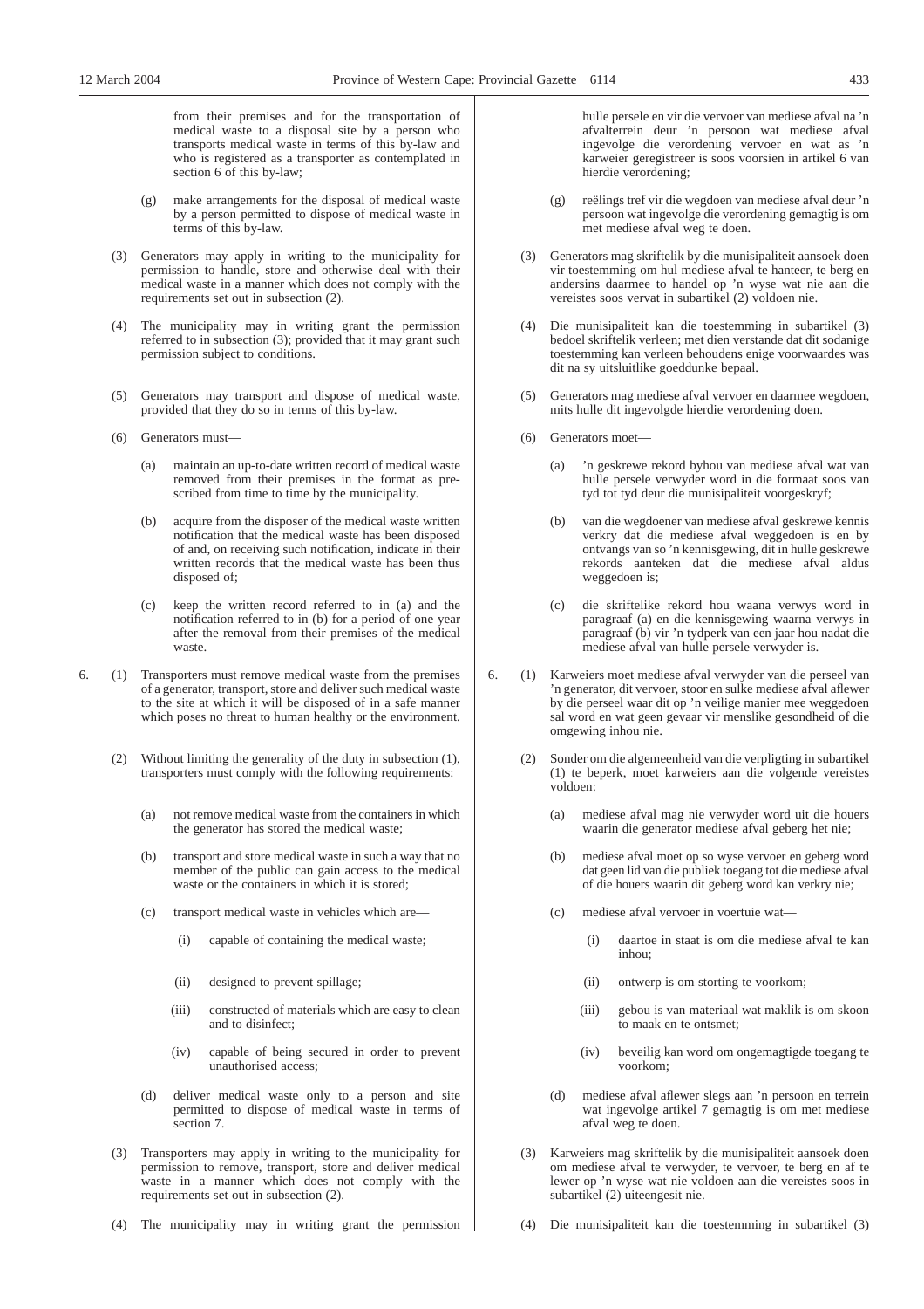from their premises and for the transportation of medical waste to a disposal site by a person who transports medical waste in terms of this by-law and who is registered as a transporter as contemplated in section 6 of this by-law;

(g) make arrangements for the disposal of medical waste by a person permitted to dispose of medical waste in terms of this by-law.

(3) Generators may apply in writing to the municipality for permission to handle, store and otherwise deal with their medical waste in a manner which does not comply with the requirements set out in subsection (2).

(4) The municipality may in writing grant the permission referred to in subsection (3); provided that it may grant such permission subject to conditions.

(5) Generators may transport and dispose of medical waste, provided that they do so in terms of this by-law.

(6) Generators must—

(a) maintain an up-to-date written record of medical waste removed from their premises in the format as prescribed from time to time by the municipality.

(b) acquire from the disposer of the medical waste written notification that the medical waste has been disposed of and, on receiving such notification, indicate in their written records that the medical waste has been thus disposed of;

(c) keep the written record referred to in (a) and the notification referred to in (b) for a period of one year after the removal from their premises of the medical waste.

6. (1) Transporters must remove medical waste from the premises of a generator, transport, store and deliver such medical waste to the site at which it will be disposed of in a safe manner which poses no threat to human healthy or the environment.

(2) Without limiting the generality of the duty in subsection (1), transporters must comply with the following requirements:

(a) not remove medical waste from the containers in which the generator has stored the medical waste;

(b) transport and store medical waste in such a way that no member of the public can gain access to the medical waste or the containers in which it is stored;

(c) transport medical waste in vehicles which are—

(i) capable of containing the medical waste;

(ii) designed to prevent spillage;

(iii) constructed of materials which are easy to clean and to disinfect;

(iv) capable of being secured in order to prevent unauthorised access;

(d) deliver medical waste only to a person and site permitted to dispose of medical waste in terms of section 7.

(3) Transporters may apply in writing to the municipality for permission to remove, transport, store and deliver medical waste in a manner which does not comply with the requirements set out in subsection (2).

(4) The municipality may in writing grant the permission

hulle persele en vir die vervoer van mediese afval na 'n afvalterrein deur 'n persoon wat mediese afval ingevolge die verordening vervoer en wat as 'n karweier geregistreer is soos voorsien in artikel 6 van hierdie verordening;

(g) reëlings tref vir die wegdoen van mediese afval deur 'n persoon wat ingevolge die verordening gemagtig is om met mediese afval weg te doen.

(3) Generators mag skriftelik by die munisipaliteit aansoek doen vir toestemming om hul mediese afval te hanteer, te berg en andersins daarmee te handel op 'n wyse wat nie aan die vereistes soos vervat in subartikel (2) voldoen nie.

(4) Die munisipaliteit kan die toestemming in subartikel (3) bedoel skriftelik verleen; met dien verstande dat dit sodanige toestemming kan verleen behoudens enige voorwaardes was dit na sy uitsluitlike goeddunke bepaal.

(5) Generators mag mediese afval vervoer en daarmee wegdoen, mits hulle dit ingevolgde hierdie verordening doen.

(6) Generators moet—

(a) 'n geskrewe rekord byhou van mediese afval wat van hulle persele verwyder word in die formaat soos van tyd tot tyd deur die munisipaliteit voorgeskryf;

(b) van die wegdoener van mediese afval geskrewe kennis verkry dat die mediese afval weggedoen is en by ontvangs van so 'n kennisgewing, dit in hulle geskrewe rekords aanteken dat die mediese afval aldus weggedoen is;

(c) die skriftelike rekord hou waana verwys word in paragraaf (a) en die kennisgewing waarna verwys word in paragraaf (b) vir 'n tydperk of een jaar hou nadat die mediese afval van hulle persele verwyder is.

6. (1) Karweiers moet mediese afval verwyder van die perseel van 'n generator, dit vervoer, stoor en sulke mediese afval aflewer by die perseel waar dit op 'n veilige manier mee weggedoen sal word en wat geen gevaar vir menslike gesondheid of die omgewing inhou nie.

(2) Sonder om die algemeenheid van die verpligting in subartikel (1) te beperk, moet karweiers aan die volgende vereistes voldoen:

(a) mediese afval mag nie verwyder word uit die houers waarin die generator mediese afval geberg het nie;

(b) mediese afval moet op so wyse vervoer en geberg word dat geen lid van die publiek toegang tot die mediese afval of die houers waarin dit geberg word kan verkry nie;

(c) mediese afval vervoer in voertuie wat—

(i) daartoe in staat is om die mediese afval te kan inhou;

(ii) ontwerp is om storting te voorkom;

(iii) gebou is van materiaal wat maklik is om skoon to maak en te ontsmet;

(iv) beveilig kan word om ongemagtigde toegang te voorkom;

(d) mediese afval aflewer slegs aan 'n persoon en terrein wat ingevolge artikel 7 gemagtig is om met mediese afval weg te doen.

(3) Karweiers mag skriftelik by die munisipaliteit aansoek doen om mediese afval te verwyder, te vervoer, te berg en af te lewer op 'n wyse wat nie voldoen aan die vereistes soos in subartikel (2) uiteengesit nie.

(4) Die munisipaliteit kan die toestemming in subartikel (3)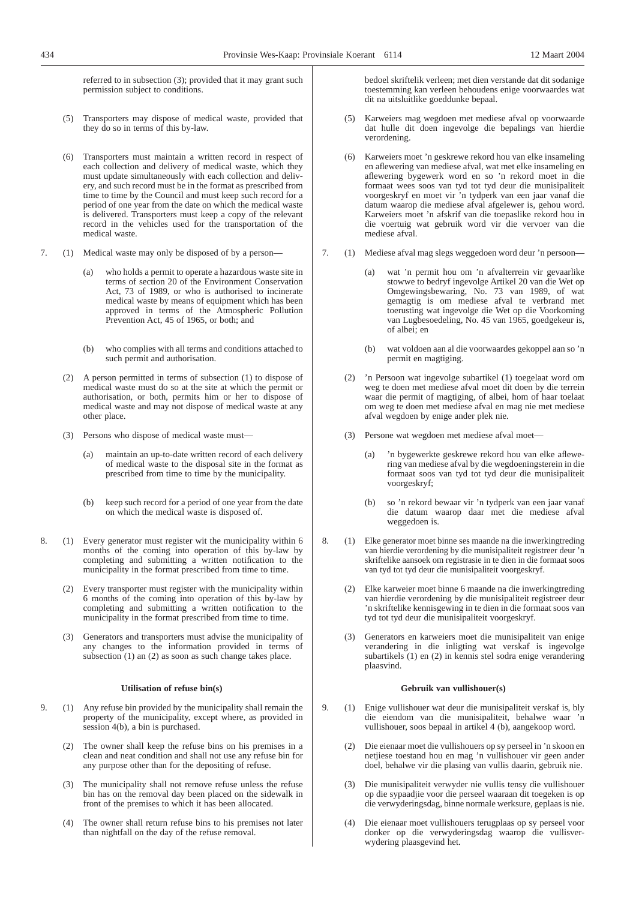referred to in subsection (3); provided that it may grant such permission subject to conditions.

(5) Transporters may dispose of medical waste, provided that they do so in terms of this by-law.

(6) Transporters must maintain a written record in respect of each collection and delivery of medical waste, which they must update simultaneously with each collection and delivery, and such record must be in the format as prescribed from time to time by the Council and must keep such record for a period of one year from the date on which the medical waste is delivered. Transporters must keep a copy of the relevant record in the vehicles used for the transportation of the medical waste.

7. (1) Medical waste may only be disposed of by a person—

(a) who holds a permit to operate a hazardous waste site in terms of section 20 of the Environment Conservation Act, 73 of 1989, or who is authorised to incinerate medical waste by means of equipment which has been approved in terms of the Atmospheric Pollution Prevention Act, 45 of 1965, or both; and

(b) who complies with all terms and conditions attached to such permit and authorisation.

(2) A person permitted in terms of subsection (1) to dispose of medical waste must do so at the site at which the permit or authorisation, or both, permits him or her to dispose of medical waste and may not dispose of medical waste at any other place.

(3) Persons who dispose of medical waste must—

(a) maintain an up-to-date written record of each delivery of medical waste to the disposal site in the format as prescribed from time to time by the municipality.

(b) keep such record for a period of one year from the date on which the medical waste is disposed of.

8. (1) Every generator must register wit the municipality within 6 months of the coming into operation of this by-law by completing and submitting a written notification to the municipality in the format prescribed from time to time.

(2) Every transporter must register with the municipality within 6 months of the coming into operation of this by-law by completing and submitting a written notification to the municipality in the format prescribed from time to time.

(3) Generators and transporters must advise the municipality of any changes to the information provided in terms of subsection (1) an (2) as soon as such change takes place.

**Utilisation of refuse bin(s)**

9. (1) Any refuse bin provided by the municipality shall remain the property of the municipality, except where, as provided in session 4(b), a bin is purchased.

(2) The owner shall keep the refuse bins on his premises in a clean and neat condition and shall not use any refuse bin for any purpose other than for the depositing of refuse.

(3) The municipality shall not remove refuse unless the refuse bin has on the removal day been placed on the sidewalk in front of the premises to which it has been allocated.

(4) The owner shall return refuse bins to his premises not later than nightfall on the day of the refuse removal.

bedoel skriftelik verleen; met dien verstande dat dit sodanige toestemming kan verleen behoudens enige voorwaardes wat dit na uitsluitlike goeddunke bepaal.

(5) Karweiers mag wegdoen met mediese afval op voorwaarde dat hulle dit doen ingevolge die bepalings van hierdie verordening.

(6) Karweiers moet 'n geskrewe rekord hou van elke insameling en aflewering van mediese afval, wat met elke insameling en aflewering bygewerk word en so 'n rekord moet in die formaat wees soos van tyd tot tyd deur die munisipaliteit voorgeskryf en moet vir 'n tydperk van een jaar vanaf die datum waarop die mediese afval afgelewer is, gehou word. Karweiers moet 'n afskrif van die toepaslike rekord hou in die voertuig wat gebruik word vir die vervoer van die mediese afval.

7. (1) Mediese afval mag slegs weggedoen word deur 'n persoon—

(a) wat 'n permit hou om 'n afvalterrein vir gevaarlike stowwe te bedryf ingevolge Artikel 20 van die Wet op Omgewingsbewaring, No. 73 van 1989, of wat gemagtig is om mediese afval te verbrand met toerusting wat ingevolge die Wet op die Voorkoming van Lugbesoedeling, No. 45 van 1965, goedgekeur is, of albei; en

(b) wat voldoen aan al die voorwaardes gekoppel aan so 'n permit en magtiging.

(2) 'n Persoon wat ingevolge subartikel (1) toegelaat word om weg te doen met mediese afval moet dit doen by die terrein waar die permit of magtiging, of albei, hom of haar toelaat om weg te doen met mediese afval en mag nie met mediese afval wegdoen by enige ander plek nie.

(3) Persone wat wegdoen met mediese afval moet—

(a) 'n bygewerkte geskrewe rekord hou van elke aflewering van mediese afval by die wegdoeningsterein in die formaat soos van tyd tot tyd deur die munisipaliteit voorgeskryf;

(b) so 'n rekord bewaar vir 'n tydperk van een jaar vanaf die datum waarop daar met die mediese afval weggedoen is.

8. (1) Elke generator moet binne ses maande na die inwerkingtreding van hierdie verordening by die munisipaliteit registreer deur 'n skriftelike aansoek om registrasie in te dien in die formaat soos van tyd tot tyd deur die munisipaliteit voorgeskryf.

(2) Elke karweier moet binne 6 maande na die inwerkingtreding van hierdie verordening by die munisipaliteit registreer deur 'n skriftelike kennisgewing in te dien in die formaat soos van tyd tot tyd deur die munisipaliteit voorgeskryf.

(3) Generators en karweiers moet die munisipaliteit van enige verandering in die inligting wat verskaf is ingevolge subartikels (1) en (2) in kennis stel sodra enige verandering plaasvind.

**Gebruik van vullishouer(s)**

9. (1) Enige vullishouer wat deur die munisipaliteit verskaf is, bly die eiendom van die munisipaliteit, behalwe waar 'n vullishouer, soos bepaal in artikel 4 (b), aangekoop word.

(2) Die eienaar moet die vullishouers op sy perseel in 'n skoon en netjiese toestand hou en mag 'n vullishouer vir geen ander doel, behalwe vir die plasing van vullis daarin, gebruik nie.

(3) Die munisipaliteit verwyder nie vullis tensy die vullishouer op die sypaadjie voor die perseel waaraan dit toegeken is op die verwyderingsdag, binne normale werksure, geplaas is nie.

(4) Die eienaar moet vullishouers terugplaas op sy perseel voor donker op die verwyderingsdag waarop die vullisverwydering plaasgevind het.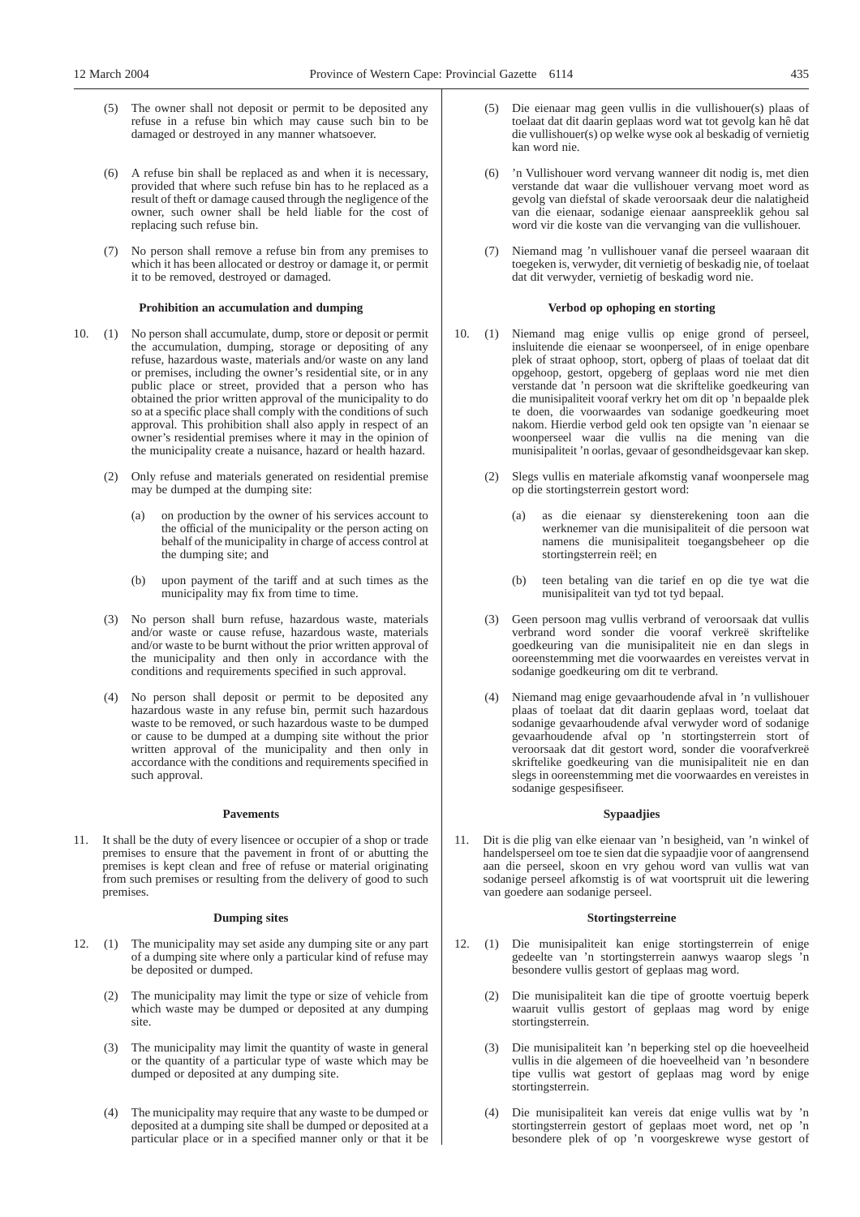(5) The owner shall not deposit or permit to be deposited any refuse in a refuse bin which may cause such bin to be damaged or destroyed in any manner whatsoever.

(6) A refuse bin shall be replaced as and when it is necessary, provided that where such refuse bin has to he replaced as a result of theft or damage caused through the negligence of the owner, such owner shall be held liable for the cost of replacing such refuse bin.

(7) No person shall remove a refuse bin from any premises to which it has been allocated or destroy or damage it, or permit it to be removed, destroyed or damaged.

**Prohibition an accumulation and dumping**

10. (1) No person shall accumulate, dump, store or deposit or permit the accumulation, dumping, storage or depositing of any refuse, hazardous waste, materials and/or waste on any land or premises, including the owner's residential site, or in any public place or street, provided that a person who has obtained the prior written approval of the municipality to do so at a specific place shall comply with the conditions of such approval. This prohibition shall also apply in respect of an owner's residential premises where it may in the opinion of the municipality create a nuisance, hazard or health hazard.

(2) Only refuse and materials generated on residential premise may be dumped at the dumping site:

(a) on production by the owner of his services account to the official of the municipality or the person acting on behalf of the municipality in charge of access control at the dumping site; and

(b) upon payment of the tariff and at such times as the municipality may fix from time to time.

(3) No person shall burn refuse, hazardous waste, materials and/or waste or cause refuse, hazardous waste, materials and/or waste to be burnt without the prior written approval of the municipality and then only in accordance with the conditions and requirements specified in such approval.

(4) No person shall deposit or permit to be deposited any hazardous waste in any refuse bin, permit such hazardous waste to be removed, or such hazardous waste to be dumped or cause to be dumped at a dumping site without the prior written approval of the municipality and then only in accordance with the conditions and requirements specified in such approval.

**Pavements**

11. It shall be the duty of every lisencee or occupier of a shop or trade premises to ensure that the pavement in front of or abutting the premises is kept clean and free of refuse or material originating from such premises or resulting from the delivery of good to such premises.

**Dumping sites**

12. (1) The municipality may set aside any dumping site or any part of a dumping site where only a particular kind of refuse may be deposited or dumped.

(2) The municipality may limit the type or size of vehicle from which waste may be dumped or deposited at any dumping site.

(3) The municipality may limit the quantity of waste in general or the quantity of a particular type of waste which may be dumped or deposited at any dumping site.

(4) The municipality may require that any waste to be dumped or deposited at a dumping site shall be dumped or deposited at a particular place or in a specified manner only or that it be

(5) Die eienaar mag geen vullis in die vullishouer(s) plaas of toelaat dat dit daarin geplaas word wat tot gevolg kan hê dat die vullishouer(s) op welke wyse ook al beskadig of vernietig kan word nie.

(6) 'n Vullishouer word vervang wanneer dit nodig is, met dien verstande dat waar die vullishouer vervang moet word as gevolg van diefstal of skade veroorsaak deur die nalatigheid van die eienaar, sodanige eienaar aanspreeklik gehou sal word vir die koste van die vervanging van die vullishouer.

(7) Niemand mag 'n vullishouer vanaf die perseel waaraan dit toegeken is, verwyder, dit vernietig of beskadig nie, of toelaat dat dit verwyder, vernietig of beskadig word nie.

**Verbod op ophoping en storting**

10. (1) Niemand mag enige vullis op enige grond of perseel, insluitende die eienaar se woonperseel, of in enige openbare plek of straat ophoop, stort, opberg of plaas of toelaat dat dit opgehoop, gestort, opgeberg of geplaas word nie met dien verstande dat 'n persoon wat die skriftelike goedkeuring van die munisipaliteit vooraf verkry het om dit op 'n bepaalde plek te doen, die voorwaardes van sodanige goedkeuring moet nakom. Hierdie verbod geld ook ten opsigte van 'n eienaar se woonperseel waar die vullis na die mening van die munisipaliteit 'n oorlas, gevaar of gesondheidsgevaar kan skep.

(2) Slegs vullis en materiale afkomstig vanaf woonpersele mag op die stortingsterrein gestort word:

(a) as die eienaar sy diensterekening toon aan die werknemer van die munisipaliteit of die persoon wat namens die munisipaliteit toegangsbeheer op die stortingsterrein reël; en

(b) teen betaling van die tarief en op die tye wat die munisipaliteit van tyd tot tyd bepaal.

(3) Geen persoon mag vullis verbrand of veroorsaak dat vullis verbrand word sonder die vooraf verkreë skriftelike goedkeuring van die munisipaliteit nie en dan slegs in ooreenstemming met die voorwaardes en vereistes vervat in sodanige goedkeuring om dit te verbrand.

(4) Niemand mag enige gevaarhoudende afval in 'n vullishouer plaas of toelaat dat dit daarin geplaas word, toelaat dat sodanige gevaarhoudende afval verwyder word of sodanige gevaarhoudende afval op 'n stortingsterrein stort of veroorsaak dat dit gestort word, sonder die voorafverkreë skriftelike goedkeuring van die munisipaliteit nie en dan slegs in ooreenstemming met die voorwaardes en vereistes in sodanige gespesifiseer.

**Sypaadjies**

11. Dit is die plig van elke eienaar van 'n besigheid, van 'n winkel of handelsperseel om toe te sien dat die sypaadjie voor of aangrensend aan die perseel, skoon en vry gehou word van vullis wat van sodanige perseel afkomstig is of wat voortspruit uit die lewering van goedere aan sodanige perseel.

**Stortingsterreine**

12. (1) Die munisipaliteit kan enige stortingsterrein of enige gedeelte van 'n stortingsterrein aanwys waarop slegs 'n besondere vullis gestort of geplaas mag word.

(2) Die munisipaliteit kan die tipe of grootte voertuig beperk waaruit vullis gestort of geplaas mag word by enige stortingsterrein.

(3) Die munisipaliteit kan 'n beperking stel op die hoeveelheid vullis in die algemeen of die hoeveelheid van 'n besondere tipe vullis wat gestort of geplaas mag word by enige stortingsterrein.

(4) Die munisipaliteit kan vereis dat enige vullis wat by 'n stortingsterrein gestort of geplaas moet word, net op 'n besondere plek of op 'n voorgeskrewe wyse gestort of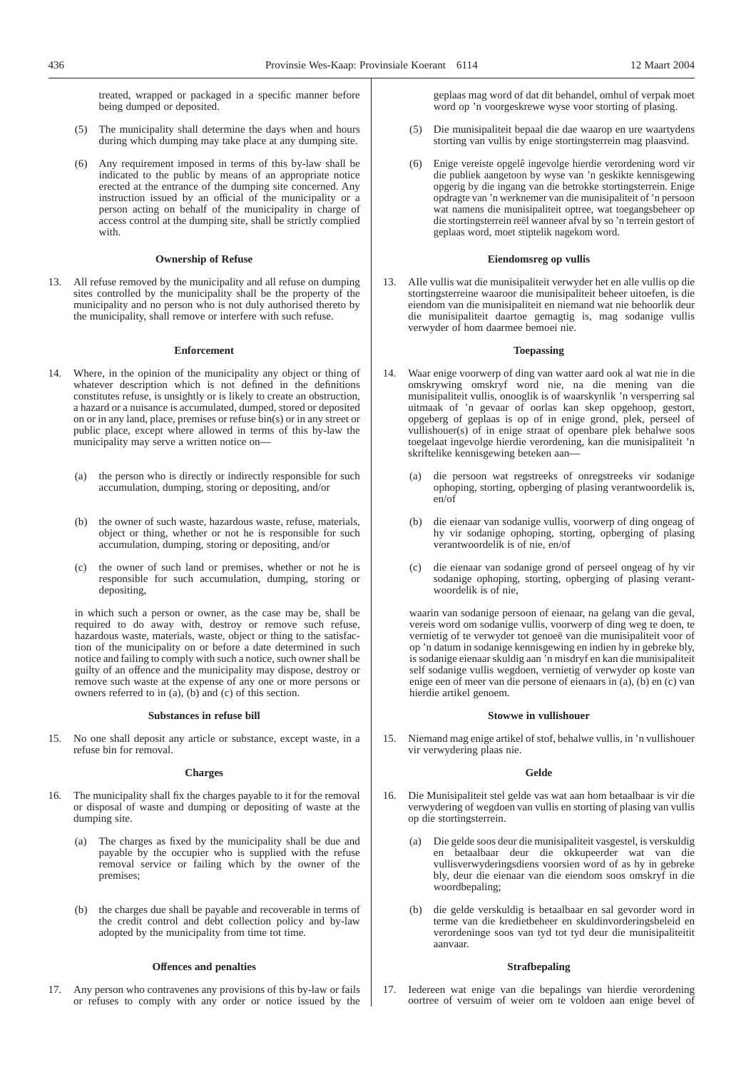treated, wrapped or packaged in a specific manner before being dumped or deposited.

(5) The municipality shall determine the days when and hours during which dumping may take place at any dumping site.

(6) Any requirement imposed in terms of this by-law shall be indicated to the public by means of an appropriate notice erected at the entrance of the dumping site concerned. Any instruction issued by an official of the municipality or a person acting on behalf of the municipality in charge of access control at the dumping site, shall be strictly complied with.

**Ownership of Refuse**

13. All refuse removed by the municipality and all refuse on dumping sites controlled by the municipality shall be the property of the municipality and no person who is not duly authorised thereto by the municipality, shall remove or interfere with such refuse.

**Enforcement**

14. Where, in the opinion of the municipality any object or thing of whatever description which is not defined in the definitions constitutes refuse, is unsightly or is likely to create an obstruction, a hazard or a nuisance is accumulated, dumped, stored or deposited on or in any land, place, premises or refuse bin(s) or in any street or public place, except where allowed in terms of this by-law the municipality may serve a written notice on—

(a) the person who is directly or indirectly responsible for such accumulation, dumping, storing or depositing, and/or

(b) the owner of such waste, hazardous waste, refuse, materials, object or thing, whether or not he is responsible for such accumulation, dumping, storing or depositing, and/or

(c) the owner of such land or premises, whether or not he is responsible for such accumulation, dumping, storing or depositing,

in which such a person or owner, as the case may be, shall be required to do away with, destroy or remove such refuse, hazardous waste, materials, waste, object or thing to the satisfaction of the municipality on or before a date determined in such notice and failing to comply with such a notice, such owner shall be guilty of an offence and the municipality may dispose, destroy or remove such waste at the expense of any one or more persons or owners referred to in (a), (b) and (c) of this section.

**Substances in refuse bill**

15. No one shall deposit any article or substance, except waste, in a refuse bin for removal.

**Charges**

16. The municipality shall fix the charges payable to it for the removal or disposal of waste and dumping or depositing of waste at the dumping site.

(a) The charges as fixed by the municipality shall be due and payable by the occupier who is supplied with the refuse removal service or failing which by the owner of the premises;

(b) the charges due shall be payable and recoverable in terms of the credit control and debt collection policy and by-law adopted by the municipality from time tot time.

**Offences and penalties**

17. Any person who contravenes any provisions of this by-law or fails or refuses to comply with any order or notice issued by the

geplaas mag word of dat dit behandel, omhul of verpak moet word op 'n voorgeskrewe wyse voor storting of plasing.

(5) Die munisipaliteit bepaal die dae waarop en ure waartydens storting van vullis by enige stortingsterrein mag plaasvind.

(6) Enige vereiste opgelê ingevolge hierdie verordening word vir die publiek aangetoon by wyse van 'n geskikte kennisgewing opgerig by die ingang van die betrokke stortingsterrein. Enige opdragte van 'n werknemer van die munisipaliteit of 'n persoon wat namens die munisipaliteit optree, wat toegangsbeheer op die stortingsterrein reël wanneer afval by so 'n terrein gestort of geplaas word, moet stiptelik nagekom word.

**Eiendomsreg op vullis**

13. Alle vullis wat die munisipaliteit verwyder het en alle vullis op die stortingsterreine waaroor die munisipaliteit beheer uitoefen, is die eiendom van die munisipaliteit en niemand wat nie behoorlik deur die munisipaliteit daartoe gemagtig is, mag sodanige vullis verwyder of hom daarmee bemoei nie.

**Toepassing**

14. Waar enige voorwerp of ding van watter aard ook al wat nie in die omskrywing omskryf word nie, na die mening van die munisipaliteit vullis, onooglik is of waarskynlik 'n versperring sal uitmaak of 'n gevaar of oorlas kan skep opgehoop, gestort, opgeberg of geplaas is op of in enige grond, plek, perseel of vullishouer(s) of in enige straat of openbare plek behalwe soos toegelaat ingevolge hierdie verordening, kan die munisipaliteit 'n skriftelike kennisgewing beteken aan—

(a) die persoon wat regstreeks of onregstreeks vir sodanige ophoping, storting, opberging of plasing verantwoordelik is, en/of

(b) die eienaar van sodanige vullis, voorwerp of ding ongeag of hy vir sodanige ophoping, storting, opberging of plasing verantwoordelik is of nie, en/of

(c) die eienaar van sodanige grond of perseel ongeag of hy vir sodanige ophoping, storting, opberging of plasing verantwoordelik is of nie,

waarin van sodanige persoon of eienaar, na gelang van die geval, vereis word om sodanige vullis, voorwerp of ding weg te doen, te vernietig of te verwyder tot genoeë van die munisipaliteit voor of op 'n datum in sodanige kennisgewing en indien hy in gebreke bly, is sodanige eienaar skuldig aan 'n misdryf en kan die munisipaliteit self sodanige vullis wegdoen, vernietig of verwyder op koste van enige een of meer van die persone of eienaars in (a), (b) en (c) van hierdie artikel genoem.

**Stowwe in vullishouer**

15. Niemand mag enige artikel of stof, behalwe vullis, in 'n vullishouer vir verwydering plaas nie.

**Gelde**

16. Die Munisipaliteit stel gelde vas wat aan hom betaalbaar is vir die verwydering of wegdoen van vullis en storting of plasing van vullis op die stortingsterrein.

(a) Die gelde soos deur die munisipaliteit vasgestel, is verskuldig en betaalbaar deur die okkupeerder wat van die vullisverwyderingsdiens voorsien word of as hy in gebreke bly, deur die eienaar van die eiendom soos omskryf in die woordbepaling;

(b) die gelde verskuldig is betaalbaar en sal gevorder word in terme van die kredietbeheer en skuldinvorderingsbeleid en verordeninge soos van tyd tot tyd deur die munisipaliteitit aanvaar.

**Strafbepaling**

17. Iedereen wat enige van die bepalings van hierdie verordening oortree of versuim of weier om te voldoen aan enige bevel of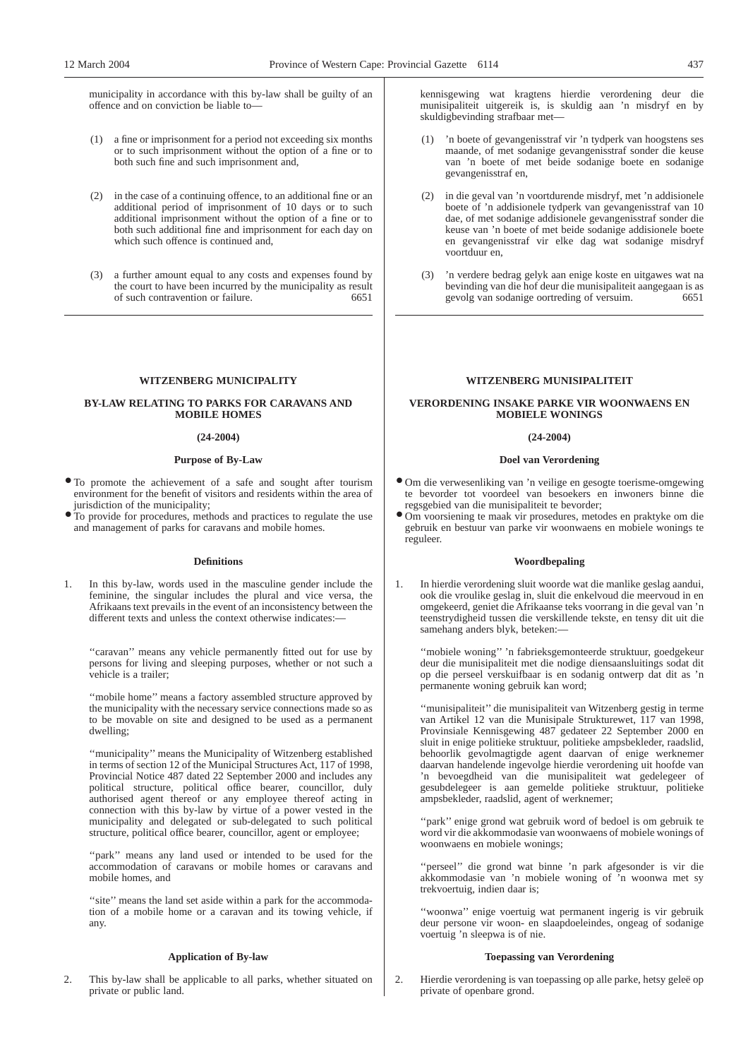municipality in accordance with this by-law shall be guilty of an offence and on conviction be liable to—

(1) a fine or imprisonment for a period not exceeding six months or to such imprisonment without the option of a fine or to both such fine and such imprisonment and,

(2) in the case of a continuing offence, to an additional fine or an additional period of imprisonment of 10 days or to such additional imprisonment without the option of a fine or to both such additional fine and imprisonment for each day on which such offence is continued and,

(3) a further amount equal to any costs and expenses found by the court to have been incurred by the municipality as result of such contravention or failure. 6651

kennisgewing wat kragtens hierdie verordening deur die munisipaliteit uitgereik is, is skuldig aan 'n misdryf en by skuldigbevinding strafbaar met—

(1) 'n boete of gevangenisstraf vir 'n tydperk van hoogstens ses maande, of met sodanige gevangenisstraf sonder die keuse van 'n boete of met beide sodanige boete en sodanige gevangenisstraf en,

(2) in die geval van 'n voortdurende misdryf, met 'n addisionele boete of 'n addisionele tydperk van gevangenisstraf van 10 dae, of met sodanige addisionele gevangenisstraf sonder die keuse van 'n boete of met beide sodanige addisionele boete en gevangenisstraf vir elke dag wat sodanige misdryf voortduur en,

(3) 'n verdere bedrag gelyk aan enige koste en uitgawes wat na bevinding van die hof deur die munisipaliteit aangegaan is as gevolg van sodanige oortreding of versuim. 6651

---

## WITZENBERG MUNICIPALITY

### BY-LAW RELATING TO PARKS FOR CARAVANS AND MOBILE HOMES

**(24-2004)**

#### Purpose of By-Law

- To promote the achievement of a safe and sought after tourism environment for the benefit of visitors and residents within the area of jurisdiction of the municipality;
- To provide for procedures, methods and practices to regulate the use and management of parks for caravans and mobile homes.

#### Definitions

1. In this by-law, words used in the masculine gender include the feminine, the singular includes the plural and vice versa, the Afrikaans text prevails in the event of an inconsistency between the different texts and unless the context otherwise indicates:—

''caravan'' means any vehicle permanently fitted out for use by persons for living and sleeping purposes, whether or not such a vehicle is a trailer;

''mobile home'' means a factory assembled structure approved by the municipality with the necessary service connections made so as to be movable on site and designed to be used as a permanent dwelling;

''municipality'' means the Municipality of Witzenberg established in terms of section 12 of the Municipal Structures Act, 117 of 1998, Provincial Notice 487 dated 22 September 2000 and includes any political structure, political office bearer, councillor, duly authorised agent thereof or any employee thereof acting in connection with this by-law by virtue of a power vested in the municipality and delegated or sub-delegated to such political structure, political office bearer, councillor, agent or employee;

''park'' means any land used or intended to be used for the accommodation of caravans or mobile homes or caravans and mobile homes, and

''site'' means the land set aside within a park for the accommodation of a mobile home or a caravan and its towing vehicle, if any.

#### Application of By-law

2. This by-law shall be applicable to all parks, whether situated on private or public land.

---

## WITZENBERG MUNISIPALITEIT

### VERORDENING INSAKE PARKE VIR WOONWAENS EN MOBIELE WONINGS

**(24-2004)**

#### Doel van Verordening

- Om die verwesenliking van 'n veilige en gesogte toerisme-omgewing te bevorder tot voordeel van besoekers en inwoners binne die regsgebied van die munisipaliteit te bevorder;
- Om voorsiening te maak vir prosedures, metodes en praktyke om die gebruik en bestuur van parke vir woonwaens en mobiele wonings te reguleer.

#### Woordbepaling

1. In hierdie verordening sluit woorde wat die manlike geslag aandui, ook die vroulike geslag in, sluit die enkelvoud die meervoud in en omgekeerd, geniet die Afrikaanse teks voorrang in die geval van 'n teenstrydigheid tussen die verskillende tekste, en tensy dit uit die samehang anders blyk, beteken:—

''mobiele woning'' 'n fabrieksgemonteerde struktuur, goedgekeur deur die munisipaliteit met die nodige diensaansluitings sodat dit op die perseel verskuifbaar is en sodanig ontwerp dat dit as 'n permanente woning gebruik kan word;

''munisipaliteit'' die munisipaliteit van Witzenberg gestig in terme van Artikel 12 van die Munisipale Strukturewet, 117 van 1998, Provinsiale Kennisgewing 487 gedateer 22 September 2000 en sluit in enige politieke struktuur, politieke ampsbekleder, raadslid, behoorlik gevolmagtigde agent daarvan of enige werknemer daarvan handelende ingevolge hierdie verordening uit hoofde van 'n bevoegdheid van die munisipaliteit wat gedelegeer of gesubdelegeer is aan gemelde politieke struktuur, politieke ampsbekleder, raadslid, agent of werknemer;

''park'' enige grond wat gebruik word of bedoel is om gebruik te word vir die akkommodasie van woonwaens of mobiele wonings of woonwaens en mobiele wonings;

''perseel'' die grond wat binne 'n park afgesonder is vir die akkommodasie van 'n mobiele woning of 'n woonwa met sy trekvoertuig, indien daar is;

''woonwa'' enige voertuig wat permanent ingerig is vir gebruik deur persone vir woon- en slaapdoeleindes, ongeag of sodanige voertuig 'n sleepwa is of nie.

#### Toepassing van Verordening

2. Hierdie verordening is van toepassing op alle parke, hetsy geleë op private of openbare grond.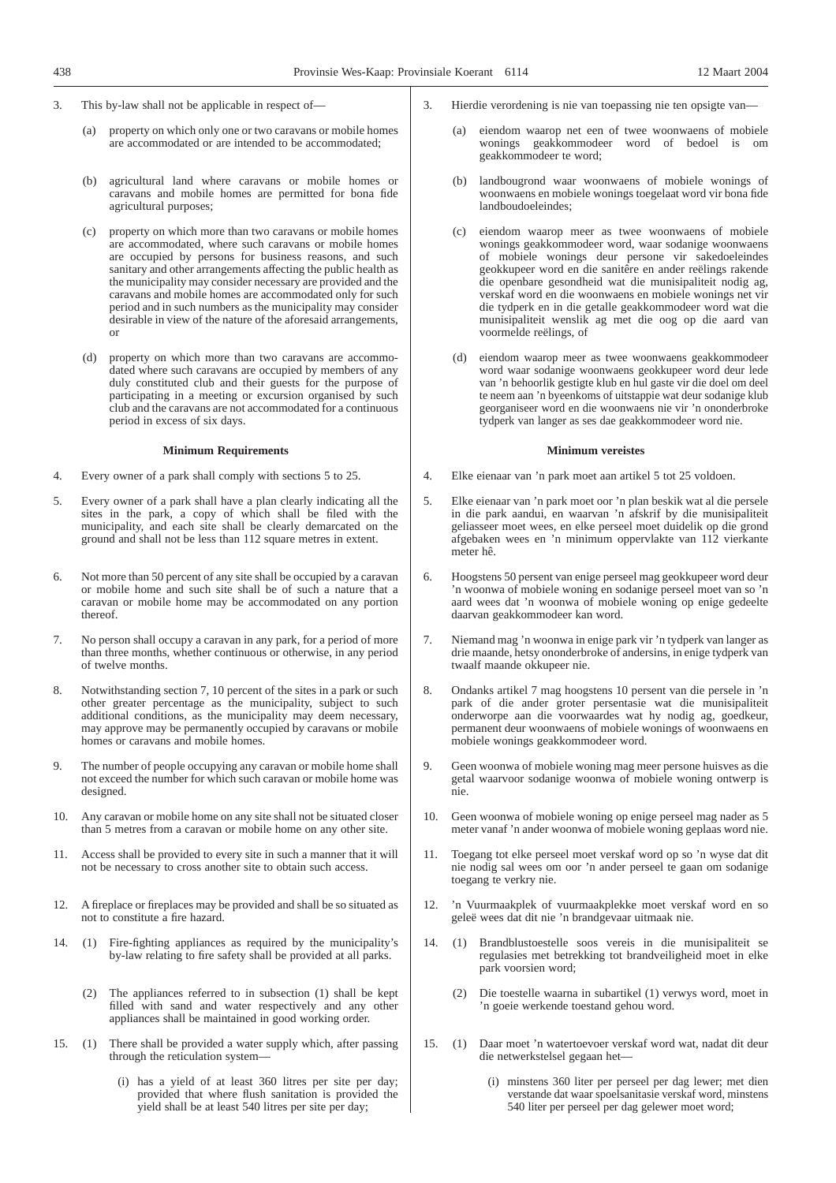3. This by-law shall not be applicable in respect of—

   (a) property on which only one or two caravans or mobile homes are accommodated or are intended to be accommodated;

   (b) agricultural land where caravans or mobile homes or caravans and mobile homes are permitted for bona fide agricultural purposes;

   (c) property on which more than two caravans or mobile homes are accommodated, where such caravans or mobile homes are occupied by persons for business reasons, and such sanitary and other arrangements affecting the public health as the municipality may consider necessary are provided and the caravans and mobile homes are accommodated only for such period and in such numbers as the municipality may consider desirable in view of the nature of the aforesaid arrangements, or

   (d) property on which more than two caravans are accommodated where such caravans are occupied by members of any duly constituted club and their guests for the purpose of participating in a meeting or excursion organised by such club and the caravans are not accommodated for a continuous period in excess of six days.

**Minimum Requirements**

4. Every owner of a park shall comply with sections 5 to 25.

5. Every owner of a park shall have a plan clearly indicating all the sites in the park, a copy of which shall be filed with the municipality, and each site shall be clearly demarcated on the ground and shall not be less than 112 square metres in extent.

6. Not more than 50 percent of any site shall be occupied by a caravan or mobile home and such site shall be of such a nature that a caravan or mobile home may be accommodated on any portion thereof.

7. No person shall occupy a caravan in any park, for a period of more than three months, whether continuous or otherwise, in any period of twelve months.

8. Notwithstanding section 7, 10 percent of the sites in a park or such other greater percentage as the municipality, subject to such additional conditions, as the municipality may deem necessary, may approve may be permanently occupied by caravans or mobile homes or caravans and mobile homes.

9. The number of people occupying any caravan or mobile home shall not exceed the number for which such caravan or mobile home was designed.

10. Any caravan or mobile home on any site shall not be situated closer than 5 metres from a caravan or mobile home on any other site.

11. Access shall be provided to every site in such a manner that it will not be necessary to cross another site to obtain such access.

12. A fireplace or fireplaces may be provided and shall be so situated as not to constitute a fire hazard.

14. (1) Fire-fighting appliances as required by the municipality's by-law relating to fire safety shall be provided at all parks.

    (2) The appliances referred to in subsection (1) shall be kept filled with sand and water respectively and any other appliances shall be maintained in good working order.

15. (1) There shall be provided a water supply which, after passing through the reticulation system—

    (i) has a yield of at least 360 litres per site per day; provided that where flush sanitation is provided the yield shall be at least 540 litres per site per day;

---

3. Hierdie verordening is nie van toepassing nie ten opsigte van—

   (a) eiendom waarop net een of twee woonwaens of mobiele wonings geakkommodeer word of bedoel is om geakkommodeer te word;

   (b) landbougrond waar woonwaens of mobiele wonings of woonwaens en mobiele wonings toegelaat word vir bona fide landboudoeleindes;

   (c) eiendom waarop meer as twee woonwaens of mobiele wonings geakkommodeer word, waar sodanige woonwaens of mobiele wonings deur persone vir sakedoeleindes geokkupeer word en die sanitêre en ander reëlings rakende die openbare gesondheid wat die munisipaliteit nodig ag, verskaf word en die woonwaens en mobiele wonings net vir die tydperk en in die getalle geakkommodeer word wat die munisipaliteit wenslik ag met die oog op die aard van voormelde reëlings, of

   (d) eiendom waarop meer as twee woonwaens geakkommodeer word waar sodanige woonwaens geokkupeer word deur lede van 'n behoorlik gestigte klub en hul gaste vir die doel om deel te neem aan 'n byeenkoms of uitstappie wat deur sodanige klub georganiseer word en die woonwaens nie vir 'n ononderbroke tydperk van langer as ses dae geakkommodeer word nie.

**Minimum vereistes**

4. Elke eienaar van 'n park moet aan artikel 5 tot 25 voldoen.

5. Elke eienaar van 'n park moet oor 'n plan beskik wat al die persele in die park aandui, en waarvan 'n afskrif by die munisipaliteit geliasseer moet wees, en elke perseel moet duidelik op die grond afgebaken wees en 'n minimum oppervlakte van 112 vierkante meter hê.

6. Hoogstens 50 persent van enige perseel mag geokkupeer word deur 'n woonwa of mobiele woning en sodanige perseel moet van so 'n aard wees dat 'n woonwa of mobiele woning op enige gedeelte daarvan geakkommodeer kan word.

7. Niemand mag 'n woonwa in enige park vir 'n tydperk van langer as drie maande, hetsy ononderbroke of andersins, in enige tydperk van twaalf maande okkupeer nie.

8. Ondanks artikel 7 mag hoogstens 10 persent van die persele in 'n park of die ander groter persentasie wat die munisipaliteit onderworpe aan die voorwaardes wat hy nodig ag, goedkeur, permanent deur woonwaens of mobiele wonings of woonwaens en mobiele wonings geakkommodeer word.

9. Geen woonwa of mobiele woning mag meer persone huisves as die getal waarvoor sodanige woonwa of mobiele woning ontwerp is nie.

10. Geen woonwa of mobiele woning op enige perseel mag nader as 5 meter vanaf 'n ander woonwa of mobiele woning geplaas word nie.

11. Toegang tot elke perseel moet verskaf word op so 'n wyse dat dit nie nodig sal wees om oor 'n ander perseel te gaan om sodanige toegang te verkry nie.

12. 'n Vuurmaakplek of vuurmaakplekke moet verskaf word en so geleë wees dat dit nie 'n brandgevaar uitmaak nie.

14. (1) Brandblustoestelle soos vereis in die munisipaliteit se regulasies met betrekking tot brandveiligheid moet in elke park voorsien word;

    (2) Die toestelle waarna in subartikel (1) verwys word, moet in 'n goeie werkende toestand gehou word.

15. (1) Daar moet 'n watertoevoer verskaf word wat, nadat dit deur die netwerkstelsel gegaan het—

    (i) minstens 360 liter per perseel per dag lewer; met dien verstande dat waar spoelsanitasie verskaf word, minstens 540 liter per perseel per dag gelewer moet word;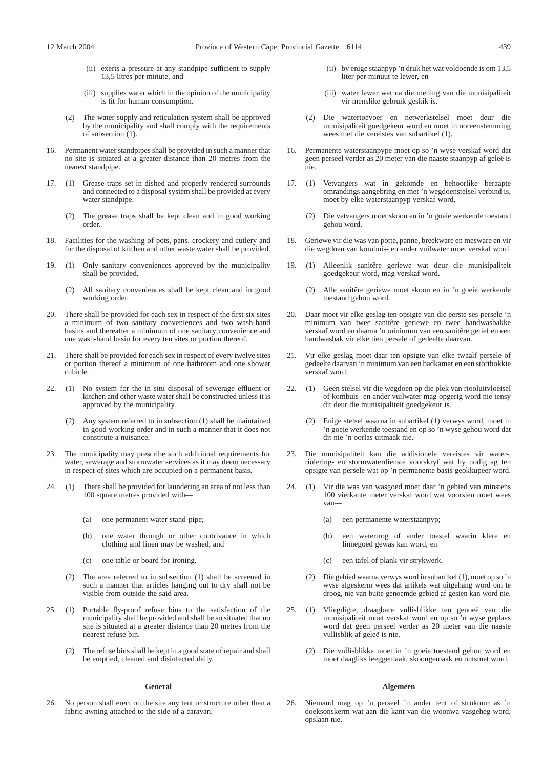(ii) exerts a pressure at any standpipe sufficient to supply 13,5 litres per minute, and

(iii) supplies water which in the opinion of the municipality is fit for human consumption.

(2) The water supply and reticulation system shall be approved by the municipality and shall comply with the requirements of subsection (1).

16. Permanent water standpipes shall be provided in such a manner that no site is situated at a greater distance than 20 metres from the nearest standpipe.

17. (1) Grease traps set in dished and properly rendered surrounds and connected to a disposal system shall be provided at every water standpipe.

(2) The grease traps shall be kept clean and in good working order.

18. Facilities for the washing of pots, pans, crockery and cutlery and for the disposal of kitchen and other waste water shall be provided.

19. (1) Only sanitary conveniences approved by the municipality shall be provided.

(2) All sanitary conveniences shall be kept clean and in good working order.

20. There shall be provided for each sex in respect of the first six sites a minimum of two sanitary conveniences and two wash-hand basins and thereafter a minimum of one sanitary convenience and one wash-hand basin for every ten sites or portion thereof.

21. There shall be provided for each sex in respect of every twelve sites or portion thereof a minimum of one bathroom and one shower cubicle.

22. (1) No system for the in situ disposal of sewerage effluent or kitchen and other waste water shall be constructed unless it is approved by the municipality.

(2) Any system referred to in subsection (1) shall be maintained in good working order and in such a manner that it does not constitute a nuisance.

23. The municipality may prescribe such additional requirements for water, sewerage and stormwater services as it may deem necessary in respect of sites which are occupied on a permanent basis.

24. (1) There shall be provided for laundering an area of not less than 100 square metres provided with—

(a) one permanent water stand-pipe;

(b) one water through or other contrivance in which clothing and linen may be washed, and

(c) one table or board for ironing.

(2) The area referred to in subsection (1) shall be screened in such a manner that articles hanging out to dry shall not be visible from outside the said area.

25. (1) Portable fly-proof refuse bins to the satisfaction of the municipality shall be provided and shall be so situated that no site is situated at a greater distance than 20 metres from the nearest refuse bin.

(2) The refuse bins shall be kept in a good state of repair and shall be emptied, cleaned and disinfected daily.

**General**

26. No person shall erect on the site any tent or structure other than a fabric awning attached to the side of a caravan.

(ii) by enige staanpyp 'n druk het wat voldoende is om 13,5 liter per minuut te lewer, en

(iii) water lewer wat na die mening van die munisipaliteit vir menslike gebruik geskik is.

(2) Die watertoevoer en netwerkstelsel moet deur die munisipaliteit goedgekeur word en moet in ooreenstemming wees met die vereistes van subartikel (1).

16. Permanente waterstaanpype moet op so 'n wyse verskaf word dat geen perseel verder as 20 meter van die naaste staanpyp af geleë is nie.

17. (1) Vetvangers wat in gekomde en behoorlike beraapte omrandings aangebring en met 'n wegdoenstelsel verbind is, moet by elke waterstaanpyp verskaf word.

(2) Die vetvangers moet skoon en in 'n goeie werkende toestand gehou word.

18. Geriewe vir die was van potte, panne, breekware en mesware en vir die wegdoen van kombuis- en ander vuilwater moet verskaf word.

19. (1) Alleenlik sanitêre geriewe wat deur die munisipaliteit goedgekeur word, mag verskaf word.

(2) Alle sanitêre geriewe moet skoon en in 'n goeie werkende toestand gehou word.

20. Daar moet vir elke geslag ten opsigte van die eerste ses persele 'n minimum van twee sanitêre geriewe en twee handwasbakke verskaf word en daarna 'n minimum van een sanitêre gerief en een handwasbak vir elke tien persele of gedeelte daarvan.

21. Vir elke geslag moet daar ten opsigte van elke twaalf persele of gedeelte daarvan 'n minimum van een badkamer en een storthokkie verskaf word.

22. (1) Geen stelsel vir die wegdoen op die plek van riooluitvloeisel of kombuis- en ander vuilwater mag opgerig word nie tensy dit deur die munisipaliteit goedgekeur is.

(2) Enige stelsel waarna in subartikel (1) verwys word, moet in 'n goeie werkende toestand en op so 'n wyse gehou word dat dit nie 'n oorlas uitmaak nie.

23. Die munisipaliteit kan die addisionele vereistes vir water-, riolering- en stormwaterdienste voorskryf wat hy nodig ag ten opsigte van persele wat op 'n permanente basis geokkupeer word.

24. (1) Vir die was van wasgoed moet daar 'n gebied van minstens 100 vierkante meter verskaf word wat voorsien moet wees van—

(a) een permanente waterstaanpyp;

(b) een watertrog of ander toestel waarin klere en linnegoed gewas kan word, en

(c) een tafel of plank vir strykwerk.

(2) Die gebied waarna verwys word in subartikel (1), moet op so 'n wyse afgeskerm wees dat artikels wat uitgehang word om te droog, nie van buite genoemde gebied af gesien kan word nie.

25. (1) Vliegdigte, draagbare vullisblikke ten genoeë van die munisipaliteit moet verskaf word en op so 'n wyse geplaas word dat geen perseel verder as 20 meter van die naaste vullisblik af geleë is nie.

(2) Die vullisblikke moet in 'n goeie toestand gehou word en moet daagliks leeggemaak, skoongemaak en ontsmet word.

**Algemeen**

26. Niemand mag op 'n perseel 'n ander tent of struktuur as 'n doeksonskerm wat aan die kant van die woonwa vasgeheg word, opslaan nie.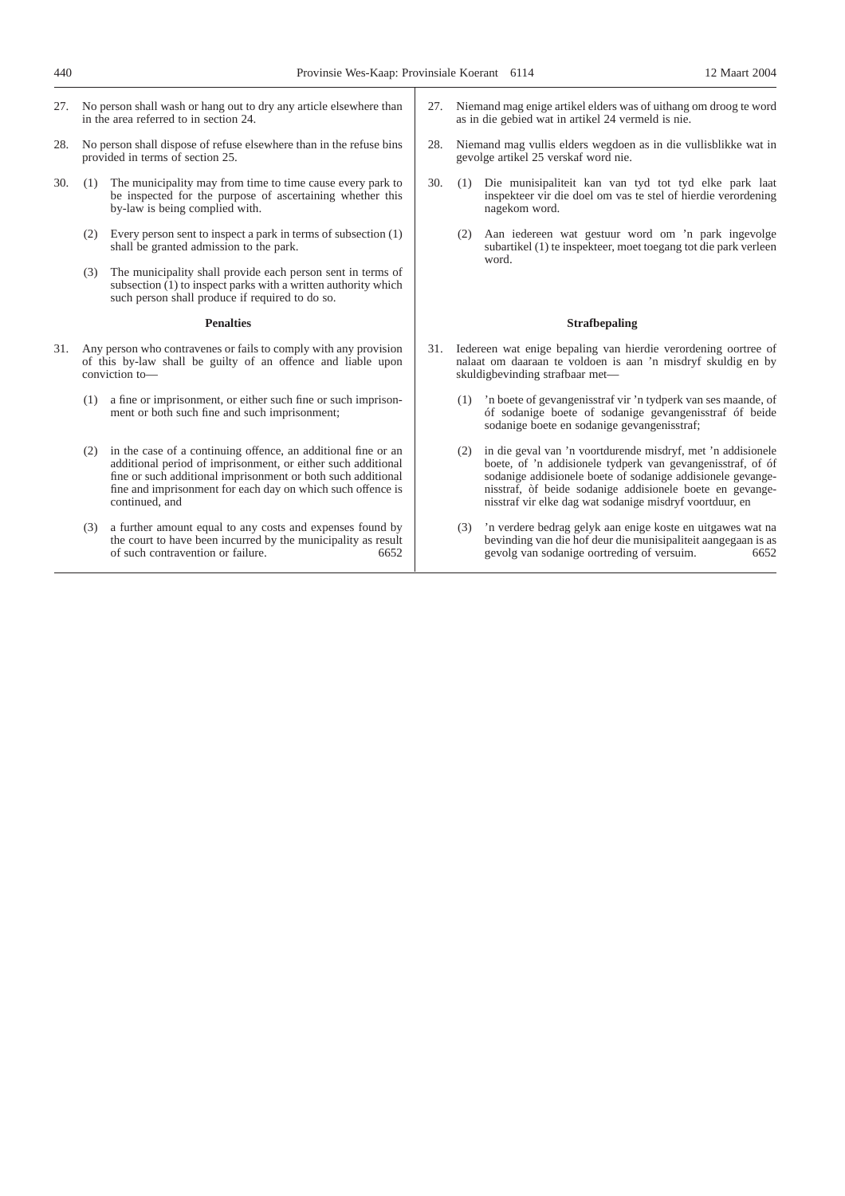27. No person shall wash or hang out to dry any article elsewhere than in the area referred to in section 24.

28. No person shall dispose of refuse elsewhere than in the refuse bins provided in terms of section 25.

30. (1) The municipality may from time to time cause every park to be inspected for the purpose of ascertaining whether this by-law is being complied with.

(2) Every person sent to inspect a park in terms of subsection (1) shall be granted admission to the park.

(3) The municipality shall provide each person sent in terms of subsection (1) to inspect parks with a written authority which such person shall produce if required to do so.

**Penalties**

31. Any person who contravenes or fails to comply with any provision of this by-law shall be guilty of an offence and liable upon conviction to—

(1) a fine or imprisonment, or either such fine or such imprisonment or both such fine and such imprisonment;

(2) in the case of a continuing offence, an additional fine or an additional period of imprisonment, or either such additional fine or such additional imprisonment or both such additional fine and imprisonment for each day on which such offence is continued, and

(3) a further amount equal to any costs and expenses found by the court to have been incurred by the municipality as result of such contravention or failure. 6652

27. Niemand mag enige artikel elders was of uithang om droog te word as in die gebied wat in artikel 24 vermeld is nie.

28. Niemand mag vullis elders wegdoen as in die vullisblikke wat in gevolge artikel 25 verskaf word nie.

30. (1) Die munisipaliteit kan van tyd tot tyd elke park laat inspekteer vir die doel om vas te stel of hierdie verordening nagekom word.

(2) Aan iedereen wat gestuur word om 'n park ingevolge subartikel (1) te inspekteer, moet toegang tot die park verleen word.

**Strafbepaling**

31. Iedereen wat enige bepaling van hierdie verordening oortree of nalaat om daaraan te voldoen is aan 'n misdryf skuldig en by skuldigbevinding strafbaar met—

(1) 'n boete of gevangenisstraf vir 'n tydperk van ses maande, of óf sodanige boete of sodanige gevangenisstraf óf beide sodanige boete en sodanige gevangenisstraf;

(2) in die geval van 'n voortdurende misdryf, met 'n addisionele boete, of 'n addisionele tydperk van gevangenisstraf, of óf sodanige addisionele boete of sodanige addisionele gevangenisstraf, òf beide sodanige addisionele boete en gevangenisstraf vir elke dag wat sodanige misdryf voortduur, en

(3) 'n verdere bedrag gelyk aan enige koste en uitgawes wat na bevinding van die hof deur die munisipaliteit aangegaan is as gevolg van sodanige oortreding of versuim. 6652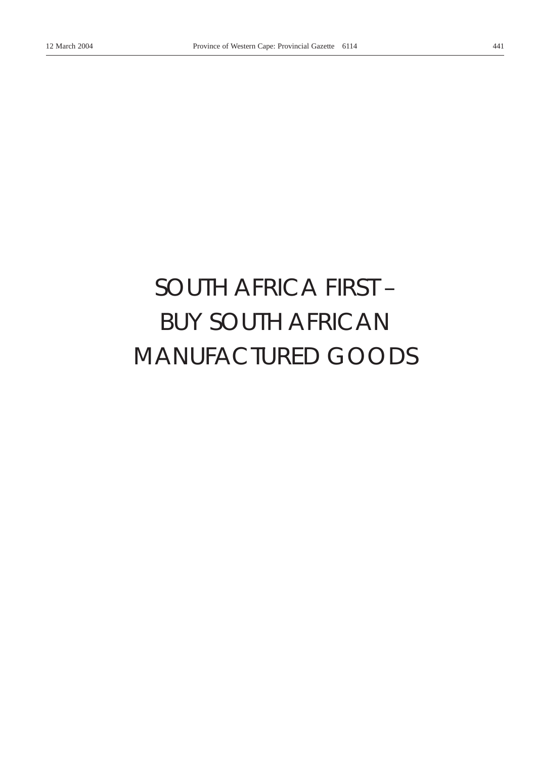# SOUTH AFRICA FIRST – BUY SOUTH AFRICAN MANUFACTURED GOODS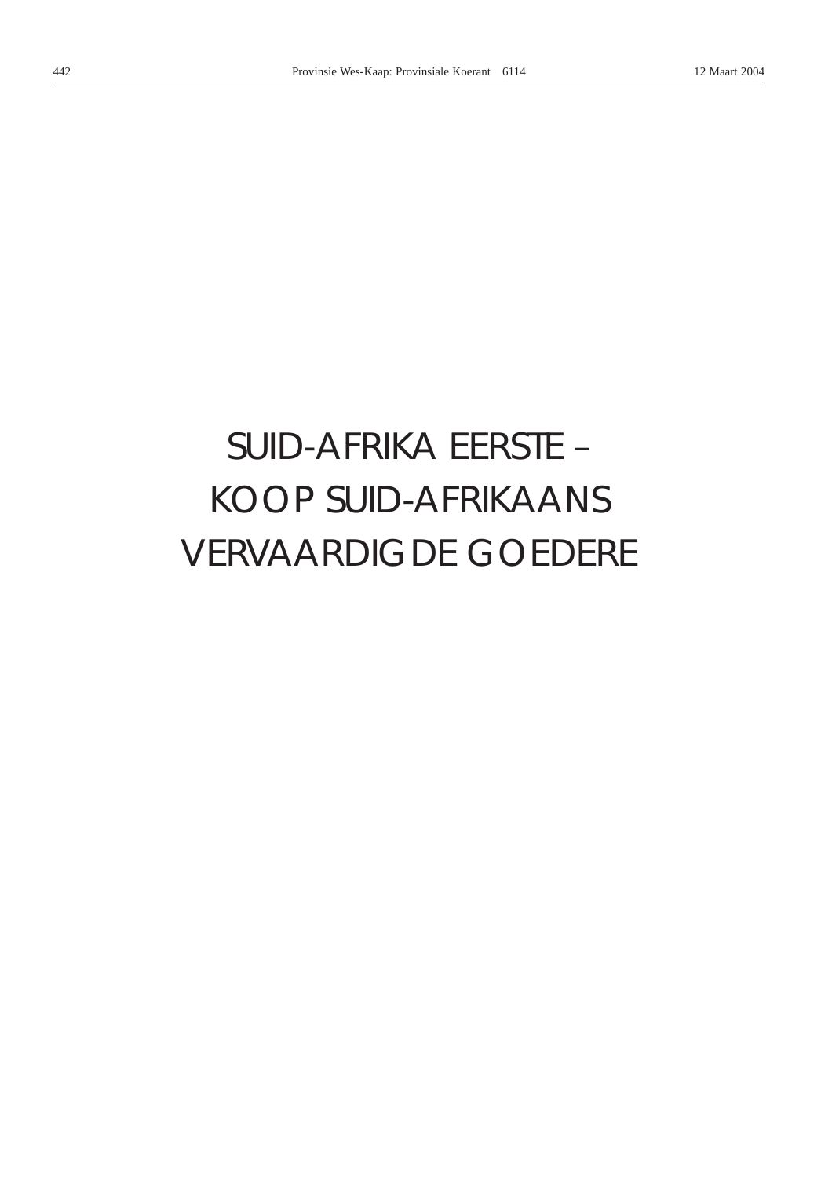# SUID-AFRIKA EERSTE – KOOP SUID-AFRIKAANS VERVAARDIGDE GOEDERE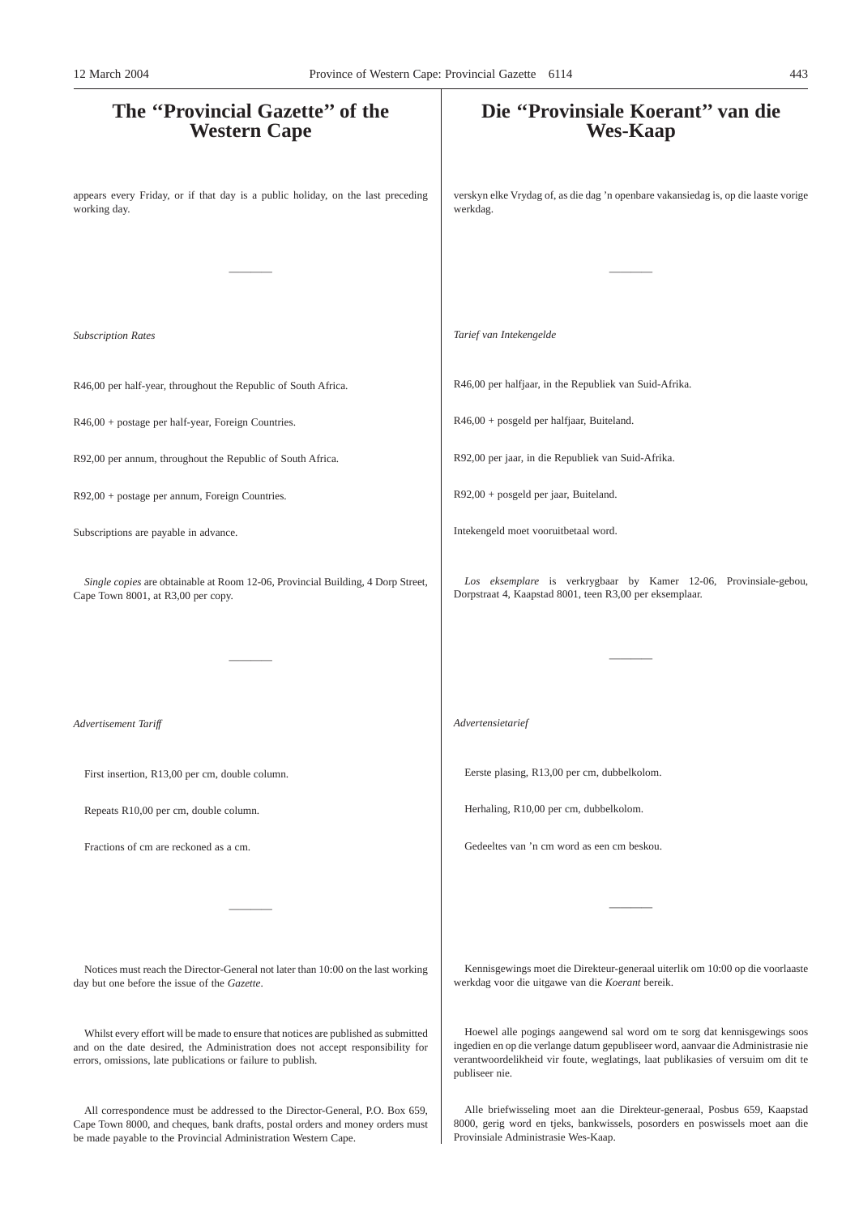# The "Provincial Gazette" of the Western Cape

appears every Friday, or if that day is a public holiday, on the last preceding working day.

---

*Subscription Rates*

R46,00 per half-year, throughout the Republic of South Africa.

R46,00 + postage per half-year, Foreign Countries.

R92,00 per annum, throughout the Republic of South Africa.

R92,00 + postage per annum, Foreign Countries.

Subscriptions are payable in advance.

*Single copies* are obtainable at Room 12-06, Provincial Building, 4 Dorp Street, Cape Town 8001, at R3,00 per copy.

---

*Advertisement Tariff*

First insertion, R13,00 per cm, double column.

Repeats R10,00 per cm, double column.

Fractions of cm are reckoned as a cm.

---

Notices must reach the Director-General not later than 10:00 on the last working day but one before the issue of the *Gazette*.

Whilst every effort will be made to ensure that notices are published as submitted and on the date desired, the Administration does not accept responsibility for errors, omissions, late publications or failure to publish.

All correspondence must be addressed to the Director-General, P.O. Box 659, Cape Town 8000, and cheques, bank drafts, postal orders and money orders must be made payable to the Provincial Administration Western Cape.

# Die "Provinsiale Koerant" van die Wes-Kaap

verskyn elke Vrydag of, as die dag 'n openbare vakansiedag is, op die laaste vorige werkdag.

---

*Tarief van Intekengelde*

R46,00 per halfjaar, in die Republiek van Suid-Afrika.

R46,00 + posgeld per halfjaar, Buiteland.

R92,00 per jaar, in die Republiek van Suid-Afrika.

R92,00 + posgeld per jaar, Buiteland.

Intekengeld moet vooruitbetaal word.

*Los eksemplare* is verkrygbaar by Kamer 12-06, Provinsiale-gebou, Dorpstraat 4, Kaapstad 8001, teen R3,00 per eksemplaar.

---

*Advertensietarief*

Eerste plasing, R13,00 per cm, dubbelkolom.

Herhaling, R10,00 per cm, dubbelkolom.

Gedeeltes van 'n cm word as een cm beskou.

---

Kennisgewings moet die Direkteur-generaal uiterlik om 10:00 op die voorlaaste werkdag voor die uitgawe van die *Koerant* bereik.

Hoewel alle pogings aangewend sal word om te sorg dat kennisgewings soos ingedien en op die verlange datum gepubliseer word, aanvaar die Administrasie nie verantwoordelikheid vir foute, weglatings, laat publikasies of versuim om dit te publiseer nie.

Alle briefwisseling moet aan die Direkteur-generaal, Posbus 659, Kaapstad 8000, gerig word en tjeks, bankwissels, posorders en poswissels moet aan die Provinsiale Administrasie Wes-Kaap.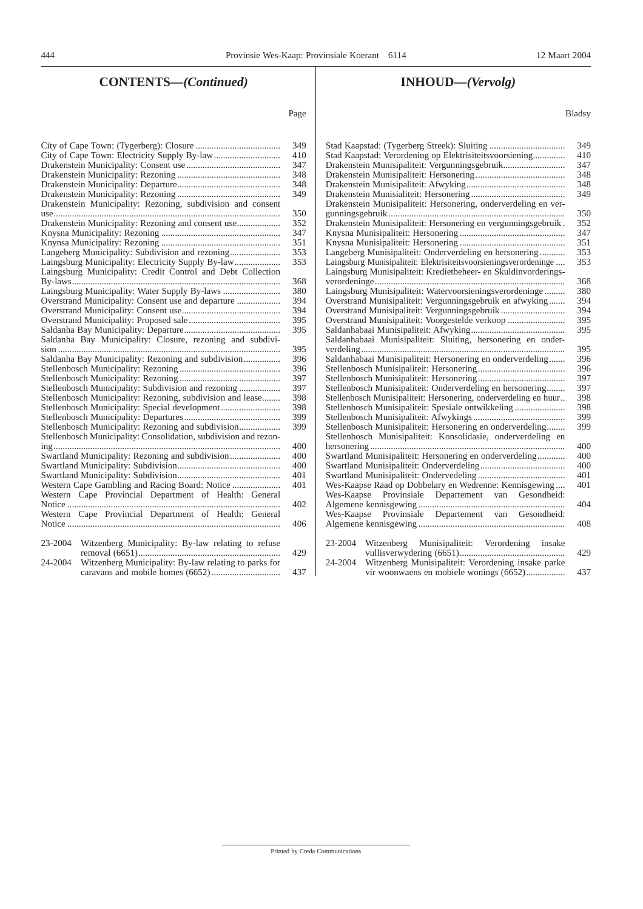## CONTENTS—*(Continued)*

| | Page |
|---|---|
| City of Cape Town: (Tygerberg): Closure | 349 |
| City of Cape Town: Electricity Supply By-law | 410 |
| Drakenstein Municipality: Consent use | 347 |
| Drakenstein Municipality: Rezoning | 348 |
| Drakenstein Municipality: Departure | 348 |
| Drakenstein Municipality: Rezoning | 349 |
| Drakenstein Municipality: Rezoning, subdivision and consent use | 350 |
| Drakenstein Municipality: Rezoning and consent use | 352 |
| Knysna Municipality: Rezoning | 347 |
| Knysna Municipality: Rezoning | 351 |
| Langeberg Municipality: Subdivision and rezoning | 353 |
| Laingsburg Municipality: Electricity Supply By-law | 353 |
| Laingsburg Municipality: Credit Control and Debt Collection By-laws | 368 |
| Laingsburg Municipality: Water Supply By-laws | 380 |
| Overstrand Municipality: Consent use and departure | 394 |
| Overstrand Municipality: Consent use | 394 |
| Overstrand Municipality: Proposed sale | 395 |
| Saldanha Bay Municipality: Departure | 395 |
| Saldanha Bay Municipality: Closure, rezoning and subdivision | 395 |
| Saldanha Bay Municipality: Rezoning and subdivision | 396 |
| Stellenbosch Municipality: Rezoning | 396 |
| Stellenbosch Municipality: Rezoning | 397 |
| Stellenbosch Municipality: Subdivision and rezoning | 397 |
| Stellenbosch Municipality: Rezoning, subdivision and lease | 398 |
| Stellenbosch Municipality: Special development | 398 |
| Stellenbosch Municipality: Departures | 399 |
| Stellenbosch Municipality: Rezoning and subdivision | 399 |
| Stellenbosch Municipality: Consolidation, subdivision and rezoning | 400 |
| Swartland Municipality: Rezoning and subdivision | 400 |
| Swartland Municipality: Subdivision | 400 |
| Swartland Municipality: Subdivision | 401 |
| Western Cape Gambling and Racing Board: Notice | 401 |
| Western Cape Provincial Department of Health: General Notice | 402 |
| Western Cape Provincial Department of Health: General Notice | 406 |
| 23-2004 Witzenberg Municipality: By-law relating to refuse removal (6651) | 429 |
| 24-2004 Witzenberg Municipality: By-law relating to parks for caravans and mobile homes (6652) | 437 |

## INHOUD—*(Vervolg)*

| | Bladsy |
|---|---|
| Stad Kaapstad: (Tygerberg Streek): Sluiting | 349 |
| Stad Kaapstad: Verordening op Elektrisiteitsvoorsiening | 410 |
| Drakenstein Munisipaliteit: Vergunningsgebruik | 347 |
| Drakenstein Munisipaliteit: Hersonering | 348 |
| Drakenstein Munisipaliteit: Afwyking | 348 |
| Drakenstein Munisialiteit: Hersonering | 349 |
| Drakenstein Munisipaliteit: Hersonering, onderverdeling en vergunningsgebruik | 350 |
| Drakenstein Munisipaliteit: Hersonering en vergunningsgebruik | 352 |
| Knysna Munisipaliteit: Hersonering | 347 |
| Knysna Munisipaliteit: Hersonering | 351 |
| Langeberg Munisipaliteit: Onderverdeling en hersonering | 353 |
| Laingsburg Munisipaliteit: Elektrisiteitsvoorsieningsverordeninge | 353 |
| Laingsburg Munisipaliteit: Kredietbeheer- en Skuldinvorderingsverordeninge | 368 |
| Laingsburg Munisipaliteit: Watervoorsieningsverordeninge | 380 |
| Overstrand Munisipaliteit: Vergunningsgebruik en afwyking | 394 |
| Overstrand Munisipaliteit: Vergunningsgebruik | 394 |
| Overstrand Munisipaliteit: Voorgestelde verkoop | 395 |
| Saldanhabaai Munisipaliteit: Afwyking | 395 |
| Saldanhabaai Munisipaliteit: Sluiting, hersonering en onderverdeling | 395 |
| Saldanhabaai Munisipaliteit: Hersonering en onderverdeling | 396 |
| Stellenbosch Munisipaliteit: Hersonering | 396 |
| Stellenbosch Munisipaliteit: Hersonering | 397 |
| Stellenbosch Munisipaliteit: Onderverdeling en hersonering | 397 |
| Stellenbosch Munisipaliteit: Hersonering, onderverdeling en huur | 398 |
| Stellenbosch Munisipaliteit: Spesiale ontwikkeling | 398 |
| Stellenbosch Munisipaliteit: Afwykings | 399 |
| Stellenbosch Munisipaliteit: Hersonering en onderverdeling | 399 |
| Stellenbosch Munisipaliteit: Konsolidasie, onderverdeling en hersonering | 400 |
| Swartland Munisipaliteit: Hersonering en onderverdeling | 400 |
| Swartland Munisipaliteit: Onderverdeling | 400 |
| Swartland Munisipaliteit: Ondervedeling | 401 |
| Wes-Kaapse Raad op Dobbelary en Wedrenne: Kennisgewing | 401 |
| Wes-Kaapse Provinsiale Departement van Gesondheid: Algemene kennisgewing | 404 |
| Wes-Kaapse Provinsiale Departement van Gesondheid: Algemene kennisgewing | 408 |
| 23-2004 Witzenberg Munisipaliteit: Verordening insake vullisverwydering (6651) | 429 |
| 24-2004 Witzenberg Munisipaliteit: Verordening insake parke vir woonwaens en mobiele wonings (6652) | 437 |

Printed by Creda Communications